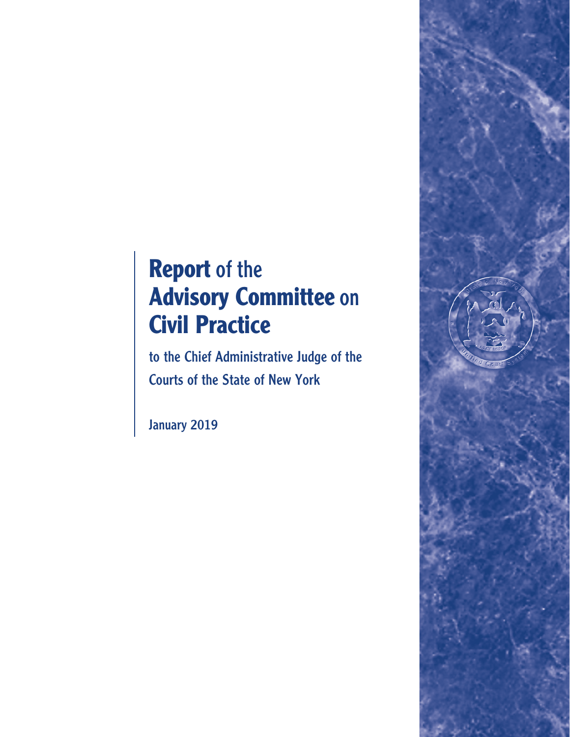# Report of the Advisory Committee on Civil Practice

to the Chief Administrative Judge of the Courts of the State of New York

January 2019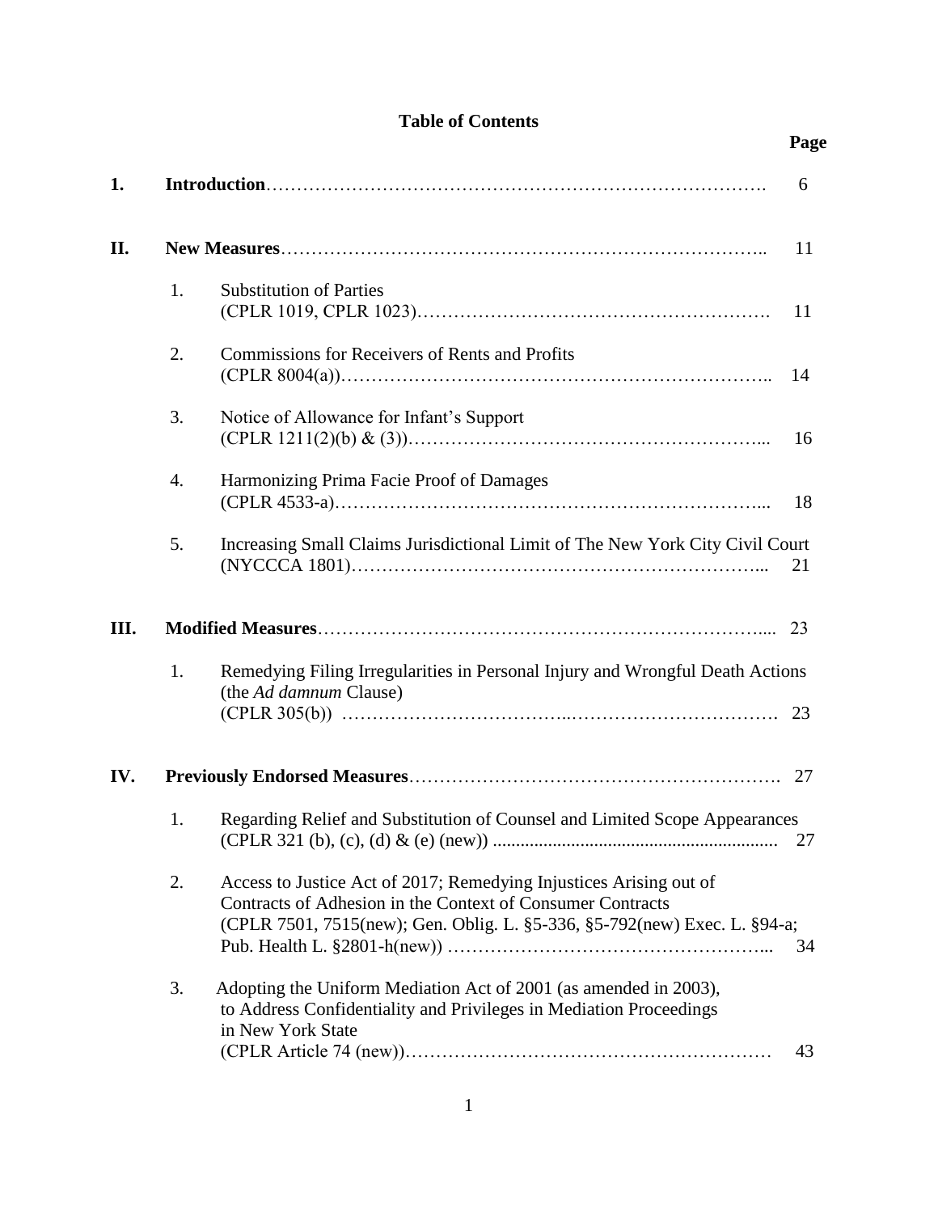# Table of Contents

| | | | Page |
|---|---|---|---|
| **1.** | **Introduction** | | 6 |
| **II.** | **New Measures** | | 11 |
| | 1. | Substitution of Parties (CPLR 1019, CPLR 1023) | 11 |
| | 2. | Commissions for Receivers of Rents and Profits (CPLR 8004(a)) | 14 |
| | 3. | Notice of Allowance for Infant's Support (CPLR 1211(2)(b) & (3)) | 16 |
| | 4. | Harmonizing Prima Facie Proof of Damages (CPLR 4533-a) | 18 |
| | 5. | Increasing Small Claims Jurisdictional Limit of The New York City Civil Court (NYCCCA 1801) | 21 |
| **III.** | **Modified Measures** | | 23 |
| | 1. | Remedying Filing Irregularities in Personal Injury and Wrongful Death Actions (the *Ad damnum* Clause) (CPLR 305(b)) | 23 |
| **IV.** | **Previously Endorsed Measures** | | 27 |
| | 1. | Regarding Relief and Substitution of Counsel and Limited Scope Appearances (CPLR 321 (b), (c), (d) & (e) (new)) | 27 |
| | 2. | Access to Justice Act of 2017; Remedying Injustices Arising out of Contracts of Adhesion in the Context of Consumer Contracts (CPLR 7501, 7515(new); Gen. Oblig. L. §5-336, §5-792(new) Exec. L. §94-a; Pub. Health L. §2801-h(new)) | 34 |
| | 3. | Adopting the Uniform Mediation Act of 2001 (as amended in 2003), to Address Confidentiality and Privileges in Mediation Proceedings in New York State (CPLR Article 74 (new)) | 43 |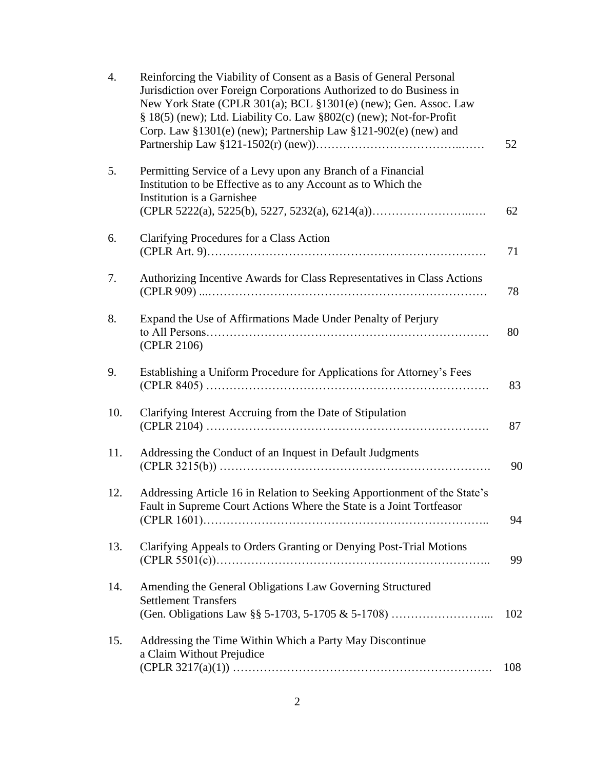| | | |
|---|---|---|
| 4. | Reinforcing the Viability of Consent as a Basis of General Personal Jurisdiction over Foreign Corporations Authorized to do Business in New York State (CPLR 301(a); BCL §1301(e) (new); Gen. Assoc. Law § 18(5) (new); Ltd. Liability Co. Law §802(c) (new); Not-for-Profit Corp. Law §1301(e) (new); Partnership Law §121-902(e) (new) and Partnership Law §121-1502(r) (new))……………………………..…… | 52 |
| 5. | Permitting Service of a Levy upon any Branch of a Financial Institution to be Effective as to any Account as to Which the Institution is a Garnishee (CPLR 5222(a), 5225(b), 5227, 5232(a), 6214(a))……………………..…. | 62 |
| 6. | Clarifying Procedures for a Class Action (CPLR Art. 9)…………………………………………………………… | 71 |
| 7. | Authorizing Incentive Awards for Class Representatives in Class Actions (CPLR 909) ...…………………………………………………………… | 78 |
| 8. | Expand the Use of Affirmations Made Under Penalty of Perjury to All Persons……………………………………………………………. (CPLR 2106) | 80 |
| 9. | Establishing a Uniform Procedure for Applications for Attorney's Fees (CPLR 8405) ……………………………………………………………. | 83 |
| 10. | Clarifying Interest Accruing from the Date of Stipulation (CPLR 2104) ……………………………………………………………. | 87 |
| 11. | Addressing the Conduct of an Inquest in Default Judgments (CPLR 3215(b)) …………………………………………………………. | 90 |
| 12. | Addressing Article 16 in Relation to Seeking Apportionment of the State's Fault in Supreme Court Actions Where the State is a Joint Tortfeasor (CPLR 1601)…………………………………………………………….. | 94 |
| 13. | Clarifying Appeals to Orders Granting or Denying Post-Trial Motions (CPLR 5501(c))………………………………………………………….. | 99 |
| 14. | Amending the General Obligations Law Governing Structured Settlement Transfers (Gen. Obligations Law §§ 5-1703, 5-1705 & 5-1708) ……………………... | 102 |
| 15. | Addressing the Time Within Which a Party May Discontinue a Claim Without Prejudice (CPLR 3217(a)(1)) ………………………………………………………. | 108 |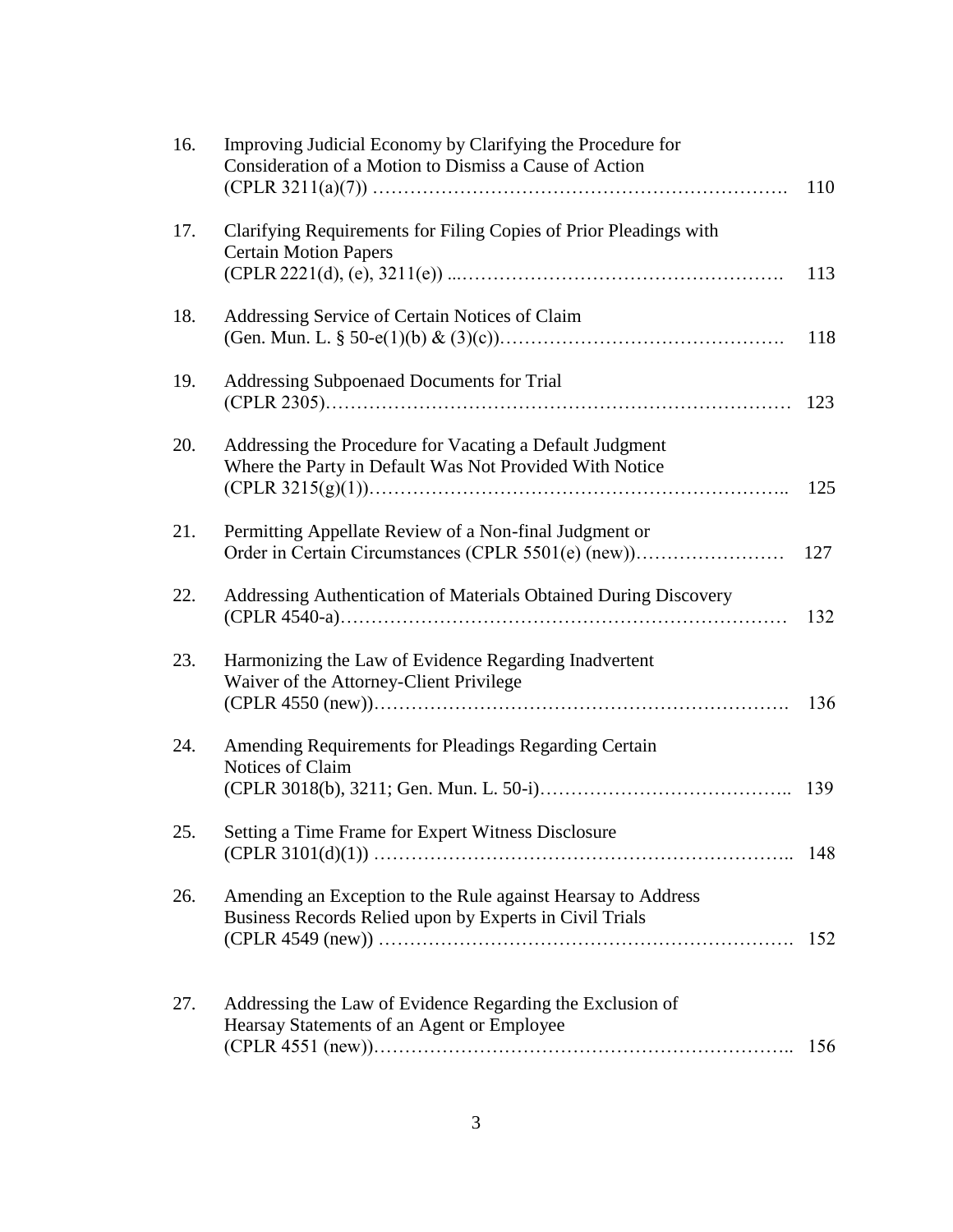16. Improving Judicial Economy by Clarifying the Procedure for Consideration of a Motion to Dismiss a Cause of Action (CPLR 3211(a)(7)) ………………………………………………………. 110

17. Clarifying Requirements for Filing Copies of Prior Pleadings with Certain Motion Papers (CPLR 2221(d), (e), 3211(e)) ...……………………………………………. 113

18. Addressing Service of Certain Notices of Claim (Gen. Mun. L. § 50-e(1)(b) & (3)(c))………………………………………. 118

19. Addressing Subpoenaed Documents for Trial (CPLR 2305)……………………………………………………………… 123

20. Addressing the Procedure for Vacating a Default Judgment Where the Party in Default Was Not Provided With Notice (CPLR 3215(g)(1))…………………………………………………….. 125

21. Permitting Appellate Review of a Non-final Judgment or Order in Certain Circumstances (CPLR 5501(e) (new))…………………… 127

22. Addressing Authentication of Materials Obtained During Discovery (CPLR 4540-a)……………………………………………………………… 132

23. Harmonizing the Law of Evidence Regarding Inadvertent Waiver of the Attorney-Client Privilege (CPLR 4550 (new))………………………………………………………. 136

24. Amending Requirements for Pleadings Regarding Certain Notices of Claim (CPLR 3018(b), 3211; Gen. Mun. L. 50-i)………………………………….. 139

25. Setting a Time Frame for Expert Witness Disclosure (CPLR 3101(d)(1)) …………………………………………………….. 148

26. Amending an Exception to the Rule against Hearsay to Address Business Records Relied upon by Experts in Civil Trials (CPLR 4549 (new)) ………………………………………………………. 152

27. Addressing the Law of Evidence Regarding the Exclusion of Hearsay Statements of an Agent or Employee (CPLR 4551 (new))…………………………………………………….. 156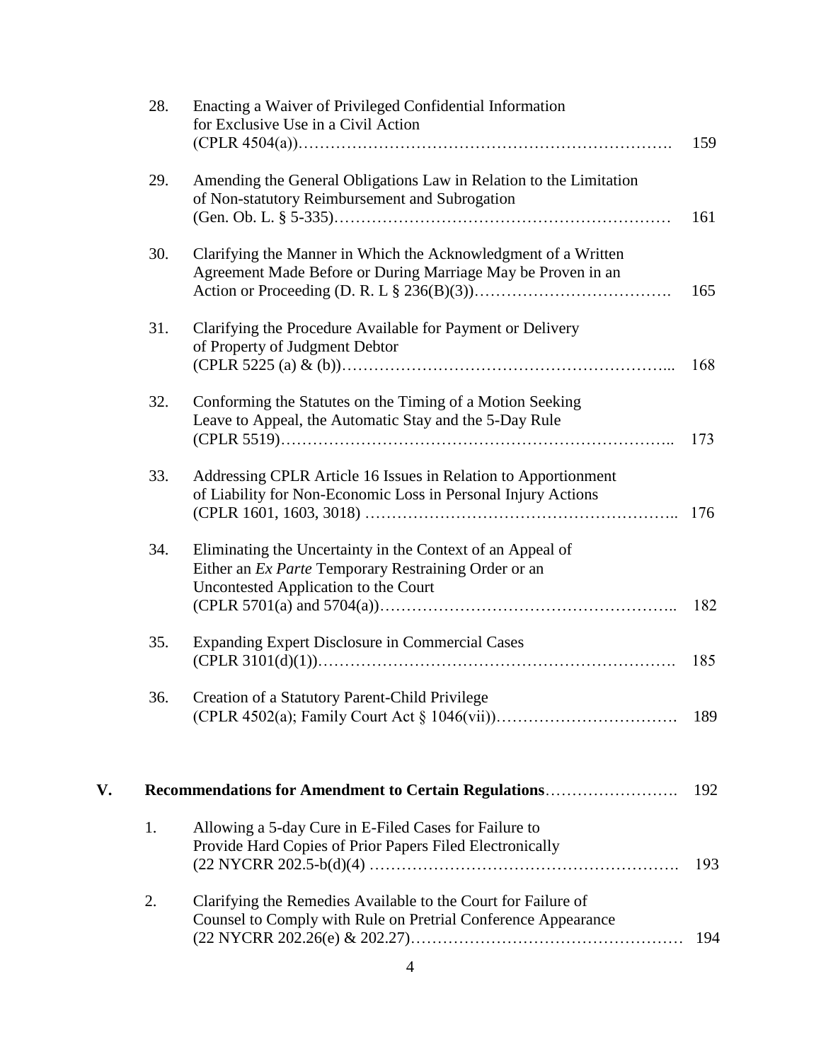28. Enacting a Waiver of Privileged Confidential Information for Exclusive Use in a Civil Action (CPLR 4504(a))………………………………………………………. 159

29. Amending the General Obligations Law in Relation to the Limitation of Non-statutory Reimbursement and Subrogation (Gen. Ob. L. § 5-335)…………………………………………………… 161

30. Clarifying the Manner in Which the Acknowledgment of a Written Agreement Made Before or During Marriage May be Proven in an Action or Proceeding (D. R. L § 236(B)(3))………………………………. 165

31. Clarifying the Procedure Available for Payment or Delivery of Property of Judgment Debtor (CPLR 5225 (a) & (b))…………………………………………………... 168

32. Conforming the Statutes on the Timing of a Motion Seeking Leave to Appeal, the Automatic Stay and the 5-Day Rule (CPLR 5519)……………………………………………………………….. 173

33. Addressing CPLR Article 16 Issues in Relation to Apportionment of Liability for Non-Economic Loss in Personal Injury Actions (CPLR 1601, 1603, 3018) ……………………………………………….. 176

34. Eliminating the Uncertainty in the Context of an Appeal of Either an *Ex Parte* Temporary Restraining Order or an Uncontested Application to the Court (CPLR 5701(a) and 5704(a))……………………………………………….. 182

35. Expanding Expert Disclosure in Commercial Cases (CPLR 3101(d)(1))………………………………………………………. 185

36. Creation of a Statutory Parent-Child Privilege (CPLR 4502(a); Family Court Act § 1046(vii))……………………………. 189

**V. Recommendations for Amendment to Certain Regulations**……………………. 192

1. Allowing a 5-day Cure in E-Filed Cases for Failure to Provide Hard Copies of Prior Papers Filed Electronically (22 NYCRR 202.5-b(d)(4) ………………………………………………. 193

2. Clarifying the Remedies Available to the Court for Failure of Counsel to Comply with Rule on Pretrial Conference Appearance (22 NYCRR 202.26(e) & 202.27)………………………………………… 194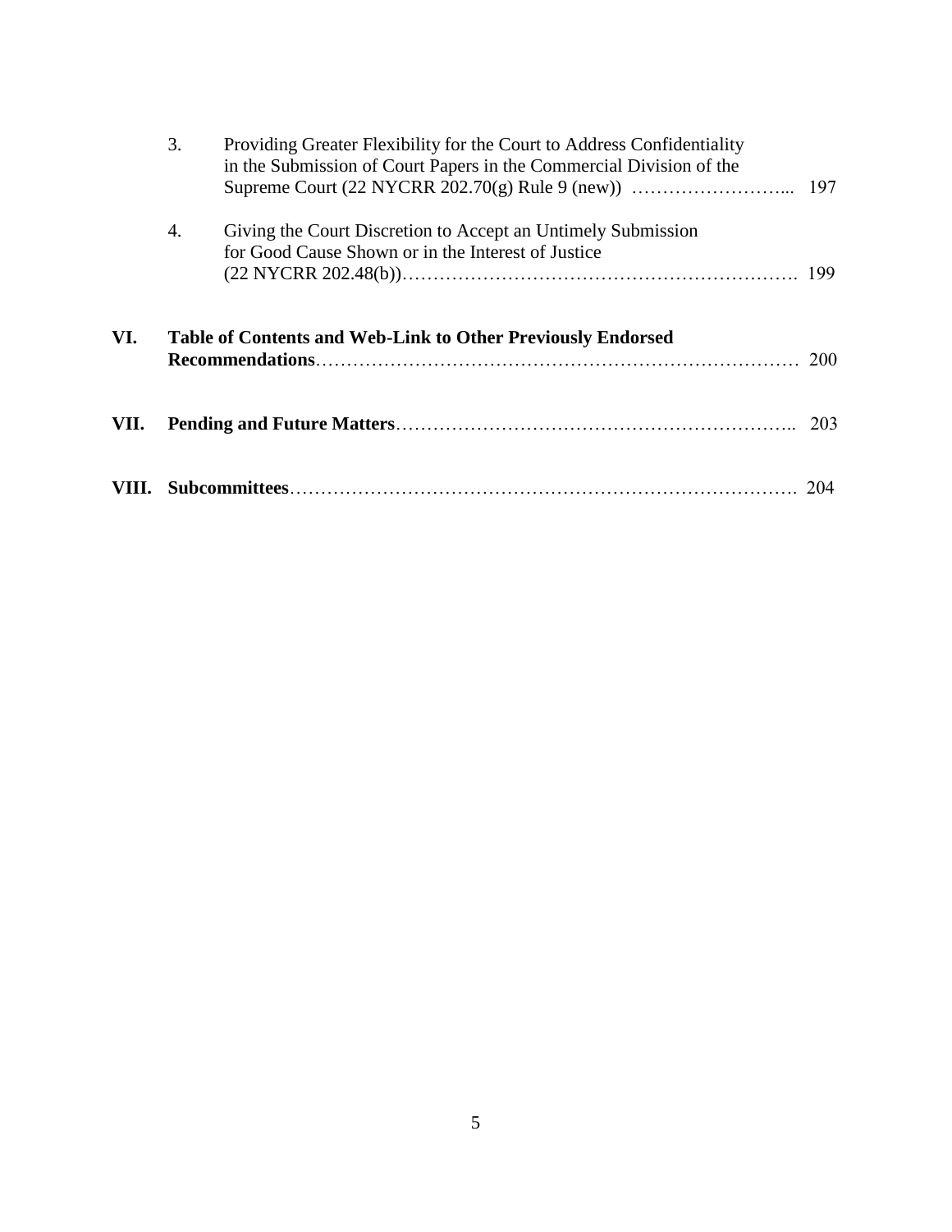3. Providing Greater Flexibility for the Court to Address Confidentiality in the Submission of Court Papers in the Commercial Division of the Supreme Court (22 NYCRR 202.70(g) Rule 9 (new)) ……………………... 197

4. Giving the Court Discretion to Accept an Untimely Submission for Good Cause Shown or in the Interest of Justice (22 NYCRR 202.48(b))………………………………………………………. 199

**VI. Table of Contents and Web-Link to Other Previously Endorsed Recommendations**………………………………………………………………… 200

**VII. Pending and Future Matters**……………………………………………………….. 203

**VIII. Subcommittees**………………………………………………………………………. 204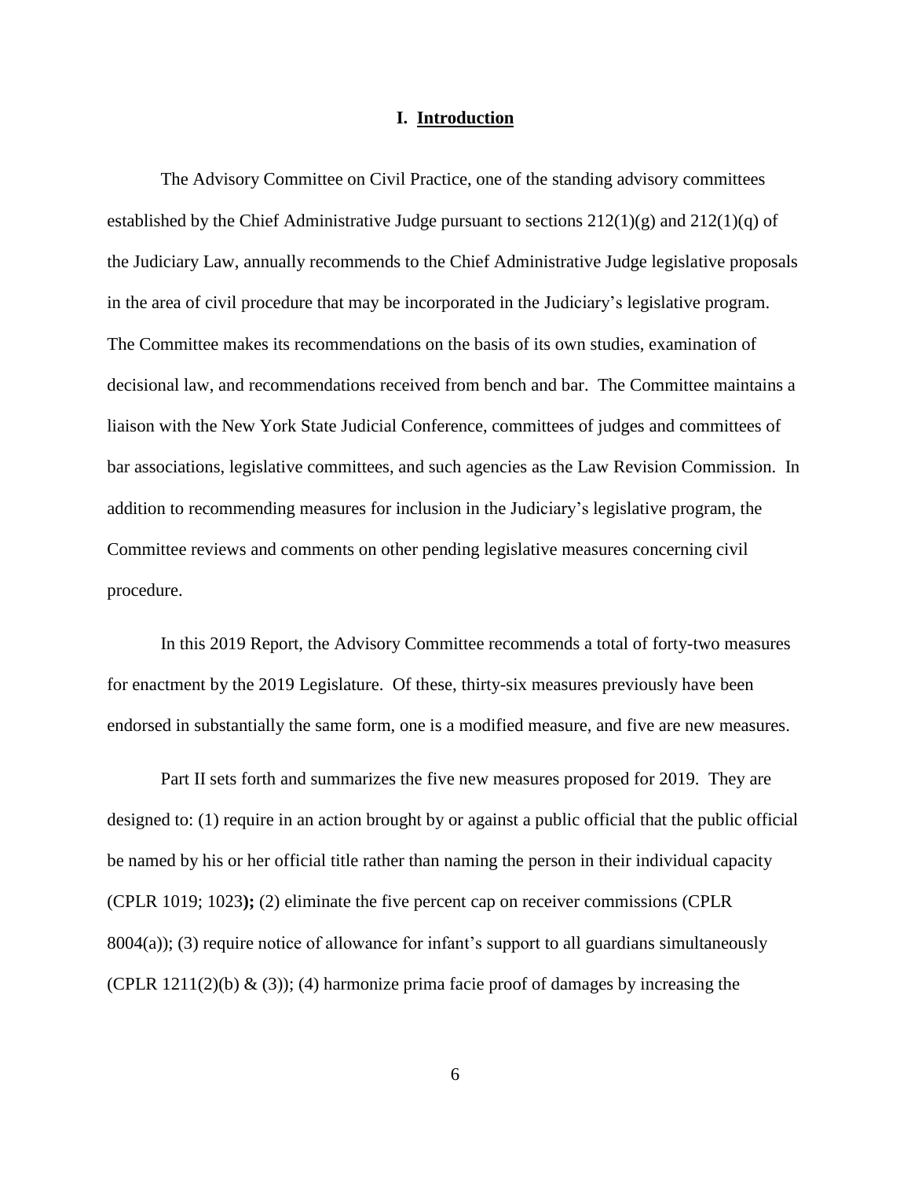# I. Introduction

The Advisory Committee on Civil Practice, one of the standing advisory committees established by the Chief Administrative Judge pursuant to sections 212(1)(g) and 212(1)(q) of the Judiciary Law, annually recommends to the Chief Administrative Judge legislative proposals in the area of civil procedure that may be incorporated in the Judiciary's legislative program. The Committee makes its recommendations on the basis of its own studies, examination of decisional law, and recommendations received from bench and bar. The Committee maintains a liaison with the New York State Judicial Conference, committees of judges and committees of bar associations, legislative committees, and such agencies as the Law Revision Commission. In addition to recommending measures for inclusion in the Judiciary's legislative program, the Committee reviews and comments on other pending legislative measures concerning civil procedure.

In this 2019 Report, the Advisory Committee recommends a total of forty-two measures for enactment by the 2019 Legislature. Of these, thirty-six measures previously have been endorsed in substantially the same form, one is a modified measure, and five are new measures.

Part II sets forth and summarizes the five new measures proposed for 2019. They are designed to: (1) require in an action brought by or against a public official that the public official be named by his or her official title rather than naming the person in their individual capacity (CPLR 1019; 1023**);** (2) eliminate the five percent cap on receiver commissions (CPLR 8004(a)); (3) require notice of allowance for infant's support to all guardians simultaneously (CPLR 1211(2)(b) & (3)); (4) harmonize prima facie proof of damages by increasing the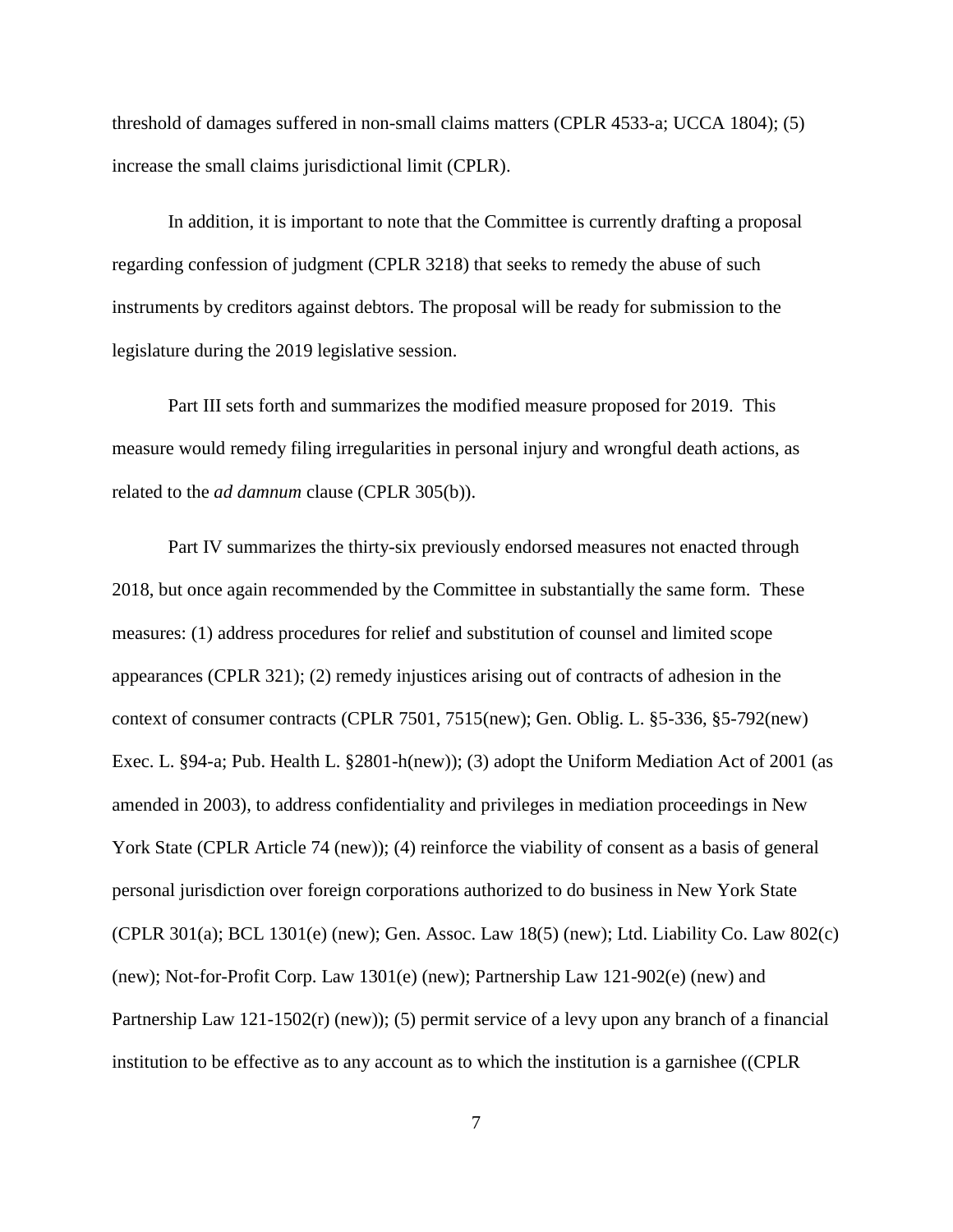threshold of damages suffered in non-small claims matters (CPLR 4533-a; UCCA 1804); (5) increase the small claims jurisdictional limit (CPLR).

In addition, it is important to note that the Committee is currently drafting a proposal regarding confession of judgment (CPLR 3218) that seeks to remedy the abuse of such instruments by creditors against debtors. The proposal will be ready for submission to the legislature during the 2019 legislative session.

Part III sets forth and summarizes the modified measure proposed for 2019. This measure would remedy filing irregularities in personal injury and wrongful death actions, as related to the *ad damnum* clause (CPLR 305(b)).

Part IV summarizes the thirty-six previously endorsed measures not enacted through 2018, but once again recommended by the Committee in substantially the same form. These measures: (1) address procedures for relief and substitution of counsel and limited scope appearances (CPLR 321); (2) remedy injustices arising out of contracts of adhesion in the context of consumer contracts (CPLR 7501, 7515(new); Gen. Oblig. L. §5-336, §5-792(new) Exec. L. §94-a; Pub. Health L. §2801-h(new)); (3) adopt the Uniform Mediation Act of 2001 (as amended in 2003), to address confidentiality and privileges in mediation proceedings in New York State (CPLR Article 74 (new)); (4) reinforce the viability of consent as a basis of general personal jurisdiction over foreign corporations authorized to do business in New York State (CPLR 301(a); BCL 1301(e) (new); Gen. Assoc. Law 18(5) (new); Ltd. Liability Co. Law 802(c) (new); Not-for-Profit Corp. Law 1301(e) (new); Partnership Law 121-902(e) (new) and Partnership Law 121-1502(r) (new)); (5) permit service of a levy upon any branch of a financial institution to be effective as to any account as to which the institution is a garnishee ((CPLR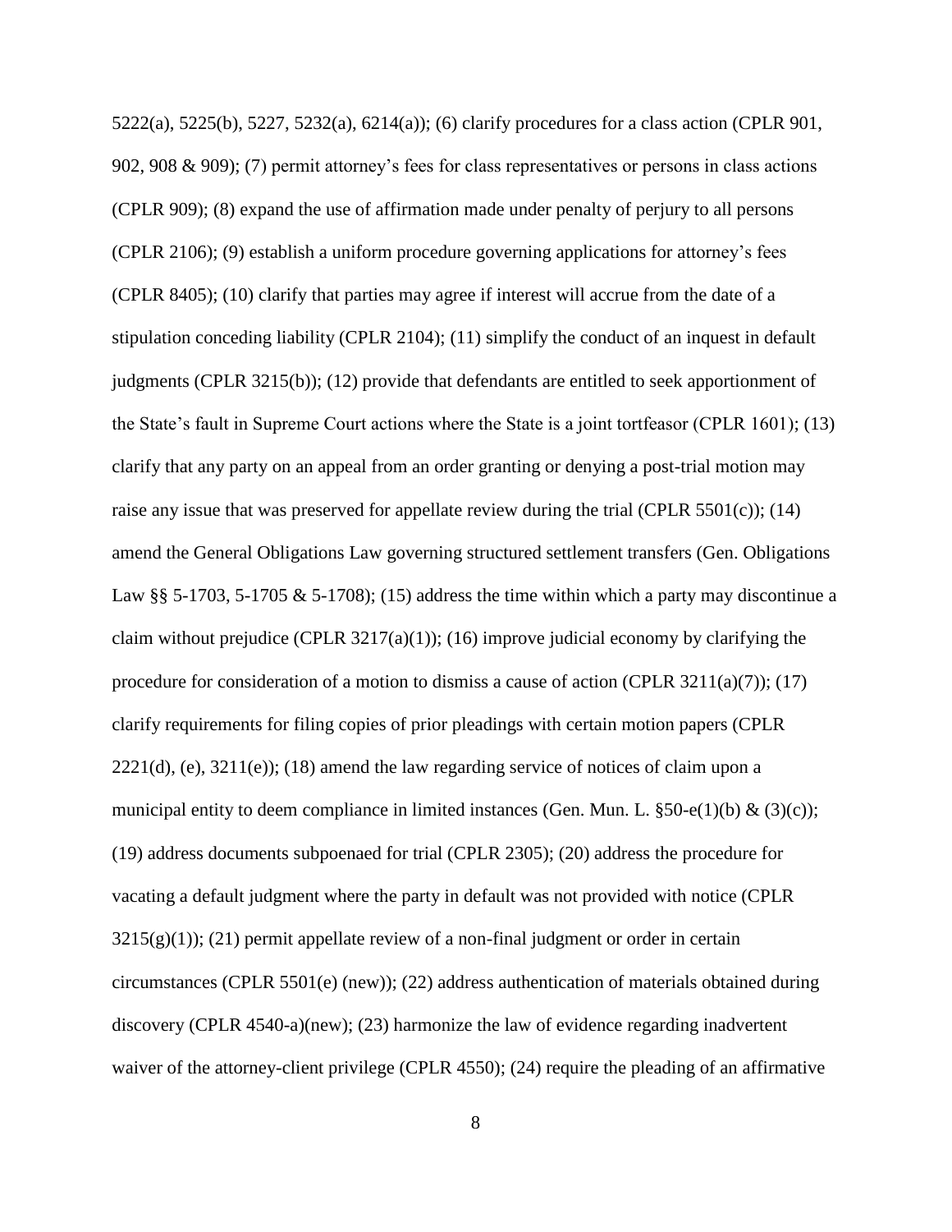5222(a), 5225(b), 5227, 5232(a), 6214(a)); (6) clarify procedures for a class action (CPLR 901, 902, 908 & 909); (7) permit attorney's fees for class representatives or persons in class actions (CPLR 909); (8) expand the use of affirmation made under penalty of perjury to all persons (CPLR 2106); (9) establish a uniform procedure governing applications for attorney's fees (CPLR 8405); (10) clarify that parties may agree if interest will accrue from the date of a stipulation conceding liability (CPLR 2104); (11) simplify the conduct of an inquest in default judgments (CPLR 3215(b)); (12) provide that defendants are entitled to seek apportionment of the State's fault in Supreme Court actions where the State is a joint tortfeasor (CPLR 1601); (13) clarify that any party on an appeal from an order granting or denying a post-trial motion may raise any issue that was preserved for appellate review during the trial (CPLR 5501(c)); (14) amend the General Obligations Law governing structured settlement transfers (Gen. Obligations Law §§ 5-1703, 5-1705 & 5-1708); (15) address the time within which a party may discontinue a claim without prejudice (CPLR 3217(a)(1)); (16) improve judicial economy by clarifying the procedure for consideration of a motion to dismiss a cause of action (CPLR 3211(a)(7)); (17) clarify requirements for filing copies of prior pleadings with certain motion papers (CPLR 2221(d), (e), 3211(e)); (18) amend the law regarding service of notices of claim upon a municipal entity to deem compliance in limited instances (Gen. Mun. L. §50-e(1)(b) & (3)(c)); (19) address documents subpoenaed for trial (CPLR 2305); (20) address the procedure for vacating a default judgment where the party in default was not provided with notice (CPLR 3215(g)(1)); (21) permit appellate review of a non-final judgment or order in certain circumstances (CPLR 5501(e) (new)); (22) address authentication of materials obtained during discovery (CPLR 4540-a)(new); (23) harmonize the law of evidence regarding inadvertent waiver of the attorney-client privilege (CPLR 4550); (24) require the pleading of an affirmative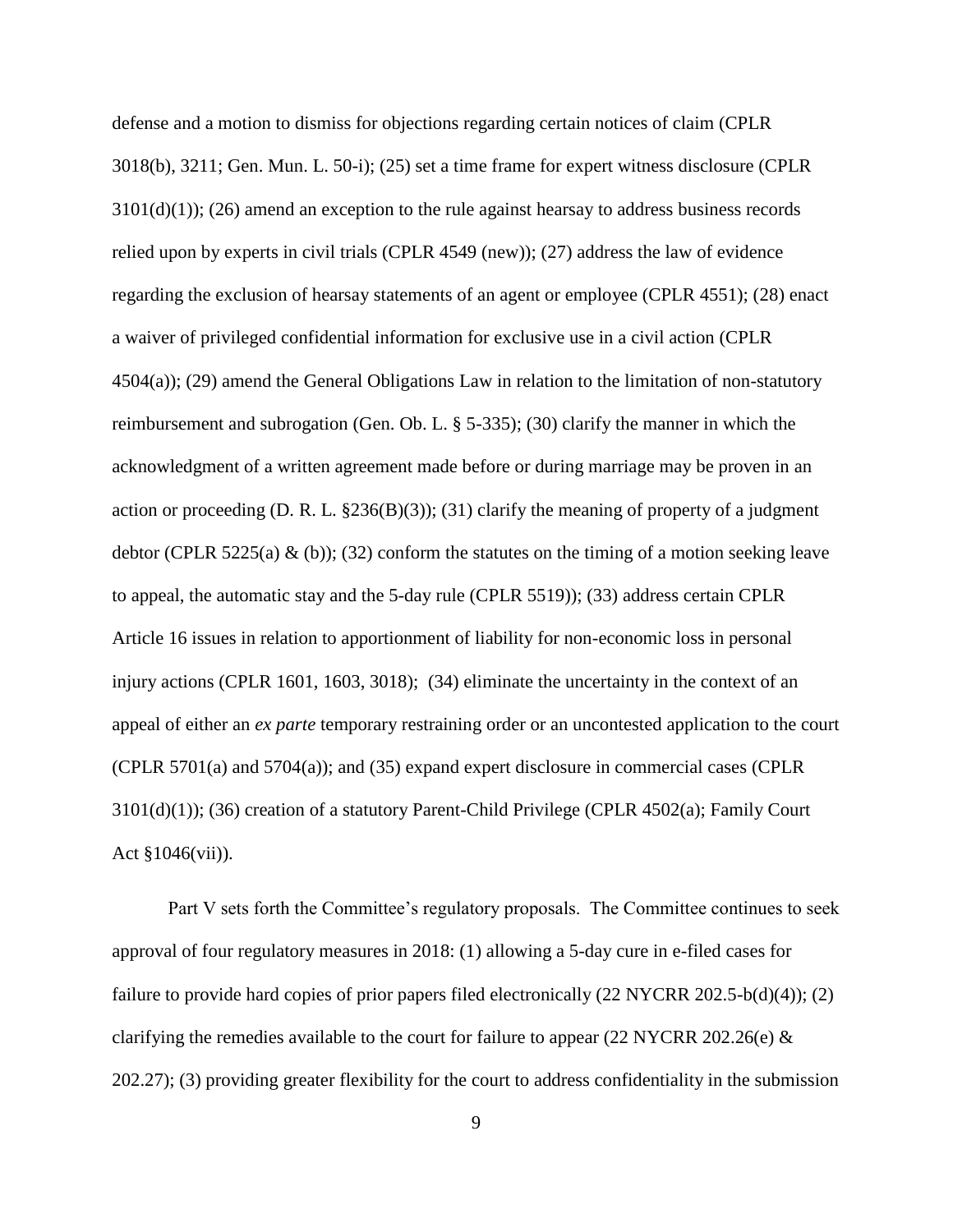defense and a motion to dismiss for objections regarding certain notices of claim (CPLR 3018(b), 3211; Gen. Mun. L. 50-i); (25) set a time frame for expert witness disclosure (CPLR 3101(d)(1)); (26) amend an exception to the rule against hearsay to address business records relied upon by experts in civil trials (CPLR 4549 (new)); (27) address the law of evidence regarding the exclusion of hearsay statements of an agent or employee (CPLR 4551); (28) enact a waiver of privileged confidential information for exclusive use in a civil action (CPLR 4504(a)); (29) amend the General Obligations Law in relation to the limitation of non-statutory reimbursement and subrogation (Gen. Ob. L. § 5-335); (30) clarify the manner in which the acknowledgment of a written agreement made before or during marriage may be proven in an action or proceeding (D. R. L. §236(B)(3)); (31) clarify the meaning of property of a judgment debtor (CPLR 5225(a) & (b)); (32) conform the statutes on the timing of a motion seeking leave to appeal, the automatic stay and the 5-day rule (CPLR 5519)); (33) address certain CPLR Article 16 issues in relation to apportionment of liability for non-economic loss in personal injury actions (CPLR 1601, 1603, 3018); (34) eliminate the uncertainty in the context of an appeal of either an *ex parte* temporary restraining order or an uncontested application to the court (CPLR 5701(a) and 5704(a)); and (35) expand expert disclosure in commercial cases (CPLR 3101(d)(1)); (36) creation of a statutory Parent-Child Privilege (CPLR 4502(a); Family Court Act §1046(vii)).

Part V sets forth the Committee's regulatory proposals. The Committee continues to seek approval of four regulatory measures in 2018: (1) allowing a 5-day cure in e-filed cases for failure to provide hard copies of prior papers filed electronically (22 NYCRR 202.5-b(d)(4)); (2) clarifying the remedies available to the court for failure to appear (22 NYCRR 202.26(e) & 202.27); (3) providing greater flexibility for the court to address confidentiality in the submission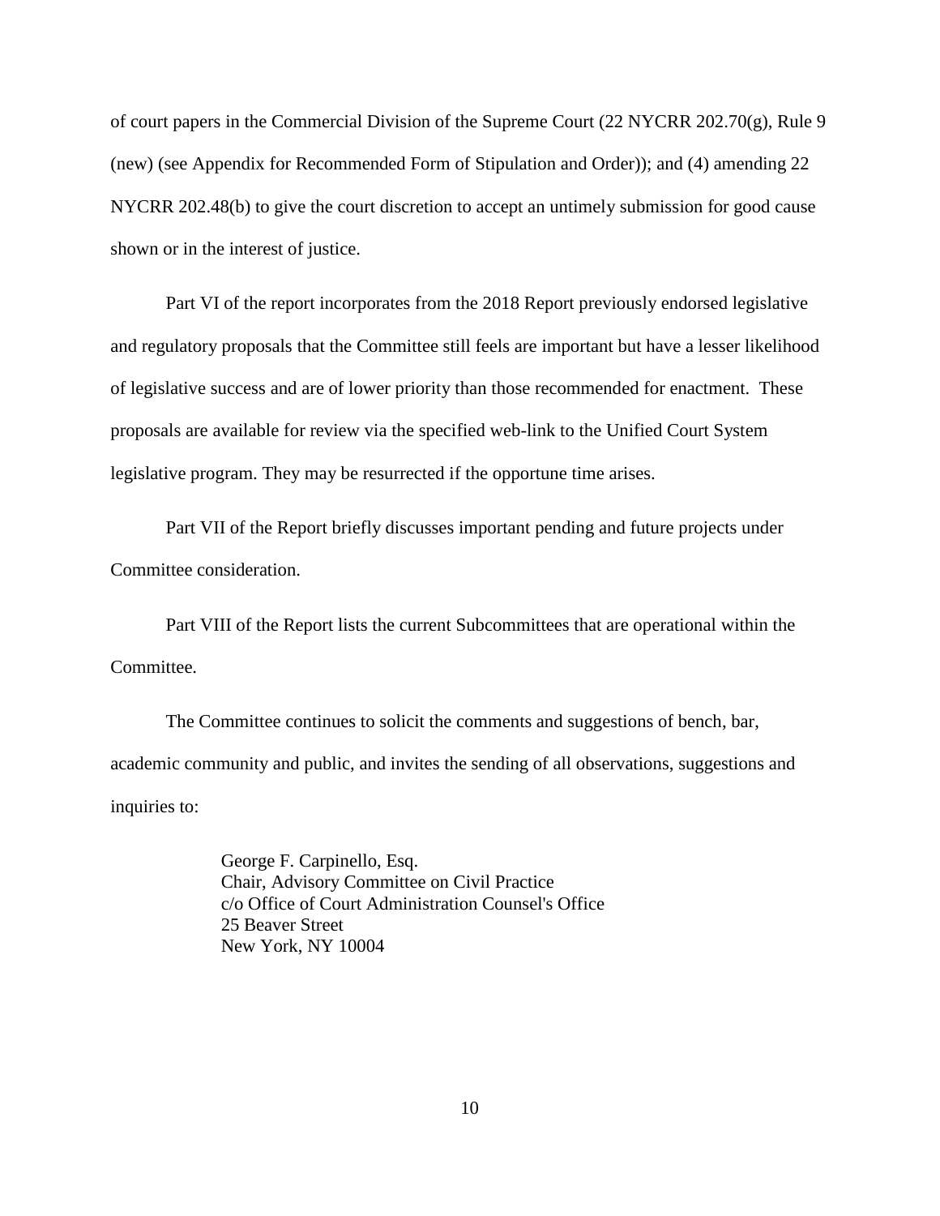of court papers in the Commercial Division of the Supreme Court (22 NYCRR 202.70(g), Rule 9 (new) (see Appendix for Recommended Form of Stipulation and Order)); and (4) amending 22 NYCRR 202.48(b) to give the court discretion to accept an untimely submission for good cause shown or in the interest of justice.

Part VI of the report incorporates from the 2018 Report previously endorsed legislative and regulatory proposals that the Committee still feels are important but have a lesser likelihood of legislative success and are of lower priority than those recommended for enactment. These proposals are available for review via the specified web-link to the Unified Court System legislative program. They may be resurrected if the opportune time arises.

Part VII of the Report briefly discusses important pending and future projects under Committee consideration.

Part VIII of the Report lists the current Subcommittees that are operational within the Committee.

The Committee continues to solicit the comments and suggestions of bench, bar, academic community and public, and invites the sending of all observations, suggestions and inquiries to:

George F. Carpinello, Esq.
Chair, Advisory Committee on Civil Practice
c/o Office of Court Administration Counsel's Office
25 Beaver Street
New York, NY 10004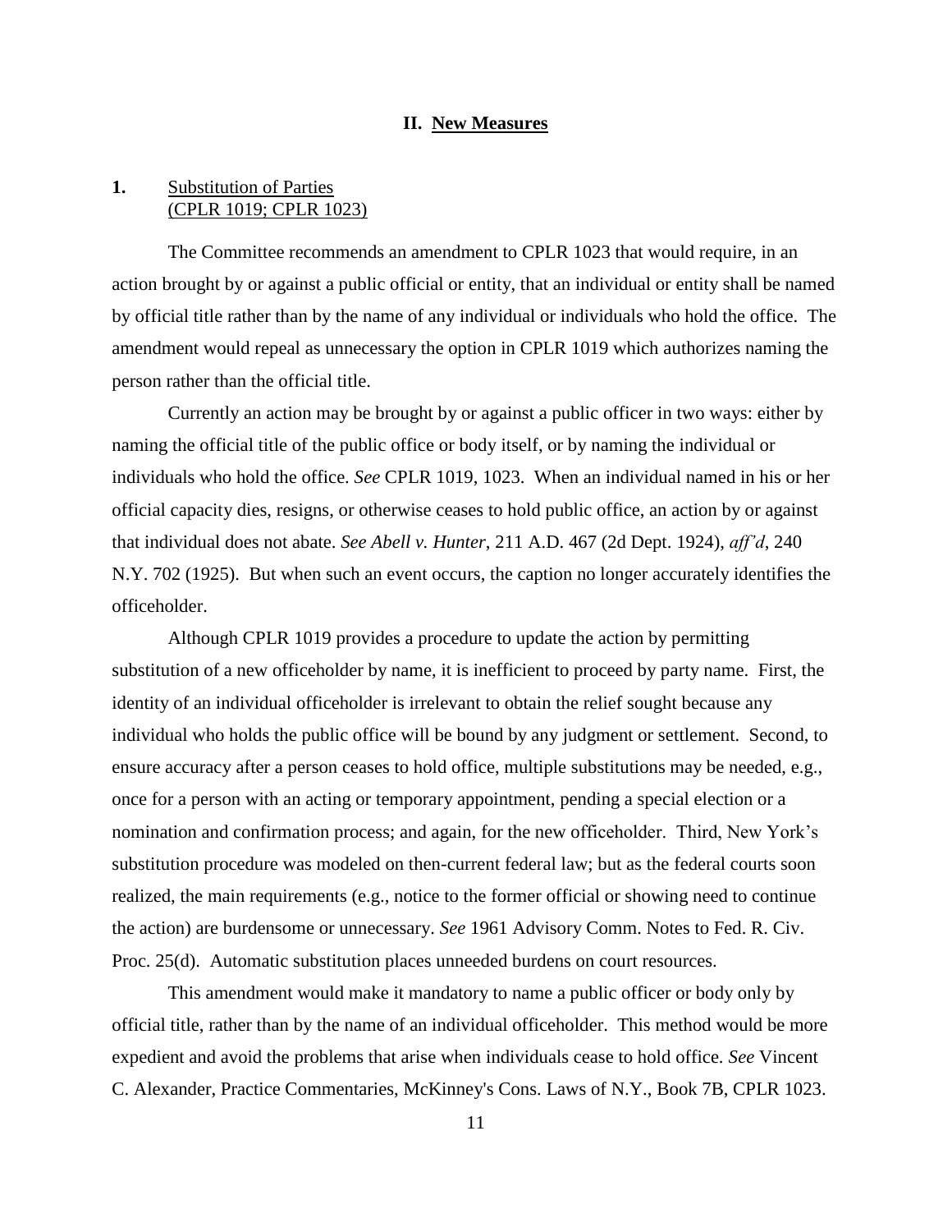## II. New Measures

**1.** Substitution of Parties
(CPLR 1019; CPLR 1023)

The Committee recommends an amendment to CPLR 1023 that would require, in an action brought by or against a public official or entity, that an individual or entity shall be named by official title rather than by the name of any individual or individuals who hold the office. The amendment would repeal as unnecessary the option in CPLR 1019 which authorizes naming the person rather than the official title.

Currently an action may be brought by or against a public officer in two ways: either by naming the official title of the public office or body itself, or by naming the individual or individuals who hold the office. *See* CPLR 1019, 1023. When an individual named in his or her official capacity dies, resigns, or otherwise ceases to hold public office, an action by or against that individual does not abate. *See Abell v. Hunter*, 211 A.D. 467 (2d Dept. 1924), *aff'd*, 240 N.Y. 702 (1925). But when such an event occurs, the caption no longer accurately identifies the officeholder.

Although CPLR 1019 provides a procedure to update the action by permitting substitution of a new officeholder by name, it is inefficient to proceed by party name. First, the identity of an individual officeholder is irrelevant to obtain the relief sought because any individual who holds the public office will be bound by any judgment or settlement. Second, to ensure accuracy after a person ceases to hold office, multiple substitutions may be needed, e.g., once for a person with an acting or temporary appointment, pending a special election or a nomination and confirmation process; and again, for the new officeholder. Third, New York's substitution procedure was modeled on then-current federal law; but as the federal courts soon realized, the main requirements (e.g., notice to the former official or showing need to continue the action) are burdensome or unnecessary. *See* 1961 Advisory Comm. Notes to Fed. R. Civ. Proc. 25(d). Automatic substitution places unneeded burdens on court resources.

This amendment would make it mandatory to name a public officer or body only by official title, rather than by the name of an individual officeholder. This method would be more expedient and avoid the problems that arise when individuals cease to hold office. *See* Vincent C. Alexander, Practice Commentaries, McKinney's Cons. Laws of N.Y., Book 7B, CPLR 1023.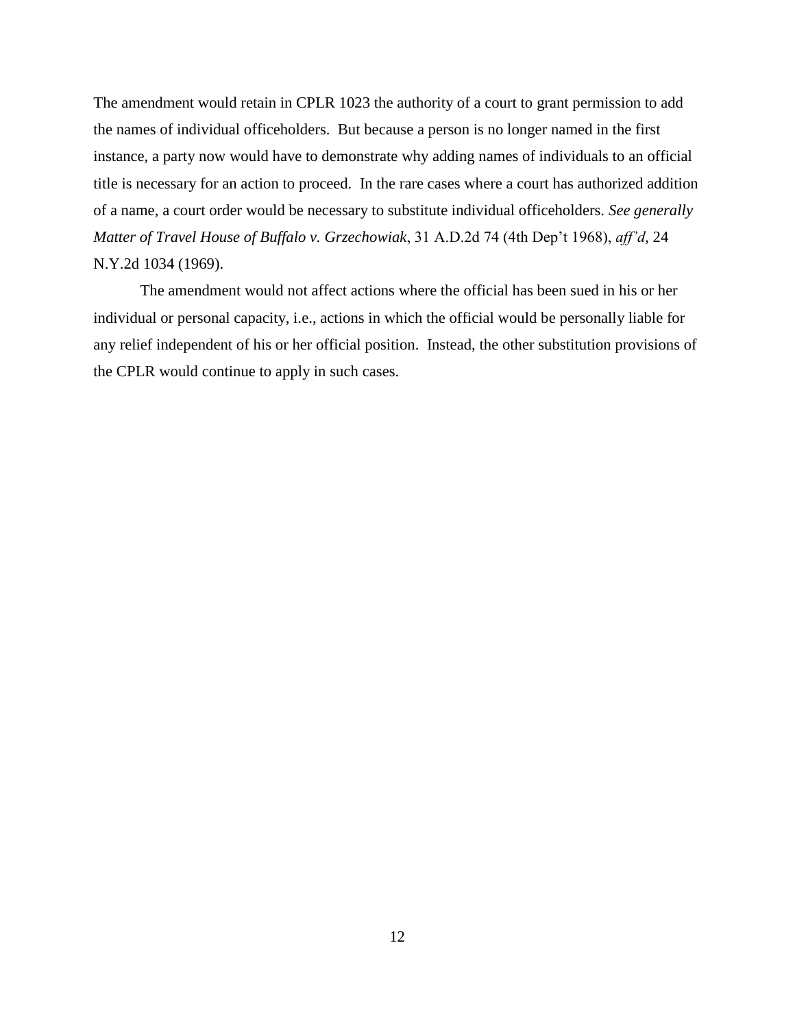The amendment would retain in CPLR 1023 the authority of a court to grant permission to add the names of individual officeholders. But because a person is no longer named in the first instance, a party now would have to demonstrate why adding names of individuals to an official title is necessary for an action to proceed. In the rare cases where a court has authorized addition of a name, a court order would be necessary to substitute individual officeholders. *See generally Matter of Travel House of Buffalo v. Grzechowiak*, 31 A.D.2d 74 (4th Dep't 1968), *aff'd*, 24 N.Y.2d 1034 (1969).

The amendment would not affect actions where the official has been sued in his or her individual or personal capacity, i.e., actions in which the official would be personally liable for any relief independent of his or her official position. Instead, the other substitution provisions of the CPLR would continue to apply in such cases.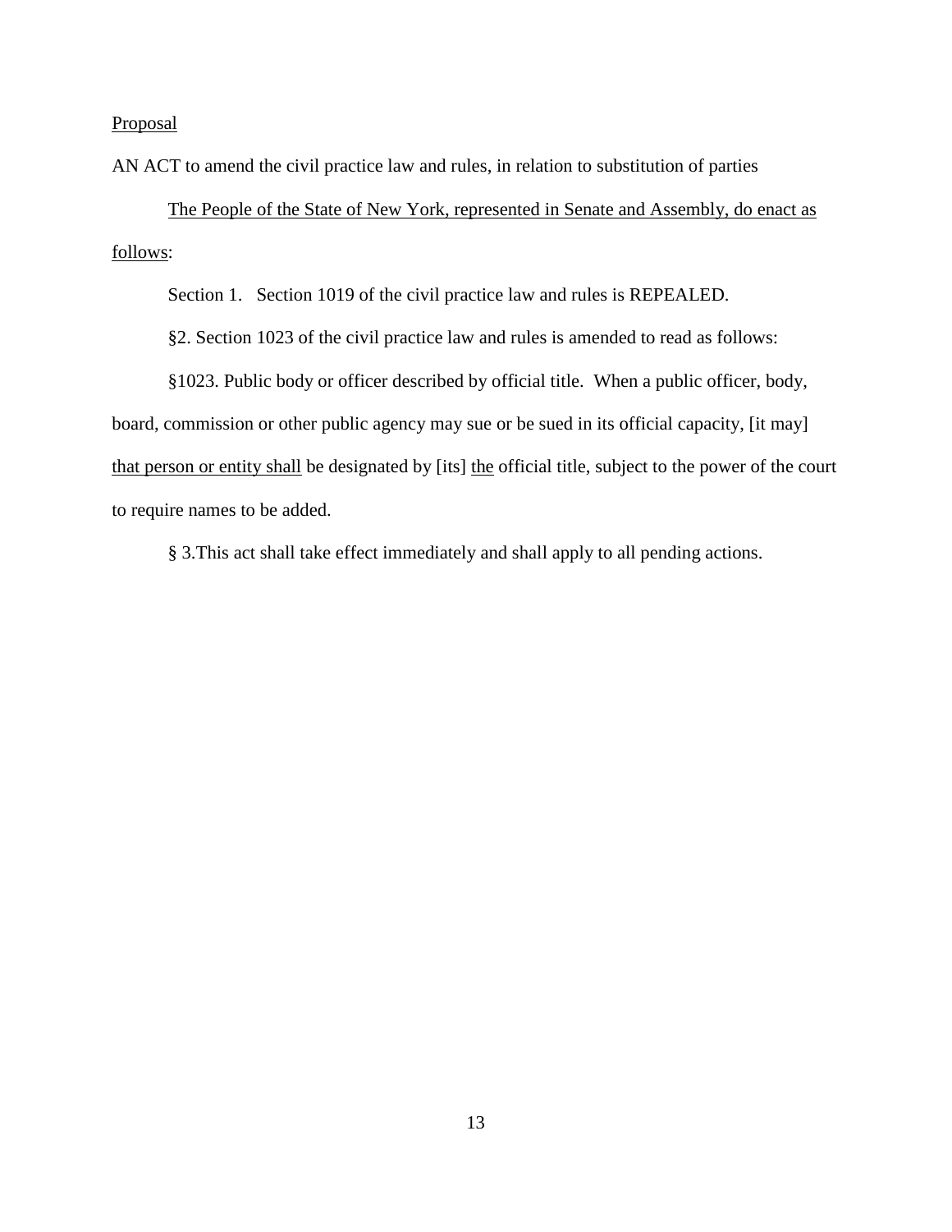<u>Proposal</u>

AN ACT to amend the civil practice law and rules, in relation to substitution of parties

<u>The People of the State of New York, represented in Senate and Assembly, do enact as follows</u>:

Section 1. Section 1019 of the civil practice law and rules is REPEALED.

§2. Section 1023 of the civil practice law and rules is amended to read as follows:

§1023. Public body or officer described by official title. When a public officer, body, board, commission or other public agency may sue or be sued in its official capacity, [it may] <u>that person or entity shall</u> be designated by [its] <u>the</u> official title, subject to the power of the court to require names to be added.

§ 3.This act shall take effect immediately and shall apply to all pending actions.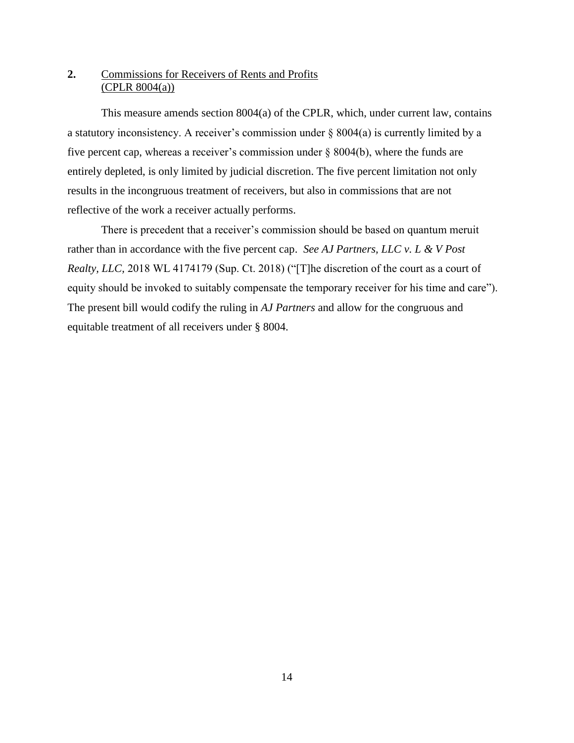## 2. Commissions for Receivers of Rents and Profits (CPLR 8004(a))

This measure amends section 8004(a) of the CPLR, which, under current law, contains a statutory inconsistency. A receiver's commission under § 8004(a) is currently limited by a five percent cap, whereas a receiver's commission under § 8004(b), where the funds are entirely depleted, is only limited by judicial discretion. The five percent limitation not only results in the incongruous treatment of receivers, but also in commissions that are not reflective of the work a receiver actually performs.

There is precedent that a receiver's commission should be based on quantum meruit rather than in accordance with the five percent cap. *See AJ Partners, LLC v. L & V Post Realty, LLC*, 2018 WL 4174179 (Sup. Ct. 2018) ("[T]he discretion of the court as a court of equity should be invoked to suitably compensate the temporary receiver for his time and care"). The present bill would codify the ruling in *AJ Partners* and allow for the congruous and equitable treatment of all receivers under § 8004.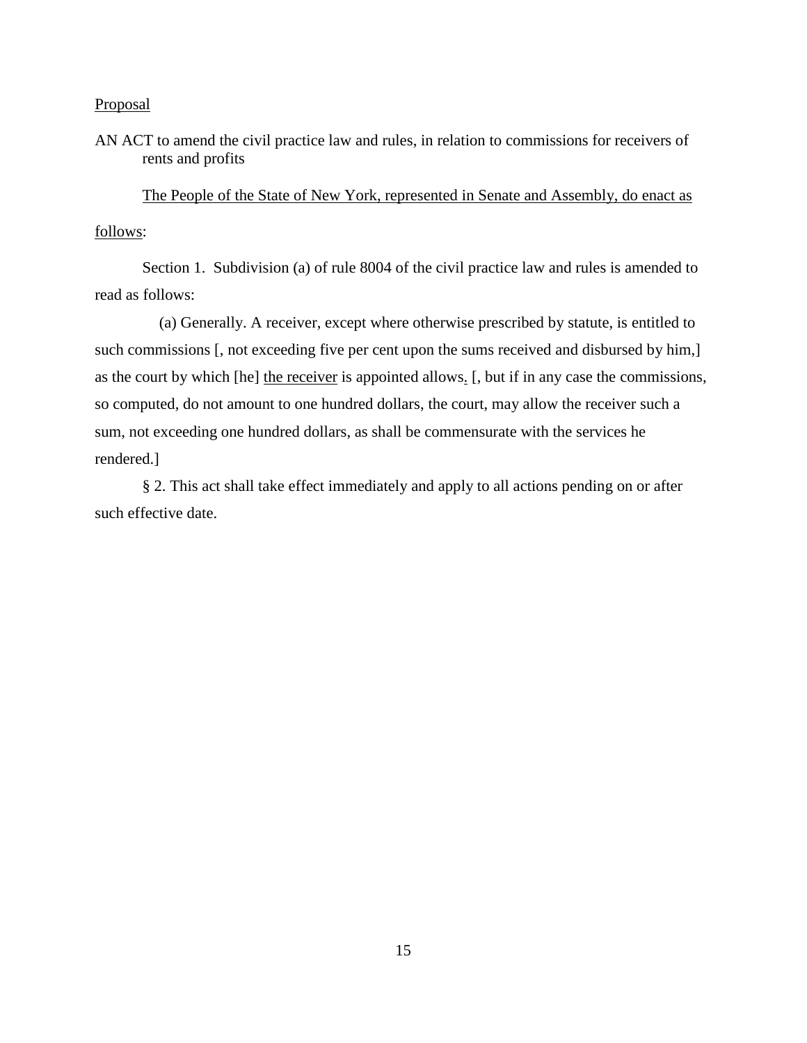Proposal

AN ACT to amend the civil practice law and rules, in relation to commissions for receivers of rents and profits

The People of the State of New York, represented in Senate and Assembly, do enact as follows:

Section 1. Subdivision (a) of rule 8004 of the civil practice law and rules is amended to read as follows:

(a) Generally. A receiver, except where otherwise prescribed by statute, is entitled to such commissions [, not exceeding five per cent upon the sums received and disbursed by him,] as the court by which [he] the receiver is appointed allows. [, but if in any case the commissions, so computed, do not amount to one hundred dollars, the court, may allow the receiver such a sum, not exceeding one hundred dollars, as shall be commensurate with the services he rendered.]

§ 2. This act shall take effect immediately and apply to all actions pending on or after such effective date.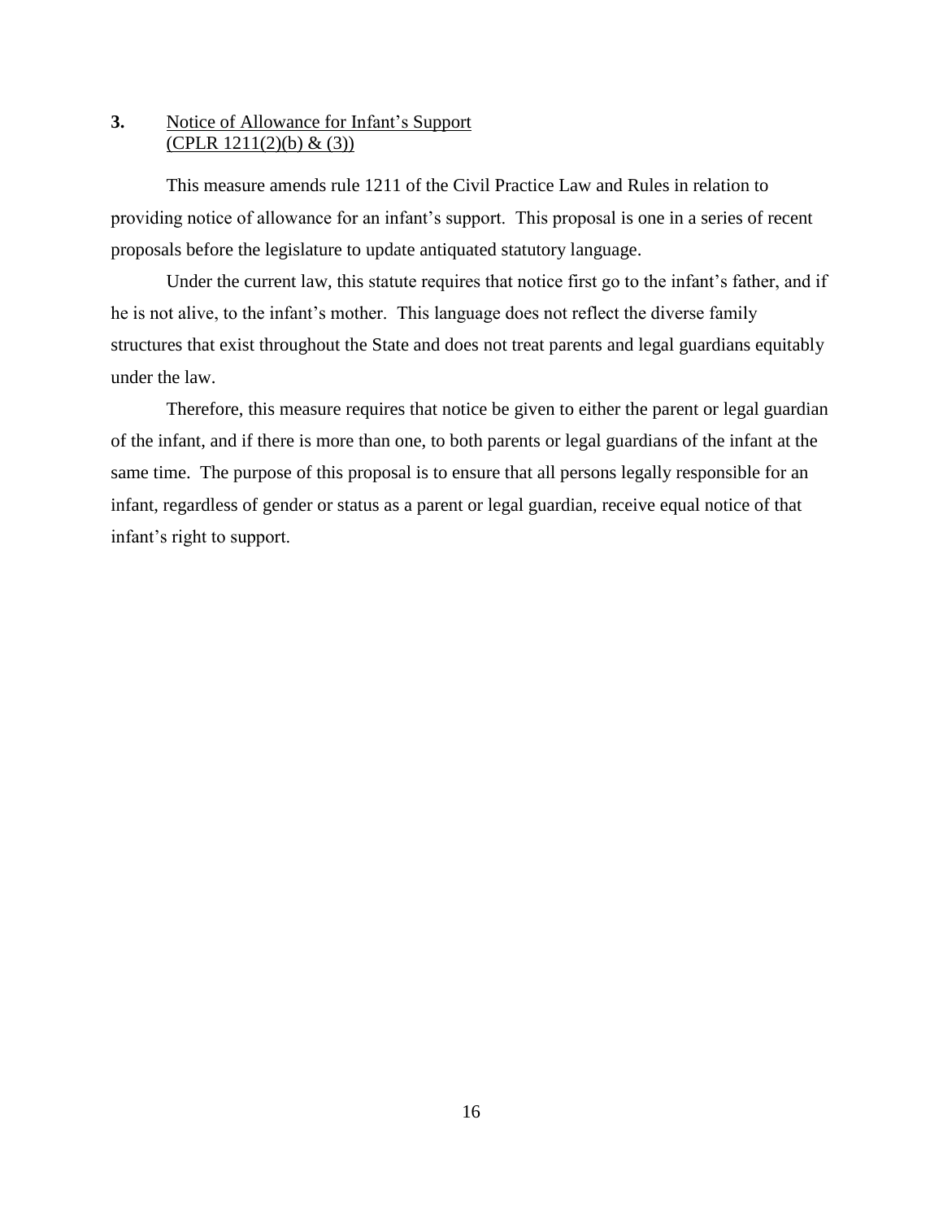**3.** Notice of Allowance for Infant's Support (CPLR 1211(2)(b) & (3))

This measure amends rule 1211 of the Civil Practice Law and Rules in relation to providing notice of allowance for an infant's support. This proposal is one in a series of recent proposals before the legislature to update antiquated statutory language.

Under the current law, this statute requires that notice first go to the infant's father, and if he is not alive, to the infant's mother. This language does not reflect the diverse family structures that exist throughout the State and does not treat parents and legal guardians equitably under the law.

Therefore, this measure requires that notice be given to either the parent or legal guardian of the infant, and if there is more than one, to both parents or legal guardians of the infant at the same time. The purpose of this proposal is to ensure that all persons legally responsible for an infant, regardless of gender or status as a parent or legal guardian, receive equal notice of that infant's right to support.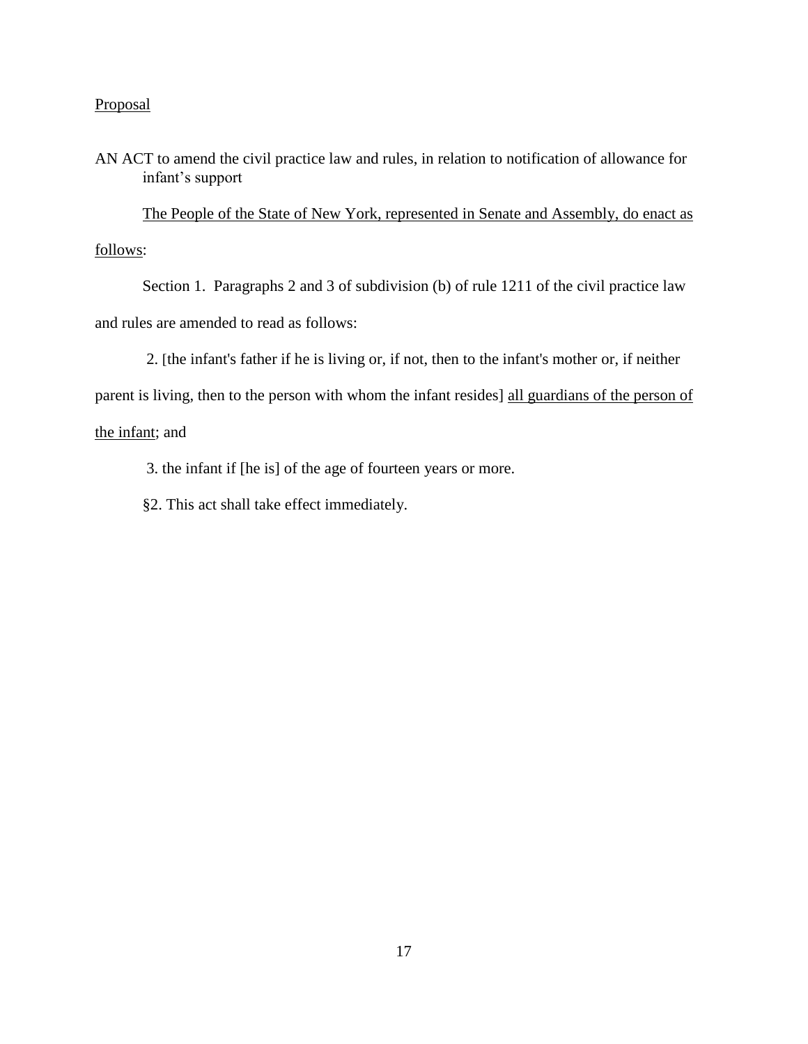<u>Proposal</u>

AN ACT to amend the civil practice law and rules, in relation to notification of allowance for infant's support

<u>The People of the State of New York, represented in Senate and Assembly, do enact as follows</u>:

Section 1. Paragraphs 2 and 3 of subdivision (b) of rule 1211 of the civil practice law and rules are amended to read as follows:

2. [the infant's father if he is living or, if not, then to the infant's mother or, if neither parent is living, then to the person with whom the infant resides] <u>all guardians of the person of the infant</u>; and

3. the infant if [he is] of the age of fourteen years or more.

§2. This act shall take effect immediately.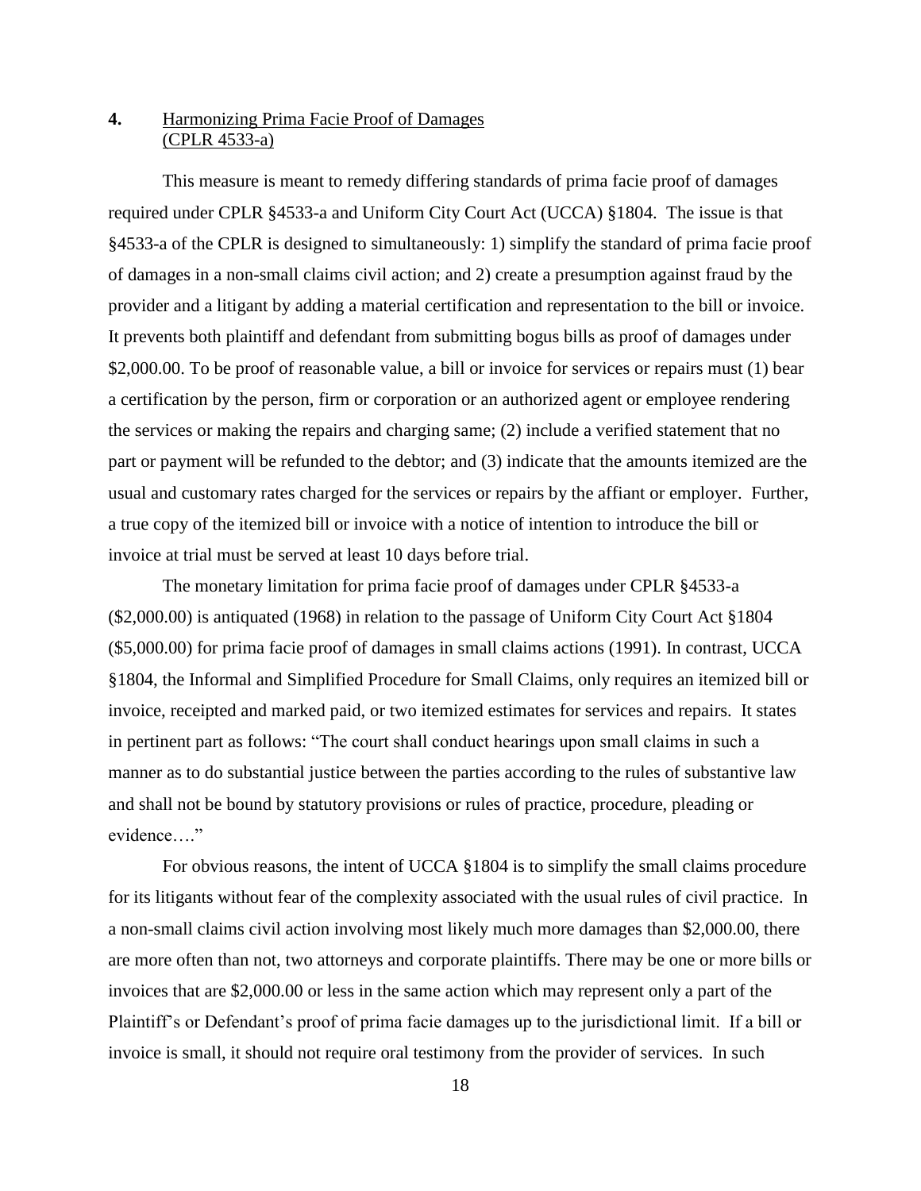**4.** <u>Harmonizing Prima Facie Proof of Damages</u>
<u>(CPLR 4533-a)</u>

This measure is meant to remedy differing standards of prima facie proof of damages required under CPLR §4533-a and Uniform City Court Act (UCCA) §1804. The issue is that §4533-a of the CPLR is designed to simultaneously: 1) simplify the standard of prima facie proof of damages in a non-small claims civil action; and 2) create a presumption against fraud by the provider and a litigant by adding a material certification and representation to the bill or invoice. It prevents both plaintiff and defendant from submitting bogus bills as proof of damages under \$2,000.00. To be proof of reasonable value, a bill or invoice for services or repairs must (1) bear a certification by the person, firm or corporation or an authorized agent or employee rendering the services or making the repairs and charging same; (2) include a verified statement that no part or payment will be refunded to the debtor; and (3) indicate that the amounts itemized are the usual and customary rates charged for the services or repairs by the affiant or employer. Further, a true copy of the itemized bill or invoice with a notice of intention to introduce the bill or invoice at trial must be served at least 10 days before trial.

The monetary limitation for prima facie proof of damages under CPLR §4533-a (\$2,000.00) is antiquated (1968) in relation to the passage of Uniform City Court Act §1804 (\$5,000.00) for prima facie proof of damages in small claims actions (1991). In contrast, UCCA §1804, the Informal and Simplified Procedure for Small Claims, only requires an itemized bill or invoice, receipted and marked paid, or two itemized estimates for services and repairs. It states in pertinent part as follows: "The court shall conduct hearings upon small claims in such a manner as to do substantial justice between the parties according to the rules of substantive law and shall not be bound by statutory provisions or rules of practice, procedure, pleading or evidence…."

For obvious reasons, the intent of UCCA §1804 is to simplify the small claims procedure for its litigants without fear of the complexity associated with the usual rules of civil practice. In a non-small claims civil action involving most likely much more damages than \$2,000.00, there are more often than not, two attorneys and corporate plaintiffs. There may be one or more bills or invoices that are \$2,000.00 or less in the same action which may represent only a part of the Plaintiff's or Defendant's proof of prima facie damages up to the jurisdictional limit. If a bill or invoice is small, it should not require oral testimony from the provider of services. In such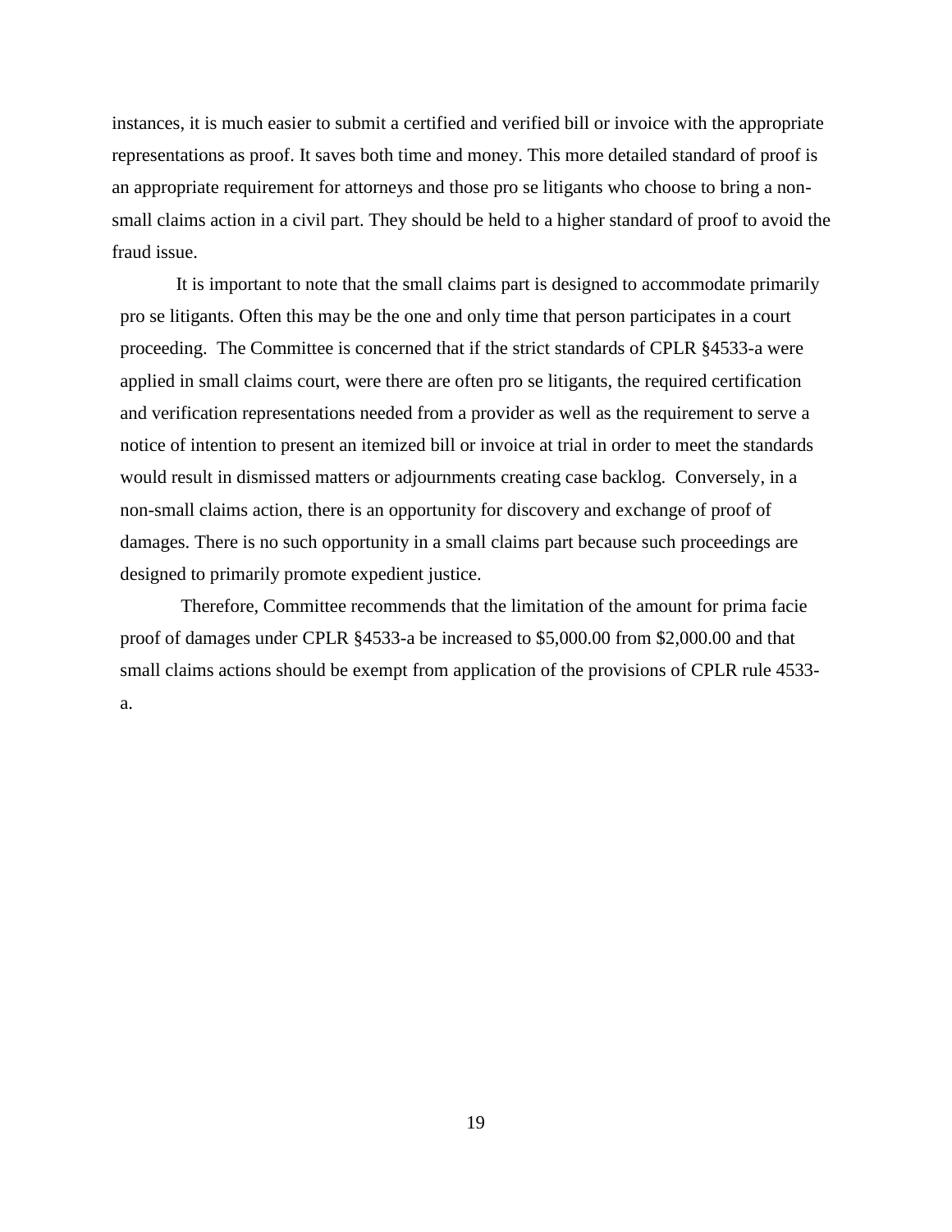instances, it is much easier to submit a certified and verified bill or invoice with the appropriate representations as proof. It saves both time and money. This more detailed standard of proof is an appropriate requirement for attorneys and those pro se litigants who choose to bring a non-small claims action in a civil part. They should be held to a higher standard of proof to avoid the fraud issue.

It is important to note that the small claims part is designed to accommodate primarily pro se litigants. Often this may be the one and only time that person participates in a court proceeding. The Committee is concerned that if the strict standards of CPLR §4533-a were applied in small claims court, were there are often pro se litigants, the required certification and verification representations needed from a provider as well as the requirement to serve a notice of intention to present an itemized bill or invoice at trial in order to meet the standards would result in dismissed matters or adjournments creating case backlog. Conversely, in a non-small claims action, there is an opportunity for discovery and exchange of proof of damages. There is no such opportunity in a small claims part because such proceedings are designed to primarily promote expedient justice.

Therefore, Committee recommends that the limitation of the amount for prima facie proof of damages under CPLR §4533-a be increased to $5,000.00 from $2,000.00 and that small claims actions should be exempt from application of the provisions of CPLR rule 4533-a.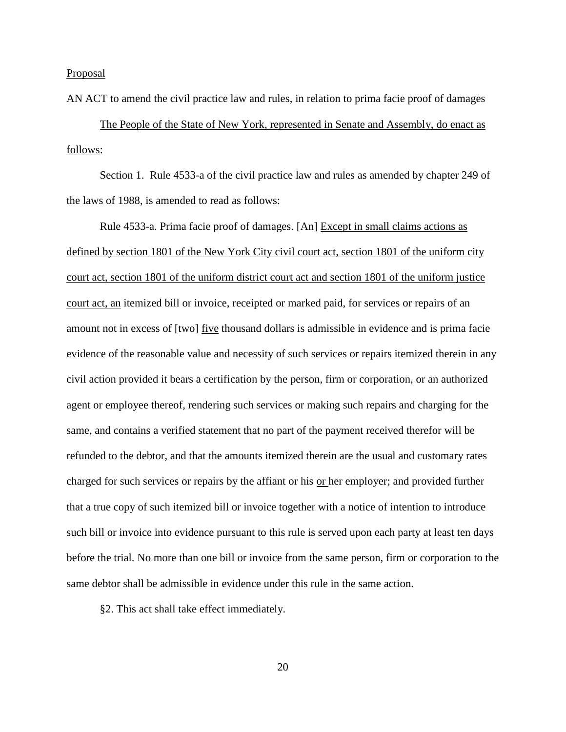Proposal

AN ACT to amend the civil practice law and rules, in relation to prima facie proof of damages

The People of the State of New York, represented in Senate and Assembly, do enact as follows:

Section 1. Rule 4533-a of the civil practice law and rules as amended by chapter 249 of the laws of 1988, is amended to read as follows:

Rule 4533-a. Prima facie proof of damages. [An] Except in small claims actions as defined by section 1801 of the New York City civil court act, section 1801 of the uniform city court act, section 1801 of the uniform district court act and section 1801 of the uniform justice court act, an itemized bill or invoice, receipted or marked paid, for services or repairs of an amount not in excess of [two] five thousand dollars is admissible in evidence and is prima facie evidence of the reasonable value and necessity of such services or repairs itemized therein in any civil action provided it bears a certification by the person, firm or corporation, or an authorized agent or employee thereof, rendering such services or making such repairs and charging for the same, and contains a verified statement that no part of the payment received therefor will be refunded to the debtor, and that the amounts itemized therein are the usual and customary rates charged for such services or repairs by the affiant or his or her employer; and provided further that a true copy of such itemized bill or invoice together with a notice of intention to introduce such bill or invoice into evidence pursuant to this rule is served upon each party at least ten days before the trial. No more than one bill or invoice from the same person, firm or corporation to the same debtor shall be admissible in evidence under this rule in the same action.

§2. This act shall take effect immediately.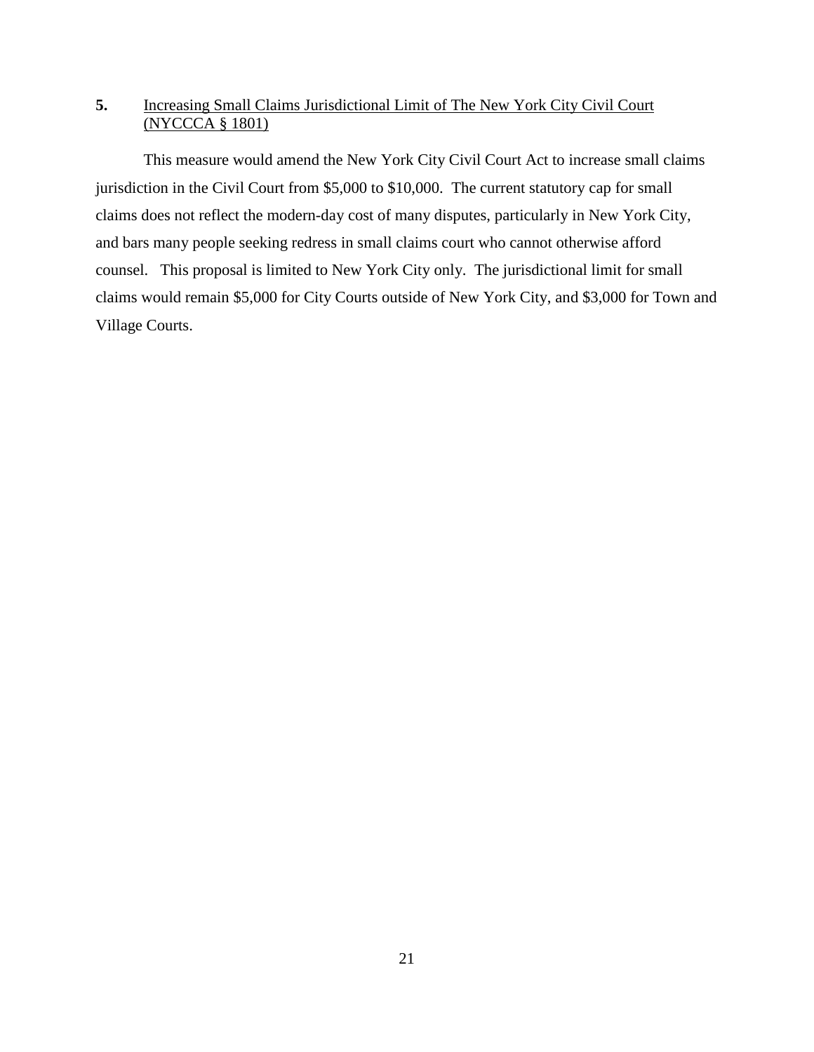**5.** Increasing Small Claims Jurisdictional Limit of The New York City Civil Court (NYCCCA § 1801)

This measure would amend the New York City Civil Court Act to increase small claims jurisdiction in the Civil Court from $5,000 to $10,000. The current statutory cap for small claims does not reflect the modern-day cost of many disputes, particularly in New York City, and bars many people seeking redress in small claims court who cannot otherwise afford counsel. This proposal is limited to New York City only. The jurisdictional limit for small claims would remain $5,000 for City Courts outside of New York City, and $3,000 for Town and Village Courts.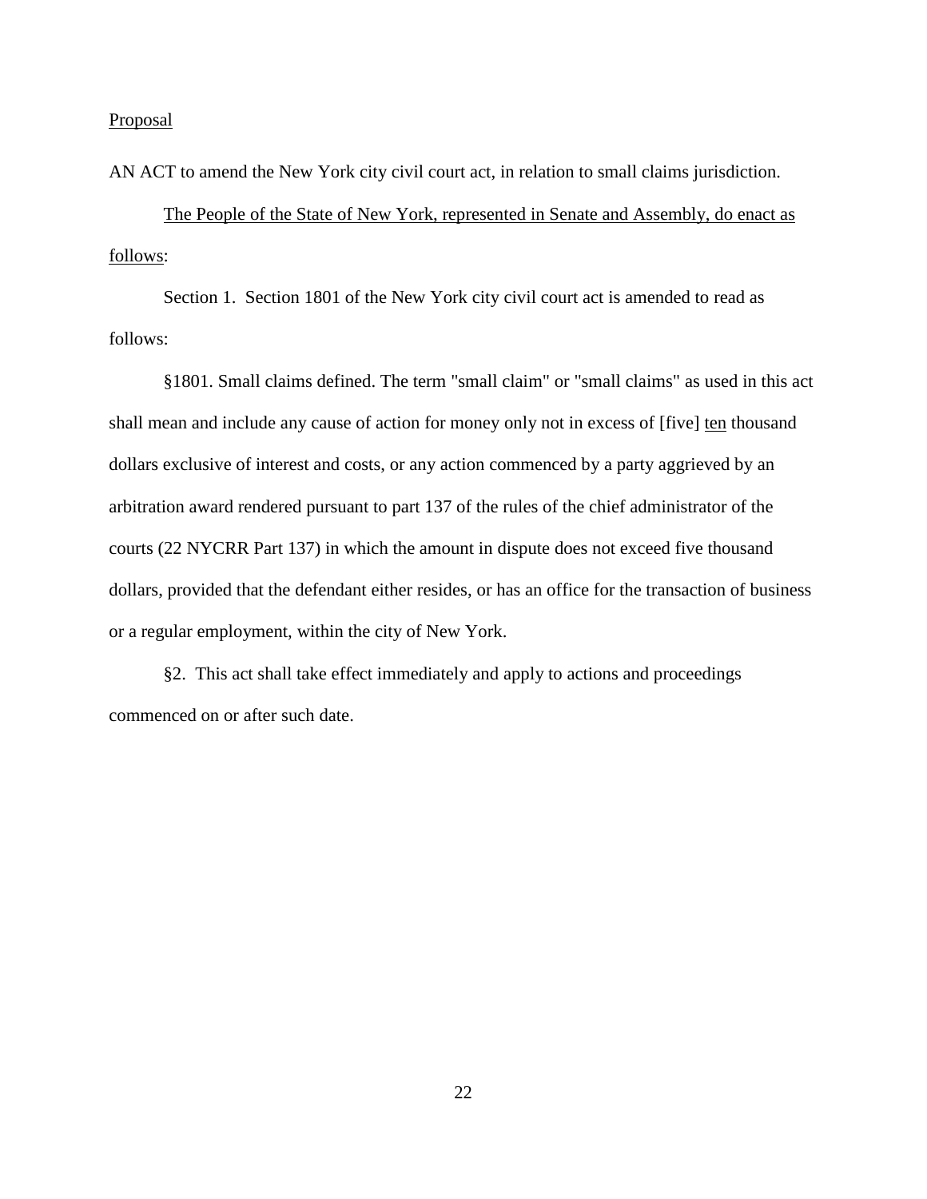Proposal

AN ACT to amend the New York city civil court act, in relation to small claims jurisdiction.

The People of the State of New York, represented in Senate and Assembly, do enact as follows:

Section 1. Section 1801 of the New York city civil court act is amended to read as follows:

§1801. Small claims defined. The term "small claim" or "small claims" as used in this act shall mean and include any cause of action for money only not in excess of [five] ten thousand dollars exclusive of interest and costs, or any action commenced by a party aggrieved by an arbitration award rendered pursuant to part 137 of the rules of the chief administrator of the courts (22 NYCRR Part 137) in which the amount in dispute does not exceed five thousand dollars, provided that the defendant either resides, or has an office for the transaction of business or a regular employment, within the city of New York.

§2. This act shall take effect immediately and apply to actions and proceedings commenced on or after such date.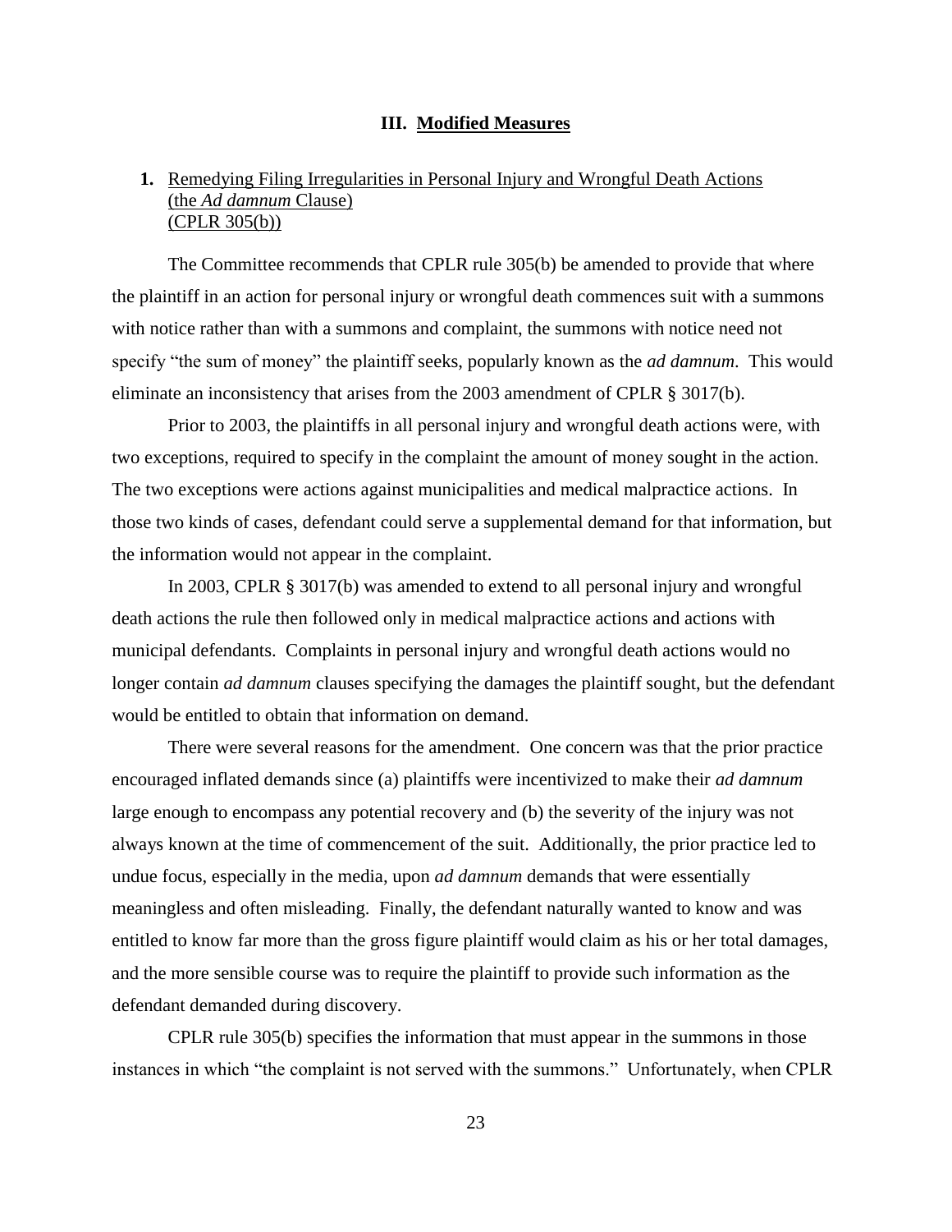## III. Modified Measures

**1.** Remedying Filing Irregularities in Personal Injury and Wrongful Death Actions (the *Ad damnum* Clause) (CPLR 305(b))

The Committee recommends that CPLR rule 305(b) be amended to provide that where the plaintiff in an action for personal injury or wrongful death commences suit with a summons with notice rather than with a summons and complaint, the summons with notice need not specify "the sum of money" the plaintiff seeks, popularly known as the *ad damnum*. This would eliminate an inconsistency that arises from the 2003 amendment of CPLR § 3017(b).

Prior to 2003, the plaintiffs in all personal injury and wrongful death actions were, with two exceptions, required to specify in the complaint the amount of money sought in the action. The two exceptions were actions against municipalities and medical malpractice actions. In those two kinds of cases, defendant could serve a supplemental demand for that information, but the information would not appear in the complaint.

In 2003, CPLR § 3017(b) was amended to extend to all personal injury and wrongful death actions the rule then followed only in medical malpractice actions and actions with municipal defendants. Complaints in personal injury and wrongful death actions would no longer contain *ad damnum* clauses specifying the damages the plaintiff sought, but the defendant would be entitled to obtain that information on demand.

There were several reasons for the amendment. One concern was that the prior practice encouraged inflated demands since (a) plaintiffs were incentivized to make their *ad damnum* large enough to encompass any potential recovery and (b) the severity of the injury was not always known at the time of commencement of the suit. Additionally, the prior practice led to undue focus, especially in the media, upon *ad damnum* demands that were essentially meaningless and often misleading. Finally, the defendant naturally wanted to know and was entitled to know far more than the gross figure plaintiff would claim as his or her total damages, and the more sensible course was to require the plaintiff to provide such information as the defendant demanded during discovery.

CPLR rule 305(b) specifies the information that must appear in the summons in those instances in which "the complaint is not served with the summons." Unfortunately, when CPLR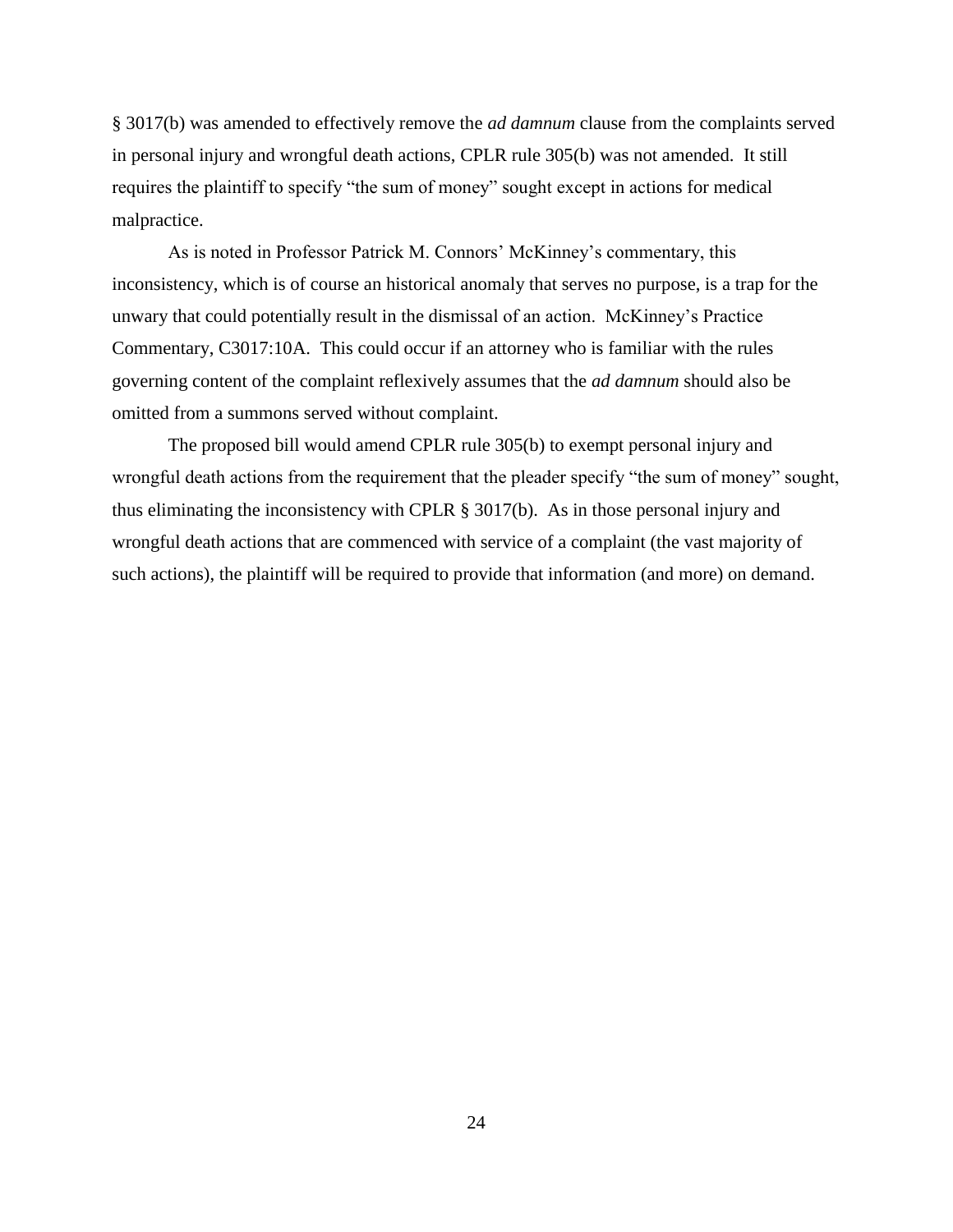§ 3017(b) was amended to effectively remove the *ad damnum* clause from the complaints served in personal injury and wrongful death actions, CPLR rule 305(b) was not amended. It still requires the plaintiff to specify "the sum of money" sought except in actions for medical malpractice.

As is noted in Professor Patrick M. Connors' McKinney's commentary, this inconsistency, which is of course an historical anomaly that serves no purpose, is a trap for the unwary that could potentially result in the dismissal of an action. McKinney's Practice Commentary, C3017:10A. This could occur if an attorney who is familiar with the rules governing content of the complaint reflexively assumes that the *ad damnum* should also be omitted from a summons served without complaint.

The proposed bill would amend CPLR rule 305(b) to exempt personal injury and wrongful death actions from the requirement that the pleader specify "the sum of money" sought, thus eliminating the inconsistency with CPLR § 3017(b). As in those personal injury and wrongful death actions that are commenced with service of a complaint (the vast majority of such actions), the plaintiff will be required to provide that information (and more) on demand.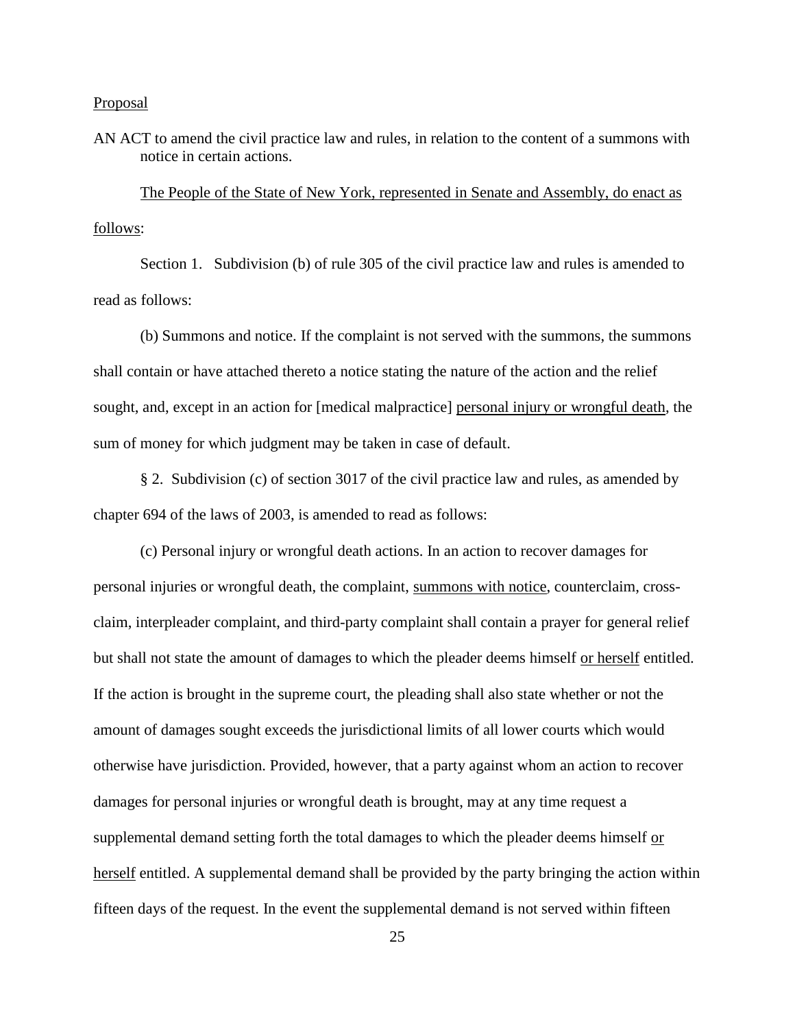Proposal

AN ACT to amend the civil practice law and rules, in relation to the content of a summons with notice in certain actions.

The People of the State of New York, represented in Senate and Assembly, do enact as follows:

Section 1. Subdivision (b) of rule 305 of the civil practice law and rules is amended to read as follows:

(b) Summons and notice. If the complaint is not served with the summons, the summons shall contain or have attached thereto a notice stating the nature of the action and the relief sought, and, except in an action for [medical malpractice] personal injury or wrongful death, the sum of money for which judgment may be taken in case of default.

§ 2. Subdivision (c) of section 3017 of the civil practice law and rules, as amended by chapter 694 of the laws of 2003, is amended to read as follows:

(c) Personal injury or wrongful death actions. In an action to recover damages for personal injuries or wrongful death, the complaint, summons with notice, counterclaim, cross-claim, interpleader complaint, and third-party complaint shall contain a prayer for general relief but shall not state the amount of damages to which the pleader deems himself or herself entitled. If the action is brought in the supreme court, the pleading shall also state whether or not the amount of damages sought exceeds the jurisdictional limits of all lower courts which would otherwise have jurisdiction. Provided, however, that a party against whom an action to recover damages for personal injuries or wrongful death is brought, may at any time request a supplemental demand setting forth the total damages to which the pleader deems himself or herself entitled. A supplemental demand shall be provided by the party bringing the action within fifteen days of the request. In the event the supplemental demand is not served within fifteen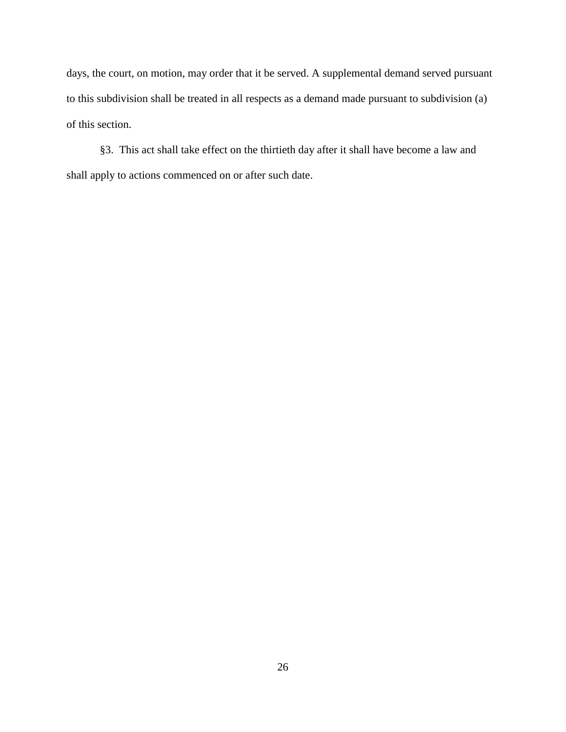days, the court, on motion, may order that it be served. A supplemental demand served pursuant to this subdivision shall be treated in all respects as a demand made pursuant to subdivision (a) of this section.

§3. This act shall take effect on the thirtieth day after it shall have become a law and shall apply to actions commenced on or after such date.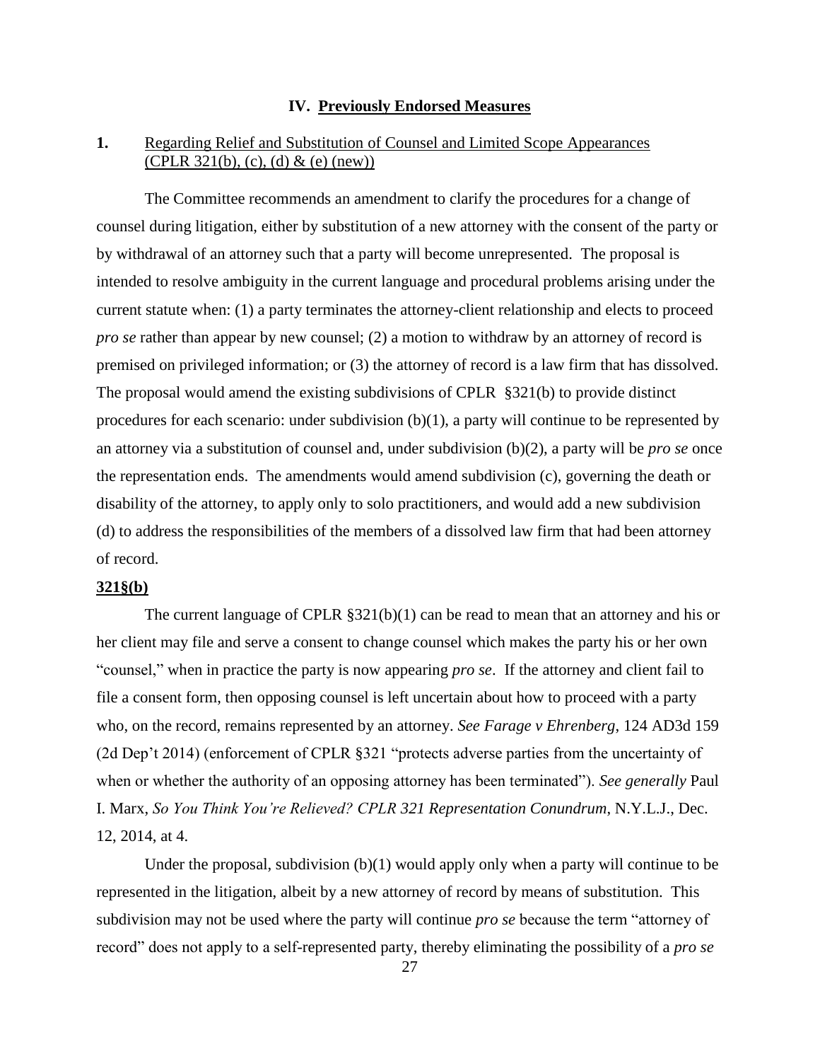## IV. Previously Endorsed Measures

### 1. Regarding Relief and Substitution of Counsel and Limited Scope Appearances (CPLR 321(b), (c), (d) & (e) (new))

The Committee recommends an amendment to clarify the procedures for a change of counsel during litigation, either by substitution of a new attorney with the consent of the party or by withdrawal of an attorney such that a party will become unrepresented. The proposal is intended to resolve ambiguity in the current language and procedural problems arising under the current statute when: (1) a party terminates the attorney-client relationship and elects to proceed *pro se* rather than appear by new counsel; (2) a motion to withdraw by an attorney of record is premised on privileged information; or (3) the attorney of record is a law firm that has dissolved. The proposal would amend the existing subdivisions of CPLR §321(b) to provide distinct procedures for each scenario: under subdivision (b)(1), a party will continue to be represented by an attorney via a substitution of counsel and, under subdivision (b)(2), a party will be *pro se* once the representation ends. The amendments would amend subdivision (c), governing the death or disability of the attorney, to apply only to solo practitioners, and would add a new subdivision (d) to address the responsibilities of the members of a dissolved law firm that had been attorney of record.

**321§(b)**

The current language of CPLR §321(b)(1) can be read to mean that an attorney and his or her client may file and serve a consent to change counsel which makes the party his or her own "counsel," when in practice the party is now appearing *pro se*. If the attorney and client fail to file a consent form, then opposing counsel is left uncertain about how to proceed with a party who, on the record, remains represented by an attorney. *See Farage v Ehrenberg*, 124 AD3d 159 (2d Dep't 2014) (enforcement of CPLR §321 "protects adverse parties from the uncertainty of when or whether the authority of an opposing attorney has been terminated"). *See generally* Paul I. Marx, *So You Think You're Relieved? CPLR 321 Representation Conundrum*, N.Y.L.J., Dec. 12, 2014, at 4.

Under the proposal, subdivision (b)(1) would apply only when a party will continue to be represented in the litigation, albeit by a new attorney of record by means of substitution. This subdivision may not be used where the party will continue *pro se* because the term "attorney of record" does not apply to a self-represented party, thereby eliminating the possibility of a *pro se*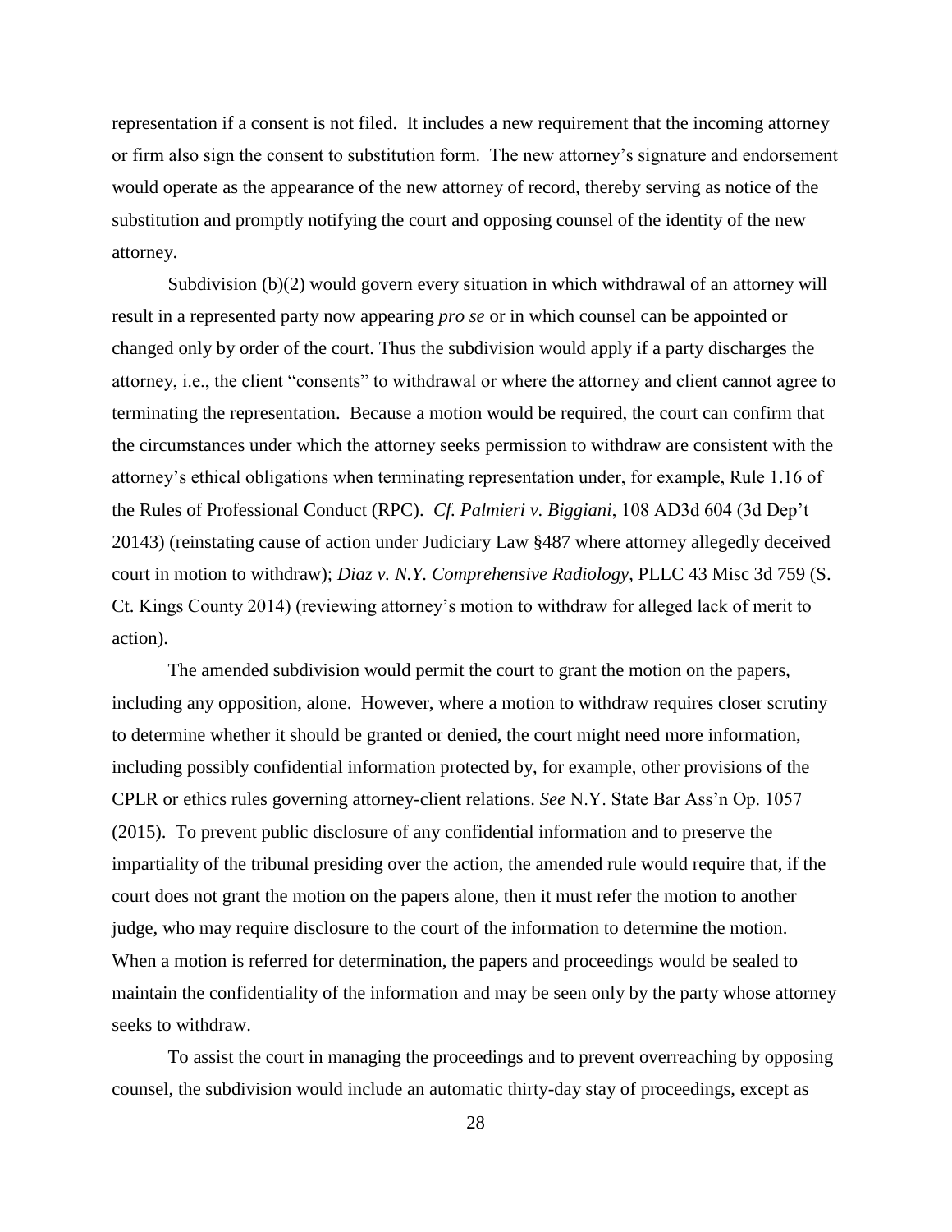representation if a consent is not filed. It includes a new requirement that the incoming attorney or firm also sign the consent to substitution form. The new attorney's signature and endorsement would operate as the appearance of the new attorney of record, thereby serving as notice of the substitution and promptly notifying the court and opposing counsel of the identity of the new attorney.

Subdivision (b)(2) would govern every situation in which withdrawal of an attorney will result in a represented party now appearing *pro se* or in which counsel can be appointed or changed only by order of the court. Thus the subdivision would apply if a party discharges the attorney, i.e., the client "consents" to withdrawal or where the attorney and client cannot agree to terminating the representation. Because a motion would be required, the court can confirm that the circumstances under which the attorney seeks permission to withdraw are consistent with the attorney's ethical obligations when terminating representation under, for example, Rule 1.16 of the Rules of Professional Conduct (RPC). *Cf. Palmieri v. Biggiani*, 108 AD3d 604 (3d Dep't 20143) (reinstating cause of action under Judiciary Law §487 where attorney allegedly deceived court in motion to withdraw); *Diaz v. N.Y. Comprehensive Radiology*, PLLC 43 Misc 3d 759 (S. Ct. Kings County 2014) (reviewing attorney's motion to withdraw for alleged lack of merit to action).

The amended subdivision would permit the court to grant the motion on the papers, including any opposition, alone. However, where a motion to withdraw requires closer scrutiny to determine whether it should be granted or denied, the court might need more information, including possibly confidential information protected by, for example, other provisions of the CPLR or ethics rules governing attorney-client relations. *See* N.Y. State Bar Ass'n Op. 1057 (2015). To prevent public disclosure of any confidential information and to preserve the impartiality of the tribunal presiding over the action, the amended rule would require that, if the court does not grant the motion on the papers alone, then it must refer the motion to another judge, who may require disclosure to the court of the information to determine the motion. When a motion is referred for determination, the papers and proceedings would be sealed to maintain the confidentiality of the information and may be seen only by the party whose attorney seeks to withdraw.

To assist the court in managing the proceedings and to prevent overreaching by opposing counsel, the subdivision would include an automatic thirty-day stay of proceedings, except as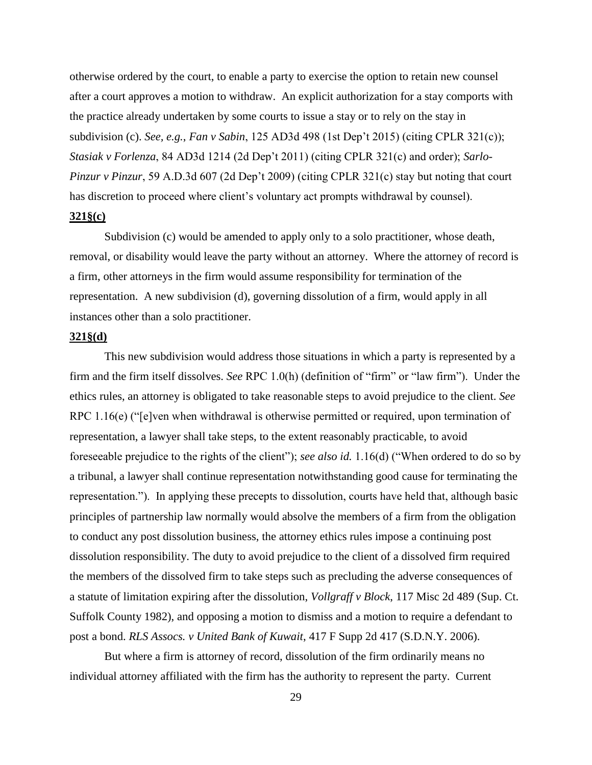otherwise ordered by the court, to enable a party to exercise the option to retain new counsel after a court approves a motion to withdraw. An explicit authorization for a stay comports with the practice already undertaken by some courts to issue a stay or to rely on the stay in subdivision (c). *See, e.g.*, *Fan v Sabin*, 125 AD3d 498 (1st Dep't 2015) (citing CPLR 321(c)); *Stasiak v Forlenza*, 84 AD3d 1214 (2d Dep't 2011) (citing CPLR 321(c) and order); *Sarlo-Pinzur v Pinzur*, 59 A.D.3d 607 (2d Dep't 2009) (citing CPLR 321(c) stay but noting that court has discretion to proceed where client's voluntary act prompts withdrawal by counsel).

**321§(c)**

Subdivision (c) would be amended to apply only to a solo practitioner, whose death, removal, or disability would leave the party without an attorney. Where the attorney of record is a firm, other attorneys in the firm would assume responsibility for termination of the representation. A new subdivision (d), governing dissolution of a firm, would apply in all instances other than a solo practitioner.

**321§(d)**

This new subdivision would address those situations in which a party is represented by a firm and the firm itself dissolves. *See* RPC 1.0(h) (definition of "firm" or "law firm"). Under the ethics rules, an attorney is obligated to take reasonable steps to avoid prejudice to the client. *See* RPC 1.16(e) ("[e]ven when withdrawal is otherwise permitted or required, upon termination of representation, a lawyer shall take steps, to the extent reasonably practicable, to avoid foreseeable prejudice to the rights of the client"); *see also id.* 1.16(d) ("When ordered to do so by a tribunal, a lawyer shall continue representation notwithstanding good cause for terminating the representation."). In applying these precepts to dissolution, courts have held that, although basic principles of partnership law normally would absolve the members of a firm from the obligation to conduct any post dissolution business, the attorney ethics rules impose a continuing post dissolution responsibility. The duty to avoid prejudice to the client of a dissolved firm required the members of the dissolved firm to take steps such as precluding the adverse consequences of a statute of limitation expiring after the dissolution, *Vollgraff v Block*, 117 Misc 2d 489 (Sup. Ct. Suffolk County 1982), and opposing a motion to dismiss and a motion to require a defendant to post a bond. *RLS Assocs. v United Bank of Kuwait*, 417 F Supp 2d 417 (S.D.N.Y. 2006).

But where a firm is attorney of record, dissolution of the firm ordinarily means no individual attorney affiliated with the firm has the authority to represent the party. Current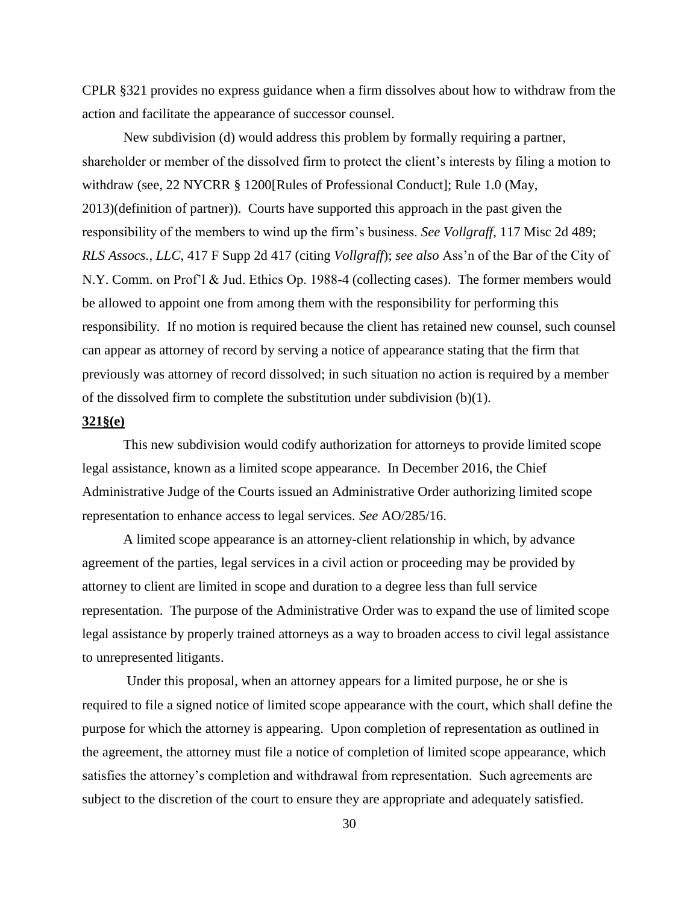CPLR §321 provides no express guidance when a firm dissolves about how to withdraw from the action and facilitate the appearance of successor counsel.

New subdivision (d) would address this problem by formally requiring a partner, shareholder or member of the dissolved firm to protect the client's interests by filing a motion to withdraw (see, 22 NYCRR § 1200[Rules of Professional Conduct]; Rule 1.0 (May, 2013)(definition of partner)). Courts have supported this approach in the past given the responsibility of the members to wind up the firm's business. *See Vollgraff*, 117 Misc 2d 489; *RLS Assocs., LLC*, 417 F Supp 2d 417 (citing *Vollgraff*); *see also* Ass'n of the Bar of the City of N.Y. Comm. on Prof'l & Jud. Ethics Op. 1988-4 (collecting cases). The former members would be allowed to appoint one from among them with the responsibility for performing this responsibility. If no motion is required because the client has retained new counsel, such counsel can appear as attorney of record by serving a notice of appearance stating that the firm that previously was attorney of record dissolved; in such situation no action is required by a member of the dissolved firm to complete the substitution under subdivision (b)(1).

**321§(e)**

This new subdivision would codify authorization for attorneys to provide limited scope legal assistance, known as a limited scope appearance. In December 2016, the Chief Administrative Judge of the Courts issued an Administrative Order authorizing limited scope representation to enhance access to legal services. *See* AO/285/16.

A limited scope appearance is an attorney-client relationship in which, by advance agreement of the parties, legal services in a civil action or proceeding may be provided by attorney to client are limited in scope and duration to a degree less than full service representation. The purpose of the Administrative Order was to expand the use of limited scope legal assistance by properly trained attorneys as a way to broaden access to civil legal assistance to unrepresented litigants.

Under this proposal, when an attorney appears for a limited purpose, he or she is required to file a signed notice of limited scope appearance with the court, which shall define the purpose for which the attorney is appearing. Upon completion of representation as outlined in the agreement, the attorney must file a notice of completion of limited scope appearance, which satisfies the attorney's completion and withdrawal from representation. Such agreements are subject to the discretion of the court to ensure they are appropriate and adequately satisfied.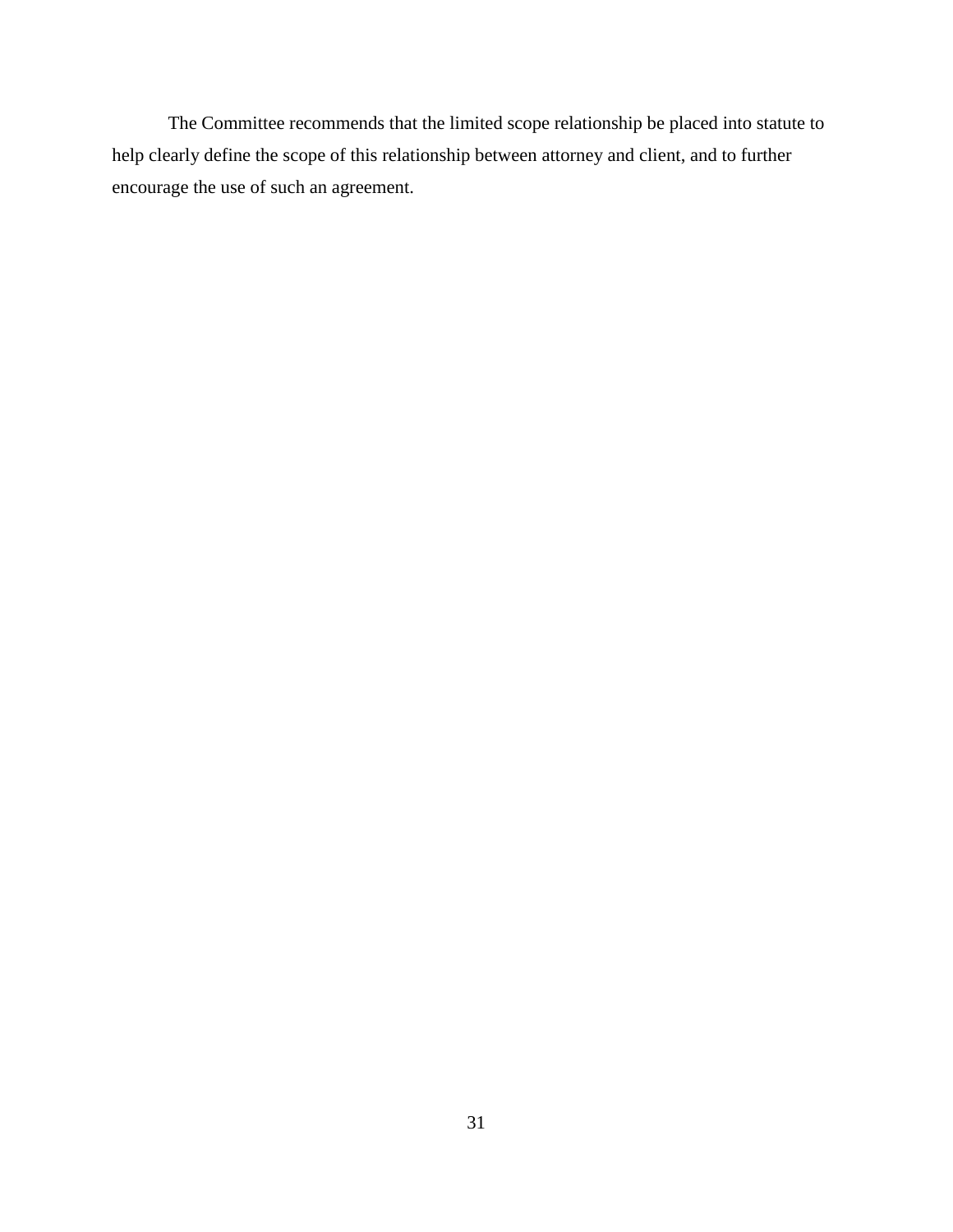The Committee recommends that the limited scope relationship be placed into statute to help clearly define the scope of this relationship between attorney and client, and to further encourage the use of such an agreement.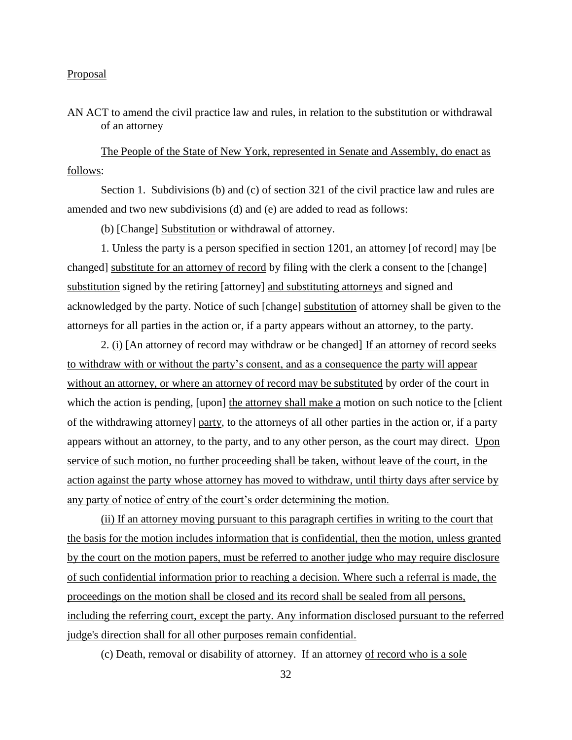Proposal

AN ACT to amend the civil practice law and rules, in relation to the substitution or withdrawal of an attorney

The People of the State of New York, represented in Senate and Assembly, do enact as follows:

Section 1. Subdivisions (b) and (c) of section 321 of the civil practice law and rules are amended and two new subdivisions (d) and (e) are added to read as follows:

(b) [Change] Substitution or withdrawal of attorney.

1. Unless the party is a person specified in section 1201, an attorney [of record] may [be changed] substitute for an attorney of record by filing with the clerk a consent to the [change] substitution signed by the retiring [attorney] and substituting attorneys and signed and acknowledged by the party. Notice of such [change] substitution of attorney shall be given to the attorneys for all parties in the action or, if a party appears without an attorney, to the party.

2. (i) [An attorney of record may withdraw or be changed] If an attorney of record seeks to withdraw with or without the party's consent, and as a consequence the party will appear without an attorney, or where an attorney of record may be substituted by order of the court in which the action is pending, [upon] the attorney shall make a motion on such notice to the [client of the withdrawing attorney] party, to the attorneys of all other parties in the action or, if a party appears without an attorney, to the party, and to any other person, as the court may direct. Upon service of such motion, no further proceeding shall be taken, without leave of the court, in the action against the party whose attorney has moved to withdraw, until thirty days after service by any party of notice of entry of the court's order determining the motion.

(ii) If an attorney moving pursuant to this paragraph certifies in writing to the court that the basis for the motion includes information that is confidential, then the motion, unless granted by the court on the motion papers, must be referred to another judge who may require disclosure of such confidential information prior to reaching a decision. Where such a referral is made, the proceedings on the motion shall be closed and its record shall be sealed from all persons, including the referring court, except the party. Any information disclosed pursuant to the referred judge's direction shall for all other purposes remain confidential.

(c) Death, removal or disability of attorney. If an attorney of record who is a sole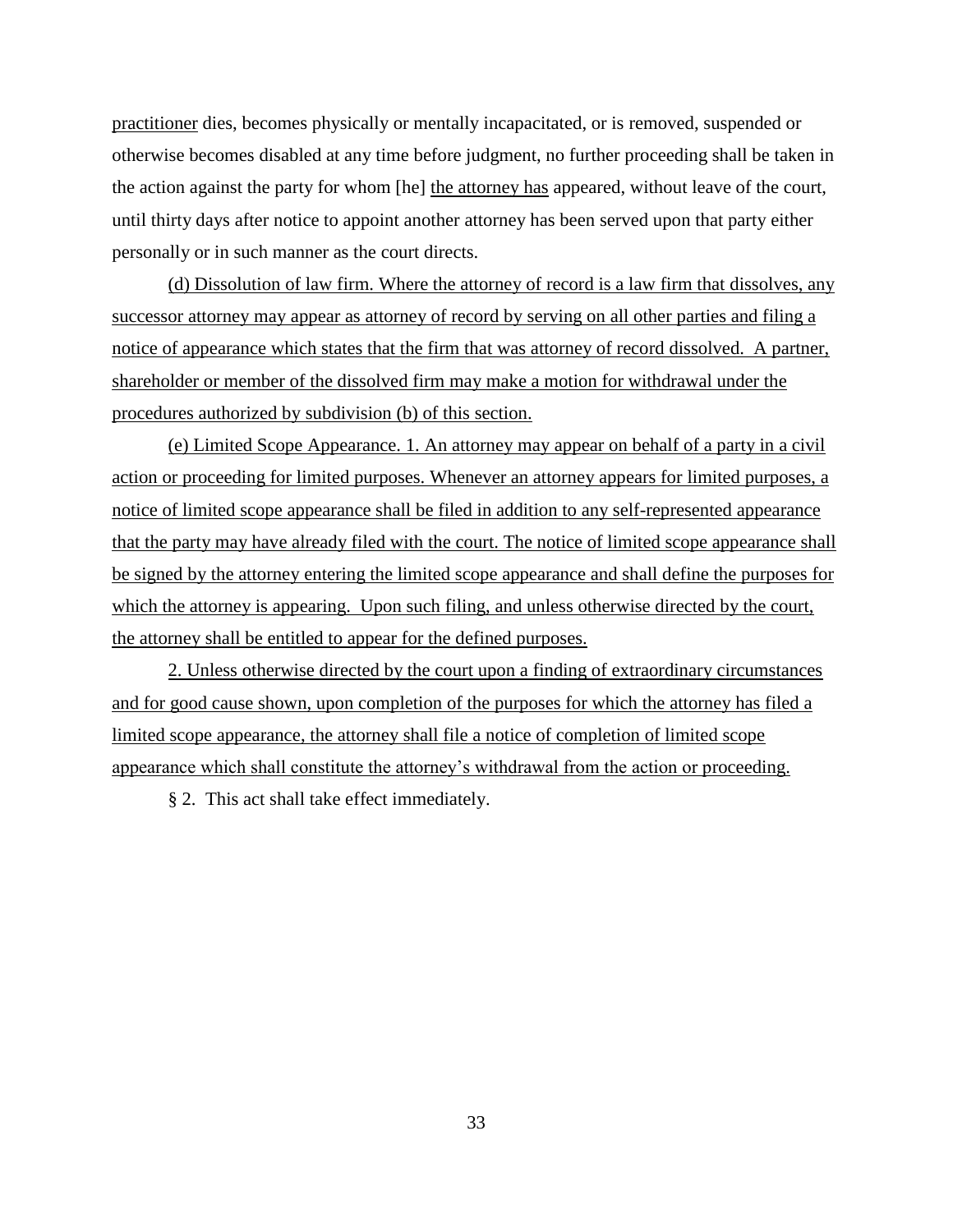practitioner dies, becomes physically or mentally incapacitated, or is removed, suspended or otherwise becomes disabled at any time before judgment, no further proceeding shall be taken in the action against the party for whom [he] the attorney has appeared, without leave of the court, until thirty days after notice to appoint another attorney has been served upon that party either personally or in such manner as the court directs.

(d) Dissolution of law firm. Where the attorney of record is a law firm that dissolves, any successor attorney may appear as attorney of record by serving on all other parties and filing a notice of appearance which states that the firm that was attorney of record dissolved. A partner, shareholder or member of the dissolved firm may make a motion for withdrawal under the procedures authorized by subdivision (b) of this section.

(e) Limited Scope Appearance. 1. An attorney may appear on behalf of a party in a civil action or proceeding for limited purposes. Whenever an attorney appears for limited purposes, a notice of limited scope appearance shall be filed in addition to any self-represented appearance that the party may have already filed with the court. The notice of limited scope appearance shall be signed by the attorney entering the limited scope appearance and shall define the purposes for which the attorney is appearing. Upon such filing, and unless otherwise directed by the court, the attorney shall be entitled to appear for the defined purposes.

2. Unless otherwise directed by the court upon a finding of extraordinary circumstances and for good cause shown, upon completion of the purposes for which the attorney has filed a limited scope appearance, the attorney shall file a notice of completion of limited scope appearance which shall constitute the attorney's withdrawal from the action or proceeding.

§ 2. This act shall take effect immediately.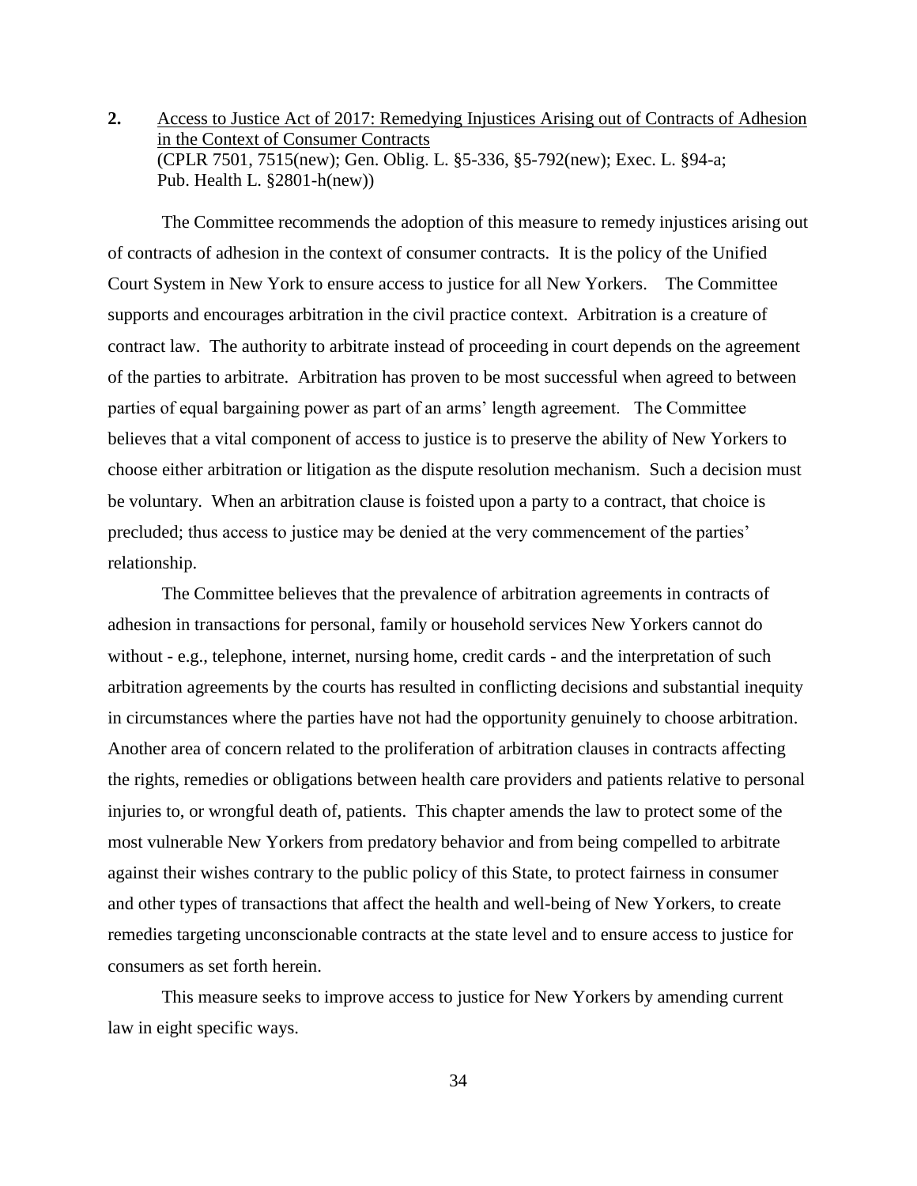**2.** Access to Justice Act of 2017: Remedying Injustices Arising out of Contracts of Adhesion in the Context of Consumer Contracts
(CPLR 7501, 7515(new); Gen. Oblig. L. §5-336, §5-792(new); Exec. L. §94-a; Pub. Health L. §2801-h(new))

The Committee recommends the adoption of this measure to remedy injustices arising out of contracts of adhesion in the context of consumer contracts. It is the policy of the Unified Court System in New York to ensure access to justice for all New Yorkers. The Committee supports and encourages arbitration in the civil practice context. Arbitration is a creature of contract law. The authority to arbitrate instead of proceeding in court depends on the agreement of the parties to arbitrate. Arbitration has proven to be most successful when agreed to between parties of equal bargaining power as part of an arms' length agreement. The Committee believes that a vital component of access to justice is to preserve the ability of New Yorkers to choose either arbitration or litigation as the dispute resolution mechanism. Such a decision must be voluntary. When an arbitration clause is foisted upon a party to a contract, that choice is precluded; thus access to justice may be denied at the very commencement of the parties' relationship.

The Committee believes that the prevalence of arbitration agreements in contracts of adhesion in transactions for personal, family or household services New Yorkers cannot do without - e.g., telephone, internet, nursing home, credit cards - and the interpretation of such arbitration agreements by the courts has resulted in conflicting decisions and substantial inequity in circumstances where the parties have not had the opportunity genuinely to choose arbitration. Another area of concern related to the proliferation of arbitration clauses in contracts affecting the rights, remedies or obligations between health care providers and patients relative to personal injuries to, or wrongful death of, patients. This chapter amends the law to protect some of the most vulnerable New Yorkers from predatory behavior and from being compelled to arbitrate against their wishes contrary to the public policy of this State, to protect fairness in consumer and other types of transactions that affect the health and well-being of New Yorkers, to create remedies targeting unconscionable contracts at the state level and to ensure access to justice for consumers as set forth herein.

This measure seeks to improve access to justice for New Yorkers by amending current law in eight specific ways.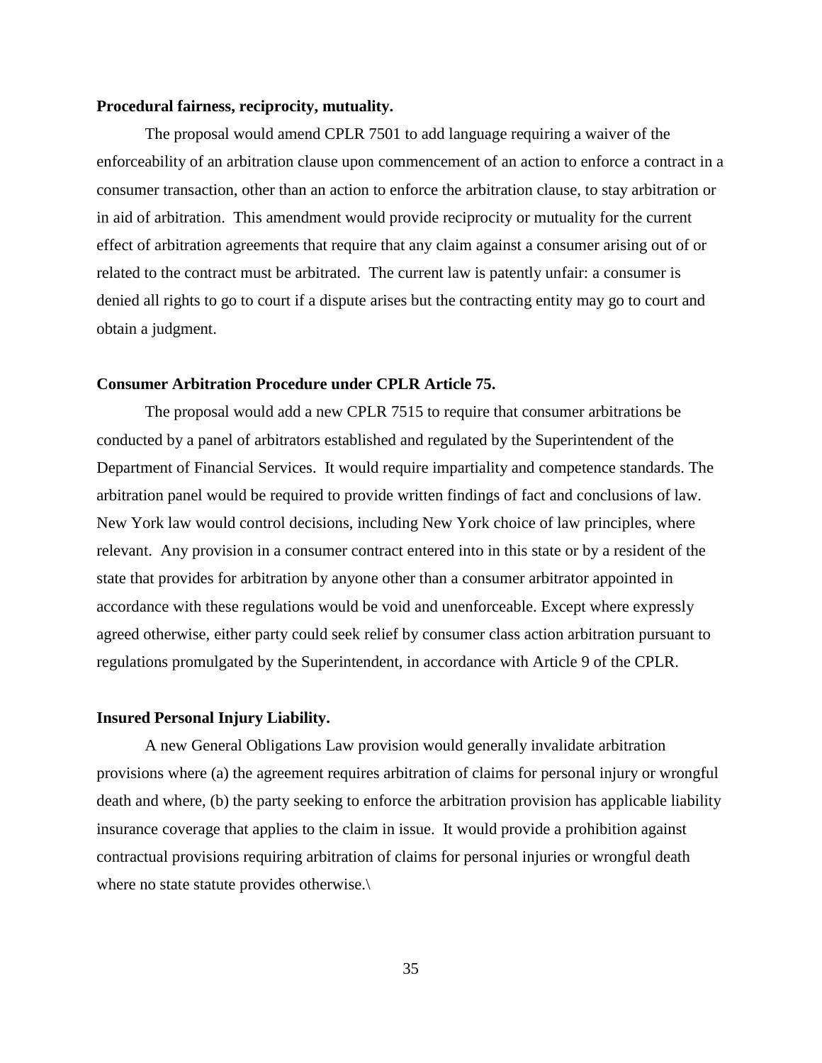**Procedural fairness, reciprocity, mutuality.**

The proposal would amend CPLR 7501 to add language requiring a waiver of the enforceability of an arbitration clause upon commencement of an action to enforce a contract in a consumer transaction, other than an action to enforce the arbitration clause, to stay arbitration or in aid of arbitration. This amendment would provide reciprocity or mutuality for the current effect of arbitration agreements that require that any claim against a consumer arising out of or related to the contract must be arbitrated. The current law is patently unfair: a consumer is denied all rights to go to court if a dispute arises but the contracting entity may go to court and obtain a judgment.

**Consumer Arbitration Procedure under CPLR Article 75.**

The proposal would add a new CPLR 7515 to require that consumer arbitrations be conducted by a panel of arbitrators established and regulated by the Superintendent of the Department of Financial Services. It would require impartiality and competence standards. The arbitration panel would be required to provide written findings of fact and conclusions of law. New York law would control decisions, including New York choice of law principles, where relevant. Any provision in a consumer contract entered into in this state or by a resident of the state that provides for arbitration by anyone other than a consumer arbitrator appointed in accordance with these regulations would be void and unenforceable. Except where expressly agreed otherwise, either party could seek relief by consumer class action arbitration pursuant to regulations promulgated by the Superintendent, in accordance with Article 9 of the CPLR.

**Insured Personal Injury Liability.**

A new General Obligations Law provision would generally invalidate arbitration provisions where (a) the agreement requires arbitration of claims for personal injury or wrongful death and where, (b) the party seeking to enforce the arbitration provision has applicable liability insurance coverage that applies to the claim in issue. It would provide a prohibition against contractual provisions requiring arbitration of claims for personal injuries or wrongful death where no state statute provides otherwise.\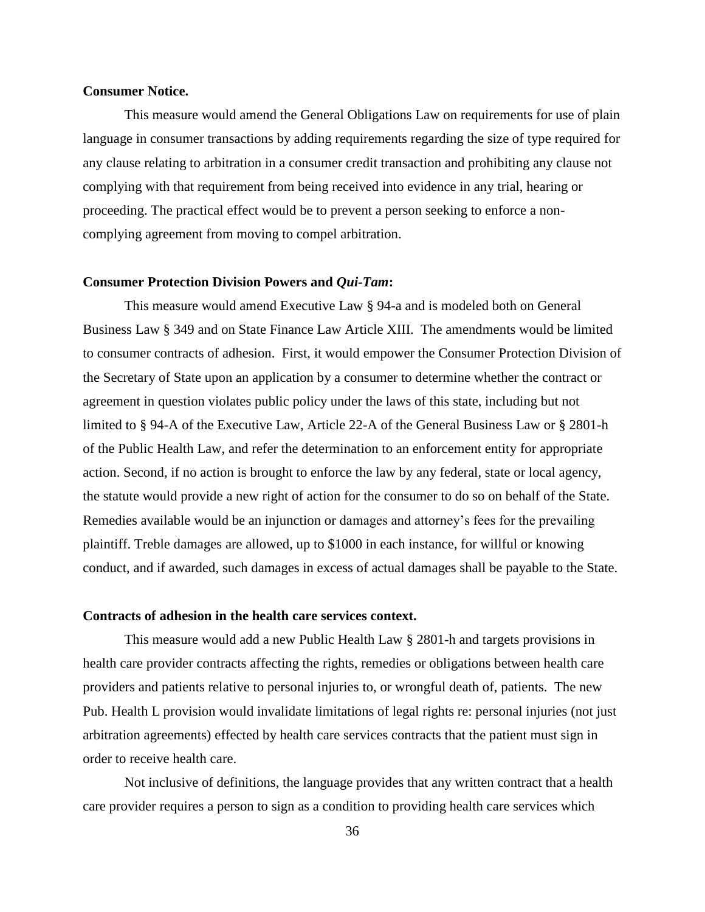**Consumer Notice.**

This measure would amend the General Obligations Law on requirements for use of plain language in consumer transactions by adding requirements regarding the size of type required for any clause relating to arbitration in a consumer credit transaction and prohibiting any clause not complying with that requirement from being received into evidence in any trial, hearing or proceeding. The practical effect would be to prevent a person seeking to enforce a non-complying agreement from moving to compel arbitration.

**Consumer Protection Division Powers and *Qui-Tam*:**

This measure would amend Executive Law § 94-a and is modeled both on General Business Law § 349 and on State Finance Law Article XIII. The amendments would be limited to consumer contracts of adhesion. First, it would empower the Consumer Protection Division of the Secretary of State upon an application by a consumer to determine whether the contract or agreement in question violates public policy under the laws of this state, including but not limited to § 94-A of the Executive Law, Article 22-A of the General Business Law or § 2801-h of the Public Health Law, and refer the determination to an enforcement entity for appropriate action. Second, if no action is brought to enforce the law by any federal, state or local agency, the statute would provide a new right of action for the consumer to do so on behalf of the State. Remedies available would be an injunction or damages and attorney's fees for the prevailing plaintiff. Treble damages are allowed, up to $1000 in each instance, for willful or knowing conduct, and if awarded, such damages in excess of actual damages shall be payable to the State.

**Contracts of adhesion in the health care services context.**

This measure would add a new Public Health Law § 2801-h and targets provisions in health care provider contracts affecting the rights, remedies or obligations between health care providers and patients relative to personal injuries to, or wrongful death of, patients. The new Pub. Health L provision would invalidate limitations of legal rights re: personal injuries (not just arbitration agreements) effected by health care services contracts that the patient must sign in order to receive health care.

Not inclusive of definitions, the language provides that any written contract that a health care provider requires a person to sign as a condition to providing health care services which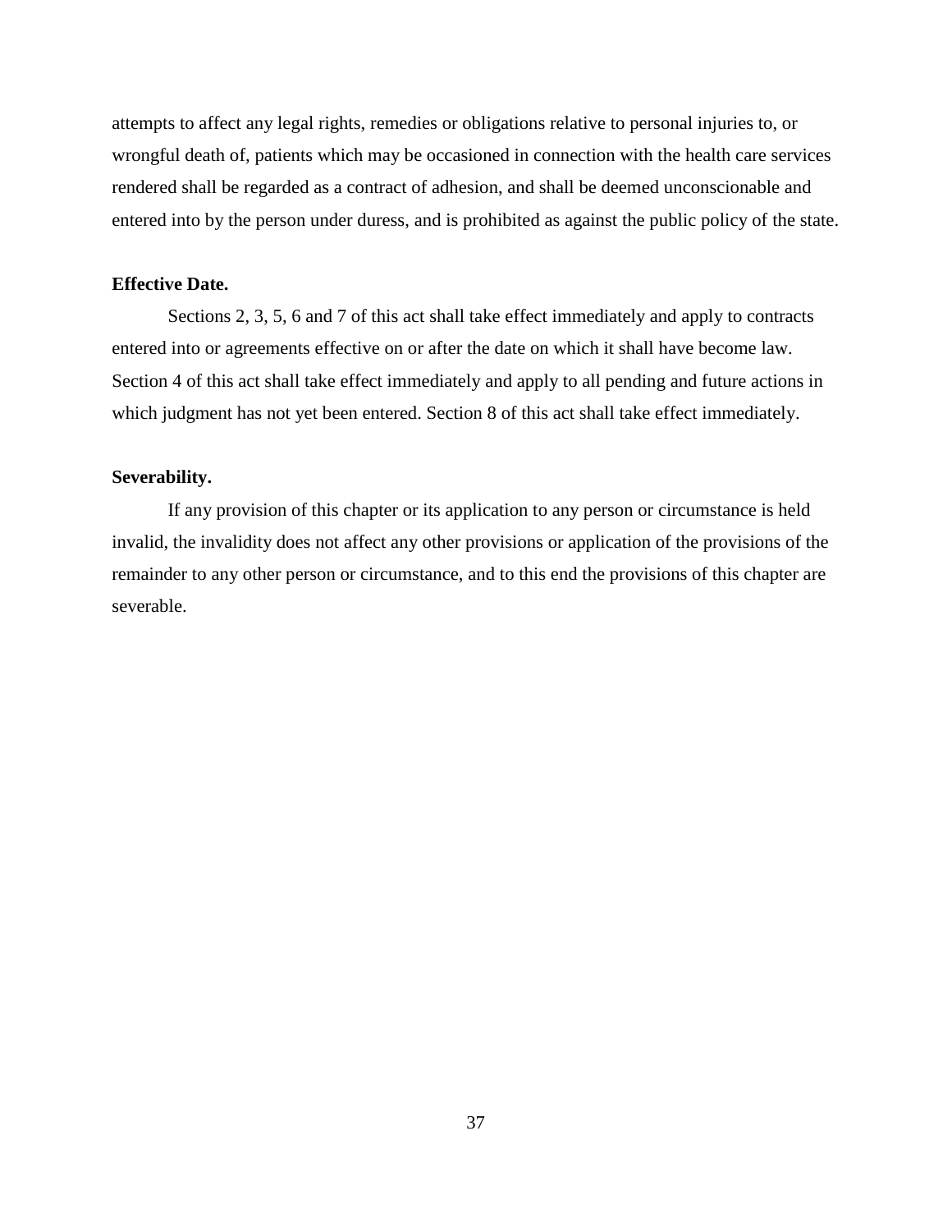attempts to affect any legal rights, remedies or obligations relative to personal injuries to, or wrongful death of, patients which may be occasioned in connection with the health care services rendered shall be regarded as a contract of adhesion, and shall be deemed unconscionable and entered into by the person under duress, and is prohibited as against the public policy of the state.

**Effective Date.**

Sections 2, 3, 5, 6 and 7 of this act shall take effect immediately and apply to contracts entered into or agreements effective on or after the date on which it shall have become law. Section 4 of this act shall take effect immediately and apply to all pending and future actions in which judgment has not yet been entered. Section 8 of this act shall take effect immediately.

**Severability.**

If any provision of this chapter or its application to any person or circumstance is held invalid, the invalidity does not affect any other provisions or application of the provisions of the remainder to any other person or circumstance, and to this end the provisions of this chapter are severable.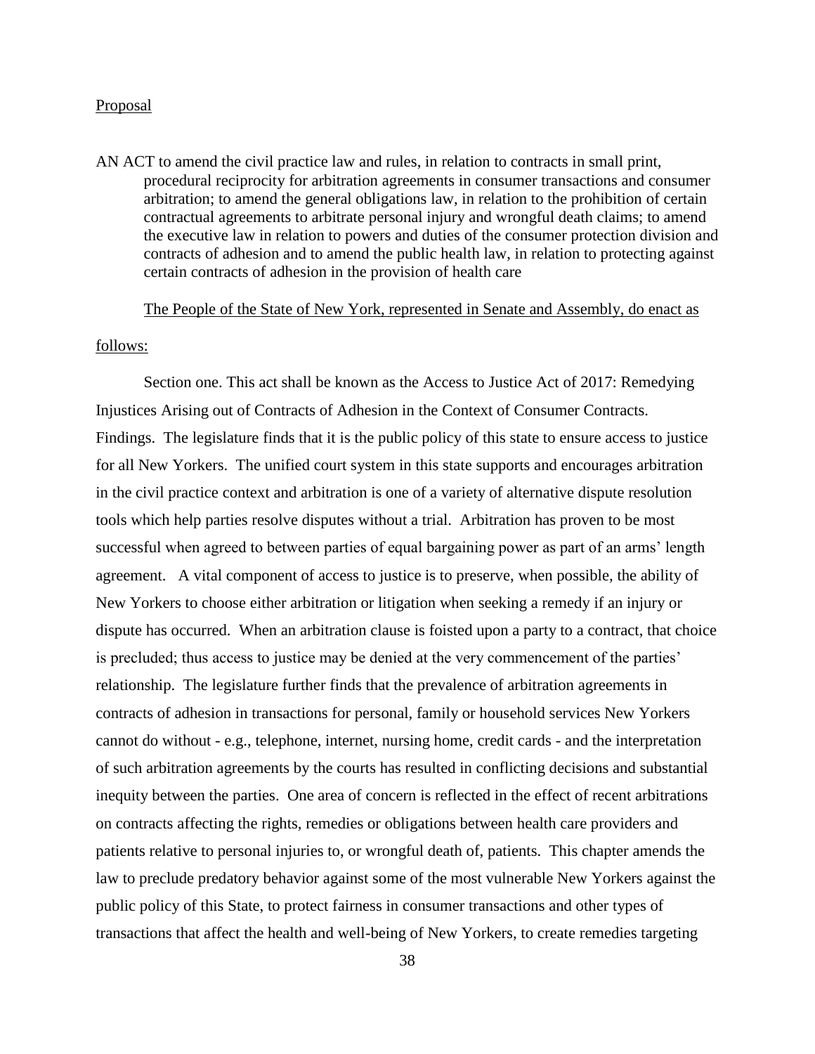Proposal

AN ACT to amend the civil practice law and rules, in relation to contracts in small print, procedural reciprocity for arbitration agreements in consumer transactions and consumer arbitration; to amend the general obligations law, in relation to the prohibition of certain contractual agreements to arbitrate personal injury and wrongful death claims; to amend the executive law in relation to powers and duties of the consumer protection division and contracts of adhesion and to amend the public health law, in relation to protecting against certain contracts of adhesion in the provision of health care

The People of the State of New York, represented in Senate and Assembly, do enact as follows:

Section one. This act shall be known as the Access to Justice Act of 2017: Remedying Injustices Arising out of Contracts of Adhesion in the Context of Consumer Contracts. Findings. The legislature finds that it is the public policy of this state to ensure access to justice for all New Yorkers. The unified court system in this state supports and encourages arbitration in the civil practice context and arbitration is one of a variety of alternative dispute resolution tools which help parties resolve disputes without a trial. Arbitration has proven to be most successful when agreed to between parties of equal bargaining power as part of an arms' length agreement. A vital component of access to justice is to preserve, when possible, the ability of New Yorkers to choose either arbitration or litigation when seeking a remedy if an injury or dispute has occurred. When an arbitration clause is foisted upon a party to a contract, that choice is precluded; thus access to justice may be denied at the very commencement of the parties' relationship. The legislature further finds that the prevalence of arbitration agreements in contracts of adhesion in transactions for personal, family or household services New Yorkers cannot do without - e.g., telephone, internet, nursing home, credit cards - and the interpretation of such arbitration agreements by the courts has resulted in conflicting decisions and substantial inequity between the parties. One area of concern is reflected in the effect of recent arbitrations on contracts affecting the rights, remedies or obligations between health care providers and patients relative to personal injuries to, or wrongful death of, patients. This chapter amends the law to preclude predatory behavior against some of the most vulnerable New Yorkers against the public policy of this State, to protect fairness in consumer transactions and other types of transactions that affect the health and well-being of New Yorkers, to create remedies targeting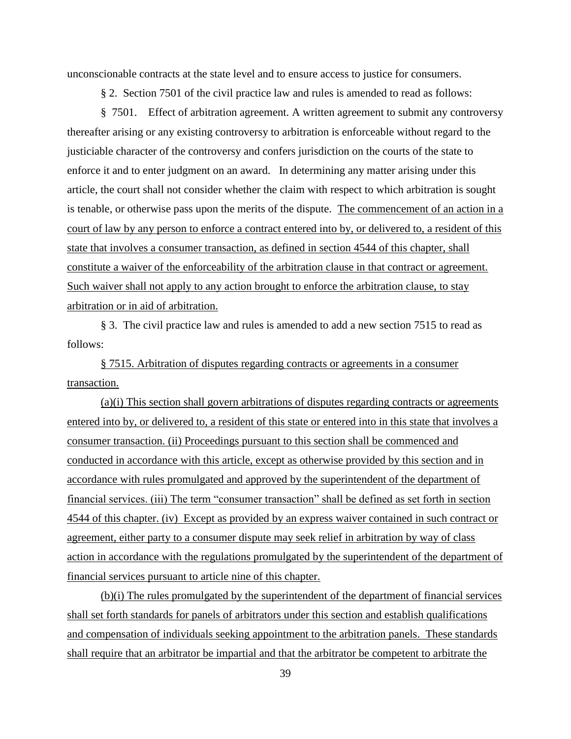unconscionable contracts at the state level and to ensure access to justice for consumers.

§ 2. Section 7501 of the civil practice law and rules is amended to read as follows:

§ 7501. Effect of arbitration agreement. A written agreement to submit any controversy thereafter arising or any existing controversy to arbitration is enforceable without regard to the justiciable character of the controversy and confers jurisdiction on the courts of the state to enforce it and to enter judgment on an award. In determining any matter arising under this article, the court shall not consider whether the claim with respect to which arbitration is sought is tenable, or otherwise pass upon the merits of the dispute. <u>The commencement of an action in a court of law by any person to enforce a contract entered into by, or delivered to, a resident of this state that involves a consumer transaction, as defined in section 4544 of this chapter, shall constitute a waiver of the enforceability of the arbitration clause in that contract or agreement. Such waiver shall not apply to any action brought to enforce the arbitration clause, to stay arbitration or in aid of arbitration.</u>

§ 3. The civil practice law and rules is amended to add a new section 7515 to read as follows:

<u>§ 7515. Arbitration of disputes regarding contracts or agreements in a consumer transaction.</u>

<u>(a)(i) This section shall govern arbitrations of disputes regarding contracts or agreements entered into by, or delivered to, a resident of this state or entered into in this state that involves a consumer transaction. (ii) Proceedings pursuant to this section shall be commenced and conducted in accordance with this article, except as otherwise provided by this section and in accordance with rules promulgated and approved by the superintendent of the department of financial services. (iii) The term "consumer transaction" shall be defined as set forth in section 4544 of this chapter. (iv) Except as provided by an express waiver contained in such contract or agreement, either party to a consumer dispute may seek relief in arbitration by way of class action in accordance with the regulations promulgated by the superintendent of the department of financial services pursuant to article nine of this chapter.</u>

<u>(b)(i) The rules promulgated by the superintendent of the department of financial services shall set forth standards for panels of arbitrators under this section and establish qualifications and compensation of individuals seeking appointment to the arbitration panels. These standards shall require that an arbitrator be impartial and that the arbitrator be competent to arbitrate the</u>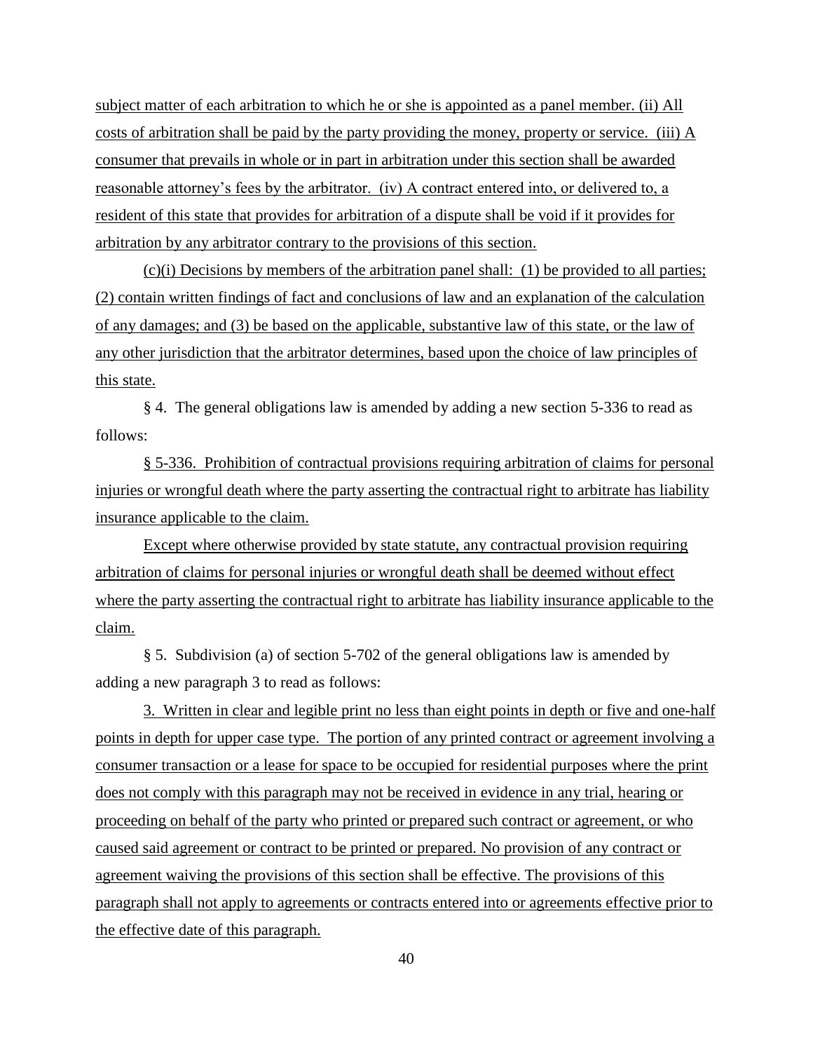subject matter of each arbitration to which he or she is appointed as a panel member. (ii) All costs of arbitration shall be paid by the party providing the money, property or service. (iii) A consumer that prevails in whole or in part in arbitration under this section shall be awarded reasonable attorney's fees by the arbitrator. (iv) A contract entered into, or delivered to, a resident of this state that provides for arbitration of a dispute shall be void if it provides for arbitration by any arbitrator contrary to the provisions of this section.

(c)(i) Decisions by members of the arbitration panel shall: (1) be provided to all parties; (2) contain written findings of fact and conclusions of law and an explanation of the calculation of any damages; and (3) be based on the applicable, substantive law of this state, or the law of any other jurisdiction that the arbitrator determines, based upon the choice of law principles of this state.

§ 4. The general obligations law is amended by adding a new section 5-336 to read as follows:

§ 5-336. Prohibition of contractual provisions requiring arbitration of claims for personal injuries or wrongful death where the party asserting the contractual right to arbitrate has liability insurance applicable to the claim.

Except where otherwise provided by state statute, any contractual provision requiring arbitration of claims for personal injuries or wrongful death shall be deemed without effect where the party asserting the contractual right to arbitrate has liability insurance applicable to the claim.

§ 5. Subdivision (a) of section 5-702 of the general obligations law is amended by adding a new paragraph 3 to read as follows:

3. Written in clear and legible print no less than eight points in depth or five and one-half points in depth for upper case type. The portion of any printed contract or agreement involving a consumer transaction or a lease for space to be occupied for residential purposes where the print does not comply with this paragraph may not be received in evidence in any trial, hearing or proceeding on behalf of the party who printed or prepared such contract or agreement, or who caused said agreement or contract to be printed or prepared. No provision of any contract or agreement waiving the provisions of this section shall be effective. The provisions of this paragraph shall not apply to agreements or contracts entered into or agreements effective prior to the effective date of this paragraph.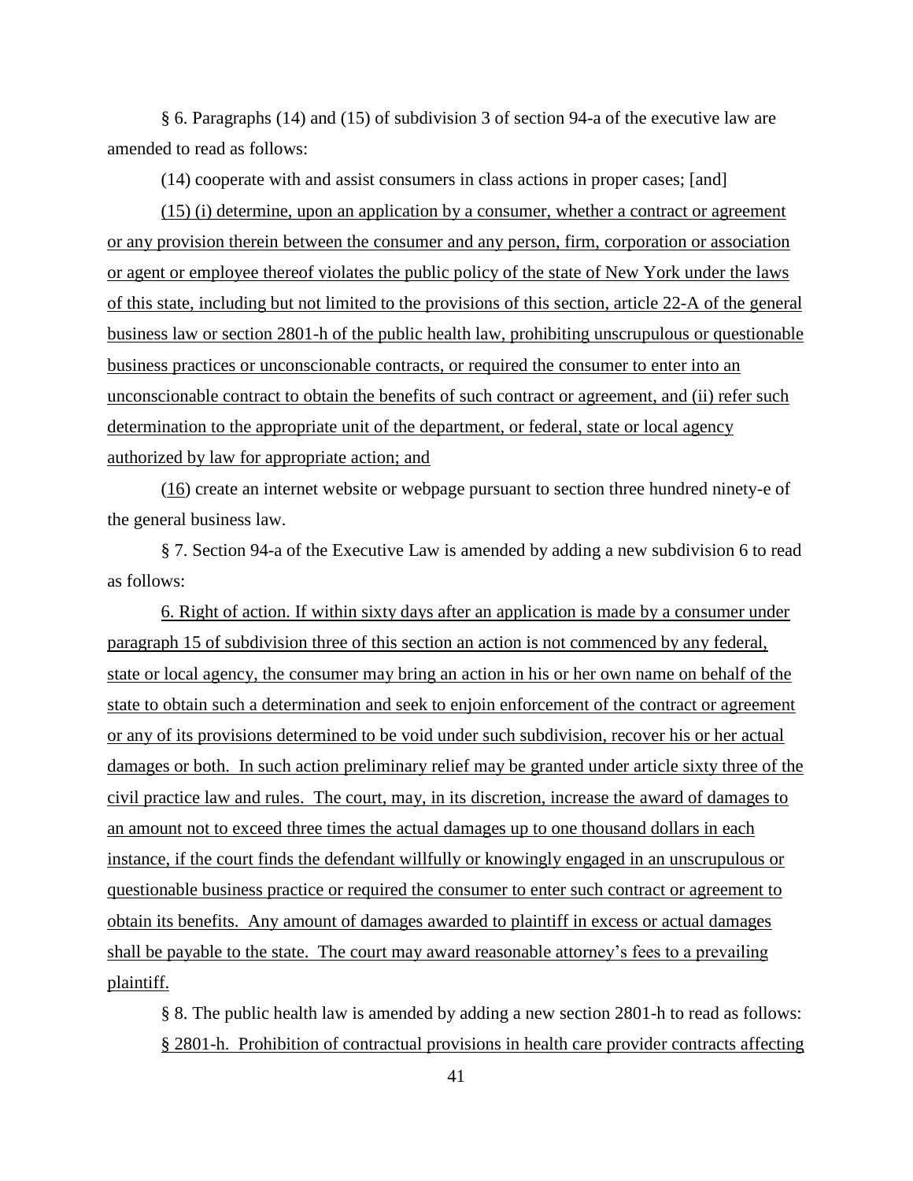§ 6. Paragraphs (14) and (15) of subdivision 3 of section 94-a of the executive law are amended to read as follows:

(14) cooperate with and assist consumers in class actions in proper cases; [and]

<u>(15) (i) determine, upon an application by a consumer, whether a contract or agreement or any provision therein between the consumer and any person, firm, corporation or association or agent or employee thereof violates the public policy of the state of New York under the laws of this state, including but not limited to the provisions of this section, article 22-A of the general business law or section 2801-h of the public health law, prohibiting unscrupulous or questionable business practices or unconscionable contracts, or required the consumer to enter into an unconscionable contract to obtain the benefits of such contract or agreement, and (ii) refer such determination to the appropriate unit of the department, or federal, state or local agency authorized by law for appropriate action; and</u>

(<u>16</u>) create an internet website or webpage pursuant to section three hundred ninety-e of the general business law.

§ 7. Section 94-a of the Executive Law is amended by adding a new subdivision 6 to read as follows:

<u>6. Right of action. If within sixty days after an application is made by a consumer under paragraph 15 of subdivision three of this section an action is not commenced by any federal, state or local agency, the consumer may bring an action in his or her own name on behalf of the state to obtain such a determination and seek to enjoin enforcement of the contract or agreement or any of its provisions determined to be void under such subdivision, recover his or her actual damages or both. In such action preliminary relief may be granted under article sixty three of the civil practice law and rules. The court, may, in its discretion, increase the award of damages to an amount not to exceed three times the actual damages up to one thousand dollars in each instance, if the court finds the defendant willfully or knowingly engaged in an unscrupulous or questionable business practice or required the consumer to enter such contract or agreement to obtain its benefits. Any amount of damages awarded to plaintiff in excess or actual damages shall be payable to the state. The court may award reasonable attorney's fees to a prevailing plaintiff.</u>

§ 8. The public health law is amended by adding a new section 2801-h to read as follows:

<u>§ 2801-h. Prohibition of contractual provisions in health care provider contracts affecting</u>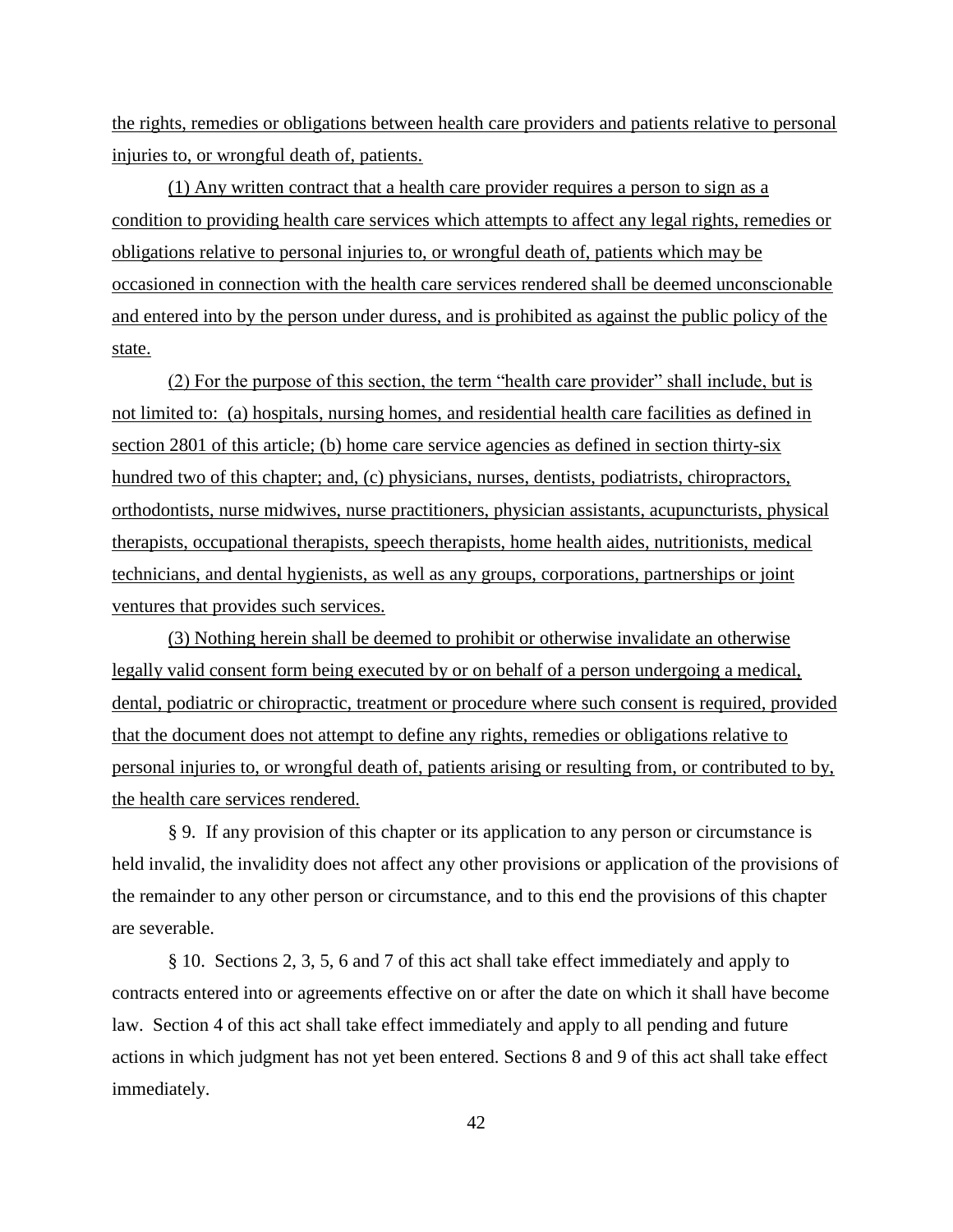the rights, remedies or obligations between health care providers and patients relative to personal injuries to, or wrongful death of, patients.

(1) Any written contract that a health care provider requires a person to sign as a condition to providing health care services which attempts to affect any legal rights, remedies or obligations relative to personal injuries to, or wrongful death of, patients which may be occasioned in connection with the health care services rendered shall be deemed unconscionable and entered into by the person under duress, and is prohibited as against the public policy of the state.

(2) For the purpose of this section, the term "health care provider" shall include, but is not limited to: (a) hospitals, nursing homes, and residential health care facilities as defined in section 2801 of this article; (b) home care service agencies as defined in section thirty-six hundred two of this chapter; and, (c) physicians, nurses, dentists, podiatrists, chiropractors, orthodontists, nurse midwives, nurse practitioners, physician assistants, acupuncturists, physical therapists, occupational therapists, speech therapists, home health aides, nutritionists, medical technicians, and dental hygienists, as well as any groups, corporations, partnerships or joint ventures that provides such services.

(3) Nothing herein shall be deemed to prohibit or otherwise invalidate an otherwise legally valid consent form being executed by or on behalf of a person undergoing a medical, dental, podiatric or chiropractic, treatment or procedure where such consent is required, provided that the document does not attempt to define any rights, remedies or obligations relative to personal injuries to, or wrongful death of, patients arising or resulting from, or contributed to by, the health care services rendered.

§ 9. If any provision of this chapter or its application to any person or circumstance is held invalid, the invalidity does not affect any other provisions or application of the provisions of the remainder to any other person or circumstance, and to this end the provisions of this chapter are severable.

§ 10. Sections 2, 3, 5, 6 and 7 of this act shall take effect immediately and apply to contracts entered into or agreements effective on or after the date on which it shall have become law. Section 4 of this act shall take effect immediately and apply to all pending and future actions in which judgment has not yet been entered. Sections 8 and 9 of this act shall take effect immediately.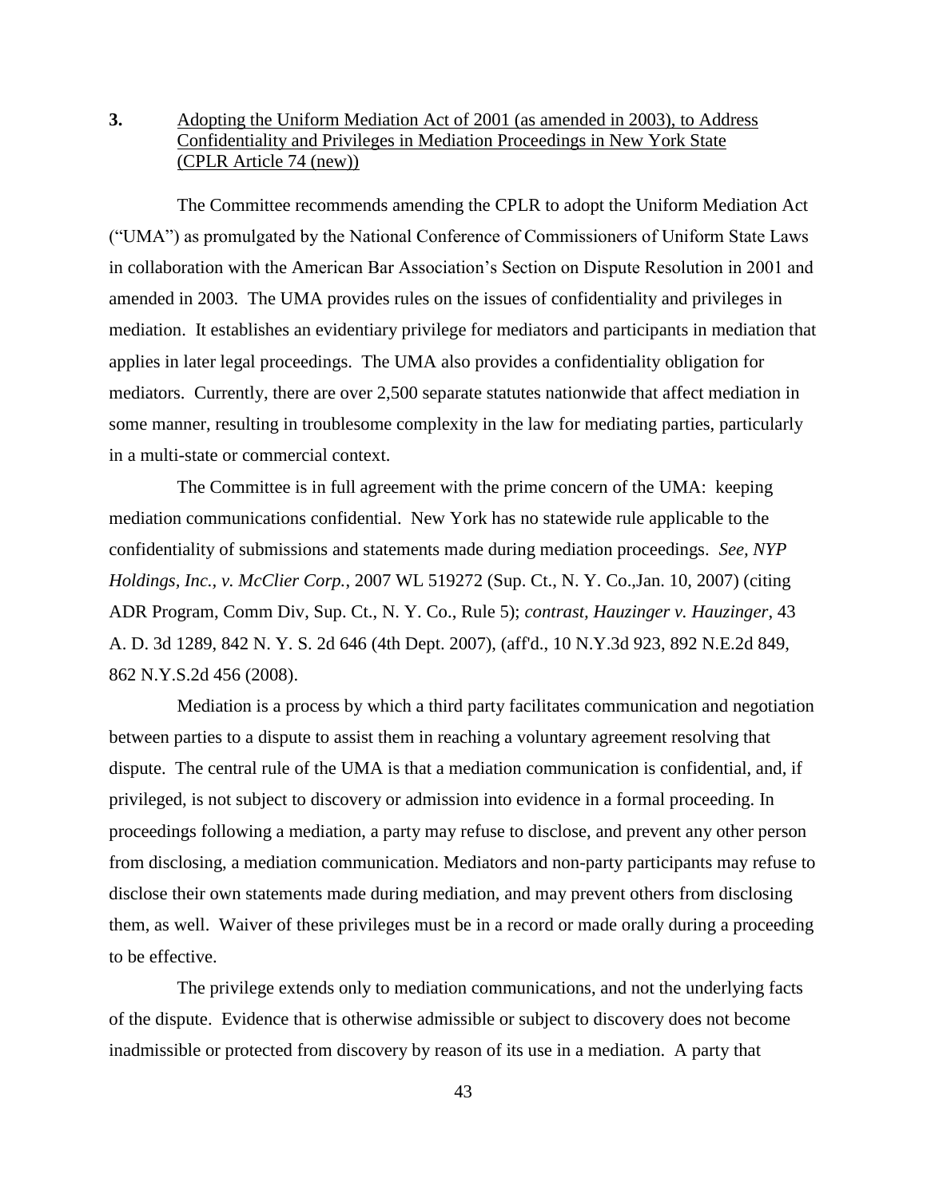**3.** Adopting the Uniform Mediation Act of 2001 (as amended in 2003), to Address Confidentiality and Privileges in Mediation Proceedings in New York State (CPLR Article 74 (new))

The Committee recommends amending the CPLR to adopt the Uniform Mediation Act ("UMA") as promulgated by the National Conference of Commissioners of Uniform State Laws in collaboration with the American Bar Association's Section on Dispute Resolution in 2001 and amended in 2003. The UMA provides rules on the issues of confidentiality and privileges in mediation. It establishes an evidentiary privilege for mediators and participants in mediation that applies in later legal proceedings. The UMA also provides a confidentiality obligation for mediators. Currently, there are over 2,500 separate statutes nationwide that affect mediation in some manner, resulting in troublesome complexity in the law for mediating parties, particularly in a multi-state or commercial context.

The Committee is in full agreement with the prime concern of the UMA: keeping mediation communications confidential. New York has no statewide rule applicable to the confidentiality of submissions and statements made during mediation proceedings. *See, NYP Holdings, Inc., v. McClier Corp.*, 2007 WL 519272 (Sup. Ct., N. Y. Co.,Jan. 10, 2007) (citing ADR Program, Comm Div, Sup. Ct., N. Y. Co., Rule 5); *contrast, Hauzinger v. Hauzinger*, 43 A. D. 3d 1289, 842 N. Y. S. 2d 646 (4th Dept. 2007), (aff'd., 10 N.Y.3d 923, 892 N.E.2d 849, 862 N.Y.S.2d 456 (2008).

Mediation is a process by which a third party facilitates communication and negotiation between parties to a dispute to assist them in reaching a voluntary agreement resolving that dispute. The central rule of the UMA is that a mediation communication is confidential, and, if privileged, is not subject to discovery or admission into evidence in a formal proceeding. In proceedings following a mediation, a party may refuse to disclose, and prevent any other person from disclosing, a mediation communication. Mediators and non-party participants may refuse to disclose their own statements made during mediation, and may prevent others from disclosing them, as well. Waiver of these privileges must be in a record or made orally during a proceeding to be effective.

The privilege extends only to mediation communications, and not the underlying facts of the dispute. Evidence that is otherwise admissible or subject to discovery does not become inadmissible or protected from discovery by reason of its use in a mediation. A party that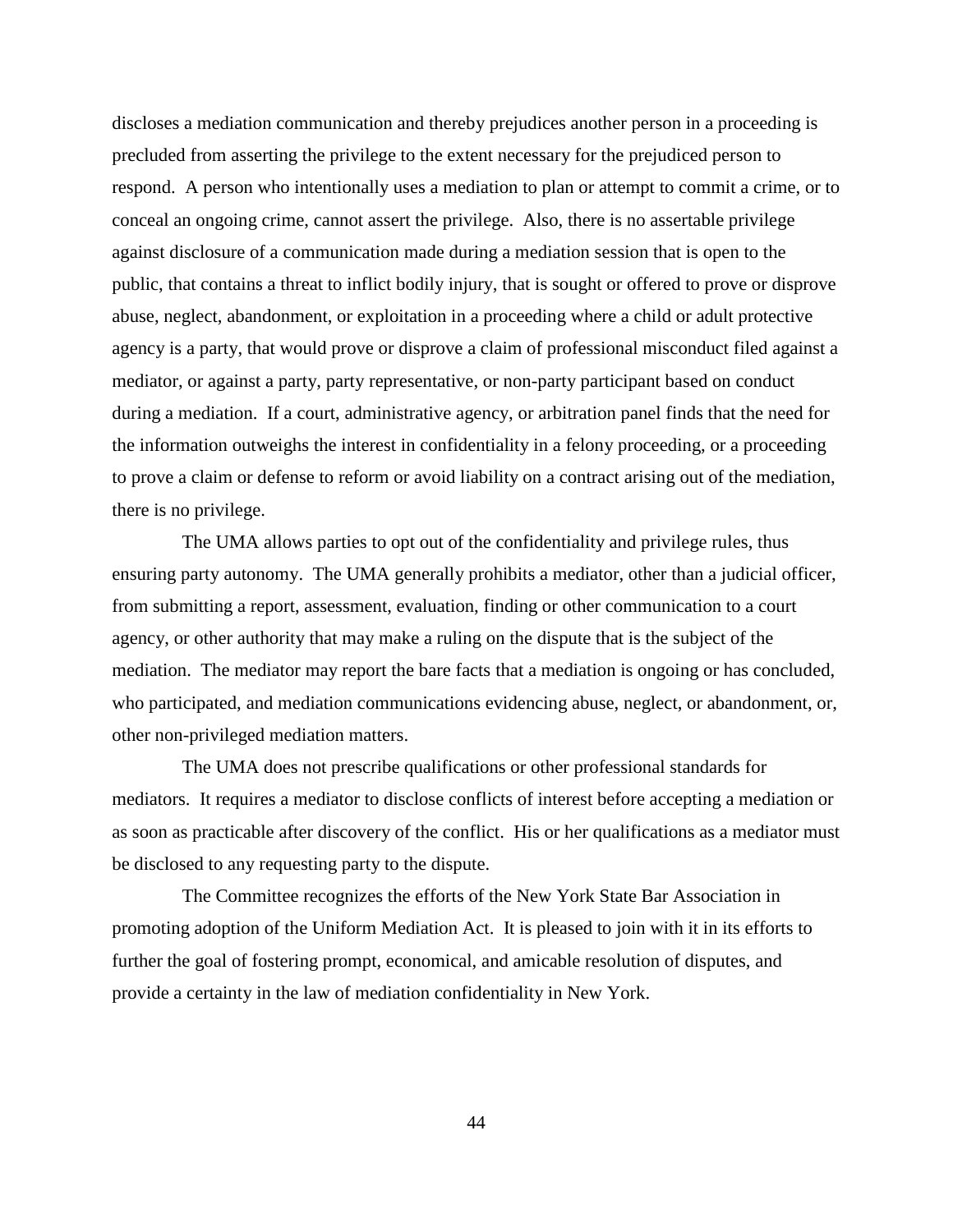discloses a mediation communication and thereby prejudices another person in a proceeding is precluded from asserting the privilege to the extent necessary for the prejudiced person to respond. A person who intentionally uses a mediation to plan or attempt to commit a crime, or to conceal an ongoing crime, cannot assert the privilege. Also, there is no assertable privilege against disclosure of a communication made during a mediation session that is open to the public, that contains a threat to inflict bodily injury, that is sought or offered to prove or disprove abuse, neglect, abandonment, or exploitation in a proceeding where a child or adult protective agency is a party, that would prove or disprove a claim of professional misconduct filed against a mediator, or against a party, party representative, or non-party participant based on conduct during a mediation. If a court, administrative agency, or arbitration panel finds that the need for the information outweighs the interest in confidentiality in a felony proceeding, or a proceeding to prove a claim or defense to reform or avoid liability on a contract arising out of the mediation, there is no privilege.

The UMA allows parties to opt out of the confidentiality and privilege rules, thus ensuring party autonomy. The UMA generally prohibits a mediator, other than a judicial officer, from submitting a report, assessment, evaluation, finding or other communication to a court agency, or other authority that may make a ruling on the dispute that is the subject of the mediation. The mediator may report the bare facts that a mediation is ongoing or has concluded, who participated, and mediation communications evidencing abuse, neglect, or abandonment, or, other non-privileged mediation matters.

The UMA does not prescribe qualifications or other professional standards for mediators. It requires a mediator to disclose conflicts of interest before accepting a mediation or as soon as practicable after discovery of the conflict. His or her qualifications as a mediator must be disclosed to any requesting party to the dispute.

The Committee recognizes the efforts of the New York State Bar Association in promoting adoption of the Uniform Mediation Act. It is pleased to join with it in its efforts to further the goal of fostering prompt, economical, and amicable resolution of disputes, and provide a certainty in the law of mediation confidentiality in New York.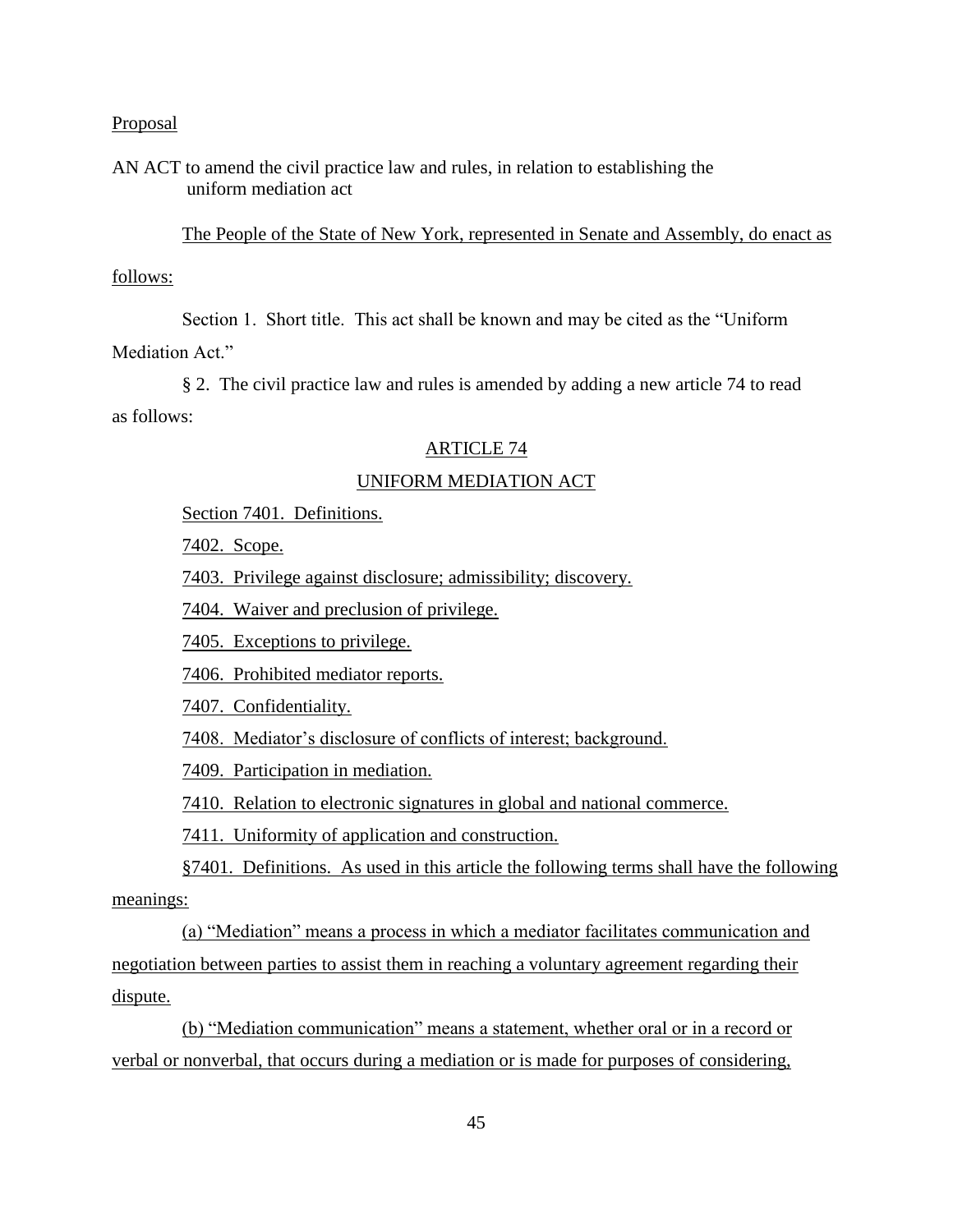Proposal

AN ACT to amend the civil practice law and rules, in relation to establishing the uniform mediation act

The People of the State of New York, represented in Senate and Assembly, do enact as follows:

Section 1. Short title. This act shall be known and may be cited as the "Uniform Mediation Act."

§ 2. The civil practice law and rules is amended by adding a new article 74 to read as follows:

## ARTICLE 74

## UNIFORM MEDIATION ACT

Section 7401. Definitions.

7402. Scope.

7403. Privilege against disclosure; admissibility; discovery.

7404. Waiver and preclusion of privilege.

7405. Exceptions to privilege.

7406. Prohibited mediator reports.

7407. Confidentiality.

7408. Mediator's disclosure of conflicts of interest; background.

7409. Participation in mediation.

7410. Relation to electronic signatures in global and national commerce.

7411. Uniformity of application and construction.

§7401. Definitions. As used in this article the following terms shall have the following meanings:

(a) "Mediation" means a process in which a mediator facilitates communication and negotiation between parties to assist them in reaching a voluntary agreement regarding their dispute.

(b) "Mediation communication" means a statement, whether oral or in a record or verbal or nonverbal, that occurs during a mediation or is made for purposes of considering,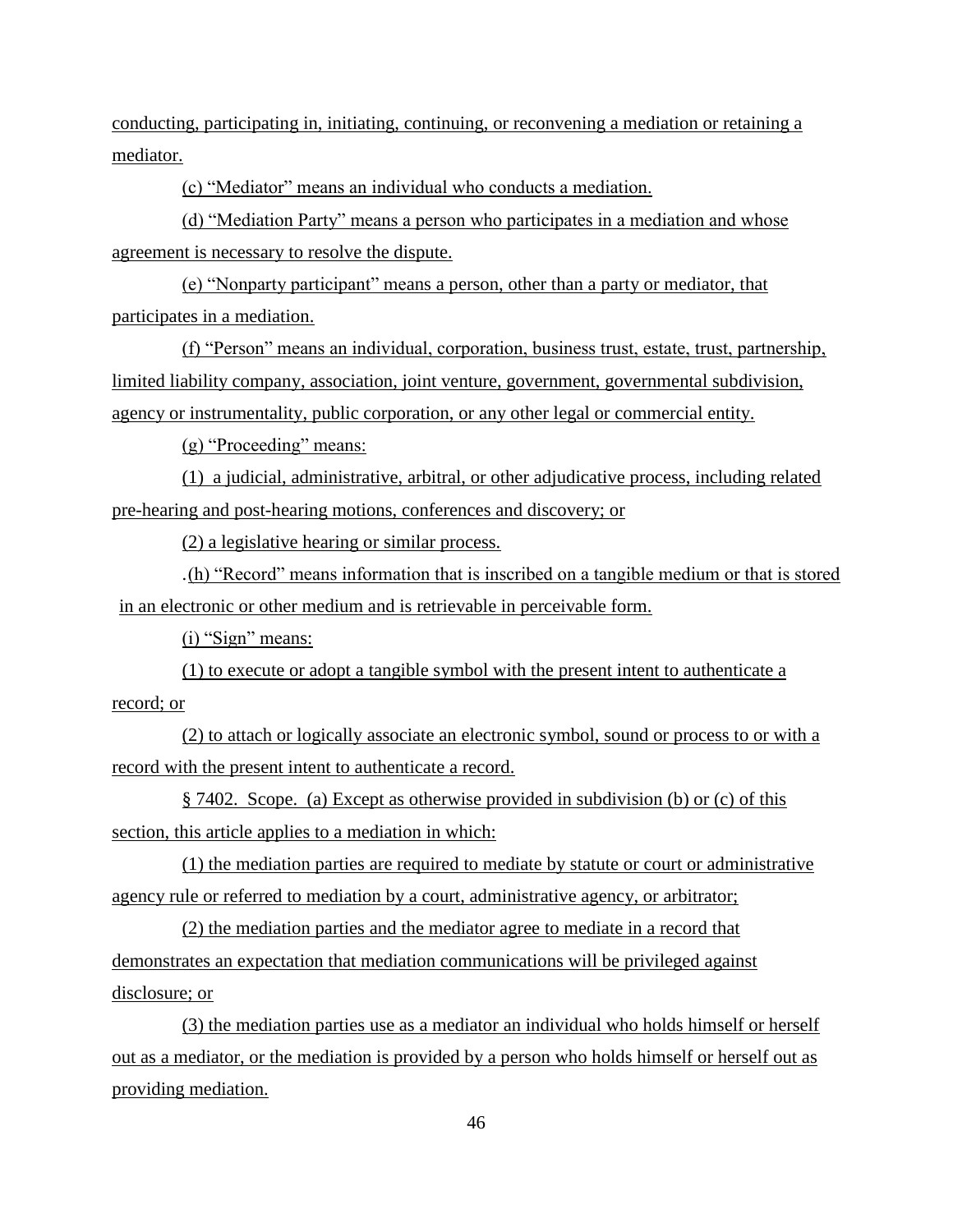conducting, participating in, initiating, continuing, or reconvening a mediation or retaining a mediator.

(c) "Mediator" means an individual who conducts a mediation.

(d) "Mediation Party" means a person who participates in a mediation and whose agreement is necessary to resolve the dispute.

(e) "Nonparty participant" means a person, other than a party or mediator, that participates in a mediation.

(f) "Person" means an individual, corporation, business trust, estate, trust, partnership, limited liability company, association, joint venture, government, governmental subdivision, agency or instrumentality, public corporation, or any other legal or commercial entity.

(g) "Proceeding" means:

(1) a judicial, administrative, arbitral, or other adjudicative process, including related pre-hearing and post-hearing motions, conferences and discovery; or

(2) a legislative hearing or similar process.

.(h) "Record" means information that is inscribed on a tangible medium or that is stored in an electronic or other medium and is retrievable in perceivable form.

(i) "Sign" means:

(1) to execute or adopt a tangible symbol with the present intent to authenticate a record; or

(2) to attach or logically associate an electronic symbol, sound or process to or with a record with the present intent to authenticate a record.

§ 7402. Scope. (a) Except as otherwise provided in subdivision (b) or (c) of this section, this article applies to a mediation in which:

(1) the mediation parties are required to mediate by statute or court or administrative agency rule or referred to mediation by a court, administrative agency, or arbitrator;

(2) the mediation parties and the mediator agree to mediate in a record that demonstrates an expectation that mediation communications will be privileged against disclosure; or

(3) the mediation parties use as a mediator an individual who holds himself or herself out as a mediator, or the mediation is provided by a person who holds himself or herself out as providing mediation.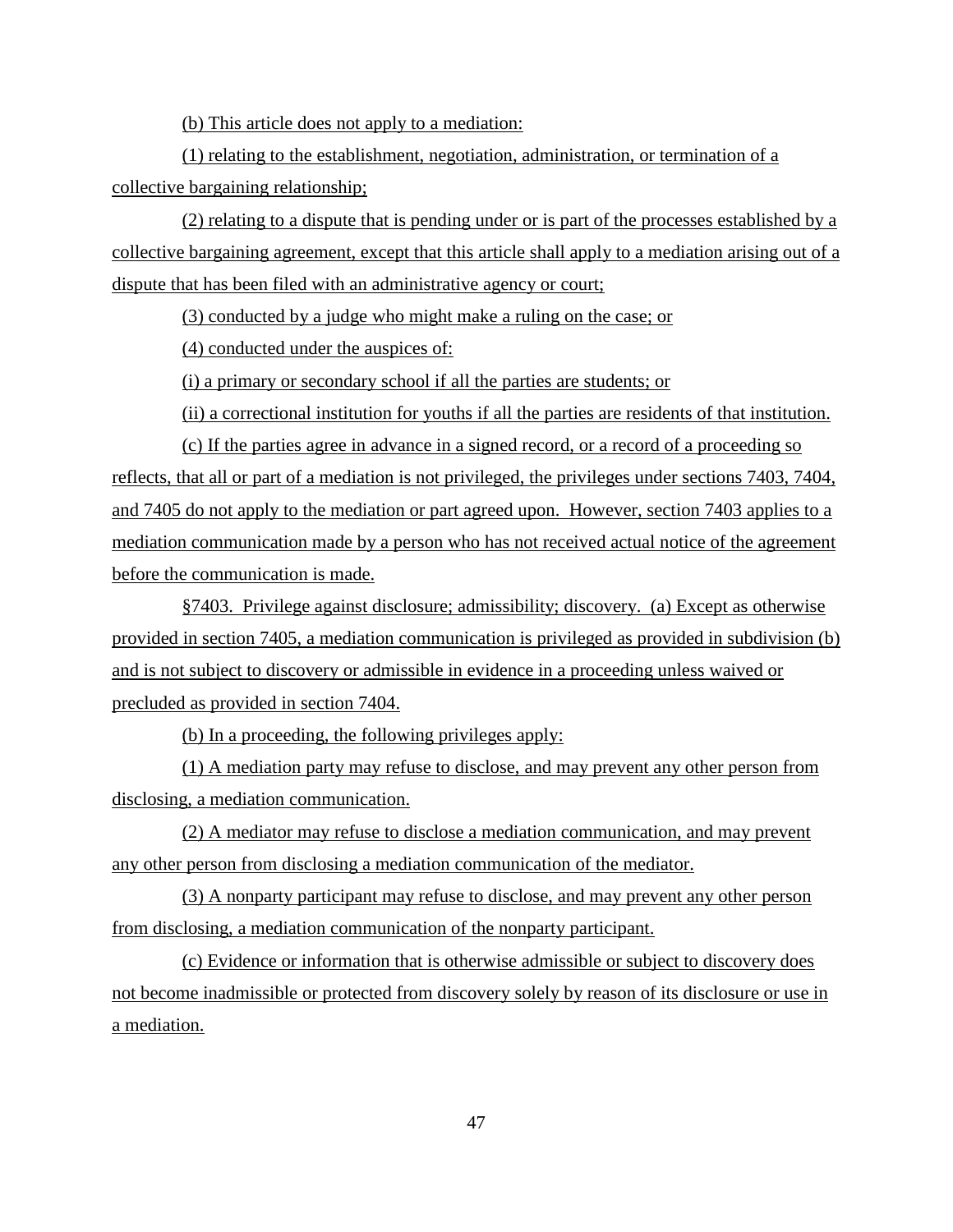(b) This article does not apply to a mediation:

(1) relating to the establishment, negotiation, administration, or termination of a collective bargaining relationship;

(2) relating to a dispute that is pending under or is part of the processes established by a collective bargaining agreement, except that this article shall apply to a mediation arising out of a dispute that has been filed with an administrative agency or court;

(3) conducted by a judge who might make a ruling on the case; or

(4) conducted under the auspices of:

(i) a primary or secondary school if all the parties are students; or

(ii) a correctional institution for youths if all the parties are residents of that institution.

(c) If the parties agree in advance in a signed record, or a record of a proceeding so reflects, that all or part of a mediation is not privileged, the privileges under sections 7403, 7404, and 7405 do not apply to the mediation or part agreed upon. However, section 7403 applies to a mediation communication made by a person who has not received actual notice of the agreement before the communication is made.

§7403. Privilege against disclosure; admissibility; discovery. (a) Except as otherwise provided in section 7405, a mediation communication is privileged as provided in subdivision (b) and is not subject to discovery or admissible in evidence in a proceeding unless waived or precluded as provided in section 7404.

(b) In a proceeding, the following privileges apply:

(1) A mediation party may refuse to disclose, and may prevent any other person from disclosing, a mediation communication.

(2) A mediator may refuse to disclose a mediation communication, and may prevent any other person from disclosing a mediation communication of the mediator.

(3) A nonparty participant may refuse to disclose, and may prevent any other person from disclosing, a mediation communication of the nonparty participant.

(c) Evidence or information that is otherwise admissible or subject to discovery does not become inadmissible or protected from discovery solely by reason of its disclosure or use in a mediation.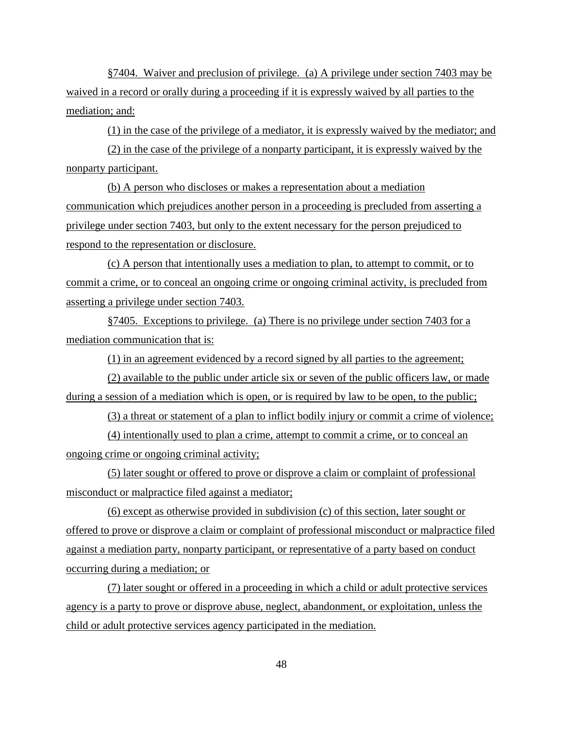§7404. Waiver and preclusion of privilege. (a) A privilege under section 7403 may be waived in a record or orally during a proceeding if it is expressly waived by all parties to the mediation; and:

(1) in the case of the privilege of a mediator, it is expressly waived by the mediator; and

(2) in the case of the privilege of a nonparty participant, it is expressly waived by the nonparty participant.

(b) A person who discloses or makes a representation about a mediation communication which prejudices another person in a proceeding is precluded from asserting a privilege under section 7403, but only to the extent necessary for the person prejudiced to respond to the representation or disclosure.

(c) A person that intentionally uses a mediation to plan, to attempt to commit, or to commit a crime, or to conceal an ongoing crime or ongoing criminal activity, is precluded from asserting a privilege under section 7403.

§7405. Exceptions to privilege. (a) There is no privilege under section 7403 for a mediation communication that is:

(1) in an agreement evidenced by a record signed by all parties to the agreement;

(2) available to the public under article six or seven of the public officers law, or made during a session of a mediation which is open, or is required by law to be open, to the public;

(3) a threat or statement of a plan to inflict bodily injury or commit a crime of violence;

(4) intentionally used to plan a crime, attempt to commit a crime, or to conceal an ongoing crime or ongoing criminal activity;

(5) later sought or offered to prove or disprove a claim or complaint of professional misconduct or malpractice filed against a mediator;

(6) except as otherwise provided in subdivision (c) of this section, later sought or offered to prove or disprove a claim or complaint of professional misconduct or malpractice filed against a mediation party, nonparty participant, or representative of a party based on conduct occurring during a mediation; or

(7) later sought or offered in a proceeding in which a child or adult protective services agency is a party to prove or disprove abuse, neglect, abandonment, or exploitation, unless the child or adult protective services agency participated in the mediation.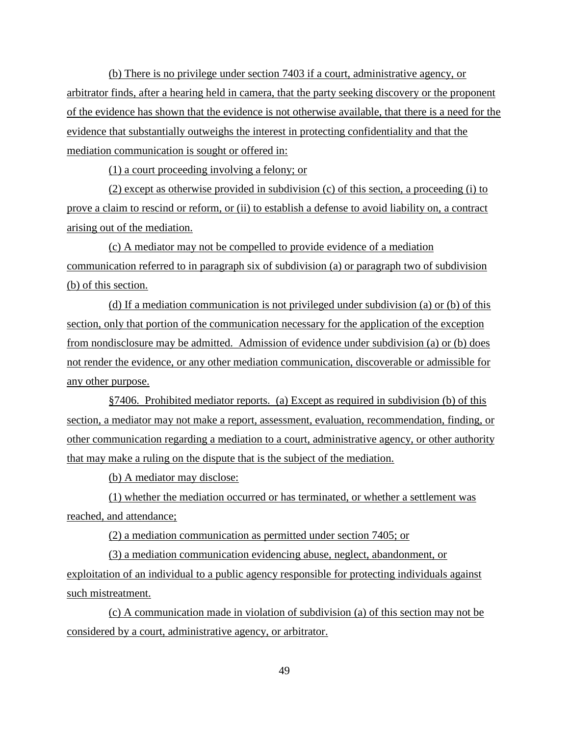(b) There is no privilege under section 7403 if a court, administrative agency, or arbitrator finds, after a hearing held in camera, that the party seeking discovery or the proponent of the evidence has shown that the evidence is not otherwise available, that there is a need for the evidence that substantially outweighs the interest in protecting confidentiality and that the mediation communication is sought or offered in:

(1) a court proceeding involving a felony; or

(2) except as otherwise provided in subdivision (c) of this section, a proceeding (i) to prove a claim to rescind or reform, or (ii) to establish a defense to avoid liability on, a contract arising out of the mediation.

(c) A mediator may not be compelled to provide evidence of a mediation communication referred to in paragraph six of subdivision (a) or paragraph two of subdivision (b) of this section.

(d) If a mediation communication is not privileged under subdivision (a) or (b) of this section, only that portion of the communication necessary for the application of the exception from nondisclosure may be admitted. Admission of evidence under subdivision (a) or (b) does not render the evidence, or any other mediation communication, discoverable or admissible for any other purpose.

§7406. Prohibited mediator reports. (a) Except as required in subdivision (b) of this section, a mediator may not make a report, assessment, evaluation, recommendation, finding, or other communication regarding a mediation to a court, administrative agency, or other authority that may make a ruling on the dispute that is the subject of the mediation.

(b) A mediator may disclose:

(1) whether the mediation occurred or has terminated, or whether a settlement was reached, and attendance;

(2) a mediation communication as permitted under section 7405; or

(3) a mediation communication evidencing abuse, neglect, abandonment, or exploitation of an individual to a public agency responsible for protecting individuals against such mistreatment.

(c) A communication made in violation of subdivision (a) of this section may not be considered by a court, administrative agency, or arbitrator.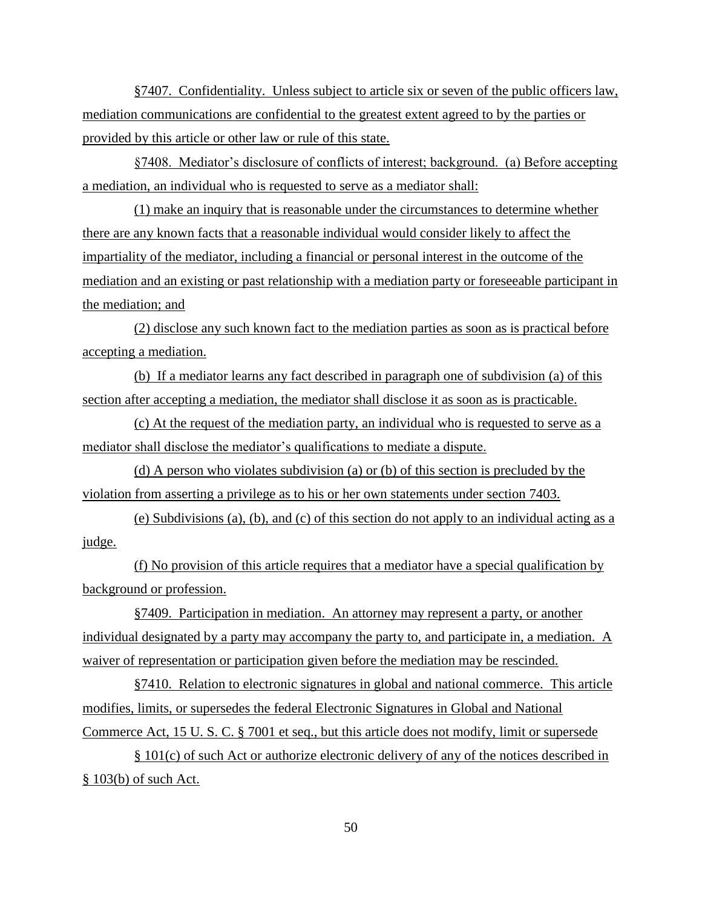§7407. Confidentiality. Unless subject to article six or seven of the public officers law, mediation communications are confidential to the greatest extent agreed to by the parties or provided by this article or other law or rule of this state.

§7408. Mediator's disclosure of conflicts of interest; background. (a) Before accepting a mediation, an individual who is requested to serve as a mediator shall:

(1) make an inquiry that is reasonable under the circumstances to determine whether there are any known facts that a reasonable individual would consider likely to affect the impartiality of the mediator, including a financial or personal interest in the outcome of the mediation and an existing or past relationship with a mediation party or foreseeable participant in the mediation; and

(2) disclose any such known fact to the mediation parties as soon as is practical before accepting a mediation.

(b) If a mediator learns any fact described in paragraph one of subdivision (a) of this section after accepting a mediation, the mediator shall disclose it as soon as is practicable.

(c) At the request of the mediation party, an individual who is requested to serve as a mediator shall disclose the mediator's qualifications to mediate a dispute.

(d) A person who violates subdivision (a) or (b) of this section is precluded by the violation from asserting a privilege as to his or her own statements under section 7403.

(e) Subdivisions (a), (b), and (c) of this section do not apply to an individual acting as a judge.

(f) No provision of this article requires that a mediator have a special qualification by background or profession.

§7409. Participation in mediation. An attorney may represent a party, or another individual designated by a party may accompany the party to, and participate in, a mediation. A waiver of representation or participation given before the mediation may be rescinded.

§7410. Relation to electronic signatures in global and national commerce. This article modifies, limits, or supersedes the federal Electronic Signatures in Global and National Commerce Act, 15 U. S. C. § 7001 et seq., but this article does not modify, limit or supersede

§ 101(c) of such Act or authorize electronic delivery of any of the notices described in § 103(b) of such Act.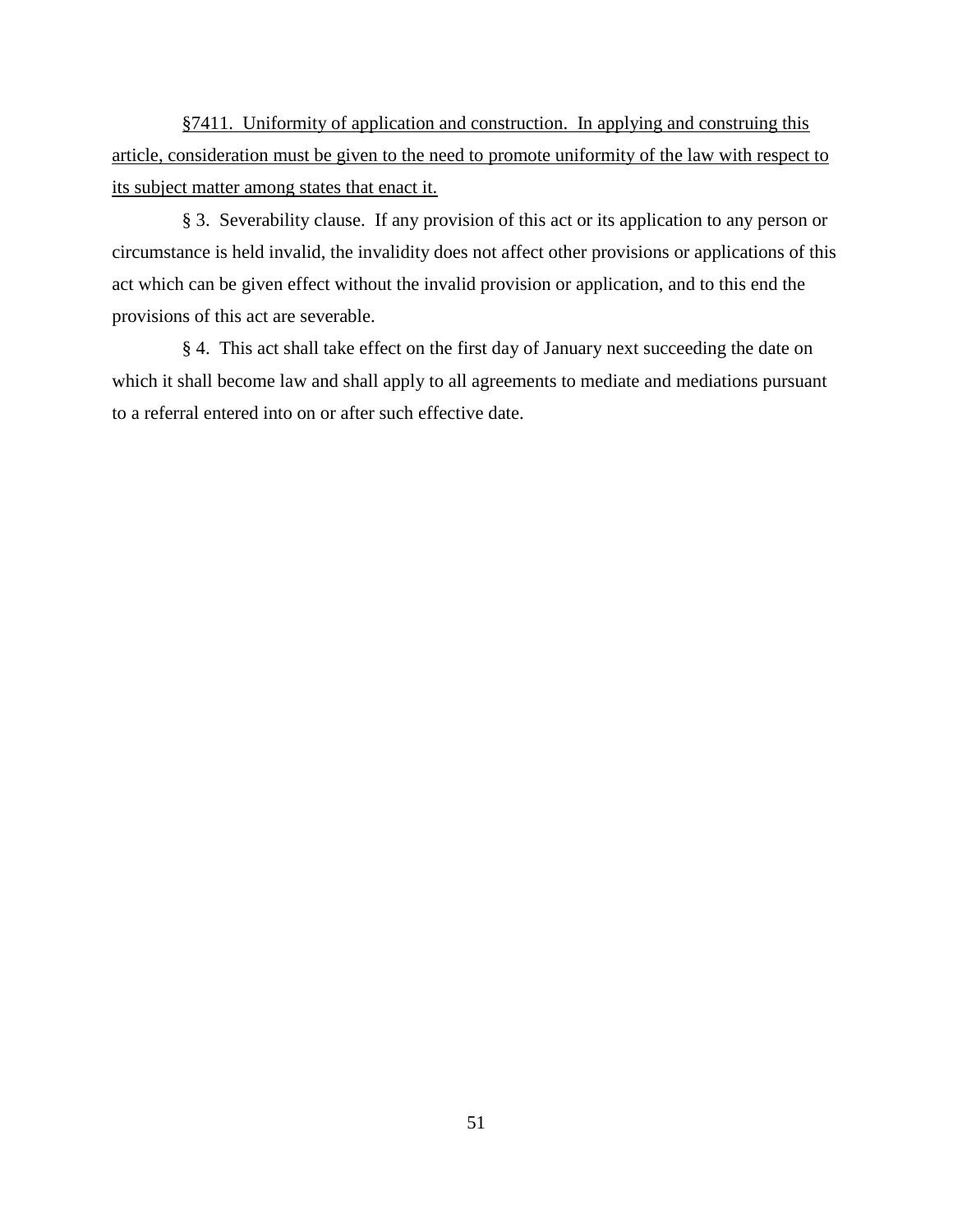<u>§7411. Uniformity of application and construction. In applying and construing this article, consideration must be given to the need to promote uniformity of the law with respect to its subject matter among states that enact it.</u>

§ 3. Severability clause. If any provision of this act or its application to any person or circumstance is held invalid, the invalidity does not affect other provisions or applications of this act which can be given effect without the invalid provision or application, and to this end the provisions of this act are severable.

§ 4. This act shall take effect on the first day of January next succeeding the date on which it shall become law and shall apply to all agreements to mediate and mediations pursuant to a referral entered into on or after such effective date.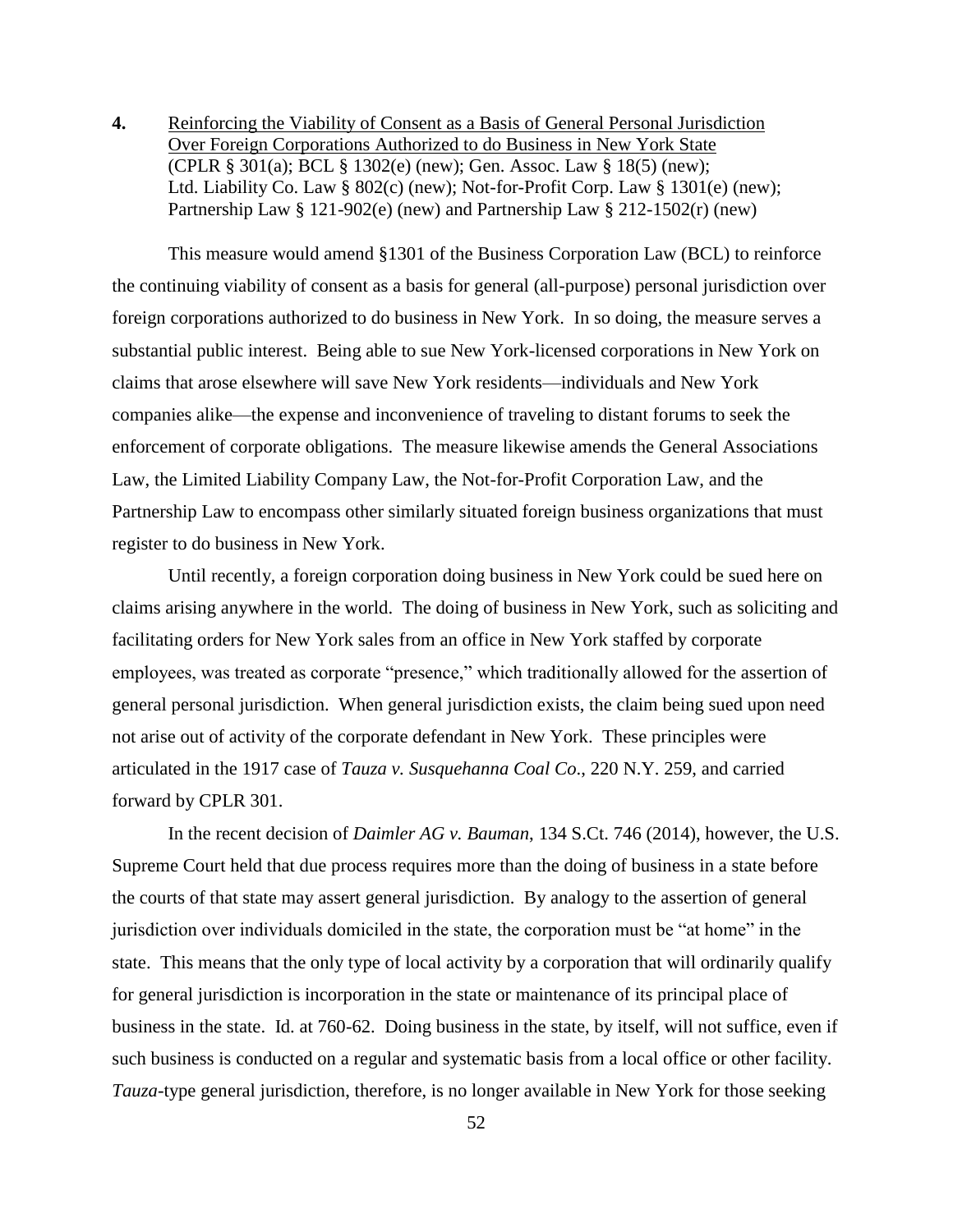**4.** Reinforcing the Viability of Consent as a Basis of General Personal Jurisdiction Over Foreign Corporations Authorized to do Business in New York State (CPLR § 301(a); BCL § 1302(e) (new); Gen. Assoc. Law § 18(5) (new); Ltd. Liability Co. Law § 802(c) (new); Not-for-Profit Corp. Law § 1301(e) (new); Partnership Law § 121-902(e) (new) and Partnership Law § 212-1502(r) (new)

This measure would amend §1301 of the Business Corporation Law (BCL) to reinforce the continuing viability of consent as a basis for general (all-purpose) personal jurisdiction over foreign corporations authorized to do business in New York. In so doing, the measure serves a substantial public interest. Being able to sue New York-licensed corporations in New York on claims that arose elsewhere will save New York residents—individuals and New York companies alike—the expense and inconvenience of traveling to distant forums to seek the enforcement of corporate obligations. The measure likewise amends the General Associations Law, the Limited Liability Company Law, the Not-for-Profit Corporation Law, and the Partnership Law to encompass other similarly situated foreign business organizations that must register to do business in New York.

Until recently, a foreign corporation doing business in New York could be sued here on claims arising anywhere in the world. The doing of business in New York, such as soliciting and facilitating orders for New York sales from an office in New York staffed by corporate employees, was treated as corporate "presence," which traditionally allowed for the assertion of general personal jurisdiction. When general jurisdiction exists, the claim being sued upon need not arise out of activity of the corporate defendant in New York. These principles were articulated in the 1917 case of *Tauza v. Susquehanna Coal Co*., 220 N.Y. 259, and carried forward by CPLR 301.

In the recent decision of *Daimler AG v. Bauman*, 134 S.Ct. 746 (2014), however, the U.S. Supreme Court held that due process requires more than the doing of business in a state before the courts of that state may assert general jurisdiction. By analogy to the assertion of general jurisdiction over individuals domiciled in the state, the corporation must be "at home" in the state. This means that the only type of local activity by a corporation that will ordinarily qualify for general jurisdiction is incorporation in the state or maintenance of its principal place of business in the state. Id. at 760-62. Doing business in the state, by itself, will not suffice, even if such business is conducted on a regular and systematic basis from a local office or other facility. *Tauza*-type general jurisdiction, therefore, is no longer available in New York for those seeking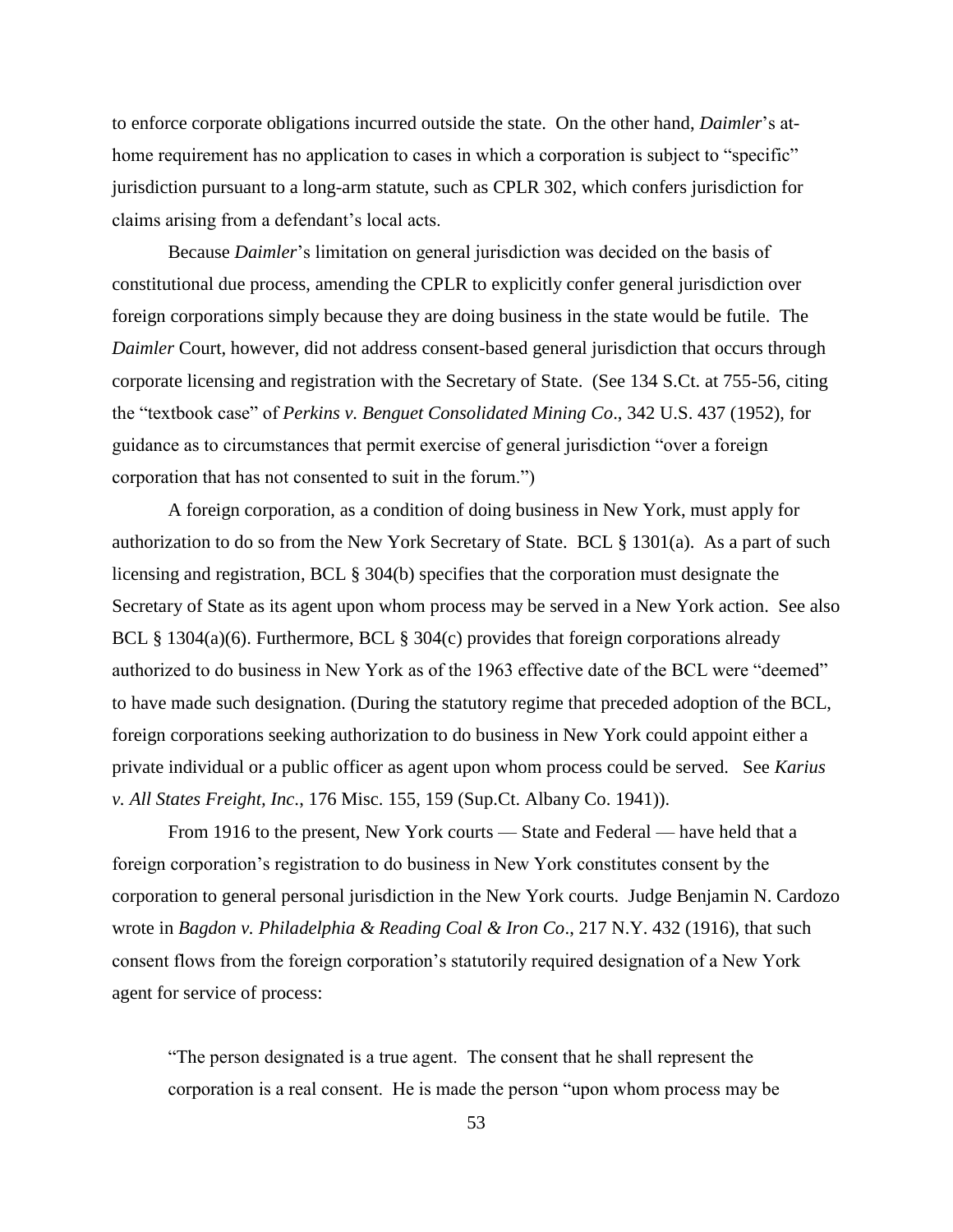to enforce corporate obligations incurred outside the state. On the other hand, *Daimler*'s at-home requirement has no application to cases in which a corporation is subject to "specific" jurisdiction pursuant to a long-arm statute, such as CPLR 302, which confers jurisdiction for claims arising from a defendant's local acts.

Because *Daimler*'s limitation on general jurisdiction was decided on the basis of constitutional due process, amending the CPLR to explicitly confer general jurisdiction over foreign corporations simply because they are doing business in the state would be futile. The *Daimler* Court, however, did not address consent-based general jurisdiction that occurs through corporate licensing and registration with the Secretary of State. (See 134 S.Ct. at 755-56, citing the "textbook case" of *Perkins v. Benguet Consolidated Mining Co*., 342 U.S. 437 (1952), for guidance as to circumstances that permit exercise of general jurisdiction "over a foreign corporation that has not consented to suit in the forum.")

A foreign corporation, as a condition of doing business in New York, must apply for authorization to do so from the New York Secretary of State. BCL § 1301(a). As a part of such licensing and registration, BCL § 304(b) specifies that the corporation must designate the Secretary of State as its agent upon whom process may be served in a New York action. See also BCL § 1304(a)(6). Furthermore, BCL § 304(c) provides that foreign corporations already authorized to do business in New York as of the 1963 effective date of the BCL were "deemed" to have made such designation. (During the statutory regime that preceded adoption of the BCL, foreign corporations seeking authorization to do business in New York could appoint either a private individual or a public officer as agent upon whom process could be served. See *Karius v. All States Freight, Inc*., 176 Misc. 155, 159 (Sup.Ct. Albany Co. 1941)).

From 1916 to the present, New York courts — State and Federal — have held that a foreign corporation's registration to do business in New York constitutes consent by the corporation to general personal jurisdiction in the New York courts. Judge Benjamin N. Cardozo wrote in *Bagdon v. Philadelphia & Reading Coal & Iron Co*., 217 N.Y. 432 (1916), that such consent flows from the foreign corporation's statutorily required designation of a New York agent for service of process:

> "The person designated is a true agent. The consent that he shall represent the corporation is a real consent. He is made the person "upon whom process may be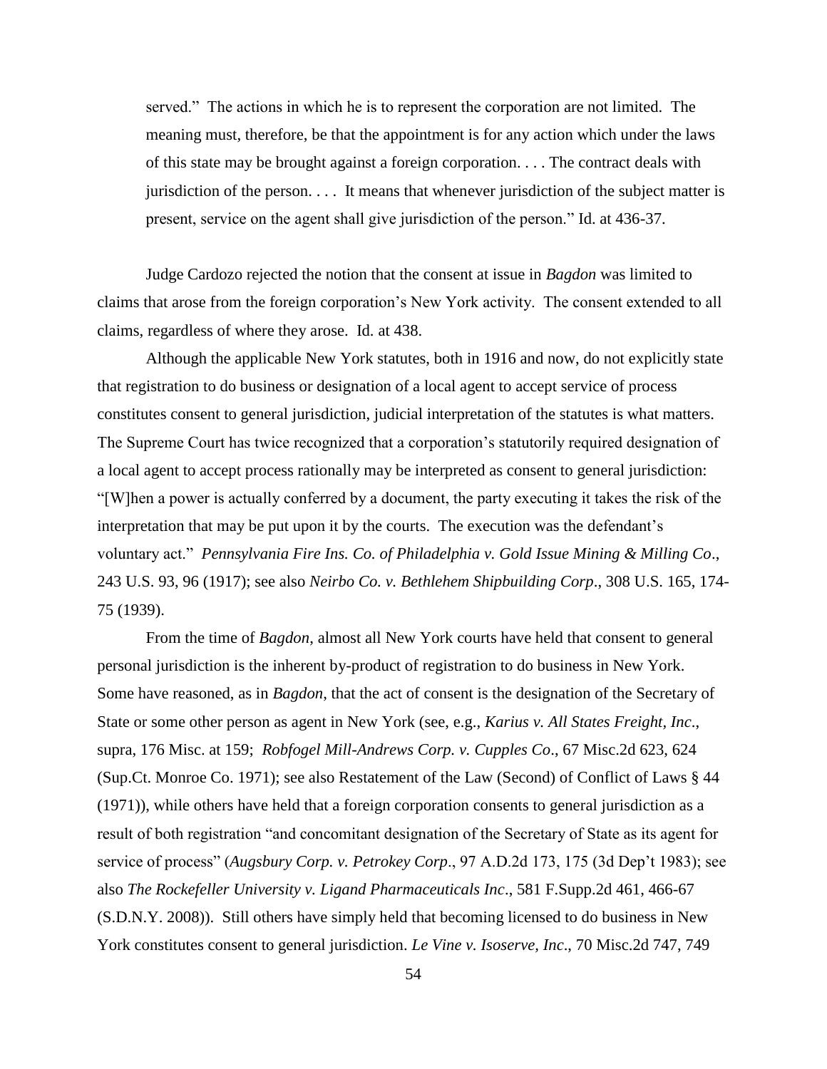served." The actions in which he is to represent the corporation are not limited. The meaning must, therefore, be that the appointment is for any action which under the laws of this state may be brought against a foreign corporation. . . . The contract deals with jurisdiction of the person. . . . It means that whenever jurisdiction of the subject matter is present, service on the agent shall give jurisdiction of the person." Id. at 436-37.

Judge Cardozo rejected the notion that the consent at issue in *Bagdon* was limited to claims that arose from the foreign corporation's New York activity. The consent extended to all claims, regardless of where they arose. Id. at 438.

Although the applicable New York statutes, both in 1916 and now, do not explicitly state that registration to do business or designation of a local agent to accept service of process constitutes consent to general jurisdiction, judicial interpretation of the statutes is what matters. The Supreme Court has twice recognized that a corporation's statutorily required designation of a local agent to accept process rationally may be interpreted as consent to general jurisdiction: "[W]hen a power is actually conferred by a document, the party executing it takes the risk of the interpretation that may be put upon it by the courts. The execution was the defendant's voluntary act." *Pennsylvania Fire Ins. Co. of Philadelphia v. Gold Issue Mining & Milling Co*., 243 U.S. 93, 96 (1917); see also *Neirbo Co. v. Bethlehem Shipbuilding Corp*., 308 U.S. 165, 174-75 (1939).

From the time of *Bagdon*, almost all New York courts have held that consent to general personal jurisdiction is the inherent by-product of registration to do business in New York. Some have reasoned, as in *Bagdon*, that the act of consent is the designation of the Secretary of State or some other person as agent in New York (see, e.g., *Karius v. All States Freight, Inc*., supra, 176 Misc. at 159; *Robfogel Mill-Andrews Corp. v. Cupples Co*., 67 Misc.2d 623, 624 (Sup.Ct. Monroe Co. 1971); see also Restatement of the Law (Second) of Conflict of Laws § 44 (1971)), while others have held that a foreign corporation consents to general jurisdiction as a result of both registration "and concomitant designation of the Secretary of State as its agent for service of process" (*Augsbury Corp. v. Petrokey Corp*., 97 A.D.2d 173, 175 (3d Dep't 1983); see also *The Rockefeller University v. Ligand Pharmaceuticals Inc*., 581 F.Supp.2d 461, 466-67 (S.D.N.Y. 2008)). Still others have simply held that becoming licensed to do business in New York constitutes consent to general jurisdiction. *Le Vine v. Isoserve, Inc*., 70 Misc.2d 747, 749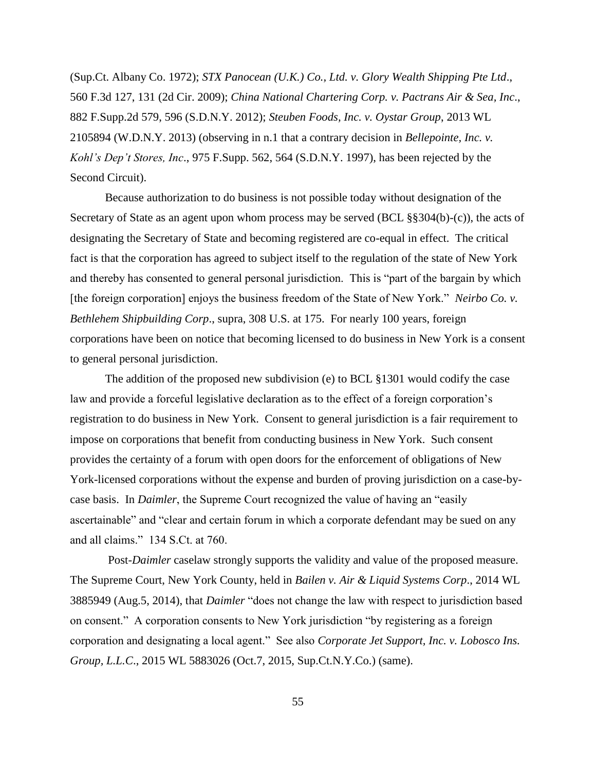(Sup.Ct. Albany Co. 1972); *STX Panocean (U.K.) Co., Ltd. v. Glory Wealth Shipping Pte Ltd*., 560 F.3d 127, 131 (2d Cir. 2009); *China National Chartering Corp. v. Pactrans Air & Sea, Inc*., 882 F.Supp.2d 579, 596 (S.D.N.Y. 2012); *Steuben Foods, Inc. v. Oystar Group*, 2013 WL 2105894 (W.D.N.Y. 2013) (observing in n.1 that a contrary decision in *Bellepointe, Inc. v. Kohl's Dep't Stores, Inc*., 975 F.Supp. 562, 564 (S.D.N.Y. 1997), has been rejected by the Second Circuit).

Because authorization to do business is not possible today without designation of the Secretary of State as an agent upon whom process may be served (BCL §§304(b)-(c)), the acts of designating the Secretary of State and becoming registered are co-equal in effect. The critical fact is that the corporation has agreed to subject itself to the regulation of the state of New York and thereby has consented to general personal jurisdiction. This is "part of the bargain by which [the foreign corporation] enjoys the business freedom of the State of New York." *Neirbo Co. v. Bethlehem Shipbuilding Corp*., supra, 308 U.S. at 175. For nearly 100 years, foreign corporations have been on notice that becoming licensed to do business in New York is a consent to general personal jurisdiction.

The addition of the proposed new subdivision (e) to BCL §1301 would codify the case law and provide a forceful legislative declaration as to the effect of a foreign corporation's registration to do business in New York. Consent to general jurisdiction is a fair requirement to impose on corporations that benefit from conducting business in New York. Such consent provides the certainty of a forum with open doors for the enforcement of obligations of New York-licensed corporations without the expense and burden of proving jurisdiction on a case-by-case basis. In *Daimler*, the Supreme Court recognized the value of having an "easily ascertainable" and "clear and certain forum in which a corporate defendant may be sued on any and all claims." 134 S.Ct. at 760.

Post-*Daimler* caselaw strongly supports the validity and value of the proposed measure. The Supreme Court, New York County, held in *Bailen v. Air & Liquid Systems Corp*., 2014 WL 3885949 (Aug.5, 2014), that *Daimler* "does not change the law with respect to jurisdiction based on consent." A corporation consents to New York jurisdiction "by registering as a foreign corporation and designating a local agent." See also *Corporate Jet Support, Inc. v. Lobosco Ins. Group, L.L.C*., 2015 WL 5883026 (Oct.7, 2015, Sup.Ct.N.Y.Co.) (same).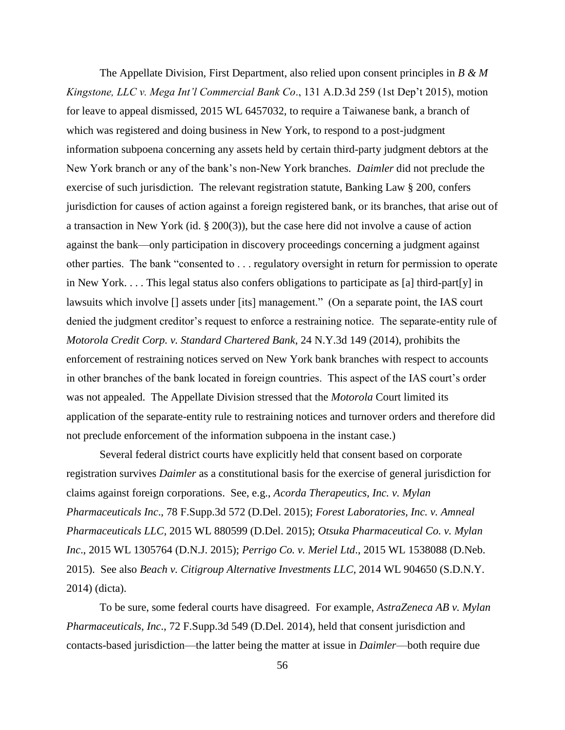The Appellate Division, First Department, also relied upon consent principles in *B & M Kingstone, LLC v. Mega Int'l Commercial Bank Co*., 131 A.D.3d 259 (1st Dep't 2015), motion for leave to appeal dismissed, 2015 WL 6457032, to require a Taiwanese bank, a branch of which was registered and doing business in New York, to respond to a post-judgment information subpoena concerning any assets held by certain third-party judgment debtors at the New York branch or any of the bank's non-New York branches. *Daimler* did not preclude the exercise of such jurisdiction. The relevant registration statute, Banking Law § 200, confers jurisdiction for causes of action against a foreign registered bank, or its branches, that arise out of a transaction in New York (id. § 200(3)), but the case here did not involve a cause of action against the bank—only participation in discovery proceedings concerning a judgment against other parties. The bank "consented to . . . regulatory oversight in return for permission to operate in New York. . . . This legal status also confers obligations to participate as [a] third-part[y] in lawsuits which involve [] assets under [its] management." (On a separate point, the IAS court denied the judgment creditor's request to enforce a restraining notice. The separate-entity rule of *Motorola Credit Corp. v. Standard Chartered Bank*, 24 N.Y.3d 149 (2014), prohibits the enforcement of restraining notices served on New York bank branches with respect to accounts in other branches of the bank located in foreign countries. This aspect of the IAS court's order was not appealed. The Appellate Division stressed that the *Motorola* Court limited its application of the separate-entity rule to restraining notices and turnover orders and therefore did not preclude enforcement of the information subpoena in the instant case.)

Several federal district courts have explicitly held that consent based on corporate registration survives *Daimler* as a constitutional basis for the exercise of general jurisdiction for claims against foreign corporations. See, e.g., *Acorda Therapeutics, Inc. v. Mylan Pharmaceuticals Inc*., 78 F.Supp.3d 572 (D.Del. 2015); *Forest Laboratories, Inc. v. Amneal Pharmaceuticals LLC*, 2015 WL 880599 (D.Del. 2015); *Otsuka Pharmaceutical Co. v. Mylan Inc*., 2015 WL 1305764 (D.N.J. 2015); *Perrigo Co. v. Meriel Ltd*., 2015 WL 1538088 (D.Neb. 2015). See also *Beach v. Citigroup Alternative Investments LLC*, 2014 WL 904650 (S.D.N.Y. 2014) (dicta).

To be sure, some federal courts have disagreed. For example, *AstraZeneca AB v. Mylan Pharmaceuticals, Inc*., 72 F.Supp.3d 549 (D.Del. 2014), held that consent jurisdiction and contacts-based jurisdiction—the latter being the matter at issue in *Daimler*—both require due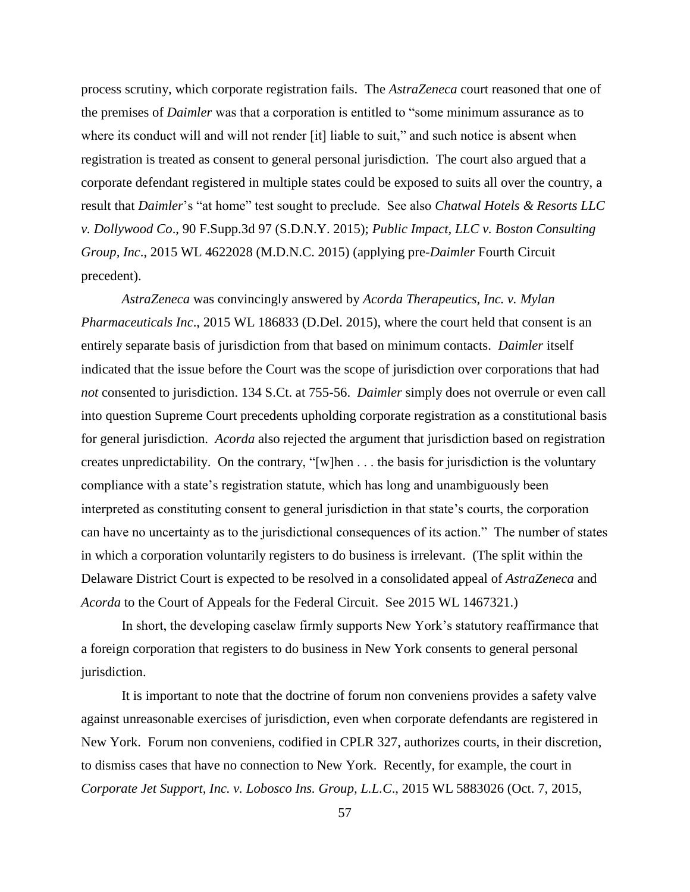process scrutiny, which corporate registration fails. The *AstraZeneca* court reasoned that one of the premises of *Daimler* was that a corporation is entitled to "some minimum assurance as to where its conduct will and will not render [it] liable to suit," and such notice is absent when registration is treated as consent to general personal jurisdiction. The court also argued that a corporate defendant registered in multiple states could be exposed to suits all over the country, a result that *Daimler*'s "at home" test sought to preclude. See also *Chatwal Hotels & Resorts LLC v. Dollywood Co*., 90 F.Supp.3d 97 (S.D.N.Y. 2015); *Public Impact, LLC v. Boston Consulting Group, Inc*., 2015 WL 4622028 (M.D.N.C. 2015) (applying pre-*Daimler* Fourth Circuit precedent).

*AstraZeneca* was convincingly answered by *Acorda Therapeutics, Inc. v. Mylan Pharmaceuticals Inc*., 2015 WL 186833 (D.Del. 2015), where the court held that consent is an entirely separate basis of jurisdiction from that based on minimum contacts. *Daimler* itself indicated that the issue before the Court was the scope of jurisdiction over corporations that had *not* consented to jurisdiction. 134 S.Ct. at 755-56. *Daimler* simply does not overrule or even call into question Supreme Court precedents upholding corporate registration as a constitutional basis for general jurisdiction. *Acorda* also rejected the argument that jurisdiction based on registration creates unpredictability. On the contrary, "[w]hen . . . the basis for jurisdiction is the voluntary compliance with a state's registration statute, which has long and unambiguously been interpreted as constituting consent to general jurisdiction in that state's courts, the corporation can have no uncertainty as to the jurisdictional consequences of its action." The number of states in which a corporation voluntarily registers to do business is irrelevant. (The split within the Delaware District Court is expected to be resolved in a consolidated appeal of *AstraZeneca* and *Acorda* to the Court of Appeals for the Federal Circuit. See 2015 WL 1467321.)

In short, the developing caselaw firmly supports New York's statutory reaffirmance that a foreign corporation that registers to do business in New York consents to general personal jurisdiction.

It is important to note that the doctrine of forum non conveniens provides a safety valve against unreasonable exercises of jurisdiction, even when corporate defendants are registered in New York. Forum non conveniens, codified in CPLR 327, authorizes courts, in their discretion, to dismiss cases that have no connection to New York. Recently, for example, the court in *Corporate Jet Support, Inc. v. Lobosco Ins. Group, L.L.C*., 2015 WL 5883026 (Oct. 7, 2015,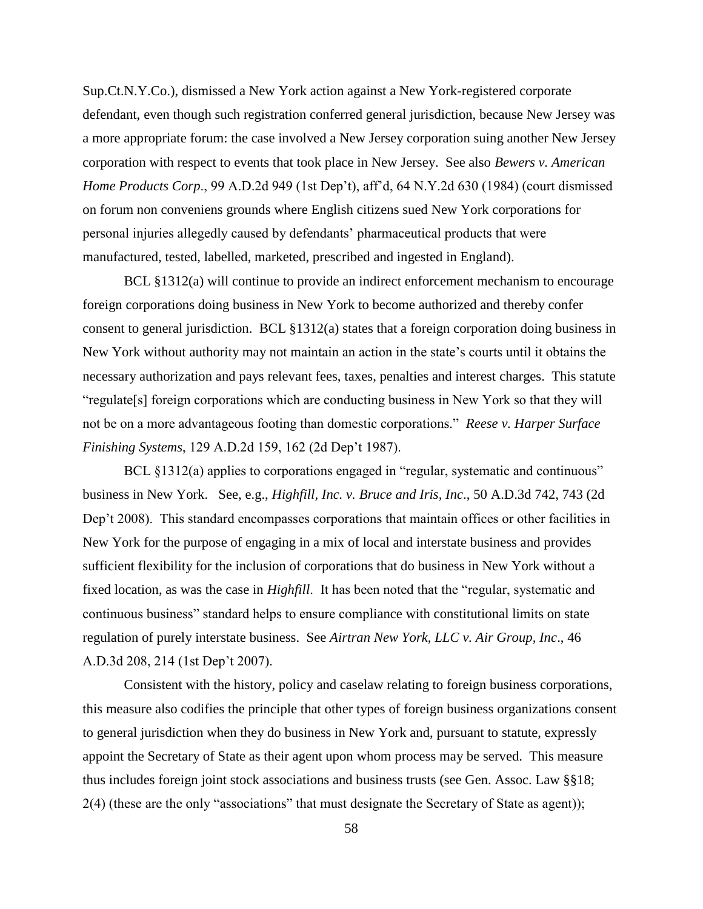Sup.Ct.N.Y.Co.), dismissed a New York action against a New York-registered corporate defendant, even though such registration conferred general jurisdiction, because New Jersey was a more appropriate forum: the case involved a New Jersey corporation suing another New Jersey corporation with respect to events that took place in New Jersey. See also *Bewers v. American Home Products Corp*., 99 A.D.2d 949 (1st Dep't), aff'd, 64 N.Y.2d 630 (1984) (court dismissed on forum non conveniens grounds where English citizens sued New York corporations for personal injuries allegedly caused by defendants' pharmaceutical products that were manufactured, tested, labelled, marketed, prescribed and ingested in England).

BCL §1312(a) will continue to provide an indirect enforcement mechanism to encourage foreign corporations doing business in New York to become authorized and thereby confer consent to general jurisdiction. BCL §1312(a) states that a foreign corporation doing business in New York without authority may not maintain an action in the state's courts until it obtains the necessary authorization and pays relevant fees, taxes, penalties and interest charges. This statute "regulate[s] foreign corporations which are conducting business in New York so that they will not be on a more advantageous footing than domestic corporations." *Reese v. Harper Surface Finishing Systems*, 129 A.D.2d 159, 162 (2d Dep't 1987).

BCL §1312(a) applies to corporations engaged in "regular, systematic and continuous" business in New York. See, e.g., *Highfill, Inc. v. Bruce and Iris, Inc*., 50 A.D.3d 742, 743 (2d Dep't 2008). This standard encompasses corporations that maintain offices or other facilities in New York for the purpose of engaging in a mix of local and interstate business and provides sufficient flexibility for the inclusion of corporations that do business in New York without a fixed location, as was the case in *Highfill*. It has been noted that the "regular, systematic and continuous business" standard helps to ensure compliance with constitutional limits on state regulation of purely interstate business. See *Airtran New York, LLC v. Air Group, Inc*., 46 A.D.3d 208, 214 (1st Dep't 2007).

Consistent with the history, policy and caselaw relating to foreign business corporations, this measure also codifies the principle that other types of foreign business organizations consent to general jurisdiction when they do business in New York and, pursuant to statute, expressly appoint the Secretary of State as their agent upon whom process may be served. This measure thus includes foreign joint stock associations and business trusts (see Gen. Assoc. Law §§18; 2(4) (these are the only "associations" that must designate the Secretary of State as agent));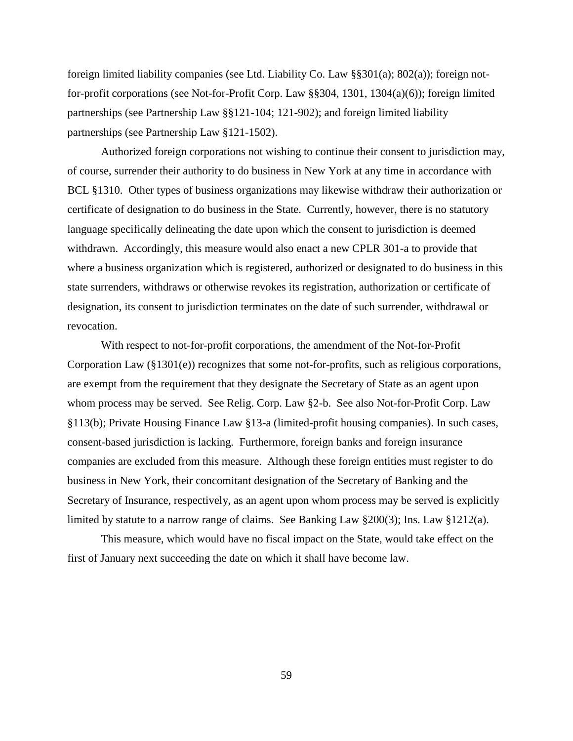foreign limited liability companies (see Ltd. Liability Co. Law §§301(a); 802(a)); foreign not-for-profit corporations (see Not-for-Profit Corp. Law §§304, 1301, 1304(a)(6)); foreign limited partnerships (see Partnership Law §§121-104; 121-902); and foreign limited liability partnerships (see Partnership Law §121-1502).

Authorized foreign corporations not wishing to continue their consent to jurisdiction may, of course, surrender their authority to do business in New York at any time in accordance with BCL §1310. Other types of business organizations may likewise withdraw their authorization or certificate of designation to do business in the State. Currently, however, there is no statutory language specifically delineating the date upon which the consent to jurisdiction is deemed withdrawn. Accordingly, this measure would also enact a new CPLR 301-a to provide that where a business organization which is registered, authorized or designated to do business in this state surrenders, withdraws or otherwise revokes its registration, authorization or certificate of designation, its consent to jurisdiction terminates on the date of such surrender, withdrawal or revocation.

With respect to not-for-profit corporations, the amendment of the Not-for-Profit Corporation Law (§1301(e)) recognizes that some not-for-profits, such as religious corporations, are exempt from the requirement that they designate the Secretary of State as an agent upon whom process may be served. See Relig. Corp. Law §2-b. See also Not-for-Profit Corp. Law §113(b); Private Housing Finance Law §13-a (limited-profit housing companies). In such cases, consent-based jurisdiction is lacking. Furthermore, foreign banks and foreign insurance companies are excluded from this measure. Although these foreign entities must register to do business in New York, their concomitant designation of the Secretary of Banking and the Secretary of Insurance, respectively, as an agent upon whom process may be served is explicitly limited by statute to a narrow range of claims. See Banking Law §200(3); Ins. Law §1212(a).

This measure, which would have no fiscal impact on the State, would take effect on the first of January next succeeding the date on which it shall have become law.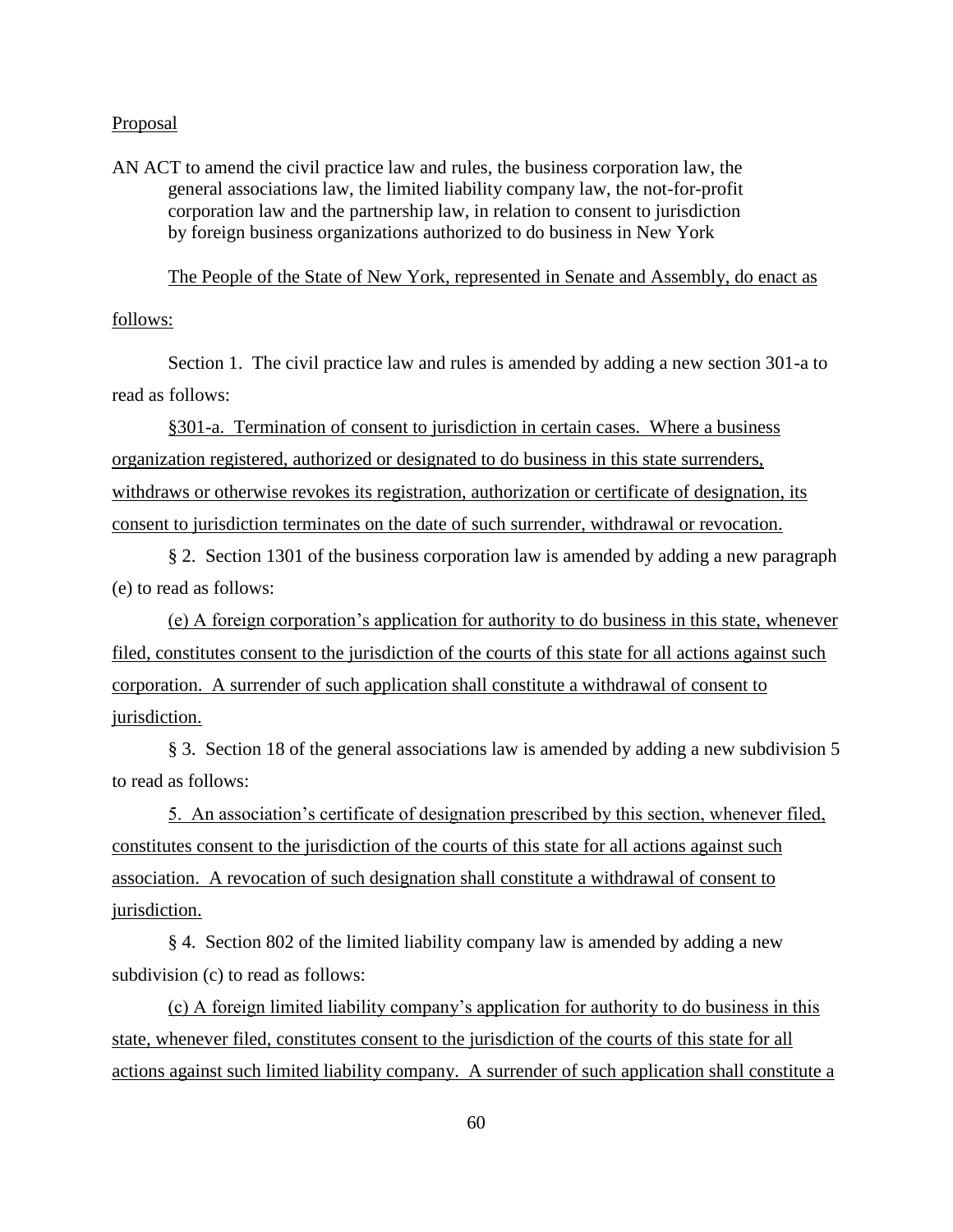Proposal

AN ACT to amend the civil practice law and rules, the business corporation law, the general associations law, the limited liability company law, the not-for-profit corporation law and the partnership law, in relation to consent to jurisdiction by foreign business organizations authorized to do business in New York

The People of the State of New York, represented in Senate and Assembly, do enact as follows:

Section 1. The civil practice law and rules is amended by adding a new section 301-a to read as follows:

§301-a. Termination of consent to jurisdiction in certain cases. Where a business organization registered, authorized or designated to do business in this state surrenders, withdraws or otherwise revokes its registration, authorization or certificate of designation, its consent to jurisdiction terminates on the date of such surrender, withdrawal or revocation.

§ 2. Section 1301 of the business corporation law is amended by adding a new paragraph (e) to read as follows:

(e) A foreign corporation's application for authority to do business in this state, whenever filed, constitutes consent to the jurisdiction of the courts of this state for all actions against such corporation. A surrender of such application shall constitute a withdrawal of consent to jurisdiction.

§ 3. Section 18 of the general associations law is amended by adding a new subdivision 5 to read as follows:

5. An association's certificate of designation prescribed by this section, whenever filed, constitutes consent to the jurisdiction of the courts of this state for all actions against such association. A revocation of such designation shall constitute a withdrawal of consent to jurisdiction.

§ 4. Section 802 of the limited liability company law is amended by adding a new subdivision (c) to read as follows:

(c) A foreign limited liability company's application for authority to do business in this state, whenever filed, constitutes consent to the jurisdiction of the courts of this state for all actions against such limited liability company. A surrender of such application shall constitute a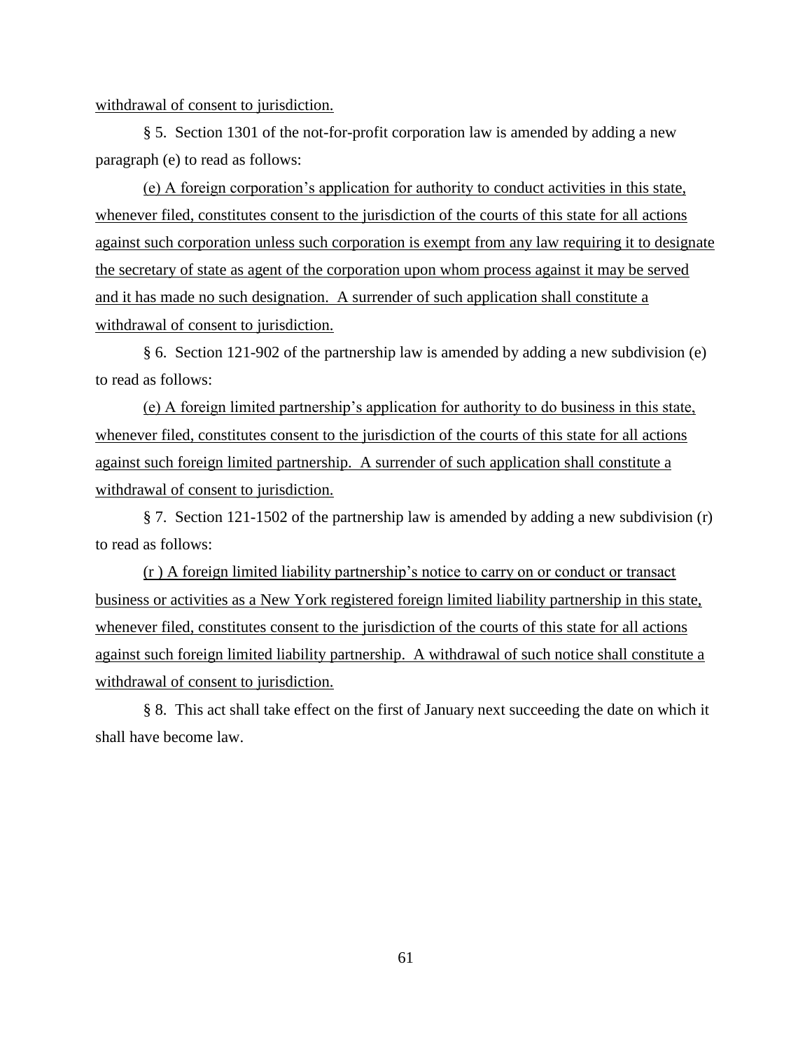withdrawal of consent to jurisdiction.

§ 5. Section 1301 of the not-for-profit corporation law is amended by adding a new paragraph (e) to read as follows:

<u>(e) A foreign corporation's application for authority to conduct activities in this state, whenever filed, constitutes consent to the jurisdiction of the courts of this state for all actions against such corporation unless such corporation is exempt from any law requiring it to designate the secretary of state as agent of the corporation upon whom process against it may be served and it has made no such designation. A surrender of such application shall constitute a withdrawal of consent to jurisdiction.</u>

§ 6. Section 121-902 of the partnership law is amended by adding a new subdivision (e) to read as follows:

<u>(e) A foreign limited partnership's application for authority to do business in this state, whenever filed, constitutes consent to the jurisdiction of the courts of this state for all actions against such foreign limited partnership. A surrender of such application shall constitute a withdrawal of consent to jurisdiction.</u>

§ 7. Section 121-1502 of the partnership law is amended by adding a new subdivision (r) to read as follows:

<u>(r ) A foreign limited liability partnership's notice to carry on or conduct or transact business or activities as a New York registered foreign limited liability partnership in this state, whenever filed, constitutes consent to the jurisdiction of the courts of this state for all actions against such foreign limited liability partnership. A withdrawal of such notice shall constitute a withdrawal of consent to jurisdiction.</u>

§ 8. This act shall take effect on the first of January next succeeding the date on which it shall have become law.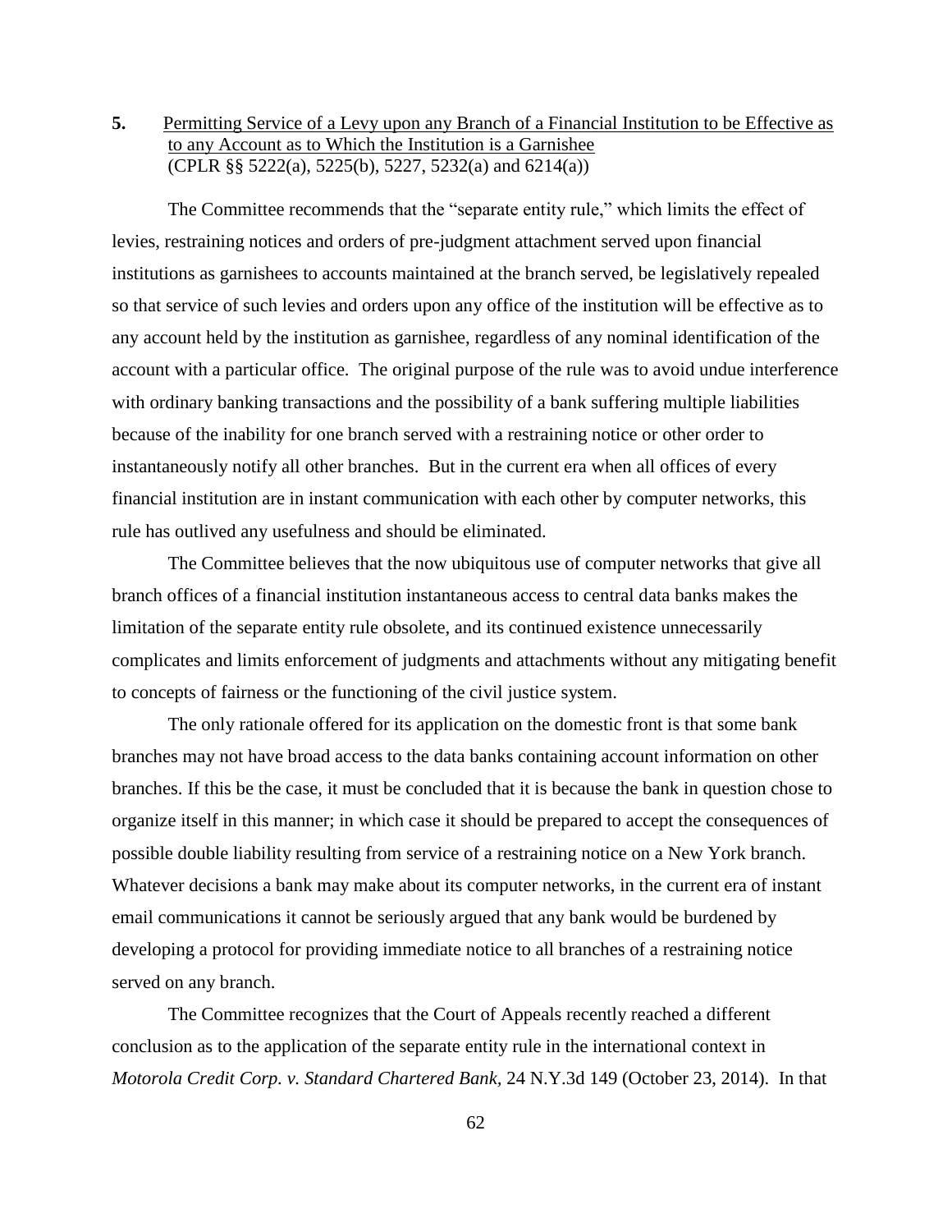**5.** Permitting Service of a Levy upon any Branch of a Financial Institution to be Effective as to any Account as to Which the Institution is a Garnishee
(CPLR §§ 5222(a), 5225(b), 5227, 5232(a) and 6214(a))

The Committee recommends that the "separate entity rule," which limits the effect of levies, restraining notices and orders of pre-judgment attachment served upon financial institutions as garnishees to accounts maintained at the branch served, be legislatively repealed so that service of such levies and orders upon any office of the institution will be effective as to any account held by the institution as garnishee, regardless of any nominal identification of the account with a particular office. The original purpose of the rule was to avoid undue interference with ordinary banking transactions and the possibility of a bank suffering multiple liabilities because of the inability for one branch served with a restraining notice or other order to instantaneously notify all other branches. But in the current era when all offices of every financial institution are in instant communication with each other by computer networks, this rule has outlived any usefulness and should be eliminated.

The Committee believes that the now ubiquitous use of computer networks that give all branch offices of a financial institution instantaneous access to central data banks makes the limitation of the separate entity rule obsolete, and its continued existence unnecessarily complicates and limits enforcement of judgments and attachments without any mitigating benefit to concepts of fairness or the functioning of the civil justice system.

The only rationale offered for its application on the domestic front is that some bank branches may not have broad access to the data banks containing account information on other branches. If this be the case, it must be concluded that it is because the bank in question chose to organize itself in this manner; in which case it should be prepared to accept the consequences of possible double liability resulting from service of a restraining notice on a New York branch. Whatever decisions a bank may make about its computer networks, in the current era of instant email communications it cannot be seriously argued that any bank would be burdened by developing a protocol for providing immediate notice to all branches of a restraining notice served on any branch.

The Committee recognizes that the Court of Appeals recently reached a different conclusion as to the application of the separate entity rule in the international context in *Motorola Credit Corp. v. Standard Chartered Bank,* 24 N.Y.3d 149 (October 23, 2014). In that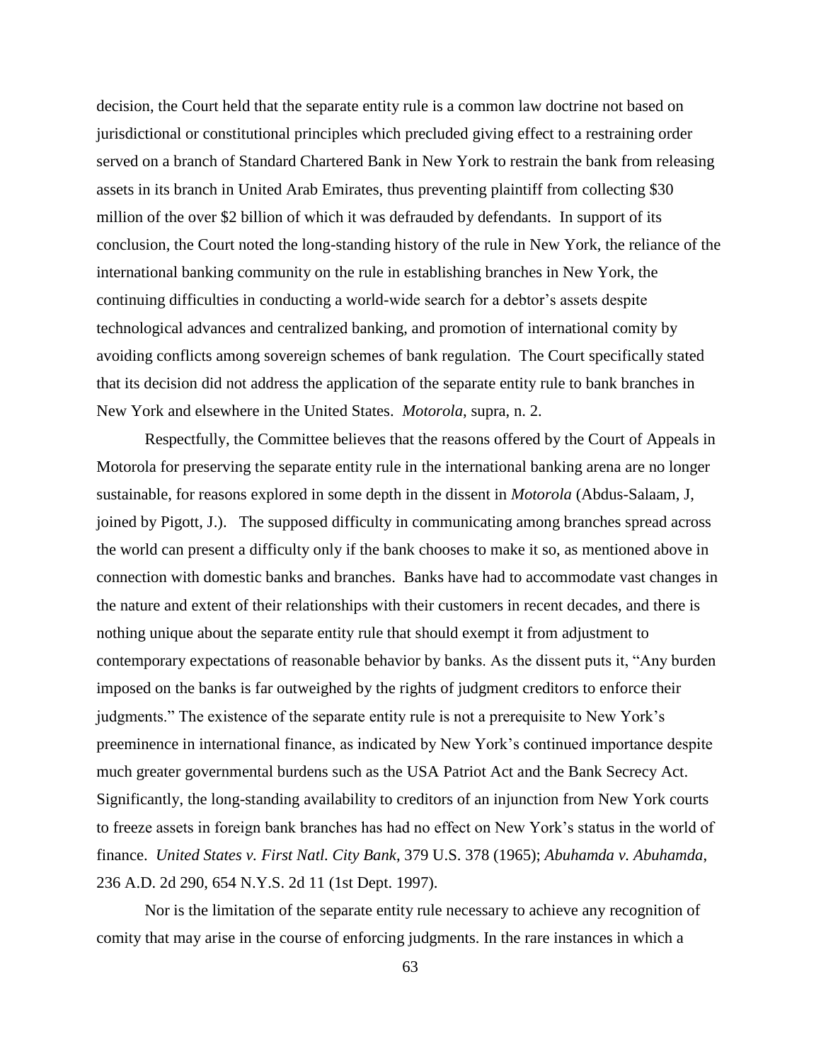decision, the Court held that the separate entity rule is a common law doctrine not based on jurisdictional or constitutional principles which precluded giving effect to a restraining order served on a branch of Standard Chartered Bank in New York to restrain the bank from releasing assets in its branch in United Arab Emirates, thus preventing plaintiff from collecting $30 million of the over $2 billion of which it was defrauded by defendants. In support of its conclusion, the Court noted the long-standing history of the rule in New York, the reliance of the international banking community on the rule in establishing branches in New York, the continuing difficulties in conducting a world-wide search for a debtor's assets despite technological advances and centralized banking, and promotion of international comity by avoiding conflicts among sovereign schemes of bank regulation. The Court specifically stated that its decision did not address the application of the separate entity rule to bank branches in New York and elsewhere in the United States. *Motorola*, supra, n. 2.

Respectfully, the Committee believes that the reasons offered by the Court of Appeals in Motorola for preserving the separate entity rule in the international banking arena are no longer sustainable, for reasons explored in some depth in the dissent in *Motorola* (Abdus-Salaam, J, joined by Pigott, J.). The supposed difficulty in communicating among branches spread across the world can present a difficulty only if the bank chooses to make it so, as mentioned above in connection with domestic banks and branches. Banks have had to accommodate vast changes in the nature and extent of their relationships with their customers in recent decades, and there is nothing unique about the separate entity rule that should exempt it from adjustment to contemporary expectations of reasonable behavior by banks. As the dissent puts it, "Any burden imposed on the banks is far outweighed by the rights of judgment creditors to enforce their judgments." The existence of the separate entity rule is not a prerequisite to New York's preeminence in international finance, as indicated by New York's continued importance despite much greater governmental burdens such as the USA Patriot Act and the Bank Secrecy Act. Significantly, the long-standing availability to creditors of an injunction from New York courts to freeze assets in foreign bank branches has had no effect on New York's status in the world of finance. *United States v. First Natl. City Bank*, 379 U.S. 378 (1965); *Abuhamda v. Abuhamda*, 236 A.D. 2d 290, 654 N.Y.S. 2d 11 (1st Dept. 1997).

Nor is the limitation of the separate entity rule necessary to achieve any recognition of comity that may arise in the course of enforcing judgments. In the rare instances in which a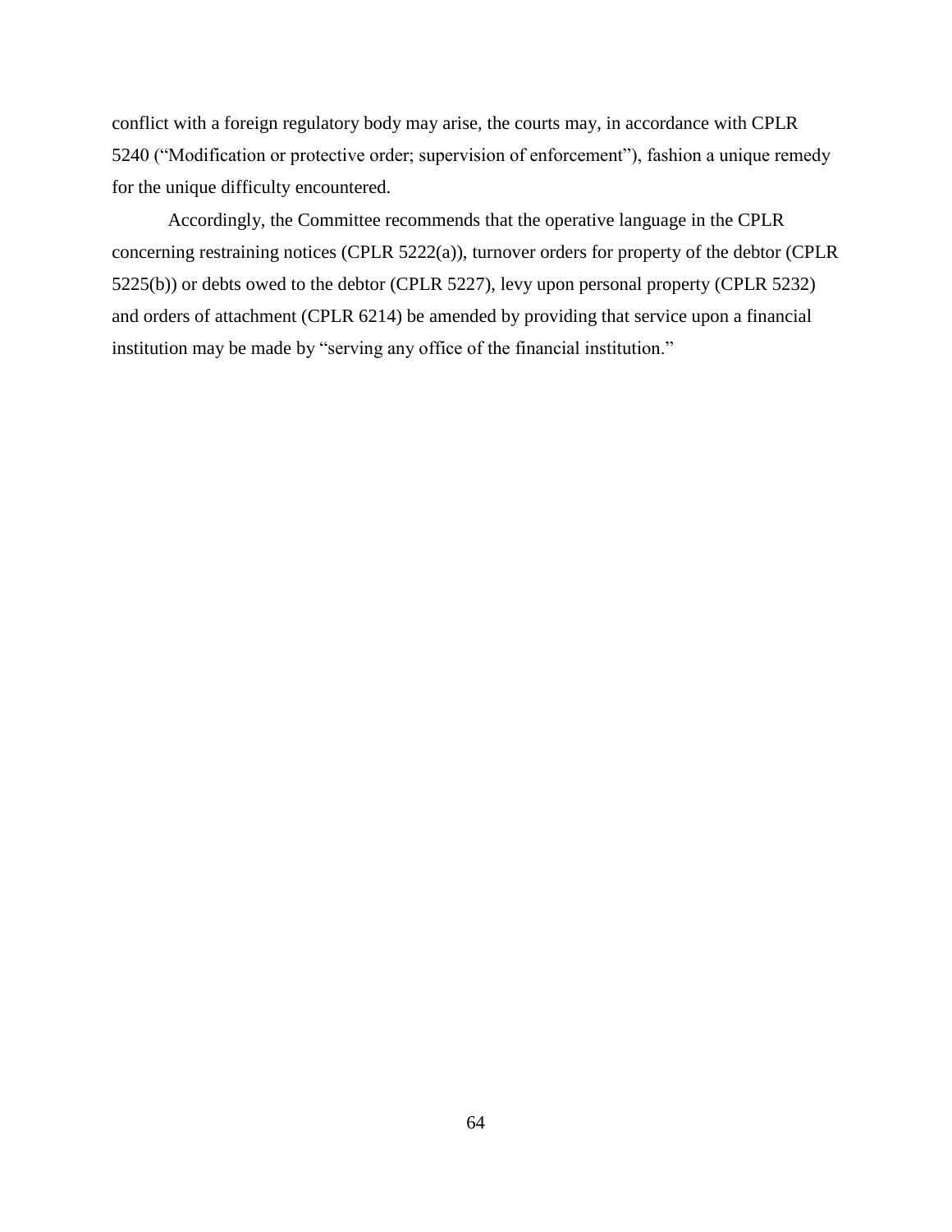conflict with a foreign regulatory body may arise, the courts may, in accordance with CPLR 5240 ("Modification or protective order; supervision of enforcement"), fashion a unique remedy for the unique difficulty encountered.

Accordingly, the Committee recommends that the operative language in the CPLR concerning restraining notices (CPLR 5222(a)), turnover orders for property of the debtor (CPLR 5225(b)) or debts owed to the debtor (CPLR 5227), levy upon personal property (CPLR 5232) and orders of attachment (CPLR 6214) be amended by providing that service upon a financial institution may be made by "serving any office of the financial institution."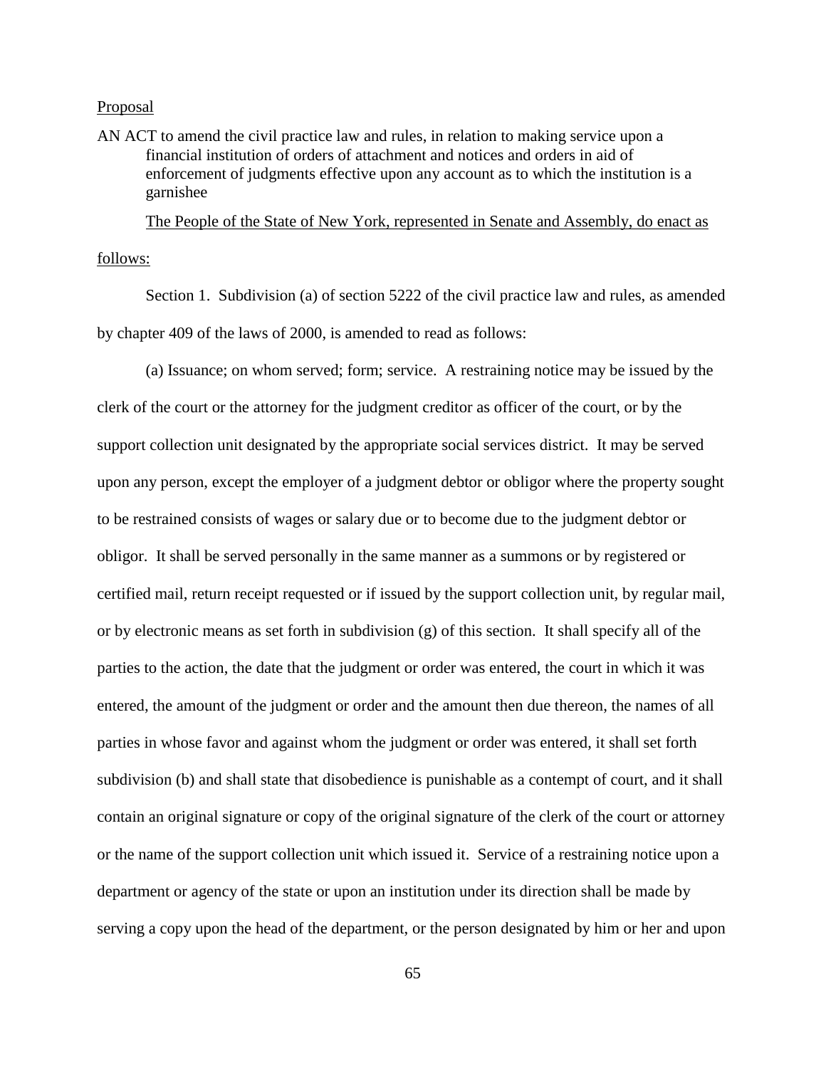Proposal

AN ACT to amend the civil practice law and rules, in relation to making service upon a financial institution of orders of attachment and notices and orders in aid of enforcement of judgments effective upon any account as to which the institution is a garnishee

The People of the State of New York, represented in Senate and Assembly, do enact as follows:

Section 1. Subdivision (a) of section 5222 of the civil practice law and rules, as amended by chapter 409 of the laws of 2000, is amended to read as follows:

(a) Issuance; on whom served; form; service. A restraining notice may be issued by the clerk of the court or the attorney for the judgment creditor as officer of the court, or by the support collection unit designated by the appropriate social services district. It may be served upon any person, except the employer of a judgment debtor or obligor where the property sought to be restrained consists of wages or salary due or to become due to the judgment debtor or obligor. It shall be served personally in the same manner as a summons or by registered or certified mail, return receipt requested or if issued by the support collection unit, by regular mail, or by electronic means as set forth in subdivision (g) of this section. It shall specify all of the parties to the action, the date that the judgment or order was entered, the court in which it was entered, the amount of the judgment or order and the amount then due thereon, the names of all parties in whose favor and against whom the judgment or order was entered, it shall set forth subdivision (b) and shall state that disobedience is punishable as a contempt of court, and it shall contain an original signature or copy of the original signature of the clerk of the court or attorney or the name of the support collection unit which issued it. Service of a restraining notice upon a department or agency of the state or upon an institution under its direction shall be made by serving a copy upon the head of the department, or the person designated by him or her and upon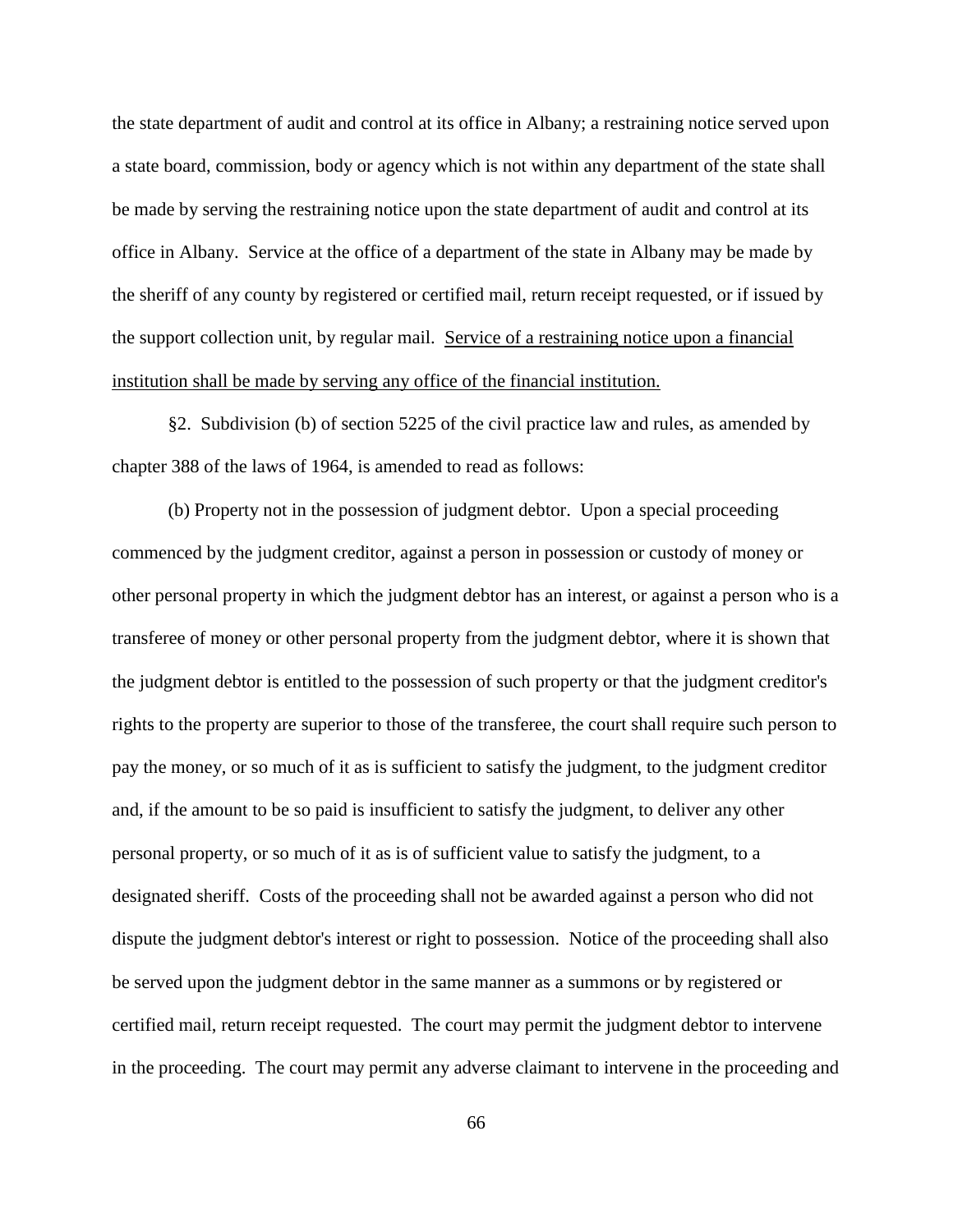the state department of audit and control at its office in Albany; a restraining notice served upon a state board, commission, body or agency which is not within any department of the state shall be made by serving the restraining notice upon the state department of audit and control at its office in Albany. Service at the office of a department of the state in Albany may be made by the sheriff of any county by registered or certified mail, return receipt requested, or if issued by the support collection unit, by regular mail. <u>Service of a restraining notice upon a financial institution shall be made by serving any office of the financial institution.</u>

§2. Subdivision (b) of section 5225 of the civil practice law and rules, as amended by chapter 388 of the laws of 1964, is amended to read as follows:

(b) Property not in the possession of judgment debtor. Upon a special proceeding commenced by the judgment creditor, against a person in possession or custody of money or other personal property in which the judgment debtor has an interest, or against a person who is a transferee of money or other personal property from the judgment debtor, where it is shown that the judgment debtor is entitled to the possession of such property or that the judgment creditor's rights to the property are superior to those of the transferee, the court shall require such person to pay the money, or so much of it as is sufficient to satisfy the judgment, to the judgment creditor and, if the amount to be so paid is insufficient to satisfy the judgment, to deliver any other personal property, or so much of it as is of sufficient value to satisfy the judgment, to a designated sheriff. Costs of the proceeding shall not be awarded against a person who did not dispute the judgment debtor's interest or right to possession. Notice of the proceeding shall also be served upon the judgment debtor in the same manner as a summons or by registered or certified mail, return receipt requested. The court may permit the judgment debtor to intervene in the proceeding. The court may permit any adverse claimant to intervene in the proceeding and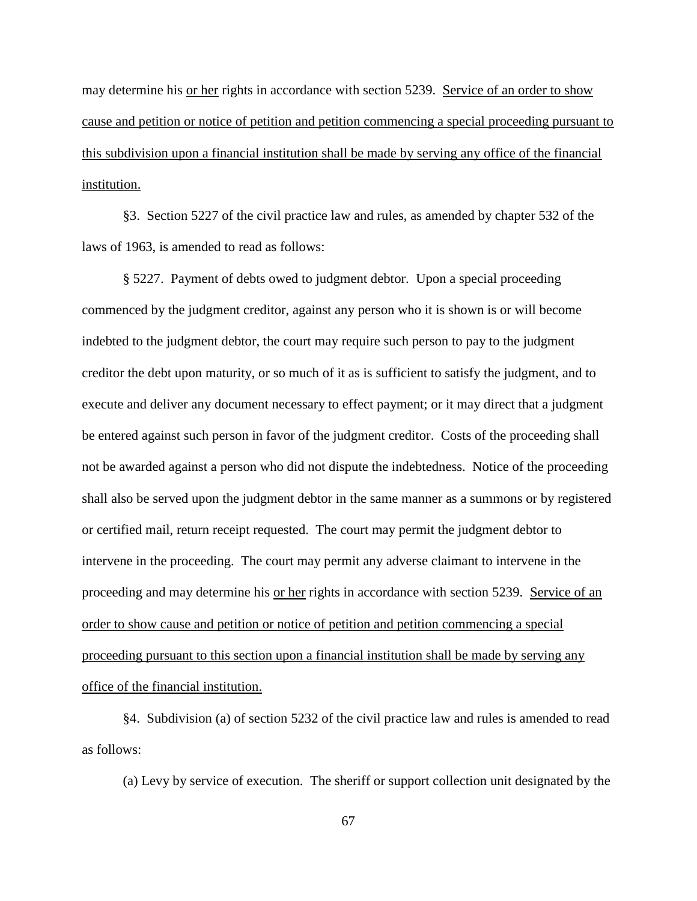may determine his <u>or her</u> rights in accordance with section 5239. <u>Service of an order to show cause and petition or notice of petition and petition commencing a special proceeding pursuant to this subdivision upon a financial institution shall be made by serving any office of the financial institution.</u>

§3. Section 5227 of the civil practice law and rules, as amended by chapter 532 of the laws of 1963, is amended to read as follows:

§ 5227. Payment of debts owed to judgment debtor. Upon a special proceeding commenced by the judgment creditor, against any person who it is shown is or will become indebted to the judgment debtor, the court may require such person to pay to the judgment creditor the debt upon maturity, or so much of it as is sufficient to satisfy the judgment, and to execute and deliver any document necessary to effect payment; or it may direct that a judgment be entered against such person in favor of the judgment creditor. Costs of the proceeding shall not be awarded against a person who did not dispute the indebtedness. Notice of the proceeding shall also be served upon the judgment debtor in the same manner as a summons or by registered or certified mail, return receipt requested. The court may permit the judgment debtor to intervene in the proceeding. The court may permit any adverse claimant to intervene in the proceeding and may determine his <u>or her</u> rights in accordance with section 5239. <u>Service of an order to show cause and petition or notice of petition and petition commencing a special proceeding pursuant to this section upon a financial institution shall be made by serving any office of the financial institution.</u>

§4. Subdivision (a) of section 5232 of the civil practice law and rules is amended to read as follows:

(a) Levy by service of execution. The sheriff or support collection unit designated by the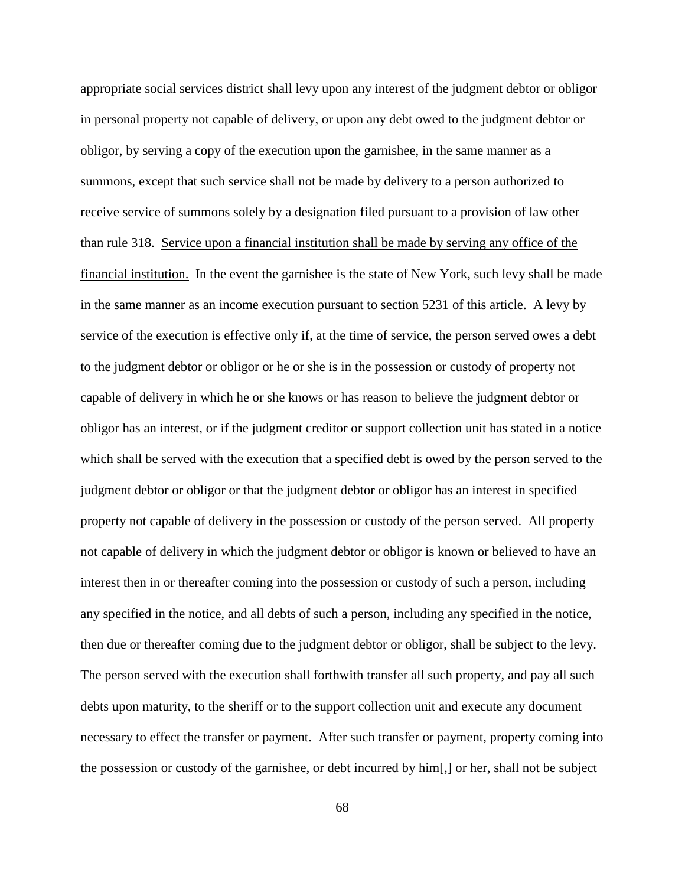appropriate social services district shall levy upon any interest of the judgment debtor or obligor in personal property not capable of delivery, or upon any debt owed to the judgment debtor or obligor, by serving a copy of the execution upon the garnishee, in the same manner as a summons, except that such service shall not be made by delivery to a person authorized to receive service of summons solely by a designation filed pursuant to a provision of law other than rule 318. <u>Service upon a financial institution shall be made by serving any office of the financial institution.</u> In the event the garnishee is the state of New York, such levy shall be made in the same manner as an income execution pursuant to section 5231 of this article. A levy by service of the execution is effective only if, at the time of service, the person served owes a debt to the judgment debtor or obligor or he or she is in the possession or custody of property not capable of delivery in which he or she knows or has reason to believe the judgment debtor or obligor has an interest, or if the judgment creditor or support collection unit has stated in a notice which shall be served with the execution that a specified debt is owed by the person served to the judgment debtor or obligor or that the judgment debtor or obligor has an interest in specified property not capable of delivery in the possession or custody of the person served. All property not capable of delivery in which the judgment debtor or obligor is known or believed to have an interest then in or thereafter coming into the possession or custody of such a person, including any specified in the notice, and all debts of such a person, including any specified in the notice, then due or thereafter coming due to the judgment debtor or obligor, shall be subject to the levy. The person served with the execution shall forthwith transfer all such property, and pay all such debts upon maturity, to the sheriff or to the support collection unit and execute any document necessary to effect the transfer or payment. After such transfer or payment, property coming into the possession or custody of the garnishee, or debt incurred by him[,] <u>or her,</u> shall not be subject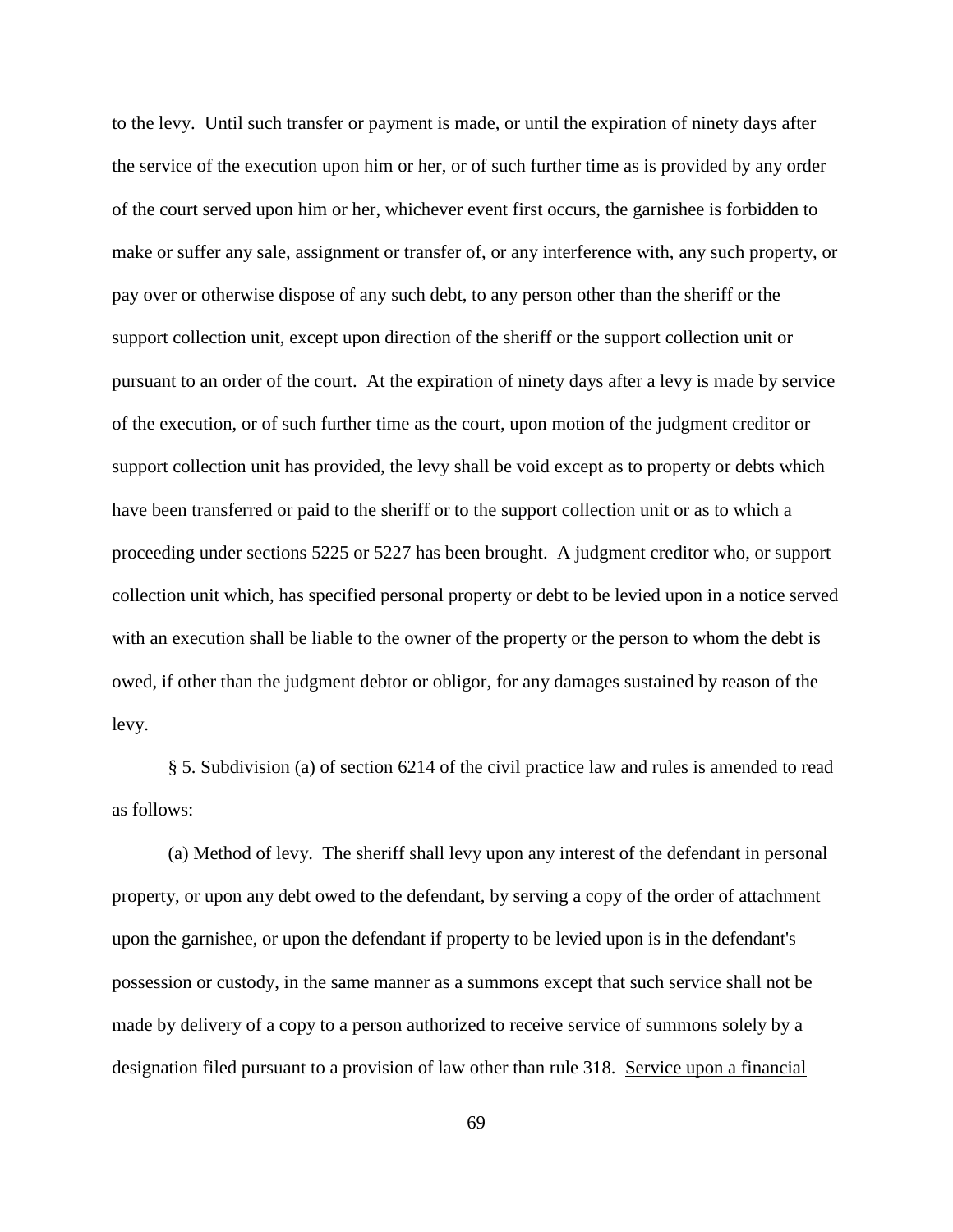to the levy. Until such transfer or payment is made, or until the expiration of ninety days after the service of the execution upon him or her, or of such further time as is provided by any order of the court served upon him or her, whichever event first occurs, the garnishee is forbidden to make or suffer any sale, assignment or transfer of, or any interference with, any such property, or pay over or otherwise dispose of any such debt, to any person other than the sheriff or the support collection unit, except upon direction of the sheriff or the support collection unit or pursuant to an order of the court. At the expiration of ninety days after a levy is made by service of the execution, or of such further time as the court, upon motion of the judgment creditor or support collection unit has provided, the levy shall be void except as to property or debts which have been transferred or paid to the sheriff or to the support collection unit or as to which a proceeding under sections 5225 or 5227 has been brought. A judgment creditor who, or support collection unit which, has specified personal property or debt to be levied upon in a notice served with an execution shall be liable to the owner of the property or the person to whom the debt is owed, if other than the judgment debtor or obligor, for any damages sustained by reason of the levy.

§ 5. Subdivision (a) of section 6214 of the civil practice law and rules is amended to read as follows:

(a) Method of levy. The sheriff shall levy upon any interest of the defendant in personal property, or upon any debt owed to the defendant, by serving a copy of the order of attachment upon the garnishee, or upon the defendant if property to be levied upon is in the defendant's possession or custody, in the same manner as a summons except that such service shall not be made by delivery of a copy to a person authorized to receive service of summons solely by a designation filed pursuant to a provision of law other than rule 318. <u>Service upon a financial</u>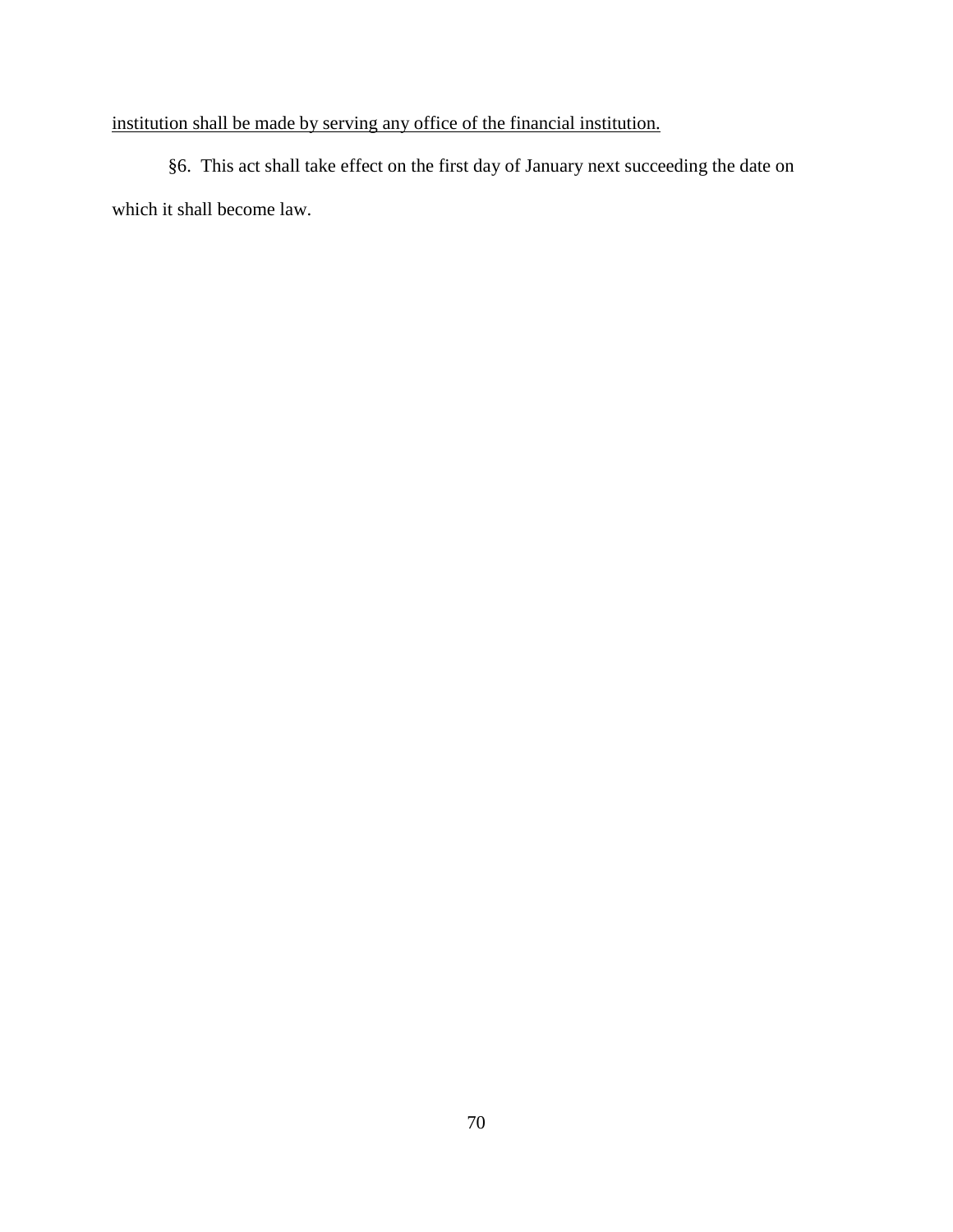<u>institution shall be made by serving any office of the financial institution.</u>

§6. This act shall take effect on the first day of January next succeeding the date on which it shall become law.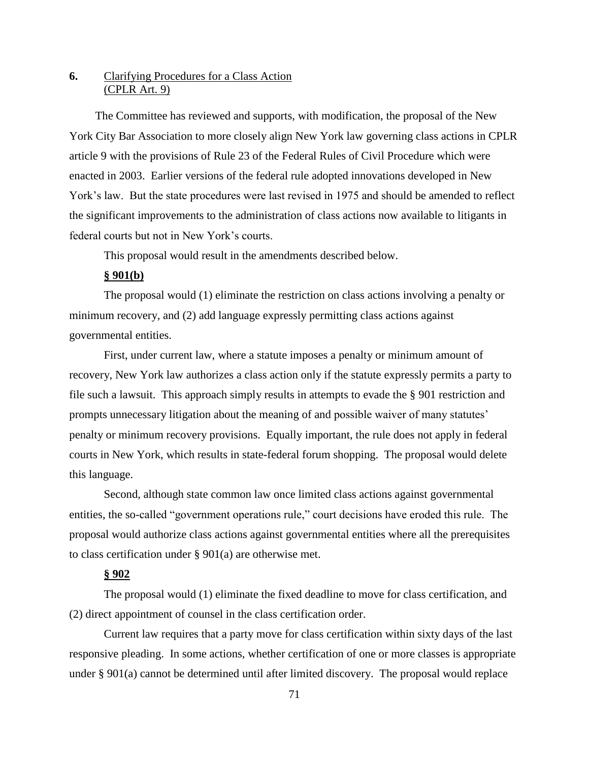## 6. Clarifying Procedures for a Class Action (CPLR Art. 9)

The Committee has reviewed and supports, with modification, the proposal of the New York City Bar Association to more closely align New York law governing class actions in CPLR article 9 with the provisions of Rule 23 of the Federal Rules of Civil Procedure which were enacted in 2003. Earlier versions of the federal rule adopted innovations developed in New York's law. But the state procedures were last revised in 1975 and should be amended to reflect the significant improvements to the administration of class actions now available to litigants in federal courts but not in New York's courts.

This proposal would result in the amendments described below.

**§ 901(b)**

The proposal would (1) eliminate the restriction on class actions involving a penalty or minimum recovery, and (2) add language expressly permitting class actions against governmental entities.

First, under current law, where a statute imposes a penalty or minimum amount of recovery, New York law authorizes a class action only if the statute expressly permits a party to file such a lawsuit. This approach simply results in attempts to evade the § 901 restriction and prompts unnecessary litigation about the meaning of and possible waiver of many statutes' penalty or minimum recovery provisions. Equally important, the rule does not apply in federal courts in New York, which results in state-federal forum shopping. The proposal would delete this language.

Second, although state common law once limited class actions against governmental entities, the so-called "government operations rule," court decisions have eroded this rule. The proposal would authorize class actions against governmental entities where all the prerequisites to class certification under § 901(a) are otherwise met.

**§ 902**

The proposal would (1) eliminate the fixed deadline to move for class certification, and (2) direct appointment of counsel in the class certification order.

Current law requires that a party move for class certification within sixty days of the last responsive pleading. In some actions, whether certification of one or more classes is appropriate under § 901(a) cannot be determined until after limited discovery. The proposal would replace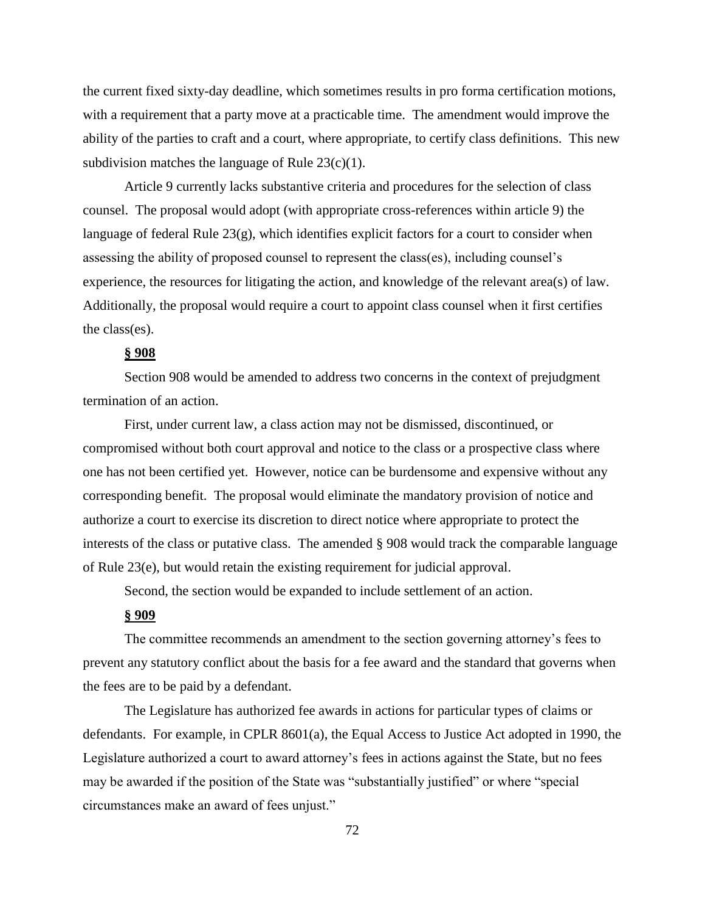the current fixed sixty-day deadline, which sometimes results in pro forma certification motions, with a requirement that a party move at a practicable time. The amendment would improve the ability of the parties to craft and a court, where appropriate, to certify class definitions. This new subdivision matches the language of Rule 23(c)(1).

Article 9 currently lacks substantive criteria and procedures for the selection of class counsel. The proposal would adopt (with appropriate cross-references within article 9) the language of federal Rule 23(g), which identifies explicit factors for a court to consider when assessing the ability of proposed counsel to represent the class(es), including counsel's experience, the resources for litigating the action, and knowledge of the relevant area(s) of law. Additionally, the proposal would require a court to appoint class counsel when it first certifies the class(es).

**§ 908**

Section 908 would be amended to address two concerns in the context of prejudgment termination of an action.

First, under current law, a class action may not be dismissed, discontinued, or compromised without both court approval and notice to the class or a prospective class where one has not been certified yet. However, notice can be burdensome and expensive without any corresponding benefit. The proposal would eliminate the mandatory provision of notice and authorize a court to exercise its discretion to direct notice where appropriate to protect the interests of the class or putative class. The amended § 908 would track the comparable language of Rule 23(e), but would retain the existing requirement for judicial approval.

Second, the section would be expanded to include settlement of an action.

**§ 909**

The committee recommends an amendment to the section governing attorney's fees to prevent any statutory conflict about the basis for a fee award and the standard that governs when the fees are to be paid by a defendant.

The Legislature has authorized fee awards in actions for particular types of claims or defendants. For example, in CPLR 8601(a), the Equal Access to Justice Act adopted in 1990, the Legislature authorized a court to award attorney's fees in actions against the State, but no fees may be awarded if the position of the State was "substantially justified" or where "special circumstances make an award of fees unjust."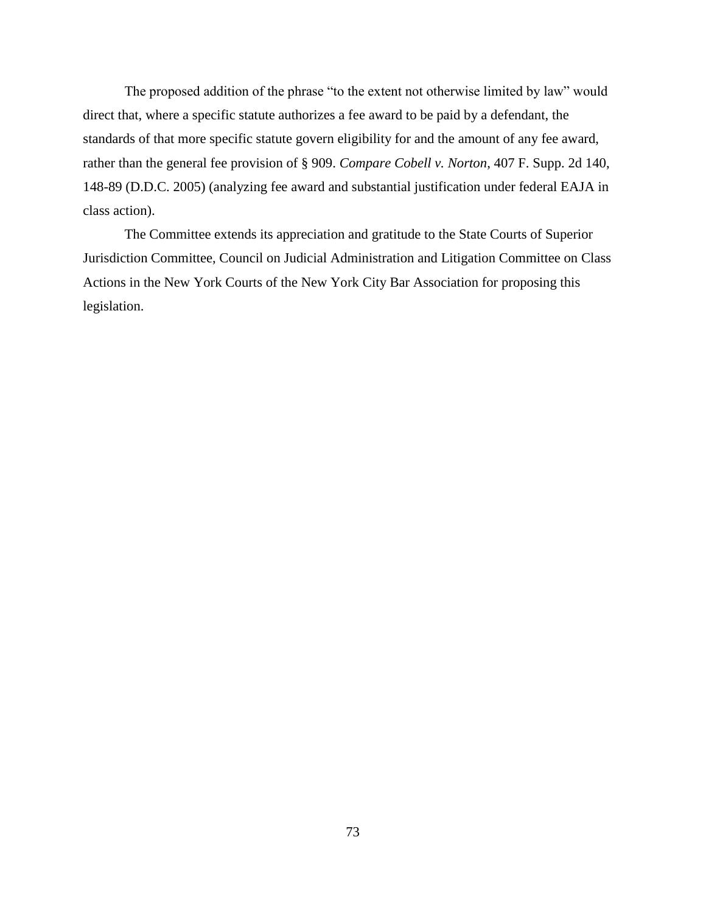The proposed addition of the phrase "to the extent not otherwise limited by law" would direct that, where a specific statute authorizes a fee award to be paid by a defendant, the standards of that more specific statute govern eligibility for and the amount of any fee award, rather than the general fee provision of § 909. *Compare Cobell v. Norton*, 407 F. Supp. 2d 140, 148-89 (D.D.C. 2005) (analyzing fee award and substantial justification under federal EAJA in class action).

The Committee extends its appreciation and gratitude to the State Courts of Superior Jurisdiction Committee, Council on Judicial Administration and Litigation Committee on Class Actions in the New York Courts of the New York City Bar Association for proposing this legislation.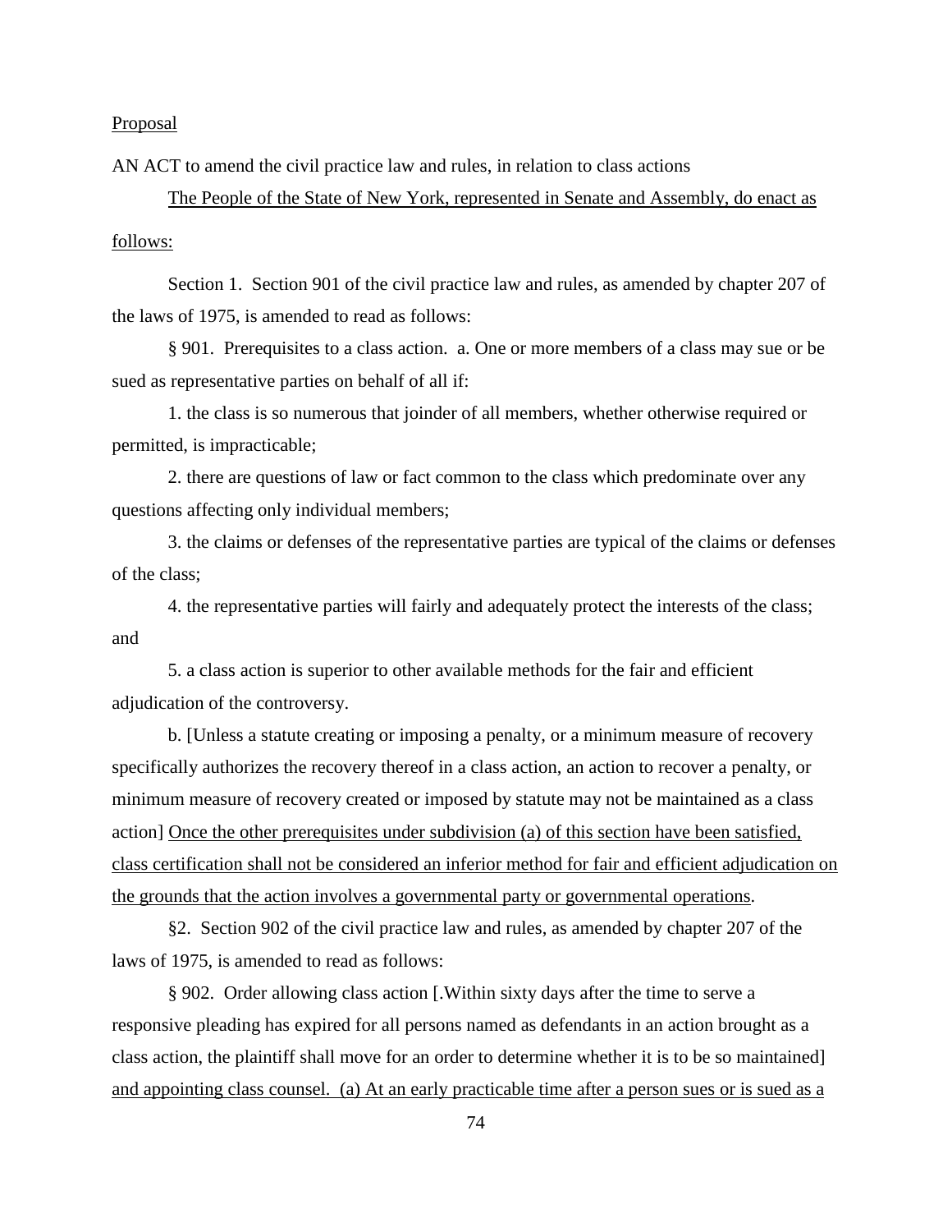Proposal

AN ACT to amend the civil practice law and rules, in relation to class actions

The People of the State of New York, represented in Senate and Assembly, do enact as follows:

Section 1. Section 901 of the civil practice law and rules, as amended by chapter 207 of the laws of 1975, is amended to read as follows:

§ 901. Prerequisites to a class action. a. One or more members of a class may sue or be sued as representative parties on behalf of all if:

1. the class is so numerous that joinder of all members, whether otherwise required or permitted, is impracticable;

2. there are questions of law or fact common to the class which predominate over any questions affecting only individual members;

3. the claims or defenses of the representative parties are typical of the claims or defenses of the class;

4. the representative parties will fairly and adequately protect the interests of the class; and

5. a class action is superior to other available methods for the fair and efficient adjudication of the controversy.

b. [Unless a statute creating or imposing a penalty, or a minimum measure of recovery specifically authorizes the recovery thereof in a class action, an action to recover a penalty, or minimum measure of recovery created or imposed by statute may not be maintained as a class action] Once the other prerequisites under subdivision (a) of this section have been satisfied, class certification shall not be considered an inferior method for fair and efficient adjudication on the grounds that the action involves a governmental party or governmental operations.

§2. Section 902 of the civil practice law and rules, as amended by chapter 207 of the laws of 1975, is amended to read as follows:

§ 902. Order allowing class action [.Within sixty days after the time to serve a responsive pleading has expired for all persons named as defendants in an action brought as a class action, the plaintiff shall move for an order to determine whether it is to be so maintained] and appointing class counsel. (a) At an early practicable time after a person sues or is sued as a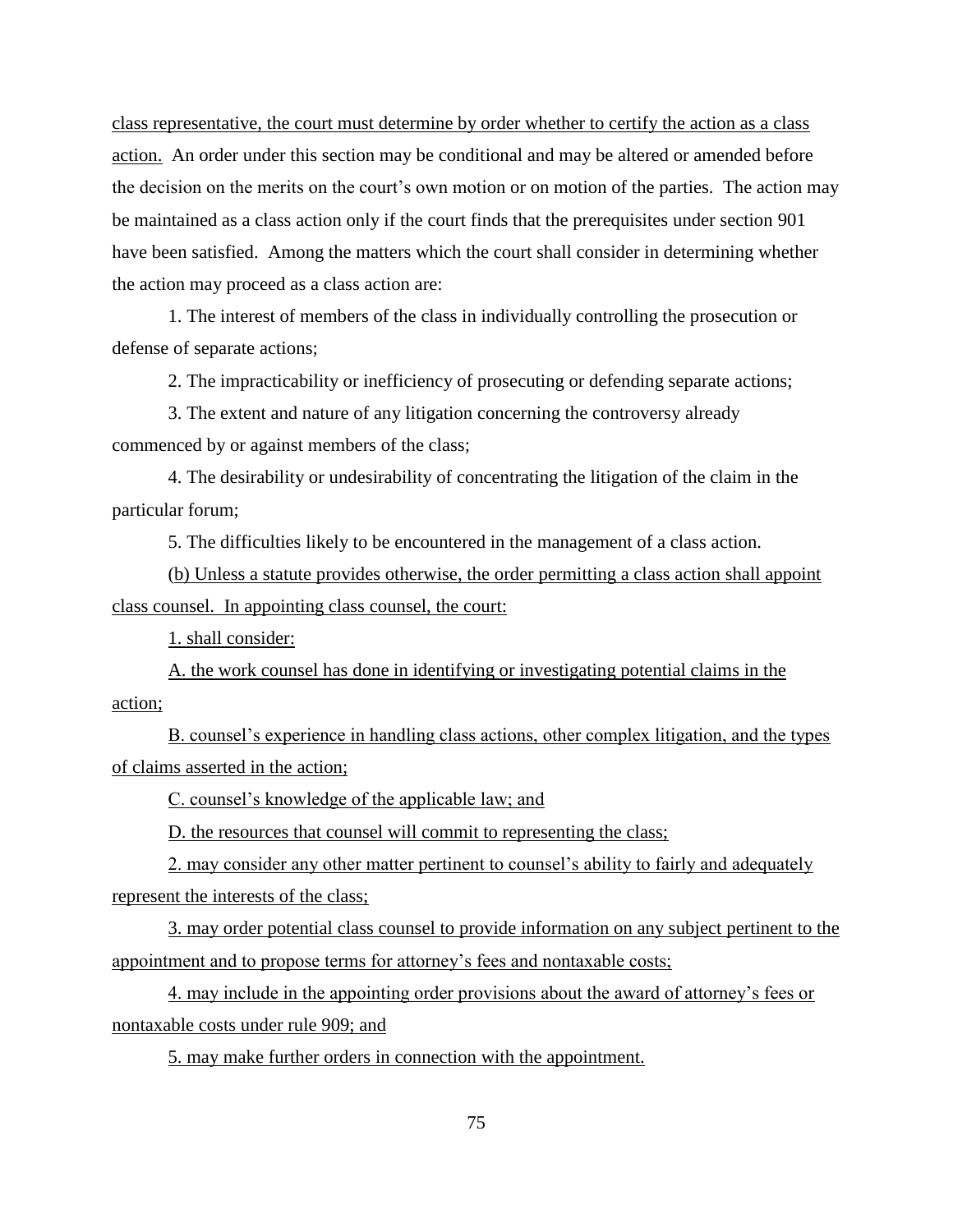class representative, the court must determine by order whether to certify the action as a class action. An order under this section may be conditional and may be altered or amended before the decision on the merits on the court's own motion or on motion of the parties. The action may be maintained as a class action only if the court finds that the prerequisites under section 901 have been satisfied. Among the matters which the court shall consider in determining whether the action may proceed as a class action are:

1. The interest of members of the class in individually controlling the prosecution or defense of separate actions;

2. The impracticability or inefficiency of prosecuting or defending separate actions;

3. The extent and nature of any litigation concerning the controversy already commenced by or against members of the class;

4. The desirability or undesirability of concentrating the litigation of the claim in the particular forum;

5. The difficulties likely to be encountered in the management of a class action.

(b) Unless a statute provides otherwise, the order permitting a class action shall appoint class counsel. In appointing class counsel, the court:

1. shall consider:

A. the work counsel has done in identifying or investigating potential claims in the action;

B. counsel's experience in handling class actions, other complex litigation, and the types of claims asserted in the action;

C. counsel's knowledge of the applicable law; and

D. the resources that counsel will commit to representing the class;

2. may consider any other matter pertinent to counsel's ability to fairly and adequately represent the interests of the class;

3. may order potential class counsel to provide information on any subject pertinent to the appointment and to propose terms for attorney's fees and nontaxable costs;

4. may include in the appointing order provisions about the award of attorney's fees or nontaxable costs under rule 909; and

5. may make further orders in connection with the appointment.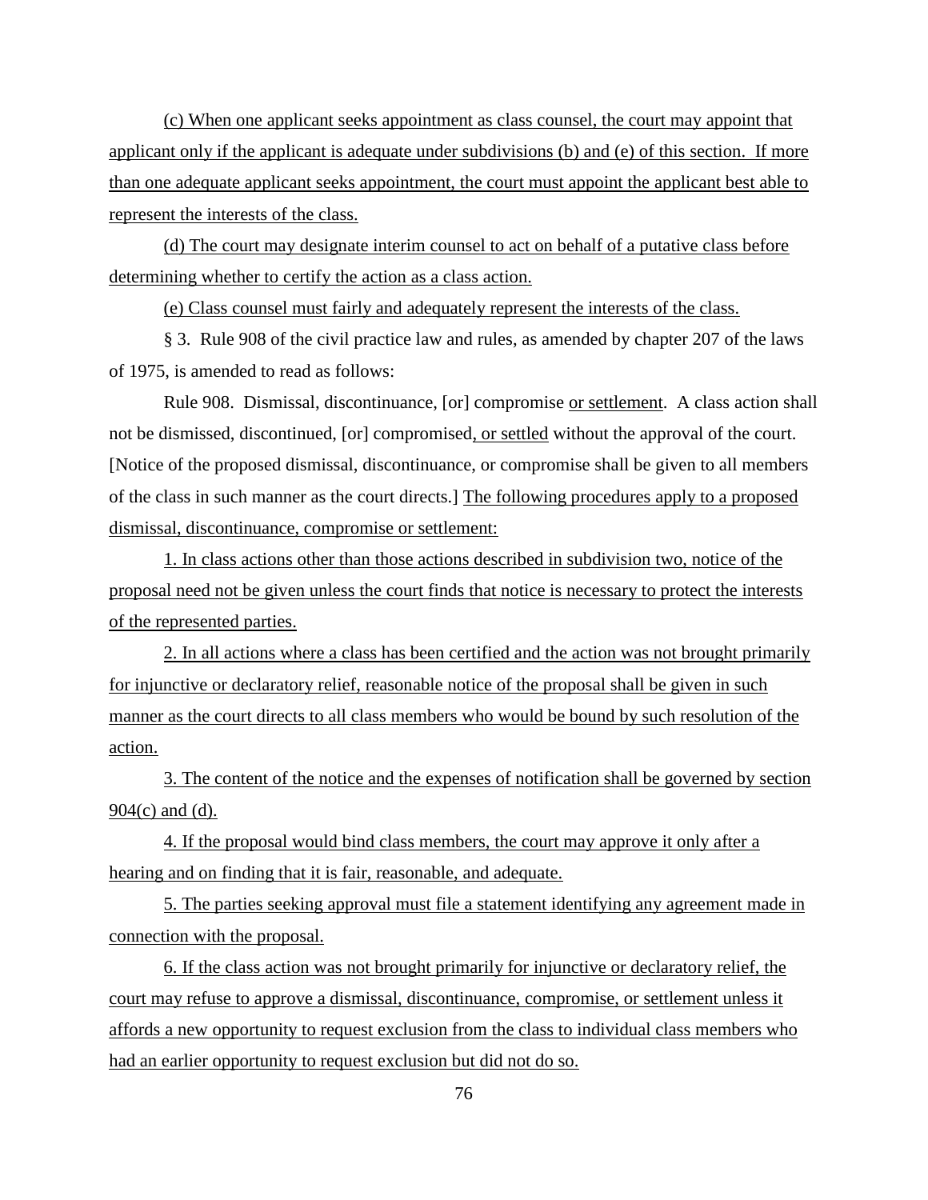(c) When one applicant seeks appointment as class counsel, the court may appoint that applicant only if the applicant is adequate under subdivisions (b) and (e) of this section. If more than one adequate applicant seeks appointment, the court must appoint the applicant best able to represent the interests of the class.

(d) The court may designate interim counsel to act on behalf of a putative class before determining whether to certify the action as a class action.

(e) Class counsel must fairly and adequately represent the interests of the class.

§ 3. Rule 908 of the civil practice law and rules, as amended by chapter 207 of the laws of 1975, is amended to read as follows:

Rule 908. Dismissal, discontinuance, [or] compromise or settlement. A class action shall not be dismissed, discontinued, [or] compromised, or settled without the approval of the court. [Notice of the proposed dismissal, discontinuance, or compromise shall be given to all members of the class in such manner as the court directs.] The following procedures apply to a proposed dismissal, discontinuance, compromise or settlement:

1. In class actions other than those actions described in subdivision two, notice of the proposal need not be given unless the court finds that notice is necessary to protect the interests of the represented parties.

2. In all actions where a class has been certified and the action was not brought primarily for injunctive or declaratory relief, reasonable notice of the proposal shall be given in such manner as the court directs to all class members who would be bound by such resolution of the action.

3. The content of the notice and the expenses of notification shall be governed by section 904(c) and (d).

4. If the proposal would bind class members, the court may approve it only after a hearing and on finding that it is fair, reasonable, and adequate.

5. The parties seeking approval must file a statement identifying any agreement made in connection with the proposal.

6. If the class action was not brought primarily for injunctive or declaratory relief, the court may refuse to approve a dismissal, discontinuance, compromise, or settlement unless it affords a new opportunity to request exclusion from the class to individual class members who had an earlier opportunity to request exclusion but did not do so.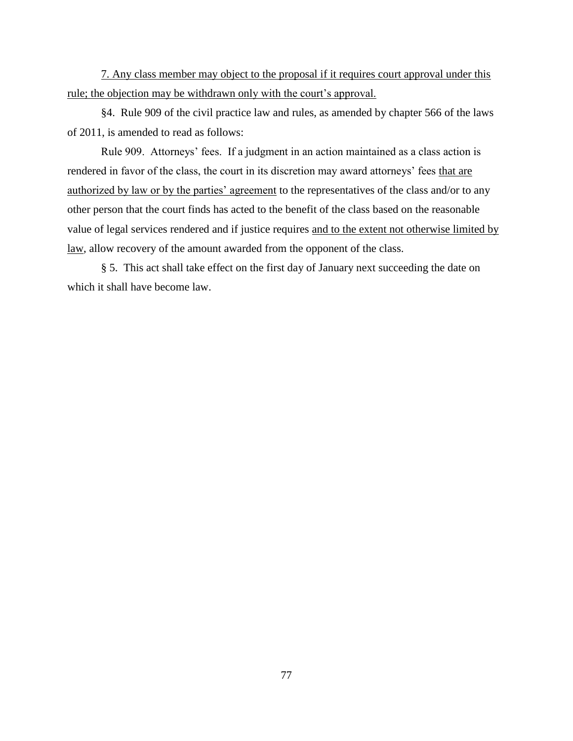<u>7. Any class member may object to the proposal if it requires court approval under this rule; the objection may be withdrawn only with the court's approval.</u>

§4. Rule 909 of the civil practice law and rules, as amended by chapter 566 of the laws of 2011, is amended to read as follows:

Rule 909. Attorneys' fees. If a judgment in an action maintained as a class action is rendered in favor of the class, the court in its discretion may award attorneys' fees <u>that are authorized by law or by the parties' agreement</u> to the representatives of the class and/or to any other person that the court finds has acted to the benefit of the class based on the reasonable value of legal services rendered and if justice requires <u>and to the extent not otherwise limited by law</u>, allow recovery of the amount awarded from the opponent of the class.

§ 5. This act shall take effect on the first day of January next succeeding the date on which it shall have become law.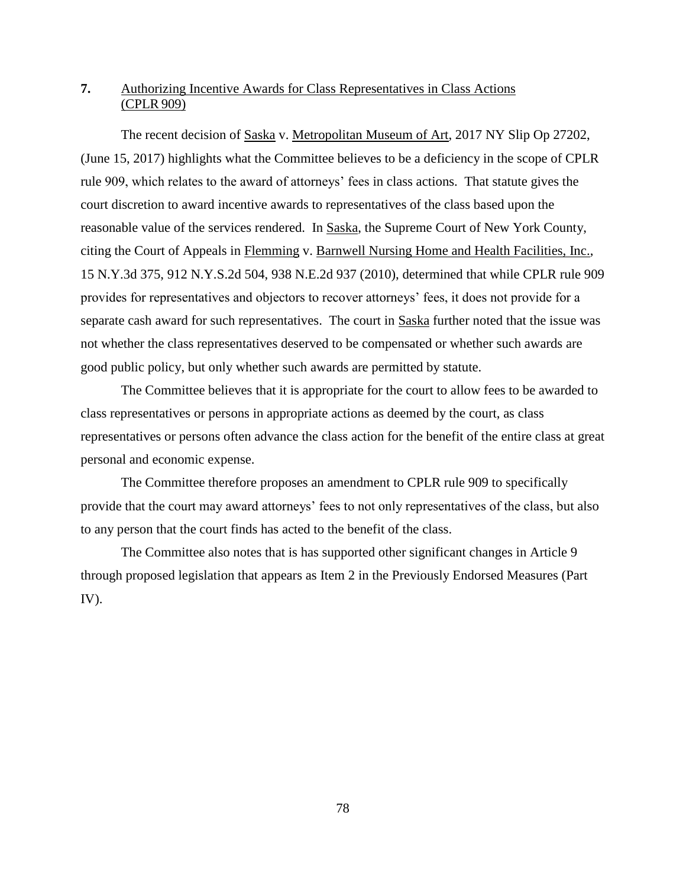**7.** Authorizing Incentive Awards for Class Representatives in Class Actions (CPLR 909)

The recent decision of Saska v. Metropolitan Museum of Art, 2017 NY Slip Op 27202, (June 15, 2017) highlights what the Committee believes to be a deficiency in the scope of CPLR rule 909, which relates to the award of attorneys' fees in class actions. That statute gives the court discretion to award incentive awards to representatives of the class based upon the reasonable value of the services rendered. In Saska, the Supreme Court of New York County, citing the Court of Appeals in Flemming v. Barnwell Nursing Home and Health Facilities, Inc., 15 N.Y.3d 375, 912 N.Y.S.2d 504, 938 N.E.2d 937 (2010), determined that while CPLR rule 909 provides for representatives and objectors to recover attorneys' fees, it does not provide for a separate cash award for such representatives. The court in Saska further noted that the issue was not whether the class representatives deserved to be compensated or whether such awards are good public policy, but only whether such awards are permitted by statute.

The Committee believes that it is appropriate for the court to allow fees to be awarded to class representatives or persons in appropriate actions as deemed by the court, as class representatives or persons often advance the class action for the benefit of the entire class at great personal and economic expense.

The Committee therefore proposes an amendment to CPLR rule 909 to specifically provide that the court may award attorneys' fees to not only representatives of the class, but also to any person that the court finds has acted to the benefit of the class.

The Committee also notes that is has supported other significant changes in Article 9 through proposed legislation that appears as Item 2 in the Previously Endorsed Measures (Part IV).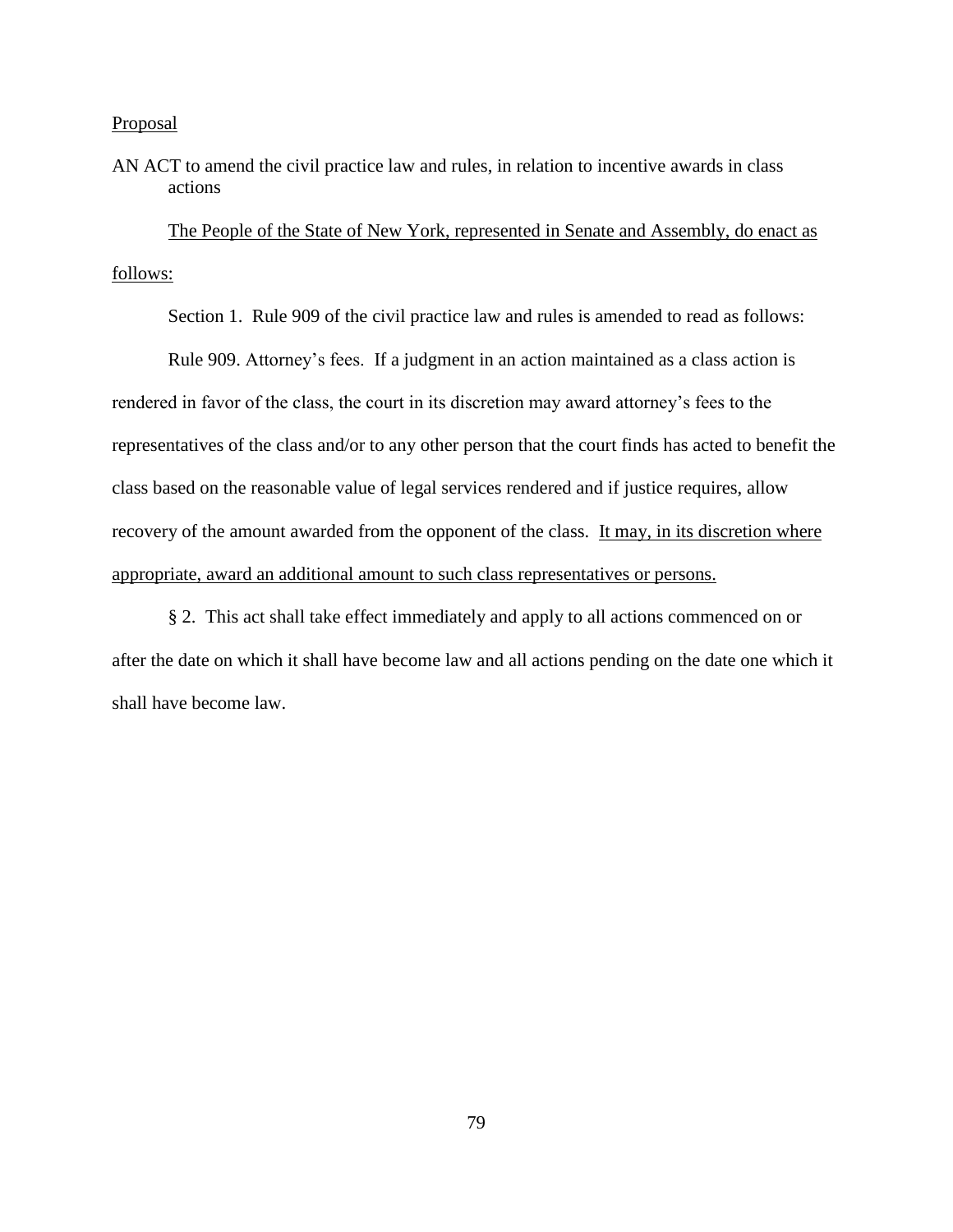<u>Proposal</u>

AN ACT to amend the civil practice law and rules, in relation to incentive awards in class actions

<u>The People of the State of New York, represented in Senate and Assembly, do enact as follows:</u>

Section 1. Rule 909 of the civil practice law and rules is amended to read as follows:

Rule 909. Attorney's fees. If a judgment in an action maintained as a class action is rendered in favor of the class, the court in its discretion may award attorney's fees to the representatives of the class and/or to any other person that the court finds has acted to benefit the class based on the reasonable value of legal services rendered and if justice requires, allow recovery of the amount awarded from the opponent of the class. <u>It may, in its discretion where appropriate, award an additional amount to such class representatives or persons.</u>

§ 2. This act shall take effect immediately and apply to all actions commenced on or after the date on which it shall have become law and all actions pending on the date one which it shall have become law.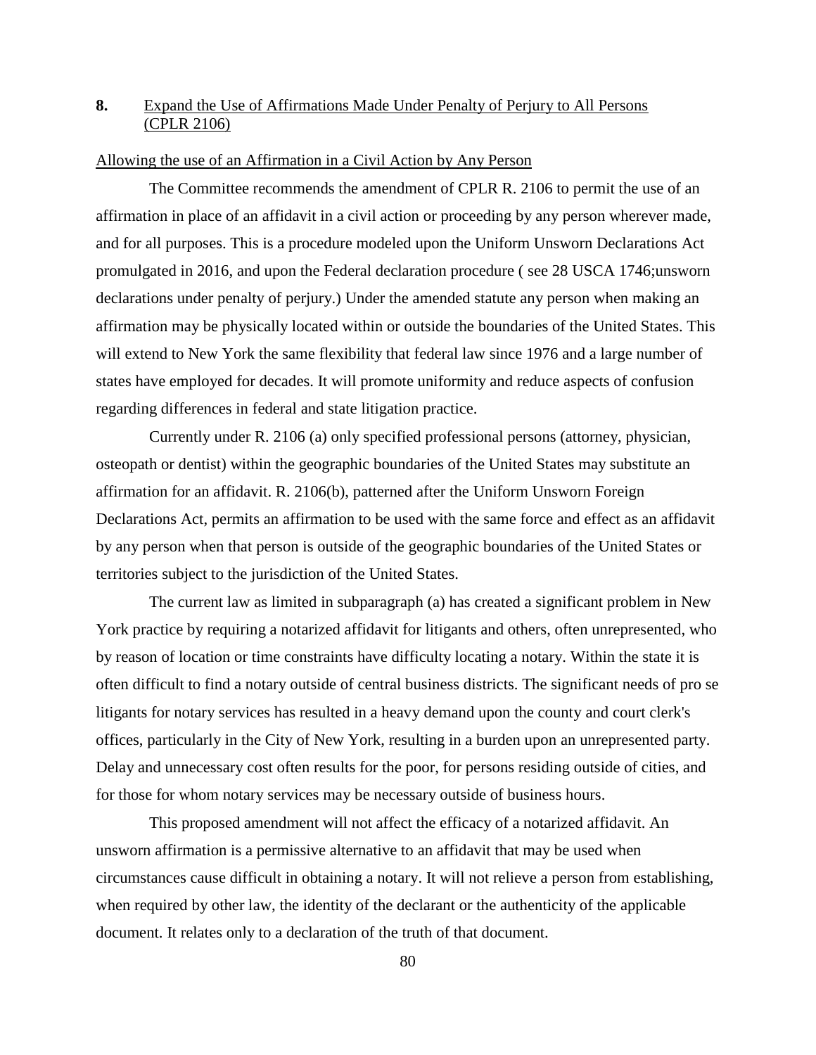**8.** <u>Expand the Use of Affirmations Made Under Penalty of Perjury to All Persons (CPLR 2106)</u>

<u>Allowing the use of an Affirmation in a Civil Action by Any Person</u>

The Committee recommends the amendment of CPLR R. 2106 to permit the use of an affirmation in place of an affidavit in a civil action or proceeding by any person wherever made, and for all purposes. This is a procedure modeled upon the Uniform Unsworn Declarations Act promulgated in 2016, and upon the Federal declaration procedure ( see 28 USCA 1746;unsworn declarations under penalty of perjury.) Under the amended statute any person when making an affirmation may be physically located within or outside the boundaries of the United States. This will extend to New York the same flexibility that federal law since 1976 and a large number of states have employed for decades. It will promote uniformity and reduce aspects of confusion regarding differences in federal and state litigation practice.

Currently under R. 2106 (a) only specified professional persons (attorney, physician, osteopath or dentist) within the geographic boundaries of the United States may substitute an affirmation for an affidavit. R. 2106(b), patterned after the Uniform Unsworn Foreign Declarations Act, permits an affirmation to be used with the same force and effect as an affidavit by any person when that person is outside of the geographic boundaries of the United States or territories subject to the jurisdiction of the United States.

The current law as limited in subparagraph (a) has created a significant problem in New York practice by requiring a notarized affidavit for litigants and others, often unrepresented, who by reason of location or time constraints have difficulty locating a notary. Within the state it is often difficult to find a notary outside of central business districts. The significant needs of pro se litigants for notary services has resulted in a heavy demand upon the county and court clerk's offices, particularly in the City of New York, resulting in a burden upon an unrepresented party. Delay and unnecessary cost often results for the poor, for persons residing outside of cities, and for those for whom notary services may be necessary outside of business hours.

This proposed amendment will not affect the efficacy of a notarized affidavit. An unsworn affirmation is a permissive alternative to an affidavit that may be used when circumstances cause difficult in obtaining a notary. It will not relieve a person from establishing, when required by other law, the identity of the declarant or the authenticity of the applicable document. It relates only to a declaration of the truth of that document.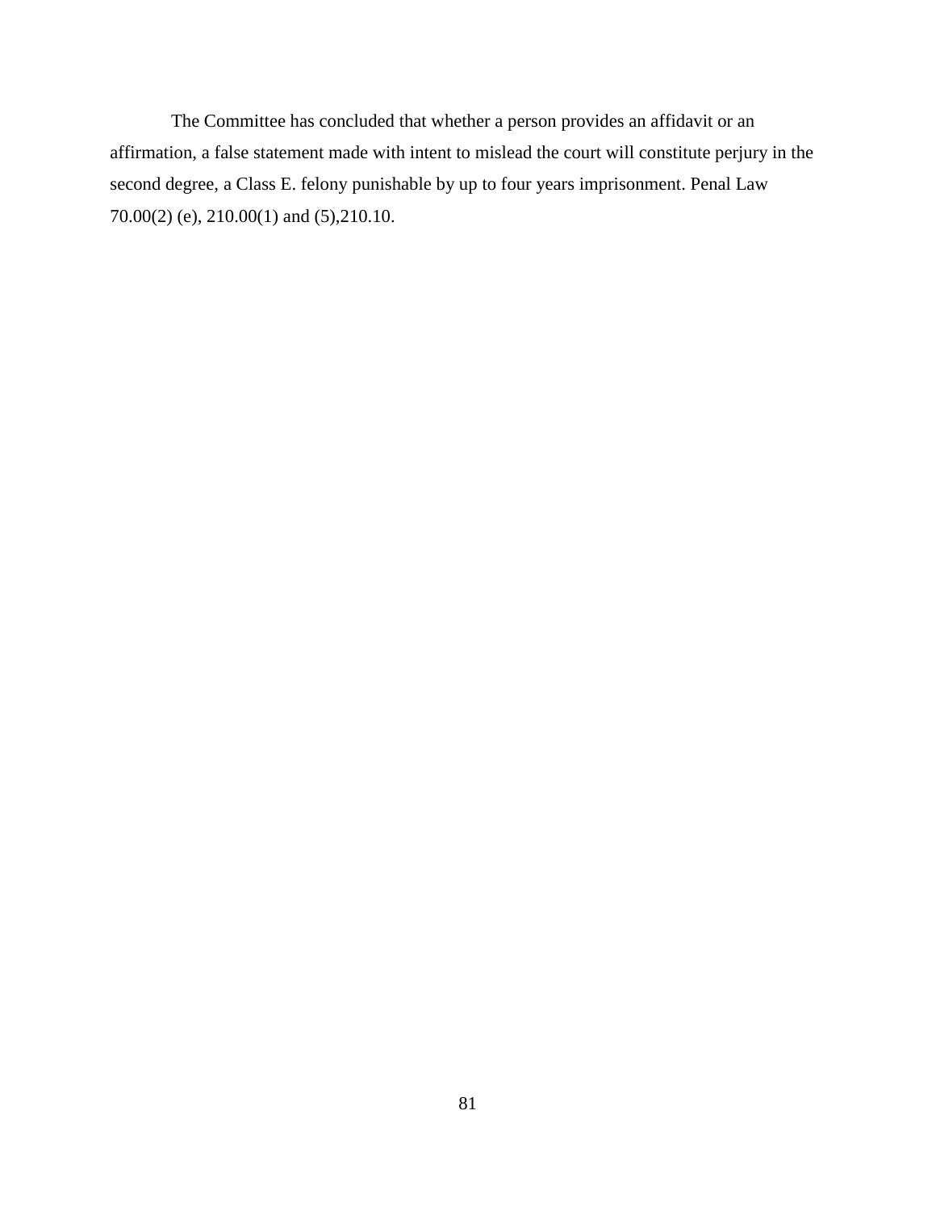The Committee has concluded that whether a person provides an affidavit or an affirmation, a false statement made with intent to mislead the court will constitute perjury in the second degree, a Class E. felony punishable by up to four years imprisonment. Penal Law 70.00(2) (e), 210.00(1) and (5),210.10.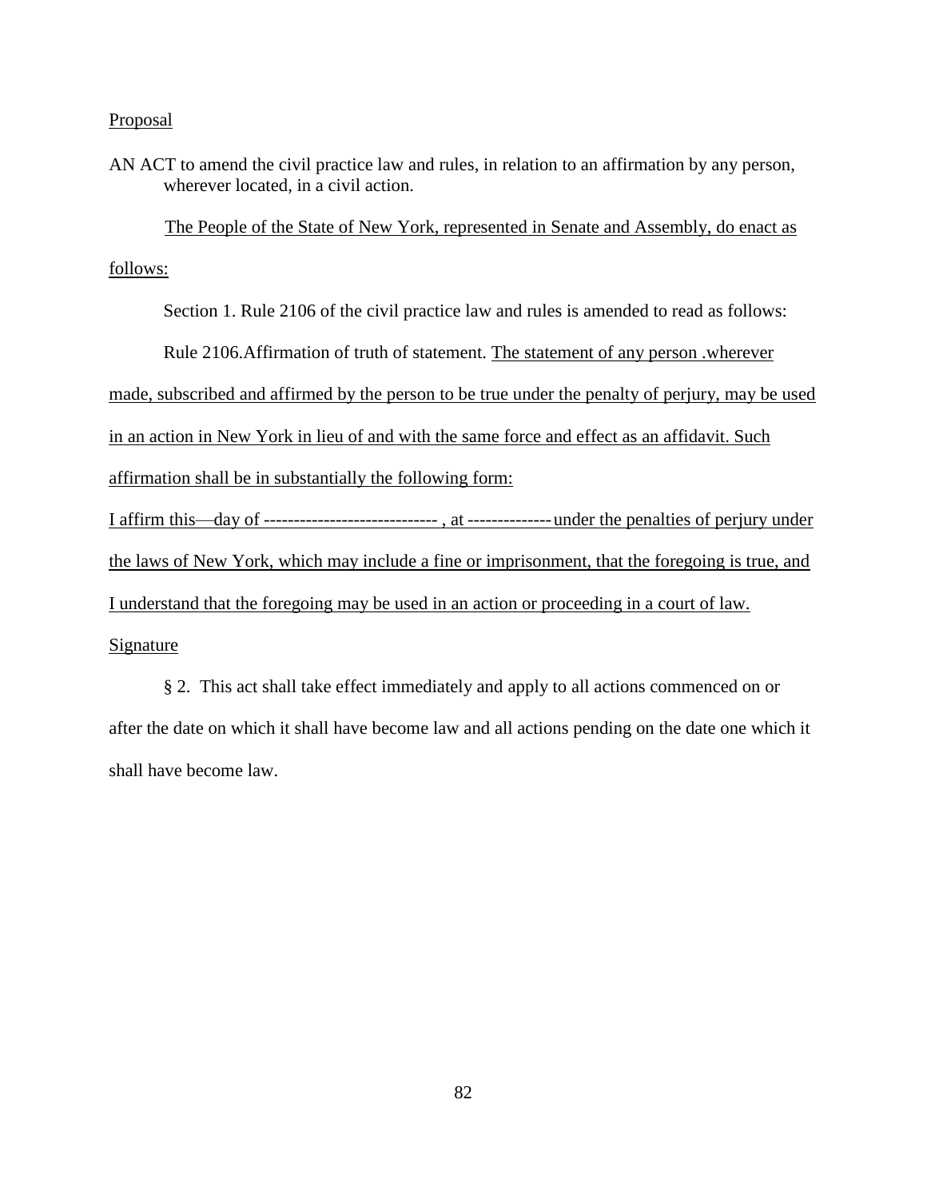Proposal

AN ACT to amend the civil practice law and rules, in relation to an affirmation by any person, wherever located, in a civil action.

The People of the State of New York, represented in Senate and Assembly, do enact as follows:

Section 1. Rule 2106 of the civil practice law and rules is amended to read as follows:

Rule 2106.Affirmation of truth of statement. The statement of any person .wherever made, subscribed and affirmed by the person to be true under the penalty of perjury, may be used in an action in New York in lieu of and with the same force and effect as an affidavit. Such affirmation shall be in substantially the following form:

I affirm this—day of ----------------------------- , at --------------under the penalties of perjury under the laws of New York, which may include a fine or imprisonment, that the foregoing is true, and I understand that the foregoing may be used in an action or proceeding in a court of law.

Signature

§ 2. This act shall take effect immediately and apply to all actions commenced on or after the date on which it shall have become law and all actions pending on the date one which it shall have become law.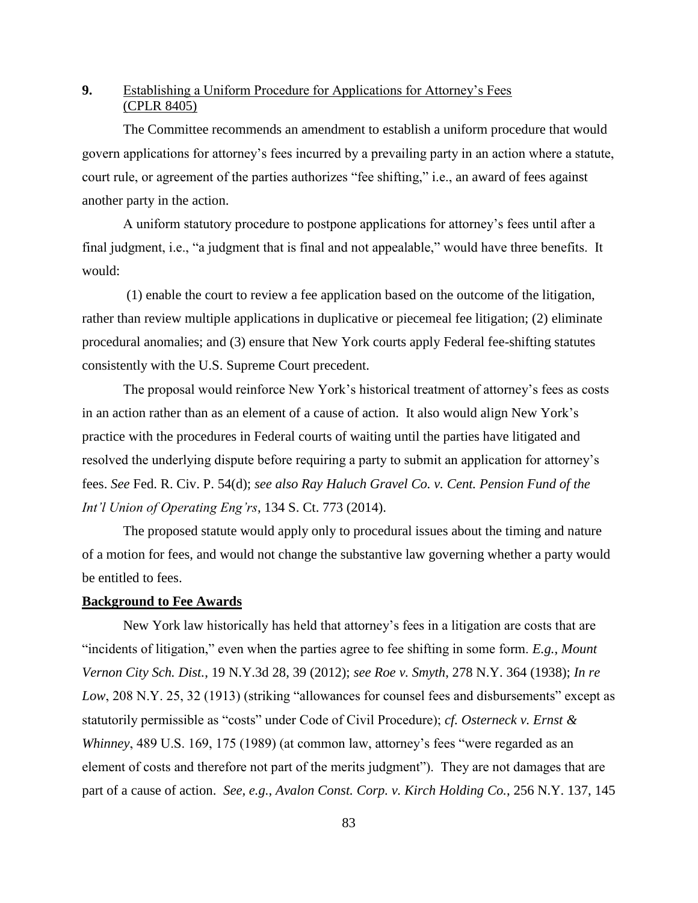**9.** Establishing a Uniform Procedure for Applications for Attorney's Fees (CPLR 8405)

The Committee recommends an amendment to establish a uniform procedure that would govern applications for attorney's fees incurred by a prevailing party in an action where a statute, court rule, or agreement of the parties authorizes "fee shifting," i.e., an award of fees against another party in the action.

A uniform statutory procedure to postpone applications for attorney's fees until after a final judgment, i.e., "a judgment that is final and not appealable," would have three benefits. It would:

(1) enable the court to review a fee application based on the outcome of the litigation, rather than review multiple applications in duplicative or piecemeal fee litigation; (2) eliminate procedural anomalies; and (3) ensure that New York courts apply Federal fee-shifting statutes consistently with the U.S. Supreme Court precedent.

The proposal would reinforce New York's historical treatment of attorney's fees as costs in an action rather than as an element of a cause of action. It also would align New York's practice with the procedures in Federal courts of waiting until the parties have litigated and resolved the underlying dispute before requiring a party to submit an application for attorney's fees. *See* Fed. R. Civ. P. 54(d); *see also Ray Haluch Gravel Co. v. Cent. Pension Fund of the Int'l Union of Operating Eng'rs*, 134 S. Ct. 773 (2014).

The proposed statute would apply only to procedural issues about the timing and nature of a motion for fees, and would not change the substantive law governing whether a party would be entitled to fees.

**Background to Fee Awards**

New York law historically has held that attorney's fees in a litigation are costs that are "incidents of litigation," even when the parties agree to fee shifting in some form. *E.g.*, *Mount Vernon City Sch. Dist.*, 19 N.Y.3d 28, 39 (2012); *see Roe v. Smyth*, 278 N.Y. 364 (1938); *In re Low*, 208 N.Y. 25, 32 (1913) (striking "allowances for counsel fees and disbursements" except as statutorily permissible as "costs" under Code of Civil Procedure); *cf. Osterneck v. Ernst & Whinney*, 489 U.S. 169, 175 (1989) (at common law, attorney's fees "were regarded as an element of costs and therefore not part of the merits judgment"). They are not damages that are part of a cause of action. *See, e.g.*, *Avalon Const. Corp. v. Kirch Holding Co.*, 256 N.Y. 137, 145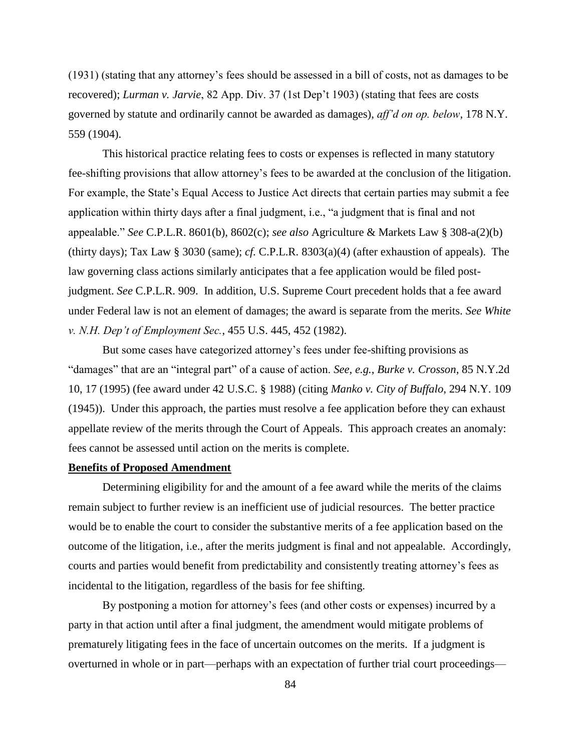(1931) (stating that any attorney's fees should be assessed in a bill of costs, not as damages to be recovered); *Lurman v. Jarvie*, 82 App. Div. 37 (1st Dep't 1903) (stating that fees are costs governed by statute and ordinarily cannot be awarded as damages), *aff'd on op. below*, 178 N.Y. 559 (1904).

This historical practice relating fees to costs or expenses is reflected in many statutory fee-shifting provisions that allow attorney's fees to be awarded at the conclusion of the litigation. For example, the State's Equal Access to Justice Act directs that certain parties may submit a fee application within thirty days after a final judgment, i.e., "a judgment that is final and not appealable." *See* C.P.L.R. 8601(b), 8602(c); *see also* Agriculture & Markets Law § 308-a(2)(b) (thirty days); Tax Law § 3030 (same); *cf.* C.P.L.R. 8303(a)(4) (after exhaustion of appeals). The law governing class actions similarly anticipates that a fee application would be filed post-judgment. *See* C.P.L.R. 909. In addition, U.S. Supreme Court precedent holds that a fee award under Federal law is not an element of damages; the award is separate from the merits. *See White v. N.H. Dep't of Employment Sec.*, 455 U.S. 445, 452 (1982).

But some cases have categorized attorney's fees under fee-shifting provisions as "damages" that are an "integral part" of a cause of action. *See, e.g.*, *Burke v. Crosson*, 85 N.Y.2d 10, 17 (1995) (fee award under 42 U.S.C. § 1988) (citing *Manko v. City of Buffalo*, 294 N.Y. 109 (1945)). Under this approach, the parties must resolve a fee application before they can exhaust appellate review of the merits through the Court of Appeals. This approach creates an anomaly: fees cannot be assessed until action on the merits is complete.

**Benefits of Proposed Amendment**

Determining eligibility for and the amount of a fee award while the merits of the claims remain subject to further review is an inefficient use of judicial resources. The better practice would be to enable the court to consider the substantive merits of a fee application based on the outcome of the litigation, i.e., after the merits judgment is final and not appealable. Accordingly, courts and parties would benefit from predictability and consistently treating attorney's fees as incidental to the litigation, regardless of the basis for fee shifting.

By postponing a motion for attorney's fees (and other costs or expenses) incurred by a party in that action until after a final judgment, the amendment would mitigate problems of prematurely litigating fees in the face of uncertain outcomes on the merits. If a judgment is overturned in whole or in part—perhaps with an expectation of further trial court proceedings—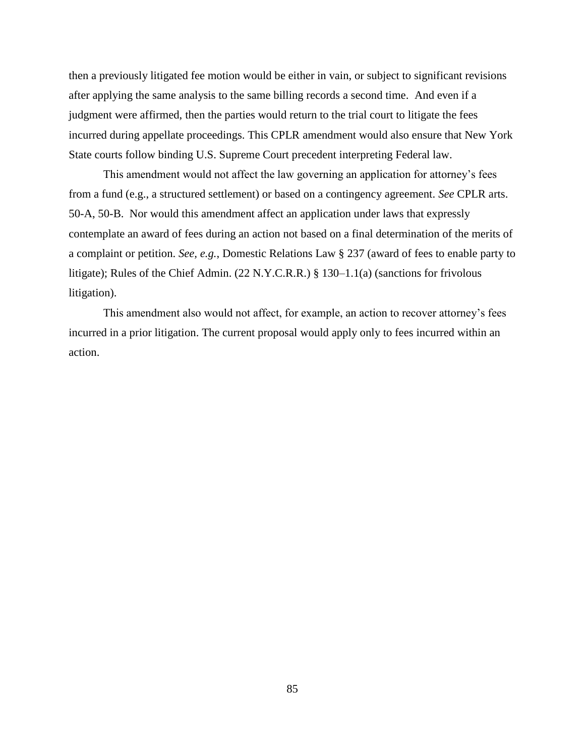then a previously litigated fee motion would be either in vain, or subject to significant revisions after applying the same analysis to the same billing records a second time. And even if a judgment were affirmed, then the parties would return to the trial court to litigate the fees incurred during appellate proceedings. This CPLR amendment would also ensure that New York State courts follow binding U.S. Supreme Court precedent interpreting Federal law.

This amendment would not affect the law governing an application for attorney's fees from a fund (e.g., a structured settlement) or based on a contingency agreement. *See* CPLR arts. 50-A, 50-B. Nor would this amendment affect an application under laws that expressly contemplate an award of fees during an action not based on a final determination of the merits of a complaint or petition. *See, e.g.*, Domestic Relations Law § 237 (award of fees to enable party to litigate); Rules of the Chief Admin. (22 N.Y.C.R.R.) § 130–1.1(a) (sanctions for frivolous litigation).

This amendment also would not affect, for example, an action to recover attorney's fees incurred in a prior litigation. The current proposal would apply only to fees incurred within an action.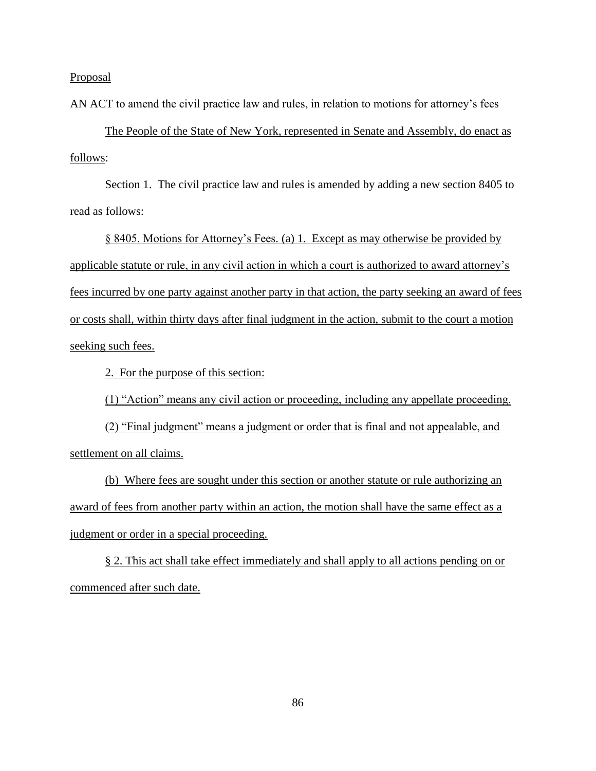Proposal

AN ACT to amend the civil practice law and rules, in relation to motions for attorney's fees

The People of the State of New York, represented in Senate and Assembly, do enact as follows:

Section 1. The civil practice law and rules is amended by adding a new section 8405 to read as follows:

§ 8405. Motions for Attorney's Fees. (a) 1. Except as may otherwise be provided by applicable statute or rule, in any civil action in which a court is authorized to award attorney's fees incurred by one party against another party in that action, the party seeking an award of fees or costs shall, within thirty days after final judgment in the action, submit to the court a motion seeking such fees.

2. For the purpose of this section:

(1) "Action" means any civil action or proceeding, including any appellate proceeding.

(2) "Final judgment" means a judgment or order that is final and not appealable, and settlement on all claims.

(b) Where fees are sought under this section or another statute or rule authorizing an award of fees from another party within an action, the motion shall have the same effect as a judgment or order in a special proceeding.

§ 2. This act shall take effect immediately and shall apply to all actions pending on or commenced after such date.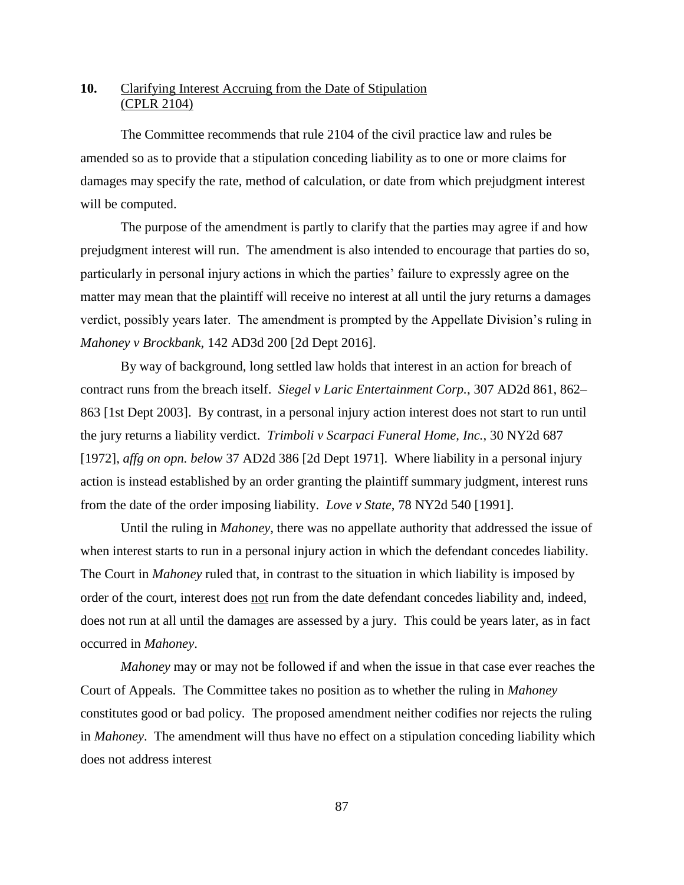**10.** Clarifying Interest Accruing from the Date of Stipulation (CPLR 2104)

The Committee recommends that rule 2104 of the civil practice law and rules be amended so as to provide that a stipulation conceding liability as to one or more claims for damages may specify the rate, method of calculation, or date from which prejudgment interest will be computed.

The purpose of the amendment is partly to clarify that the parties may agree if and how prejudgment interest will run. The amendment is also intended to encourage that parties do so, particularly in personal injury actions in which the parties' failure to expressly agree on the matter may mean that the plaintiff will receive no interest at all until the jury returns a damages verdict, possibly years later. The amendment is prompted by the Appellate Division's ruling in *Mahoney v Brockbank*, 142 AD3d 200 [2d Dept 2016].

By way of background, long settled law holds that interest in an action for breach of contract runs from the breach itself. *Siegel v Laric Entertainment Corp.*, 307 AD2d 861, 862–863 [1st Dept 2003]. By contrast, in a personal injury action interest does not start to run until the jury returns a liability verdict. *Trimboli v Scarpaci Funeral Home, Inc.*, 30 NY2d 687 [1972], *affg on opn. below* 37 AD2d 386 [2d Dept 1971]. Where liability in a personal injury action is instead established by an order granting the plaintiff summary judgment, interest runs from the date of the order imposing liability. *Love v State*, 78 NY2d 540 [1991].

Until the ruling in *Mahoney*, there was no appellate authority that addressed the issue of when interest starts to run in a personal injury action in which the defendant concedes liability. The Court in *Mahoney* ruled that, in contrast to the situation in which liability is imposed by order of the court, interest does not run from the date defendant concedes liability and, indeed, does not run at all until the damages are assessed by a jury. This could be years later, as in fact occurred in *Mahoney*.

*Mahoney* may or may not be followed if and when the issue in that case ever reaches the Court of Appeals. The Committee takes no position as to whether the ruling in *Mahoney* constitutes good or bad policy. The proposed amendment neither codifies nor rejects the ruling in *Mahoney*. The amendment will thus have no effect on a stipulation conceding liability which does not address interest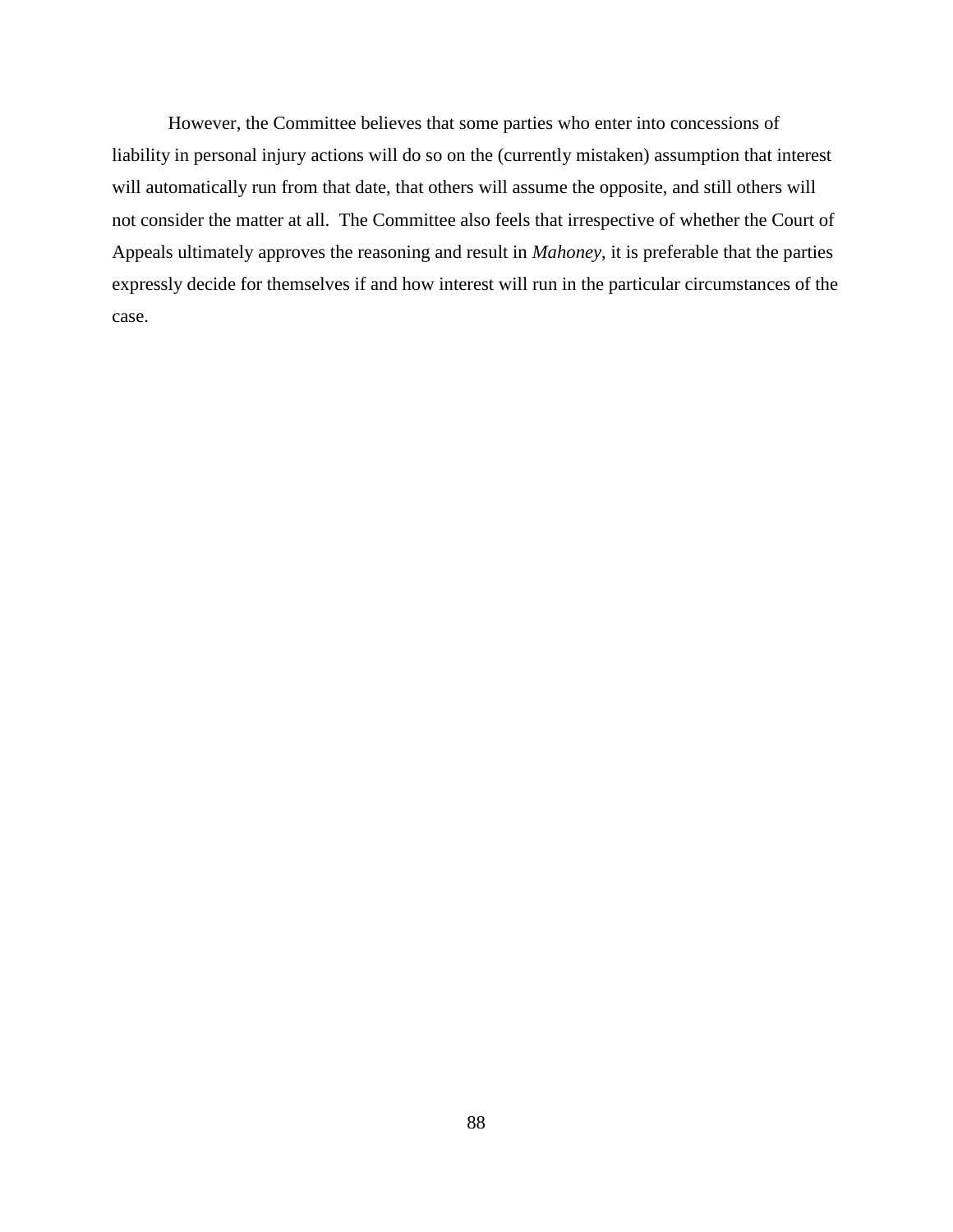However, the Committee believes that some parties who enter into concessions of liability in personal injury actions will do so on the (currently mistaken) assumption that interest will automatically run from that date, that others will assume the opposite, and still others will not consider the matter at all. The Committee also feels that irrespective of whether the Court of Appeals ultimately approves the reasoning and result in *Mahoney*, it is preferable that the parties expressly decide for themselves if and how interest will run in the particular circumstances of the case.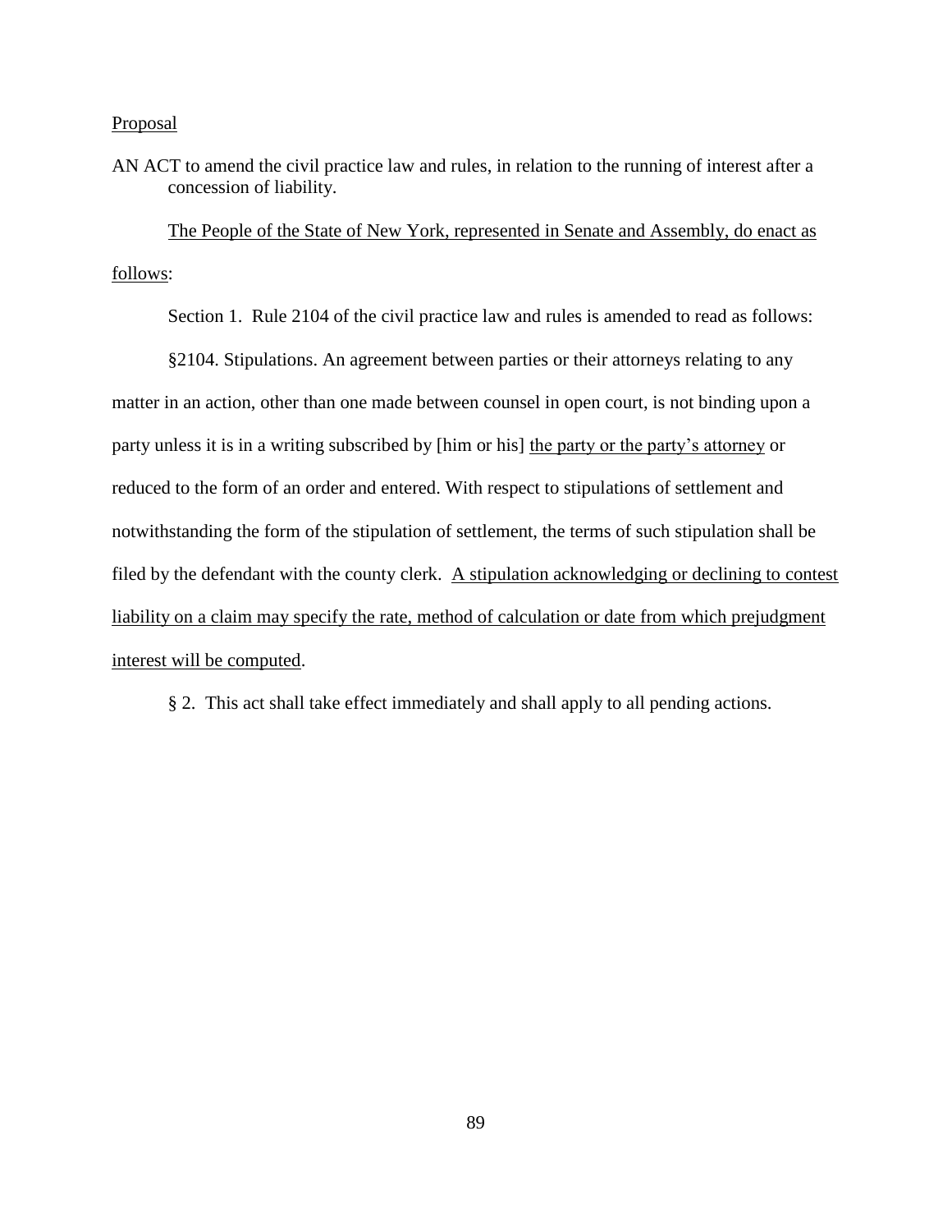Proposal

AN ACT to amend the civil practice law and rules, in relation to the running of interest after a concession of liability.

The People of the State of New York, represented in Senate and Assembly, do enact as follows:

Section 1. Rule 2104 of the civil practice law and rules is amended to read as follows:

§2104. Stipulations. An agreement between parties or their attorneys relating to any matter in an action, other than one made between counsel in open court, is not binding upon a party unless it is in a writing subscribed by [him or his] the party or the party's attorney or reduced to the form of an order and entered. With respect to stipulations of settlement and notwithstanding the form of the stipulation of settlement, the terms of such stipulation shall be filed by the defendant with the county clerk. A stipulation acknowledging or declining to contest liability on a claim may specify the rate, method of calculation or date from which prejudgment interest will be computed.

§ 2. This act shall take effect immediately and shall apply to all pending actions.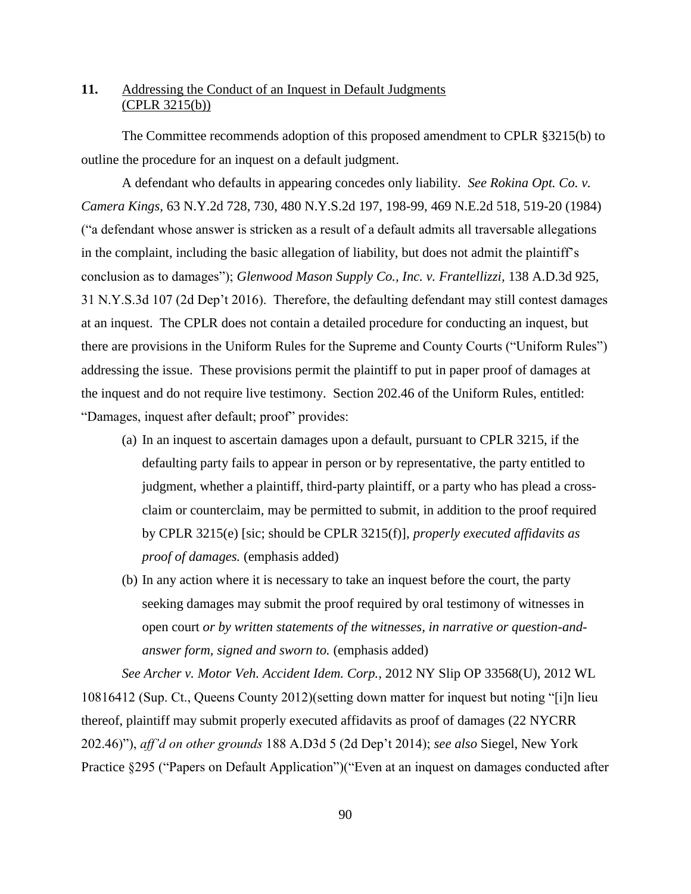**11.** Addressing the Conduct of an Inquest in Default Judgments (CPLR 3215(b))

The Committee recommends adoption of this proposed amendment to CPLR §3215(b) to outline the procedure for an inquest on a default judgment.

A defendant who defaults in appearing concedes only liability. *See Rokina Opt. Co. v. Camera Kings,* 63 N.Y.2d 728, 730, 480 N.Y.S.2d 197, 198-99, 469 N.E.2d 518, 519-20 (1984) ("a defendant whose answer is stricken as a result of a default admits all traversable allegations in the complaint, including the basic allegation of liability, but does not admit the plaintiff's conclusion as to damages"); *Glenwood Mason Supply Co., Inc. v. Frantellizzi,* 138 A.D.3d 925, 31 N.Y.S.3d 107 (2d Dep't 2016). Therefore, the defaulting defendant may still contest damages at an inquest. The CPLR does not contain a detailed procedure for conducting an inquest, but there are provisions in the Uniform Rules for the Supreme and County Courts ("Uniform Rules") addressing the issue. These provisions permit the plaintiff to put in paper proof of damages at the inquest and do not require live testimony. Section 202.46 of the Uniform Rules, entitled: "Damages, inquest after default; proof" provides:

(a) In an inquest to ascertain damages upon a default, pursuant to CPLR 3215, if the defaulting party fails to appear in person or by representative, the party entitled to judgment, whether a plaintiff, third-party plaintiff, or a party who has plead a cross-claim or counterclaim, may be permitted to submit, in addition to the proof required by CPLR 3215(e) [sic; should be CPLR 3215(f)], *properly executed affidavits as proof of damages.* (emphasis added)

(b) In any action where it is necessary to take an inquest before the court, the party seeking damages may submit the proof required by oral testimony of witnesses in open court *or by written statements of the witnesses, in narrative or question-and-answer form, signed and sworn to.* (emphasis added)

*See Archer v. Motor Veh. Accident Idem. Corp.,* 2012 NY Slip OP 33568(U), 2012 WL 10816412 (Sup. Ct., Queens County 2012)(setting down matter for inquest but noting "[i]n lieu thereof, plaintiff may submit properly executed affidavits as proof of damages (22 NYCRR 202.46)"), *aff'd on other grounds* 188 A.D3d 5 (2d Dep't 2014); *see also* Siegel, New York Practice §295 ("Papers on Default Application")("Even at an inquest on damages conducted after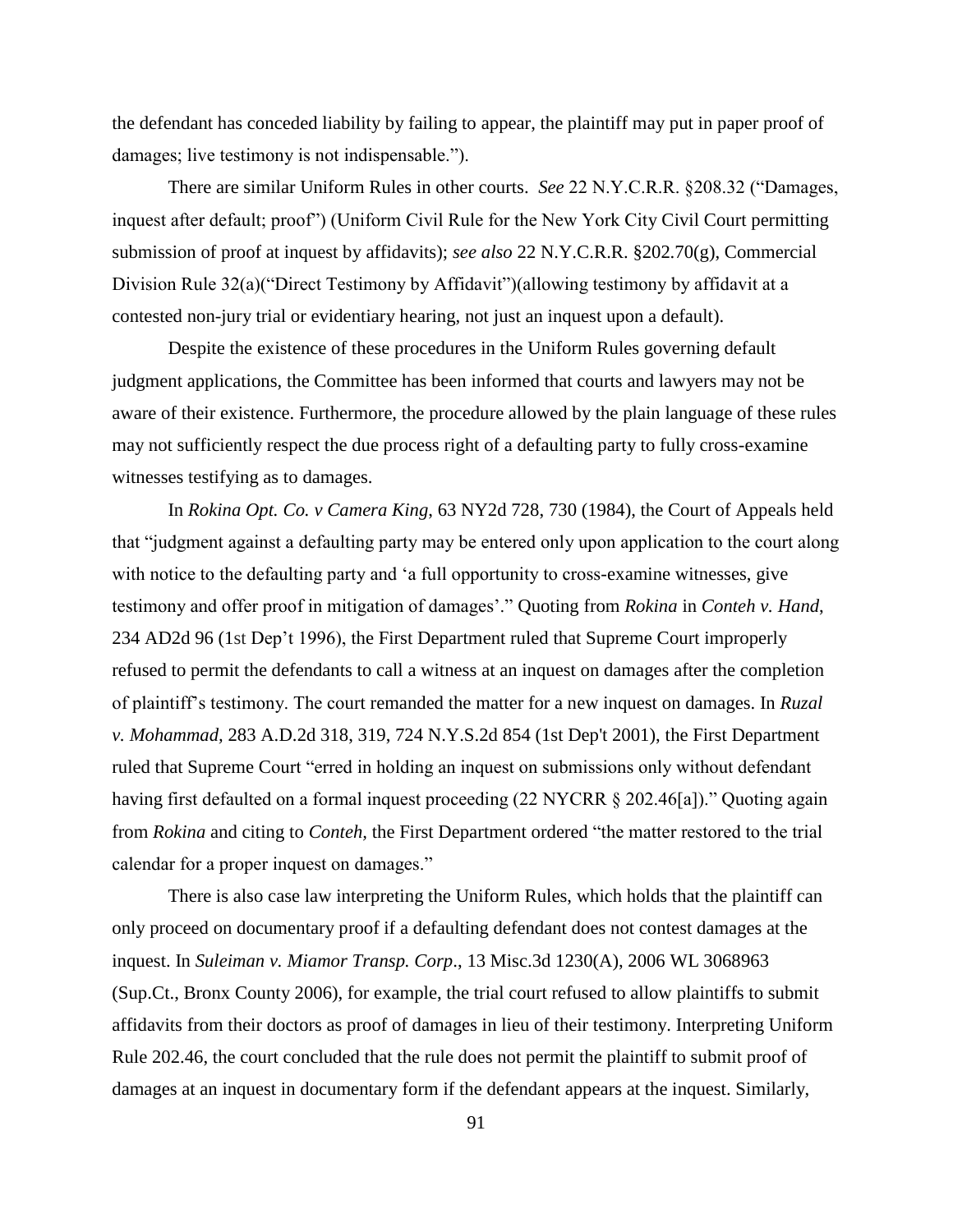the defendant has conceded liability by failing to appear, the plaintiff may put in paper proof of damages; live testimony is not indispensable.").

There are similar Uniform Rules in other courts. *See* 22 N.Y.C.R.R. §208.32 ("Damages, inquest after default; proof") (Uniform Civil Rule for the New York City Civil Court permitting submission of proof at inquest by affidavits); *see also* 22 N.Y.C.R.R. §202.70(g), Commercial Division Rule 32(a)("Direct Testimony by Affidavit")(allowing testimony by affidavit at a contested non-jury trial or evidentiary hearing, not just an inquest upon a default).

Despite the existence of these procedures in the Uniform Rules governing default judgment applications, the Committee has been informed that courts and lawyers may not be aware of their existence. Furthermore, the procedure allowed by the plain language of these rules may not sufficiently respect the due process right of a defaulting party to fully cross-examine witnesses testifying as to damages.

In *Rokina Opt. Co. v Camera King*, 63 NY2d 728, 730 (1984), the Court of Appeals held that "judgment against a defaulting party may be entered only upon application to the court along with notice to the defaulting party and 'a full opportunity to cross-examine witnesses, give testimony and offer proof in mitigation of damages'." Quoting from *Rokina* in *Conteh v. Hand*, 234 AD2d 96 (1st Dep't 1996), the First Department ruled that Supreme Court improperly refused to permit the defendants to call a witness at an inquest on damages after the completion of plaintiff's testimony. The court remanded the matter for a new inquest on damages. In *Ruzal v. Mohammad*, 283 A.D.2d 318, 319, 724 N.Y.S.2d 854 (1st Dep't 2001), the First Department ruled that Supreme Court "erred in holding an inquest on submissions only without defendant having first defaulted on a formal inquest proceeding (22 NYCRR § 202.46[a])." Quoting again from *Rokina* and citing to *Conteh*, the First Department ordered "the matter restored to the trial calendar for a proper inquest on damages."

There is also case law interpreting the Uniform Rules, which holds that the plaintiff can only proceed on documentary proof if a defaulting defendant does not contest damages at the inquest. In *Suleiman v. Miamor Transp. Corp*., 13 Misc.3d 1230(A), 2006 WL 3068963 (Sup.Ct., Bronx County 2006), for example, the trial court refused to allow plaintiffs to submit affidavits from their doctors as proof of damages in lieu of their testimony. Interpreting Uniform Rule 202.46, the court concluded that the rule does not permit the plaintiff to submit proof of damages at an inquest in documentary form if the defendant appears at the inquest. Similarly,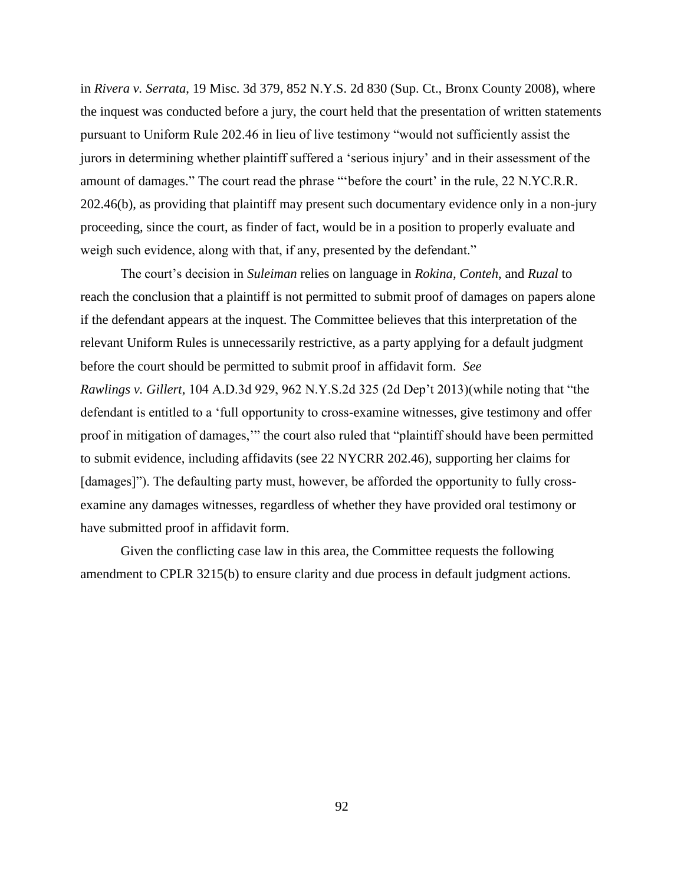in *Rivera v. Serrata*, 19 Misc. 3d 379, 852 N.Y.S. 2d 830 (Sup. Ct., Bronx County 2008), where the inquest was conducted before a jury, the court held that the presentation of written statements pursuant to Uniform Rule 202.46 in lieu of live testimony "would not sufficiently assist the jurors in determining whether plaintiff suffered a 'serious injury' and in their assessment of the amount of damages." The court read the phrase "'before the court' in the rule, 22 N.YC.R.R. 202.46(b), as providing that plaintiff may present such documentary evidence only in a non-jury proceeding, since the court, as finder of fact, would be in a position to properly evaluate and weigh such evidence, along with that, if any, presented by the defendant."

The court's decision in *Suleiman* relies on language in *Rokina, Conteh*, and *Ruzal* to reach the conclusion that a plaintiff is not permitted to submit proof of damages on papers alone if the defendant appears at the inquest. The Committee believes that this interpretation of the relevant Uniform Rules is unnecessarily restrictive, as a party applying for a default judgment before the court should be permitted to submit proof in affidavit form. *See Rawlings v. Gillert*, 104 A.D.3d 929, 962 N.Y.S.2d 325 (2d Dep't 2013)(while noting that "the defendant is entitled to a 'full opportunity to cross-examine witnesses, give testimony and offer proof in mitigation of damages,'" the court also ruled that "plaintiff should have been permitted to submit evidence, including affidavits (see 22 NYCRR 202.46), supporting her claims for [damages]"). The defaulting party must, however, be afforded the opportunity to fully cross-examine any damages witnesses, regardless of whether they have provided oral testimony or have submitted proof in affidavit form.

Given the conflicting case law in this area, the Committee requests the following amendment to CPLR 3215(b) to ensure clarity and due process in default judgment actions.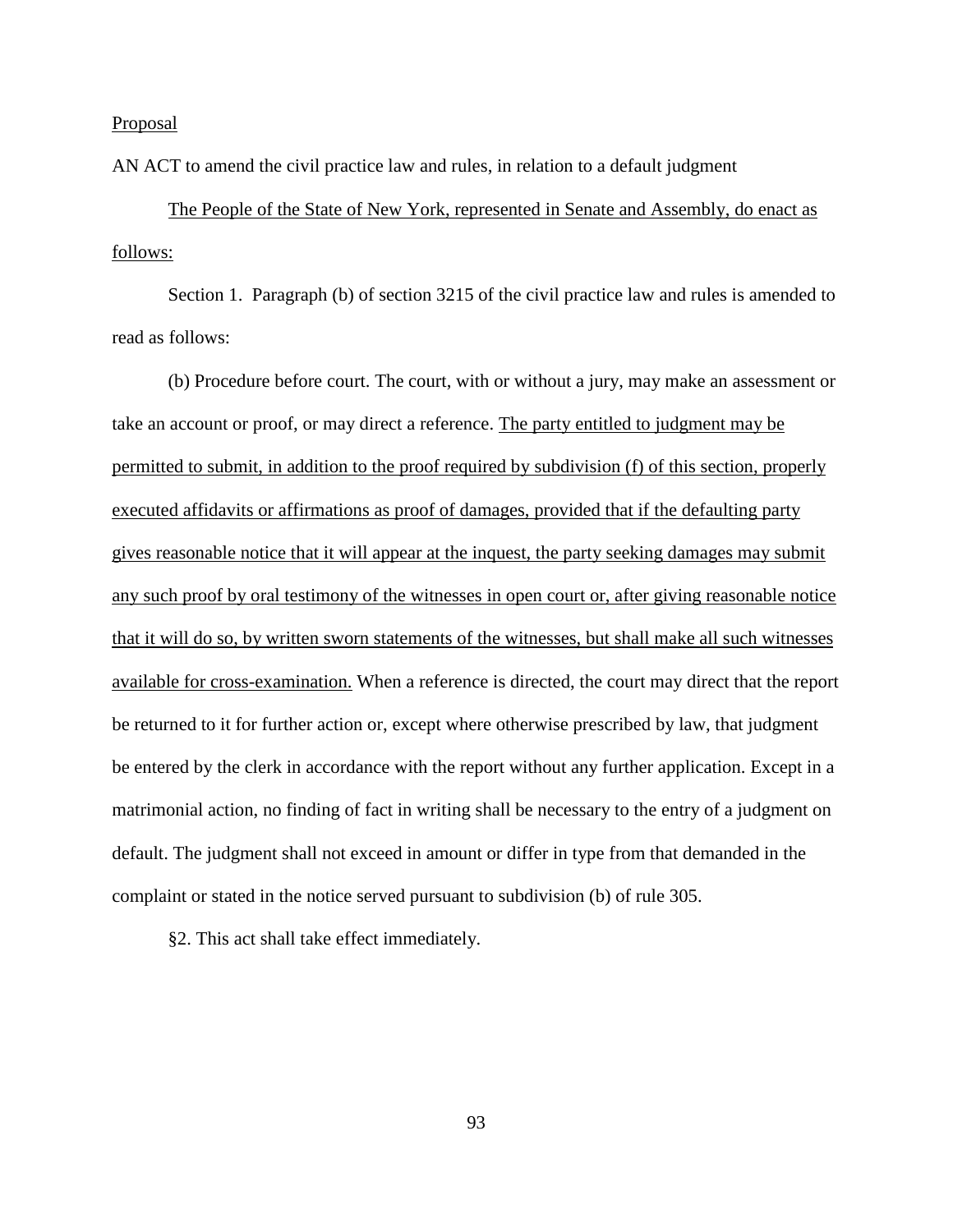<u>Proposal</u>

AN ACT to amend the civil practice law and rules, in relation to a default judgment

<u>The People of the State of New York, represented in Senate and Assembly, do enact as follows:</u>

Section 1. Paragraph (b) of section 3215 of the civil practice law and rules is amended to read as follows:

(b) Procedure before court. The court, with or without a jury, may make an assessment or take an account or proof, or may direct a reference. <u>The party entitled to judgment may be permitted to submit, in addition to the proof required by subdivision (f) of this section, properly executed affidavits or affirmations as proof of damages, provided that if the defaulting party gives reasonable notice that it will appear at the inquest, the party seeking damages may submit any such proof by oral testimony of the witnesses in open court or, after giving reasonable notice that it will do so, by written sworn statements of the witnesses, but shall make all such witnesses available for cross-examination.</u> When a reference is directed, the court may direct that the report be returned to it for further action or, except where otherwise prescribed by law, that judgment be entered by the clerk in accordance with the report without any further application. Except in a matrimonial action, no finding of fact in writing shall be necessary to the entry of a judgment on default. The judgment shall not exceed in amount or differ in type from that demanded in the complaint or stated in the notice served pursuant to subdivision (b) of rule 305.

§2. This act shall take effect immediately.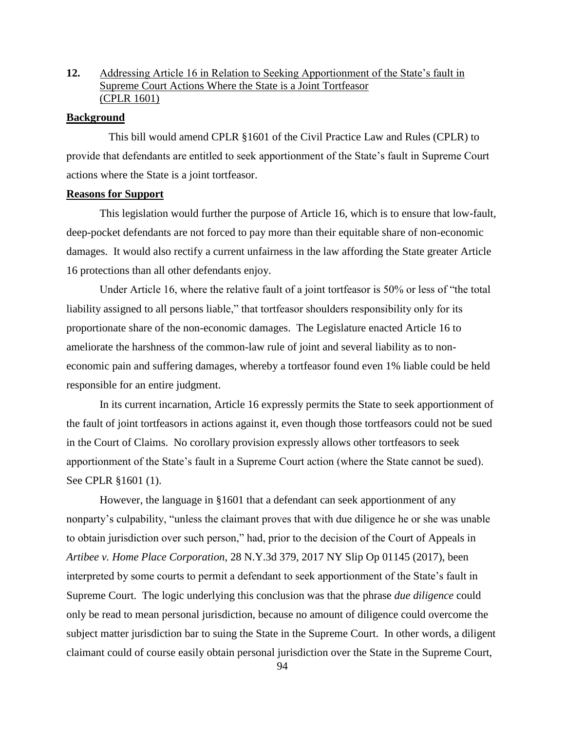**12.** Addressing Article 16 in Relation to Seeking Apportionment of the State's fault in Supreme Court Actions Where the State is a Joint Tortfeasor (CPLR 1601)

**Background**

This bill would amend CPLR §1601 of the Civil Practice Law and Rules (CPLR) to provide that defendants are entitled to seek apportionment of the State's fault in Supreme Court actions where the State is a joint tortfeasor.

**Reasons for Support**

This legislation would further the purpose of Article 16, which is to ensure that low-fault, deep-pocket defendants are not forced to pay more than their equitable share of non-economic damages. It would also rectify a current unfairness in the law affording the State greater Article 16 protections than all other defendants enjoy.

Under Article 16, where the relative fault of a joint tortfeasor is 50% or less of "the total liability assigned to all persons liable," that tortfeasor shoulders responsibility only for its proportionate share of the non-economic damages. The Legislature enacted Article 16 to ameliorate the harshness of the common-law rule of joint and several liability as to non-economic pain and suffering damages, whereby a tortfeasor found even 1% liable could be held responsible for an entire judgment.

In its current incarnation, Article 16 expressly permits the State to seek apportionment of the fault of joint tortfeasors in actions against it, even though those tortfeasors could not be sued in the Court of Claims. No corollary provision expressly allows other tortfeasors to seek apportionment of the State's fault in a Supreme Court action (where the State cannot be sued). See CPLR §1601 (1).

However, the language in §1601 that a defendant can seek apportionment of any nonparty's culpability, "unless the claimant proves that with due diligence he or she was unable to obtain jurisdiction over such person," had, prior to the decision of the Court of Appeals in *Artibee v. Home Place Corporation*, 28 N.Y.3d 379, 2017 NY Slip Op 01145 (2017), been interpreted by some courts to permit a defendant to seek apportionment of the State's fault in Supreme Court. The logic underlying this conclusion was that the phrase *due diligence* could only be read to mean personal jurisdiction, because no amount of diligence could overcome the subject matter jurisdiction bar to suing the State in the Supreme Court. In other words, a diligent claimant could of course easily obtain personal jurisdiction over the State in the Supreme Court,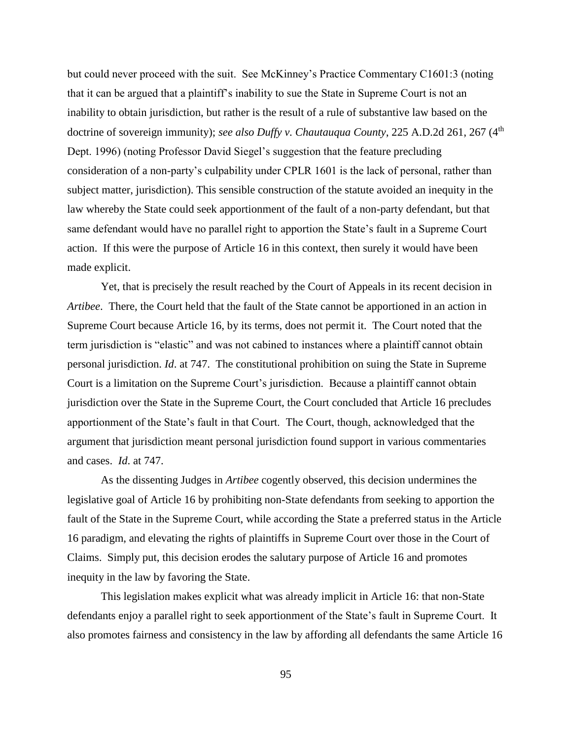but could never proceed with the suit. See McKinney's Practice Commentary C1601:3 (noting that it can be argued that a plaintiff's inability to sue the State in Supreme Court is not an inability to obtain jurisdiction, but rather is the result of a rule of substantive law based on the doctrine of sovereign immunity); *see also Duffy v. Chautauqua County*, 225 A.D.2d 261, 267 (4th Dept. 1996) (noting Professor David Siegel's suggestion that the feature precluding consideration of a non-party's culpability under CPLR 1601 is the lack of personal, rather than subject matter, jurisdiction). This sensible construction of the statute avoided an inequity in the law whereby the State could seek apportionment of the fault of a non-party defendant, but that same defendant would have no parallel right to apportion the State's fault in a Supreme Court action. If this were the purpose of Article 16 in this context, then surely it would have been made explicit.

Yet, that is precisely the result reached by the Court of Appeals in its recent decision in *Artibee*. There, the Court held that the fault of the State cannot be apportioned in an action in Supreme Court because Article 16, by its terms, does not permit it. The Court noted that the term jurisdiction is "elastic" and was not cabined to instances where a plaintiff cannot obtain personal jurisdiction. *Id*. at 747. The constitutional prohibition on suing the State in Supreme Court is a limitation on the Supreme Court's jurisdiction. Because a plaintiff cannot obtain jurisdiction over the State in the Supreme Court, the Court concluded that Article 16 precludes apportionment of the State's fault in that Court. The Court, though, acknowledged that the argument that jurisdiction meant personal jurisdiction found support in various commentaries and cases. *Id*. at 747.

As the dissenting Judges in *Artibee* cogently observed, this decision undermines the legislative goal of Article 16 by prohibiting non-State defendants from seeking to apportion the fault of the State in the Supreme Court, while according the State a preferred status in the Article 16 paradigm, and elevating the rights of plaintiffs in Supreme Court over those in the Court of Claims. Simply put, this decision erodes the salutary purpose of Article 16 and promotes inequity in the law by favoring the State.

This legislation makes explicit what was already implicit in Article 16: that non-State defendants enjoy a parallel right to seek apportionment of the State's fault in Supreme Court. It also promotes fairness and consistency in the law by affording all defendants the same Article 16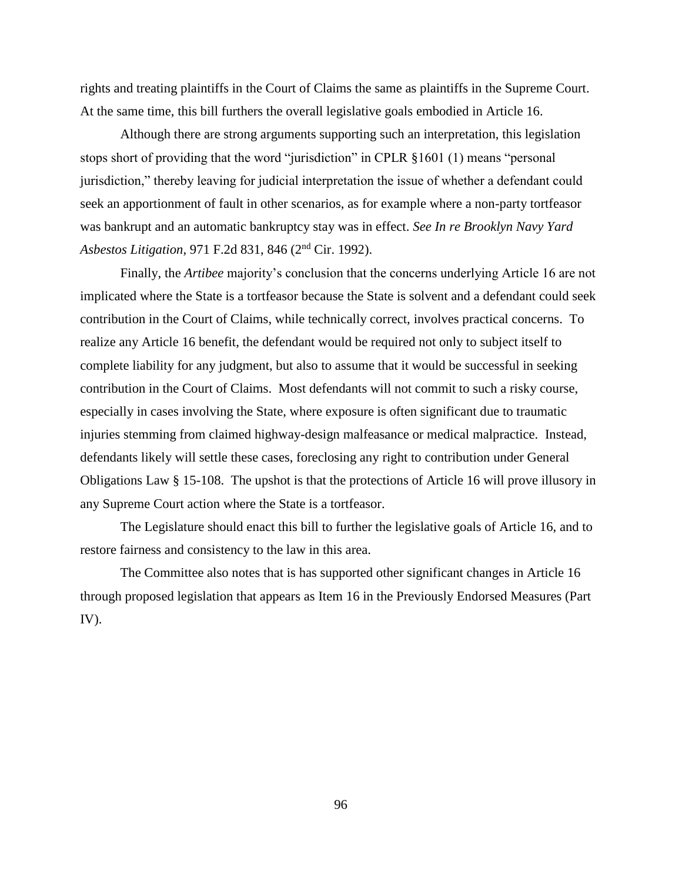rights and treating plaintiffs in the Court of Claims the same as plaintiffs in the Supreme Court. At the same time, this bill furthers the overall legislative goals embodied in Article 16.

Although there are strong arguments supporting such an interpretation, this legislation stops short of providing that the word "jurisdiction" in CPLR §1601 (1) means "personal jurisdiction," thereby leaving for judicial interpretation the issue of whether a defendant could seek an apportionment of fault in other scenarios, as for example where a non-party tortfeasor was bankrupt and an automatic bankruptcy stay was in effect. *See In re Brooklyn Navy Yard Asbestos Litigation*, 971 F.2d 831, 846 (2nd Cir. 1992).

Finally, the *Artibee* majority's conclusion that the concerns underlying Article 16 are not implicated where the State is a tortfeasor because the State is solvent and a defendant could seek contribution in the Court of Claims, while technically correct, involves practical concerns. To realize any Article 16 benefit, the defendant would be required not only to subject itself to complete liability for any judgment, but also to assume that it would be successful in seeking contribution in the Court of Claims. Most defendants will not commit to such a risky course, especially in cases involving the State, where exposure is often significant due to traumatic injuries stemming from claimed highway-design malfeasance or medical malpractice. Instead, defendants likely will settle these cases, foreclosing any right to contribution under General Obligations Law § 15-108. The upshot is that the protections of Article 16 will prove illusory in any Supreme Court action where the State is a tortfeasor.

The Legislature should enact this bill to further the legislative goals of Article 16, and to restore fairness and consistency to the law in this area.

The Committee also notes that is has supported other significant changes in Article 16 through proposed legislation that appears as Item 16 in the Previously Endorsed Measures (Part IV).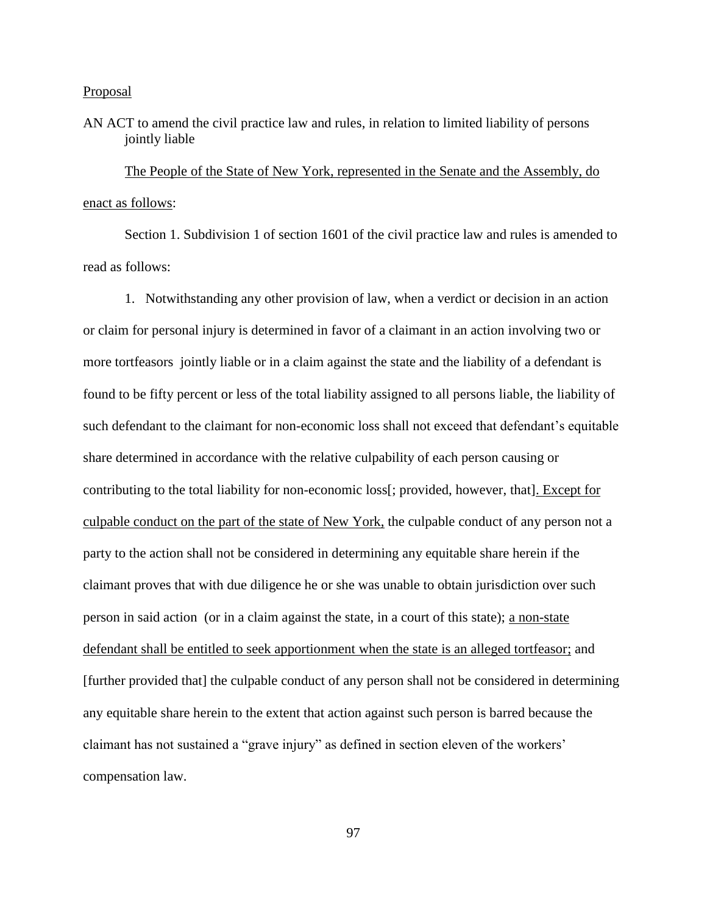<u>Proposal</u>

AN ACT to amend the civil practice law and rules, in relation to limited liability of persons jointly liable

<u>The People of the State of New York, represented in the Senate and the Assembly, do enact as follows</u>:

Section 1. Subdivision 1 of section 1601 of the civil practice law and rules is amended to read as follows:

1. Notwithstanding any other provision of law, when a verdict or decision in an action or claim for personal injury is determined in favor of a claimant in an action involving two or more tortfeasors jointly liable or in a claim against the state and the liability of a defendant is found to be fifty percent or less of the total liability assigned to all persons liable, the liability of such defendant to the claimant for non-economic loss shall not exceed that defendant's equitable share determined in accordance with the relative culpability of each person causing or contributing to the total liability for non-economic loss[; provided, however, that]<u>. Except for culpable conduct on the part of the state of New York,</u> the culpable conduct of any person not a party to the action shall not be considered in determining any equitable share herein if the claimant proves that with due diligence he or she was unable to obtain jurisdiction over such person in said action (or in a claim against the state, in a court of this state); <u>a non-state defendant shall be entitled to seek apportionment when the state is an alleged tortfeasor;</u> and [further provided that] the culpable conduct of any person shall not be considered in determining any equitable share herein to the extent that action against such person is barred because the claimant has not sustained a "grave injury" as defined in section eleven of the workers' compensation law.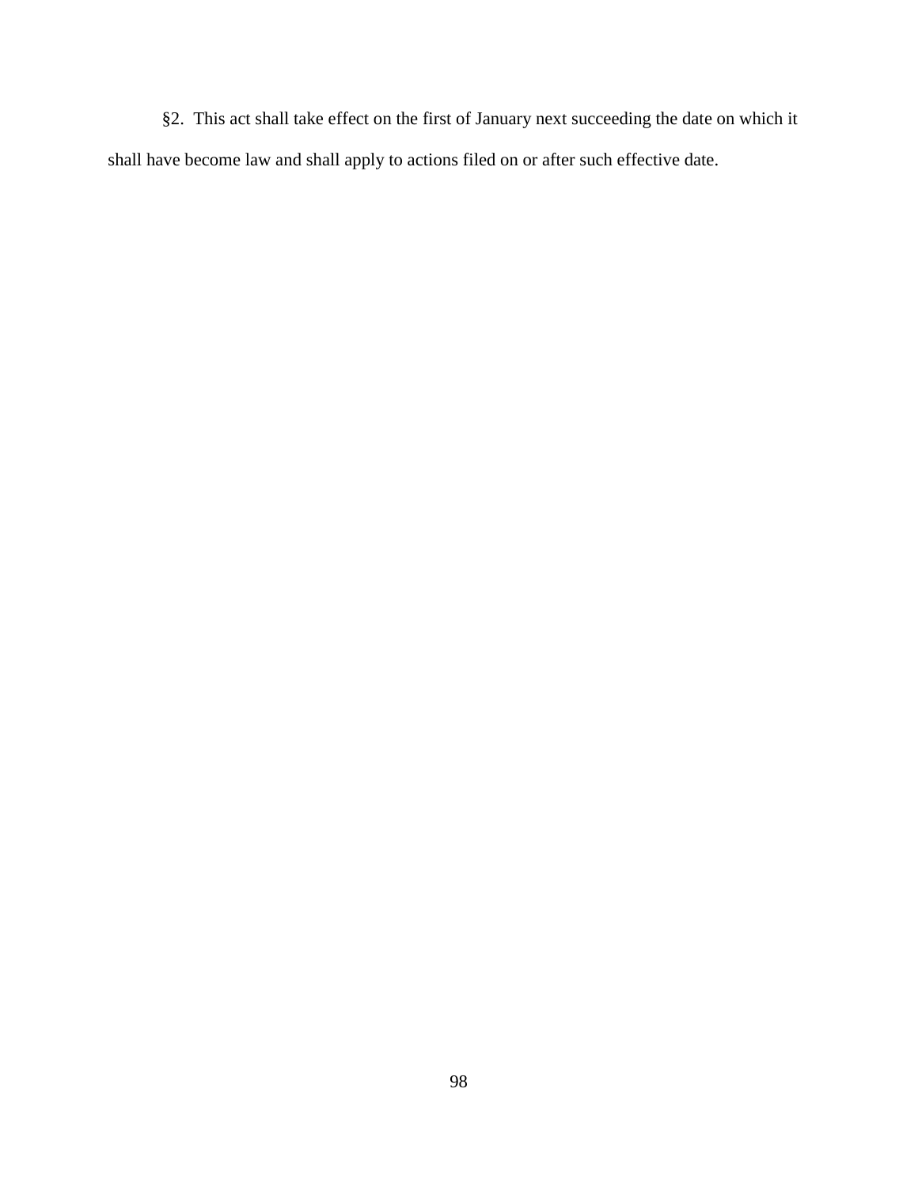§2. This act shall take effect on the first of January next succeeding the date on which it shall have become law and shall apply to actions filed on or after such effective date.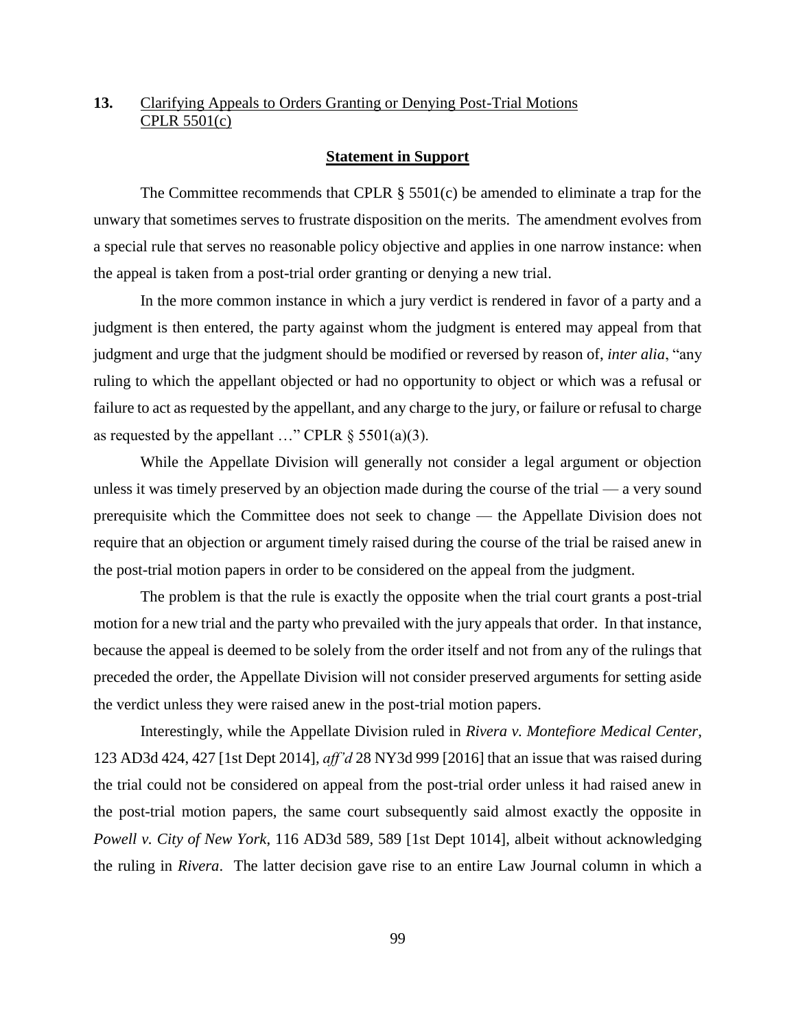**13.** <u>Clarifying Appeals to Orders Granting or Denying Post-Trial Motions CPLR 5501(c)</u>

**<u>Statement in Support</u>**

The Committee recommends that CPLR § 5501(c) be amended to eliminate a trap for the unwary that sometimes serves to frustrate disposition on the merits. The amendment evolves from a special rule that serves no reasonable policy objective and applies in one narrow instance: when the appeal is taken from a post-trial order granting or denying a new trial.

In the more common instance in which a jury verdict is rendered in favor of a party and a judgment is then entered, the party against whom the judgment is entered may appeal from that judgment and urge that the judgment should be modified or reversed by reason of, *inter alia*, "any ruling to which the appellant objected or had no opportunity to object or which was a refusal or failure to act as requested by the appellant, and any charge to the jury, or failure or refusal to charge as requested by the appellant …" CPLR § 5501(a)(3).

While the Appellate Division will generally not consider a legal argument or objection unless it was timely preserved by an objection made during the course of the trial — a very sound prerequisite which the Committee does not seek to change — the Appellate Division does not require that an objection or argument timely raised during the course of the trial be raised anew in the post-trial motion papers in order to be considered on the appeal from the judgment.

The problem is that the rule is exactly the opposite when the trial court grants a post-trial motion for a new trial and the party who prevailed with the jury appeals that order. In that instance, because the appeal is deemed to be solely from the order itself and not from any of the rulings that preceded the order, the Appellate Division will not consider preserved arguments for setting aside the verdict unless they were raised anew in the post-trial motion papers.

Interestingly, while the Appellate Division ruled in *Rivera v. Montefiore Medical Center*, 123 AD3d 424, 427 [1st Dept 2014], *aff'd* 28 NY3d 999 [2016] that an issue that was raised during the trial could not be considered on appeal from the post-trial order unless it had raised anew in the post-trial motion papers, the same court subsequently said almost exactly the opposite in *Powell v. City of New York*, 116 AD3d 589, 589 [1st Dept 1014], albeit without acknowledging the ruling in *Rivera*. The latter decision gave rise to an entire Law Journal column in which a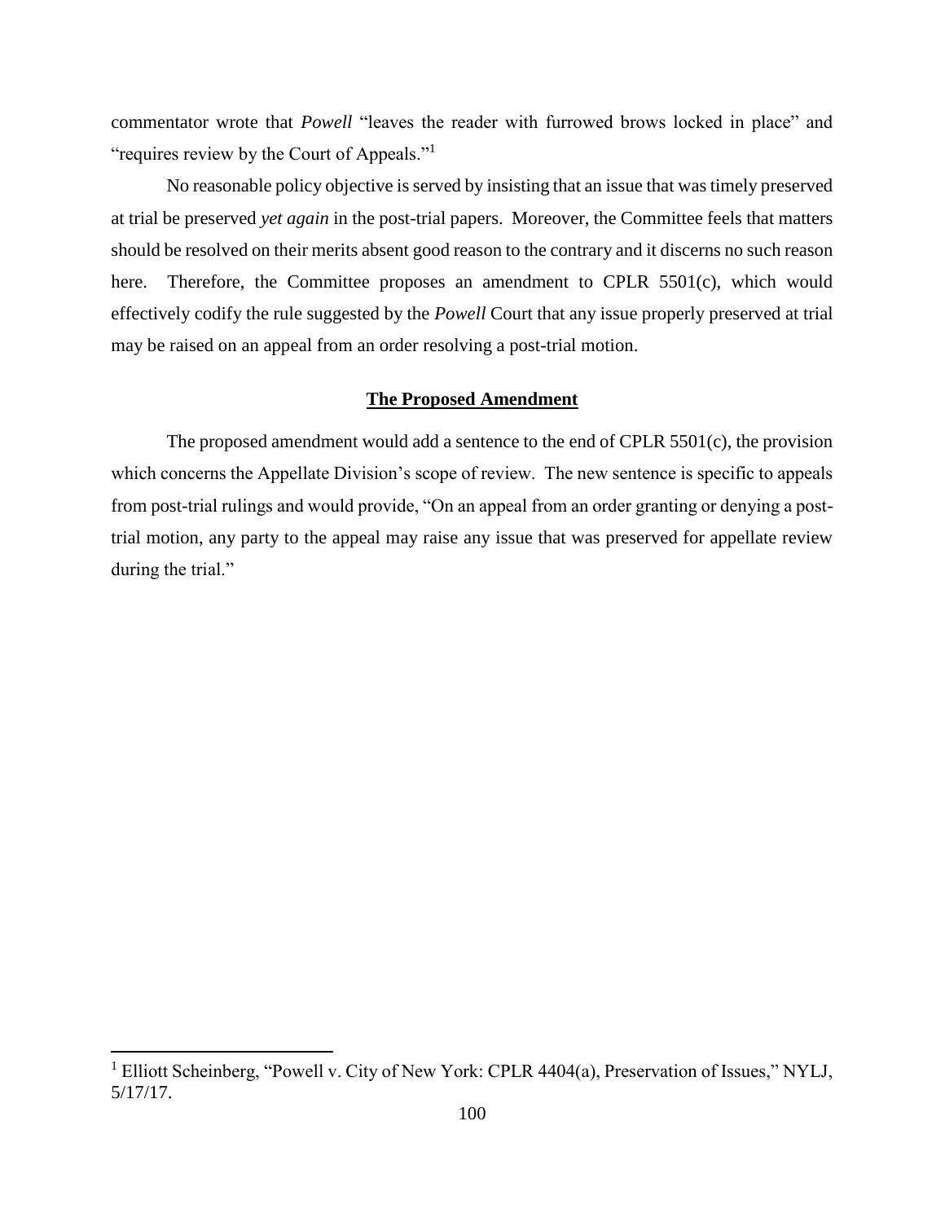commentator wrote that *Powell* "leaves the reader with furrowed brows locked in place" and "requires review by the Court of Appeals."[1]

No reasonable policy objective is served by insisting that an issue that was timely preserved at trial be preserved *yet again* in the post-trial papers. Moreover, the Committee feels that matters should be resolved on their merits absent good reason to the contrary and it discerns no such reason here. Therefore, the Committee proposes an amendment to CPLR 5501(c), which would effectively codify the rule suggested by the *Powell* Court that any issue properly preserved at trial may be raised on an appeal from an order resolving a post-trial motion.

## **The Proposed Amendment**

The proposed amendment would add a sentence to the end of CPLR 5501(c), the provision which concerns the Appellate Division's scope of review. The new sentence is specific to appeals from post-trial rulings and would provide, "On an appeal from an order granting or denying a post-trial motion, any party to the appeal may raise any issue that was preserved for appellate review during the trial."

---

[1] Elliott Scheinberg, "Powell v. City of New York: CPLR 4404(a), Preservation of Issues," NYLJ, 5/17/17.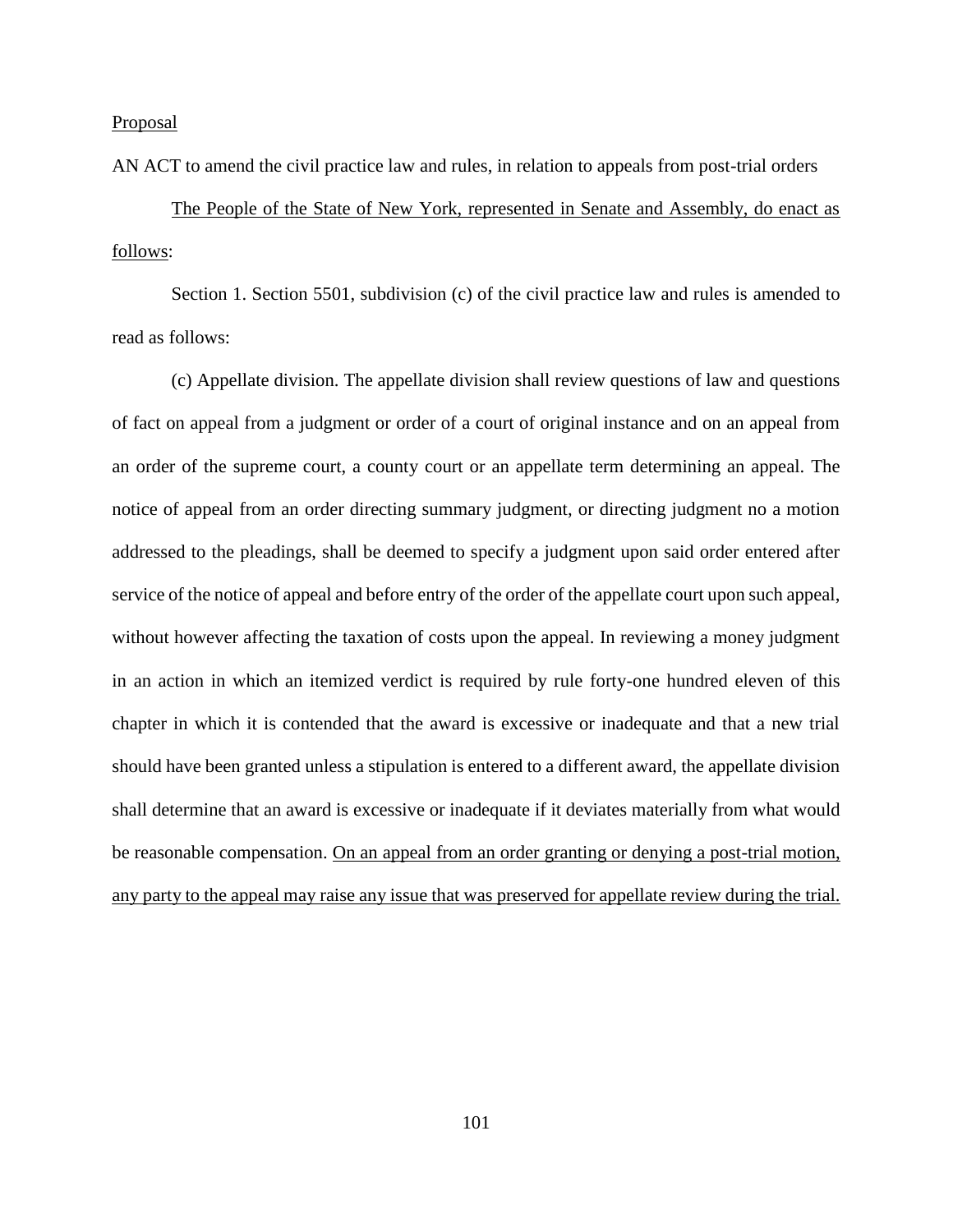<u>Proposal</u>

AN ACT to amend the civil practice law and rules, in relation to appeals from post-trial orders

<u>The People of the State of New York, represented in Senate and Assembly, do enact as follows</u>:

Section 1. Section 5501, subdivision (c) of the civil practice law and rules is amended to read as follows:

(c) Appellate division. The appellate division shall review questions of law and questions of fact on appeal from a judgment or order of a court of original instance and on an appeal from an order of the supreme court, a county court or an appellate term determining an appeal. The notice of appeal from an order directing summary judgment, or directing judgment no a motion addressed to the pleadings, shall be deemed to specify a judgment upon said order entered after service of the notice of appeal and before entry of the order of the appellate court upon such appeal, without however affecting the taxation of costs upon the appeal. In reviewing a money judgment in an action in which an itemized verdict is required by rule forty-one hundred eleven of this chapter in which it is contended that the award is excessive or inadequate and that a new trial should have been granted unless a stipulation is entered to a different award, the appellate division shall determine that an award is excessive or inadequate if it deviates materially from what would be reasonable compensation. <u>On an appeal from an order granting or denying a post-trial motion, any party to the appeal may raise any issue that was preserved for appellate review during the trial.</u>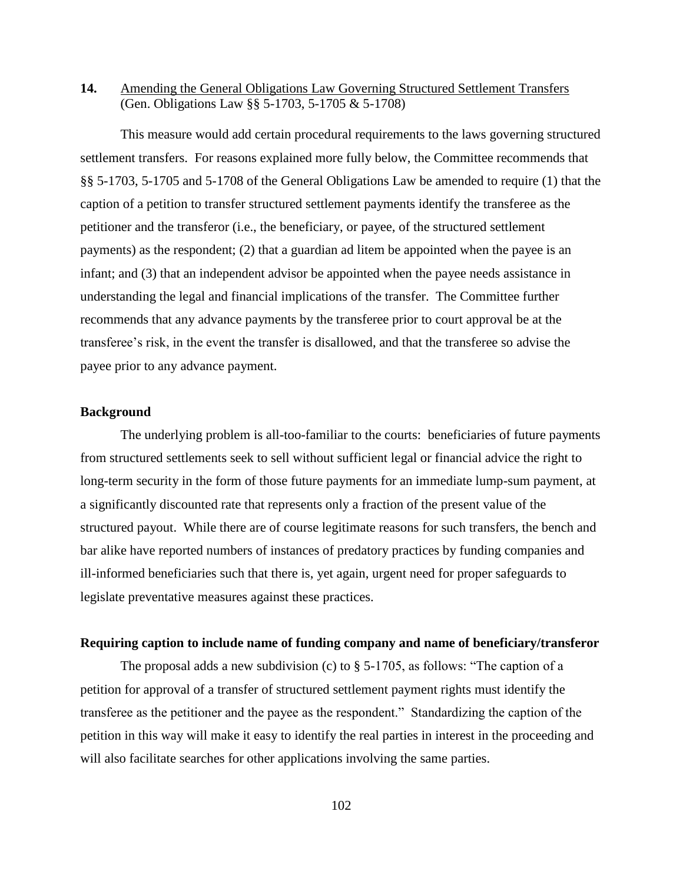**14.** Amending the General Obligations Law Governing Structured Settlement Transfers (Gen. Obligations Law §§ 5-1703, 5-1705 & 5-1708)

This measure would add certain procedural requirements to the laws governing structured settlement transfers. For reasons explained more fully below, the Committee recommends that §§ 5-1703, 5-1705 and 5-1708 of the General Obligations Law be amended to require (1) that the caption of a petition to transfer structured settlement payments identify the transferee as the petitioner and the transferor (i.e., the beneficiary, or payee, of the structured settlement payments) as the respondent; (2) that a guardian ad litem be appointed when the payee is an infant; and (3) that an independent advisor be appointed when the payee needs assistance in understanding the legal and financial implications of the transfer. The Committee further recommends that any advance payments by the transferee prior to court approval be at the transferee's risk, in the event the transfer is disallowed, and that the transferee so advise the payee prior to any advance payment.

**Background**

The underlying problem is all-too-familiar to the courts: beneficiaries of future payments from structured settlements seek to sell without sufficient legal or financial advice the right to long-term security in the form of those future payments for an immediate lump-sum payment, at a significantly discounted rate that represents only a fraction of the present value of the structured payout. While there are of course legitimate reasons for such transfers, the bench and bar alike have reported numbers of instances of predatory practices by funding companies and ill-informed beneficiaries such that there is, yet again, urgent need for proper safeguards to legislate preventative measures against these practices.

**Requiring caption to include name of funding company and name of beneficiary/transferor**

The proposal adds a new subdivision (c) to § 5-1705, as follows: "The caption of a petition for approval of a transfer of structured settlement payment rights must identify the transferee as the petitioner and the payee as the respondent." Standardizing the caption of the petition in this way will make it easy to identify the real parties in interest in the proceeding and will also facilitate searches for other applications involving the same parties.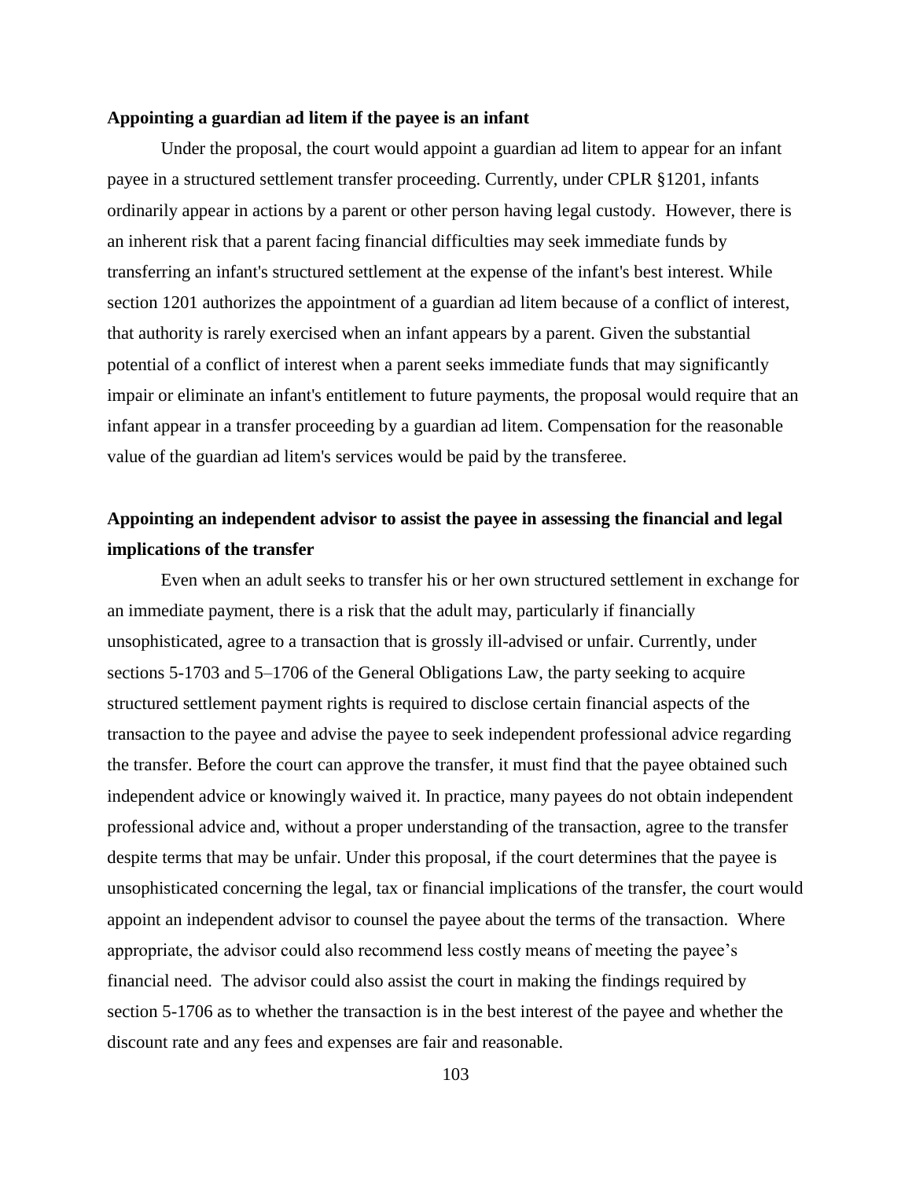**Appointing a guardian ad litem if the payee is an infant**

Under the proposal, the court would appoint a guardian ad litem to appear for an infant payee in a structured settlement transfer proceeding. Currently, under CPLR §1201, infants ordinarily appear in actions by a parent or other person having legal custody. However, there is an inherent risk that a parent facing financial difficulties may seek immediate funds by transferring an infant's structured settlement at the expense of the infant's best interest. While section 1201 authorizes the appointment of a guardian ad litem because of a conflict of interest, that authority is rarely exercised when an infant appears by a parent. Given the substantial potential of a conflict of interest when a parent seeks immediate funds that may significantly impair or eliminate an infant's entitlement to future payments, the proposal would require that an infant appear in a transfer proceeding by a guardian ad litem. Compensation for the reasonable value of the guardian ad litem's services would be paid by the transferee.

**Appointing an independent advisor to assist the payee in assessing the financial and legal implications of the transfer**

Even when an adult seeks to transfer his or her own structured settlement in exchange for an immediate payment, there is a risk that the adult may, particularly if financially unsophisticated, agree to a transaction that is grossly ill-advised or unfair. Currently, under sections 5-1703 and 5–1706 of the General Obligations Law, the party seeking to acquire structured settlement payment rights is required to disclose certain financial aspects of the transaction to the payee and advise the payee to seek independent professional advice regarding the transfer. Before the court can approve the transfer, it must find that the payee obtained such independent advice or knowingly waived it. In practice, many payees do not obtain independent professional advice and, without a proper understanding of the transaction, agree to the transfer despite terms that may be unfair. Under this proposal, if the court determines that the payee is unsophisticated concerning the legal, tax or financial implications of the transfer, the court would appoint an independent advisor to counsel the payee about the terms of the transaction. Where appropriate, the advisor could also recommend less costly means of meeting the payee's financial need. The advisor could also assist the court in making the findings required by section 5-1706 as to whether the transaction is in the best interest of the payee and whether the discount rate and any fees and expenses are fair and reasonable.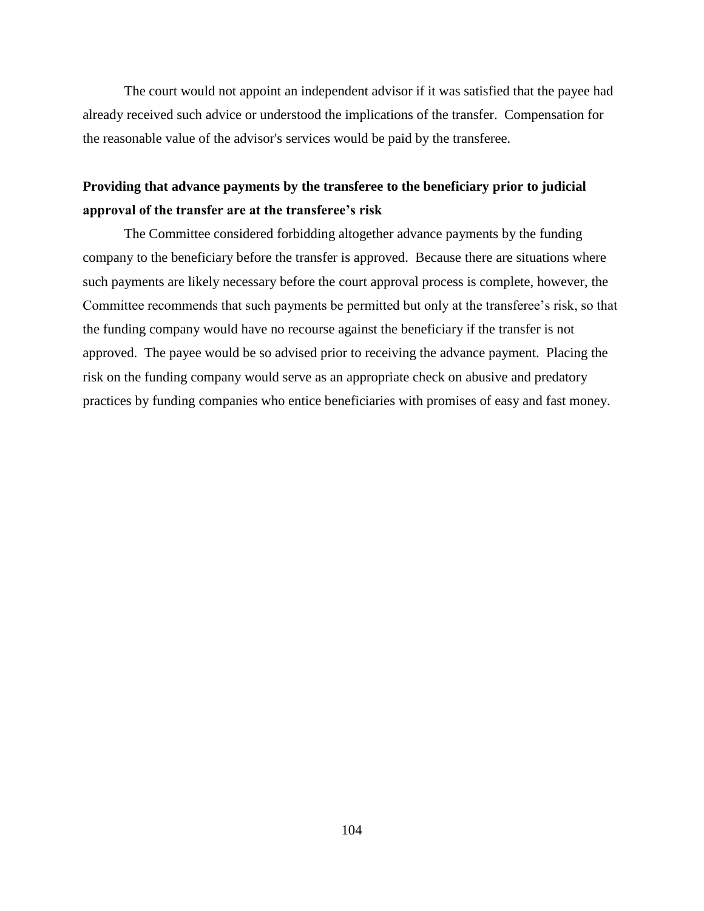The court would not appoint an independent advisor if it was satisfied that the payee had already received such advice or understood the implications of the transfer. Compensation for the reasonable value of the advisor's services would be paid by the transferee.

**Providing that advance payments by the transferee to the beneficiary prior to judicial approval of the transfer are at the transferee's risk**

The Committee considered forbidding altogether advance payments by the funding company to the beneficiary before the transfer is approved. Because there are situations where such payments are likely necessary before the court approval process is complete, however, the Committee recommends that such payments be permitted but only at the transferee's risk, so that the funding company would have no recourse against the beneficiary if the transfer is not approved. The payee would be so advised prior to receiving the advance payment. Placing the risk on the funding company would serve as an appropriate check on abusive and predatory practices by funding companies who entice beneficiaries with promises of easy and fast money.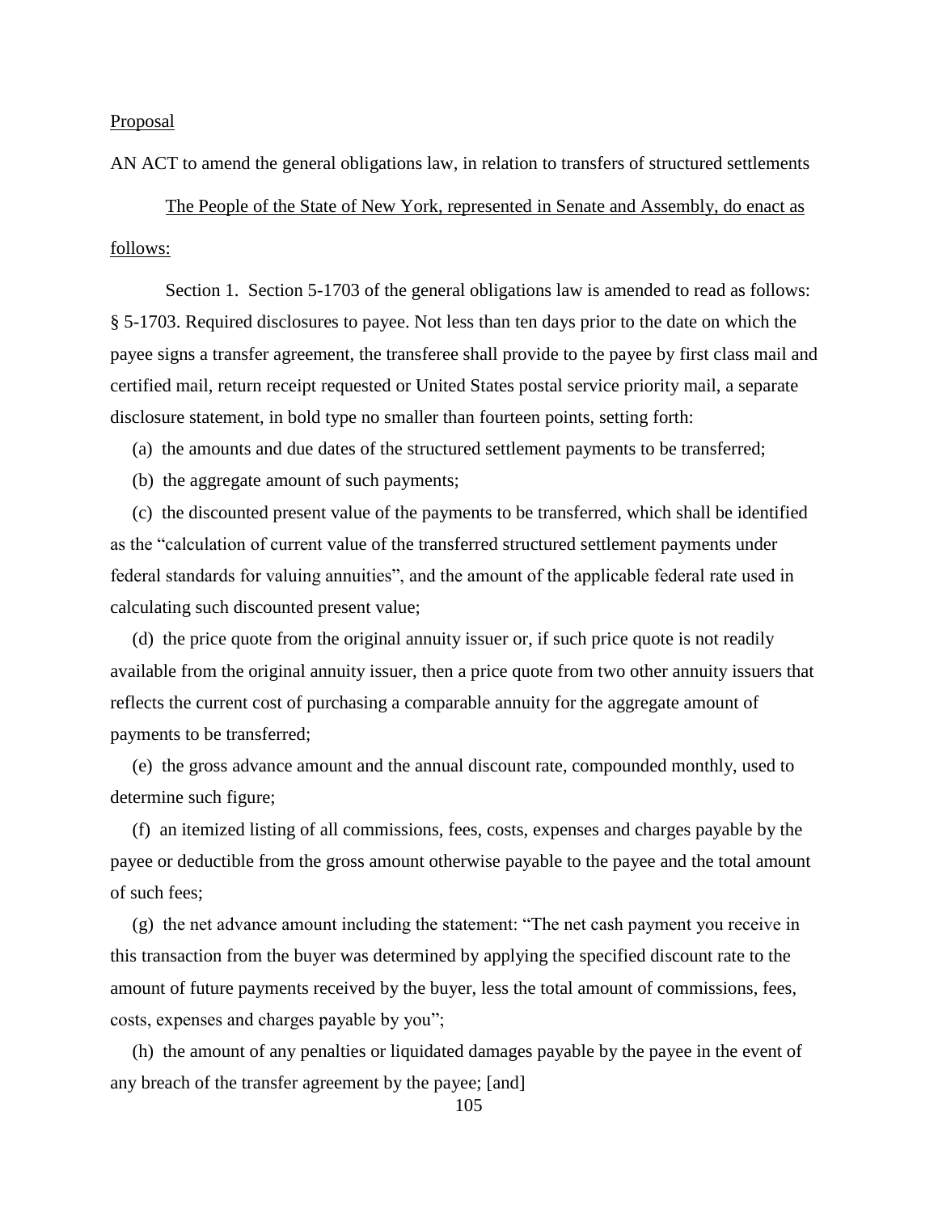Proposal

AN ACT to amend the general obligations law, in relation to transfers of structured settlements

The People of the State of New York, represented in Senate and Assembly, do enact as follows:

Section 1. Section 5-1703 of the general obligations law is amended to read as follows:
§ 5-1703. Required disclosures to payee. Not less than ten days prior to the date on which the payee signs a transfer agreement, the transferee shall provide to the payee by first class mail and certified mail, return receipt requested or United States postal service priority mail, a separate disclosure statement, in bold type no smaller than fourteen points, setting forth:

(a) the amounts and due dates of the structured settlement payments to be transferred;

(b) the aggregate amount of such payments;

(c) the discounted present value of the payments to be transferred, which shall be identified as the "calculation of current value of the transferred structured settlement payments under federal standards for valuing annuities", and the amount of the applicable federal rate used in calculating such discounted present value;

(d) the price quote from the original annuity issuer or, if such price quote is not readily available from the original annuity issuer, then a price quote from two other annuity issuers that reflects the current cost of purchasing a comparable annuity for the aggregate amount of payments to be transferred;

(e) the gross advance amount and the annual discount rate, compounded monthly, used to determine such figure;

(f) an itemized listing of all commissions, fees, costs, expenses and charges payable by the payee or deductible from the gross amount otherwise payable to the payee and the total amount of such fees;

(g) the net advance amount including the statement: "The net cash payment you receive in this transaction from the buyer was determined by applying the specified discount rate to the amount of future payments received by the buyer, less the total amount of commissions, fees, costs, expenses and charges payable by you";

(h) the amount of any penalties or liquidated damages payable by the payee in the event of any breach of the transfer agreement by the payee; [and]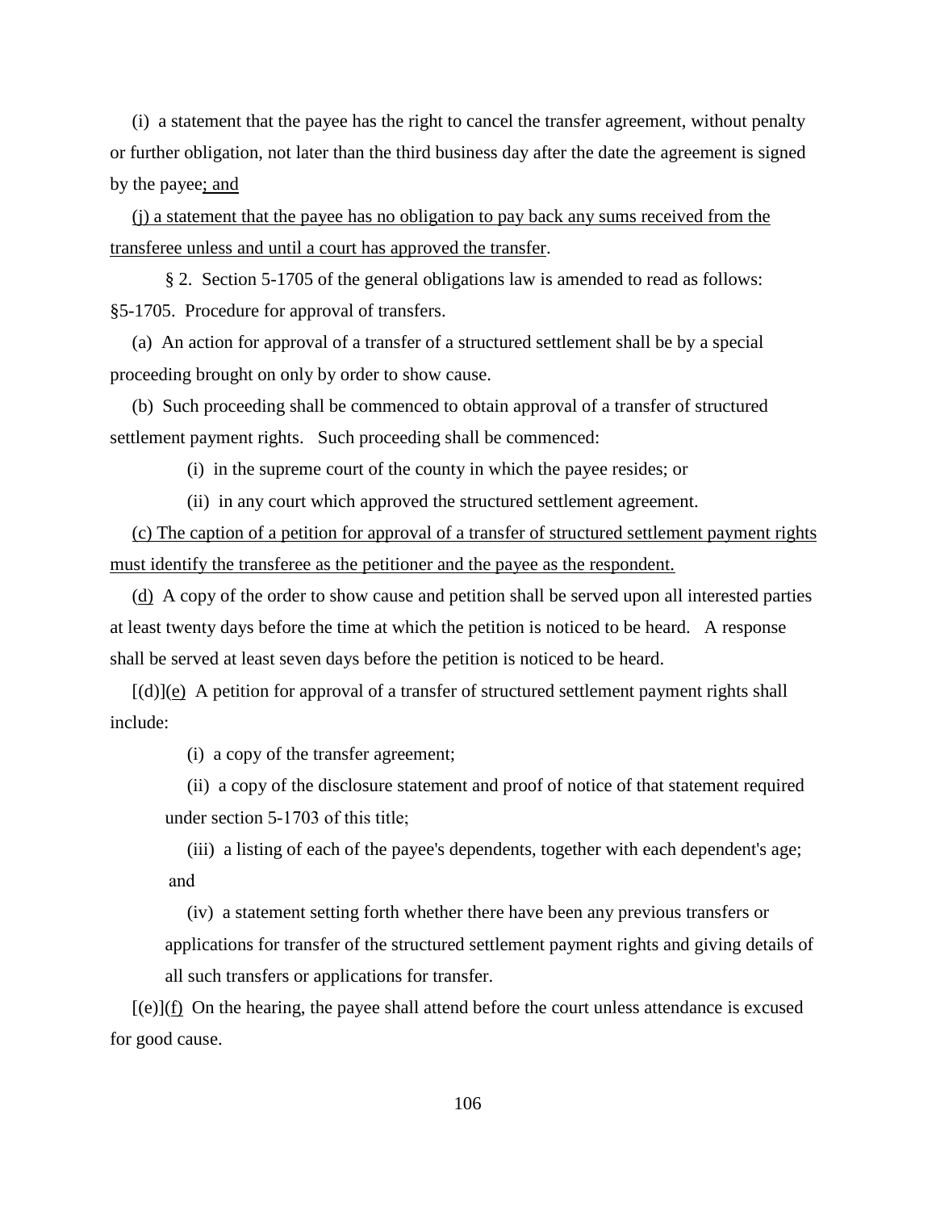(i) a statement that the payee has the right to cancel the transfer agreement, without penalty or further obligation, not later than the third business day after the date the agreement is signed by the payee<u>; and</u>

<u>(j) a statement that the payee has no obligation to pay back any sums received from the transferee unless and until a court has approved the transfer</u>.

§ 2. Section 5-1705 of the general obligations law is amended to read as follows:

§5-1705. Procedure for approval of transfers.

(a) An action for approval of a transfer of a structured settlement shall be by a special proceeding brought on only by order to show cause.

(b) Such proceeding shall be commenced to obtain approval of a transfer of structured settlement payment rights. Such proceeding shall be commenced:

(i) in the supreme court of the county in which the payee resides; or

(ii) in any court which approved the structured settlement agreement.

<u>(c) The caption of a petition for approval of a transfer of structured settlement payment rights must identify the transferee as the petitioner and the payee as the respondent.</u>

(<u>d</u>) A copy of the order to show cause and petition shall be served upon all interested parties at least twenty days before the time at which the petition is noticed to be heard. A response shall be served at least seven days before the petition is noticed to be heard.

[(d)](<u>e</u>) A petition for approval of a transfer of structured settlement payment rights shall include:

(i) a copy of the transfer agreement;

(ii) a copy of the disclosure statement and proof of notice of that statement required under section 5-1703 of this title;

(iii) a listing of each of the payee's dependents, together with each dependent's age; and

(iv) a statement setting forth whether there have been any previous transfers or applications for transfer of the structured settlement payment rights and giving details of all such transfers or applications for transfer.

[(e)](<u>f</u>) On the hearing, the payee shall attend before the court unless attendance is excused for good cause.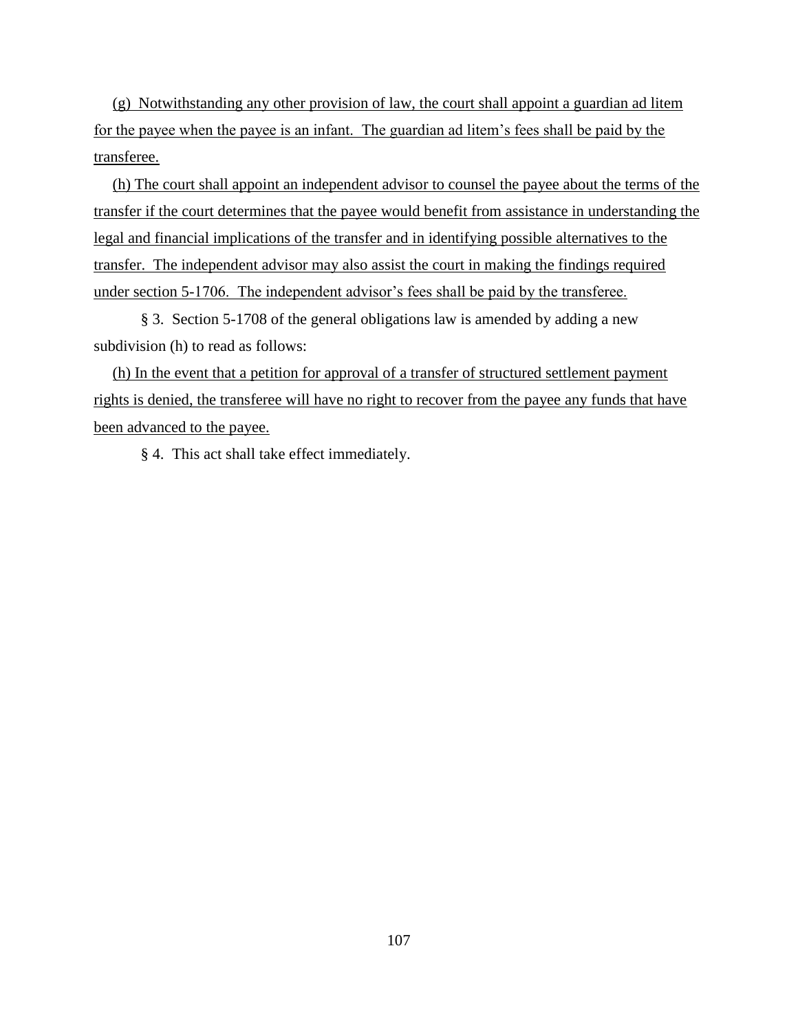(g) Notwithstanding any other provision of law, the court shall appoint a guardian ad litem for the payee when the payee is an infant. The guardian ad litem's fees shall be paid by the transferee.

(h) The court shall appoint an independent advisor to counsel the payee about the terms of the transfer if the court determines that the payee would benefit from assistance in understanding the legal and financial implications of the transfer and in identifying possible alternatives to the transfer. The independent advisor may also assist the court in making the findings required under section 5-1706. The independent advisor's fees shall be paid by the transferee.

§ 3. Section 5-1708 of the general obligations law is amended by adding a new subdivision (h) to read as follows:

(h) In the event that a petition for approval of a transfer of structured settlement payment rights is denied, the transferee will have no right to recover from the payee any funds that have been advanced to the payee.

§ 4. This act shall take effect immediately.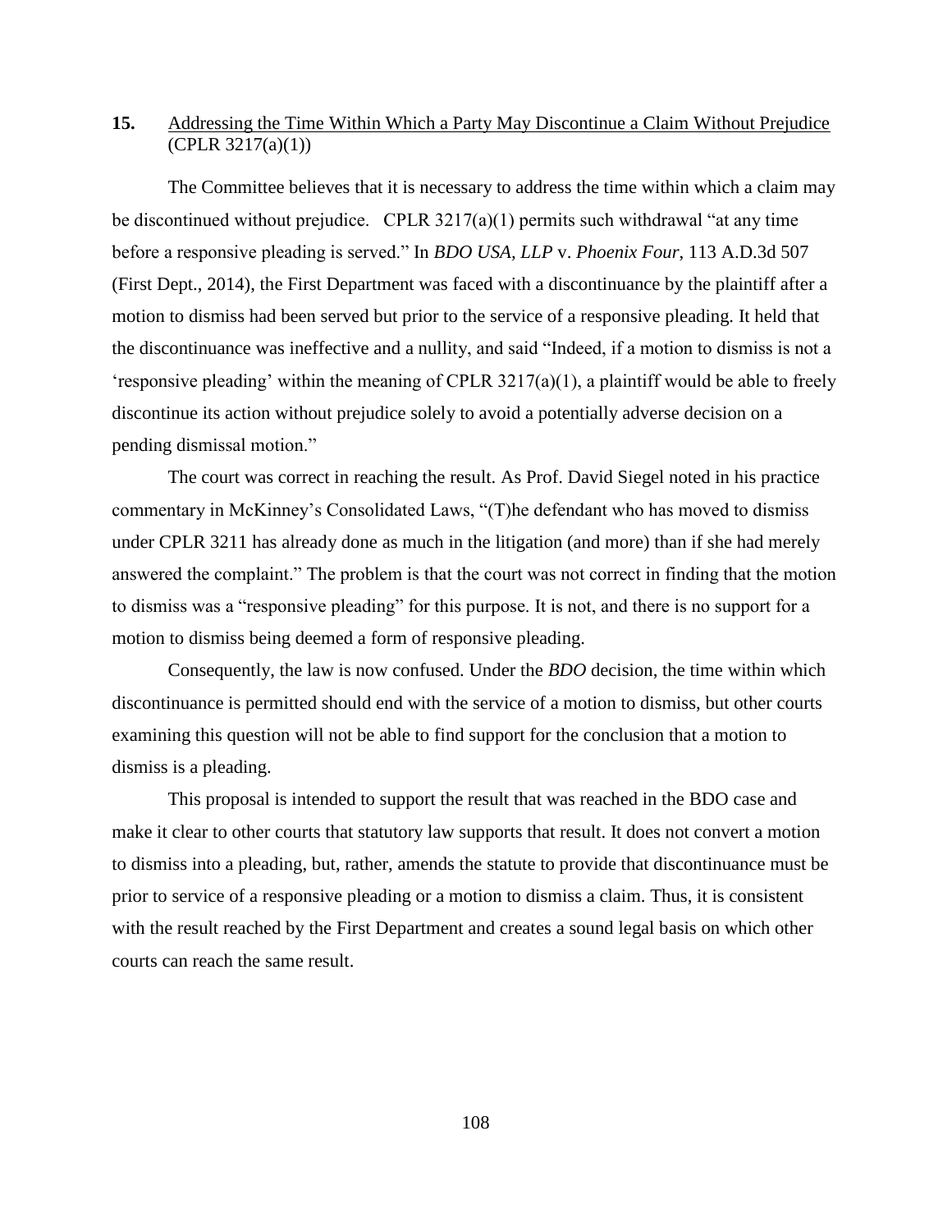**15.** <u>Addressing the Time Within Which a Party May Discontinue a Claim Without Prejudice</u> (CPLR 3217(a)(1))

The Committee believes that it is necessary to address the time within which a claim may be discontinued without prejudice. CPLR 3217(a)(1) permits such withdrawal "at any time before a responsive pleading is served." In *BDO USA, LLP* v. *Phoenix Four*, 113 A.D.3d 507 (First Dept., 2014), the First Department was faced with a discontinuance by the plaintiff after a motion to dismiss had been served but prior to the service of a responsive pleading. It held that the discontinuance was ineffective and a nullity, and said "Indeed, if a motion to dismiss is not a 'responsive pleading' within the meaning of CPLR 3217(a)(1), a plaintiff would be able to freely discontinue its action without prejudice solely to avoid a potentially adverse decision on a pending dismissal motion."

The court was correct in reaching the result. As Prof. David Siegel noted in his practice commentary in McKinney's Consolidated Laws, "(T)he defendant who has moved to dismiss under CPLR 3211 has already done as much in the litigation (and more) than if she had merely answered the complaint." The problem is that the court was not correct in finding that the motion to dismiss was a "responsive pleading" for this purpose. It is not, and there is no support for a motion to dismiss being deemed a form of responsive pleading.

Consequently, the law is now confused. Under the *BDO* decision, the time within which discontinuance is permitted should end with the service of a motion to dismiss, but other courts examining this question will not be able to find support for the conclusion that a motion to dismiss is a pleading.

This proposal is intended to support the result that was reached in the BDO case and make it clear to other courts that statutory law supports that result. It does not convert a motion to dismiss into a pleading, but, rather, amends the statute to provide that discontinuance must be prior to service of a responsive pleading or a motion to dismiss a claim. Thus, it is consistent with the result reached by the First Department and creates a sound legal basis on which other courts can reach the same result.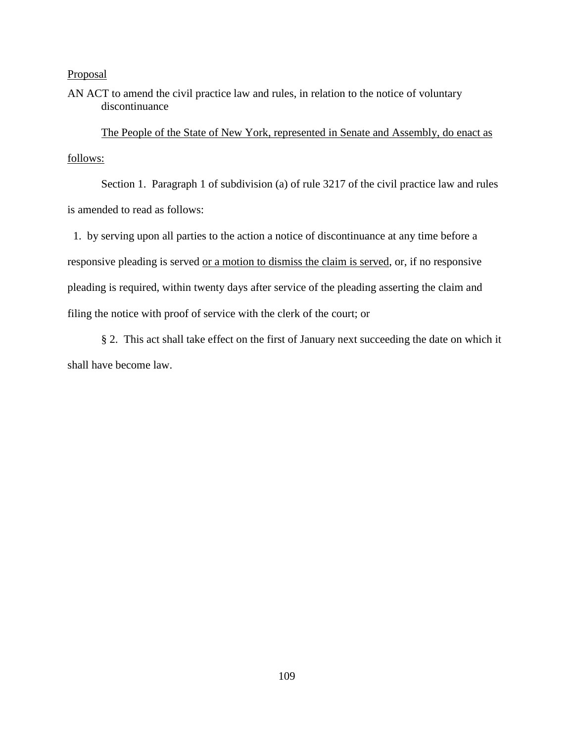<u>Proposal</u>

AN ACT to amend the civil practice law and rules, in relation to the notice of voluntary discontinuance

<u>The People of the State of New York, represented in Senate and Assembly, do enact as follows:</u>

Section 1. Paragraph 1 of subdivision (a) of rule 3217 of the civil practice law and rules is amended to read as follows:

1. by serving upon all parties to the action a notice of discontinuance at any time before a responsive pleading is served <u>or a motion to dismiss the claim is served</u>, or, if no responsive pleading is required, within twenty days after service of the pleading asserting the claim and filing the notice with proof of service with the clerk of the court; or

§ 2. This act shall take effect on the first of January next succeeding the date on which it shall have become law.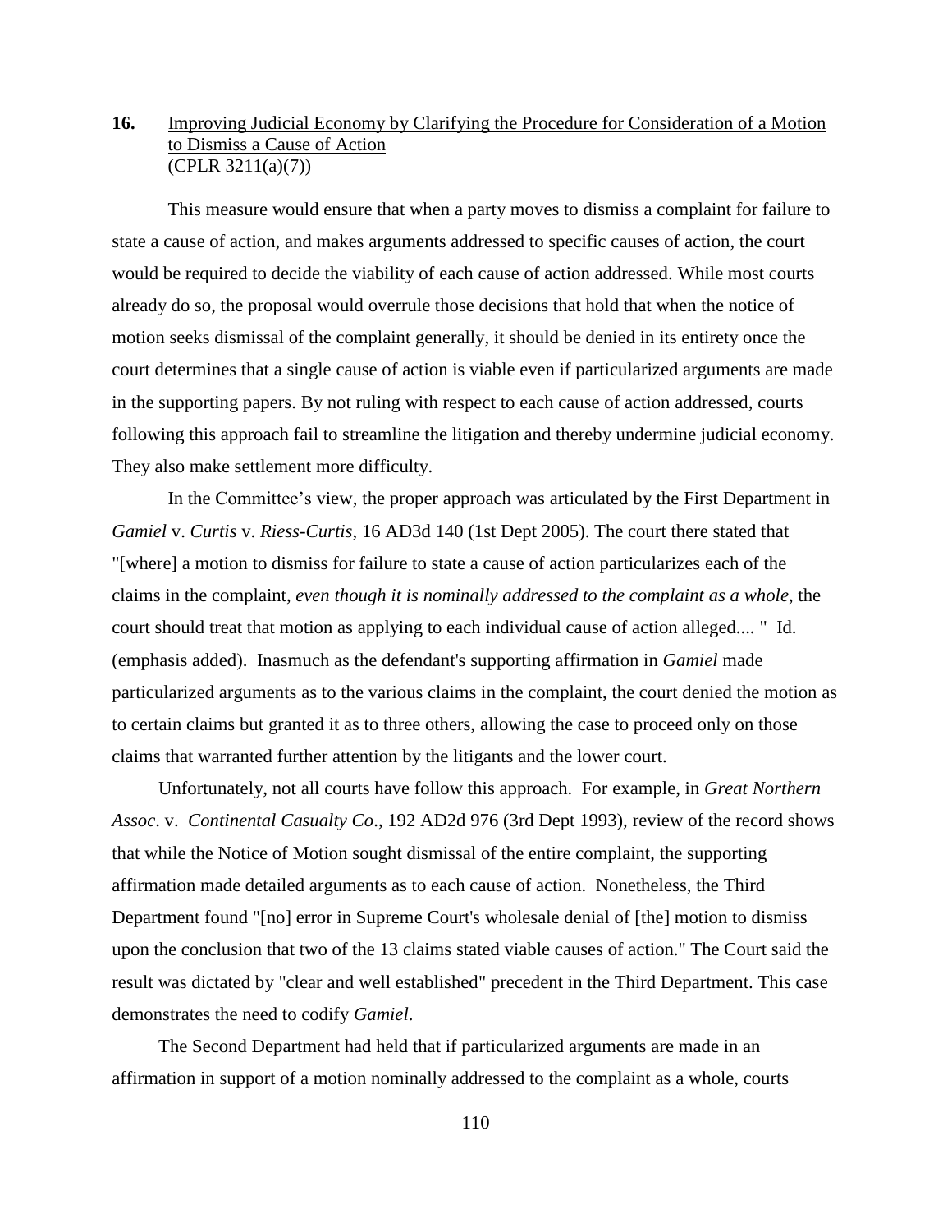**16.** Improving Judicial Economy by Clarifying the Procedure for Consideration of a Motion to Dismiss a Cause of Action
(CPLR 3211(a)(7))

This measure would ensure that when a party moves to dismiss a complaint for failure to state a cause of action, and makes arguments addressed to specific causes of action, the court would be required to decide the viability of each cause of action addressed. While most courts already do so, the proposal would overrule those decisions that hold that when the notice of motion seeks dismissal of the complaint generally, it should be denied in its entirety once the court determines that a single cause of action is viable even if particularized arguments are made in the supporting papers. By not ruling with respect to each cause of action addressed, courts following this approach fail to streamline the litigation and thereby undermine judicial economy. They also make settlement more difficulty.

In the Committee's view, the proper approach was articulated by the First Department in *Gamiel* v. *Curtis* v. *Riess-Curtis*, 16 AD3d 140 (1st Dept 2005). The court there stated that "[where] a motion to dismiss for failure to state a cause of action particularizes each of the claims in the complaint, *even though it is nominally addressed to the complaint as a whole*, the court should treat that motion as applying to each individual cause of action alleged.... " Id. (emphasis added). Inasmuch as the defendant's supporting affirmation in *Gamiel* made particularized arguments as to the various claims in the complaint, the court denied the motion as to certain claims but granted it as to three others, allowing the case to proceed only on those claims that warranted further attention by the litigants and the lower court.

Unfortunately, not all courts have follow this approach. For example, in *Great Northern Assoc*. v. *Continental Casualty Co*., 192 AD2d 976 (3rd Dept 1993), review of the record shows that while the Notice of Motion sought dismissal of the entire complaint, the supporting affirmation made detailed arguments as to each cause of action. Nonetheless, the Third Department found "[no] error in Supreme Court's wholesale denial of [the] motion to dismiss upon the conclusion that two of the 13 claims stated viable causes of action." The Court said the result was dictated by "clear and well established" precedent in the Third Department. This case demonstrates the need to codify *Gamiel*.

The Second Department had held that if particularized arguments are made in an affirmation in support of a motion nominally addressed to the complaint as a whole, courts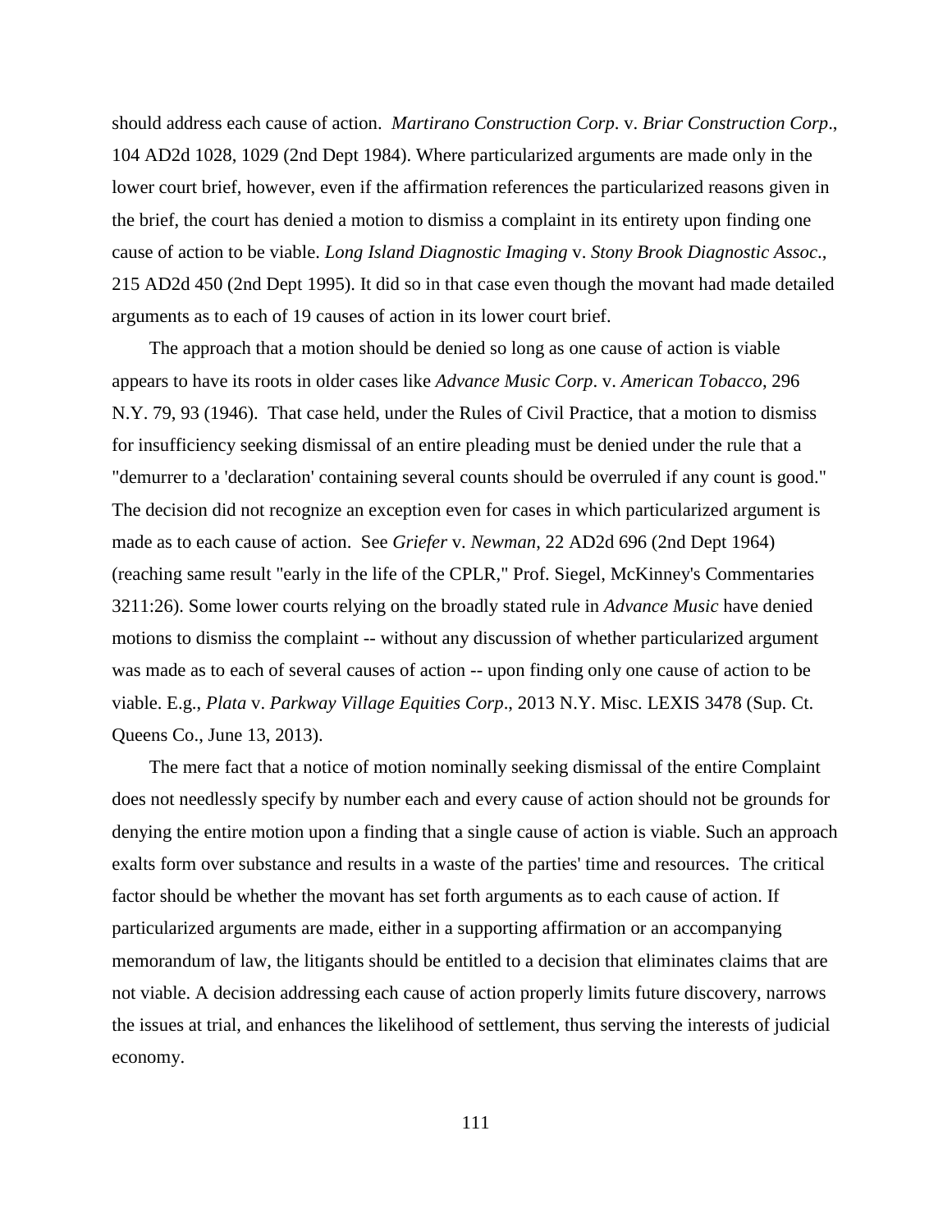should address each cause of action. *Martirano Construction Corp.* v. *Briar Construction Corp.*, 104 AD2d 1028, 1029 (2nd Dept 1984). Where particularized arguments are made only in the lower court brief, however, even if the affirmation references the particularized reasons given in the brief, the court has denied a motion to dismiss a complaint in its entirety upon finding one cause of action to be viable. *Long Island Diagnostic Imaging* v. *Stony Brook Diagnostic Assoc.*, 215 AD2d 450 (2nd Dept 1995). It did so in that case even though the movant had made detailed arguments as to each of 19 causes of action in its lower court brief.

The approach that a motion should be denied so long as one cause of action is viable appears to have its roots in older cases like *Advance Music Corp.* v. *American Tobacco*, 296 N.Y. 79, 93 (1946). That case held, under the Rules of Civil Practice, that a motion to dismiss for insufficiency seeking dismissal of an entire pleading must be denied under the rule that a "demurrer to a 'declaration' containing several counts should be overruled if any count is good." The decision did not recognize an exception even for cases in which particularized argument is made as to each cause of action. See *Griefer* v. *Newman,* 22 AD2d 696 (2nd Dept 1964) (reaching same result "early in the life of the CPLR," Prof. Siegel, McKinney's Commentaries 3211:26). Some lower courts relying on the broadly stated rule in *Advance Music* have denied motions to dismiss the complaint -- without any discussion of whether particularized argument was made as to each of several causes of action -- upon finding only one cause of action to be viable. E.g., *Plata* v. *Parkway Village Equities Corp*., 2013 N.Y. Misc. LEXIS 3478 (Sup. Ct. Queens Co., June 13, 2013).

The mere fact that a notice of motion nominally seeking dismissal of the entire Complaint does not needlessly specify by number each and every cause of action should not be grounds for denying the entire motion upon a finding that a single cause of action is viable. Such an approach exalts form over substance and results in a waste of the parties' time and resources. The critical factor should be whether the movant has set forth arguments as to each cause of action. If particularized arguments are made, either in a supporting affirmation or an accompanying memorandum of law, the litigants should be entitled to a decision that eliminates claims that are not viable. A decision addressing each cause of action properly limits future discovery, narrows the issues at trial, and enhances the likelihood of settlement, thus serving the interests of judicial economy.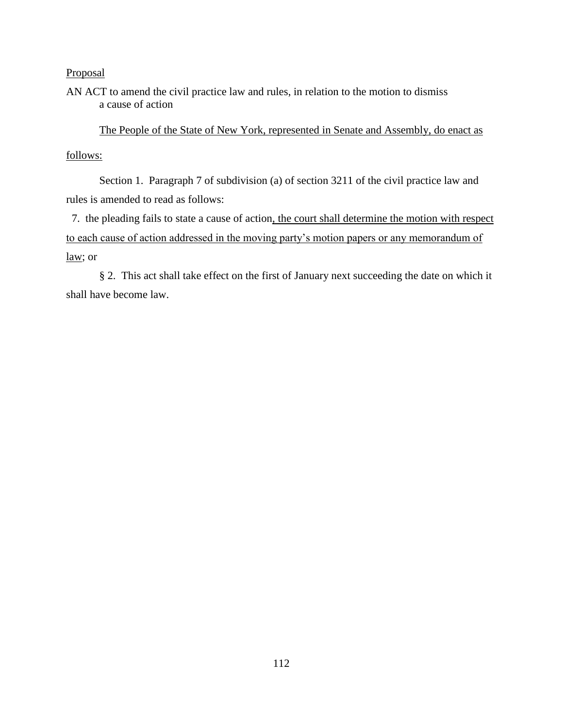Proposal

AN ACT to amend the civil practice law and rules, in relation to the motion to dismiss a cause of action

The People of the State of New York, represented in Senate and Assembly, do enact as follows:

Section 1. Paragraph 7 of subdivision (a) of section 3211 of the civil practice law and rules is amended to read as follows:

7. the pleading fails to state a cause of action, the court shall determine the motion with respect to each cause of action addressed in the moving party's motion papers or any memorandum of law; or

§ 2. This act shall take effect on the first of January next succeeding the date on which it shall have become law.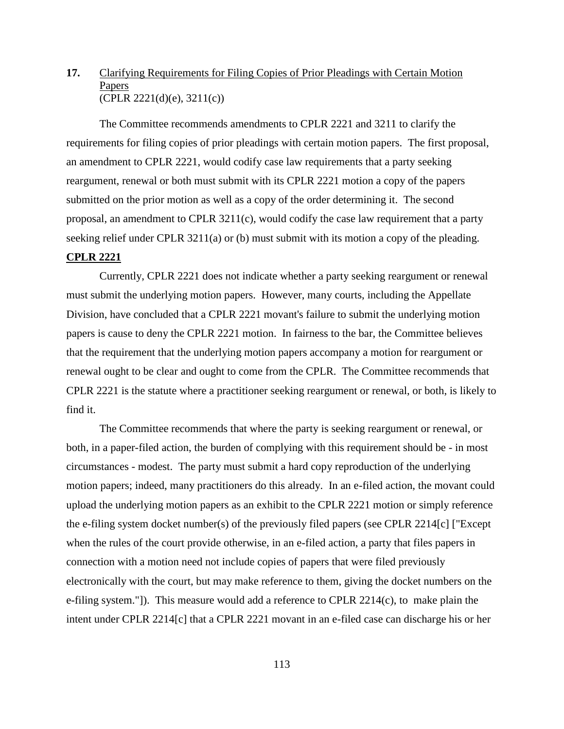**17.** Clarifying Requirements for Filing Copies of Prior Pleadings with Certain Motion Papers
(CPLR 2221(d)(e), 3211(c))

The Committee recommends amendments to CPLR 2221 and 3211 to clarify the requirements for filing copies of prior pleadings with certain motion papers. The first proposal, an amendment to CPLR 2221, would codify case law requirements that a party seeking reargument, renewal or both must submit with its CPLR 2221 motion a copy of the papers submitted on the prior motion as well as a copy of the order determining it. The second proposal, an amendment to CPLR 3211(c), would codify the case law requirement that a party seeking relief under CPLR 3211(a) or (b) must submit with its motion a copy of the pleading.

**CPLR 2221**

Currently, CPLR 2221 does not indicate whether a party seeking reargument or renewal must submit the underlying motion papers. However, many courts, including the Appellate Division, have concluded that a CPLR 2221 movant's failure to submit the underlying motion papers is cause to deny the CPLR 2221 motion. In fairness to the bar, the Committee believes that the requirement that the underlying motion papers accompany a motion for reargument or renewal ought to be clear and ought to come from the CPLR. The Committee recommends that CPLR 2221 is the statute where a practitioner seeking reargument or renewal, or both, is likely to find it.

The Committee recommends that where the party is seeking reargument or renewal, or both, in a paper-filed action, the burden of complying with this requirement should be - in most circumstances - modest. The party must submit a hard copy reproduction of the underlying motion papers; indeed, many practitioners do this already. In an e-filed action, the movant could upload the underlying motion papers as an exhibit to the CPLR 2221 motion or simply reference the e-filing system docket number(s) of the previously filed papers (see CPLR 2214[c] ["Except when the rules of the court provide otherwise, in an e-filed action, a party that files papers in connection with a motion need not include copies of papers that were filed previously electronically with the court, but may make reference to them, giving the docket numbers on the e-filing system."]). This measure would add a reference to CPLR 2214(c), to make plain the intent under CPLR 2214[c] that a CPLR 2221 movant in an e-filed case can discharge his or her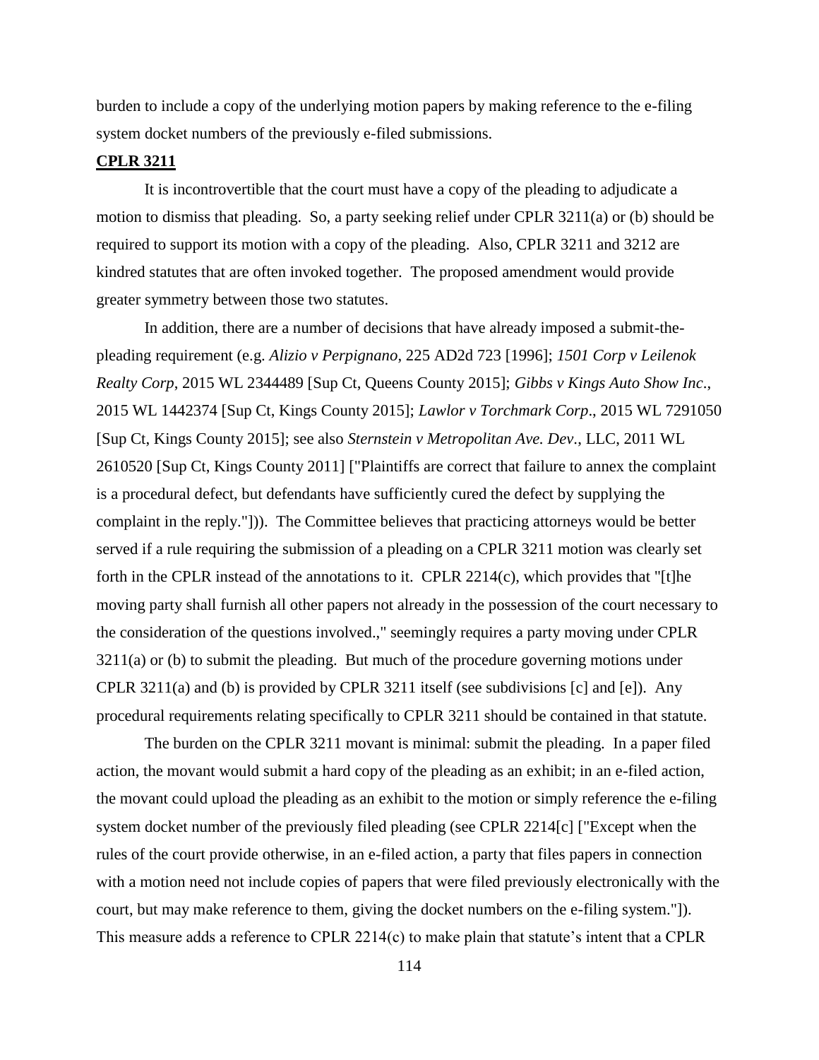burden to include a copy of the underlying motion papers by making reference to the e-filing system docket numbers of the previously e-filed submissions.

**CPLR 3211**

It is incontrovertible that the court must have a copy of the pleading to adjudicate a motion to dismiss that pleading. So, a party seeking relief under CPLR 3211(a) or (b) should be required to support its motion with a copy of the pleading. Also, CPLR 3211 and 3212 are kindred statutes that are often invoked together. The proposed amendment would provide greater symmetry between those two statutes.

In addition, there are a number of decisions that have already imposed a submit-the-pleading requirement (e.g. *Alizio v Perpignano*, 225 AD2d 723 [1996]; *1501 Corp v Leilenok Realty Corp*, 2015 WL 2344489 [Sup Ct, Queens County 2015]; *Gibbs v Kings Auto Show Inc*., 2015 WL 1442374 [Sup Ct, Kings County 2015]; *Lawlor v Torchmark Corp*., 2015 WL 7291050 [Sup Ct, Kings County 2015]; see also *Sternstein v Metropolitan Ave. Dev*., LLC, 2011 WL 2610520 [Sup Ct, Kings County 2011] ["Plaintiffs are correct that failure to annex the complaint is a procedural defect, but defendants have sufficiently cured the defect by supplying the complaint in the reply."])). The Committee believes that practicing attorneys would be better served if a rule requiring the submission of a pleading on a CPLR 3211 motion was clearly set forth in the CPLR instead of the annotations to it. CPLR 2214(c), which provides that "[t]he moving party shall furnish all other papers not already in the possession of the court necessary to the consideration of the questions involved.," seemingly requires a party moving under CPLR 3211(a) or (b) to submit the pleading. But much of the procedure governing motions under CPLR 3211(a) and (b) is provided by CPLR 3211 itself (see subdivisions [c] and [e]). Any procedural requirements relating specifically to CPLR 3211 should be contained in that statute.

The burden on the CPLR 3211 movant is minimal: submit the pleading. In a paper filed action, the movant would submit a hard copy of the pleading as an exhibit; in an e-filed action, the movant could upload the pleading as an exhibit to the motion or simply reference the e-filing system docket number of the previously filed pleading (see CPLR 2214[c] ["Except when the rules of the court provide otherwise, in an e-filed action, a party that files papers in connection with a motion need not include copies of papers that were filed previously electronically with the court, but may make reference to them, giving the docket numbers on the e-filing system."]). This measure adds a reference to CPLR 2214(c) to make plain that statute's intent that a CPLR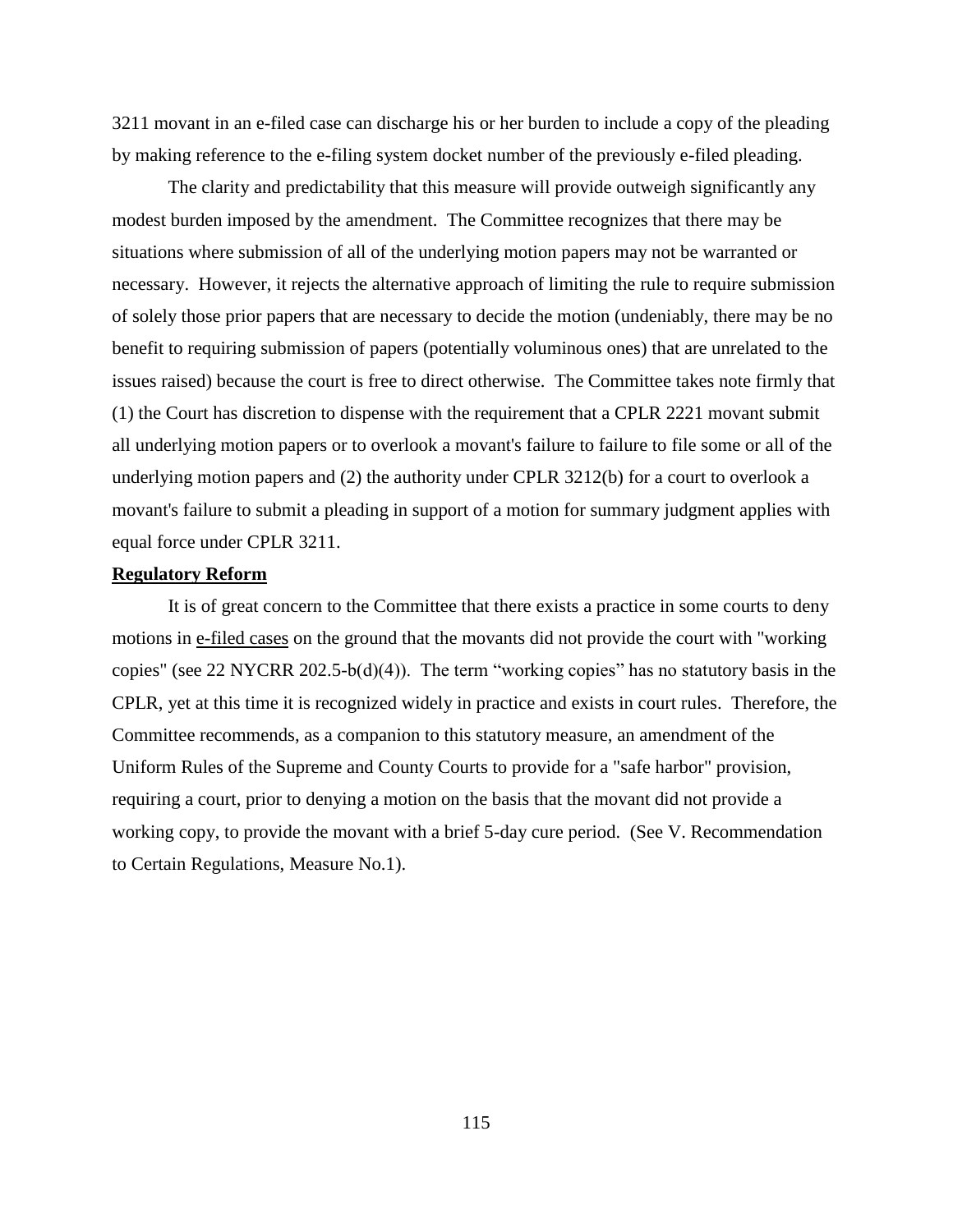3211 movant in an e-filed case can discharge his or her burden to include a copy of the pleading by making reference to the e-filing system docket number of the previously e-filed pleading.

The clarity and predictability that this measure will provide outweigh significantly any modest burden imposed by the amendment. The Committee recognizes that there may be situations where submission of all of the underlying motion papers may not be warranted or necessary. However, it rejects the alternative approach of limiting the rule to require submission of solely those prior papers that are necessary to decide the motion (undeniably, there may be no benefit to requiring submission of papers (potentially voluminous ones) that are unrelated to the issues raised) because the court is free to direct otherwise. The Committee takes note firmly that (1) the Court has discretion to dispense with the requirement that a CPLR 2221 movant submit all underlying motion papers or to overlook a movant's failure to failure to file some or all of the underlying motion papers and (2) the authority under CPLR 3212(b) for a court to overlook a movant's failure to submit a pleading in support of a motion for summary judgment applies with equal force under CPLR 3211.

**Regulatory Reform**

It is of great concern to the Committee that there exists a practice in some courts to deny motions in e-filed cases on the ground that the movants did not provide the court with "working copies" (see 22 NYCRR 202.5-b(d)(4)). The term "working copies" has no statutory basis in the CPLR, yet at this time it is recognized widely in practice and exists in court rules. Therefore, the Committee recommends, as a companion to this statutory measure, an amendment of the Uniform Rules of the Supreme and County Courts to provide for a "safe harbor" provision, requiring a court, prior to denying a motion on the basis that the movant did not provide a working copy, to provide the movant with a brief 5-day cure period. (See V. Recommendation to Certain Regulations, Measure No.1).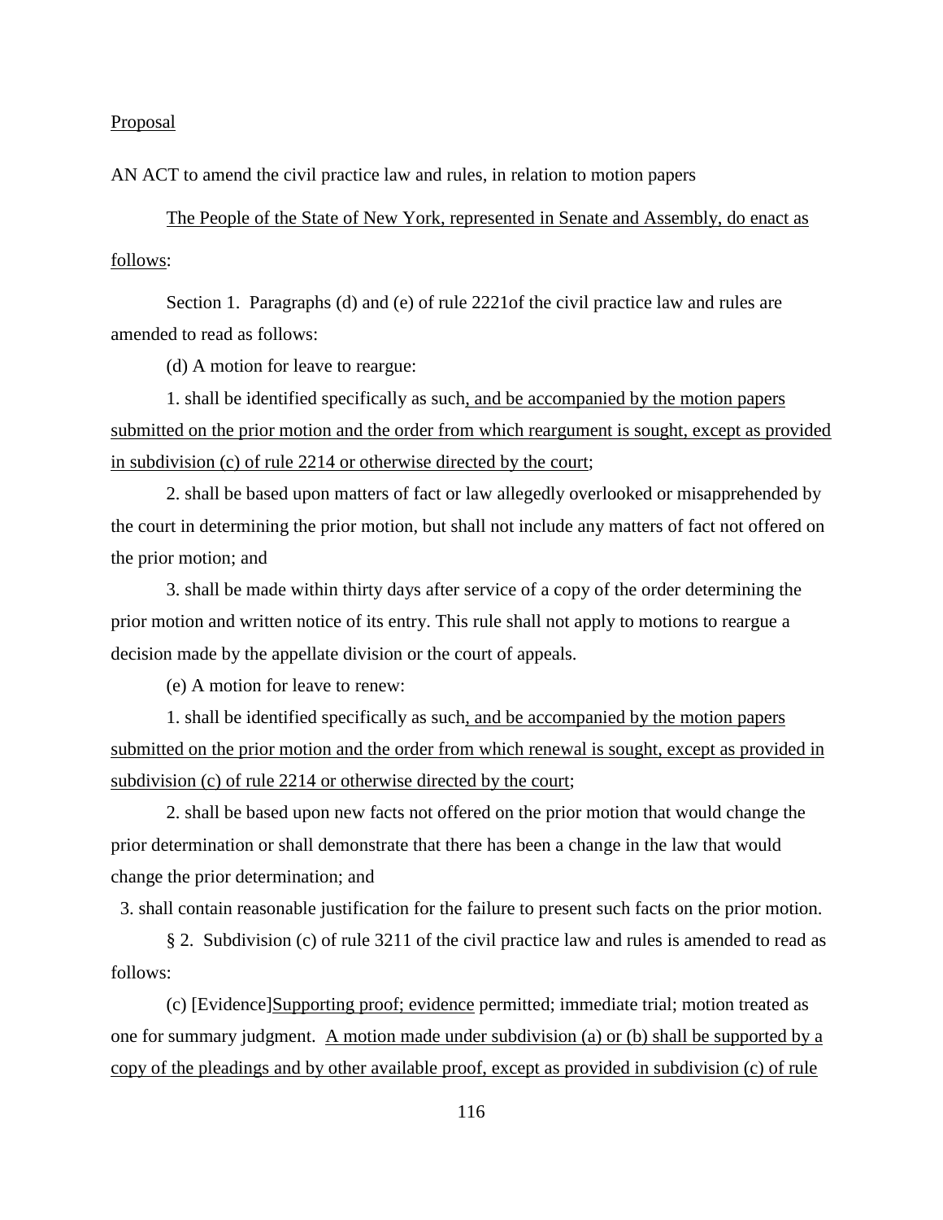<u>Proposal</u>

AN ACT to amend the civil practice law and rules, in relation to motion papers

<u>The People of the State of New York, represented in Senate and Assembly, do enact as follows</u>:

Section 1. Paragraphs (d) and (e) of rule 2221of the civil practice law and rules are amended to read as follows:

(d) A motion for leave to reargue:

1. shall be identified specifically as such<u>, and be accompanied by the motion papers submitted on the prior motion and the order from which reargument is sought, except as provided in subdivision (c) of rule 2214 or otherwise directed by the court</u>;

2. shall be based upon matters of fact or law allegedly overlooked or misapprehended by the court in determining the prior motion, but shall not include any matters of fact not offered on the prior motion; and

3. shall be made within thirty days after service of a copy of the order determining the prior motion and written notice of its entry. This rule shall not apply to motions to reargue a decision made by the appellate division or the court of appeals.

(e) A motion for leave to renew:

1. shall be identified specifically as such<u>, and be accompanied by the motion papers submitted on the prior motion and the order from which renewal is sought, except as provided in subdivision (c) of rule 2214 or otherwise directed by the court</u>;

2. shall be based upon new facts not offered on the prior motion that would change the prior determination or shall demonstrate that there has been a change in the law that would change the prior determination; and

3. shall contain reasonable justification for the failure to present such facts on the prior motion.

§ 2. Subdivision (c) of rule 3211 of the civil practice law and rules is amended to read as follows:

(c) [Evidence]<u>Supporting proof; evidence</u> permitted; immediate trial; motion treated as one for summary judgment. <u>A motion made under subdivision (a) or (b) shall be supported by a copy of the pleadings and by other available proof, except as provided in subdivision (c) of rule</u>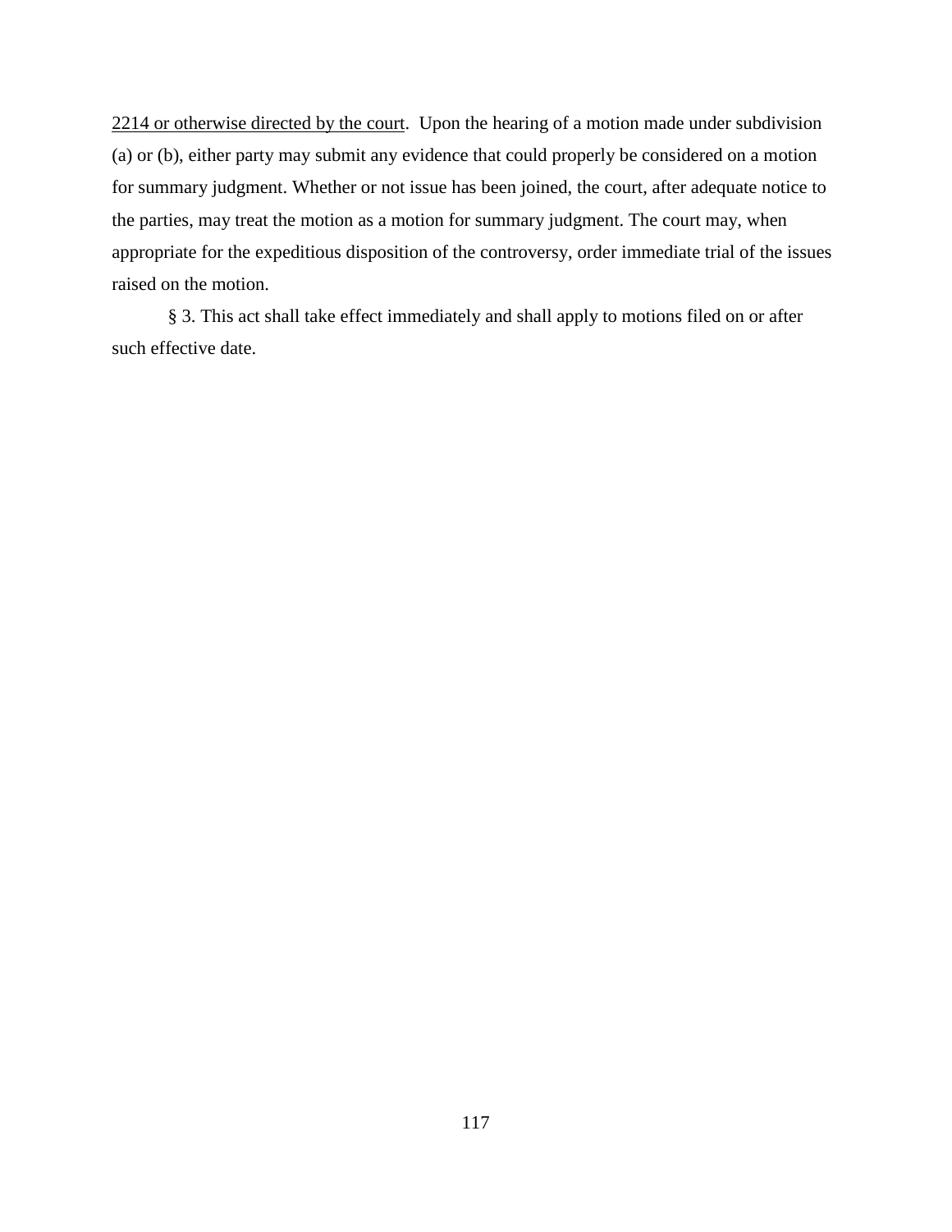<u>2214 or otherwise directed by the court</u>. Upon the hearing of a motion made under subdivision (a) or (b), either party may submit any evidence that could properly be considered on a motion for summary judgment. Whether or not issue has been joined, the court, after adequate notice to the parties, may treat the motion as a motion for summary judgment. The court may, when appropriate for the expeditious disposition of the controversy, order immediate trial of the issues raised on the motion.

§ 3. This act shall take effect immediately and shall apply to motions filed on or after such effective date.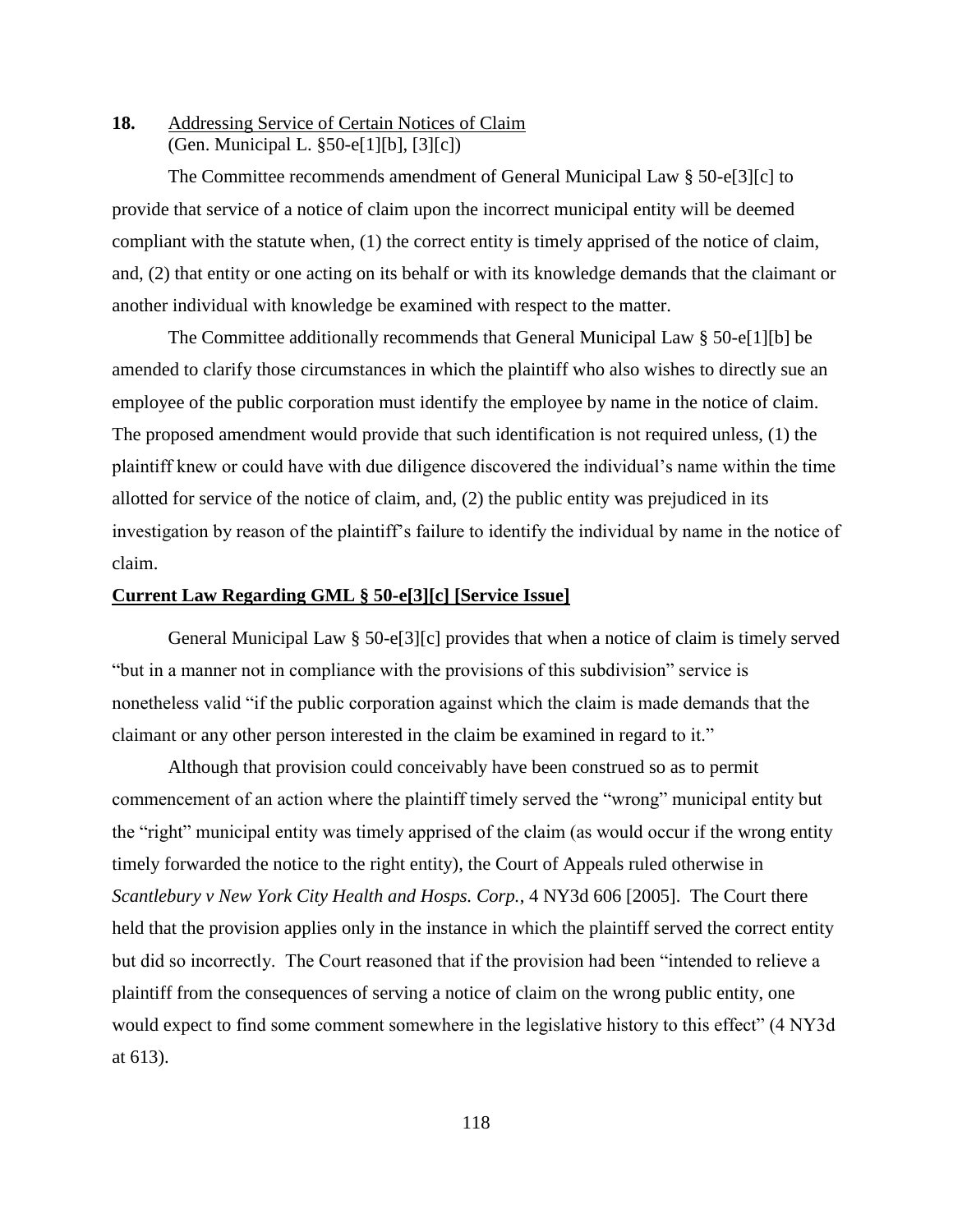**18.** Addressing Service of Certain Notices of Claim
(Gen. Municipal L. §50-e[1][b], [3][c])

The Committee recommends amendment of General Municipal Law § 50-e[3][c] to provide that service of a notice of claim upon the incorrect municipal entity will be deemed compliant with the statute when, (1) the correct entity is timely apprised of the notice of claim, and, (2) that entity or one acting on its behalf or with its knowledge demands that the claimant or another individual with knowledge be examined with respect to the matter.

The Committee additionally recommends that General Municipal Law § 50-e[1][b] be amended to clarify those circumstances in which the plaintiff who also wishes to directly sue an employee of the public corporation must identify the employee by name in the notice of claim. The proposed amendment would provide that such identification is not required unless, (1) the plaintiff knew or could have with due diligence discovered the individual's name within the time allotted for service of the notice of claim, and, (2) the public entity was prejudiced in its investigation by reason of the plaintiff's failure to identify the individual by name in the notice of claim.

**Current Law Regarding GML § 50-e[3][c] [Service Issue]**

General Municipal Law § 50-e[3][c] provides that when a notice of claim is timely served "but in a manner not in compliance with the provisions of this subdivision" service is nonetheless valid "if the public corporation against which the claim is made demands that the claimant or any other person interested in the claim be examined in regard to it."

Although that provision could conceivably have been construed so as to permit commencement of an action where the plaintiff timely served the "wrong" municipal entity but the "right" municipal entity was timely apprised of the claim (as would occur if the wrong entity timely forwarded the notice to the right entity), the Court of Appeals ruled otherwise in *Scantlebury v New York City Health and Hosps. Corp.*, 4 NY3d 606 [2005]. The Court there held that the provision applies only in the instance in which the plaintiff served the correct entity but did so incorrectly. The Court reasoned that if the provision had been "intended to relieve a plaintiff from the consequences of serving a notice of claim on the wrong public entity, one would expect to find some comment somewhere in the legislative history to this effect" (4 NY3d at 613).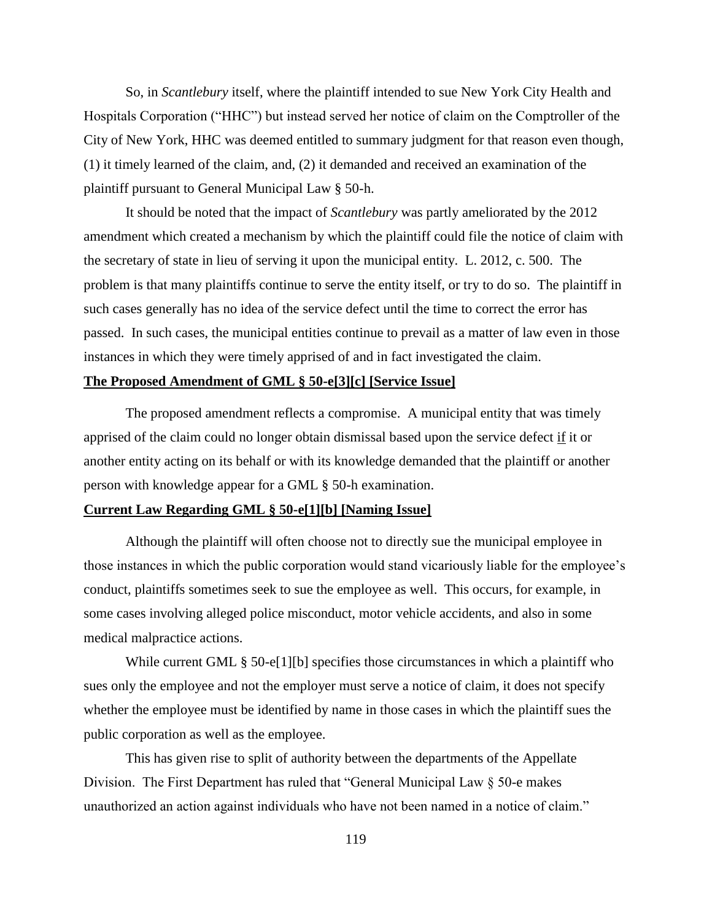So, in *Scantlebury* itself, where the plaintiff intended to sue New York City Health and Hospitals Corporation ("HHC") but instead served her notice of claim on the Comptroller of the City of New York, HHC was deemed entitled to summary judgment for that reason even though, (1) it timely learned of the claim, and, (2) it demanded and received an examination of the plaintiff pursuant to General Municipal Law § 50-h.

It should be noted that the impact of *Scantlebury* was partly ameliorated by the 2012 amendment which created a mechanism by which the plaintiff could file the notice of claim with the secretary of state in lieu of serving it upon the municipal entity. L. 2012, c. 500. The problem is that many plaintiffs continue to serve the entity itself, or try to do so. The plaintiff in such cases generally has no idea of the service defect until the time to correct the error has passed. In such cases, the municipal entities continue to prevail as a matter of law even in those instances in which they were timely apprised of and in fact investigated the claim.

**The Proposed Amendment of GML § 50-e[3][c] [Service Issue]**

The proposed amendment reflects a compromise. A municipal entity that was timely apprised of the claim could no longer obtain dismissal based upon the service defect if it or another entity acting on its behalf or with its knowledge demanded that the plaintiff or another person with knowledge appear for a GML § 50-h examination.

**Current Law Regarding GML § 50-e[1][b] [Naming Issue]**

Although the plaintiff will often choose not to directly sue the municipal employee in those instances in which the public corporation would stand vicariously liable for the employee's conduct, plaintiffs sometimes seek to sue the employee as well. This occurs, for example, in some cases involving alleged police misconduct, motor vehicle accidents, and also in some medical malpractice actions.

While current GML § 50-e[1][b] specifies those circumstances in which a plaintiff who sues only the employee and not the employer must serve a notice of claim, it does not specify whether the employee must be identified by name in those cases in which the plaintiff sues the public corporation as well as the employee.

This has given rise to split of authority between the departments of the Appellate Division. The First Department has ruled that "General Municipal Law § 50-e makes unauthorized an action against individuals who have not been named in a notice of claim."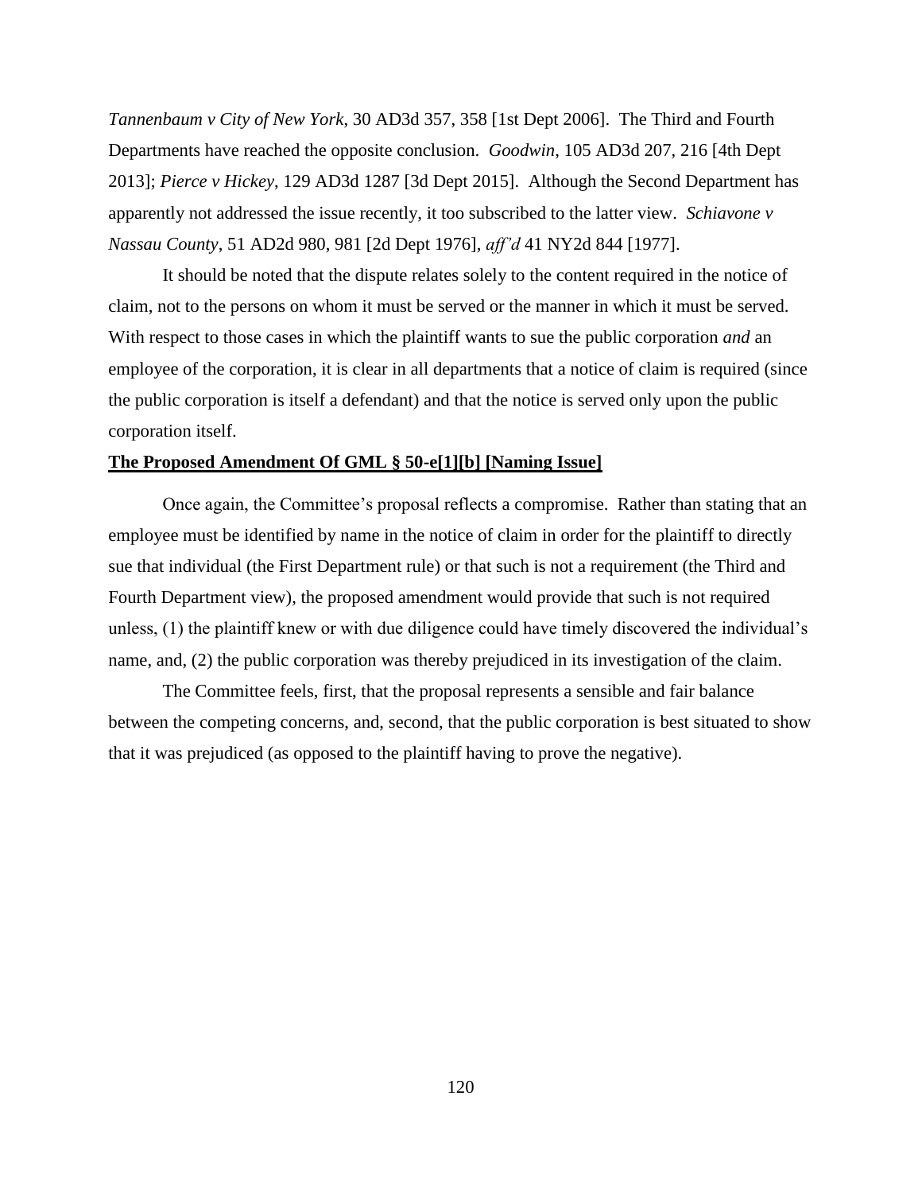*Tannenbaum v City of New York*, 30 AD3d 357, 358 [1st Dept 2006]. The Third and Fourth Departments have reached the opposite conclusion. *Goodwin*, 105 AD3d 207, 216 [4th Dept 2013]; *Pierce v Hickey*, 129 AD3d 1287 [3d Dept 2015]. Although the Second Department has apparently not addressed the issue recently, it too subscribed to the latter view. *Schiavone v Nassau County*, 51 AD2d 980, 981 [2d Dept 1976], *aff'd* 41 NY2d 844 [1977].

It should be noted that the dispute relates solely to the content required in the notice of claim, not to the persons on whom it must be served or the manner in which it must be served. With respect to those cases in which the plaintiff wants to sue the public corporation *and* an employee of the corporation, it is clear in all departments that a notice of claim is required (since the public corporation is itself a defendant) and that the notice is served only upon the public corporation itself.

**<u>The Proposed Amendment Of GML § 50-e[1][b] [Naming Issue]</u>**

Once again, the Committee's proposal reflects a compromise. Rather than stating that an employee must be identified by name in the notice of claim in order for the plaintiff to directly sue that individual (the First Department rule) or that such is not a requirement (the Third and Fourth Department view), the proposed amendment would provide that such is not required unless, (1) the plaintiff knew or with due diligence could have timely discovered the individual's name, and, (2) the public corporation was thereby prejudiced in its investigation of the claim.

The Committee feels, first, that the proposal represents a sensible and fair balance between the competing concerns, and, second, that the public corporation is best situated to show that it was prejudiced (as opposed to the plaintiff having to prove the negative).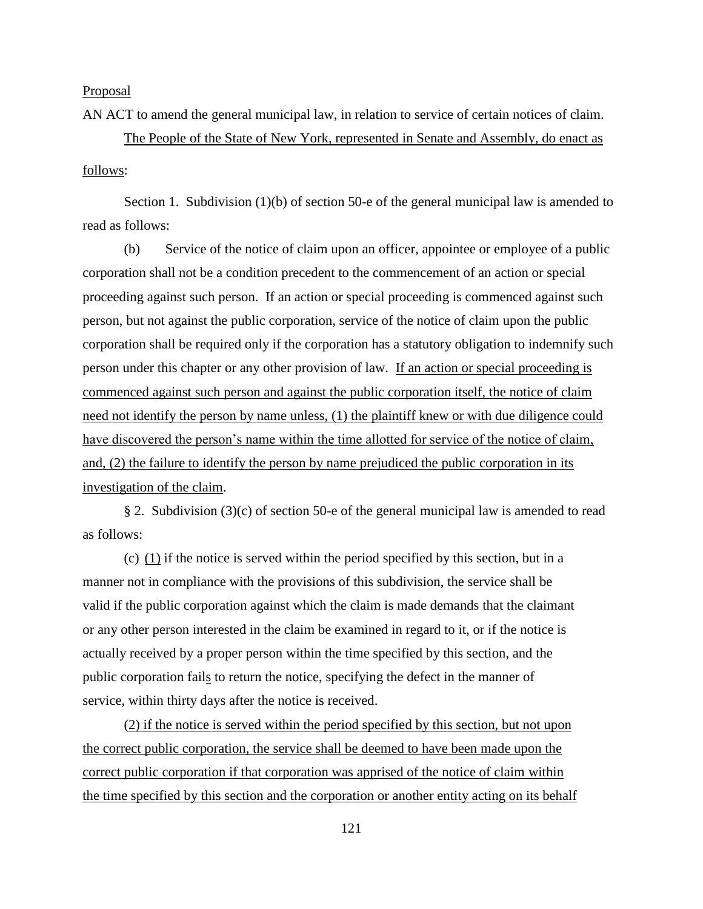Proposal

AN ACT to amend the general municipal law, in relation to service of certain notices of claim.

The People of the State of New York, represented in Senate and Assembly, do enact as follows:

Section 1. Subdivision (1)(b) of section 50-e of the general municipal law is amended to read as follows:

(b) Service of the notice of claim upon an officer, appointee or employee of a public corporation shall not be a condition precedent to the commencement of an action or special proceeding against such person. If an action or special proceeding is commenced against such person, but not against the public corporation, service of the notice of claim upon the public corporation shall be required only if the corporation has a statutory obligation to indemnify such person under this chapter or any other provision of law. If an action or special proceeding is commenced against such person and against the public corporation itself, the notice of claim need not identify the person by name unless, (1) the plaintiff knew or with due diligence could have discovered the person's name within the time allotted for service of the notice of claim, and, (2) the failure to identify the person by name prejudiced the public corporation in its investigation of the claim.

§ 2. Subdivision (3)(c) of section 50-e of the general municipal law is amended to read as follows:

(c) (1) if the notice is served within the period specified by this section, but in a manner not in compliance with the provisions of this subdivision, the service shall be valid if the public corporation against which the claim is made demands that the claimant or any other person interested in the claim be examined in regard to it, or if the notice is actually received by a proper person within the time specified by this section, and the public corporation fails to return the notice, specifying the defect in the manner of service, within thirty days after the notice is received.

(2) if the notice is served within the period specified by this section, but not upon the correct public corporation, the service shall be deemed to have been made upon the correct public corporation if that corporation was apprised of the notice of claim within the time specified by this section and the corporation or another entity acting on its behalf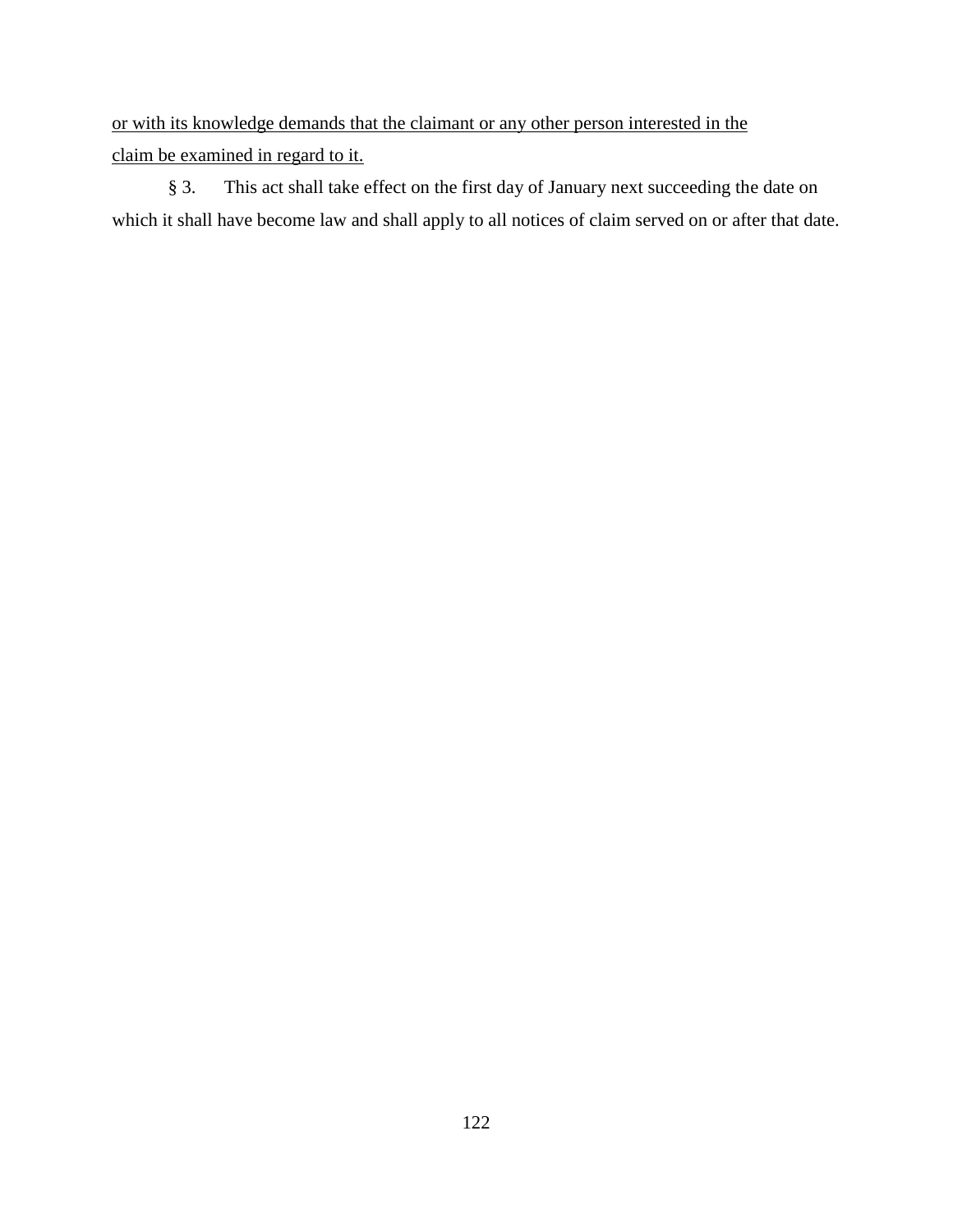<u>or with its knowledge demands that the claimant or any other person interested in the claim be examined in regard to it.</u>

§ 3. This act shall take effect on the first day of January next succeeding the date on which it shall have become law and shall apply to all notices of claim served on or after that date.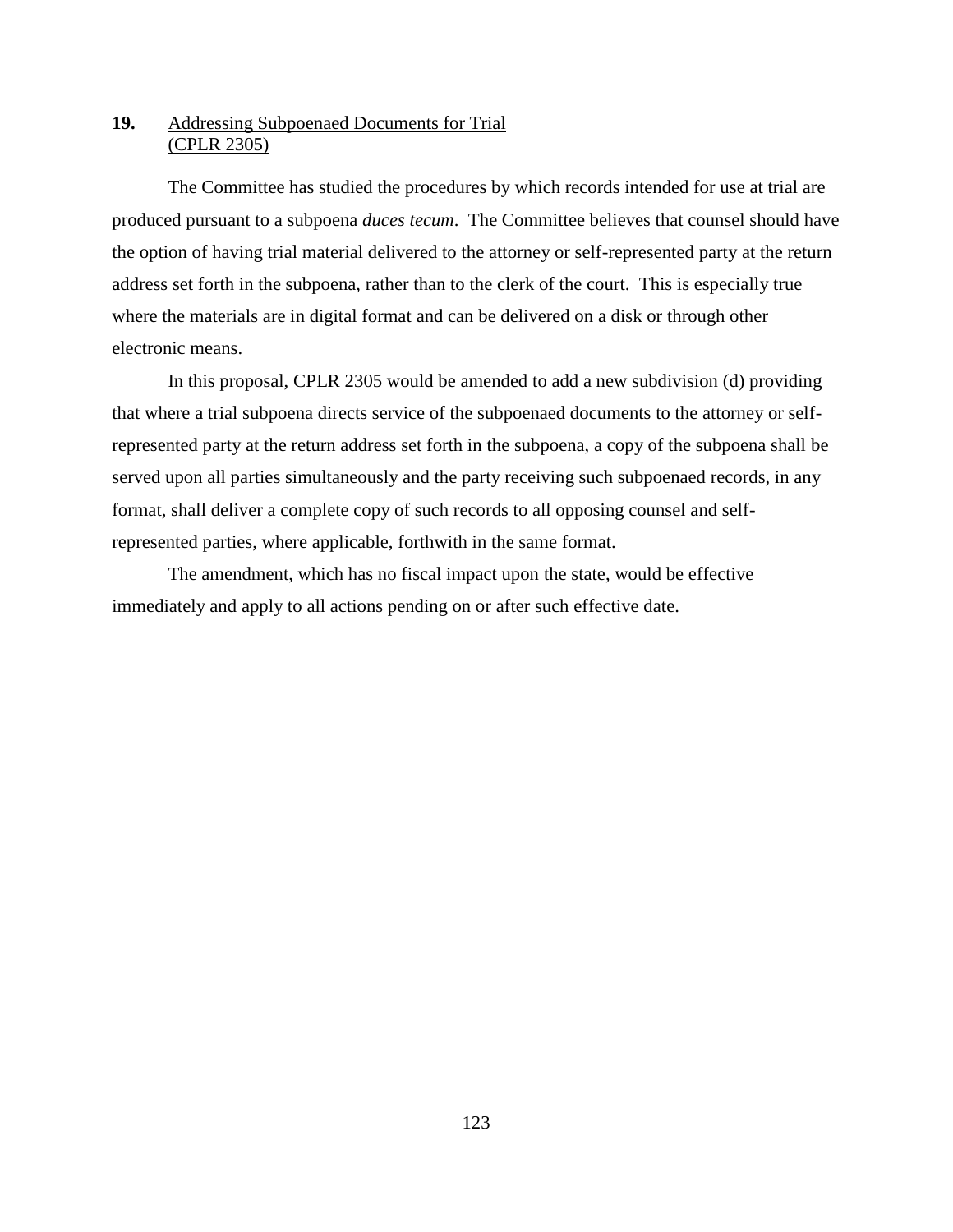**19.** Addressing Subpoenaed Documents for Trial
(CPLR 2305)

The Committee has studied the procedures by which records intended for use at trial are produced pursuant to a subpoena *duces tecum*. The Committee believes that counsel should have the option of having trial material delivered to the attorney or self-represented party at the return address set forth in the subpoena, rather than to the clerk of the court. This is especially true where the materials are in digital format and can be delivered on a disk or through other electronic means.

In this proposal, CPLR 2305 would be amended to add a new subdivision (d) providing that where a trial subpoena directs service of the subpoenaed documents to the attorney or self-represented party at the return address set forth in the subpoena, a copy of the subpoena shall be served upon all parties simultaneously and the party receiving such subpoenaed records, in any format, shall deliver a complete copy of such records to all opposing counsel and self-represented parties, where applicable, forthwith in the same format.

The amendment, which has no fiscal impact upon the state, would be effective immediately and apply to all actions pending on or after such effective date.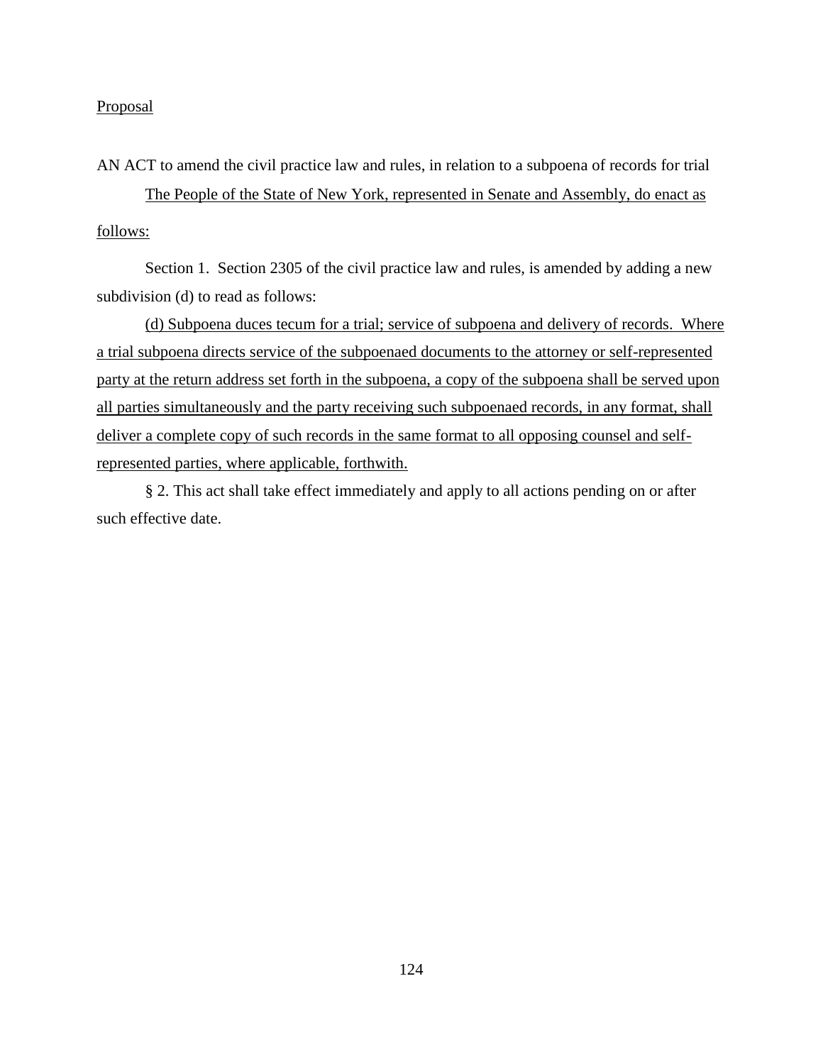Proposal

AN ACT to amend the civil practice law and rules, in relation to a subpoena of records for trial

The People of the State of New York, represented in Senate and Assembly, do enact as follows:

Section 1. Section 2305 of the civil practice law and rules, is amended by adding a new subdivision (d) to read as follows:

(d) Subpoena duces tecum for a trial; service of subpoena and delivery of records. Where a trial subpoena directs service of the subpoenaed documents to the attorney or self-represented party at the return address set forth in the subpoena, a copy of the subpoena shall be served upon all parties simultaneously and the party receiving such subpoenaed records, in any format, shall deliver a complete copy of such records in the same format to all opposing counsel and self-represented parties, where applicable, forthwith.

§ 2. This act shall take effect immediately and apply to all actions pending on or after such effective date.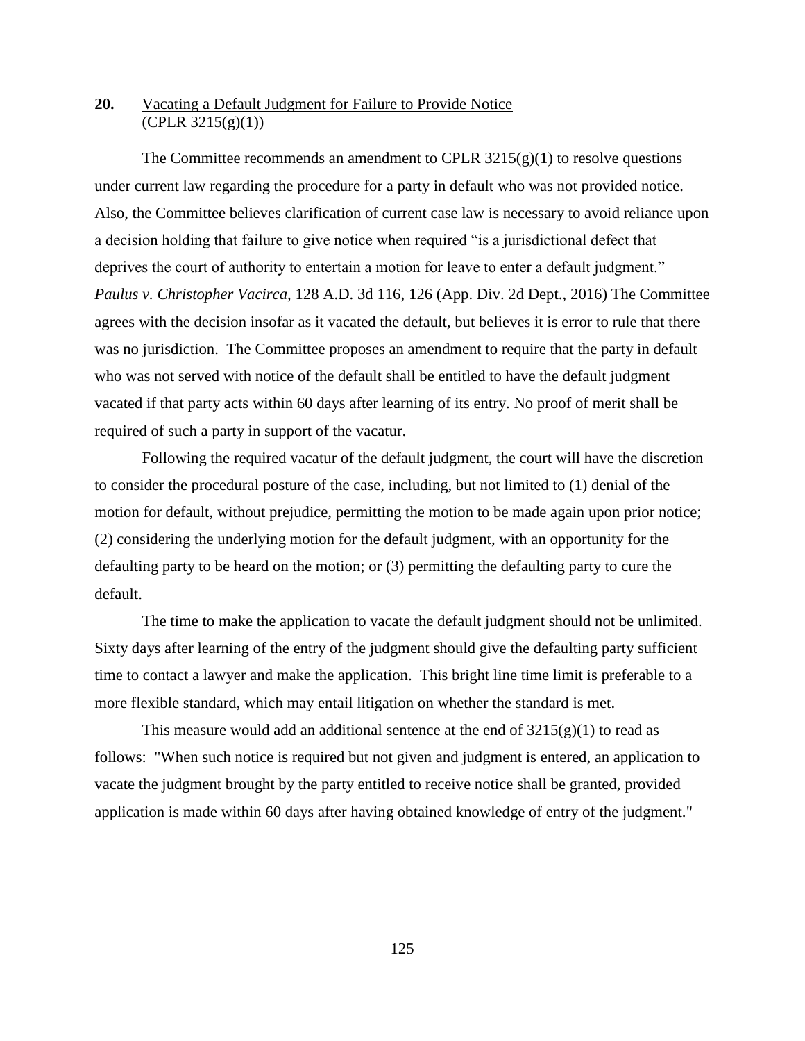**20.** Vacating a Default Judgment for Failure to Provide Notice (CPLR 3215(g)(1))

The Committee recommends an amendment to CPLR 3215(g)(1) to resolve questions under current law regarding the procedure for a party in default who was not provided notice. Also, the Committee believes clarification of current case law is necessary to avoid reliance upon a decision holding that failure to give notice when required "is a jurisdictional defect that deprives the court of authority to entertain a motion for leave to enter a default judgment." *Paulus v. Christopher Vacirca*, 128 A.D. 3d 116, 126 (App. Div. 2d Dept., 2016) The Committee agrees with the decision insofar as it vacated the default, but believes it is error to rule that there was no jurisdiction. The Committee proposes an amendment to require that the party in default who was not served with notice of the default shall be entitled to have the default judgment vacated if that party acts within 60 days after learning of its entry. No proof of merit shall be required of such a party in support of the vacatur.

Following the required vacatur of the default judgment, the court will have the discretion to consider the procedural posture of the case, including, but not limited to (1) denial of the motion for default, without prejudice, permitting the motion to be made again upon prior notice; (2) considering the underlying motion for the default judgment, with an opportunity for the defaulting party to be heard on the motion; or (3) permitting the defaulting party to cure the default.

The time to make the application to vacate the default judgment should not be unlimited. Sixty days after learning of the entry of the judgment should give the defaulting party sufficient time to contact a lawyer and make the application. This bright line time limit is preferable to a more flexible standard, which may entail litigation on whether the standard is met.

This measure would add an additional sentence at the end of 3215(g)(1) to read as follows: "When such notice is required but not given and judgment is entered, an application to vacate the judgment brought by the party entitled to receive notice shall be granted, provided application is made within 60 days after having obtained knowledge of entry of the judgment."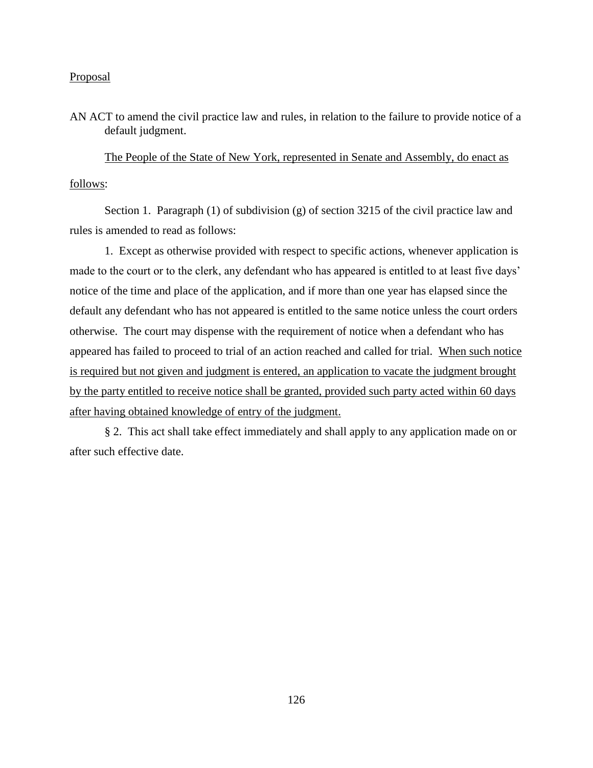Proposal

AN ACT to amend the civil practice law and rules, in relation to the failure to provide notice of a default judgment.

The People of the State of New York, represented in Senate and Assembly, do enact as follows:

Section 1. Paragraph (1) of subdivision (g) of section 3215 of the civil practice law and rules is amended to read as follows:

1. Except as otherwise provided with respect to specific actions, whenever application is made to the court or to the clerk, any defendant who has appeared is entitled to at least five days' notice of the time and place of the application, and if more than one year has elapsed since the default any defendant who has not appeared is entitled to the same notice unless the court orders otherwise. The court may dispense with the requirement of notice when a defendant who has appeared has failed to proceed to trial of an action reached and called for trial. When such notice is required but not given and judgment is entered, an application to vacate the judgment brought by the party entitled to receive notice shall be granted, provided such party acted within 60 days after having obtained knowledge of entry of the judgment.

§ 2. This act shall take effect immediately and shall apply to any application made on or after such effective date.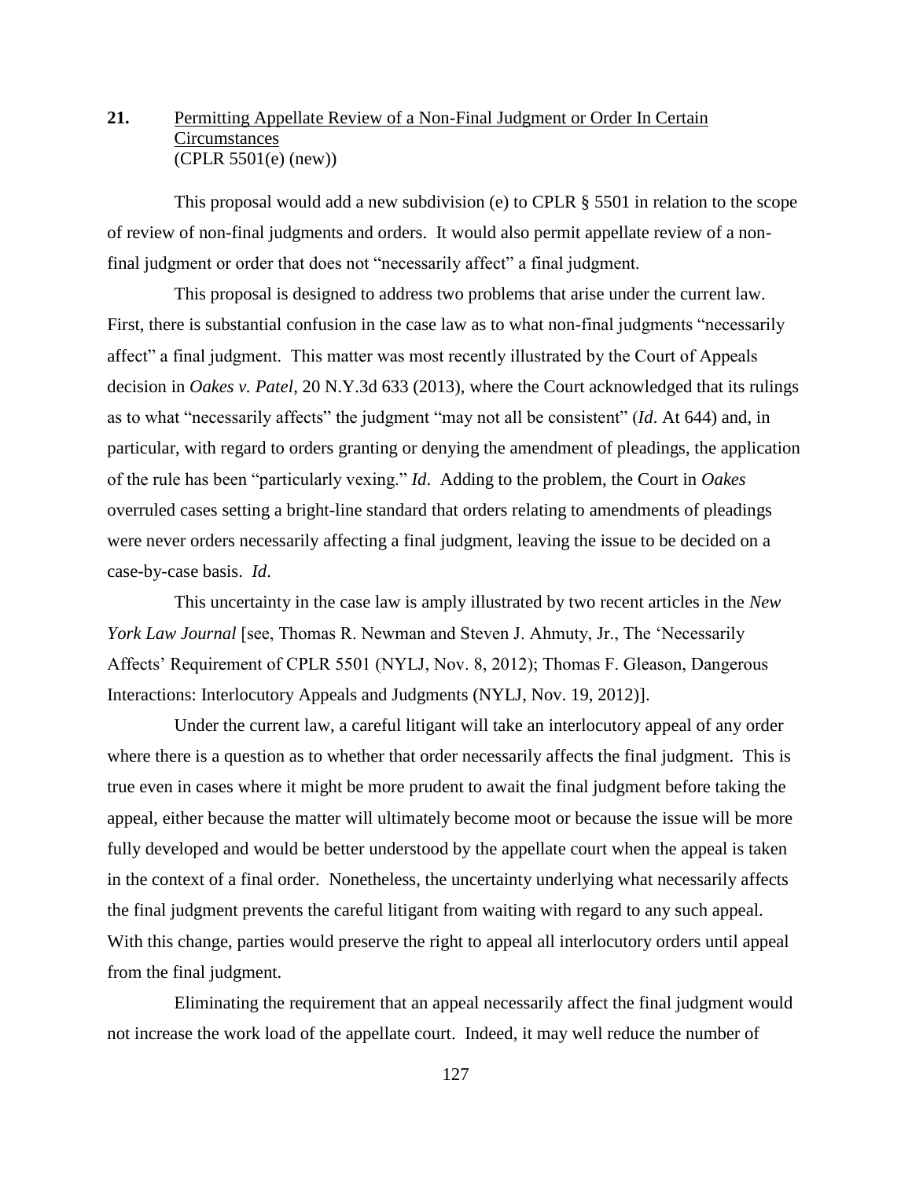**21.** <u>Permitting Appellate Review of a Non-Final Judgment or Order In Certain Circumstances</u>
(CPLR 5501(e) (new))

This proposal would add a new subdivision (e) to CPLR § 5501 in relation to the scope of review of non-final judgments and orders. It would also permit appellate review of a non-final judgment or order that does not "necessarily affect" a final judgment.

This proposal is designed to address two problems that arise under the current law. First, there is substantial confusion in the case law as to what non-final judgments "necessarily affect" a final judgment. This matter was most recently illustrated by the Court of Appeals decision in *Oakes v. Patel*, 20 N.Y.3d 633 (2013), where the Court acknowledged that its rulings as to what "necessarily affects" the judgment "may not all be consistent" (*Id*. At 644) and, in particular, with regard to orders granting or denying the amendment of pleadings, the application of the rule has been "particularly vexing." *Id*. Adding to the problem, the Court in *Oakes* overruled cases setting a bright-line standard that orders relating to amendments of pleadings were never orders necessarily affecting a final judgment, leaving the issue to be decided on a case-by-case basis. *Id*.

This uncertainty in the case law is amply illustrated by two recent articles in the *New York Law Journal* [see, Thomas R. Newman and Steven J. Ahmuty, Jr., The 'Necessarily Affects' Requirement of CPLR 5501 (NYLJ, Nov. 8, 2012); Thomas F. Gleason, Dangerous Interactions: Interlocutory Appeals and Judgments (NYLJ, Nov. 19, 2012)].

Under the current law, a careful litigant will take an interlocutory appeal of any order where there is a question as to whether that order necessarily affects the final judgment. This is true even in cases where it might be more prudent to await the final judgment before taking the appeal, either because the matter will ultimately become moot or because the issue will be more fully developed and would be better understood by the appellate court when the appeal is taken in the context of a final order. Nonetheless, the uncertainty underlying what necessarily affects the final judgment prevents the careful litigant from waiting with regard to any such appeal. With this change, parties would preserve the right to appeal all interlocutory orders until appeal from the final judgment.

Eliminating the requirement that an appeal necessarily affect the final judgment would not increase the work load of the appellate court. Indeed, it may well reduce the number of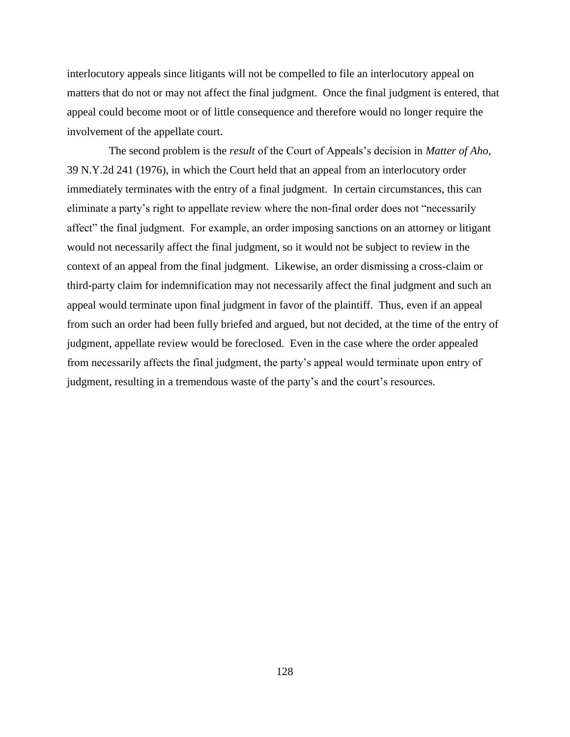interlocutory appeals since litigants will not be compelled to file an interlocutory appeal on matters that do not or may not affect the final judgment. Once the final judgment is entered, that appeal could become moot or of little consequence and therefore would no longer require the involvement of the appellate court.

The second problem is the *result* of the Court of Appeals's decision in *Matter of Aho*, 39 N.Y.2d 241 (1976), in which the Court held that an appeal from an interlocutory order immediately terminates with the entry of a final judgment. In certain circumstances, this can eliminate a party's right to appellate review where the non-final order does not "necessarily affect" the final judgment. For example, an order imposing sanctions on an attorney or litigant would not necessarily affect the final judgment, so it would not be subject to review in the context of an appeal from the final judgment. Likewise, an order dismissing a cross-claim or third-party claim for indemnification may not necessarily affect the final judgment and such an appeal would terminate upon final judgment in favor of the plaintiff. Thus, even if an appeal from such an order had been fully briefed and argued, but not decided, at the time of the entry of judgment, appellate review would be foreclosed. Even in the case where the order appealed from necessarily affects the final judgment, the party's appeal would terminate upon entry of judgment, resulting in a tremendous waste of the party's and the court's resources.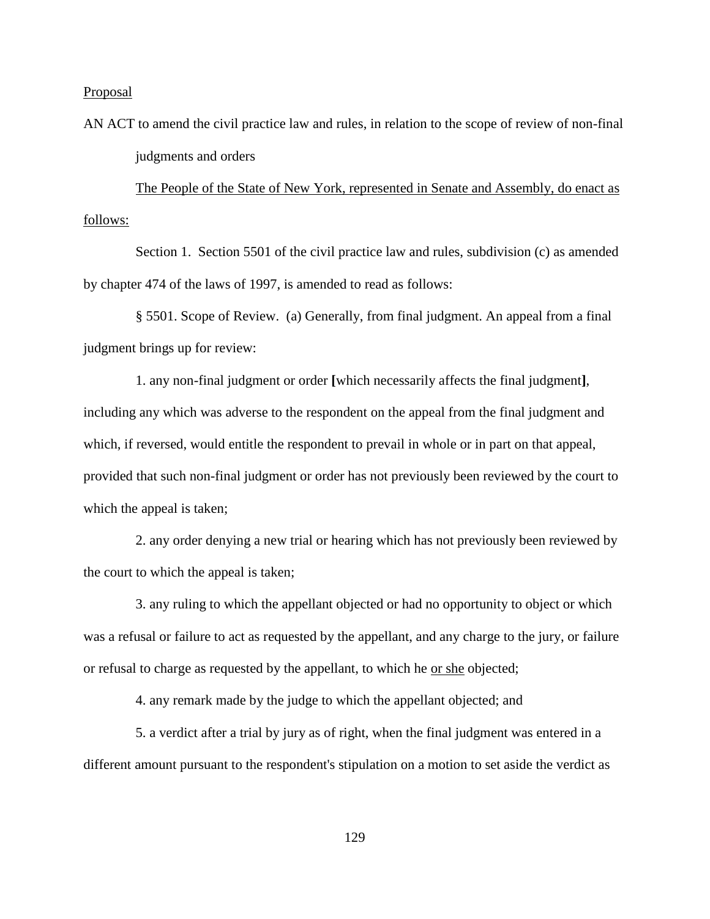Proposal

AN ACT to amend the civil practice law and rules, in relation to the scope of review of non-final judgments and orders

The People of the State of New York, represented in Senate and Assembly, do enact as follows:

Section 1. Section 5501 of the civil practice law and rules, subdivision (c) as amended by chapter 474 of the laws of 1997, is amended to read as follows:

§ 5501. Scope of Review. (a) Generally, from final judgment. An appeal from a final judgment brings up for review:

1. any non-final judgment or order **[**which necessarily affects the final judgment**]**, including any which was adverse to the respondent on the appeal from the final judgment and which, if reversed, would entitle the respondent to prevail in whole or in part on that appeal, provided that such non-final judgment or order has not previously been reviewed by the court to which the appeal is taken;

2. any order denying a new trial or hearing which has not previously been reviewed by the court to which the appeal is taken;

3. any ruling to which the appellant objected or had no opportunity to object or which was a refusal or failure to act as requested by the appellant, and any charge to the jury, or failure or refusal to charge as requested by the appellant, to which he <u>or she</u> objected;

4. any remark made by the judge to which the appellant objected; and

5. a verdict after a trial by jury as of right, when the final judgment was entered in a different amount pursuant to the respondent's stipulation on a motion to set aside the verdict as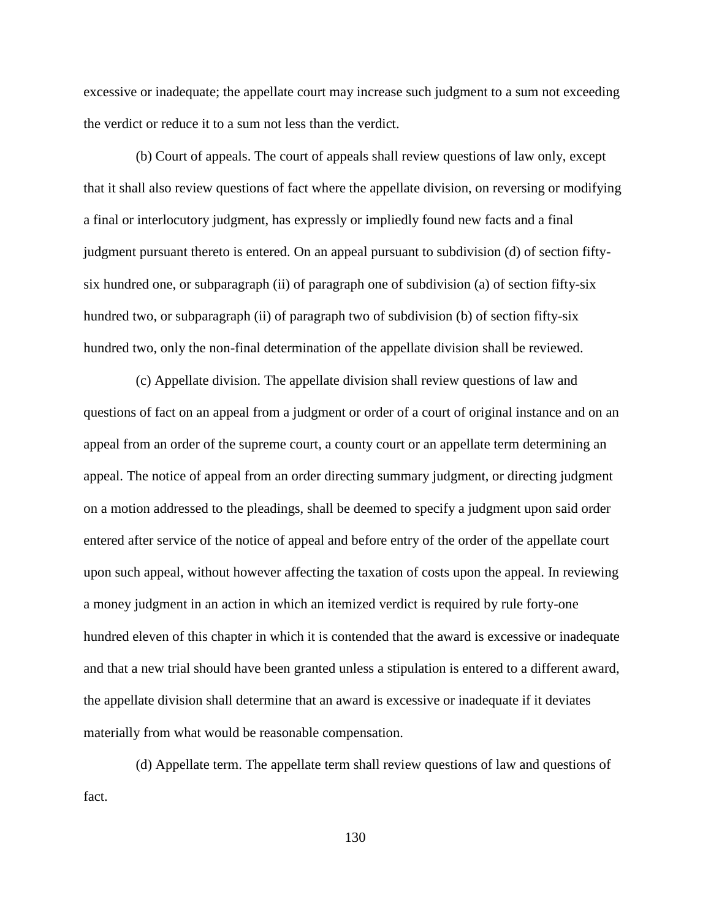excessive or inadequate; the appellate court may increase such judgment to a sum not exceeding the verdict or reduce it to a sum not less than the verdict.

(b) Court of appeals. The court of appeals shall review questions of law only, except that it shall also review questions of fact where the appellate division, on reversing or modifying a final or interlocutory judgment, has expressly or impliedly found new facts and a final judgment pursuant thereto is entered. On an appeal pursuant to subdivision (d) of section fifty-six hundred one, or subparagraph (ii) of paragraph one of subdivision (a) of section fifty-six hundred two, or subparagraph (ii) of paragraph two of subdivision (b) of section fifty-six hundred two, only the non-final determination of the appellate division shall be reviewed.

(c) Appellate division. The appellate division shall review questions of law and questions of fact on an appeal from a judgment or order of a court of original instance and on an appeal from an order of the supreme court, a county court or an appellate term determining an appeal. The notice of appeal from an order directing summary judgment, or directing judgment on a motion addressed to the pleadings, shall be deemed to specify a judgment upon said order entered after service of the notice of appeal and before entry of the order of the appellate court upon such appeal, without however affecting the taxation of costs upon the appeal. In reviewing a money judgment in an action in which an itemized verdict is required by rule forty-one hundred eleven of this chapter in which it is contended that the award is excessive or inadequate and that a new trial should have been granted unless a stipulation is entered to a different award, the appellate division shall determine that an award is excessive or inadequate if it deviates materially from what would be reasonable compensation.

(d) Appellate term. The appellate term shall review questions of law and questions of fact.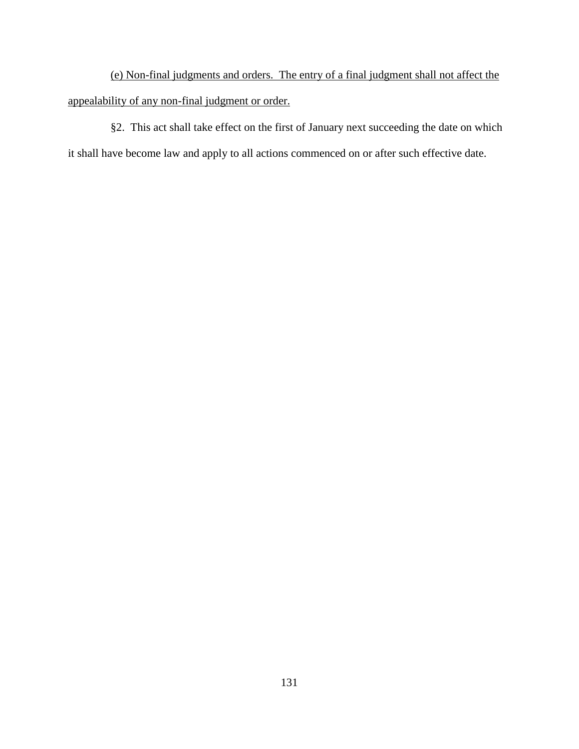<u>(e) Non-final judgments and orders. The entry of a final judgment shall not affect the appealability of any non-final judgment or order.</u>

§2. This act shall take effect on the first of January next succeeding the date on which it shall have become law and apply to all actions commenced on or after such effective date.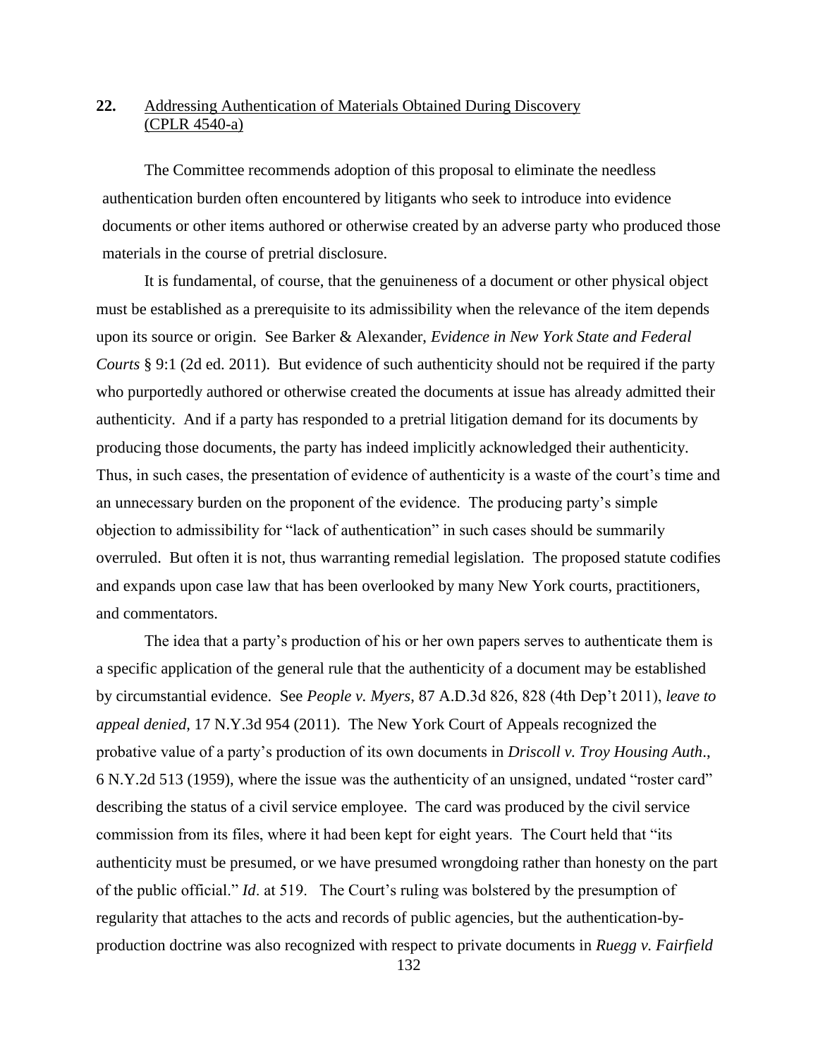**22.** Addressing Authentication of Materials Obtained During Discovery (CPLR 4540-a)

The Committee recommends adoption of this proposal to eliminate the needless authentication burden often encountered by litigants who seek to introduce into evidence documents or other items authored or otherwise created by an adverse party who produced those materials in the course of pretrial disclosure.

It is fundamental, of course, that the genuineness of a document or other physical object must be established as a prerequisite to its admissibility when the relevance of the item depends upon its source or origin. See Barker & Alexander, *Evidence in New York State and Federal Courts* § 9:1 (2d ed. 2011). But evidence of such authenticity should not be required if the party who purportedly authored or otherwise created the documents at issue has already admitted their authenticity. And if a party has responded to a pretrial litigation demand for its documents by producing those documents, the party has indeed implicitly acknowledged their authenticity. Thus, in such cases, the presentation of evidence of authenticity is a waste of the court's time and an unnecessary burden on the proponent of the evidence. The producing party's simple objection to admissibility for "lack of authentication" in such cases should be summarily overruled. But often it is not, thus warranting remedial legislation. The proposed statute codifies and expands upon case law that has been overlooked by many New York courts, practitioners, and commentators.

The idea that a party's production of his or her own papers serves to authenticate them is a specific application of the general rule that the authenticity of a document may be established by circumstantial evidence. See *People v. Myers*, 87 A.D.3d 826, 828 (4th Dep't 2011), *leave to appeal denied*, 17 N.Y.3d 954 (2011). The New York Court of Appeals recognized the probative value of a party's production of its own documents in *Driscoll v. Troy Housing Auth*., 6 N.Y.2d 513 (1959), where the issue was the authenticity of an unsigned, undated "roster card" describing the status of a civil service employee. The card was produced by the civil service commission from its files, where it had been kept for eight years. The Court held that "its authenticity must be presumed, or we have presumed wrongdoing rather than honesty on the part of the public official." *Id*. at 519. The Court's ruling was bolstered by the presumption of regularity that attaches to the acts and records of public agencies, but the authentication-by-production doctrine was also recognized with respect to private documents in *Ruegg v. Fairfield*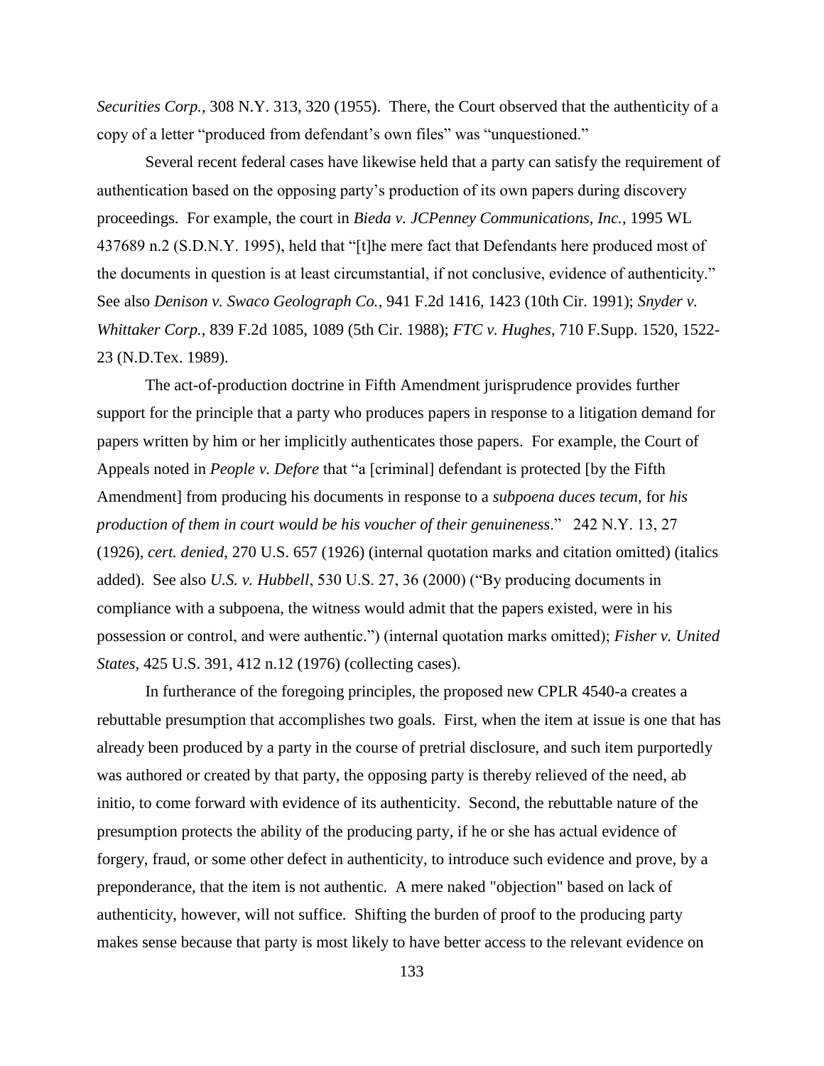*Securities Corp.*, 308 N.Y. 313, 320 (1955). There, the Court observed that the authenticity of a copy of a letter "produced from defendant's own files" was "unquestioned."

Several recent federal cases have likewise held that a party can satisfy the requirement of authentication based on the opposing party's production of its own papers during discovery proceedings. For example, the court in *Bieda v. JCPenney Communications, Inc.*, 1995 WL 437689 n.2 (S.D.N.Y. 1995), held that "[t]he mere fact that Defendants here produced most of the documents in question is at least circumstantial, if not conclusive, evidence of authenticity." See also *Denison v. Swaco Geolograph Co.*, 941 F.2d 1416, 1423 (10th Cir. 1991); *Snyder v. Whittaker Corp.*, 839 F.2d 1085, 1089 (5th Cir. 1988); *FTC v. Hughes*, 710 F.Supp. 1520, 1522-23 (N.D.Tex. 1989).

The act-of-production doctrine in Fifth Amendment jurisprudence provides further support for the principle that a party who produces papers in response to a litigation demand for papers written by him or her implicitly authenticates those papers. For example, the Court of Appeals noted in *People v. Defore* that "a [criminal] defendant is protected [by the Fifth Amendment] from producing his documents in response to a *subpoena duces tecum*, for *his production of them in court would be his voucher of their genuineness*." 242 N.Y. 13, 27 (1926), *cert. denied*, 270 U.S. 657 (1926) (internal quotation marks and citation omitted) (italics added). See also *U.S. v. Hubbell*, 530 U.S. 27, 36 (2000) ("By producing documents in compliance with a subpoena, the witness would admit that the papers existed, were in his possession or control, and were authentic.") (internal quotation marks omitted); *Fisher v. United States*, 425 U.S. 391, 412 n.12 (1976) (collecting cases).

In furtherance of the foregoing principles, the proposed new CPLR 4540-a creates a rebuttable presumption that accomplishes two goals. First, when the item at issue is one that has already been produced by a party in the course of pretrial disclosure, and such item purportedly was authored or created by that party, the opposing party is thereby relieved of the need, ab initio, to come forward with evidence of its authenticity. Second, the rebuttable nature of the presumption protects the ability of the producing party, if he or she has actual evidence of forgery, fraud, or some other defect in authenticity, to introduce such evidence and prove, by a preponderance, that the item is not authentic. A mere naked "objection" based on lack of authenticity, however, will not suffice. Shifting the burden of proof to the producing party makes sense because that party is most likely to have better access to the relevant evidence on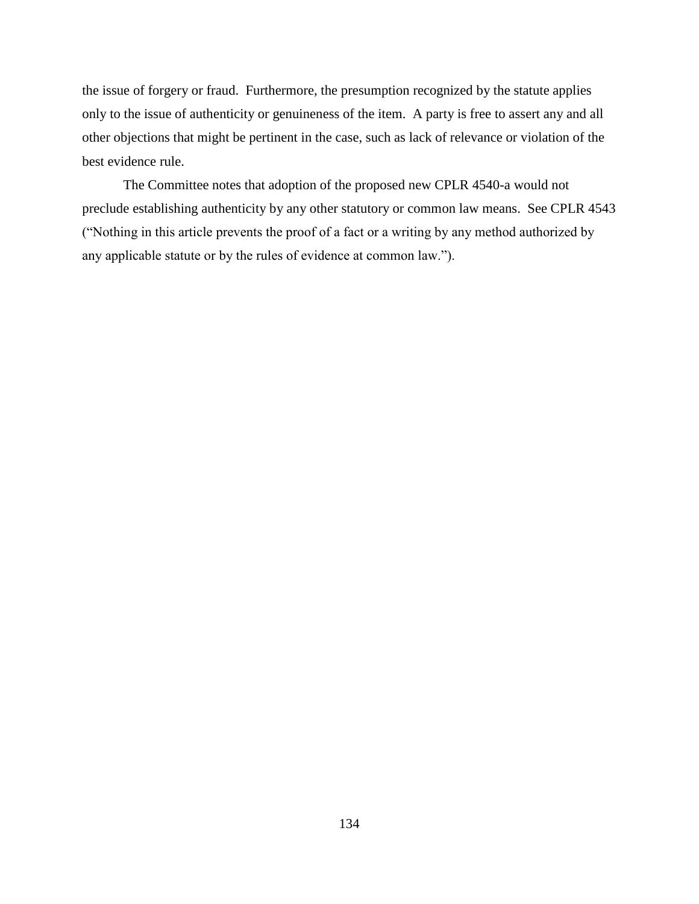the issue of forgery or fraud. Furthermore, the presumption recognized by the statute applies only to the issue of authenticity or genuineness of the item. A party is free to assert any and all other objections that might be pertinent in the case, such as lack of relevance or violation of the best evidence rule.

The Committee notes that adoption of the proposed new CPLR 4540-a would not preclude establishing authenticity by any other statutory or common law means. See CPLR 4543 ("Nothing in this article prevents the proof of a fact or a writing by any method authorized by any applicable statute or by the rules of evidence at common law.").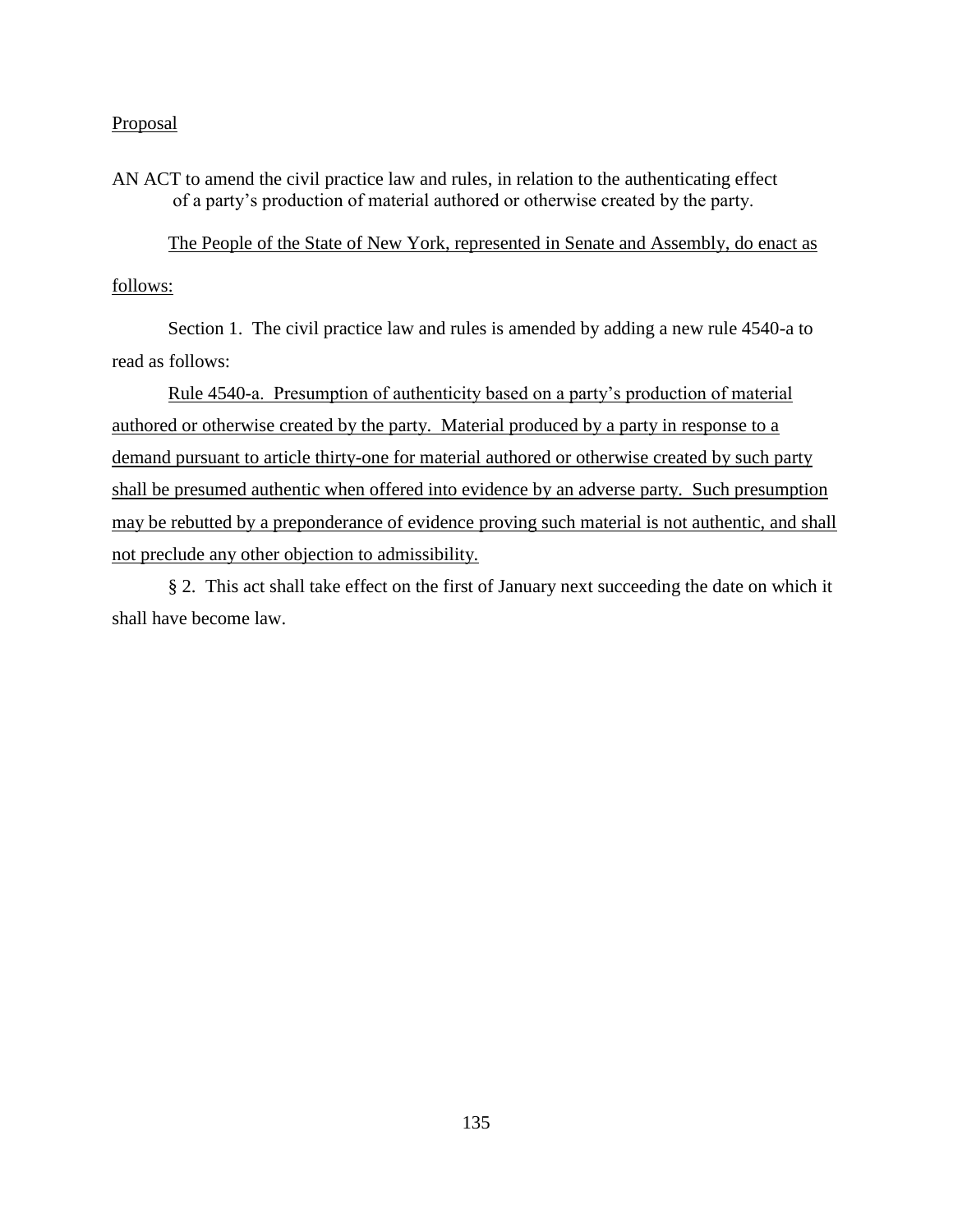Proposal

AN ACT to amend the civil practice law and rules, in relation to the authenticating effect of a party's production of material authored or otherwise created by the party.

The People of the State of New York, represented in Senate and Assembly, do enact as follows:

Section 1. The civil practice law and rules is amended by adding a new rule 4540-a to read as follows:

Rule 4540-a. Presumption of authenticity based on a party's production of material authored or otherwise created by the party. Material produced by a party in response to a demand pursuant to article thirty-one for material authored or otherwise created by such party shall be presumed authentic when offered into evidence by an adverse party. Such presumption may be rebutted by a preponderance of evidence proving such material is not authentic, and shall not preclude any other objection to admissibility.

§ 2. This act shall take effect on the first of January next succeeding the date on which it shall have become law.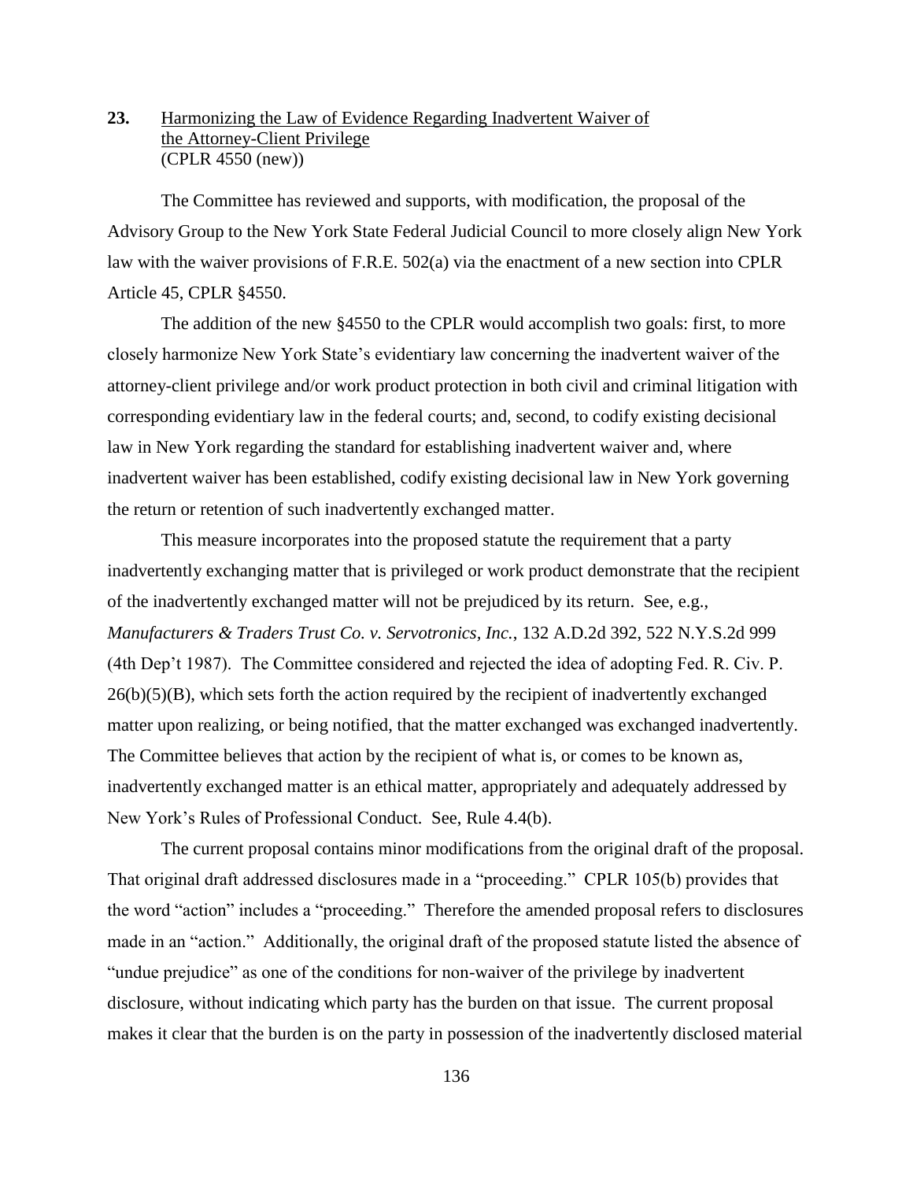**23.** <u>Harmonizing the Law of Evidence Regarding Inadvertent Waiver of the Attorney-Client Privilege</u>
(CPLR 4550 (new))

The Committee has reviewed and supports, with modification, the proposal of the Advisory Group to the New York State Federal Judicial Council to more closely align New York law with the waiver provisions of F.R.E. 502(a) via the enactment of a new section into CPLR Article 45, CPLR §4550.

The addition of the new §4550 to the CPLR would accomplish two goals: first, to more closely harmonize New York State's evidentiary law concerning the inadvertent waiver of the attorney-client privilege and/or work product protection in both civil and criminal litigation with corresponding evidentiary law in the federal courts; and, second, to codify existing decisional law in New York regarding the standard for establishing inadvertent waiver and, where inadvertent waiver has been established, codify existing decisional law in New York governing the return or retention of such inadvertently exchanged matter.

This measure incorporates into the proposed statute the requirement that a party inadvertently exchanging matter that is privileged or work product demonstrate that the recipient of the inadvertently exchanged matter will not be prejudiced by its return. See, e.g., *Manufacturers & Traders Trust Co. v. Servotronics, Inc.*, 132 A.D.2d 392, 522 N.Y.S.2d 999 (4th Dep't 1987). The Committee considered and rejected the idea of adopting Fed. R. Civ. P. 26(b)(5)(B), which sets forth the action required by the recipient of inadvertently exchanged matter upon realizing, or being notified, that the matter exchanged was exchanged inadvertently. The Committee believes that action by the recipient of what is, or comes to be known as, inadvertently exchanged matter is an ethical matter, appropriately and adequately addressed by New York's Rules of Professional Conduct. See, Rule 4.4(b).

The current proposal contains minor modifications from the original draft of the proposal. That original draft addressed disclosures made in a "proceeding." CPLR 105(b) provides that the word "action" includes a "proceeding." Therefore the amended proposal refers to disclosures made in an "action." Additionally, the original draft of the proposed statute listed the absence of "undue prejudice" as one of the conditions for non-waiver of the privilege by inadvertent disclosure, without indicating which party has the burden on that issue. The current proposal makes it clear that the burden is on the party in possession of the inadvertently disclosed material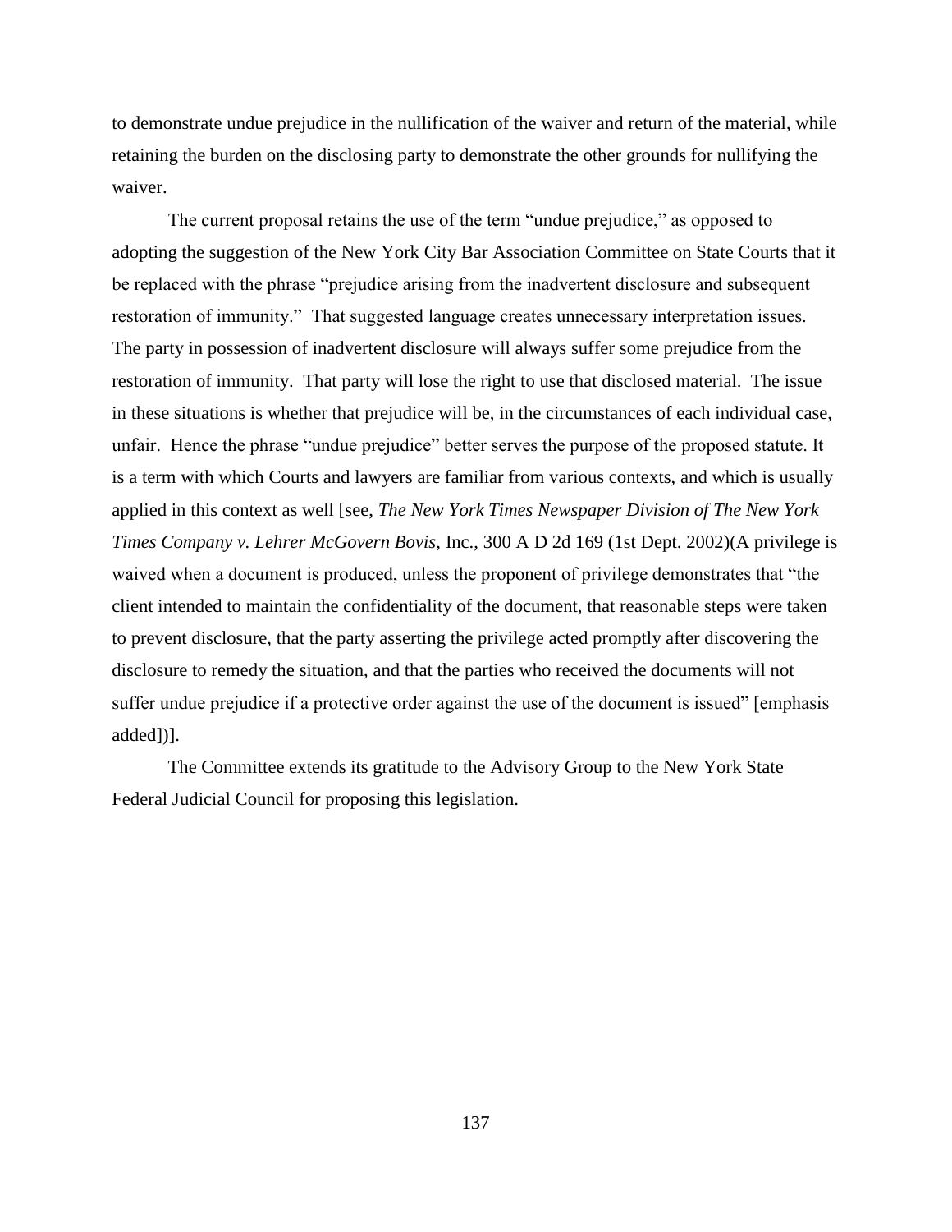to demonstrate undue prejudice in the nullification of the waiver and return of the material, while retaining the burden on the disclosing party to demonstrate the other grounds for nullifying the waiver.

The current proposal retains the use of the term "undue prejudice," as opposed to adopting the suggestion of the New York City Bar Association Committee on State Courts that it be replaced with the phrase "prejudice arising from the inadvertent disclosure and subsequent restoration of immunity." That suggested language creates unnecessary interpretation issues. The party in possession of inadvertent disclosure will always suffer some prejudice from the restoration of immunity. That party will lose the right to use that disclosed material. The issue in these situations is whether that prejudice will be, in the circumstances of each individual case, unfair. Hence the phrase "undue prejudice" better serves the purpose of the proposed statute. It is a term with which Courts and lawyers are familiar from various contexts, and which is usually applied in this context as well [see, *The New York Times Newspaper Division of The New York Times Company v. Lehrer McGovern Bovis*, Inc., 300 A D 2d 169 (1st Dept. 2002)(A privilege is waived when a document is produced, unless the proponent of privilege demonstrates that "the client intended to maintain the confidentiality of the document, that reasonable steps were taken to prevent disclosure, that the party asserting the privilege acted promptly after discovering the disclosure to remedy the situation, and that the parties who received the documents will not suffer undue prejudice if a protective order against the use of the document is issued" [emphasis added])].

The Committee extends its gratitude to the Advisory Group to the New York State Federal Judicial Council for proposing this legislation.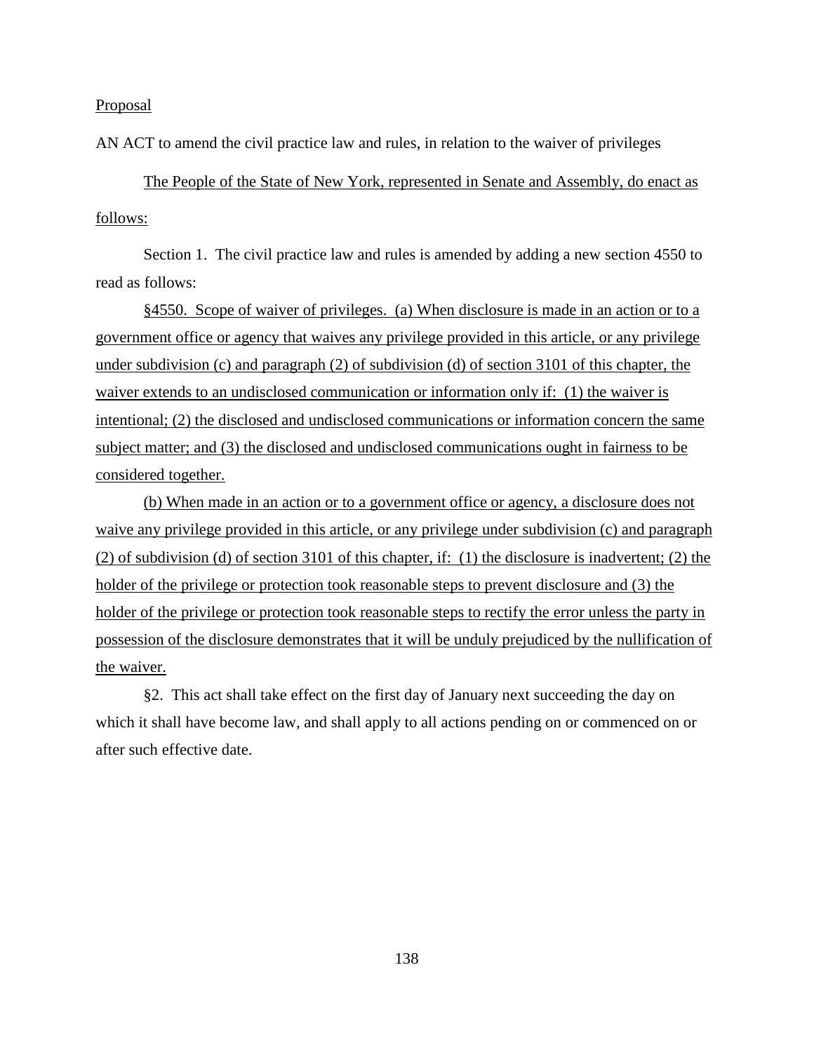Proposal

AN ACT to amend the civil practice law and rules, in relation to the waiver of privileges

The People of the State of New York, represented in Senate and Assembly, do enact as follows:

Section 1. The civil practice law and rules is amended by adding a new section 4550 to read as follows:

§4550. Scope of waiver of privileges. (a) When disclosure is made in an action or to a government office or agency that waives any privilege provided in this article, or any privilege under subdivision (c) and paragraph (2) of subdivision (d) of section 3101 of this chapter, the waiver extends to an undisclosed communication or information only if: (1) the waiver is intentional; (2) the disclosed and undisclosed communications or information concern the same subject matter; and (3) the disclosed and undisclosed communications ought in fairness to be considered together.

(b) When made in an action or to a government office or agency, a disclosure does not waive any privilege provided in this article, or any privilege under subdivision (c) and paragraph (2) of subdivision (d) of section 3101 of this chapter, if: (1) the disclosure is inadvertent; (2) the holder of the privilege or protection took reasonable steps to prevent disclosure and (3) the holder of the privilege or protection took reasonable steps to rectify the error unless the party in possession of the disclosure demonstrates that it will be unduly prejudiced by the nullification of the waiver.

§2. This act shall take effect on the first day of January next succeeding the day on which it shall have become law, and shall apply to all actions pending on or commenced on or after such effective date.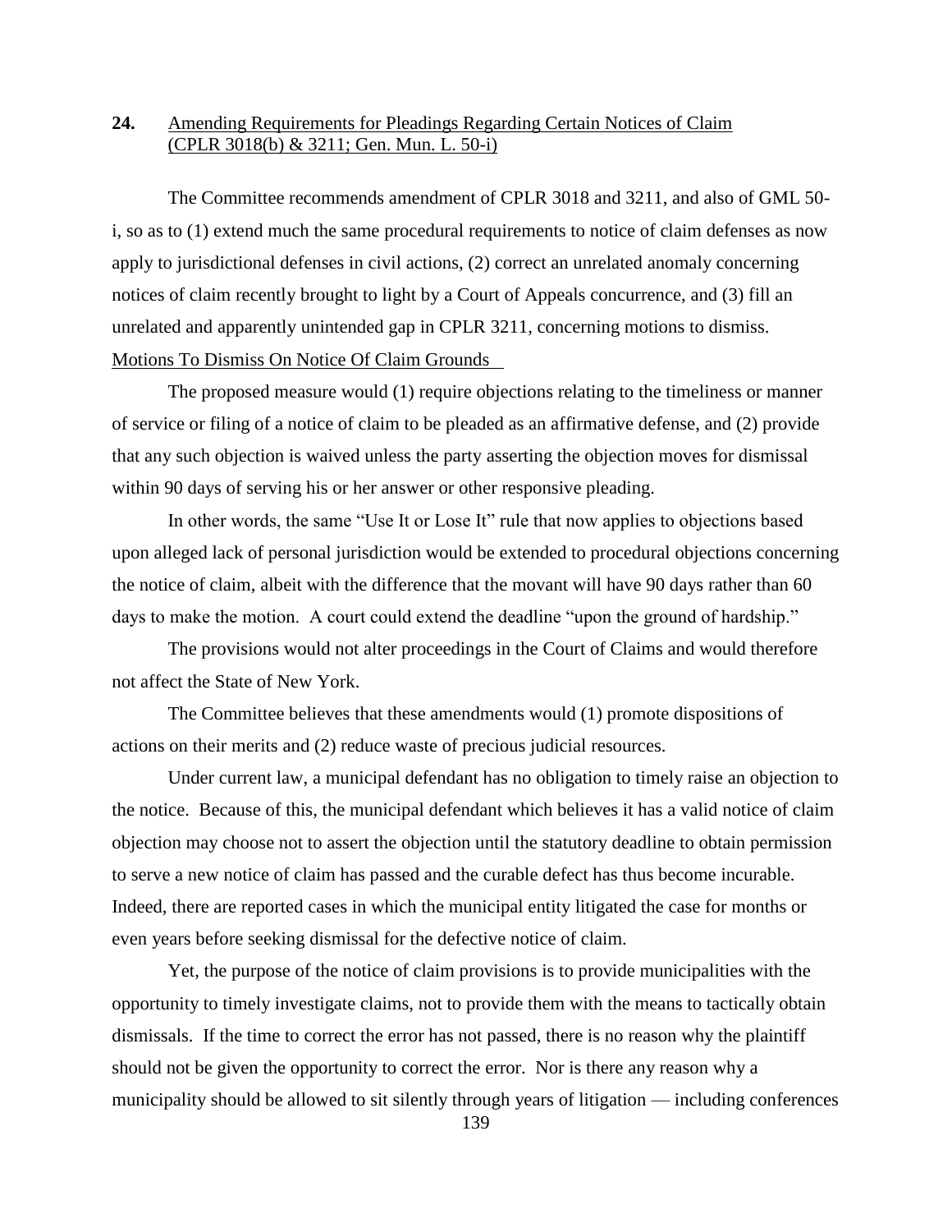**24.** <u>Amending Requirements for Pleadings Regarding Certain Notices of Claim (CPLR 3018(b) & 3211; Gen. Mun. L. 50-i)</u>

The Committee recommends amendment of CPLR 3018 and 3211, and also of GML 50-i, so as to (1) extend much the same procedural requirements to notice of claim defenses as now apply to jurisdictional defenses in civil actions, (2) correct an unrelated anomaly concerning notices of claim recently brought to light by a Court of Appeals concurrence, and (3) fill an unrelated and apparently unintended gap in CPLR 3211, concerning motions to dismiss.

<u>Motions To Dismiss On Notice Of Claim Grounds</u>

The proposed measure would (1) require objections relating to the timeliness or manner of service or filing of a notice of claim to be pleaded as an affirmative defense, and (2) provide that any such objection is waived unless the party asserting the objection moves for dismissal within 90 days of serving his or her answer or other responsive pleading.

In other words, the same "Use It or Lose It" rule that now applies to objections based upon alleged lack of personal jurisdiction would be extended to procedural objections concerning the notice of claim, albeit with the difference that the movant will have 90 days rather than 60 days to make the motion. A court could extend the deadline "upon the ground of hardship."

The provisions would not alter proceedings in the Court of Claims and would therefore not affect the State of New York.

The Committee believes that these amendments would (1) promote dispositions of actions on their merits and (2) reduce waste of precious judicial resources.

Under current law, a municipal defendant has no obligation to timely raise an objection to the notice. Because of this, the municipal defendant which believes it has a valid notice of claim objection may choose not to assert the objection until the statutory deadline to obtain permission to serve a new notice of claim has passed and the curable defect has thus become incurable. Indeed, there are reported cases in which the municipal entity litigated the case for months or even years before seeking dismissal for the defective notice of claim.

Yet, the purpose of the notice of claim provisions is to provide municipalities with the opportunity to timely investigate claims, not to provide them with the means to tactically obtain dismissals. If the time to correct the error has not passed, there is no reason why the plaintiff should not be given the opportunity to correct the error. Nor is there any reason why a municipality should be allowed to sit silently through years of litigation — including conferences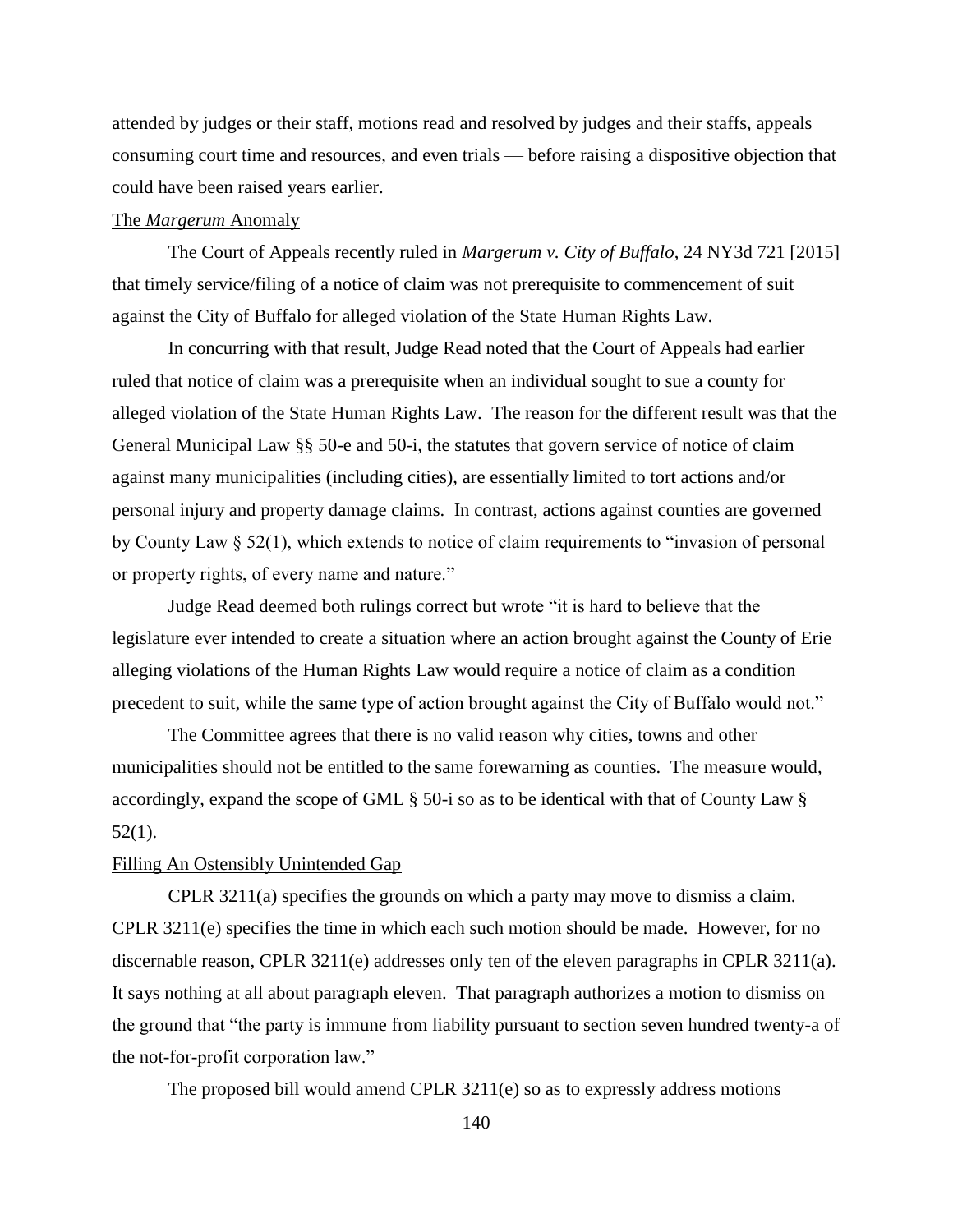attended by judges or their staff, motions read and resolved by judges and their staffs, appeals consuming court time and resources, and even trials — before raising a dispositive objection that could have been raised years earlier.

<u>The *Margerum* Anomaly</u>

The Court of Appeals recently ruled in *Margerum v. City of Buffalo*, 24 NY3d 721 [2015] that timely service/filing of a notice of claim was not prerequisite to commencement of suit against the City of Buffalo for alleged violation of the State Human Rights Law.

In concurring with that result, Judge Read noted that the Court of Appeals had earlier ruled that notice of claim was a prerequisite when an individual sought to sue a county for alleged violation of the State Human Rights Law. The reason for the different result was that the General Municipal Law §§ 50-e and 50-i, the statutes that govern service of notice of claim against many municipalities (including cities), are essentially limited to tort actions and/or personal injury and property damage claims. In contrast, actions against counties are governed by County Law § 52(1), which extends to notice of claim requirements to "invasion of personal or property rights, of every name and nature."

Judge Read deemed both rulings correct but wrote "it is hard to believe that the legislature ever intended to create a situation where an action brought against the County of Erie alleging violations of the Human Rights Law would require a notice of claim as a condition precedent to suit, while the same type of action brought against the City of Buffalo would not."

The Committee agrees that there is no valid reason why cities, towns and other municipalities should not be entitled to the same forewarning as counties. The measure would, accordingly, expand the scope of GML § 50-i so as to be identical with that of County Law § 52(1).

<u>Filling An Ostensibly Unintended Gap</u>

CPLR 3211(a) specifies the grounds on which a party may move to dismiss a claim. CPLR 3211(e) specifies the time in which each such motion should be made. However, for no discernable reason, CPLR 3211(e) addresses only ten of the eleven paragraphs in CPLR 3211(a). It says nothing at all about paragraph eleven. That paragraph authorizes a motion to dismiss on the ground that "the party is immune from liability pursuant to section seven hundred twenty-a of the not-for-profit corporation law."

The proposed bill would amend CPLR 3211(e) so as to expressly address motions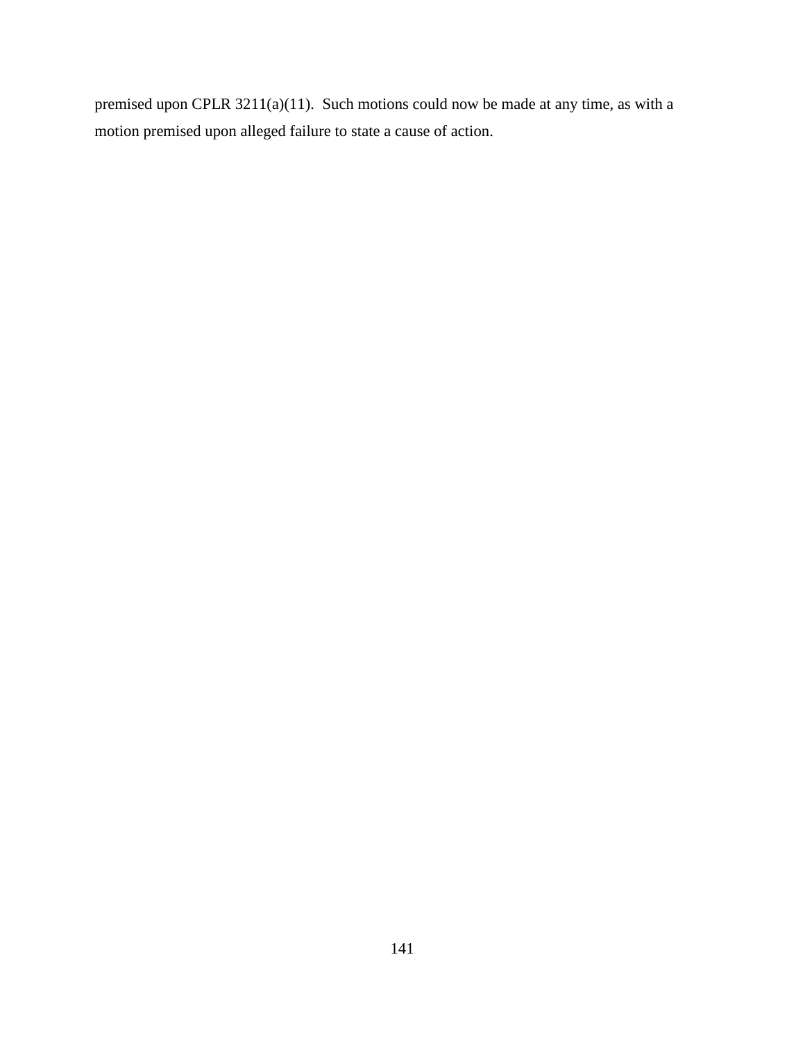premised upon CPLR 3211(a)(11).  Such motions could now be made at any time, as with a motion premised upon alleged failure to state a cause of action.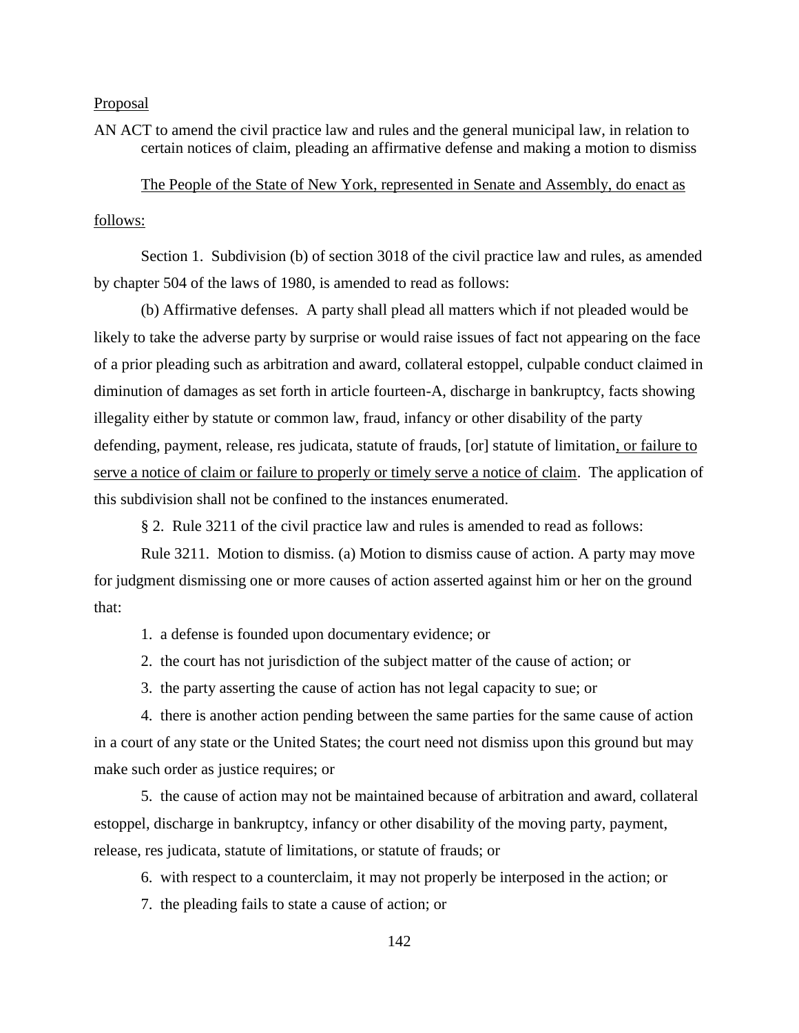Proposal

AN ACT to amend the civil practice law and rules and the general municipal law, in relation to certain notices of claim, pleading an affirmative defense and making a motion to dismiss

The People of the State of New York, represented in Senate and Assembly, do enact as follows:

Section 1. Subdivision (b) of section 3018 of the civil practice law and rules, as amended by chapter 504 of the laws of 1980, is amended to read as follows:

(b) Affirmative defenses. A party shall plead all matters which if not pleaded would be likely to take the adverse party by surprise or would raise issues of fact not appearing on the face of a prior pleading such as arbitration and award, collateral estoppel, culpable conduct claimed in diminution of damages as set forth in article fourteen-A, discharge in bankruptcy, facts showing illegality either by statute or common law, fraud, infancy or other disability of the party defending, payment, release, res judicata, statute of frauds, [or] statute of limitation, or failure to serve a notice of claim or failure to properly or timely serve a notice of claim. The application of this subdivision shall not be confined to the instances enumerated.

§ 2. Rule 3211 of the civil practice law and rules is amended to read as follows:

Rule 3211. Motion to dismiss. (a) Motion to dismiss cause of action. A party may move for judgment dismissing one or more causes of action asserted against him or her on the ground that:

1. a defense is founded upon documentary evidence; or

2. the court has not jurisdiction of the subject matter of the cause of action; or

3. the party asserting the cause of action has not legal capacity to sue; or

4. there is another action pending between the same parties for the same cause of action in a court of any state or the United States; the court need not dismiss upon this ground but may make such order as justice requires; or

5. the cause of action may not be maintained because of arbitration and award, collateral estoppel, discharge in bankruptcy, infancy or other disability of the moving party, payment, release, res judicata, statute of limitations, or statute of frauds; or

6. with respect to a counterclaim, it may not properly be interposed in the action; or

7. the pleading fails to state a cause of action; or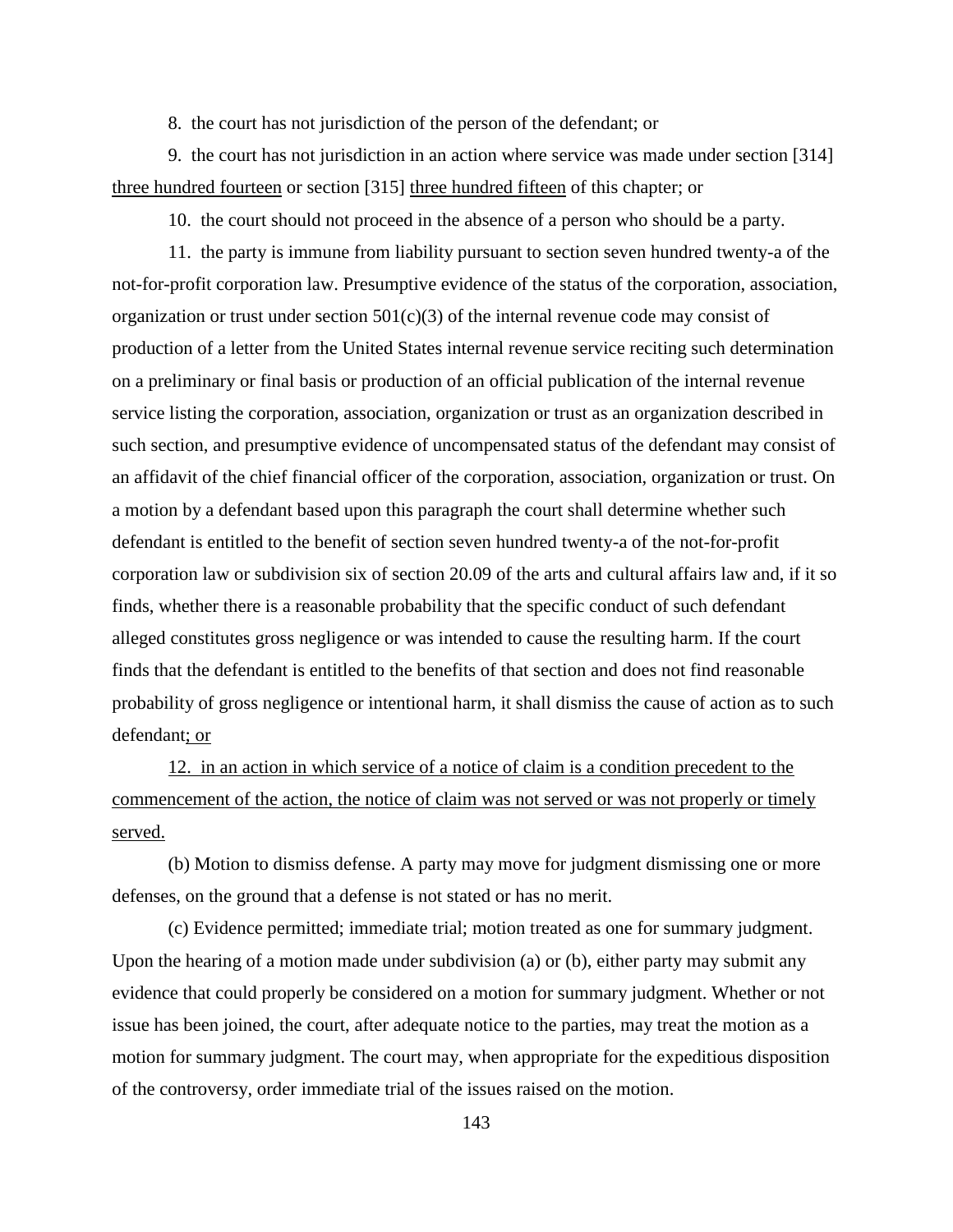8. the court has not jurisdiction of the person of the defendant; or

9. the court has not jurisdiction in an action where service was made under section [314] <u>three hundred fourteen</u> or section [315] <u>three hundred fifteen</u> of this chapter; or

10. the court should not proceed in the absence of a person who should be a party.

11. the party is immune from liability pursuant to section seven hundred twenty-a of the not-for-profit corporation law. Presumptive evidence of the status of the corporation, association, organization or trust under section 501(c)(3) of the internal revenue code may consist of production of a letter from the United States internal revenue service reciting such determination on a preliminary or final basis or production of an official publication of the internal revenue service listing the corporation, association, organization or trust as an organization described in such section, and presumptive evidence of uncompensated status of the defendant may consist of an affidavit of the chief financial officer of the corporation, association, organization or trust. On a motion by a defendant based upon this paragraph the court shall determine whether such defendant is entitled to the benefit of section seven hundred twenty-a of the not-for-profit corporation law or subdivision six of section 20.09 of the arts and cultural affairs law and, if it so finds, whether there is a reasonable probability that the specific conduct of such defendant alleged constitutes gross negligence or was intended to cause the resulting harm. If the court finds that the defendant is entitled to the benefits of that section and does not find reasonable probability of gross negligence or intentional harm, it shall dismiss the cause of action as to such defendant<u>; or</u>

<u>12. in an action in which service of a notice of claim is a condition precedent to the commencement of the action, the notice of claim was not served or was not properly or timely served.</u>

(b) Motion to dismiss defense. A party may move for judgment dismissing one or more defenses, on the ground that a defense is not stated or has no merit.

(c) Evidence permitted; immediate trial; motion treated as one for summary judgment. Upon the hearing of a motion made under subdivision (a) or (b), either party may submit any evidence that could properly be considered on a motion for summary judgment. Whether or not issue has been joined, the court, after adequate notice to the parties, may treat the motion as a motion for summary judgment. The court may, when appropriate for the expeditious disposition of the controversy, order immediate trial of the issues raised on the motion.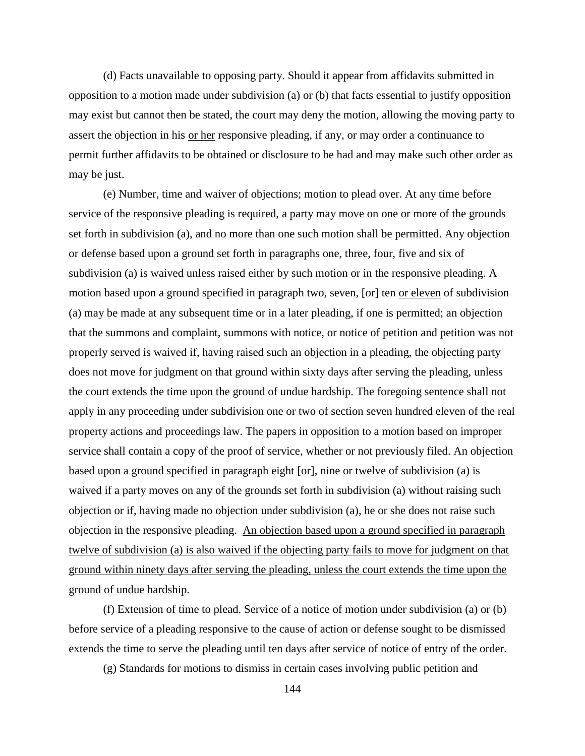(d) Facts unavailable to opposing party. Should it appear from affidavits submitted in opposition to a motion made under subdivision (a) or (b) that facts essential to justify opposition may exist but cannot then be stated, the court may deny the motion, allowing the moving party to assert the objection in his <u>or her</u> responsive pleading, if any, or may order a continuance to permit further affidavits to be obtained or disclosure to be had and may make such other order as may be just.

(e) Number, time and waiver of objections; motion to plead over. At any time before service of the responsive pleading is required, a party may move on one or more of the grounds set forth in subdivision (a), and no more than one such motion shall be permitted. Any objection or defense based upon a ground set forth in paragraphs one, three, four, five and six of subdivision (a) is waived unless raised either by such motion or in the responsive pleading. A motion based upon a ground specified in paragraph two, seven, [or] ten <u>or eleven</u> of subdivision (a) may be made at any subsequent time or in a later pleading, if one is permitted; an objection that the summons and complaint, summons with notice, or notice of petition and petition was not properly served is waived if, having raised such an objection in a pleading, the objecting party does not move for judgment on that ground within sixty days after serving the pleading, unless the court extends the time upon the ground of undue hardship. The foregoing sentence shall not apply in any proceeding under subdivision one or two of section seven hundred eleven of the real property actions and proceedings law. The papers in opposition to a motion based on improper service shall contain a copy of the proof of service, whether or not previously filed. An objection based upon a ground specified in paragraph eight [or]<u>,</u> nine <u>or twelve</u> of subdivision (a) is waived if a party moves on any of the grounds set forth in subdivision (a) without raising such objection or if, having made no objection under subdivision (a), he or she does not raise such objection in the responsive pleading. <u>An objection based upon a ground specified in paragraph twelve of subdivision (a) is also waived if the objecting party fails to move for judgment on that ground within ninety days after serving the pleading, unless the court extends the time upon the ground of undue hardship.</u>

(f) Extension of time to plead. Service of a notice of motion under subdivision (a) or (b) before service of a pleading responsive to the cause of action or defense sought to be dismissed extends the time to serve the pleading until ten days after service of notice of entry of the order.

(g) Standards for motions to dismiss in certain cases involving public petition and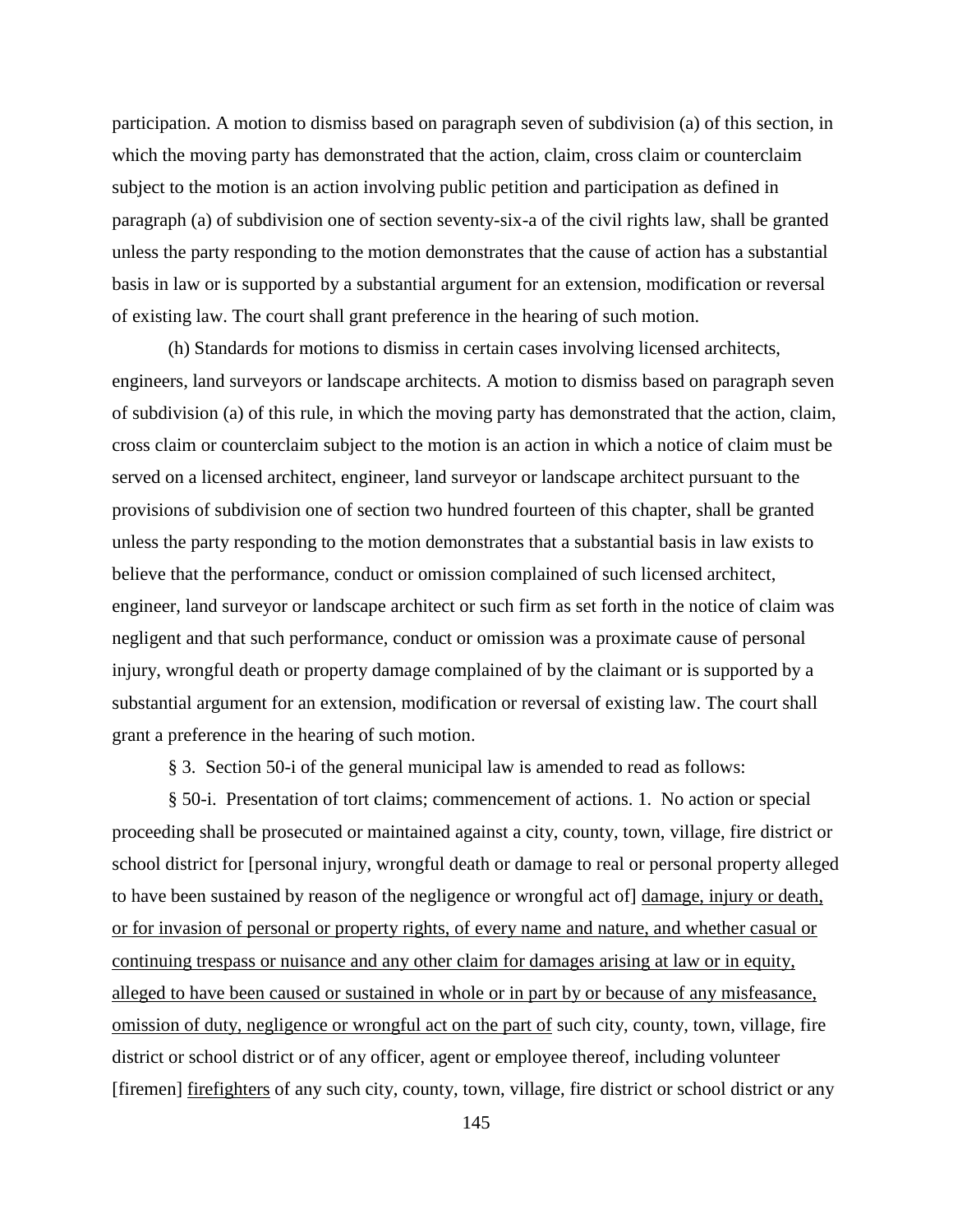participation. A motion to dismiss based on paragraph seven of subdivision (a) of this section, in which the moving party has demonstrated that the action, claim, cross claim or counterclaim subject to the motion is an action involving public petition and participation as defined in paragraph (a) of subdivision one of section seventy-six-a of the civil rights law, shall be granted unless the party responding to the motion demonstrates that the cause of action has a substantial basis in law or is supported by a substantial argument for an extension, modification or reversal of existing law. The court shall grant preference in the hearing of such motion.

(h) Standards for motions to dismiss in certain cases involving licensed architects, engineers, land surveyors or landscape architects. A motion to dismiss based on paragraph seven of subdivision (a) of this rule, in which the moving party has demonstrated that the action, claim, cross claim or counterclaim subject to the motion is an action in which a notice of claim must be served on a licensed architect, engineer, land surveyor or landscape architect pursuant to the provisions of subdivision one of section two hundred fourteen of this chapter, shall be granted unless the party responding to the motion demonstrates that a substantial basis in law exists to believe that the performance, conduct or omission complained of such licensed architect, engineer, land surveyor or landscape architect or such firm as set forth in the notice of claim was negligent and that such performance, conduct or omission was a proximate cause of personal injury, wrongful death or property damage complained of by the claimant or is supported by a substantial argument for an extension, modification or reversal of existing law. The court shall grant a preference in the hearing of such motion.

§ 3. Section 50-i of the general municipal law is amended to read as follows:

§ 50-i. Presentation of tort claims; commencement of actions. 1. No action or special proceeding shall be prosecuted or maintained against a city, county, town, village, fire district or school district for [personal injury, wrongful death or damage to real or personal property alleged to have been sustained by reason of the negligence or wrongful act of] <u>damage, injury or death, or for invasion of personal or property rights, of every name and nature, and whether casual or continuing trespass or nuisance and any other claim for damages arising at law or in equity, alleged to have been caused or sustained in whole or in part by or because of any misfeasance, omission of duty, negligence or wrongful act on the part of</u> such city, county, town, village, fire district or school district or of any officer, agent or employee thereof, including volunteer [firemen] <u>firefighters</u> of any such city, county, town, village, fire district or school district or any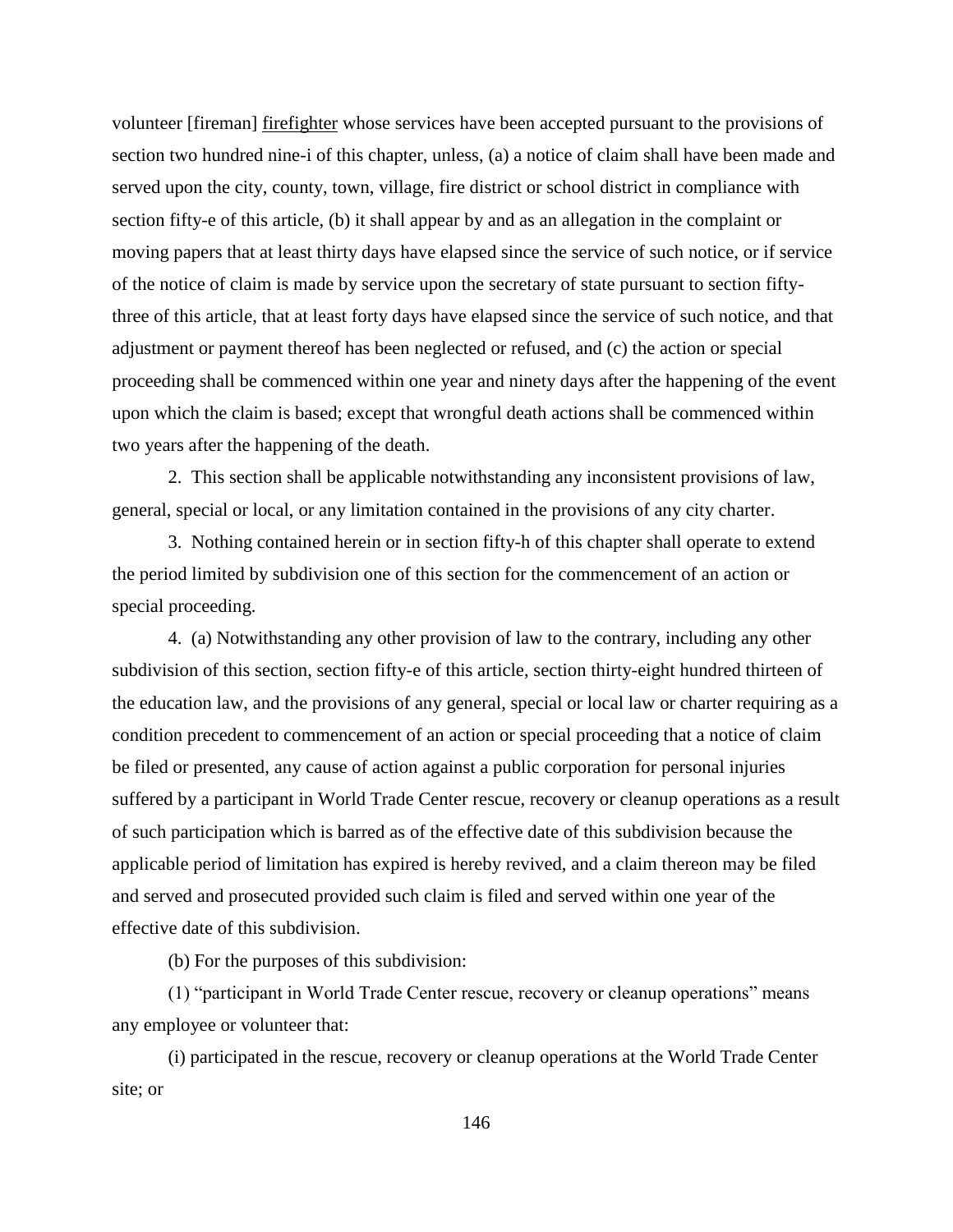volunteer [fireman] <u>firefighter</u> whose services have been accepted pursuant to the provisions of section two hundred nine-i of this chapter, unless, (a) a notice of claim shall have been made and served upon the city, county, town, village, fire district or school district in compliance with section fifty-e of this article, (b) it shall appear by and as an allegation in the complaint or moving papers that at least thirty days have elapsed since the service of such notice, or if service of the notice of claim is made by service upon the secretary of state pursuant to section fifty-three of this article, that at least forty days have elapsed since the service of such notice, and that adjustment or payment thereof has been neglected or refused, and (c) the action or special proceeding shall be commenced within one year and ninety days after the happening of the event upon which the claim is based; except that wrongful death actions shall be commenced within two years after the happening of the death.

2. This section shall be applicable notwithstanding any inconsistent provisions of law, general, special or local, or any limitation contained in the provisions of any city charter.

3. Nothing contained herein or in section fifty-h of this chapter shall operate to extend the period limited by subdivision one of this section for the commencement of an action or special proceeding.

4. (a) Notwithstanding any other provision of law to the contrary, including any other subdivision of this section, section fifty-e of this article, section thirty-eight hundred thirteen of the education law, and the provisions of any general, special or local law or charter requiring as a condition precedent to commencement of an action or special proceeding that a notice of claim be filed or presented, any cause of action against a public corporation for personal injuries suffered by a participant in World Trade Center rescue, recovery or cleanup operations as a result of such participation which is barred as of the effective date of this subdivision because the applicable period of limitation has expired is hereby revived, and a claim thereon may be filed and served and prosecuted provided such claim is filed and served within one year of the effective date of this subdivision.

(b) For the purposes of this subdivision:

(1) "participant in World Trade Center rescue, recovery or cleanup operations" means any employee or volunteer that:

(i) participated in the rescue, recovery or cleanup operations at the World Trade Center site; or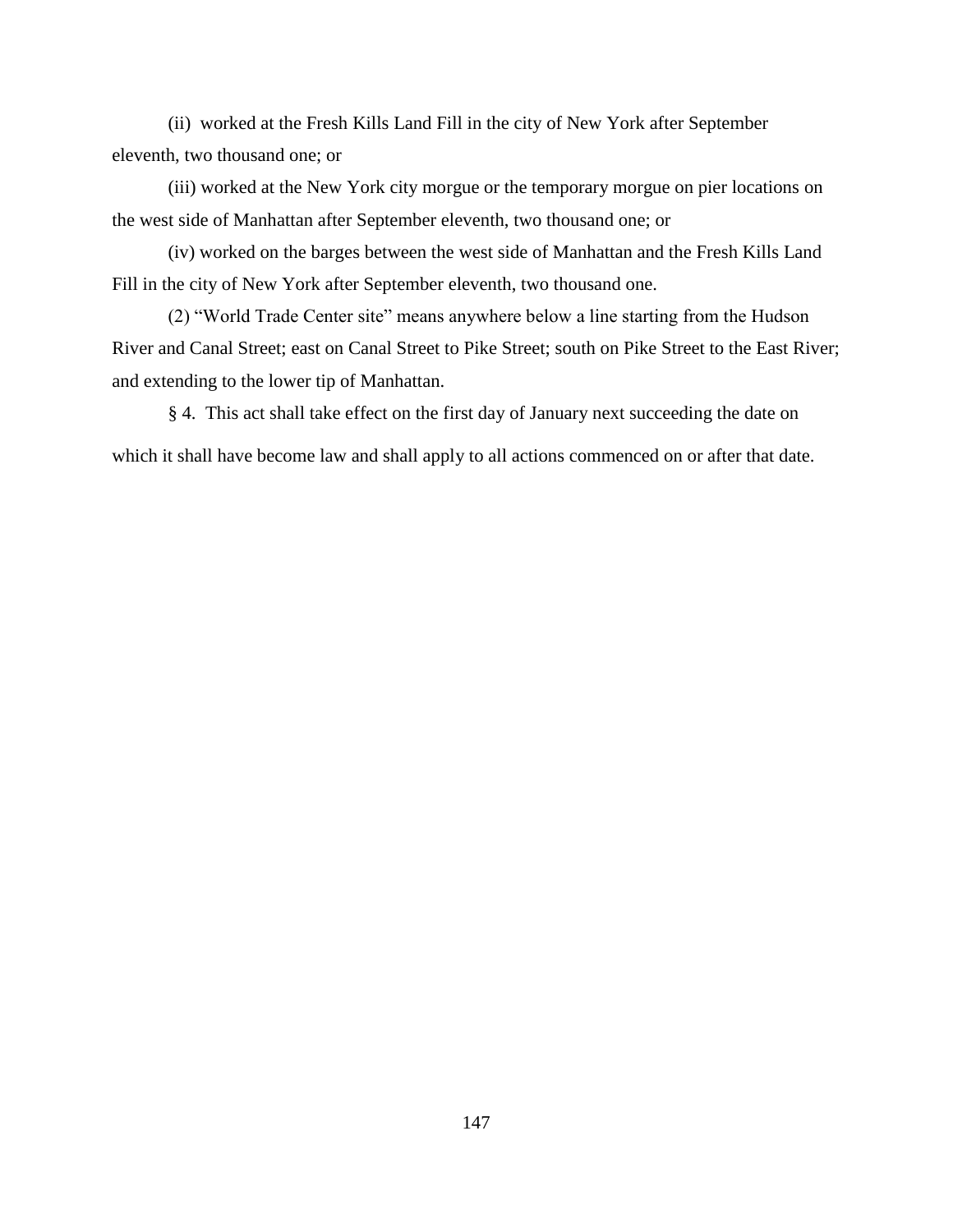(ii) worked at the Fresh Kills Land Fill in the city of New York after September eleventh, two thousand one; or

(iii) worked at the New York city morgue or the temporary morgue on pier locations on the west side of Manhattan after September eleventh, two thousand one; or

(iv) worked on the barges between the west side of Manhattan and the Fresh Kills Land Fill in the city of New York after September eleventh, two thousand one.

(2) "World Trade Center site" means anywhere below a line starting from the Hudson River and Canal Street; east on Canal Street to Pike Street; south on Pike Street to the East River; and extending to the lower tip of Manhattan.

§ 4. This act shall take effect on the first day of January next succeeding the date on which it shall have become law and shall apply to all actions commenced on or after that date.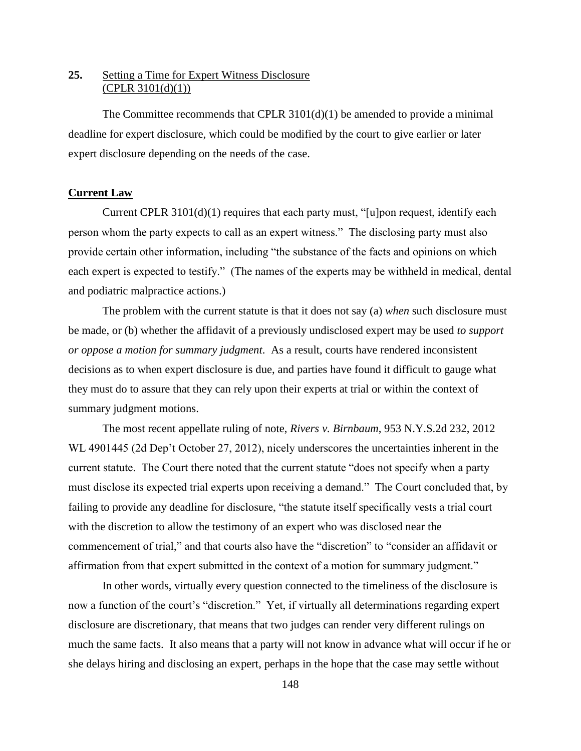## 25. Setting a Time for Expert Witness Disclosure (CPLR 3101(d)(1))

The Committee recommends that CPLR 3101(d)(1) be amended to provide a minimal deadline for expert disclosure, which could be modified by the court to give earlier or later expert disclosure depending on the needs of the case.

### Current Law

Current CPLR 3101(d)(1) requires that each party must, "[u]pon request, identify each person whom the party expects to call as an expert witness." The disclosing party must also provide certain other information, including "the substance of the facts and opinions on which each expert is expected to testify." (The names of the experts may be withheld in medical, dental and podiatric malpractice actions.)

The problem with the current statute is that it does not say (a) *when* such disclosure must be made, or (b) whether the affidavit of a previously undisclosed expert may be used *to support or oppose a motion for summary judgment*. As a result, courts have rendered inconsistent decisions as to when expert disclosure is due, and parties have found it difficult to gauge what they must do to assure that they can rely upon their experts at trial or within the context of summary judgment motions.

The most recent appellate ruling of note, *Rivers v. Birnbaum*, 953 N.Y.S.2d 232, 2012 WL 4901445 (2d Dep't October 27, 2012), nicely underscores the uncertainties inherent in the current statute. The Court there noted that the current statute "does not specify when a party must disclose its expected trial experts upon receiving a demand." The Court concluded that, by failing to provide any deadline for disclosure, "the statute itself specifically vests a trial court with the discretion to allow the testimony of an expert who was disclosed near the commencement of trial," and that courts also have the "discretion" to "consider an affidavit or affirmation from that expert submitted in the context of a motion for summary judgment."

In other words, virtually every question connected to the timeliness of the disclosure is now a function of the court's "discretion." Yet, if virtually all determinations regarding expert disclosure are discretionary, that means that two judges can render very different rulings on much the same facts. It also means that a party will not know in advance what will occur if he or she delays hiring and disclosing an expert, perhaps in the hope that the case may settle without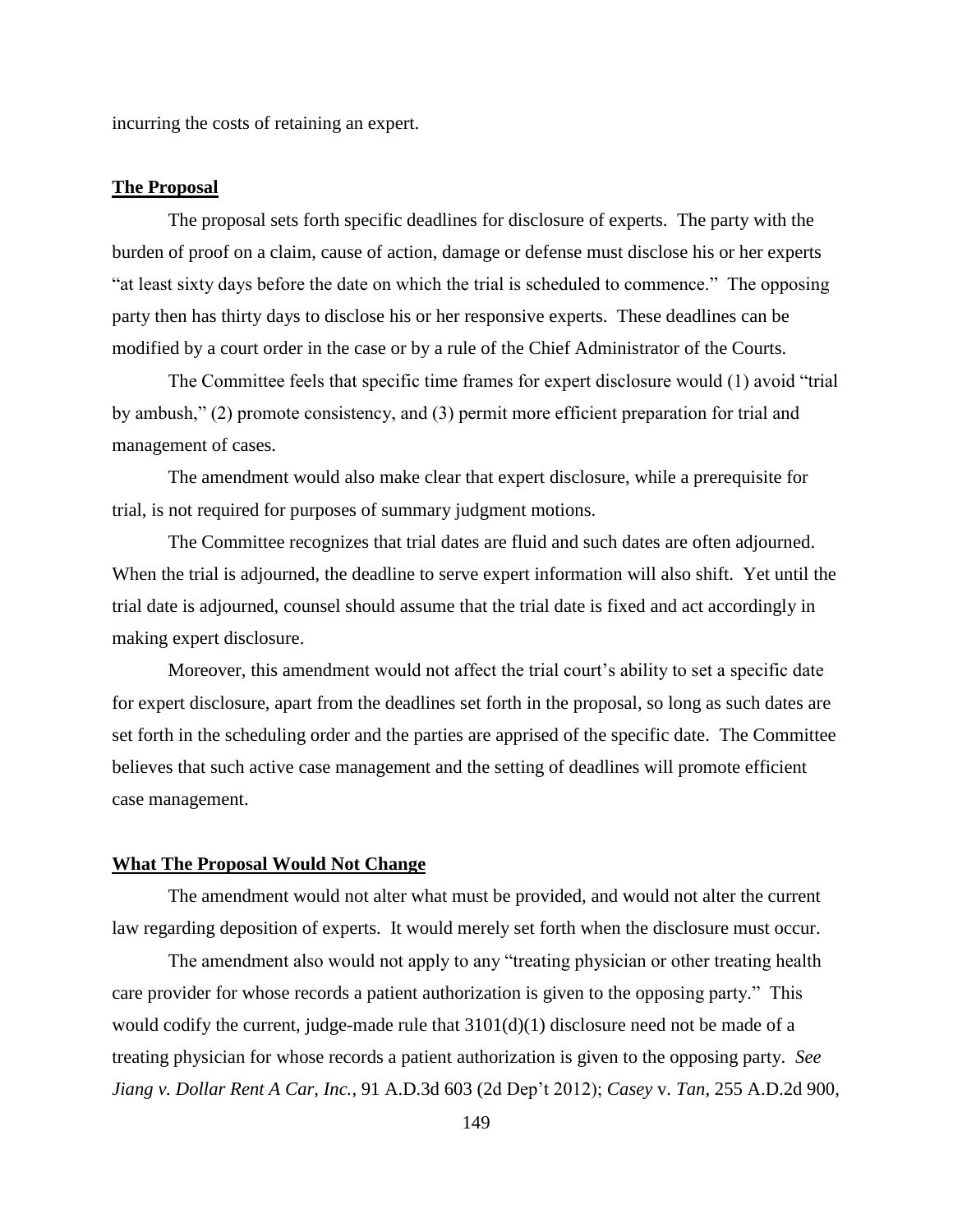incurring the costs of retaining an expert.

**The Proposal**

The proposal sets forth specific deadlines for disclosure of experts. The party with the burden of proof on a claim, cause of action, damage or defense must disclose his or her experts "at least sixty days before the date on which the trial is scheduled to commence." The opposing party then has thirty days to disclose his or her responsive experts. These deadlines can be modified by a court order in the case or by a rule of the Chief Administrator of the Courts.

The Committee feels that specific time frames for expert disclosure would (1) avoid "trial by ambush," (2) promote consistency, and (3) permit more efficient preparation for trial and management of cases.

The amendment would also make clear that expert disclosure, while a prerequisite for trial, is not required for purposes of summary judgment motions.

The Committee recognizes that trial dates are fluid and such dates are often adjourned. When the trial is adjourned, the deadline to serve expert information will also shift. Yet until the trial date is adjourned, counsel should assume that the trial date is fixed and act accordingly in making expert disclosure.

Moreover, this amendment would not affect the trial court's ability to set a specific date for expert disclosure, apart from the deadlines set forth in the proposal, so long as such dates are set forth in the scheduling order and the parties are apprised of the specific date. The Committee believes that such active case management and the setting of deadlines will promote efficient case management.

**What The Proposal Would Not Change**

The amendment would not alter what must be provided, and would not alter the current law regarding deposition of experts. It would merely set forth when the disclosure must occur.

The amendment also would not apply to any "treating physician or other treating health care provider for whose records a patient authorization is given to the opposing party." This would codify the current, judge-made rule that 3101(d)(1) disclosure need not be made of a treating physician for whose records a patient authorization is given to the opposing party. *See Jiang v. Dollar Rent A Car, Inc.*, 91 A.D.3d 603 (2d Dep't 2012); *Casey* v. *Tan*, 255 A.D.2d 900,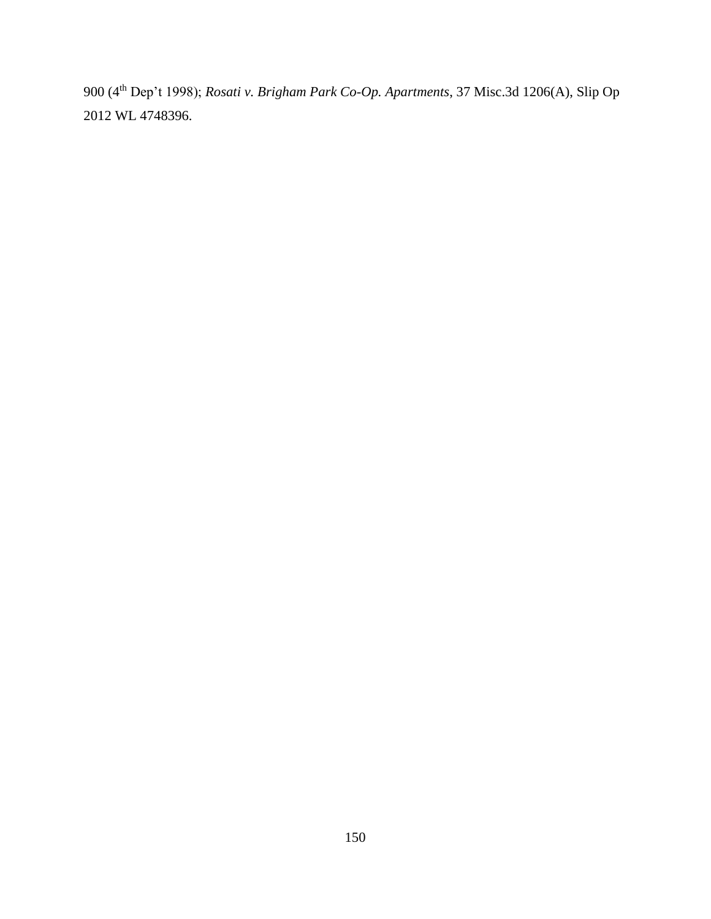900 (4th Dep't 1998); *Rosati v. Brigham Park Co-Op. Apartments*, 37 Misc.3d 1206(A), Slip Op 2012 WL 4748396.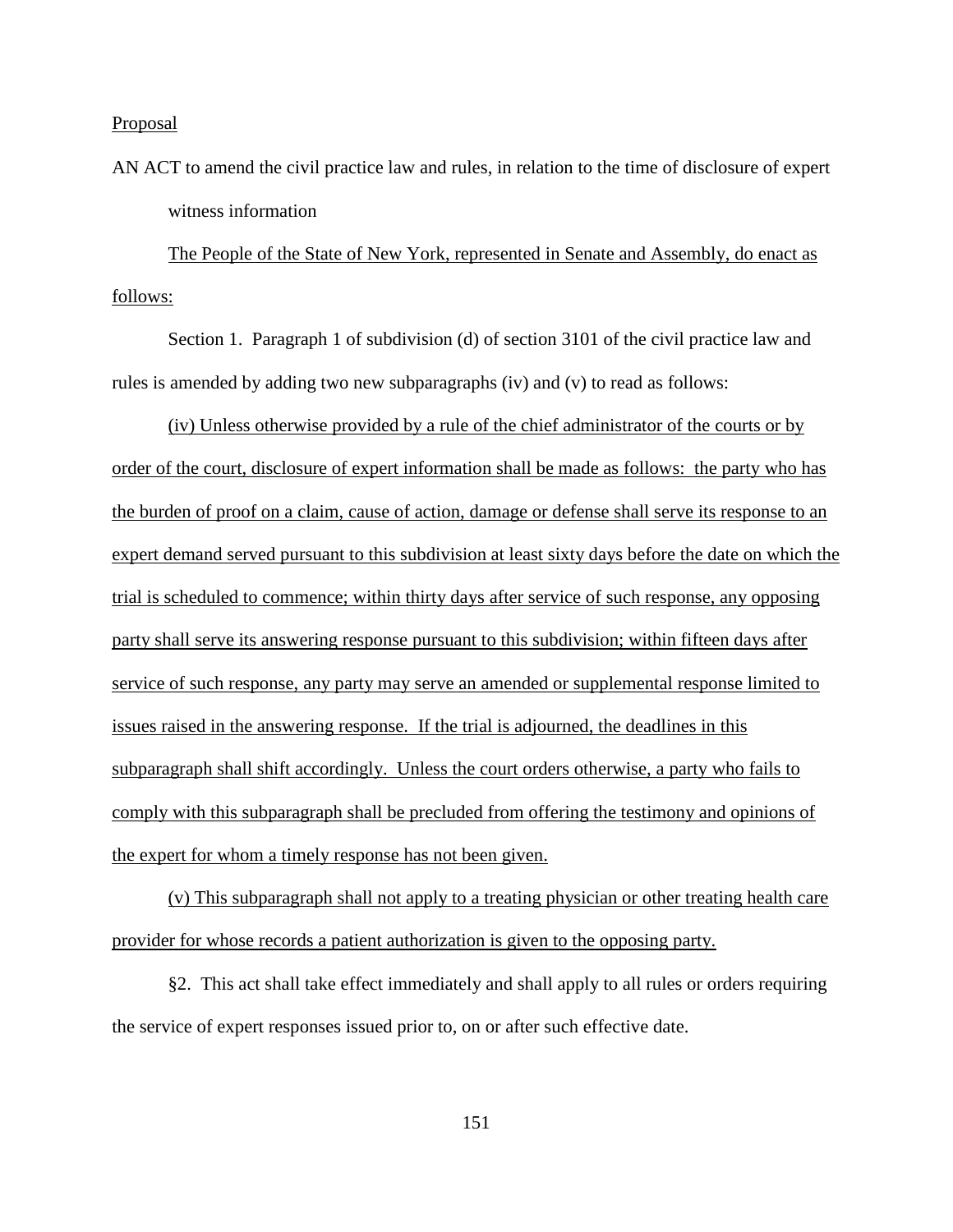Proposal

AN ACT to amend the civil practice law and rules, in relation to the time of disclosure of expert witness information

The People of the State of New York, represented in Senate and Assembly, do enact as follows:

Section 1. Paragraph 1 of subdivision (d) of section 3101 of the civil practice law and rules is amended by adding two new subparagraphs (iv) and (v) to read as follows:

(iv) Unless otherwise provided by a rule of the chief administrator of the courts or by order of the court, disclosure of expert information shall be made as follows: the party who has the burden of proof on a claim, cause of action, damage or defense shall serve its response to an expert demand served pursuant to this subdivision at least sixty days before the date on which the trial is scheduled to commence; within thirty days after service of such response, any opposing party shall serve its answering response pursuant to this subdivision; within fifteen days after service of such response, any party may serve an amended or supplemental response limited to issues raised in the answering response. If the trial is adjourned, the deadlines in this subparagraph shall shift accordingly. Unless the court orders otherwise, a party who fails to comply with this subparagraph shall be precluded from offering the testimony and opinions of the expert for whom a timely response has not been given.

(v) This subparagraph shall not apply to a treating physician or other treating health care provider for whose records a patient authorization is given to the opposing party.

§2. This act shall take effect immediately and shall apply to all rules or orders requiring the service of expert responses issued prior to, on or after such effective date.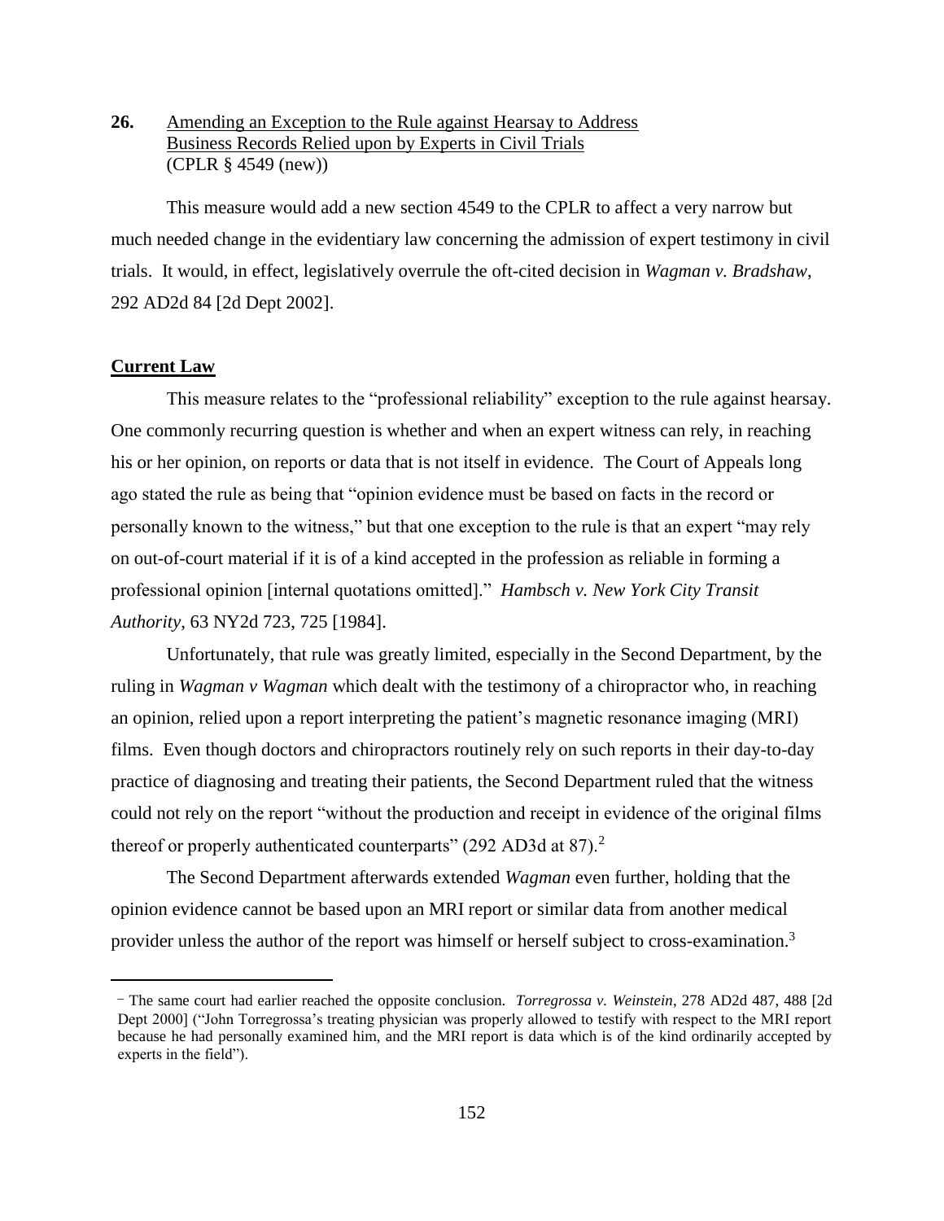**26.** Amending an Exception to the Rule against Hearsay to Address Business Records Relied upon by Experts in Civil Trials
(CPLR § 4549 (new))

This measure would add a new section 4549 to the CPLR to affect a very narrow but much needed change in the evidentiary law concerning the admission of expert testimony in civil trials. It would, in effect, legislatively overrule the oft-cited decision in *Wagman v. Bradshaw*, 292 AD2d 84 [2d Dept 2002].

**Current Law**

This measure relates to the "professional reliability" exception to the rule against hearsay. One commonly recurring question is whether and when an expert witness can rely, in reaching his or her opinion, on reports or data that is not itself in evidence. The Court of Appeals long ago stated the rule as being that "opinion evidence must be based on facts in the record or personally known to the witness," but that one exception to the rule is that an expert "may rely on out-of-court material if it is of a kind accepted in the profession as reliable in forming a professional opinion [internal quotations omitted]." *Hambsch v. New York City Transit Authority*, 63 NY2d 723, 725 [1984].

Unfortunately, that rule was greatly limited, especially in the Second Department, by the ruling in *Wagman v Wagman* which dealt with the testimony of a chiropractor who, in reaching an opinion, relied upon a report interpreting the patient's magnetic resonance imaging (MRI) films. Even though doctors and chiropractors routinely rely on such reports in their day-to-day practice of diagnosing and treating their patients, the Second Department ruled that the witness could not rely on the report "without the production and receipt in evidence of the original films thereof or properly authenticated counterparts" (292 AD3d at 87).[2]

The Second Department afterwards extended *Wagman* even further, holding that the opinion evidence cannot be based upon an MRI report or similar data from another medical provider unless the author of the report was himself or herself subject to cross-examination.[3]

---

[2] The same court had earlier reached the opposite conclusion. *Torregrossa v. Weinstein*, 278 AD2d 487, 488 [2d Dept 2000] ("John Torregrossa's treating physician was properly allowed to testify with respect to the MRI report because he had personally examined him, and the MRI report is data which is of the kind ordinarily accepted by experts in the field").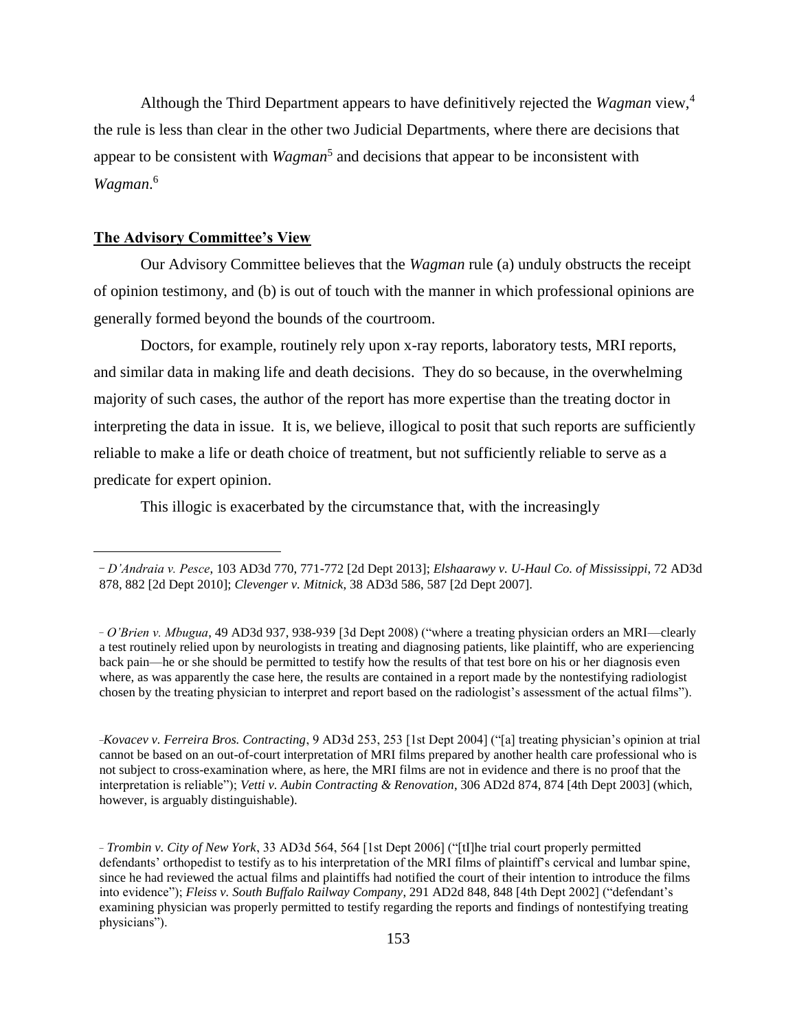Although the Third Department appears to have definitively rejected the *Wagman* view,[4] the rule is less than clear in the other two Judicial Departments, where there are decisions that appear to be consistent with *Wagman*[5] and decisions that appear to be inconsistent with *Wagman*.[6]

## The Advisory Committee's View

Our Advisory Committee believes that the *Wagman* rule (a) unduly obstructs the receipt of opinion testimony, and (b) is out of touch with the manner in which professional opinions are generally formed beyond the bounds of the courtroom.

Doctors, for example, routinely rely upon x-ray reports, laboratory tests, MRI reports, and similar data in making life and death decisions. They do so because, in the overwhelming majority of such cases, the author of the report has more expertise than the treating doctor in interpreting the data in issue. It is, we believe, illogical to posit that such reports are sufficiently reliable to make a life or death choice of treatment, but not sufficiently reliable to serve as a predicate for expert opinion.

This illogic is exacerbated by the circumstance that, with the increasingly

---

*D'Andraia v. Pesce*, 103 AD3d 770, 771-772 [2d Dept 2013]; *Elshaarawy v. U-Haul Co. of Mississippi*, 72 AD3d 878, 882 [2d Dept 2010]; *Clevenger v. Mitnick*, 38 AD3d 586, 587 [2d Dept 2007].

[4] *O'Brien v. Mbugua*, 49 AD3d 937, 938-939 [3d Dept 2008) ("where a treating physician orders an MRI—clearly a test routinely relied upon by neurologists in treating and diagnosing patients, like plaintiff, who are experiencing back pain—he or she should be permitted to testify how the results of that test bore on his or her diagnosis even where, as was apparently the case here, the results are contained in a report made by the nontestifying radiologist chosen by the treating physician to interpret and report based on the radiologist's assessment of the actual films").

[5] *Kovacev v. Ferreira Bros. Contracting*, 9 AD3d 253, 253 [1st Dept 2004] ("[a] treating physician's opinion at trial cannot be based on an out-of-court interpretation of MRI films prepared by another health care professional who is not subject to cross-examination where, as here, the MRI films are not in evidence and there is no proof that the interpretation is reliable"); *Vetti v. Aubin Contracting & Renovation*, 306 AD2d 874, 874 [4th Dept 2003] (which, however, is arguably distinguishable).

[6] *Trombin v. City of New York*, 33 AD3d 564, 564 [1st Dept 2006] ("[t]he trial court properly permitted defendants' orthopedist to testify as to his interpretation of the MRI films of plaintiff's cervical and lumbar spine, since he had reviewed the actual films and plaintiffs had notified the court of their intention to introduce the films into evidence"); *Fleiss v. South Buffalo Railway Company*, 291 AD2d 848, 848 [4th Dept 2002] ("defendant's examining physician was properly permitted to testify regarding the reports and findings of nontestifying treating physicians").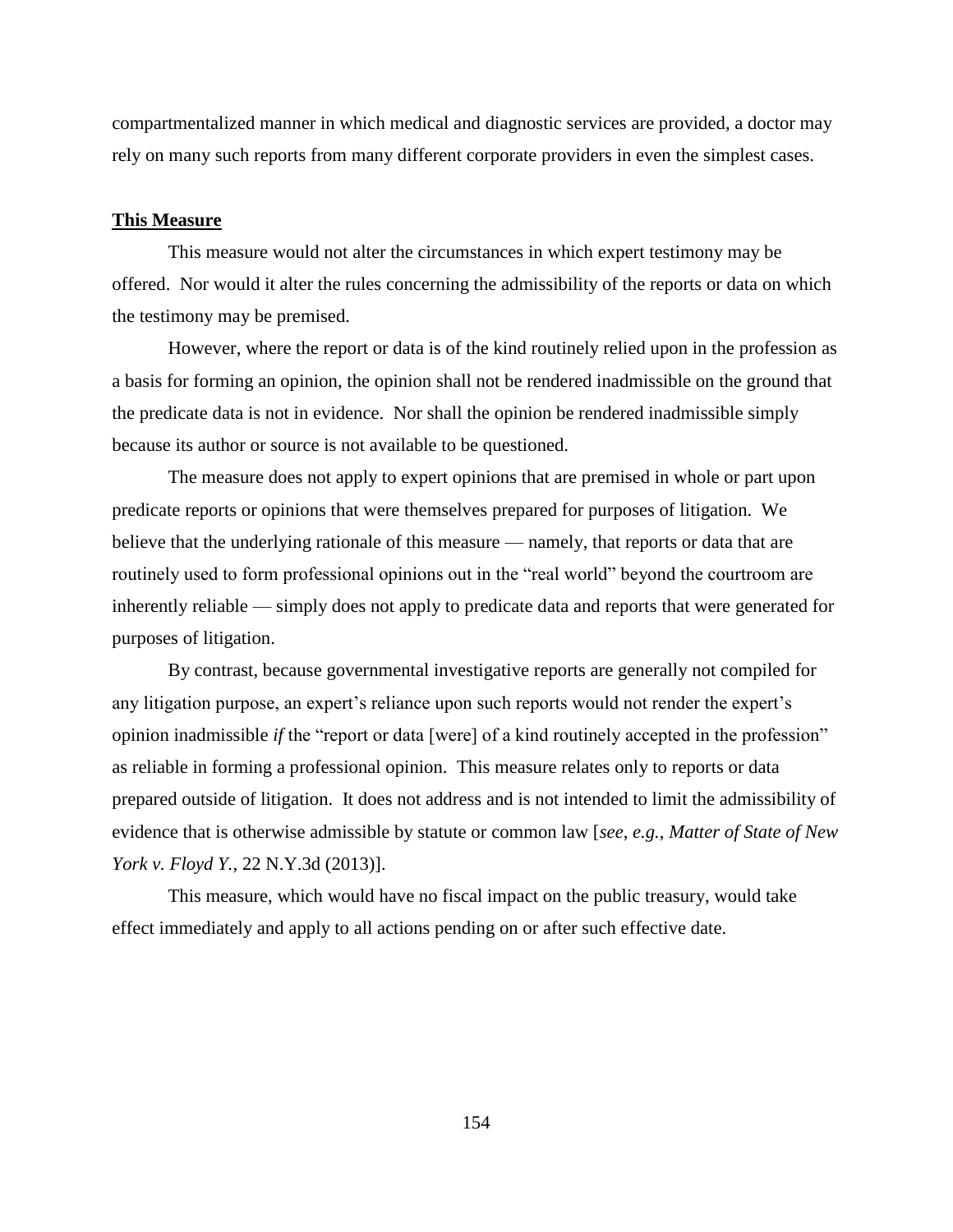compartmentalized manner in which medical and diagnostic services are provided, a doctor may rely on many such reports from many different corporate providers in even the simplest cases.

**This Measure**

This measure would not alter the circumstances in which expert testimony may be offered. Nor would it alter the rules concerning the admissibility of the reports or data on which the testimony may be premised.

However, where the report or data is of the kind routinely relied upon in the profession as a basis for forming an opinion, the opinion shall not be rendered inadmissible on the ground that the predicate data is not in evidence. Nor shall the opinion be rendered inadmissible simply because its author or source is not available to be questioned.

The measure does not apply to expert opinions that are premised in whole or part upon predicate reports or opinions that were themselves prepared for purposes of litigation. We believe that the underlying rationale of this measure — namely, that reports or data that are routinely used to form professional opinions out in the "real world" beyond the courtroom are inherently reliable — simply does not apply to predicate data and reports that were generated for purposes of litigation.

By contrast, because governmental investigative reports are generally not compiled for any litigation purpose, an expert's reliance upon such reports would not render the expert's opinion inadmissible *if* the "report or data [were] of a kind routinely accepted in the profession" as reliable in forming a professional opinion. This measure relates only to reports or data prepared outside of litigation. It does not address and is not intended to limit the admissibility of evidence that is otherwise admissible by statute or common law [*see*, *e.g.*, *Matter of State of New York v. Floyd Y.*, 22 N.Y.3d (2013)].

This measure, which would have no fiscal impact on the public treasury, would take effect immediately and apply to all actions pending on or after such effective date.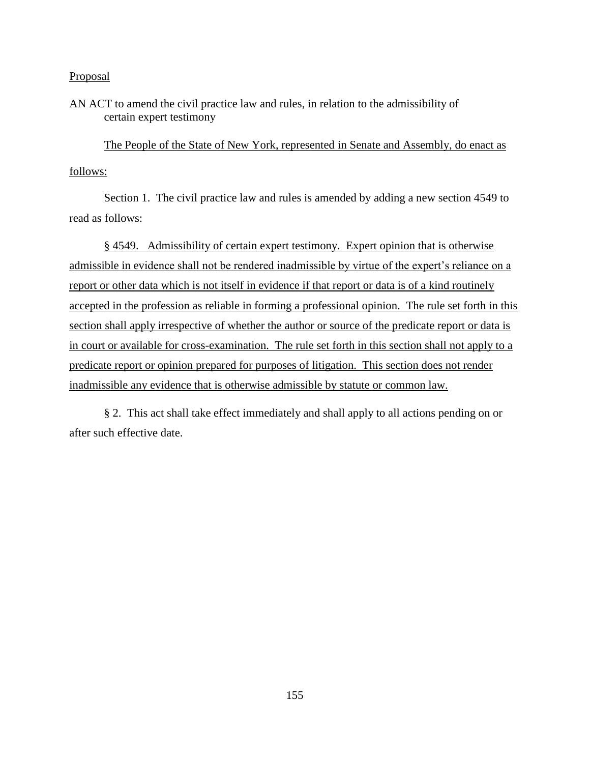Proposal

AN ACT to amend the civil practice law and rules, in relation to the admissibility of certain expert testimony

The People of the State of New York, represented in Senate and Assembly, do enact as follows:

Section 1. The civil practice law and rules is amended by adding a new section 4549 to read as follows:

§ 4549. Admissibility of certain expert testimony. Expert opinion that is otherwise admissible in evidence shall not be rendered inadmissible by virtue of the expert's reliance on a report or other data which is not itself in evidence if that report or data is of a kind routinely accepted in the profession as reliable in forming a professional opinion. The rule set forth in this section shall apply irrespective of whether the author or source of the predicate report or data is in court or available for cross-examination. The rule set forth in this section shall not apply to a predicate report or opinion prepared for purposes of litigation. This section does not render inadmissible any evidence that is otherwise admissible by statute or common law.

§ 2. This act shall take effect immediately and shall apply to all actions pending on or after such effective date.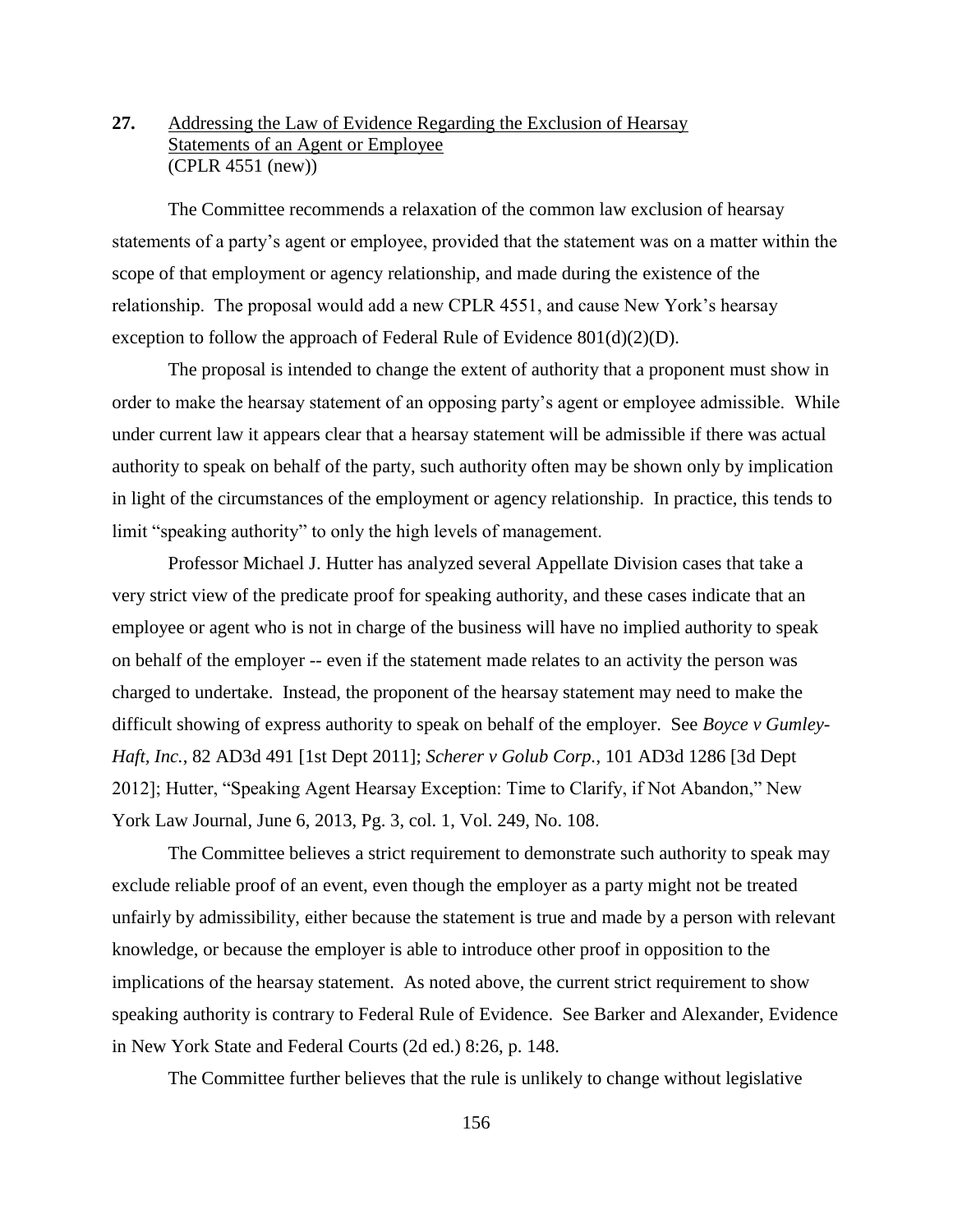**27.** <u>Addressing the Law of Evidence Regarding the Exclusion of Hearsay Statements of an Agent or Employee</u>
(CPLR 4551 (new))

The Committee recommends a relaxation of the common law exclusion of hearsay statements of a party's agent or employee, provided that the statement was on a matter within the scope of that employment or agency relationship, and made during the existence of the relationship. The proposal would add a new CPLR 4551, and cause New York's hearsay exception to follow the approach of Federal Rule of Evidence 801(d)(2)(D).

The proposal is intended to change the extent of authority that a proponent must show in order to make the hearsay statement of an opposing party's agent or employee admissible. While under current law it appears clear that a hearsay statement will be admissible if there was actual authority to speak on behalf of the party, such authority often may be shown only by implication in light of the circumstances of the employment or agency relationship. In practice, this tends to limit "speaking authority" to only the high levels of management.

Professor Michael J. Hutter has analyzed several Appellate Division cases that take a very strict view of the predicate proof for speaking authority, and these cases indicate that an employee or agent who is not in charge of the business will have no implied authority to speak on behalf of the employer -- even if the statement made relates to an activity the person was charged to undertake. Instead, the proponent of the hearsay statement may need to make the difficult showing of express authority to speak on behalf of the employer. See *Boyce v Gumley-Haft, Inc.*, 82 AD3d 491 [1st Dept 2011]; *Scherer v Golub Corp.*, 101 AD3d 1286 [3d Dept 2012]; Hutter, "Speaking Agent Hearsay Exception: Time to Clarify, if Not Abandon," New York Law Journal, June 6, 2013, Pg. 3, col. 1, Vol. 249, No. 108.

The Committee believes a strict requirement to demonstrate such authority to speak may exclude reliable proof of an event, even though the employer as a party might not be treated unfairly by admissibility, either because the statement is true and made by a person with relevant knowledge, or because the employer is able to introduce other proof in opposition to the implications of the hearsay statement. As noted above, the current strict requirement to show speaking authority is contrary to Federal Rule of Evidence. See Barker and Alexander, Evidence in New York State and Federal Courts (2d ed.) 8:26, p. 148.

The Committee further believes that the rule is unlikely to change without legislative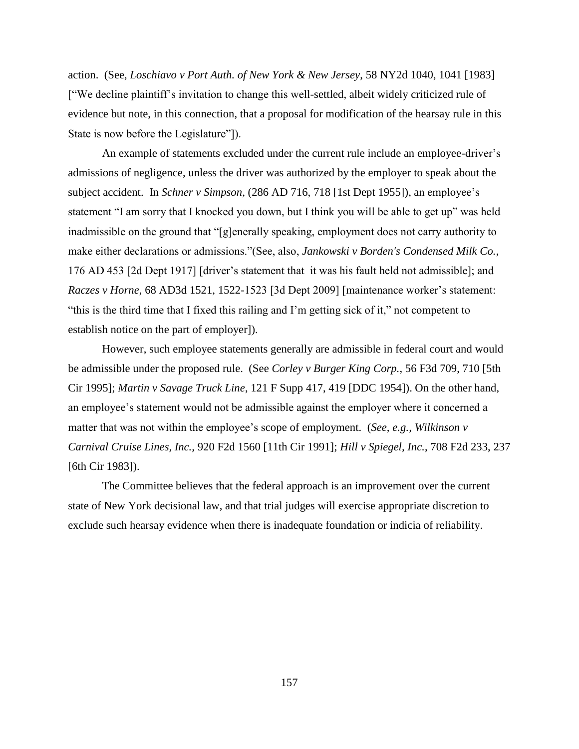action. (See, *Loschiavo v Port Auth. of New York & New Jersey*, 58 NY2d 1040, 1041 [1983] ["We decline plaintiff's invitation to change this well-settled, albeit widely criticized rule of evidence but note, in this connection, that a proposal for modification of the hearsay rule in this State is now before the Legislature"]).

An example of statements excluded under the current rule include an employee-driver's admissions of negligence, unless the driver was authorized by the employer to speak about the subject accident. In *Schner v Simpson*, (286 AD 716, 718 [1st Dept 1955]), an employee's statement "I am sorry that I knocked you down, but I think you will be able to get up" was held inadmissible on the ground that "[g]enerally speaking, employment does not carry authority to make either declarations or admissions."(See, also, *Jankowski v Borden's Condensed Milk Co.*, 176 AD 453 [2d Dept 1917] [driver's statement that it was his fault held not admissible]; and *Raczes v Horne*, 68 AD3d 1521, 1522-1523 [3d Dept 2009] [maintenance worker's statement: "this is the third time that I fixed this railing and I'm getting sick of it," not competent to establish notice on the part of employer]).

However, such employee statements generally are admissible in federal court and would be admissible under the proposed rule. (See *Corley v Burger King Corp.*, 56 F3d 709, 710 [5th Cir 1995]; *Martin v Savage Truck Line*, 121 F Supp 417, 419 [DDC 1954]). On the other hand, an employee's statement would not be admissible against the employer where it concerned a matter that was not within the employee's scope of employment. (*See, e.g., Wilkinson v Carnival Cruise Lines, Inc.*, 920 F2d 1560 [11th Cir 1991]; *Hill v Spiegel, Inc.*, 708 F2d 233, 237 [6th Cir 1983]).

The Committee believes that the federal approach is an improvement over the current state of New York decisional law, and that trial judges will exercise appropriate discretion to exclude such hearsay evidence when there is inadequate foundation or indicia of reliability.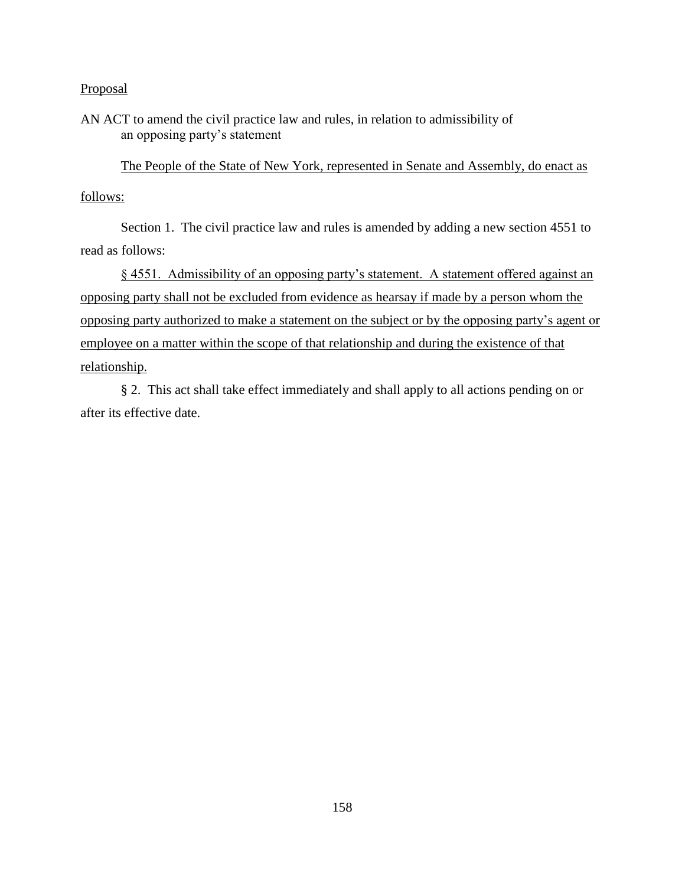Proposal

AN ACT to amend the civil practice law and rules, in relation to admissibility of an opposing party's statement

The People of the State of New York, represented in Senate and Assembly, do enact as follows:

Section 1. The civil practice law and rules is amended by adding a new section 4551 to read as follows:

§ 4551. Admissibility of an opposing party's statement. A statement offered against an opposing party shall not be excluded from evidence as hearsay if made by a person whom the opposing party authorized to make a statement on the subject or by the opposing party's agent or employee on a matter within the scope of that relationship and during the existence of that relationship.

§ 2. This act shall take effect immediately and shall apply to all actions pending on or after its effective date.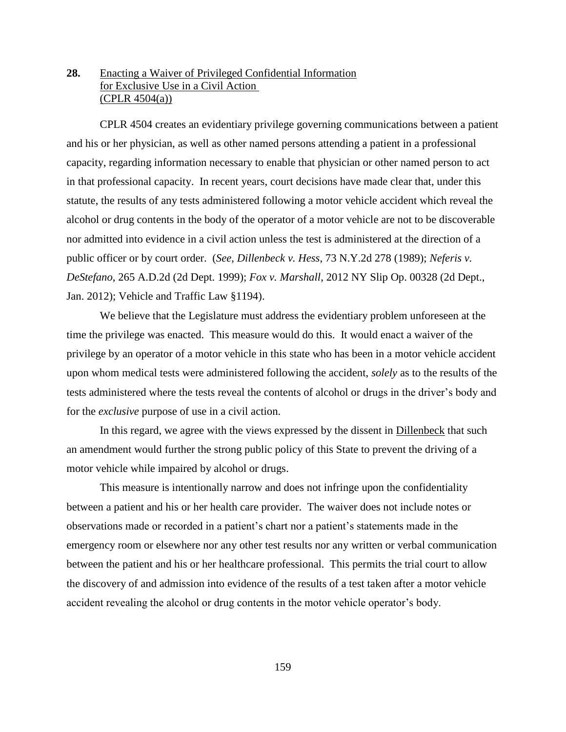**28.** Enacting a Waiver of Privileged Confidential Information for Exclusive Use in a Civil Action (CPLR 4504(a))

CPLR 4504 creates an evidentiary privilege governing communications between a patient and his or her physician, as well as other named persons attending a patient in a professional capacity, regarding information necessary to enable that physician or other named person to act in that professional capacity. In recent years, court decisions have made clear that, under this statute, the results of any tests administered following a motor vehicle accident which reveal the alcohol or drug contents in the body of the operator of a motor vehicle are not to be discoverable nor admitted into evidence in a civil action unless the test is administered at the direction of a public officer or by court order. (*See, Dillenbeck v. Hess*, 73 N.Y.2d 278 (1989); *Neferis v. DeStefano*, 265 A.D.2d (2d Dept. 1999); *Fox v. Marshall*, 2012 NY Slip Op. 00328 (2d Dept., Jan. 2012); Vehicle and Traffic Law §1194).

We believe that the Legislature must address the evidentiary problem unforeseen at the time the privilege was enacted. This measure would do this. It would enact a waiver of the privilege by an operator of a motor vehicle in this state who has been in a motor vehicle accident upon whom medical tests were administered following the accident, *solely* as to the results of the tests administered where the tests reveal the contents of alcohol or drugs in the driver's body and for the *exclusive* purpose of use in a civil action.

In this regard, we agree with the views expressed by the dissent in Dillenbeck that such an amendment would further the strong public policy of this State to prevent the driving of a motor vehicle while impaired by alcohol or drugs.

This measure is intentionally narrow and does not infringe upon the confidentiality between a patient and his or her health care provider. The waiver does not include notes or observations made or recorded in a patient's chart nor a patient's statements made in the emergency room or elsewhere nor any other test results nor any written or verbal communication between the patient and his or her healthcare professional. This permits the trial court to allow the discovery of and admission into evidence of the results of a test taken after a motor vehicle accident revealing the alcohol or drug contents in the motor vehicle operator's body.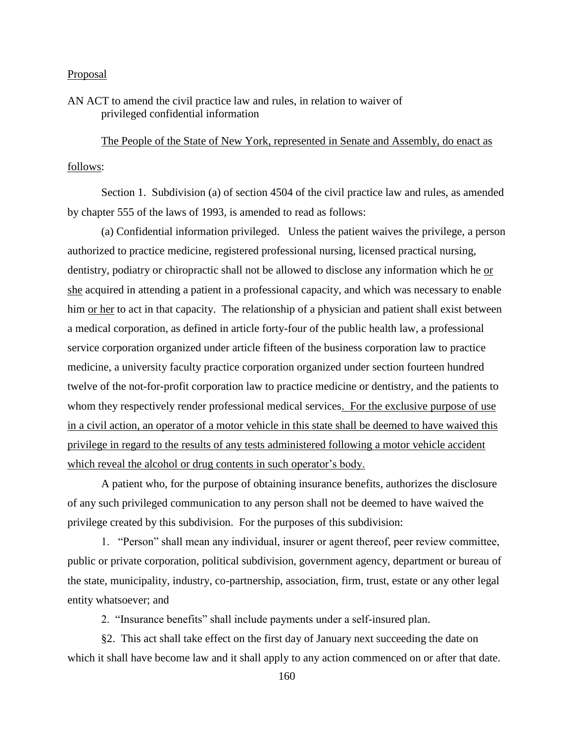Proposal

AN ACT to amend the civil practice law and rules, in relation to waiver of privileged confidential information

The People of the State of New York, represented in Senate and Assembly, do enact as follows:

Section 1. Subdivision (a) of section 4504 of the civil practice law and rules, as amended by chapter 555 of the laws of 1993, is amended to read as follows:

(a) Confidential information privileged. Unless the patient waives the privilege, a person authorized to practice medicine, registered professional nursing, licensed practical nursing, dentistry, podiatry or chiropractic shall not be allowed to disclose any information which he or she acquired in attending a patient in a professional capacity, and which was necessary to enable him or her to act in that capacity. The relationship of a physician and patient shall exist between a medical corporation, as defined in article forty-four of the public health law, a professional service corporation organized under article fifteen of the business corporation law to practice medicine, a university faculty practice corporation organized under section fourteen hundred twelve of the not-for-profit corporation law to practice medicine or dentistry, and the patients to whom they respectively render professional medical services. For the exclusive purpose of use in a civil action, an operator of a motor vehicle in this state shall be deemed to have waived this privilege in regard to the results of any tests administered following a motor vehicle accident which reveal the alcohol or drug contents in such operator's body.

A patient who, for the purpose of obtaining insurance benefits, authorizes the disclosure of any such privileged communication to any person shall not be deemed to have waived the privilege created by this subdivision. For the purposes of this subdivision:

1. "Person" shall mean any individual, insurer or agent thereof, peer review committee, public or private corporation, political subdivision, government agency, department or bureau of the state, municipality, industry, co-partnership, association, firm, trust, estate or any other legal entity whatsoever; and

2. "Insurance benefits" shall include payments under a self-insured plan.

§2. This act shall take effect on the first day of January next succeeding the date on which it shall have become law and it shall apply to any action commenced on or after that date.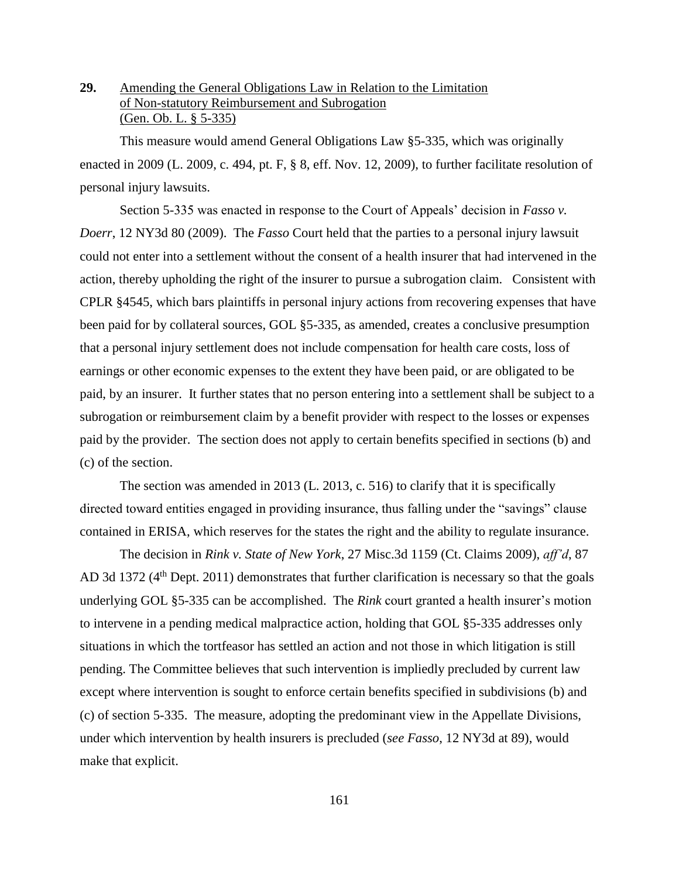**29.** Amending the General Obligations Law in Relation to the Limitation of Non-statutory Reimbursement and Subrogation (Gen. Ob. L. § 5-335)

This measure would amend General Obligations Law §5-335, which was originally enacted in 2009 (L. 2009, c. 494, pt. F, § 8, eff. Nov. 12, 2009), to further facilitate resolution of personal injury lawsuits.

Section 5-335 was enacted in response to the Court of Appeals' decision in *Fasso v. Doerr*, 12 NY3d 80 (2009). The *Fasso* Court held that the parties to a personal injury lawsuit could not enter into a settlement without the consent of a health insurer that had intervened in the action, thereby upholding the right of the insurer to pursue a subrogation claim. Consistent with CPLR §4545, which bars plaintiffs in personal injury actions from recovering expenses that have been paid for by collateral sources, GOL §5-335, as amended, creates a conclusive presumption that a personal injury settlement does not include compensation for health care costs, loss of earnings or other economic expenses to the extent they have been paid, or are obligated to be paid, by an insurer. It further states that no person entering into a settlement shall be subject to a subrogation or reimbursement claim by a benefit provider with respect to the losses or expenses paid by the provider. The section does not apply to certain benefits specified in sections (b) and (c) of the section.

The section was amended in 2013 (L. 2013, c. 516) to clarify that it is specifically directed toward entities engaged in providing insurance, thus falling under the "savings" clause contained in ERISA, which reserves for the states the right and the ability to regulate insurance.

The decision in *Rink v. State of New York*, 27 Misc.3d 1159 (Ct. Claims 2009), *aff'd*, 87 AD 3d 1372 (4th Dept. 2011) demonstrates that further clarification is necessary so that the goals underlying GOL §5-335 can be accomplished. The *Rink* court granted a health insurer's motion to intervene in a pending medical malpractice action, holding that GOL §5-335 addresses only situations in which the tortfeasor has settled an action and not those in which litigation is still pending. The Committee believes that such intervention is impliedly precluded by current law except where intervention is sought to enforce certain benefits specified in subdivisions (b) and (c) of section 5-335. The measure, adopting the predominant view in the Appellate Divisions, under which intervention by health insurers is precluded (*see Fasso*, 12 NY3d at 89), would make that explicit.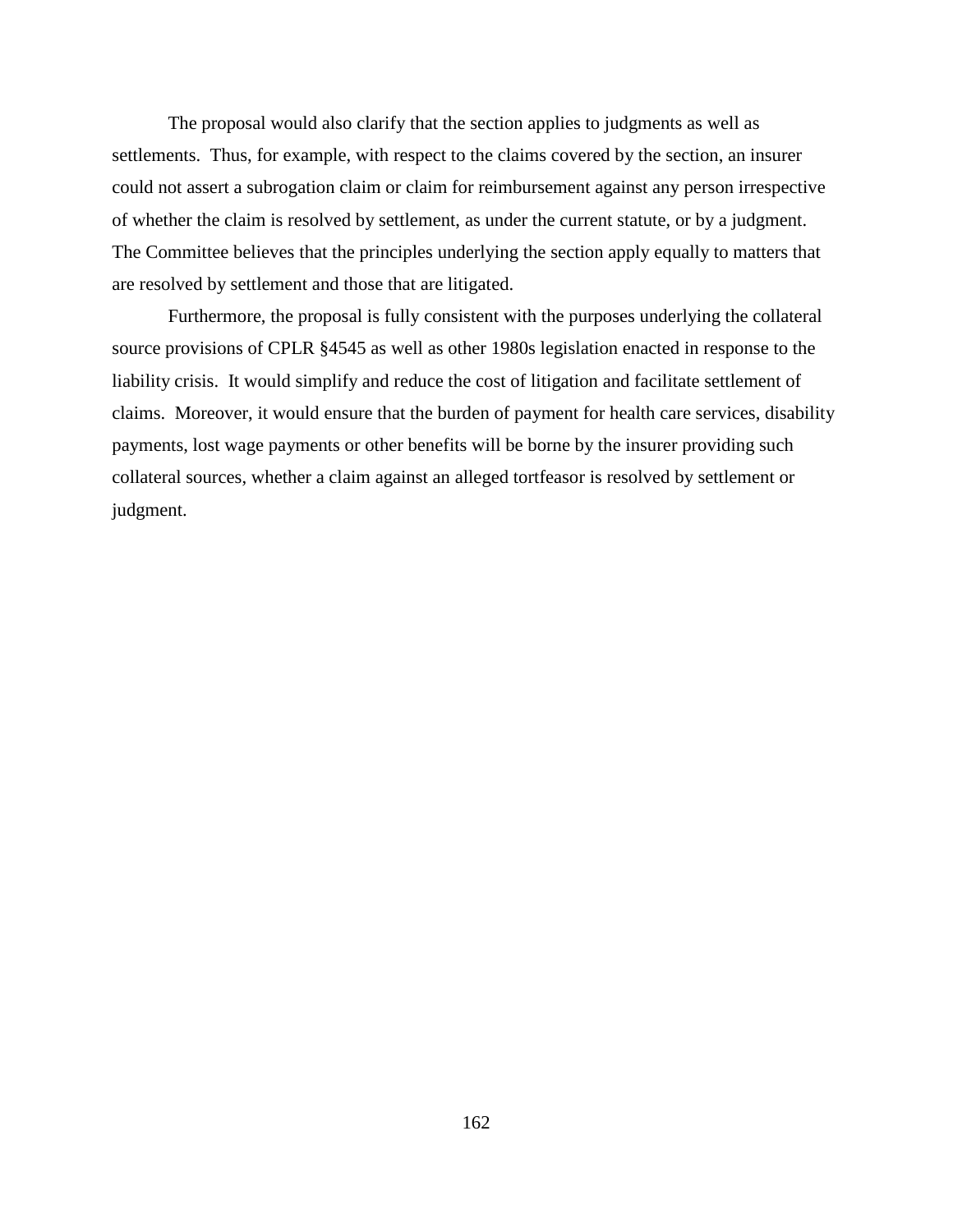The proposal would also clarify that the section applies to judgments as well as settlements. Thus, for example, with respect to the claims covered by the section, an insurer could not assert a subrogation claim or claim for reimbursement against any person irrespective of whether the claim is resolved by settlement, as under the current statute, or by a judgment. The Committee believes that the principles underlying the section apply equally to matters that are resolved by settlement and those that are litigated.

Furthermore, the proposal is fully consistent with the purposes underlying the collateral source provisions of CPLR §4545 as well as other 1980s legislation enacted in response to the liability crisis. It would simplify and reduce the cost of litigation and facilitate settlement of claims. Moreover, it would ensure that the burden of payment for health care services, disability payments, lost wage payments or other benefits will be borne by the insurer providing such collateral sources, whether a claim against an alleged tortfeasor is resolved by settlement or judgment.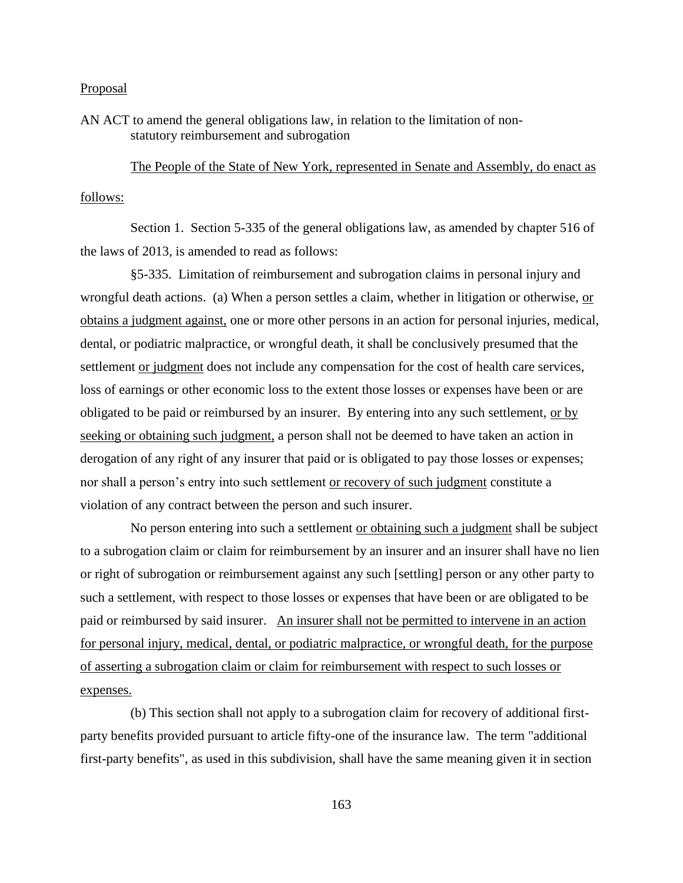<u>Proposal</u>

AN ACT to amend the general obligations law, in relation to the limitation of non-statutory reimbursement and subrogation

<u>The People of the State of New York, represented in Senate and Assembly, do enact as follows:</u>

Section 1. Section 5-335 of the general obligations law, as amended by chapter 516 of the laws of 2013, is amended to read as follows:

§5-335. Limitation of reimbursement and subrogation claims in personal injury and wrongful death actions. (a) When a person settles a claim, whether in litigation or otherwise, <u>or obtains a judgment against,</u> one or more other persons in an action for personal injuries, medical, dental, or podiatric malpractice, or wrongful death, it shall be conclusively presumed that the settlement <u>or judgment</u> does not include any compensation for the cost of health care services, loss of earnings or other economic loss to the extent those losses or expenses have been or are obligated to be paid or reimbursed by an insurer. By entering into any such settlement, <u>or by seeking or obtaining such judgment,</u> a person shall not be deemed to have taken an action in derogation of any right of any insurer that paid or is obligated to pay those losses or expenses; nor shall a person's entry into such settlement <u>or recovery of such judgment</u> constitute a violation of any contract between the person and such insurer.

No person entering into such a settlement <u>or obtaining such a judgment</u> shall be subject to a subrogation claim or claim for reimbursement by an insurer and an insurer shall have no lien or right of subrogation or reimbursement against any such [settling] person or any other party to such a settlement, with respect to those losses or expenses that have been or are obligated to be paid or reimbursed by said insurer. <u>An insurer shall not be permitted to intervene in an action for personal injury, medical, dental, or podiatric malpractice, or wrongful death, for the purpose of asserting a subrogation claim or claim for reimbursement with respect to such losses or expenses.</u>

(b) This section shall not apply to a subrogation claim for recovery of additional first-party benefits provided pursuant to article fifty-one of the insurance law. The term "additional first-party benefits", as used in this subdivision, shall have the same meaning given it in section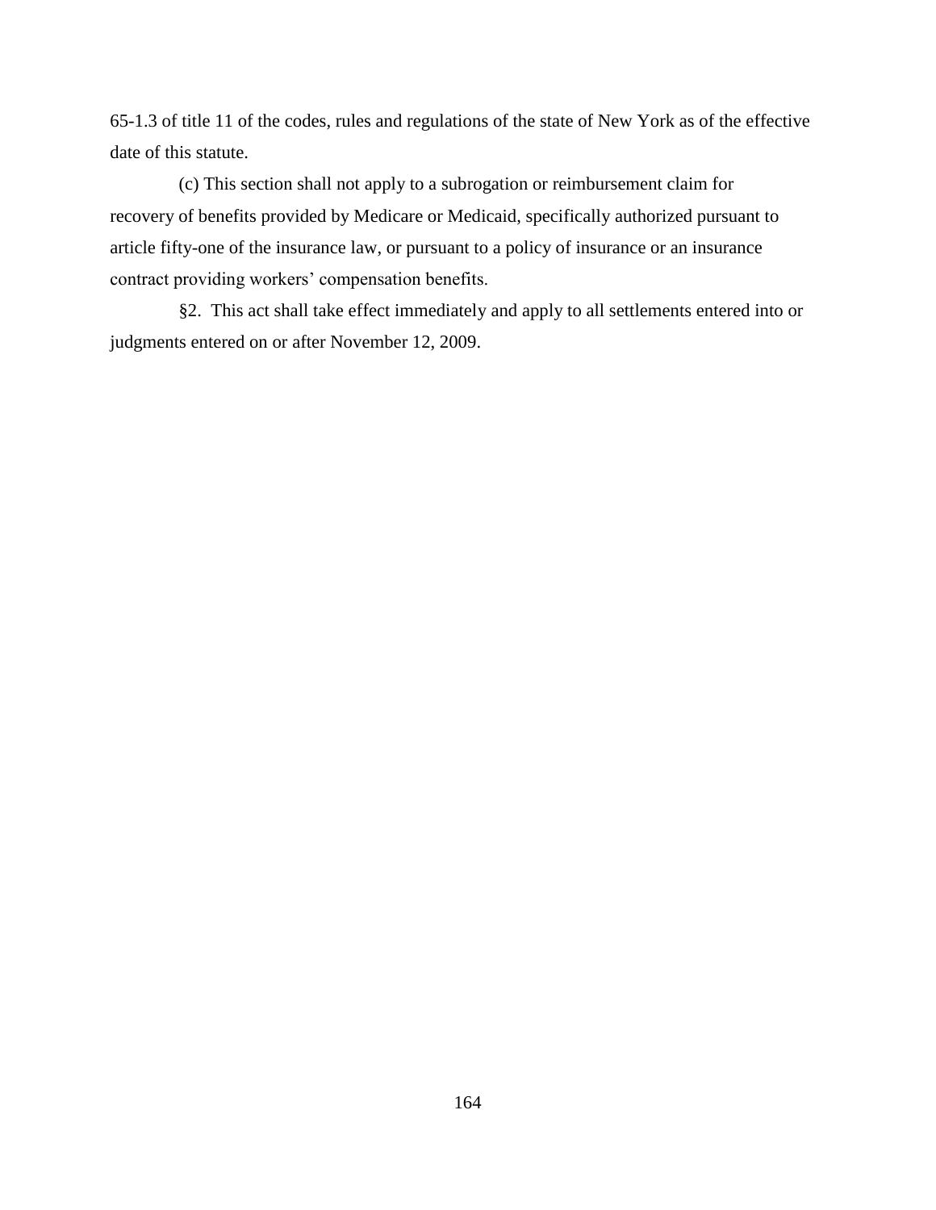65-1.3 of title 11 of the codes, rules and regulations of the state of New York as of the effective date of this statute.

(c) This section shall not apply to a subrogation or reimbursement claim for recovery of benefits provided by Medicare or Medicaid, specifically authorized pursuant to article fifty-one of the insurance law, or pursuant to a policy of insurance or an insurance contract providing workers' compensation benefits.

§2. This act shall take effect immediately and apply to all settlements entered into or judgments entered on or after November 12, 2009.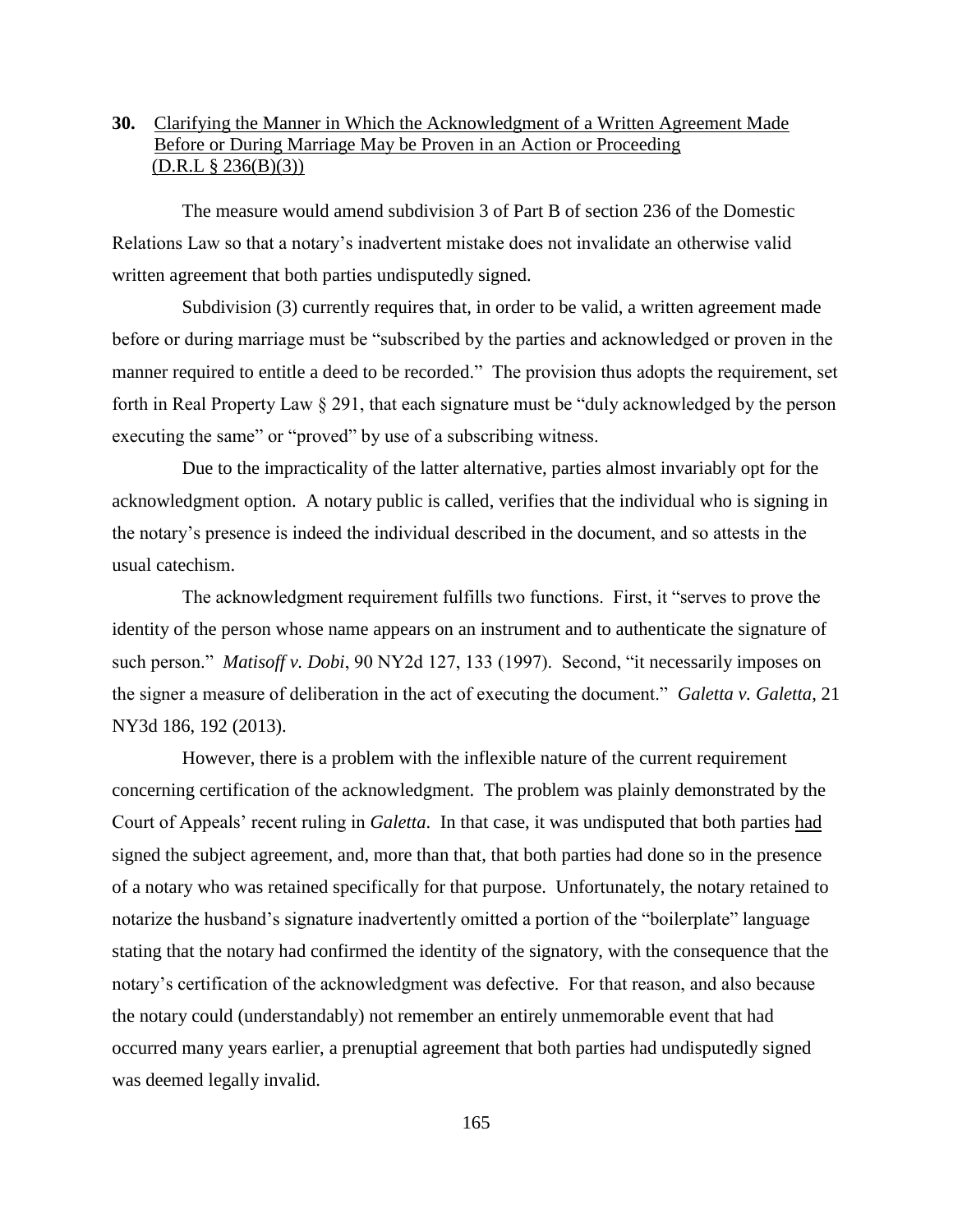**30.** <u>Clarifying the Manner in Which the Acknowledgment of a Written Agreement Made Before or During Marriage May be Proven in an Action or Proceeding (D.R.L § 236(B)(3))</u>

The measure would amend subdivision 3 of Part B of section 236 of the Domestic Relations Law so that a notary's inadvertent mistake does not invalidate an otherwise valid written agreement that both parties undisputedly signed.

Subdivision (3) currently requires that, in order to be valid, a written agreement made before or during marriage must be "subscribed by the parties and acknowledged or proven in the manner required to entitle a deed to be recorded." The provision thus adopts the requirement, set forth in Real Property Law § 291, that each signature must be "duly acknowledged by the person executing the same" or "proved" by use of a subscribing witness.

Due to the impracticality of the latter alternative, parties almost invariably opt for the acknowledgment option. A notary public is called, verifies that the individual who is signing in the notary's presence is indeed the individual described in the document, and so attests in the usual catechism.

The acknowledgment requirement fulfills two functions. First, it "serves to prove the identity of the person whose name appears on an instrument and to authenticate the signature of such person." *Matisoff v. Dobi*, 90 NY2d 127, 133 (1997). Second, "it necessarily imposes on the signer a measure of deliberation in the act of executing the document." *Galetta v. Galetta*, 21 NY3d 186, 192 (2013).

However, there is a problem with the inflexible nature of the current requirement concerning certification of the acknowledgment. The problem was plainly demonstrated by the Court of Appeals' recent ruling in *Galetta*. In that case, it was undisputed that both parties <u>had</u> signed the subject agreement, and, more than that, that both parties had done so in the presence of a notary who was retained specifically for that purpose. Unfortunately, the notary retained to notarize the husband's signature inadvertently omitted a portion of the "boilerplate" language stating that the notary had confirmed the identity of the signatory, with the consequence that the notary's certification of the acknowledgment was defective. For that reason, and also because the notary could (understandably) not remember an entirely unmemorable event that had occurred many years earlier, a prenuptial agreement that both parties had undisputedly signed was deemed legally invalid.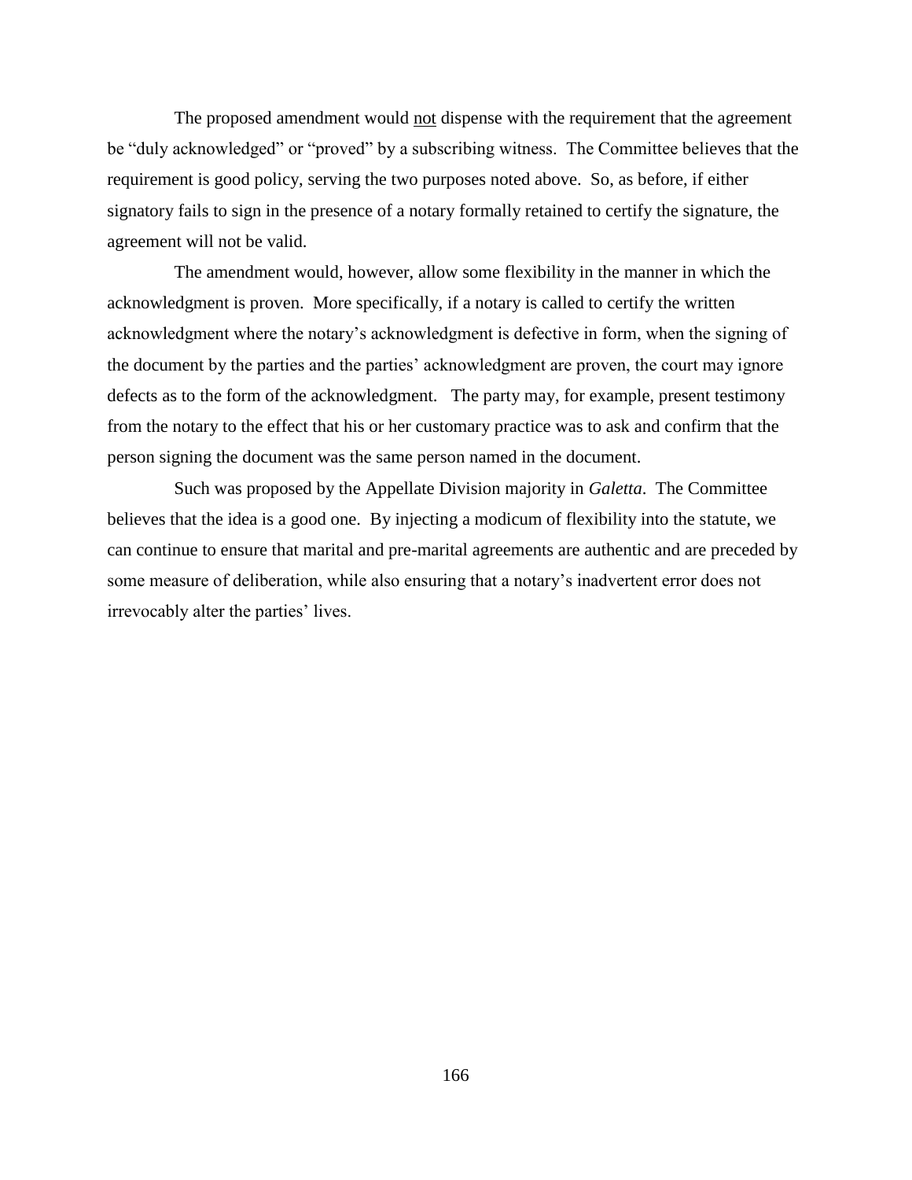The proposed amendment would <u>not</u> dispense with the requirement that the agreement be "duly acknowledged" or "proved" by a subscribing witness. The Committee believes that the requirement is good policy, serving the two purposes noted above. So, as before, if either signatory fails to sign in the presence of a notary formally retained to certify the signature, the agreement will not be valid.

The amendment would, however, allow some flexibility in the manner in which the acknowledgment is proven. More specifically, if a notary is called to certify the written acknowledgment where the notary's acknowledgment is defective in form, when the signing of the document by the parties and the parties' acknowledgment are proven, the court may ignore defects as to the form of the acknowledgment. The party may, for example, present testimony from the notary to the effect that his or her customary practice was to ask and confirm that the person signing the document was the same person named in the document.

Such was proposed by the Appellate Division majority in *Galetta*. The Committee believes that the idea is a good one. By injecting a modicum of flexibility into the statute, we can continue to ensure that marital and pre-marital agreements are authentic and are preceded by some measure of deliberation, while also ensuring that a notary's inadvertent error does not irrevocably alter the parties' lives.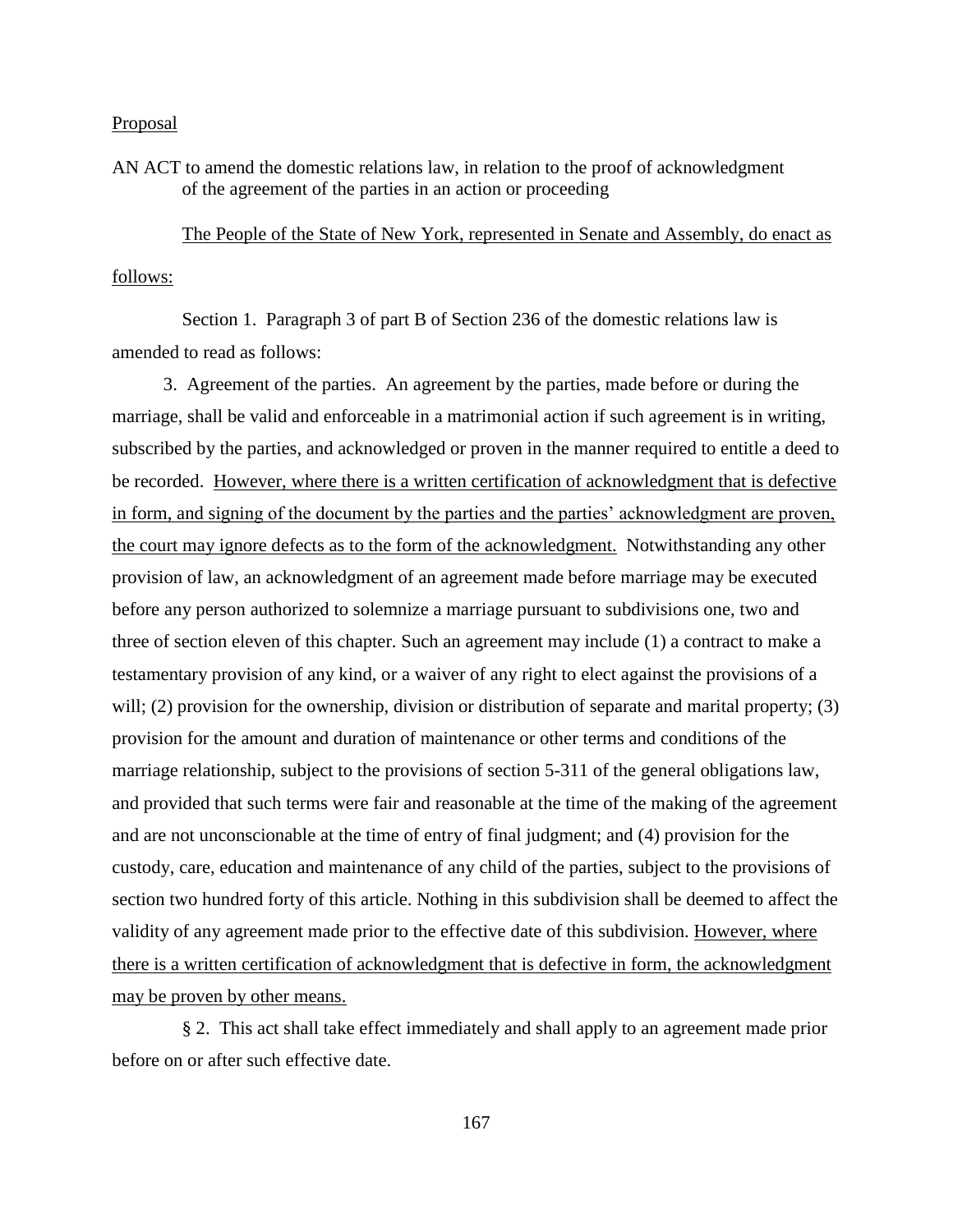Proposal

AN ACT to amend the domestic relations law, in relation to the proof of acknowledgment of the agreement of the parties in an action or proceeding

The People of the State of New York, represented in Senate and Assembly, do enact as follows:

Section 1. Paragraph 3 of part B of Section 236 of the domestic relations law is amended to read as follows:

3. Agreement of the parties. An agreement by the parties, made before or during the marriage, shall be valid and enforceable in a matrimonial action if such agreement is in writing, subscribed by the parties, and acknowledged or proven in the manner required to entitle a deed to be recorded. However, where there is a written certification of acknowledgment that is defective in form, and signing of the document by the parties and the parties' acknowledgment are proven, the court may ignore defects as to the form of the acknowledgment. Notwithstanding any other provision of law, an acknowledgment of an agreement made before marriage may be executed before any person authorized to solemnize a marriage pursuant to subdivisions one, two and three of section eleven of this chapter. Such an agreement may include (1) a contract to make a testamentary provision of any kind, or a waiver of any right to elect against the provisions of a will; (2) provision for the ownership, division or distribution of separate and marital property; (3) provision for the amount and duration of maintenance or other terms and conditions of the marriage relationship, subject to the provisions of section 5-311 of the general obligations law, and provided that such terms were fair and reasonable at the time of the making of the agreement and are not unconscionable at the time of entry of final judgment; and (4) provision for the custody, care, education and maintenance of any child of the parties, subject to the provisions of section two hundred forty of this article. Nothing in this subdivision shall be deemed to affect the validity of any agreement made prior to the effective date of this subdivision. However, where there is a written certification of acknowledgment that is defective in form, the acknowledgment may be proven by other means.

§ 2. This act shall take effect immediately and shall apply to an agreement made prior before on or after such effective date.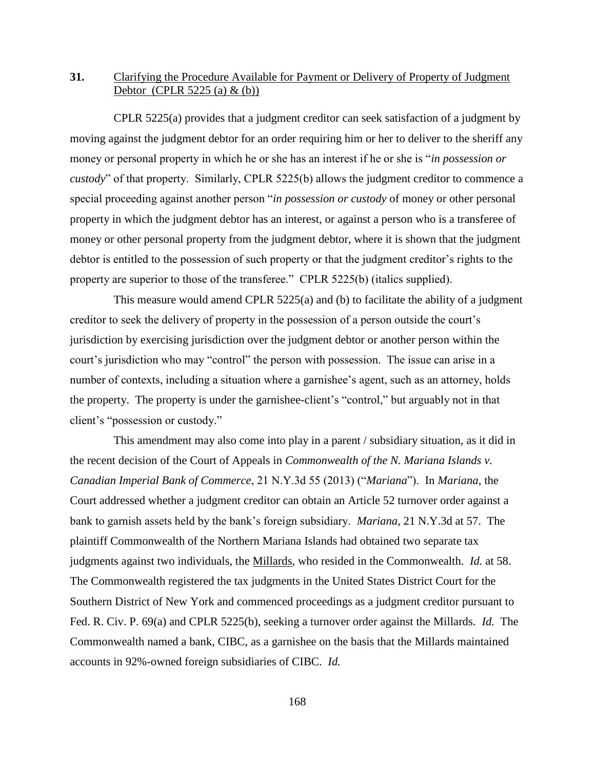**31.** Clarifying the Procedure Available for Payment or Delivery of Property of Judgment Debtor (CPLR 5225 (a) & (b))

CPLR 5225(a) provides that a judgment creditor can seek satisfaction of a judgment by moving against the judgment debtor for an order requiring him or her to deliver to the sheriff any money or personal property in which he or she has an interest if he or she is "*in possession or custody*" of that property. Similarly, CPLR 5225(b) allows the judgment creditor to commence a special proceeding against another person "*in possession or custody* of money or other personal property in which the judgment debtor has an interest, or against a person who is a transferee of money or other personal property from the judgment debtor, where it is shown that the judgment debtor is entitled to the possession of such property or that the judgment creditor's rights to the property are superior to those of the transferee." CPLR 5225(b) (italics supplied).

This measure would amend CPLR 5225(a) and (b) to facilitate the ability of a judgment creditor to seek the delivery of property in the possession of a person outside the court's jurisdiction by exercising jurisdiction over the judgment debtor or another person within the court's jurisdiction who may "control" the person with possession. The issue can arise in a number of contexts, including a situation where a garnishee's agent, such as an attorney, holds the property. The property is under the garnishee-client's "control," but arguably not in that client's "possession or custody."

This amendment may also come into play in a parent / subsidiary situation, as it did in the recent decision of the Court of Appeals in *Commonwealth of the N. Mariana Islands v. Canadian Imperial Bank of Commerce*, 21 N.Y.3d 55 (2013) ("*Mariana*"). In *Mariana*, the Court addressed whether a judgment creditor can obtain an Article 52 turnover order against a bank to garnish assets held by the bank's foreign subsidiary. *Mariana*, 21 N.Y.3d at 57. The plaintiff Commonwealth of the Northern Mariana Islands had obtained two separate tax judgments against two individuals, the Millards, who resided in the Commonwealth. *Id.* at 58. The Commonwealth registered the tax judgments in the United States District Court for the Southern District of New York and commenced proceedings as a judgment creditor pursuant to Fed. R. Civ. P. 69(a) and CPLR 5225(b), seeking a turnover order against the Millards. *Id.* The Commonwealth named a bank, CIBC, as a garnishee on the basis that the Millards maintained accounts in 92%-owned foreign subsidiaries of CIBC. *Id.*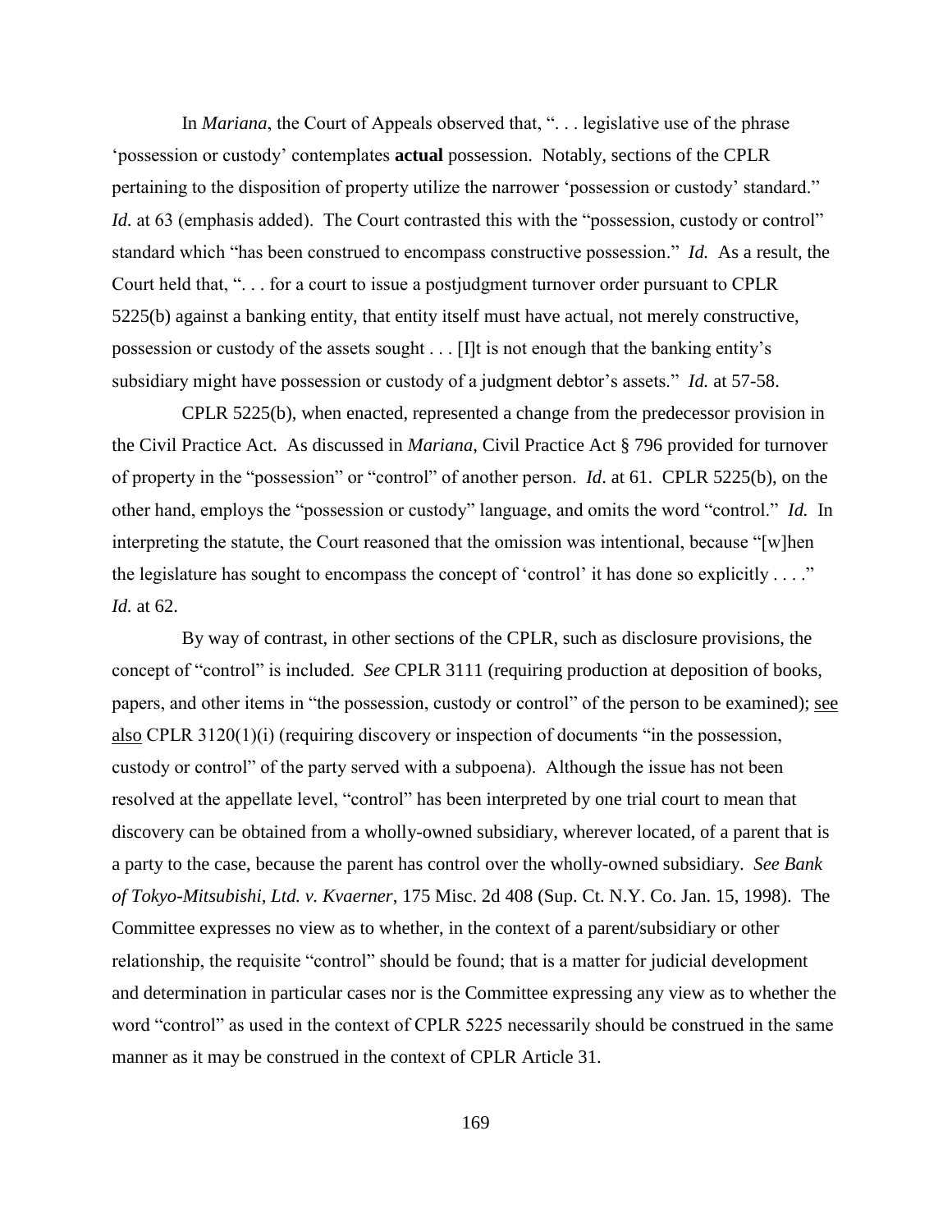In *Mariana*, the Court of Appeals observed that, ". . . legislative use of the phrase 'possession or custody' contemplates **actual** possession. Notably, sections of the CPLR pertaining to the disposition of property utilize the narrower 'possession or custody' standard." *Id.* at 63 (emphasis added). The Court contrasted this with the "possession, custody or control" standard which "has been construed to encompass constructive possession." *Id.* As a result, the Court held that, ". . . for a court to issue a postjudgment turnover order pursuant to CPLR 5225(b) against a banking entity, that entity itself must have actual, not merely constructive, possession or custody of the assets sought . . . [I]t is not enough that the banking entity's subsidiary might have possession or custody of a judgment debtor's assets." *Id.* at 57-58.

CPLR 5225(b), when enacted, represented a change from the predecessor provision in the Civil Practice Act. As discussed in *Mariana*, Civil Practice Act § 796 provided for turnover of property in the "possession" or "control" of another person. *Id*. at 61. CPLR 5225(b), on the other hand, employs the "possession or custody" language, and omits the word "control." *Id.* In interpreting the statute, the Court reasoned that the omission was intentional, because "[w]hen the legislature has sought to encompass the concept of 'control' it has done so explicitly . . . ." *Id.* at 62.

By way of contrast, in other sections of the CPLR, such as disclosure provisions, the concept of "control" is included. *See* CPLR 3111 (requiring production at deposition of books, papers, and other items in "the possession, custody or control" of the person to be examined); see also CPLR 3120(1)(i) (requiring discovery or inspection of documents "in the possession, custody or control" of the party served with a subpoena). Although the issue has not been resolved at the appellate level, "control" has been interpreted by one trial court to mean that discovery can be obtained from a wholly-owned subsidiary, wherever located, of a parent that is a party to the case, because the parent has control over the wholly-owned subsidiary. *See Bank of Tokyo-Mitsubishi, Ltd. v. Kvaerner*, 175 Misc. 2d 408 (Sup. Ct. N.Y. Co. Jan. 15, 1998). The Committee expresses no view as to whether, in the context of a parent/subsidiary or other relationship, the requisite "control" should be found; that is a matter for judicial development and determination in particular cases nor is the Committee expressing any view as to whether the word "control" as used in the context of CPLR 5225 necessarily should be construed in the same manner as it may be construed in the context of CPLR Article 31.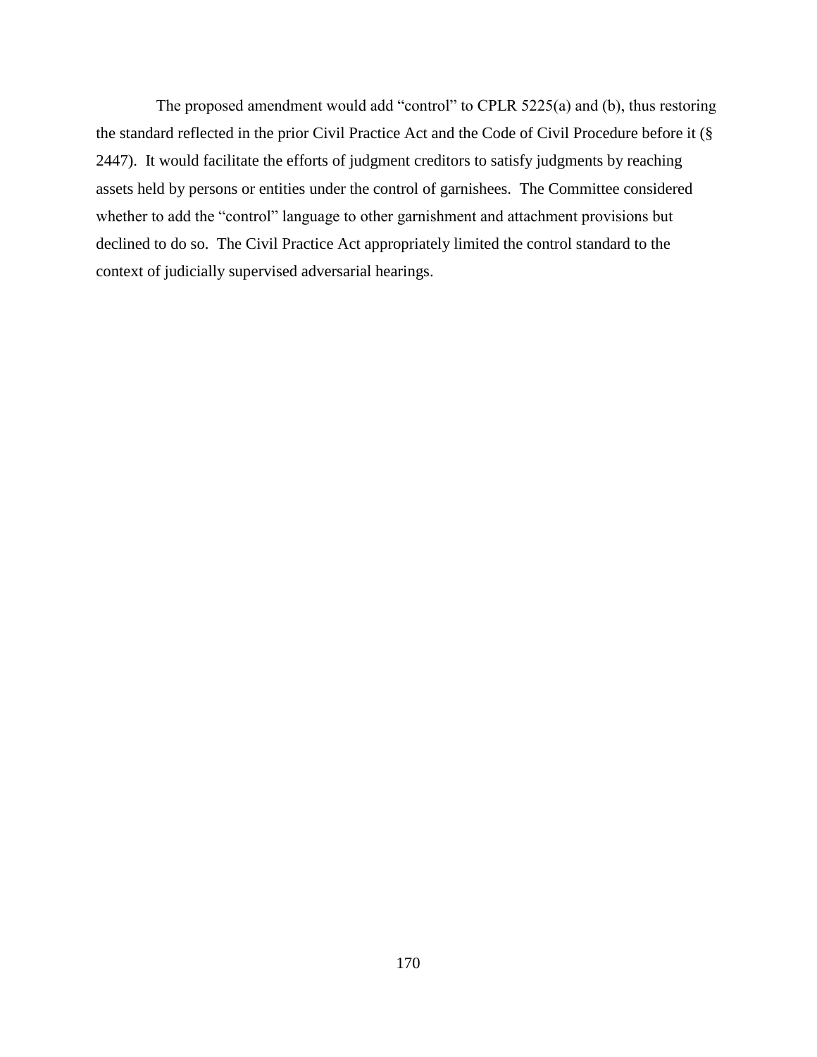The proposed amendment would add "control" to CPLR 5225(a) and (b), thus restoring the standard reflected in the prior Civil Practice Act and the Code of Civil Procedure before it (§ 2447). It would facilitate the efforts of judgment creditors to satisfy judgments by reaching assets held by persons or entities under the control of garnishees. The Committee considered whether to add the "control" language to other garnishment and attachment provisions but declined to do so. The Civil Practice Act appropriately limited the control standard to the context of judicially supervised adversarial hearings.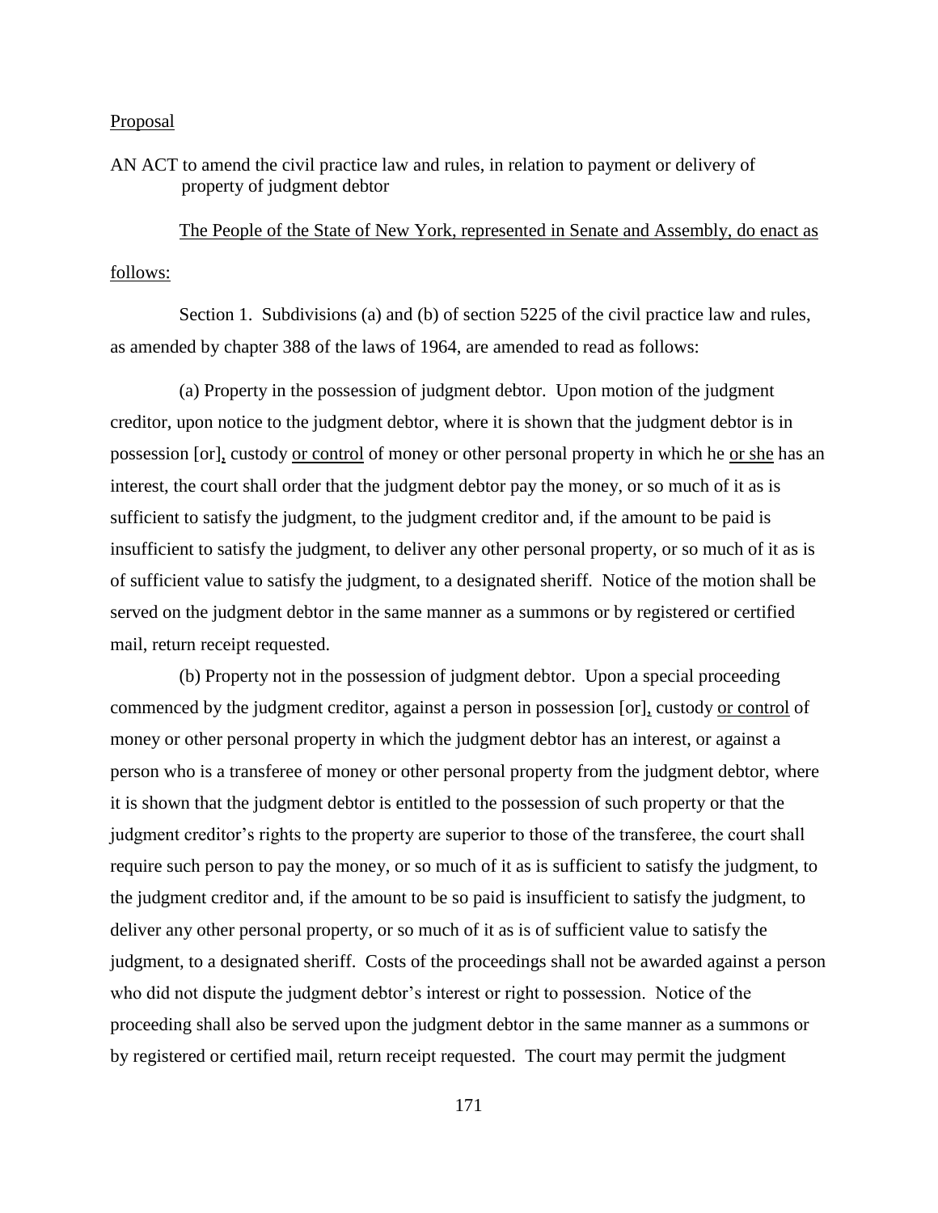Proposal

AN ACT to amend the civil practice law and rules, in relation to payment or delivery of property of judgment debtor

The People of the State of New York, represented in Senate and Assembly, do enact as follows:

Section 1. Subdivisions (a) and (b) of section 5225 of the civil practice law and rules, as amended by chapter 388 of the laws of 1964, are amended to read as follows:

(a) Property in the possession of judgment debtor. Upon motion of the judgment creditor, upon notice to the judgment debtor, where it is shown that the judgment debtor is in possession [or], custody or control of money or other personal property in which he or she has an interest, the court shall order that the judgment debtor pay the money, or so much of it as is sufficient to satisfy the judgment, to the judgment creditor and, if the amount to be paid is insufficient to satisfy the judgment, to deliver any other personal property, or so much of it as is of sufficient value to satisfy the judgment, to a designated sheriff. Notice of the motion shall be served on the judgment debtor in the same manner as a summons or by registered or certified mail, return receipt requested.

(b) Property not in the possession of judgment debtor. Upon a special proceeding commenced by the judgment creditor, against a person in possession [or], custody or control of money or other personal property in which the judgment debtor has an interest, or against a person who is a transferee of money or other personal property from the judgment debtor, where it is shown that the judgment debtor is entitled to the possession of such property or that the judgment creditor's rights to the property are superior to those of the transferee, the court shall require such person to pay the money, or so much of it as is sufficient to satisfy the judgment, to the judgment creditor and, if the amount to be so paid is insufficient to satisfy the judgment, to deliver any other personal property, or so much of it as is of sufficient value to satisfy the judgment, to a designated sheriff. Costs of the proceedings shall not be awarded against a person who did not dispute the judgment debtor's interest or right to possession. Notice of the proceeding shall also be served upon the judgment debtor in the same manner as a summons or by registered or certified mail, return receipt requested. The court may permit the judgment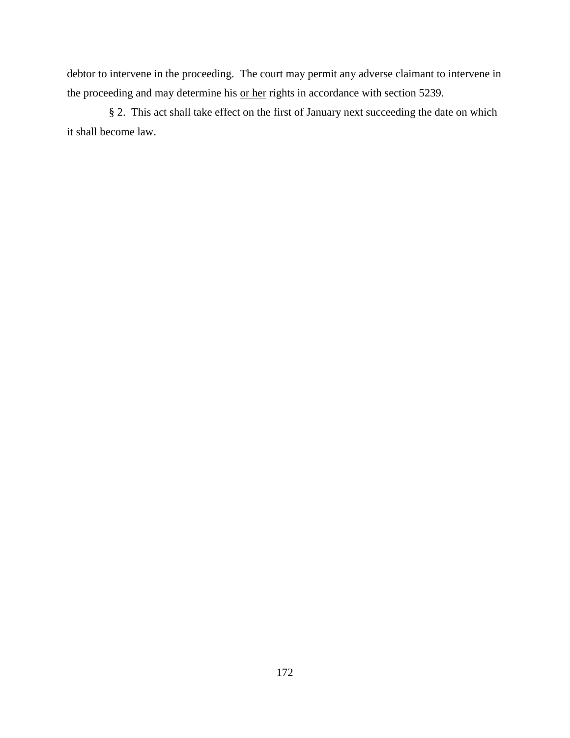debtor to intervene in the proceeding. The court may permit any adverse claimant to intervene in the proceeding and may determine his <u>or her</u> rights in accordance with section 5239.

§ 2. This act shall take effect on the first of January next succeeding the date on which it shall become law.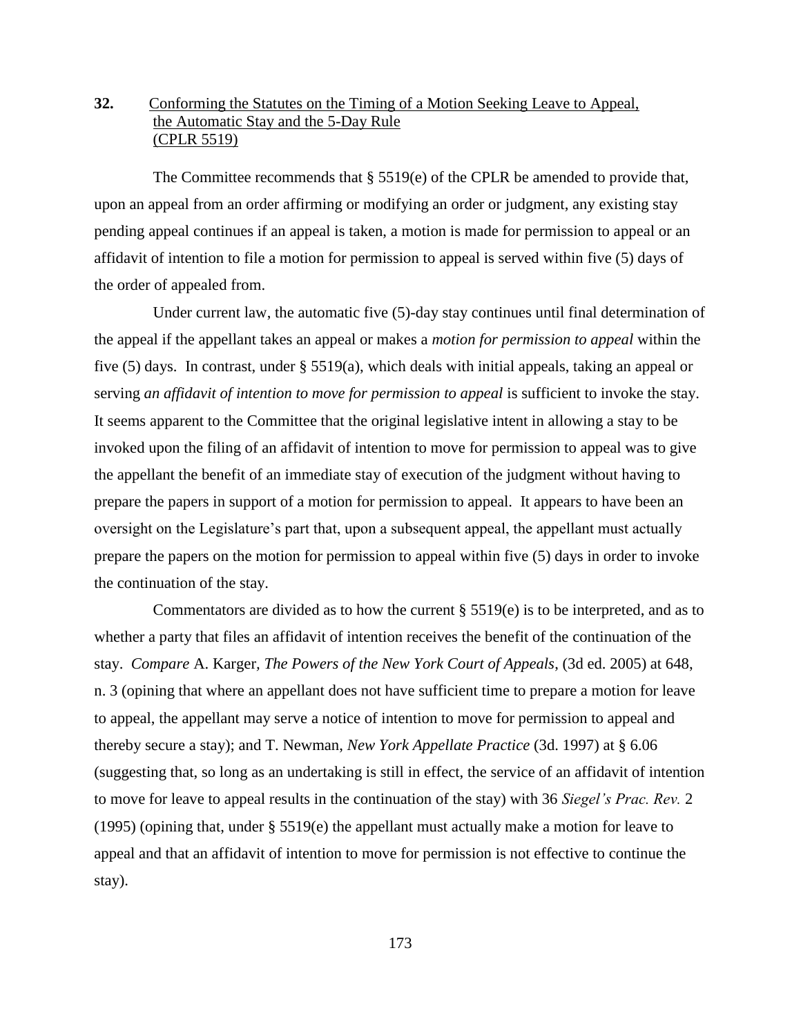**32.** Conforming the Statutes on the Timing of a Motion Seeking Leave to Appeal, the Automatic Stay and the 5-Day Rule (CPLR 5519)

The Committee recommends that § 5519(e) of the CPLR be amended to provide that, upon an appeal from an order affirming or modifying an order or judgment, any existing stay pending appeal continues if an appeal is taken, a motion is made for permission to appeal or an affidavit of intention to file a motion for permission to appeal is served within five (5) days of the order of appealed from.

Under current law, the automatic five (5)-day stay continues until final determination of the appeal if the appellant takes an appeal or makes a *motion for permission to appeal* within the five (5) days. In contrast, under § 5519(a), which deals with initial appeals, taking an appeal or serving *an affidavit of intention to move for permission to appeal* is sufficient to invoke the stay. It seems apparent to the Committee that the original legislative intent in allowing a stay to be invoked upon the filing of an affidavit of intention to move for permission to appeal was to give the appellant the benefit of an immediate stay of execution of the judgment without having to prepare the papers in support of a motion for permission to appeal. It appears to have been an oversight on the Legislature's part that, upon a subsequent appeal, the appellant must actually prepare the papers on the motion for permission to appeal within five (5) days in order to invoke the continuation of the stay.

Commentators are divided as to how the current § 5519(e) is to be interpreted, and as to whether a party that files an affidavit of intention receives the benefit of the continuation of the stay. *Compare* A. Karger, *The Powers of the New York Court of Appeals*, (3d ed. 2005) at 648, n. 3 (opining that where an appellant does not have sufficient time to prepare a motion for leave to appeal, the appellant may serve a notice of intention to move for permission to appeal and thereby secure a stay); and T. Newman, *New York Appellate Practice* (3d. 1997) at § 6.06 (suggesting that, so long as an undertaking is still in effect, the service of an affidavit of intention to move for leave to appeal results in the continuation of the stay) with 36 *Siegel's Prac. Rev.* 2 (1995) (opining that, under § 5519(e) the appellant must actually make a motion for leave to appeal and that an affidavit of intention to move for permission is not effective to continue the stay).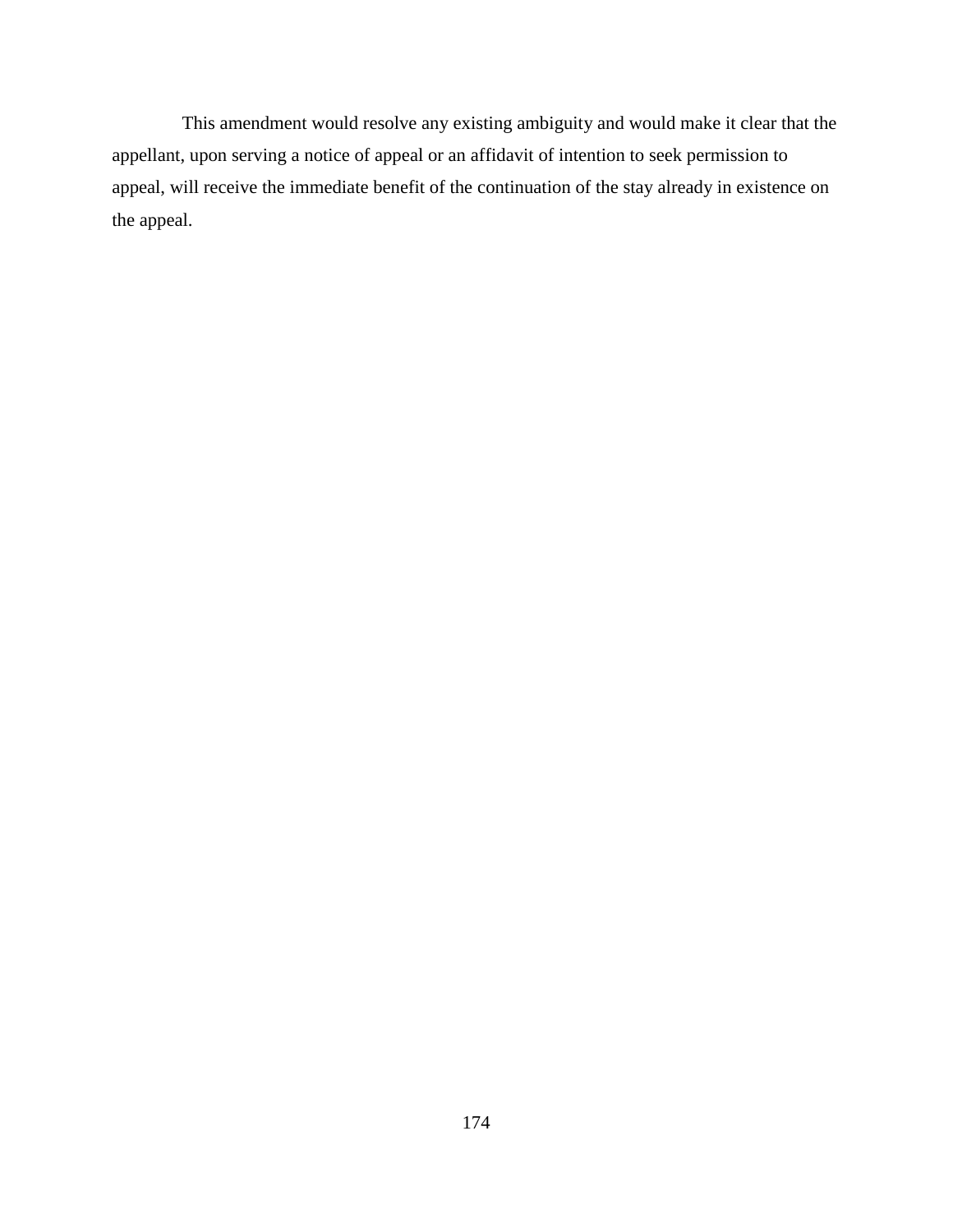This amendment would resolve any existing ambiguity and would make it clear that the appellant, upon serving a notice of appeal or an affidavit of intention to seek permission to appeal, will receive the immediate benefit of the continuation of the stay already in existence on the appeal.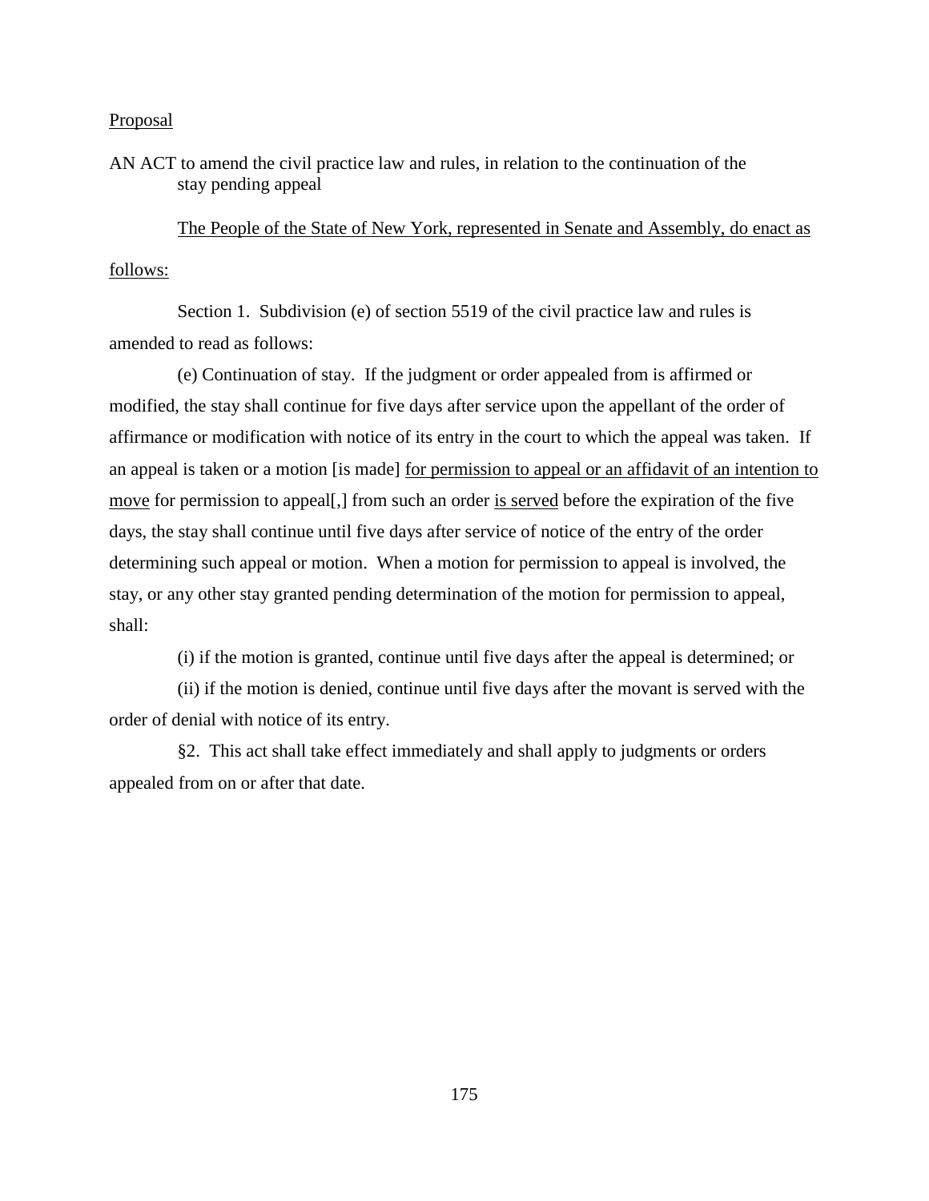<u>Proposal</u>

AN ACT to amend the civil practice law and rules, in relation to the continuation of the stay pending appeal

<u>The People of the State of New York, represented in Senate and Assembly, do enact as follows:</u>

Section 1. Subdivision (e) of section 5519 of the civil practice law and rules is amended to read as follows:

(e) Continuation of stay. If the judgment or order appealed from is affirmed or modified, the stay shall continue for five days after service upon the appellant of the order of affirmance or modification with notice of its entry in the court to which the appeal was taken. If an appeal is taken or a motion [is made] <u>for permission to appeal or an affidavit of an intention to move</u> for permission to appeal[,] from such an order <u>is served</u> before the expiration of the five days, the stay shall continue until five days after service of notice of the entry of the order determining such appeal or motion. When a motion for permission to appeal is involved, the stay, or any other stay granted pending determination of the motion for permission to appeal, shall:

(i) if the motion is granted, continue until five days after the appeal is determined; or

(ii) if the motion is denied, continue until five days after the movant is served with the order of denial with notice of its entry.

§2. This act shall take effect immediately and shall apply to judgments or orders appealed from on or after that date.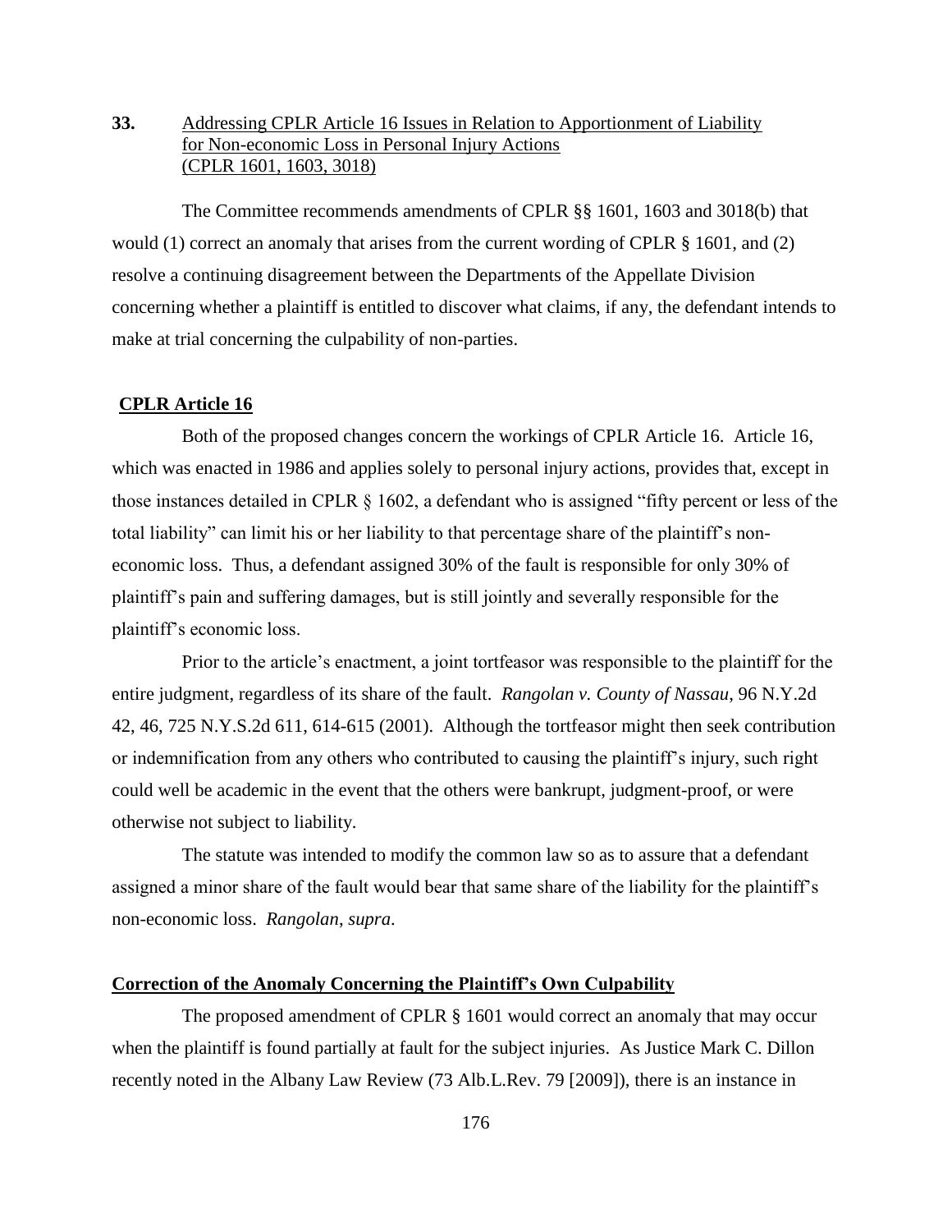**33.** Addressing CPLR Article 16 Issues in Relation to Apportionment of Liability for Non-economic Loss in Personal Injury Actions (CPLR 1601, 1603, 3018)

The Committee recommends amendments of CPLR §§ 1601, 1603 and 3018(b) that would (1) correct an anomaly that arises from the current wording of CPLR § 1601, and (2) resolve a continuing disagreement between the Departments of the Appellate Division concerning whether a plaintiff is entitled to discover what claims, if any, the defendant intends to make at trial concerning the culpability of non-parties.

**CPLR Article 16**

Both of the proposed changes concern the workings of CPLR Article 16. Article 16, which was enacted in 1986 and applies solely to personal injury actions, provides that, except in those instances detailed in CPLR § 1602, a defendant who is assigned "fifty percent or less of the total liability" can limit his or her liability to that percentage share of the plaintiff's non-economic loss. Thus, a defendant assigned 30% of the fault is responsible for only 30% of plaintiff's pain and suffering damages, but is still jointly and severally responsible for the plaintiff's economic loss.

Prior to the article's enactment, a joint tortfeasor was responsible to the plaintiff for the entire judgment, regardless of its share of the fault. *Rangolan v. County of Nassau*, 96 N.Y.2d 42, 46, 725 N.Y.S.2d 611, 614-615 (2001). Although the tortfeasor might then seek contribution or indemnification from any others who contributed to causing the plaintiff's injury, such right could well be academic in the event that the others were bankrupt, judgment-proof, or were otherwise not subject to liability.

The statute was intended to modify the common law so as to assure that a defendant assigned a minor share of the fault would bear that same share of the liability for the plaintiff's non-economic loss. *Rangolan*, *supra*.

**Correction of the Anomaly Concerning the Plaintiff's Own Culpability**

The proposed amendment of CPLR § 1601 would correct an anomaly that may occur when the plaintiff is found partially at fault for the subject injuries. As Justice Mark C. Dillon recently noted in the Albany Law Review (73 Alb.L.Rev. 79 [2009]), there is an instance in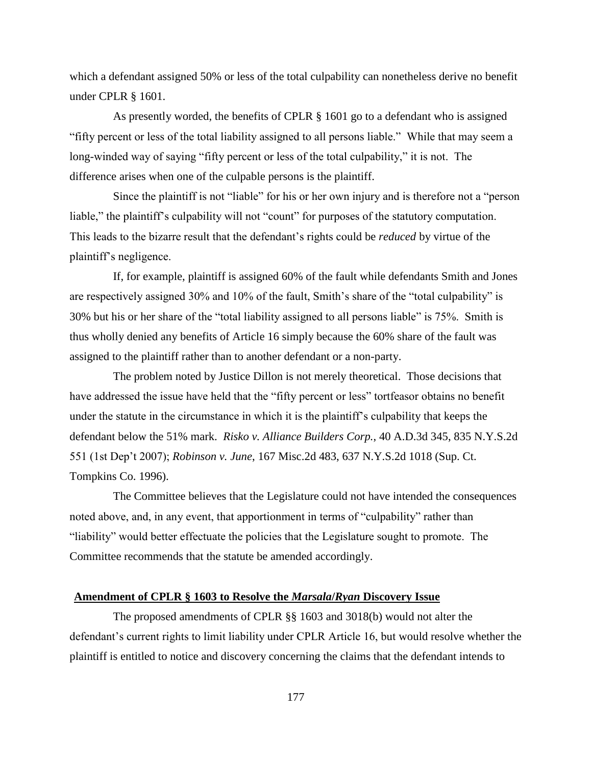which a defendant assigned 50% or less of the total culpability can nonetheless derive no benefit under CPLR § 1601.

As presently worded, the benefits of CPLR § 1601 go to a defendant who is assigned "fifty percent or less of the total liability assigned to all persons liable." While that may seem a long-winded way of saying "fifty percent or less of the total culpability," it is not. The difference arises when one of the culpable persons is the plaintiff.

Since the plaintiff is not "liable" for his or her own injury and is therefore not a "person liable," the plaintiff's culpability will not "count" for purposes of the statutory computation. This leads to the bizarre result that the defendant's rights could be *reduced* by virtue of the plaintiff's negligence.

If, for example, plaintiff is assigned 60% of the fault while defendants Smith and Jones are respectively assigned 30% and 10% of the fault, Smith's share of the "total culpability" is 30% but his or her share of the "total liability assigned to all persons liable" is 75%. Smith is thus wholly denied any benefits of Article 16 simply because the 60% share of the fault was assigned to the plaintiff rather than to another defendant or a non-party.

The problem noted by Justice Dillon is not merely theoretical. Those decisions that have addressed the issue have held that the "fifty percent or less" tortfeasor obtains no benefit under the statute in the circumstance in which it is the plaintiff's culpability that keeps the defendant below the 51% mark. *Risko v. Alliance Builders Corp.*, 40 A.D.3d 345, 835 N.Y.S.2d 551 (1st Dep't 2007); *Robinson v. June*, 167 Misc.2d 483, 637 N.Y.S.2d 1018 (Sup. Ct. Tompkins Co. 1996).

The Committee believes that the Legislature could not have intended the consequences noted above, and, in any event, that apportionment in terms of "culpability" rather than "liability" would better effectuate the policies that the Legislature sought to promote. The Committee recommends that the statute be amended accordingly.

## **Amendment of CPLR § 1603 to Resolve the *Marsala/Ryan* Discovery Issue**

The proposed amendments of CPLR §§ 1603 and 3018(b) would not alter the defendant's current rights to limit liability under CPLR Article 16, but would resolve whether the plaintiff is entitled to notice and discovery concerning the claims that the defendant intends to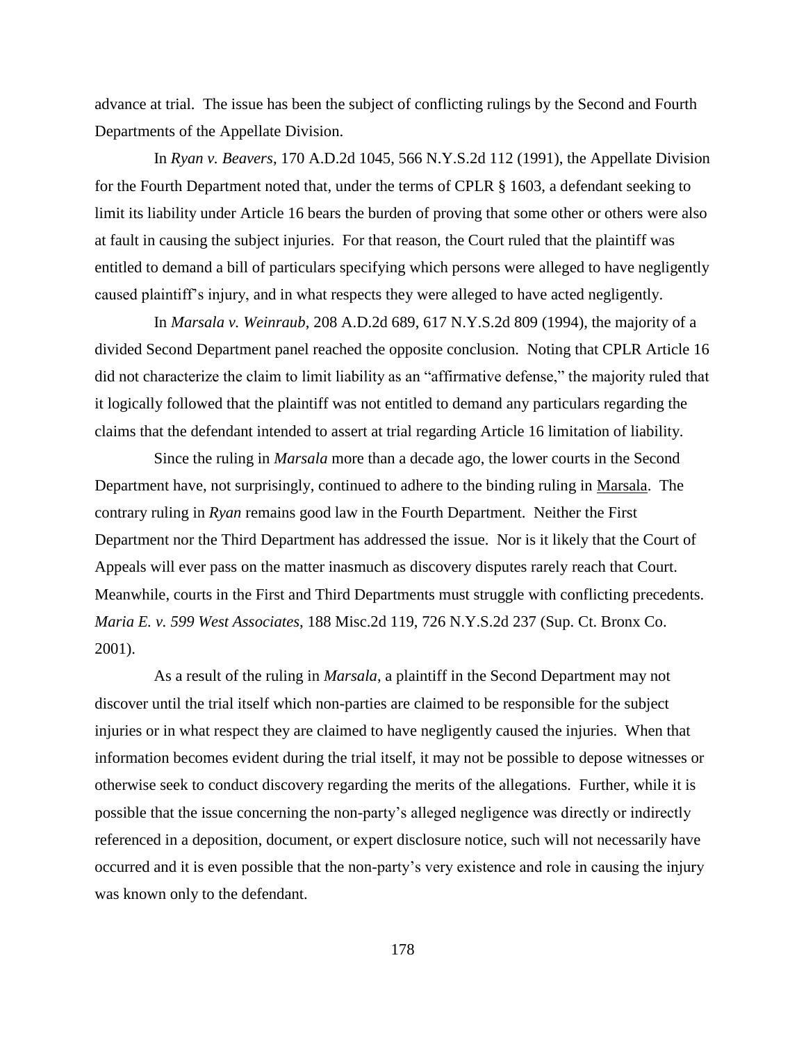advance at trial. The issue has been the subject of conflicting rulings by the Second and Fourth Departments of the Appellate Division.

In *Ryan v. Beavers*, 170 A.D.2d 1045, 566 N.Y.S.2d 112 (1991), the Appellate Division for the Fourth Department noted that, under the terms of CPLR § 1603, a defendant seeking to limit its liability under Article 16 bears the burden of proving that some other or others were also at fault in causing the subject injuries. For that reason, the Court ruled that the plaintiff was entitled to demand a bill of particulars specifying which persons were alleged to have negligently caused plaintiff's injury, and in what respects they were alleged to have acted negligently.

In *Marsala v. Weinraub*, 208 A.D.2d 689, 617 N.Y.S.2d 809 (1994), the majority of a divided Second Department panel reached the opposite conclusion. Noting that CPLR Article 16 did not characterize the claim to limit liability as an "affirmative defense," the majority ruled that it logically followed that the plaintiff was not entitled to demand any particulars regarding the claims that the defendant intended to assert at trial regarding Article 16 limitation of liability.

Since the ruling in *Marsala* more than a decade ago, the lower courts in the Second Department have, not surprisingly, continued to adhere to the binding ruling in Marsala. The contrary ruling in *Ryan* remains good law in the Fourth Department. Neither the First Department nor the Third Department has addressed the issue. Nor is it likely that the Court of Appeals will ever pass on the matter inasmuch as discovery disputes rarely reach that Court. Meanwhile, courts in the First and Third Departments must struggle with conflicting precedents. *Maria E. v. 599 West Associates*, 188 Misc.2d 119, 726 N.Y.S.2d 237 (Sup. Ct. Bronx Co. 2001).

As a result of the ruling in *Marsala*, a plaintiff in the Second Department may not discover until the trial itself which non-parties are claimed to be responsible for the subject injuries or in what respect they are claimed to have negligently caused the injuries. When that information becomes evident during the trial itself, it may not be possible to depose witnesses or otherwise seek to conduct discovery regarding the merits of the allegations. Further, while it is possible that the issue concerning the non-party's alleged negligence was directly or indirectly referenced in a deposition, document, or expert disclosure notice, such will not necessarily have occurred and it is even possible that the non-party's very existence and role in causing the injury was known only to the defendant.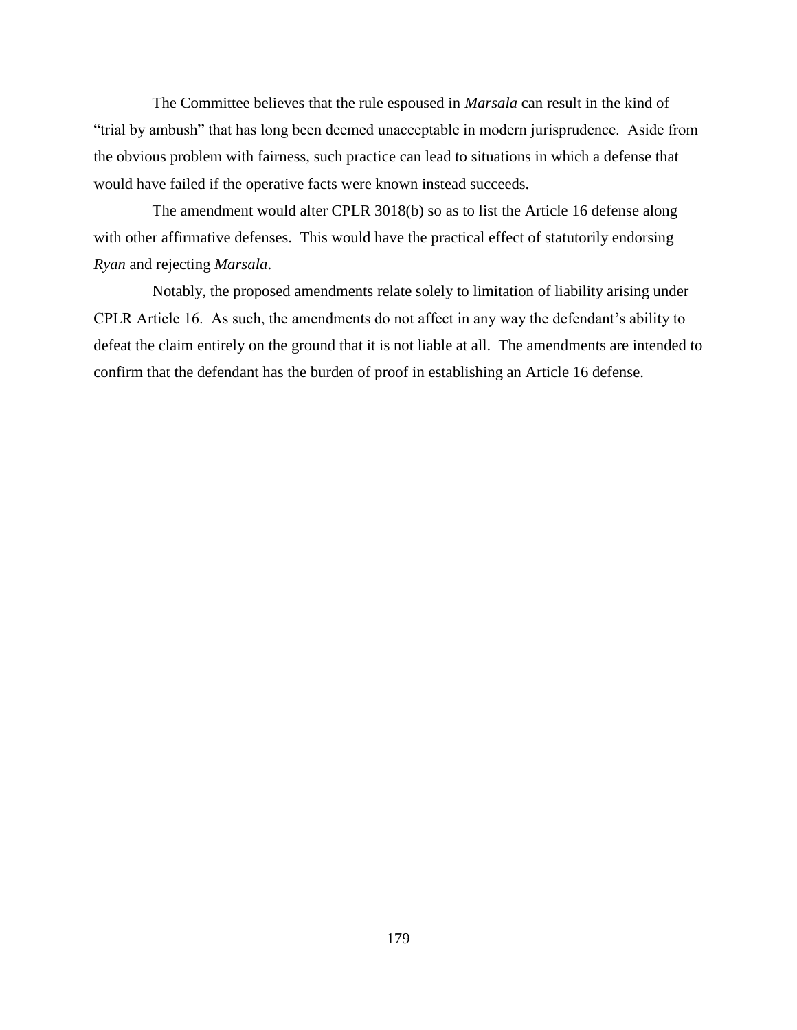The Committee believes that the rule espoused in *Marsala* can result in the kind of "trial by ambush" that has long been deemed unacceptable in modern jurisprudence. Aside from the obvious problem with fairness, such practice can lead to situations in which a defense that would have failed if the operative facts were known instead succeeds.

The amendment would alter CPLR 3018(b) so as to list the Article 16 defense along with other affirmative defenses. This would have the practical effect of statutorily endorsing *Ryan* and rejecting *Marsala*.

Notably, the proposed amendments relate solely to limitation of liability arising under CPLR Article 16. As such, the amendments do not affect in any way the defendant's ability to defeat the claim entirely on the ground that it is not liable at all. The amendments are intended to confirm that the defendant has the burden of proof in establishing an Article 16 defense.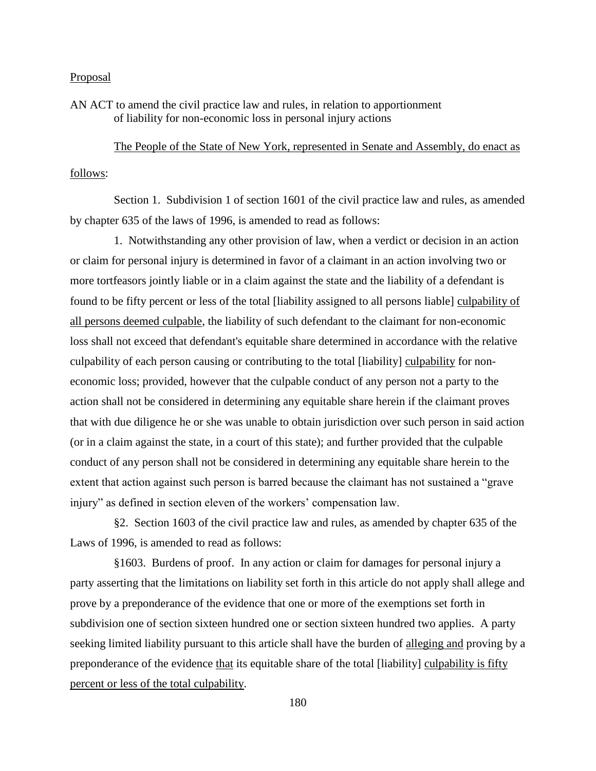Proposal

AN ACT to amend the civil practice law and rules, in relation to apportionment of liability for non-economic loss in personal injury actions

The People of the State of New York, represented in Senate and Assembly, do enact as follows:

Section 1. Subdivision 1 of section 1601 of the civil practice law and rules, as amended by chapter 635 of the laws of 1996, is amended to read as follows:

1. Notwithstanding any other provision of law, when a verdict or decision in an action or claim for personal injury is determined in favor of a claimant in an action involving two or more tortfeasors jointly liable or in a claim against the state and the liability of a defendant is found to be fifty percent or less of the total [liability assigned to all persons liable] culpability of all persons deemed culpable, the liability of such defendant to the claimant for non-economic loss shall not exceed that defendant's equitable share determined in accordance with the relative culpability of each person causing or contributing to the total [liability] culpability for non-economic loss; provided, however that the culpable conduct of any person not a party to the action shall not be considered in determining any equitable share herein if the claimant proves that with due diligence he or she was unable to obtain jurisdiction over such person in said action (or in a claim against the state, in a court of this state); and further provided that the culpable conduct of any person shall not be considered in determining any equitable share herein to the extent that action against such person is barred because the claimant has not sustained a "grave injury" as defined in section eleven of the workers' compensation law.

§2. Section 1603 of the civil practice law and rules, as amended by chapter 635 of the Laws of 1996, is amended to read as follows:

§1603. Burdens of proof. In any action or claim for damages for personal injury a party asserting that the limitations on liability set forth in this article do not apply shall allege and prove by a preponderance of the evidence that one or more of the exemptions set forth in subdivision one of section sixteen hundred one or section sixteen hundred two applies. A party seeking limited liability pursuant to this article shall have the burden of alleging and proving by a preponderance of the evidence that its equitable share of the total [liability] culpability is fifty percent or less of the total culpability.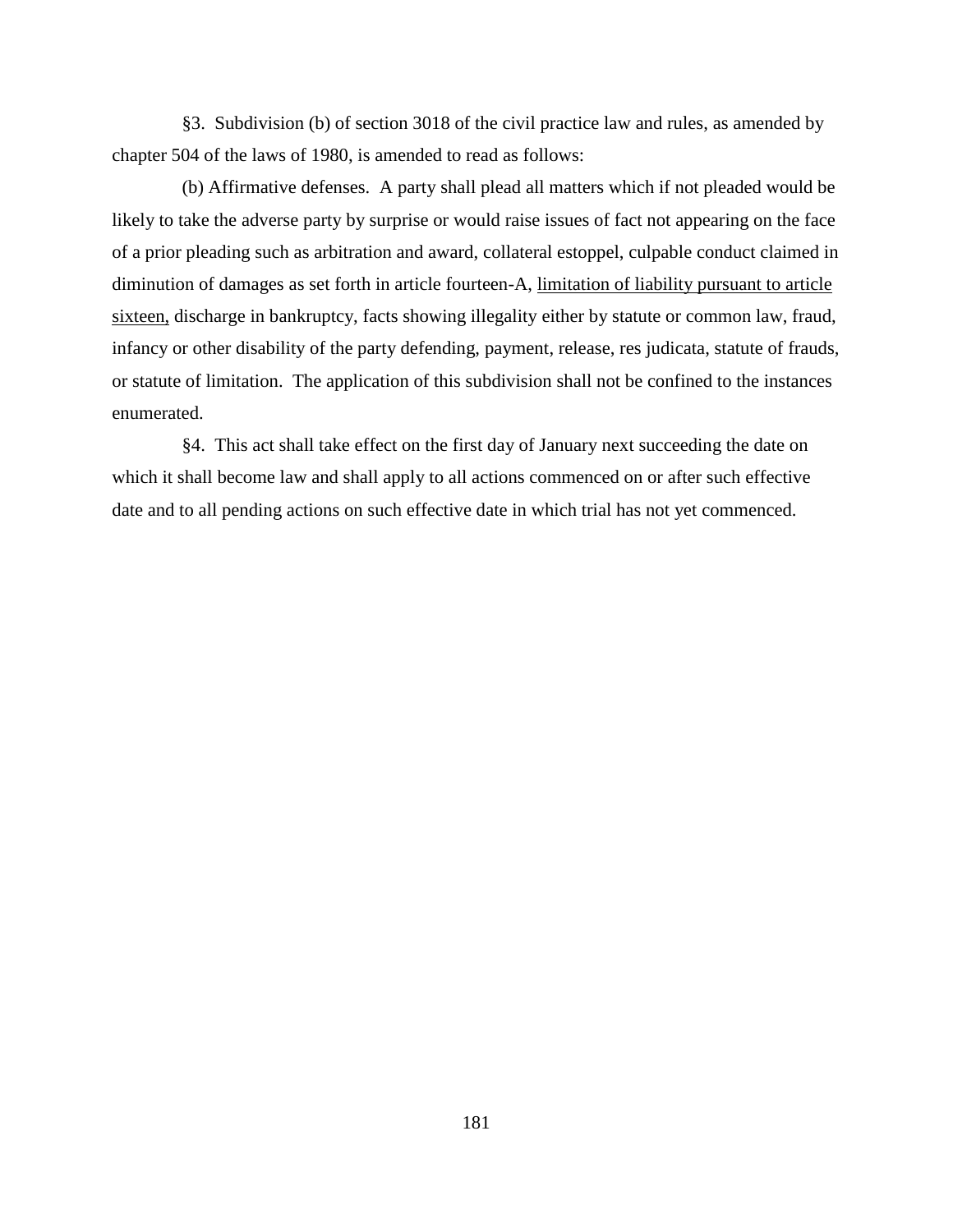§3. Subdivision (b) of section 3018 of the civil practice law and rules, as amended by chapter 504 of the laws of 1980, is amended to read as follows:

(b) Affirmative defenses. A party shall plead all matters which if not pleaded would be likely to take the adverse party by surprise or would raise issues of fact not appearing on the face of a prior pleading such as arbitration and award, collateral estoppel, culpable conduct claimed in diminution of damages as set forth in article fourteen-A, <u>limitation of liability pursuant to article sixteen,</u> discharge in bankruptcy, facts showing illegality either by statute or common law, fraud, infancy or other disability of the party defending, payment, release, res judicata, statute of frauds, or statute of limitation. The application of this subdivision shall not be confined to the instances enumerated.

§4. This act shall take effect on the first day of January next succeeding the date on which it shall become law and shall apply to all actions commenced on or after such effective date and to all pending actions on such effective date in which trial has not yet commenced.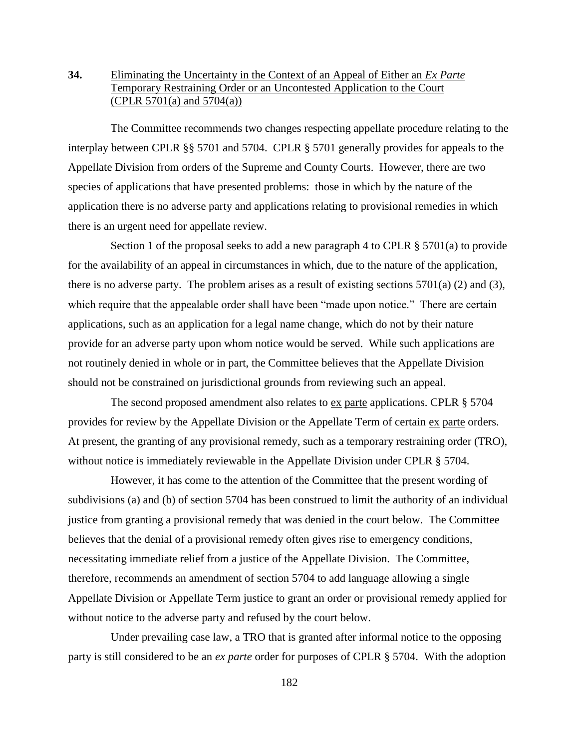**34.** <u>Eliminating the Uncertainty in the Context of an Appeal of Either an *Ex Parte* Temporary Restraining Order or an Uncontested Application to the Court (CPLR 5701(a) and 5704(a))</u>

The Committee recommends two changes respecting appellate procedure relating to the interplay between CPLR §§ 5701 and 5704. CPLR § 5701 generally provides for appeals to the Appellate Division from orders of the Supreme and County Courts. However, there are two species of applications that have presented problems: those in which by the nature of the application there is no adverse party and applications relating to provisional remedies in which there is an urgent need for appellate review.

Section 1 of the proposal seeks to add a new paragraph 4 to CPLR § 5701(a) to provide for the availability of an appeal in circumstances in which, due to the nature of the application, there is no adverse party. The problem arises as a result of existing sections 5701(a) (2) and (3), which require that the appealable order shall have been "made upon notice." There are certain applications, such as an application for a legal name change, which do not by their nature provide for an adverse party upon whom notice would be served. While such applications are not routinely denied in whole or in part, the Committee believes that the Appellate Division should not be constrained on jurisdictional grounds from reviewing such an appeal.

The second proposed amendment also relates to <u>ex parte</u> applications. CPLR § 5704 provides for review by the Appellate Division or the Appellate Term of certain <u>ex parte</u> orders. At present, the granting of any provisional remedy, such as a temporary restraining order (TRO), without notice is immediately reviewable in the Appellate Division under CPLR § 5704.

However, it has come to the attention of the Committee that the present wording of subdivisions (a) and (b) of section 5704 has been construed to limit the authority of an individual justice from granting a provisional remedy that was denied in the court below. The Committee believes that the denial of a provisional remedy often gives rise to emergency conditions, necessitating immediate relief from a justice of the Appellate Division. The Committee, therefore, recommends an amendment of section 5704 to add language allowing a single Appellate Division or Appellate Term justice to grant an order or provisional remedy applied for without notice to the adverse party and refused by the court below.

Under prevailing case law, a TRO that is granted after informal notice to the opposing party is still considered to be an *ex parte* order for purposes of CPLR § 5704. With the adoption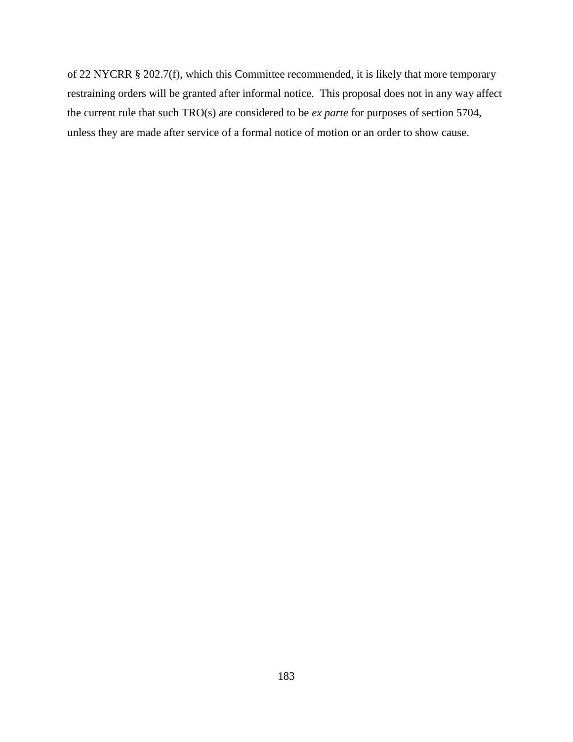of 22 NYCRR § 202.7(f), which this Committee recommended, it is likely that more temporary restraining orders will be granted after informal notice. This proposal does not in any way affect the current rule that such TRO(s) are considered to be *ex parte* for purposes of section 5704, unless they are made after service of a formal notice of motion or an order to show cause.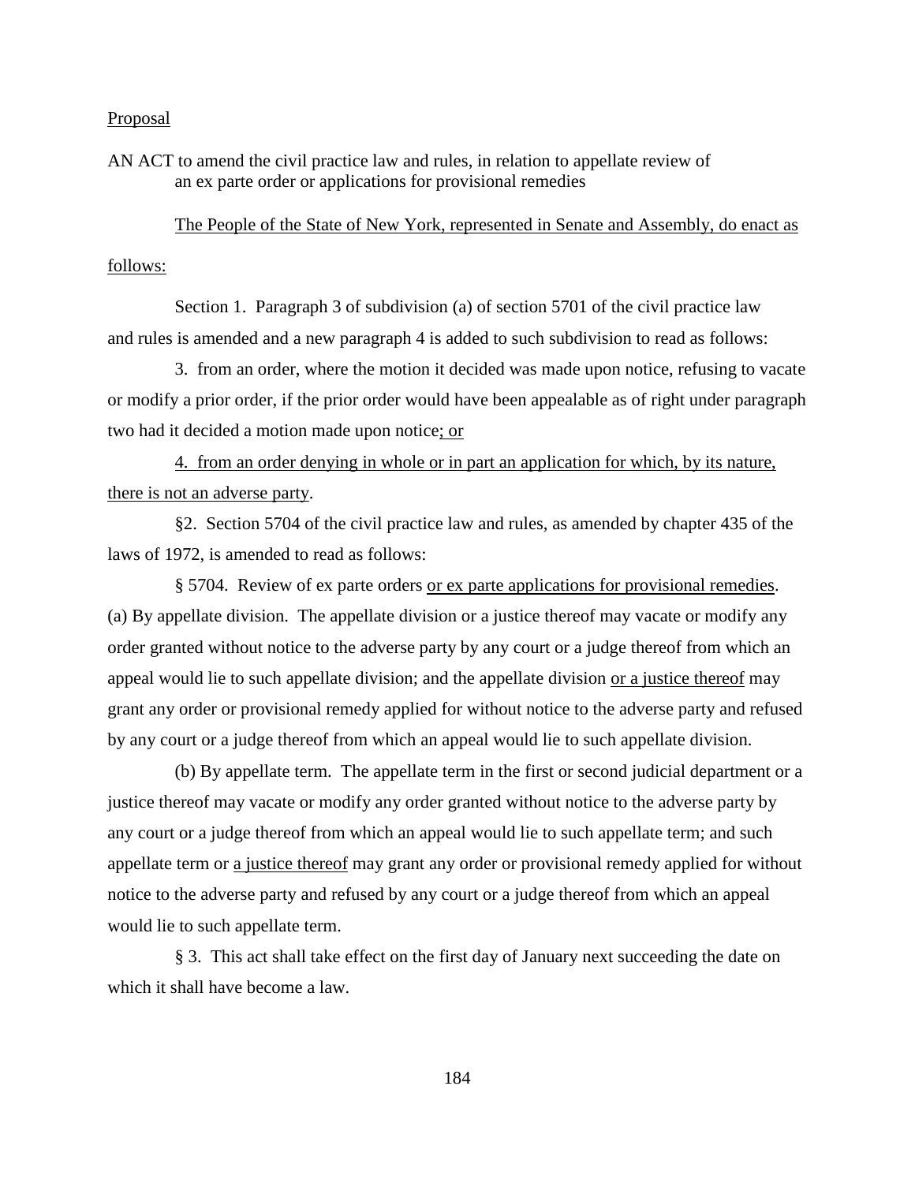Proposal

AN ACT to amend the civil practice law and rules, in relation to appellate review of an ex parte order or applications for provisional remedies

The People of the State of New York, represented in Senate and Assembly, do enact as follows:

Section 1. Paragraph 3 of subdivision (a) of section 5701 of the civil practice law and rules is amended and a new paragraph 4 is added to such subdivision to read as follows:

3. from an order, where the motion it decided was made upon notice, refusing to vacate or modify a prior order, if the prior order would have been appealable as of right under paragraph two had it decided a motion made upon notice; or

4. from an order denying in whole or in part an application for which, by its nature, there is not an adverse party.

§2. Section 5704 of the civil practice law and rules, as amended by chapter 435 of the laws of 1972, is amended to read as follows:

§ 5704. Review of ex parte orders or ex parte applications for provisional remedies. (a) By appellate division. The appellate division or a justice thereof may vacate or modify any order granted without notice to the adverse party by any court or a judge thereof from which an appeal would lie to such appellate division; and the appellate division or a justice thereof may grant any order or provisional remedy applied for without notice to the adverse party and refused by any court or a judge thereof from which an appeal would lie to such appellate division.

(b) By appellate term. The appellate term in the first or second judicial department or a justice thereof may vacate or modify any order granted without notice to the adverse party by any court or a judge thereof from which an appeal would lie to such appellate term; and such appellate term or a justice thereof may grant any order or provisional remedy applied for without notice to the adverse party and refused by any court or a judge thereof from which an appeal would lie to such appellate term.

§ 3. This act shall take effect on the first day of January next succeeding the date on which it shall have become a law.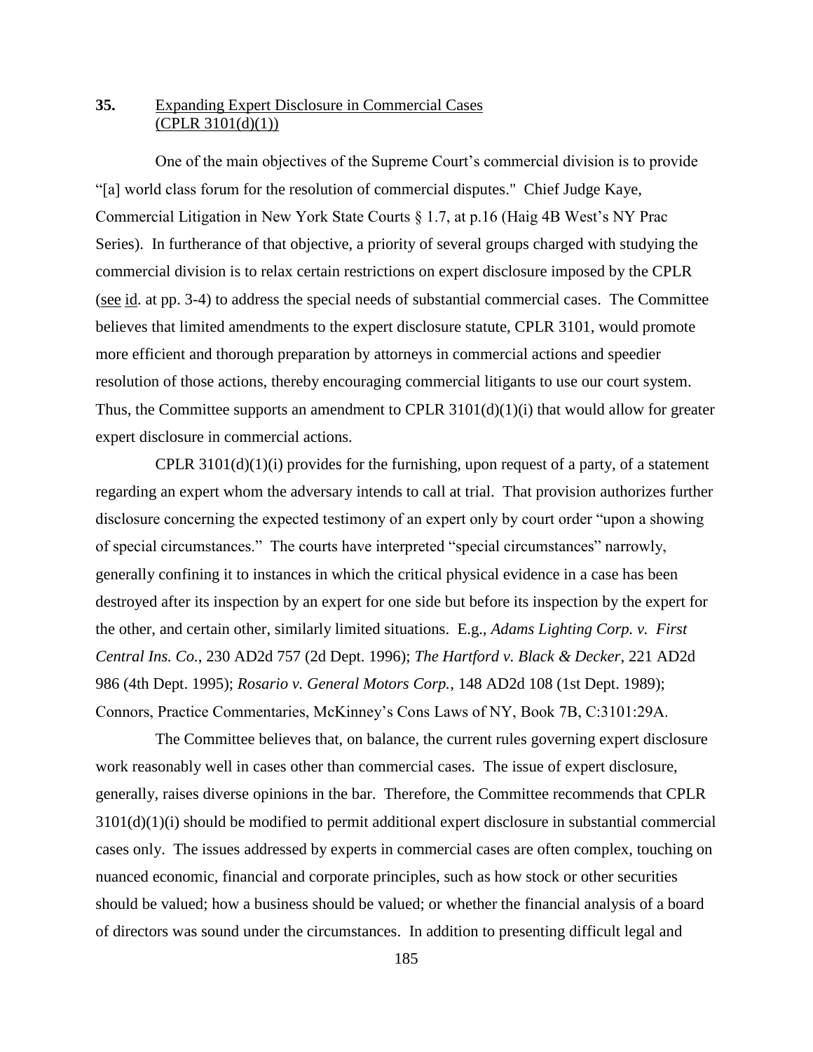## 35. Expanding Expert Disclosure in Commercial Cases (CPLR 3101(d)(1))

One of the main objectives of the Supreme Court's commercial division is to provide "[a] world class forum for the resolution of commercial disputes." Chief Judge Kaye, Commercial Litigation in New York State Courts § 1.7, at p.16 (Haig 4B West's NY Prac Series). In furtherance of that objective, a priority of several groups charged with studying the commercial division is to relax certain restrictions on expert disclosure imposed by the CPLR (see id. at pp. 3-4) to address the special needs of substantial commercial cases. The Committee believes that limited amendments to the expert disclosure statute, CPLR 3101, would promote more efficient and thorough preparation by attorneys in commercial actions and speedier resolution of those actions, thereby encouraging commercial litigants to use our court system. Thus, the Committee supports an amendment to CPLR 3101(d)(1)(i) that would allow for greater expert disclosure in commercial actions.

CPLR 3101(d)(1)(i) provides for the furnishing, upon request of a party, of a statement regarding an expert whom the adversary intends to call at trial. That provision authorizes further disclosure concerning the expected testimony of an expert only by court order "upon a showing of special circumstances." The courts have interpreted "special circumstances" narrowly, generally confining it to instances in which the critical physical evidence in a case has been destroyed after its inspection by an expert for one side but before its inspection by the expert for the other, and certain other, similarly limited situations. E.g., *Adams Lighting Corp. v. First Central Ins. Co.*, 230 AD2d 757 (2d Dept. 1996); *The Hartford v. Black & Decker*, 221 AD2d 986 (4th Dept. 1995); *Rosario v. General Motors Corp.*, 148 AD2d 108 (1st Dept. 1989); Connors, Practice Commentaries, McKinney's Cons Laws of NY, Book 7B, C:3101:29A.

The Committee believes that, on balance, the current rules governing expert disclosure work reasonably well in cases other than commercial cases. The issue of expert disclosure, generally, raises diverse opinions in the bar. Therefore, the Committee recommends that CPLR 3101(d)(1)(i) should be modified to permit additional expert disclosure in substantial commercial cases only. The issues addressed by experts in commercial cases are often complex, touching on nuanced economic, financial and corporate principles, such as how stock or other securities should be valued; how a business should be valued; or whether the financial analysis of a board of directors was sound under the circumstances. In addition to presenting difficult legal and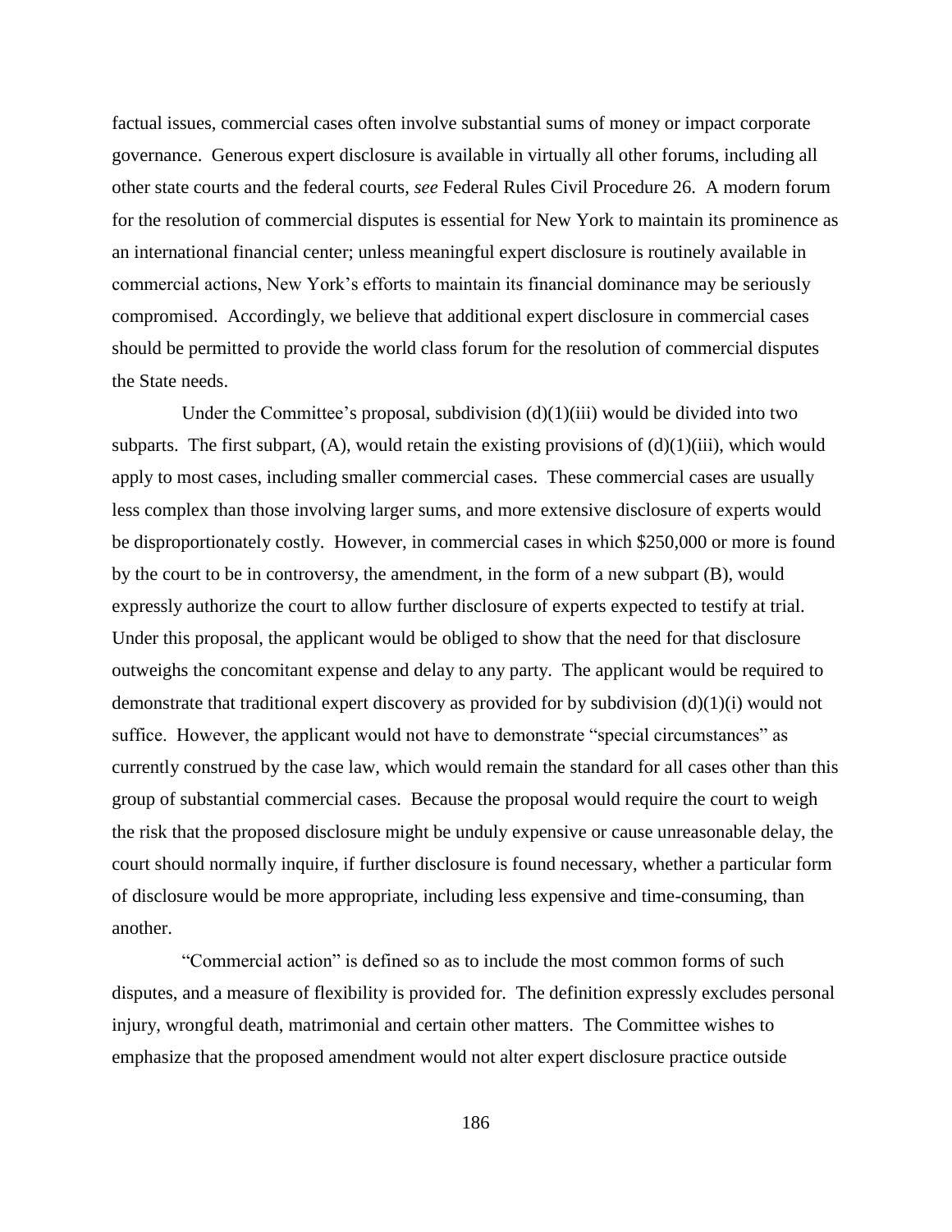factual issues, commercial cases often involve substantial sums of money or impact corporate governance. Generous expert disclosure is available in virtually all other forums, including all other state courts and the federal courts, *see* Federal Rules Civil Procedure 26. A modern forum for the resolution of commercial disputes is essential for New York to maintain its prominence as an international financial center; unless meaningful expert disclosure is routinely available in commercial actions, New York's efforts to maintain its financial dominance may be seriously compromised. Accordingly, we believe that additional expert disclosure in commercial cases should be permitted to provide the world class forum for the resolution of commercial disputes the State needs.

Under the Committee's proposal, subdivision (d)(1)(iii) would be divided into two subparts. The first subpart, (A), would retain the existing provisions of (d)(1)(iii), which would apply to most cases, including smaller commercial cases. These commercial cases are usually less complex than those involving larger sums, and more extensive disclosure of experts would be disproportionately costly. However, in commercial cases in which $250,000 or more is found by the court to be in controversy, the amendment, in the form of a new subpart (B), would expressly authorize the court to allow further disclosure of experts expected to testify at trial. Under this proposal, the applicant would be obliged to show that the need for that disclosure outweighs the concomitant expense and delay to any party. The applicant would be required to demonstrate that traditional expert discovery as provided for by subdivision (d)(1)(i) would not suffice. However, the applicant would not have to demonstrate "special circumstances" as currently construed by the case law, which would remain the standard for all cases other than this group of substantial commercial cases. Because the proposal would require the court to weigh the risk that the proposed disclosure might be unduly expensive or cause unreasonable delay, the court should normally inquire, if further disclosure is found necessary, whether a particular form of disclosure would be more appropriate, including less expensive and time-consuming, than another.

"Commercial action" is defined so as to include the most common forms of such disputes, and a measure of flexibility is provided for. The definition expressly excludes personal injury, wrongful death, matrimonial and certain other matters. The Committee wishes to emphasize that the proposed amendment would not alter expert disclosure practice outside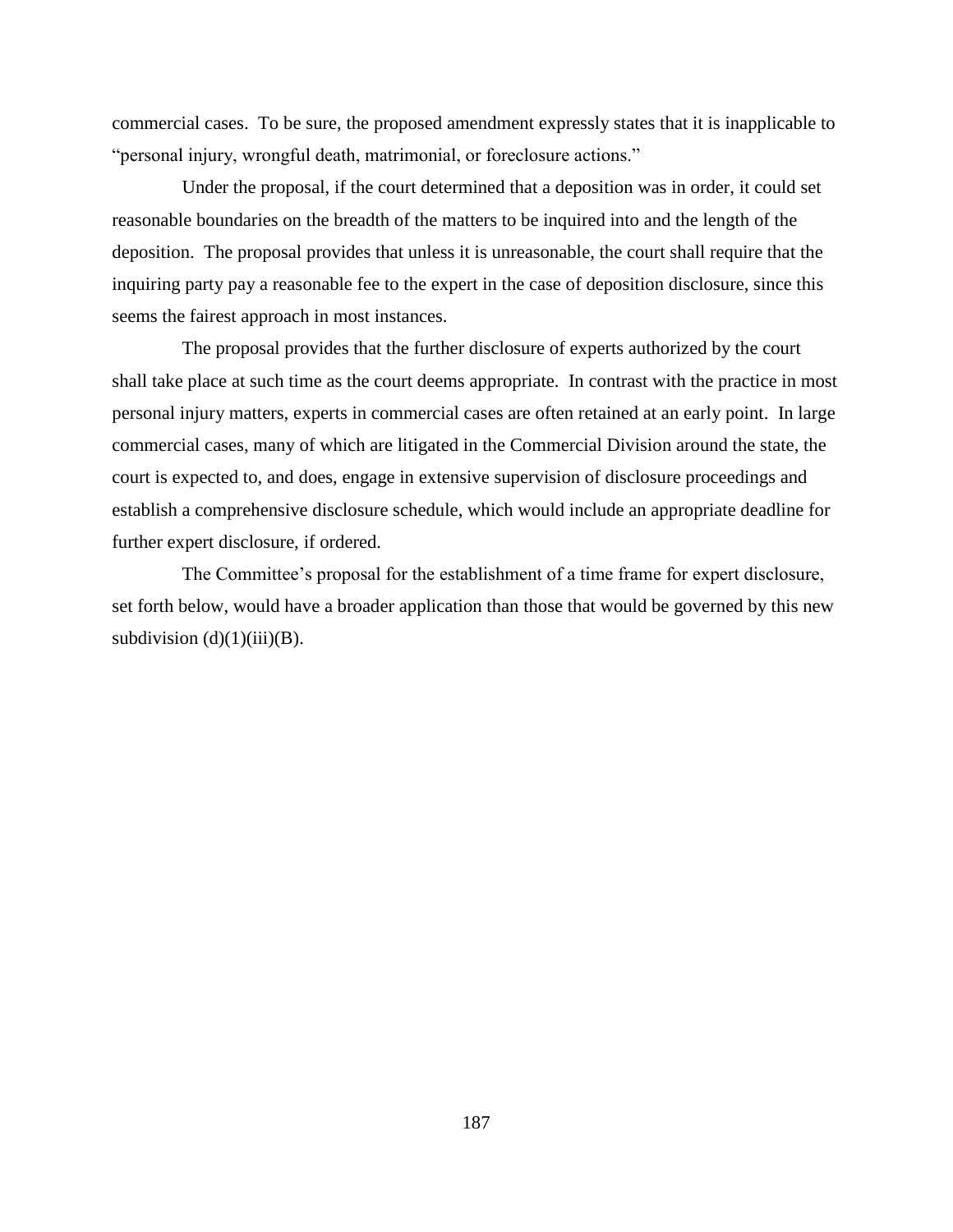commercial cases. To be sure, the proposed amendment expressly states that it is inapplicable to "personal injury, wrongful death, matrimonial, or foreclosure actions."

Under the proposal, if the court determined that a deposition was in order, it could set reasonable boundaries on the breadth of the matters to be inquired into and the length of the deposition. The proposal provides that unless it is unreasonable, the court shall require that the inquiring party pay a reasonable fee to the expert in the case of deposition disclosure, since this seems the fairest approach in most instances.

The proposal provides that the further disclosure of experts authorized by the court shall take place at such time as the court deems appropriate. In contrast with the practice in most personal injury matters, experts in commercial cases are often retained at an early point. In large commercial cases, many of which are litigated in the Commercial Division around the state, the court is expected to, and does, engage in extensive supervision of disclosure proceedings and establish a comprehensive disclosure schedule, which would include an appropriate deadline for further expert disclosure, if ordered.

The Committee's proposal for the establishment of a time frame for expert disclosure, set forth below, would have a broader application than those that would be governed by this new subdivision (d)(1)(iii)(B).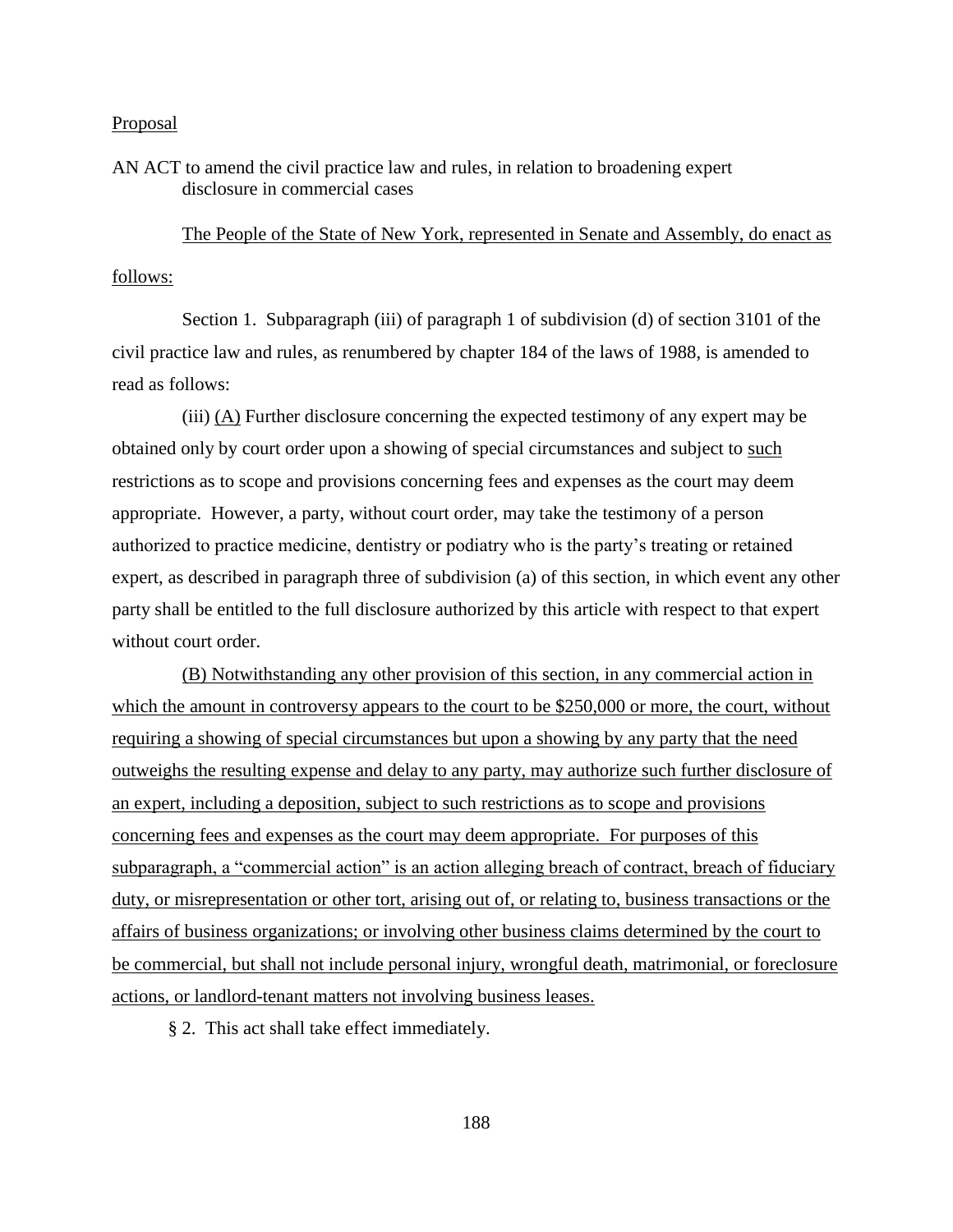Proposal

AN ACT to amend the civil practice law and rules, in relation to broadening expert disclosure in commercial cases

The People of the State of New York, represented in Senate and Assembly, do enact as follows:

Section 1. Subparagraph (iii) of paragraph 1 of subdivision (d) of section 3101 of the civil practice law and rules, as renumbered by chapter 184 of the laws of 1988, is amended to read as follows:

(iii) (A) Further disclosure concerning the expected testimony of any expert may be obtained only by court order upon a showing of special circumstances and subject to such restrictions as to scope and provisions concerning fees and expenses as the court may deem appropriate. However, a party, without court order, may take the testimony of a person authorized to practice medicine, dentistry or podiatry who is the party's treating or retained expert, as described in paragraph three of subdivision (a) of this section, in which event any other party shall be entitled to the full disclosure authorized by this article with respect to that expert without court order.

(B) Notwithstanding any other provision of this section, in any commercial action in which the amount in controversy appears to the court to be $250,000 or more, the court, without requiring a showing of special circumstances but upon a showing by any party that the need outweighs the resulting expense and delay to any party, may authorize such further disclosure of an expert, including a deposition, subject to such restrictions as to scope and provisions concerning fees and expenses as the court may deem appropriate. For purposes of this subparagraph, a "commercial action" is an action alleging breach of contract, breach of fiduciary duty, or misrepresentation or other tort, arising out of, or relating to, business transactions or the affairs of business organizations; or involving other business claims determined by the court to be commercial, but shall not include personal injury, wrongful death, matrimonial, or foreclosure actions, or landlord-tenant matters not involving business leases.

§ 2. This act shall take effect immediately.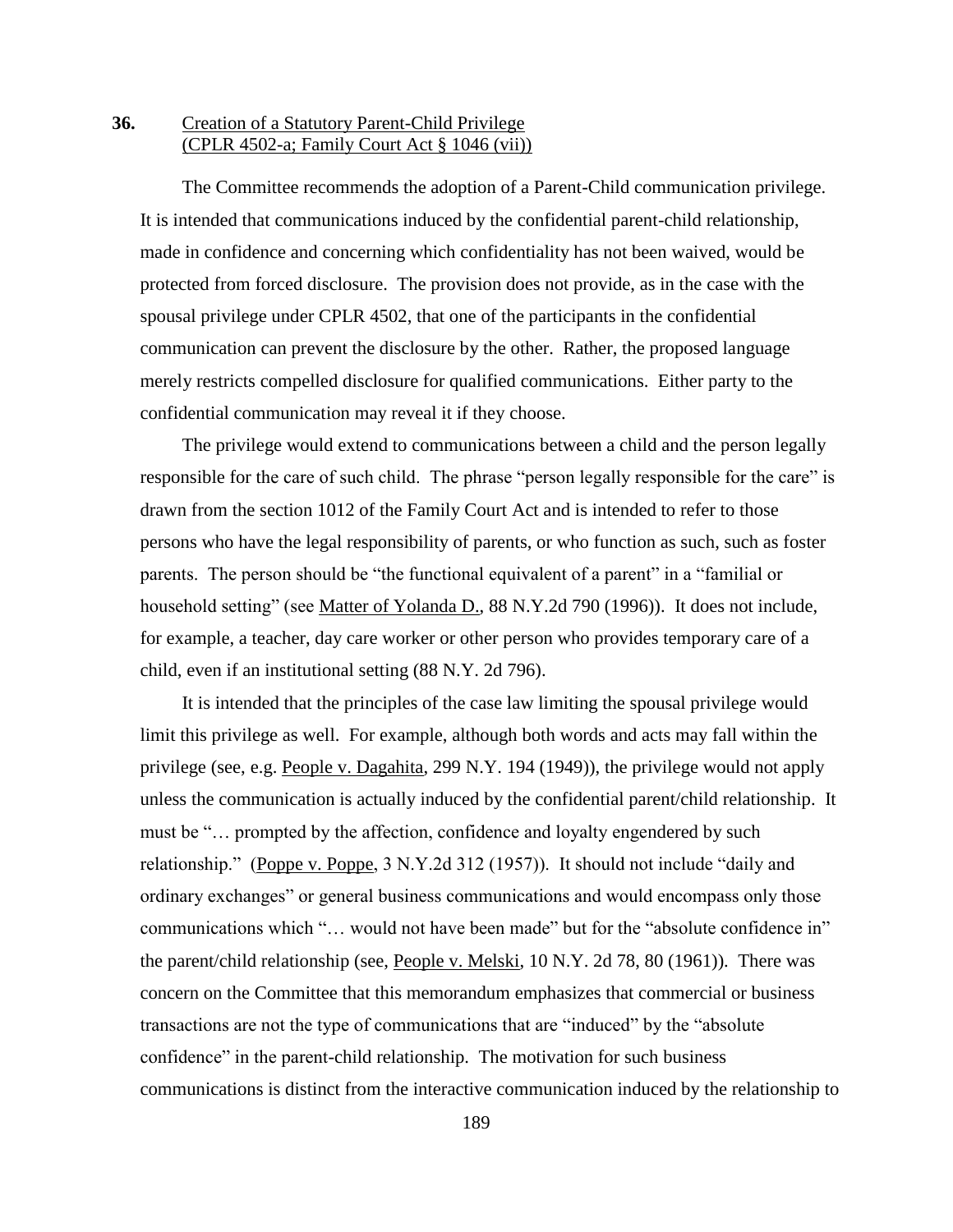**36.** <u>Creation of a Statutory Parent-Child Privilege</u>
<u>(CPLR 4502-a; Family Court Act § 1046 (vii))</u>

The Committee recommends the adoption of a Parent-Child communication privilege. It is intended that communications induced by the confidential parent-child relationship, made in confidence and concerning which confidentiality has not been waived, would be protected from forced disclosure. The provision does not provide, as in the case with the spousal privilege under CPLR 4502, that one of the participants in the confidential communication can prevent the disclosure by the other. Rather, the proposed language merely restricts compelled disclosure for qualified communications. Either party to the confidential communication may reveal it if they choose.

The privilege would extend to communications between a child and the person legally responsible for the care of such child. The phrase "person legally responsible for the care" is drawn from the section 1012 of the Family Court Act and is intended to refer to those persons who have the legal responsibility of parents, or who function as such, such as foster parents. The person should be "the functional equivalent of a parent" in a "familial or household setting" (see <u>Matter of Yolanda D.</u>, 88 N.Y.2d 790 (1996)). It does not include, for example, a teacher, day care worker or other person who provides temporary care of a child, even if an institutional setting (88 N.Y. 2d 796).

It is intended that the principles of the case law limiting the spousal privilege would limit this privilege as well. For example, although both words and acts may fall within the privilege (see, e.g. <u>People v. Dagahita</u>, 299 N.Y. 194 (1949)), the privilege would not apply unless the communication is actually induced by the confidential parent/child relationship. It must be "… prompted by the affection, confidence and loyalty engendered by such relationship." (<u>Poppe v. Poppe</u>, 3 N.Y.2d 312 (1957)). It should not include "daily and ordinary exchanges" or general business communications and would encompass only those communications which "… would not have been made" but for the "absolute confidence in" the parent/child relationship (see, <u>People v. Melski</u>, 10 N.Y. 2d 78, 80 (1961)). There was concern on the Committee that this memorandum emphasizes that commercial or business transactions are not the type of communications that are "induced" by the "absolute confidence" in the parent-child relationship. The motivation for such business communications is distinct from the interactive communication induced by the relationship to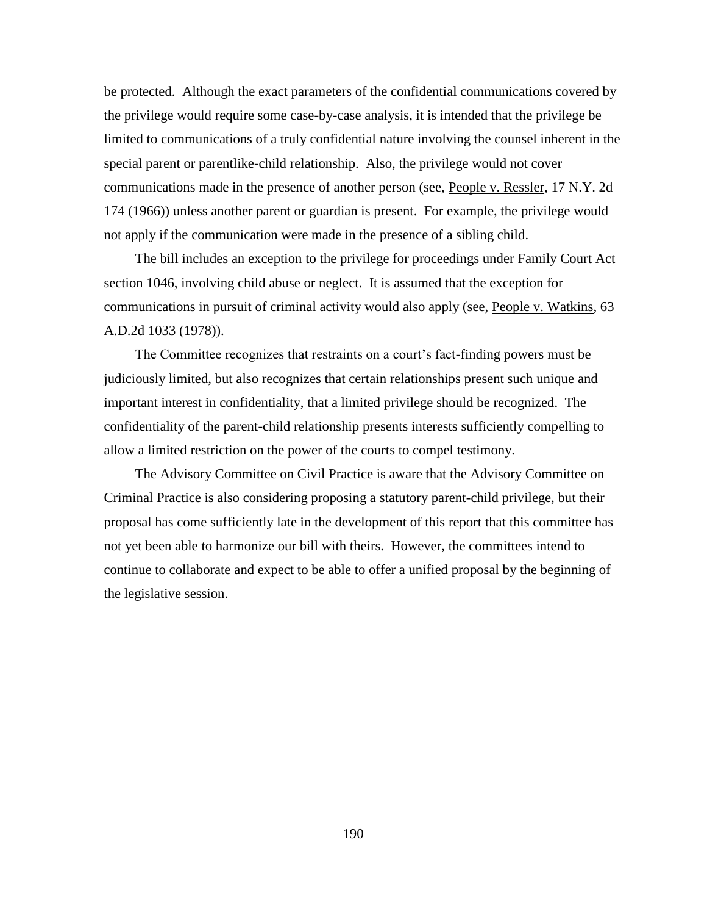be protected. Although the exact parameters of the confidential communications covered by the privilege would require some case-by-case analysis, it is intended that the privilege be limited to communications of a truly confidential nature involving the counsel inherent in the special parent or parentlike-child relationship. Also, the privilege would not cover communications made in the presence of another person (see, People v. Ressler, 17 N.Y. 2d 174 (1966)) unless another parent or guardian is present. For example, the privilege would not apply if the communication were made in the presence of a sibling child.

The bill includes an exception to the privilege for proceedings under Family Court Act section 1046, involving child abuse or neglect. It is assumed that the exception for communications in pursuit of criminal activity would also apply (see, People v. Watkins, 63 A.D.2d 1033 (1978)).

The Committee recognizes that restraints on a court's fact-finding powers must be judiciously limited, but also recognizes that certain relationships present such unique and important interest in confidentiality, that a limited privilege should be recognized. The confidentiality of the parent-child relationship presents interests sufficiently compelling to allow a limited restriction on the power of the courts to compel testimony.

The Advisory Committee on Civil Practice is aware that the Advisory Committee on Criminal Practice is also considering proposing a statutory parent-child privilege, but their proposal has come sufficiently late in the development of this report that this committee has not yet been able to harmonize our bill with theirs. However, the committees intend to continue to collaborate and expect to be able to offer a unified proposal by the beginning of the legislative session.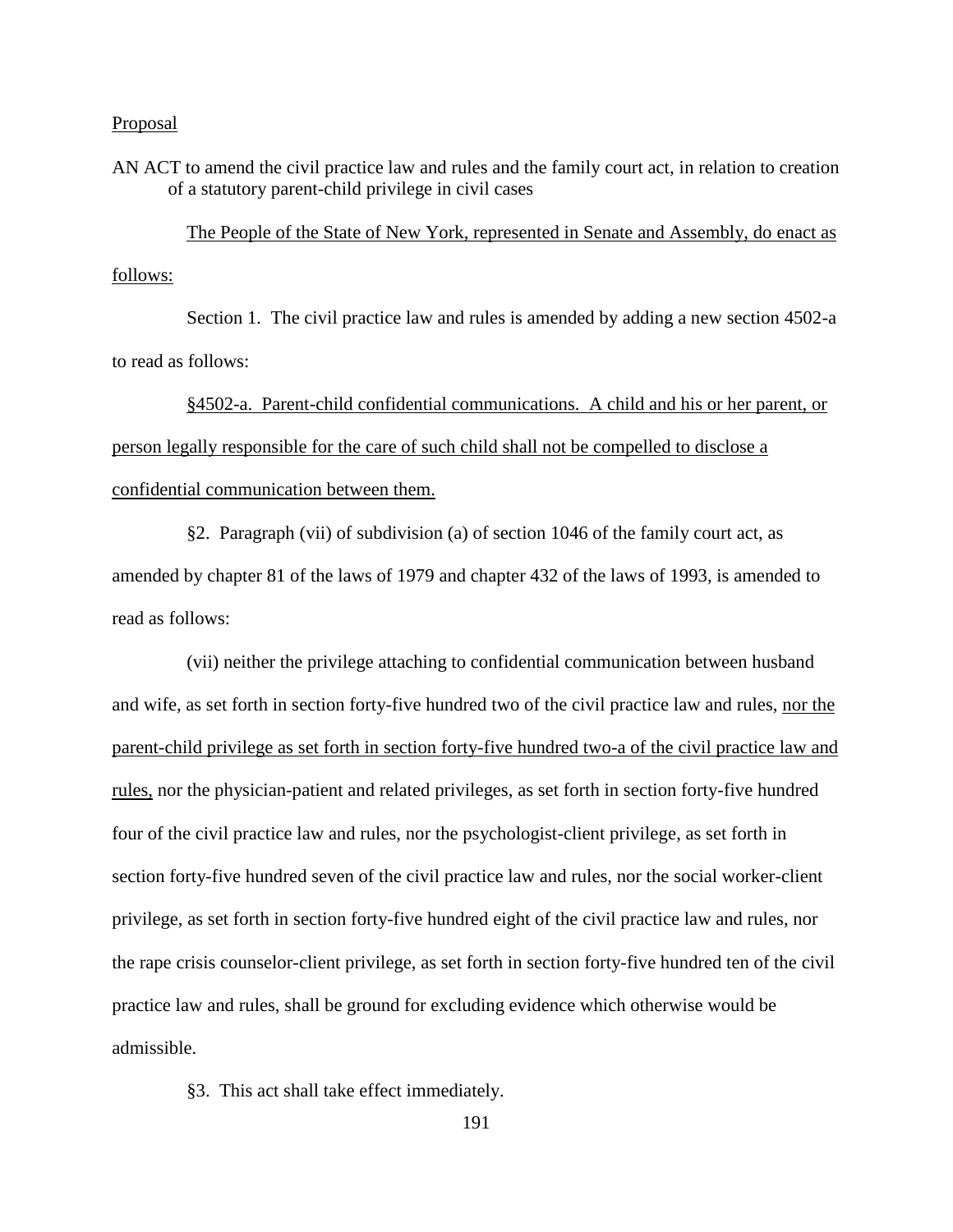Proposal

AN ACT to amend the civil practice law and rules and the family court act, in relation to creation of a statutory parent-child privilege in civil cases

The People of the State of New York, represented in Senate and Assembly, do enact as follows:

Section 1. The civil practice law and rules is amended by adding a new section 4502-a to read as follows:

§4502-a. Parent-child confidential communications. A child and his or her parent, or person legally responsible for the care of such child shall not be compelled to disclose a confidential communication between them.

§2. Paragraph (vii) of subdivision (a) of section 1046 of the family court act, as amended by chapter 81 of the laws of 1979 and chapter 432 of the laws of 1993, is amended to read as follows:

(vii) neither the privilege attaching to confidential communication between husband and wife, as set forth in section forty-five hundred two of the civil practice law and rules, nor the parent-child privilege as set forth in section forty-five hundred two-a of the civil practice law and rules, nor the physician-patient and related privileges, as set forth in section forty-five hundred four of the civil practice law and rules, nor the psychologist-client privilege, as set forth in section forty-five hundred seven of the civil practice law and rules, nor the social worker-client privilege, as set forth in section forty-five hundred eight of the civil practice law and rules, nor the rape crisis counselor-client privilege, as set forth in section forty-five hundred ten of the civil practice law and rules, shall be ground for excluding evidence which otherwise would be admissible.

§3. This act shall take effect immediately.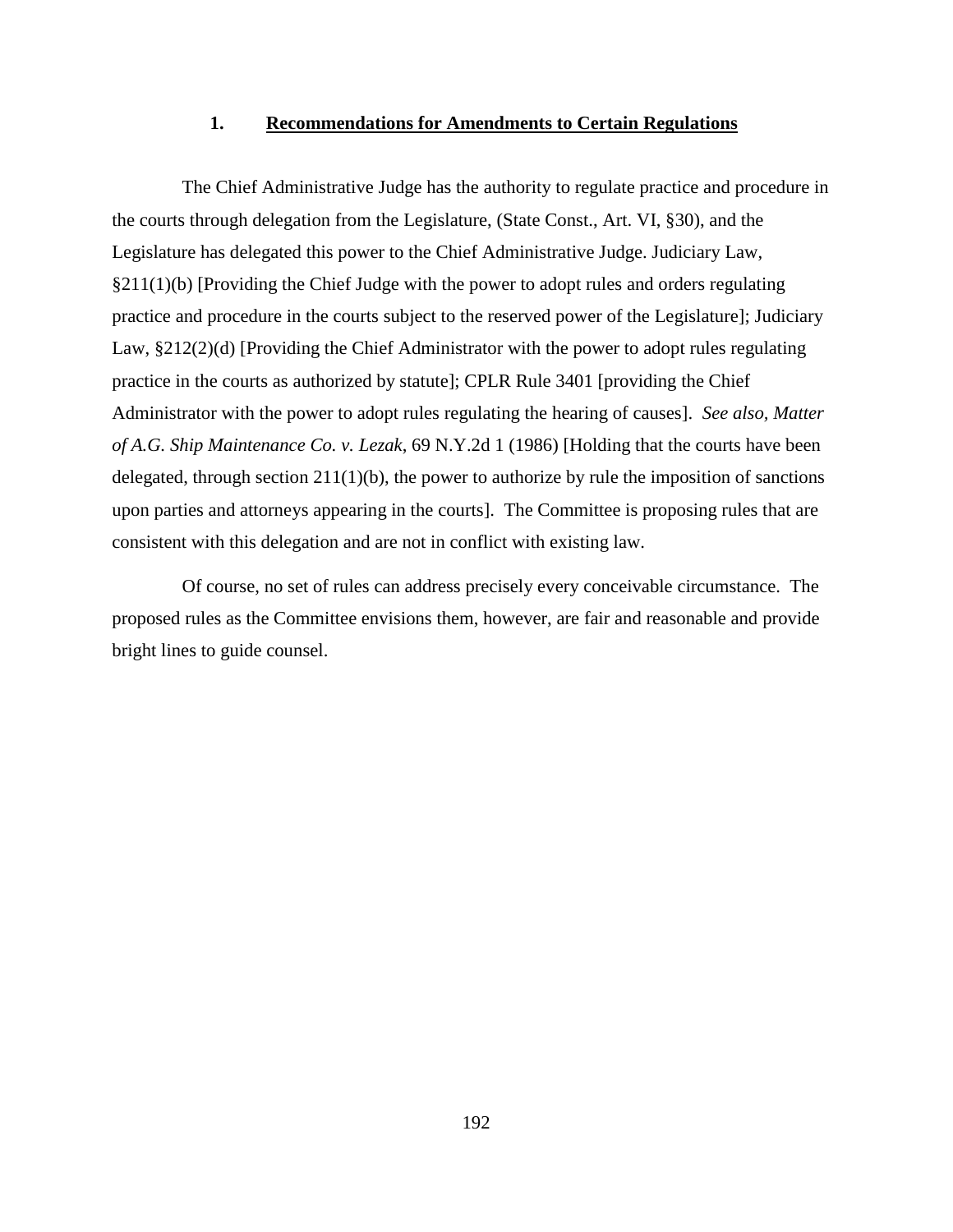## 1. Recommendations for Amendments to Certain Regulations

The Chief Administrative Judge has the authority to regulate practice and procedure in the courts through delegation from the Legislature, (State Const., Art. VI, §30), and the Legislature has delegated this power to the Chief Administrative Judge. Judiciary Law, §211(1)(b) [Providing the Chief Judge with the power to adopt rules and orders regulating practice and procedure in the courts subject to the reserved power of the Legislature]; Judiciary Law, §212(2)(d) [Providing the Chief Administrator with the power to adopt rules regulating practice in the courts as authorized by statute]; CPLR Rule 3401 [providing the Chief Administrator with the power to adopt rules regulating the hearing of causes]. *See also, Matter of A.G. Ship Maintenance Co. v. Lezak*, 69 N.Y.2d 1 (1986) [Holding that the courts have been delegated, through section 211(1)(b), the power to authorize by rule the imposition of sanctions upon parties and attorneys appearing in the courts]. The Committee is proposing rules that are consistent with this delegation and are not in conflict with existing law.

Of course, no set of rules can address precisely every conceivable circumstance. The proposed rules as the Committee envisions them, however, are fair and reasonable and provide bright lines to guide counsel.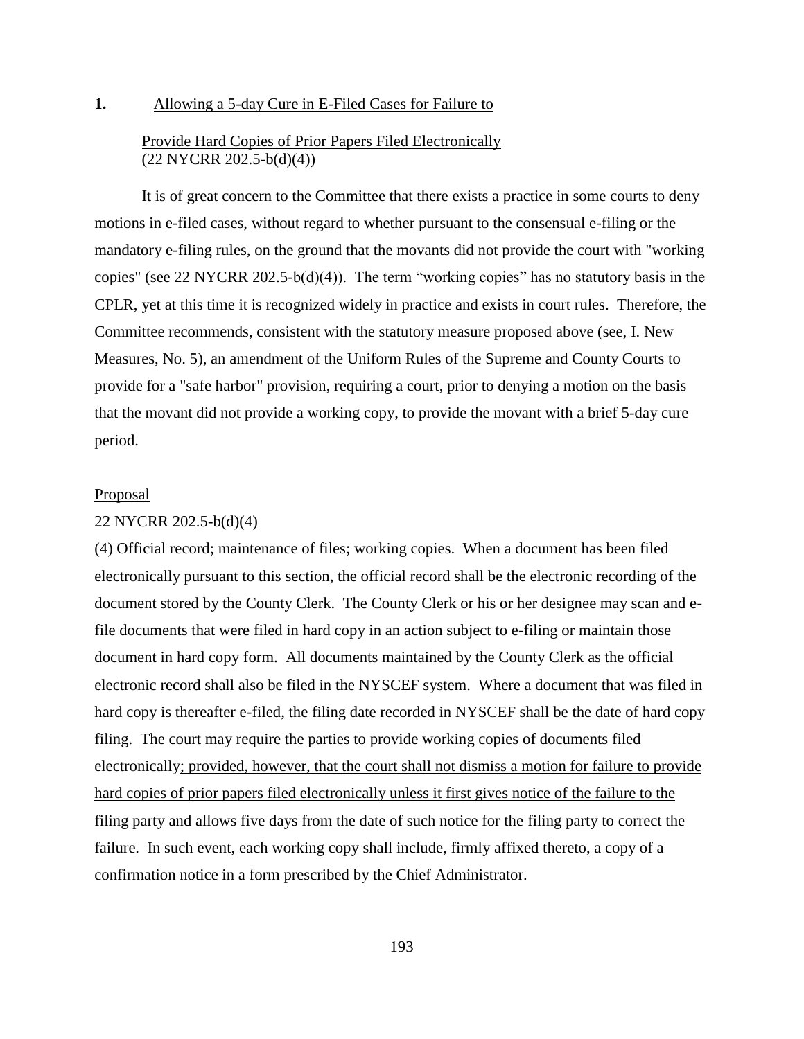**1.** Allowing a 5-day Cure in E-Filed Cases for Failure to Provide Hard Copies of Prior Papers Filed Electronically (22 NYCRR 202.5-b(d)(4))

It is of great concern to the Committee that there exists a practice in some courts to deny motions in e-filed cases, without regard to whether pursuant to the consensual e-filing or the mandatory e-filing rules, on the ground that the movants did not provide the court with "working copies" (see 22 NYCRR 202.5-b(d)(4)). The term "working copies" has no statutory basis in the CPLR, yet at this time it is recognized widely in practice and exists in court rules. Therefore, the Committee recommends, consistent with the statutory measure proposed above (see, I. New Measures, No. 5), an amendment of the Uniform Rules of the Supreme and County Courts to provide for a "safe harbor" provision, requiring a court, prior to denying a motion on the basis that the movant did not provide a working copy, to provide the movant with a brief 5-day cure period.

Proposal

22 NYCRR 202.5-b(d)(4)

(4) Official record; maintenance of files; working copies. When a document has been filed electronically pursuant to this section, the official record shall be the electronic recording of the document stored by the County Clerk. The County Clerk or his or her designee may scan and e-file documents that were filed in hard copy in an action subject to e-filing or maintain those document in hard copy form. All documents maintained by the County Clerk as the official electronic record shall also be filed in the NYSCEF system. Where a document that was filed in hard copy is thereafter e-filed, the filing date recorded in NYSCEF shall be the date of hard copy filing. The court may require the parties to provide working copies of documents filed electronically<u>; provided, however, that the court shall not dismiss a motion for failure to provide hard copies of prior papers filed electronically unless it first gives notice of the failure to the filing party and allows five days from the date of such notice for the filing party to correct the failure</u>. In such event, each working copy shall include, firmly affixed thereto, a copy of a confirmation notice in a form prescribed by the Chief Administrator.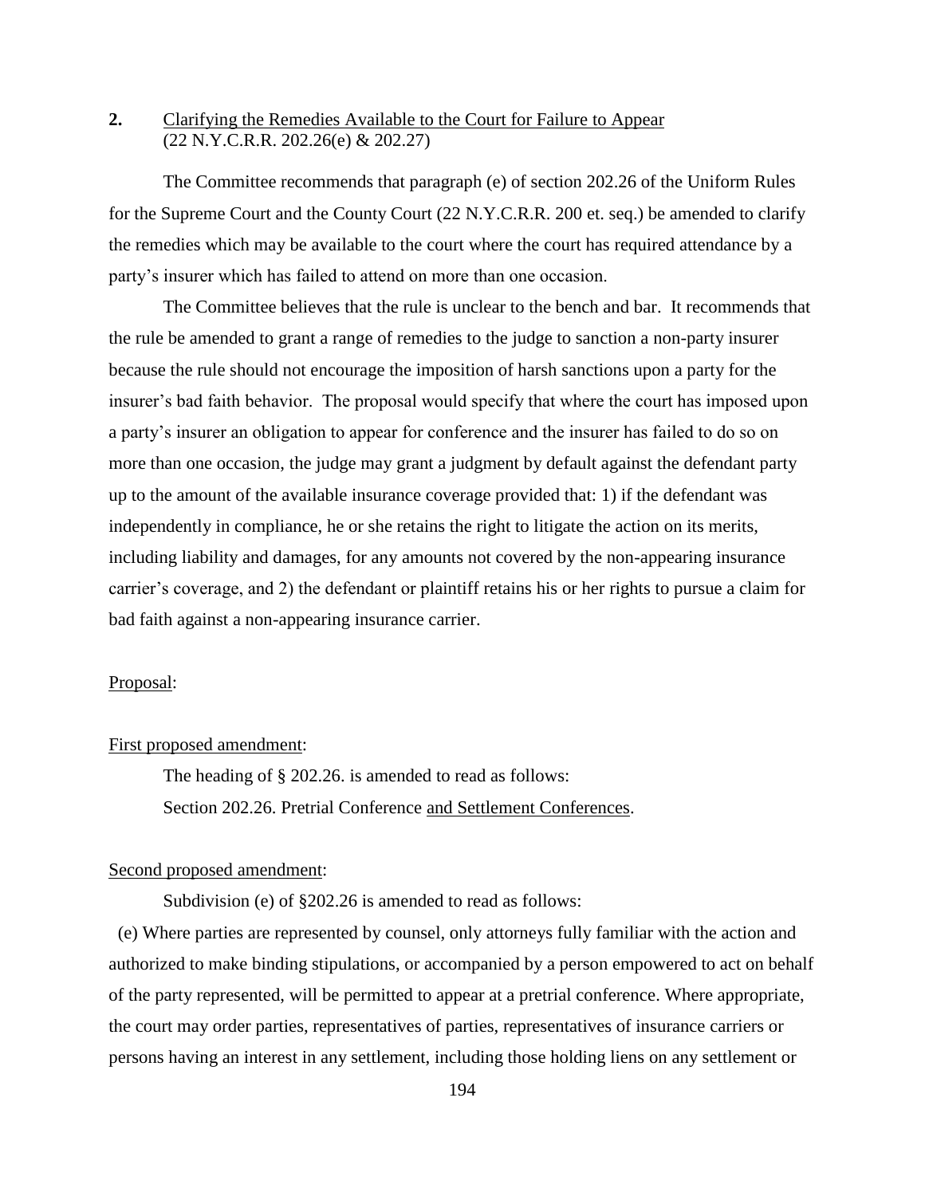**2.** <u>Clarifying the Remedies Available to the Court for Failure to Appear</u>
(22 N.Y.C.R.R. 202.26(e) & 202.27)

The Committee recommends that paragraph (e) of section 202.26 of the Uniform Rules for the Supreme Court and the County Court (22 N.Y.C.R.R. 200 et. seq.) be amended to clarify the remedies which may be available to the court where the court has required attendance by a party's insurer which has failed to attend on more than one occasion.

The Committee believes that the rule is unclear to the bench and bar. It recommends that the rule be amended to grant a range of remedies to the judge to sanction a non-party insurer because the rule should not encourage the imposition of harsh sanctions upon a party for the insurer's bad faith behavior. The proposal would specify that where the court has imposed upon a party's insurer an obligation to appear for conference and the insurer has failed to do so on more than one occasion, the judge may grant a judgment by default against the defendant party up to the amount of the available insurance coverage provided that: 1) if the defendant was independently in compliance, he or she retains the right to litigate the action on its merits, including liability and damages, for any amounts not covered by the non-appearing insurance carrier's coverage, and 2) the defendant or plaintiff retains his or her rights to pursue a claim for bad faith against a non-appearing insurance carrier.

<u>Proposal</u>:

<u>First proposed amendment</u>:

The heading of § 202.26. is amended to read as follows:

Section 202.26. Pretrial Conference <u>and Settlement Conferences</u>.

<u>Second proposed amendment</u>:

Subdivision (e) of §202.26 is amended to read as follows:

(e) Where parties are represented by counsel, only attorneys fully familiar with the action and authorized to make binding stipulations, or accompanied by a person empowered to act on behalf of the party represented, will be permitted to appear at a pretrial conference. Where appropriate, the court may order parties, representatives of parties, representatives of insurance carriers or persons having an interest in any settlement, including those holding liens on any settlement or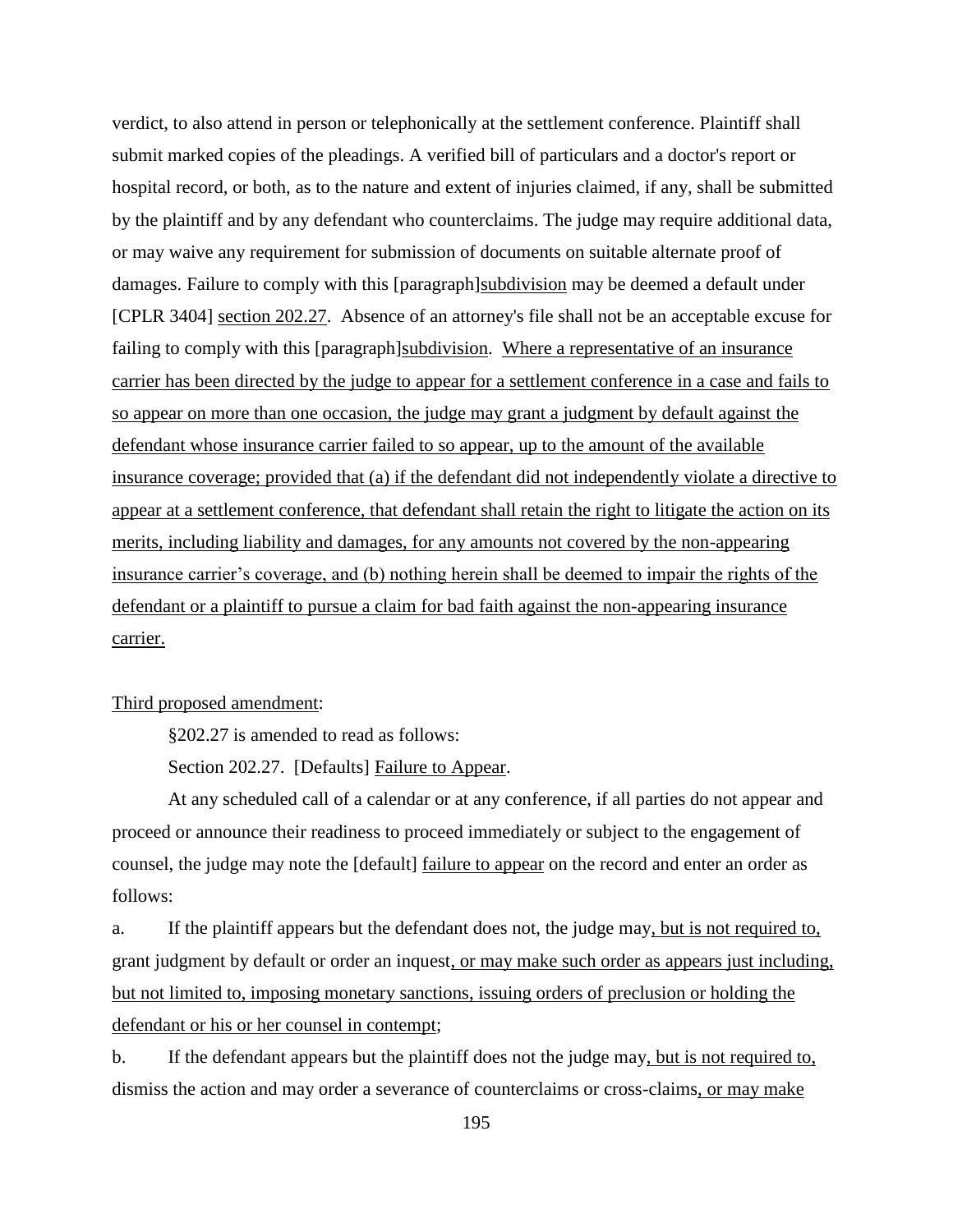verdict, to also attend in person or telephonically at the settlement conference. Plaintiff shall submit marked copies of the pleadings. A verified bill of particulars and a doctor's report or hospital record, or both, as to the nature and extent of injuries claimed, if any, shall be submitted by the plaintiff and by any defendant who counterclaims. The judge may require additional data, or may waive any requirement for submission of documents on suitable alternate proof of damages. Failure to comply with this [paragraph]<u>subdivision</u> may be deemed a default under [CPLR 3404] <u>section 202.27</u>. Absence of an attorney's file shall not be an acceptable excuse for failing to comply with this [paragraph]<u>subdivision</u>. <u>Where a representative of an insurance carrier has been directed by the judge to appear for a settlement conference in a case and fails to so appear on more than one occasion, the judge may grant a judgment by default against the defendant whose insurance carrier failed to so appear, up to the amount of the available insurance coverage; provided that (a) if the defendant did not independently violate a directive to appear at a settlement conference, that defendant shall retain the right to litigate the action on its merits, including liability and damages, for any amounts not covered by the non-appearing insurance carrier's coverage, and (b) nothing herein shall be deemed to impair the rights of the defendant or a plaintiff to pursue a claim for bad faith against the non-appearing insurance carrier.</u>

<u>Third proposed amendment</u>:

§202.27 is amended to read as follows:

Section 202.27. [Defaults] <u>Failure to Appear</u>.

At any scheduled call of a calendar or at any conference, if all parties do not appear and proceed or announce their readiness to proceed immediately or subject to the engagement of counsel, the judge may note the [default] <u>failure to appear</u> on the record and enter an order as follows:

a. If the plaintiff appears but the defendant does not, the judge may<u>, but is not required to,</u> grant judgment by default or order an inquest<u>, or may make such order as appears just including, but not limited to, imposing monetary sanctions, issuing orders of preclusion or holding the defendant or his or her counsel in contempt</u>;

b. If the defendant appears but the plaintiff does not the judge may<u>, but is not required to,</u> dismiss the action and may order a severance of counterclaims or cross-claims<u>, or may make</u>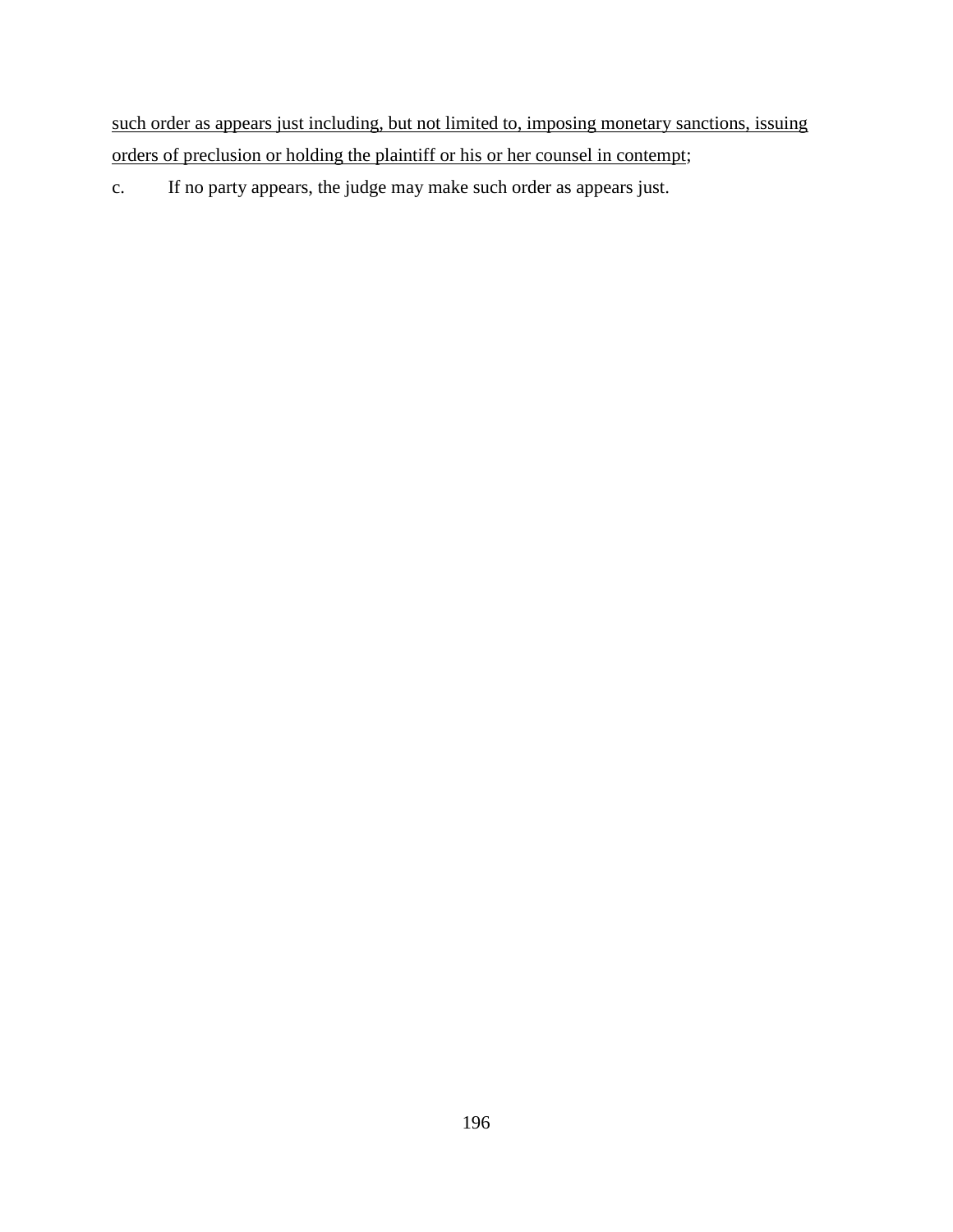<u>such order as appears just including, but not limited to, imposing monetary sanctions, issuing orders of preclusion or holding the plaintiff or his or her counsel in contempt</u>;

c. If no party appears, the judge may make such order as appears just.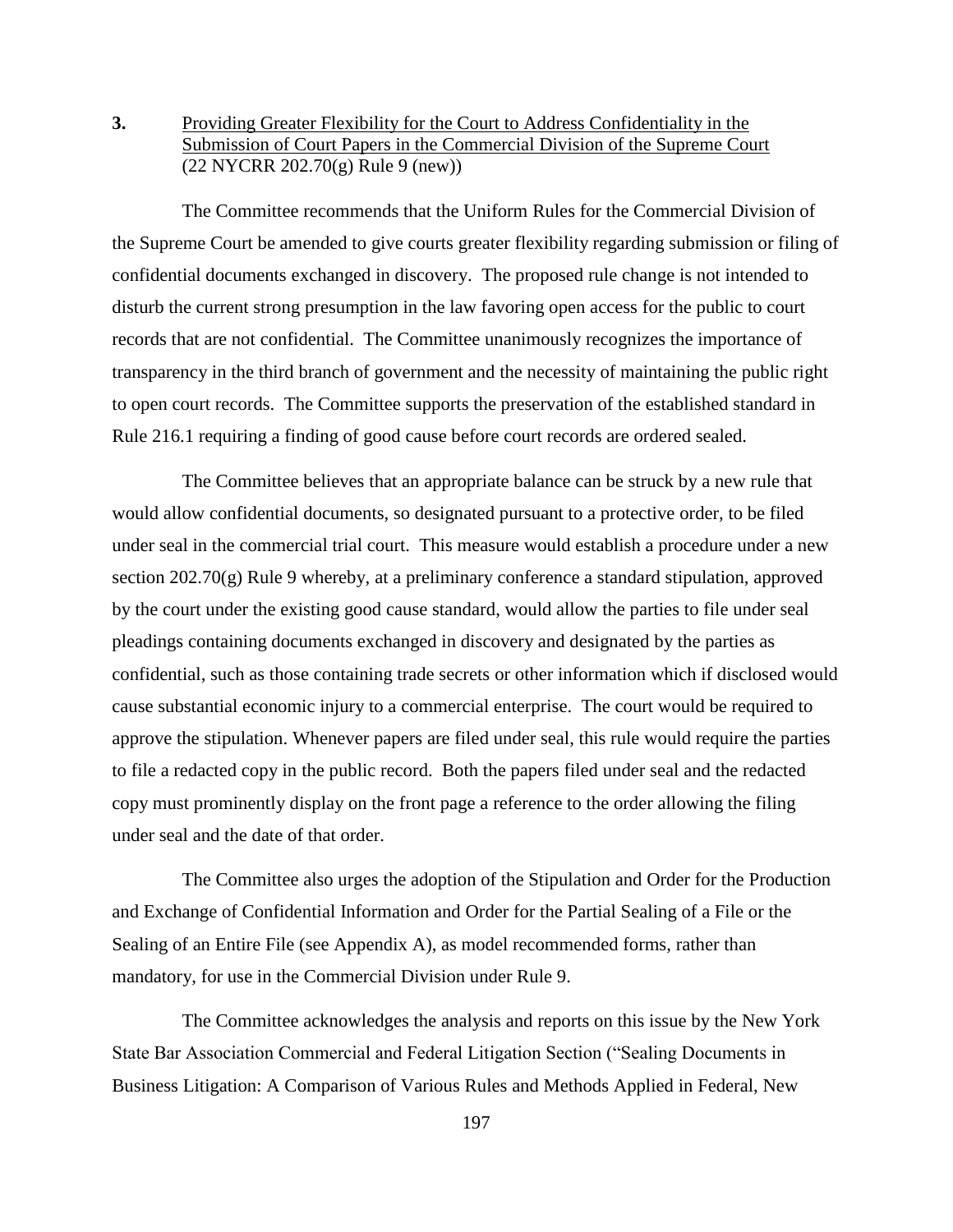**3.** <u>Providing Greater Flexibility for the Court to Address Confidentiality in the Submission of Court Papers in the Commercial Division of the Supreme Court</u> (22 NYCRR 202.70(g) Rule 9 (new))

The Committee recommends that the Uniform Rules for the Commercial Division of the Supreme Court be amended to give courts greater flexibility regarding submission or filing of confidential documents exchanged in discovery. The proposed rule change is not intended to disturb the current strong presumption in the law favoring open access for the public to court records that are not confidential. The Committee unanimously recognizes the importance of transparency in the third branch of government and the necessity of maintaining the public right to open court records. The Committee supports the preservation of the established standard in Rule 216.1 requiring a finding of good cause before court records are ordered sealed.

The Committee believes that an appropriate balance can be struck by a new rule that would allow confidential documents, so designated pursuant to a protective order, to be filed under seal in the commercial trial court. This measure would establish a procedure under a new section 202.70(g) Rule 9 whereby, at a preliminary conference a standard stipulation, approved by the court under the existing good cause standard, would allow the parties to file under seal pleadings containing documents exchanged in discovery and designated by the parties as confidential, such as those containing trade secrets or other information which if disclosed would cause substantial economic injury to a commercial enterprise. The court would be required to approve the stipulation. Whenever papers are filed under seal, this rule would require the parties to file a redacted copy in the public record. Both the papers filed under seal and the redacted copy must prominently display on the front page a reference to the order allowing the filing under seal and the date of that order.

The Committee also urges the adoption of the Stipulation and Order for the Production and Exchange of Confidential Information and Order for the Partial Sealing of a File or the Sealing of an Entire File (see Appendix A), as model recommended forms, rather than mandatory, for use in the Commercial Division under Rule 9.

The Committee acknowledges the analysis and reports on this issue by the New York State Bar Association Commercial and Federal Litigation Section ("Sealing Documents in Business Litigation: A Comparison of Various Rules and Methods Applied in Federal, New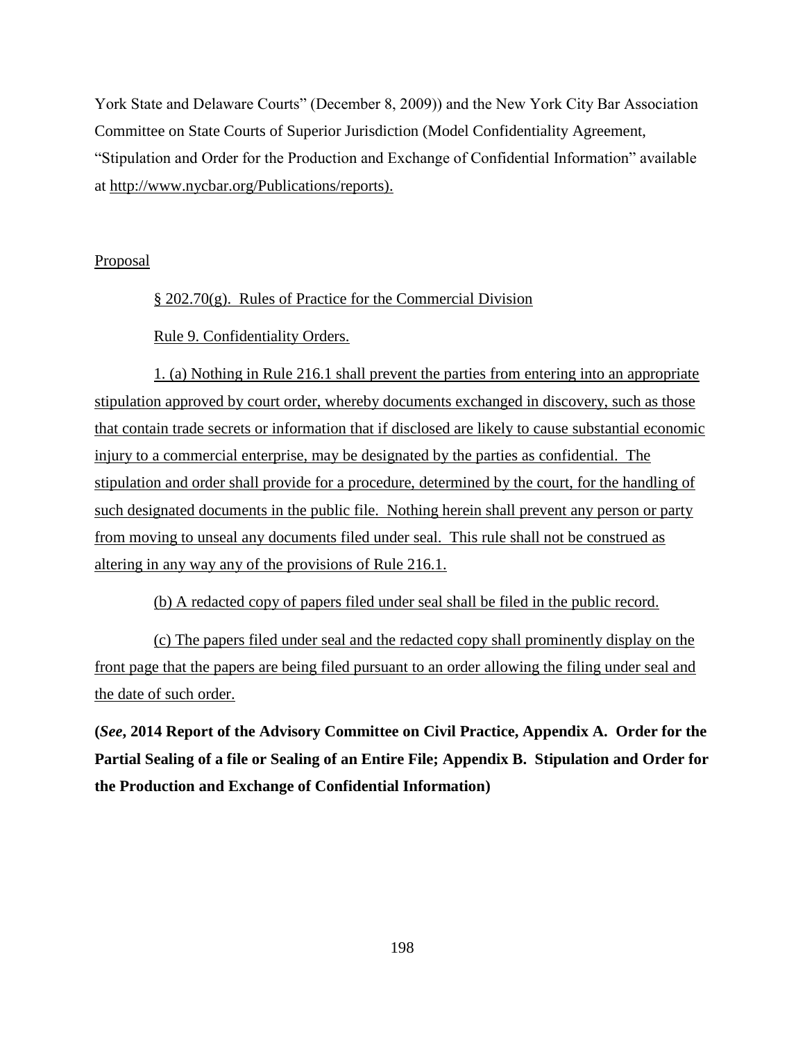York State and Delaware Courts" (December 8, 2009)) and the New York City Bar Association Committee on State Courts of Superior Jurisdiction (Model Confidentiality Agreement, "Stipulation and Order for the Production and Exchange of Confidential Information" available at http://www.nycbar.org/Publications/reports).

Proposal

§ 202.70(g). Rules of Practice for the Commercial Division

Rule 9. Confidentiality Orders.

1. (a) Nothing in Rule 216.1 shall prevent the parties from entering into an appropriate stipulation approved by court order, whereby documents exchanged in discovery, such as those that contain trade secrets or information that if disclosed are likely to cause substantial economic injury to a commercial enterprise, may be designated by the parties as confidential. The stipulation and order shall provide for a procedure, determined by the court, for the handling of such designated documents in the public file. Nothing herein shall prevent any person or party from moving to unseal any documents filed under seal. This rule shall not be construed as altering in any way any of the provisions of Rule 216.1.

(b) A redacted copy of papers filed under seal shall be filed in the public record.

(c) The papers filed under seal and the redacted copy shall prominently display on the front page that the papers are being filed pursuant to an order allowing the filing under seal and the date of such order.

**(*See*, 2014 Report of the Advisory Committee on Civil Practice, Appendix A. Order for the Partial Sealing of a file or Sealing of an Entire File; Appendix B. Stipulation and Order for the Production and Exchange of Confidential Information)**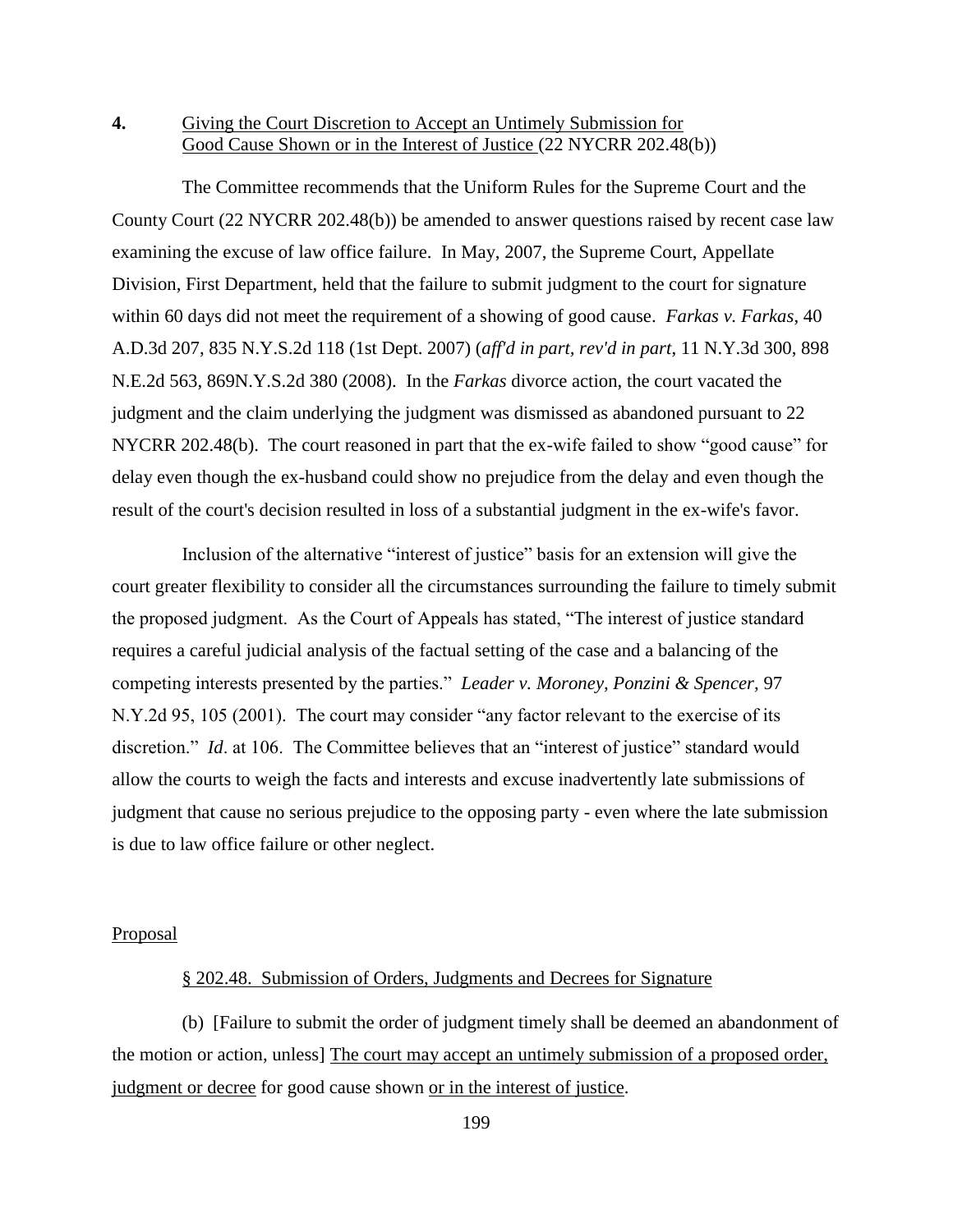**4.** <u>Giving the Court Discretion to Accept an Untimely Submission for Good Cause Shown or in the Interest of Justice</u> (22 NYCRR 202.48(b))

The Committee recommends that the Uniform Rules for the Supreme Court and the County Court (22 NYCRR 202.48(b)) be amended to answer questions raised by recent case law examining the excuse of law office failure. In May, 2007, the Supreme Court, Appellate Division, First Department, held that the failure to submit judgment to the court for signature within 60 days did not meet the requirement of a showing of good cause. *Farkas v. Farkas*, 40 A.D.3d 207, 835 N.Y.S.2d 118 (1st Dept. 2007) (*aff'd in part, rev'd in part*, 11 N.Y.3d 300, 898 N.E.2d 563, 869N.Y.S.2d 380 (2008). In the *Farkas* divorce action, the court vacated the judgment and the claim underlying the judgment was dismissed as abandoned pursuant to 22 NYCRR 202.48(b). The court reasoned in part that the ex-wife failed to show "good cause" for delay even though the ex-husband could show no prejudice from the delay and even though the result of the court's decision resulted in loss of a substantial judgment in the ex-wife's favor.

Inclusion of the alternative "interest of justice" basis for an extension will give the court greater flexibility to consider all the circumstances surrounding the failure to timely submit the proposed judgment. As the Court of Appeals has stated, "The interest of justice standard requires a careful judicial analysis of the factual setting of the case and a balancing of the competing interests presented by the parties." *Leader v. Moroney, Ponzini & Spencer*, 97 N.Y.2d 95, 105 (2001). The court may consider "any factor relevant to the exercise of its discretion." *Id*. at 106. The Committee believes that an "interest of justice" standard would allow the courts to weigh the facts and interests and excuse inadvertently late submissions of judgment that cause no serious prejudice to the opposing party - even where the late submission is due to law office failure or other neglect.

<u>Proposal</u>

<u>§ 202.48. Submission of Orders, Judgments and Decrees for Signature</u>

(b) [Failure to submit the order of judgment timely shall be deemed an abandonment of the motion or action, unless] <u>The court may accept an untimely submission of a proposed order, judgment or decree</u> for good cause shown <u>or in the interest of justice</u>.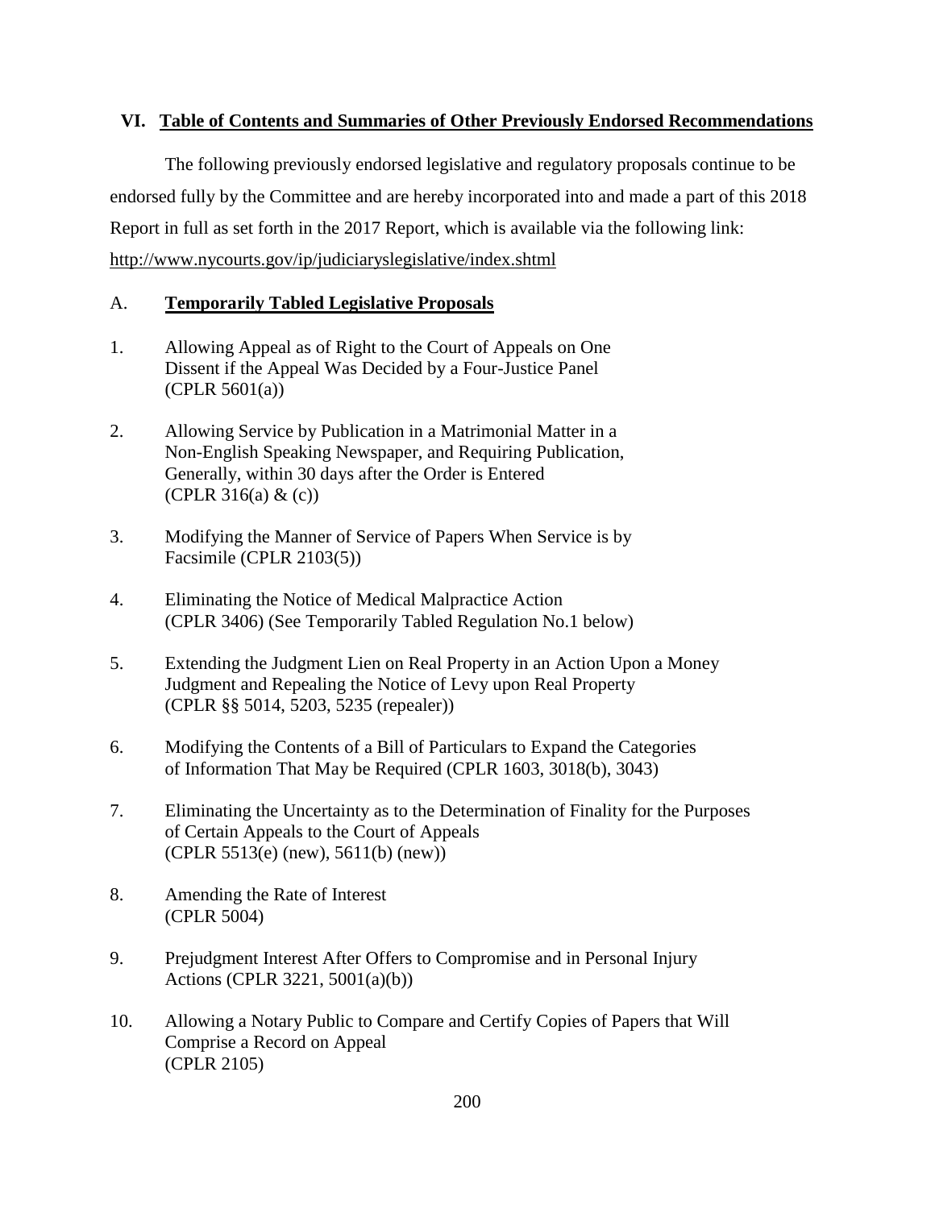## VI. Table of Contents and Summaries of Other Previously Endorsed Recommendations

The following previously endorsed legislative and regulatory proposals continue to be endorsed fully by the Committee and are hereby incorporated into and made a part of this 2018 Report in full as set forth in the 2017 Report, which is available via the following link: http://www.nycourts.gov/ip/judiciaryslegislative/index.shtml

### A. Temporarily Tabled Legislative Proposals

1. Allowing Appeal as of Right to the Court of Appeals on One Dissent if the Appeal Was Decided by a Four-Justice Panel (CPLR 5601(a))

2. Allowing Service by Publication in a Matrimonial Matter in a Non-English Speaking Newspaper, and Requiring Publication, Generally, within 30 days after the Order is Entered (CPLR 316(a) & (c))

3. Modifying the Manner of Service of Papers When Service is by Facsimile (CPLR 2103(5))

4. Eliminating the Notice of Medical Malpractice Action (CPLR 3406) (See Temporarily Tabled Regulation No.1 below)

5. Extending the Judgment Lien on Real Property in an Action Upon a Money Judgment and Repealing the Notice of Levy upon Real Property (CPLR §§ 5014, 5203, 5235 (repealer))

6. Modifying the Contents of a Bill of Particulars to Expand the Categories of Information That May be Required (CPLR 1603, 3018(b), 3043)

7. Eliminating the Uncertainty as to the Determination of Finality for the Purposes of Certain Appeals to the Court of Appeals (CPLR 5513(e) (new), 5611(b) (new))

8. Amending the Rate of Interest (CPLR 5004)

9. Prejudgment Interest After Offers to Compromise and in Personal Injury Actions (CPLR 3221, 5001(a)(b))

10. Allowing a Notary Public to Compare and Certify Copies of Papers that Will Comprise a Record on Appeal (CPLR 2105)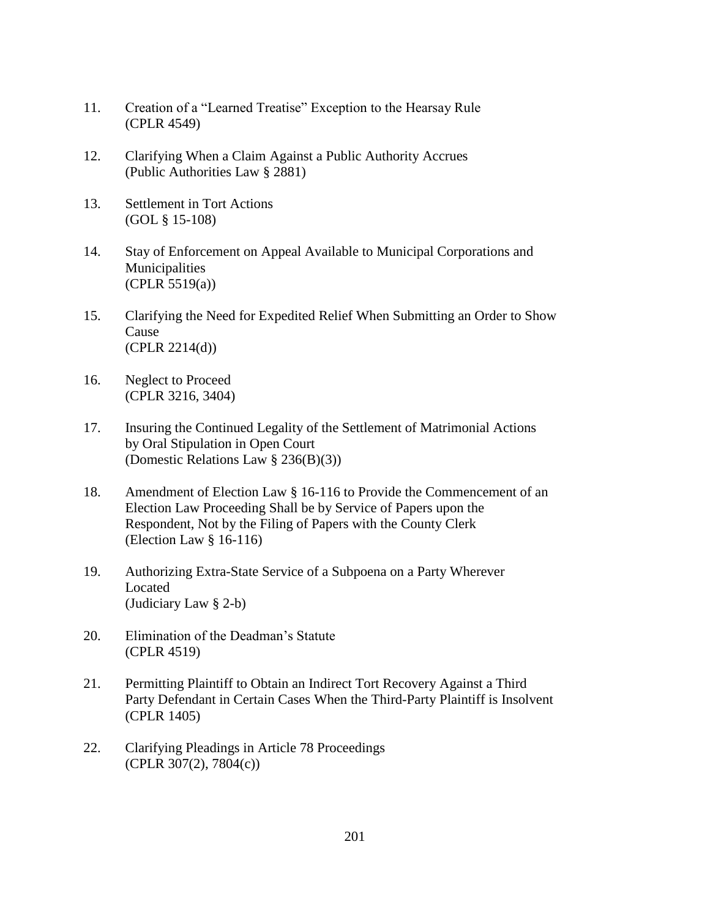11. Creation of a "Learned Treatise" Exception to the Hearsay Rule
    (CPLR 4549)

12. Clarifying When a Claim Against a Public Authority Accrues
    (Public Authorities Law § 2881)

13. Settlement in Tort Actions
    (GOL § 15-108)

14. Stay of Enforcement on Appeal Available to Municipal Corporations and Municipalities
    (CPLR 5519(a))

15. Clarifying the Need for Expedited Relief When Submitting an Order to Show Cause
    (CPLR 2214(d))

16. Neglect to Proceed
    (CPLR 3216, 3404)

17. Insuring the Continued Legality of the Settlement of Matrimonial Actions by Oral Stipulation in Open Court
    (Domestic Relations Law § 236(B)(3))

18. Amendment of Election Law § 16-116 to Provide the Commencement of an Election Law Proceeding Shall be by Service of Papers upon the Respondent, Not by the Filing of Papers with the County Clerk
    (Election Law § 16-116)

19. Authorizing Extra-State Service of a Subpoena on a Party Wherever Located
    (Judiciary Law § 2-b)

20. Elimination of the Deadman's Statute
    (CPLR 4519)

21. Permitting Plaintiff to Obtain an Indirect Tort Recovery Against a Third Party Defendant in Certain Cases When the Third-Party Plaintiff is Insolvent
    (CPLR 1405)

22. Clarifying Pleadings in Article 78 Proceedings
    (CPLR 307(2), 7804(c))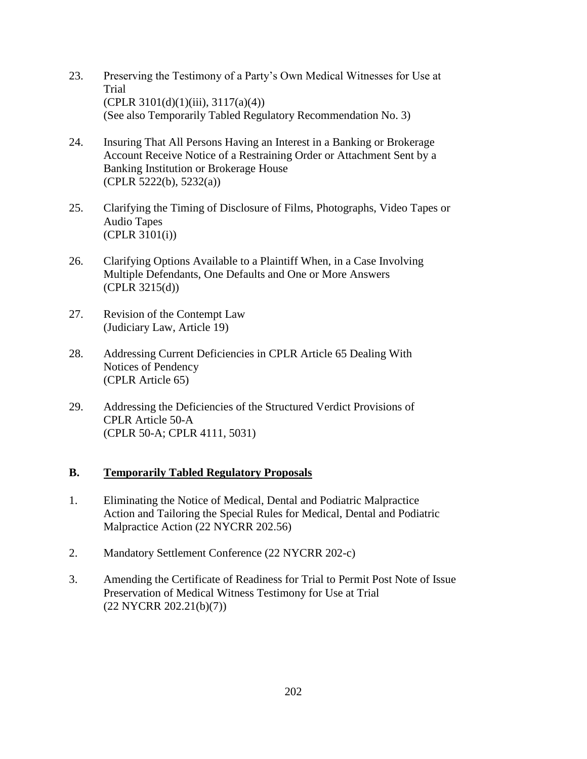23. Preserving the Testimony of a Party's Own Medical Witnesses for Use at Trial
    (CPLR 3101(d)(1)(iii), 3117(a)(4))
    (See also Temporarily Tabled Regulatory Recommendation No. 3)

24. Insuring That All Persons Having an Interest in a Banking or Brokerage Account Receive Notice of a Restraining Order or Attachment Sent by a Banking Institution or Brokerage House
    (CPLR 5222(b), 5232(a))

25. Clarifying the Timing of Disclosure of Films, Photographs, Video Tapes or Audio Tapes
    (CPLR 3101(i))

26. Clarifying Options Available to a Plaintiff When, in a Case Involving Multiple Defendants, One Defaults and One or More Answers
    (CPLR 3215(d))

27. Revision of the Contempt Law
    (Judiciary Law, Article 19)

28. Addressing Current Deficiencies in CPLR Article 65 Dealing With Notices of Pendency
    (CPLR Article 65)

29. Addressing the Deficiencies of the Structured Verdict Provisions of CPLR Article 50-A
    (CPLR 50-A; CPLR 4111, 5031)

## B. <u>Temporarily Tabled Regulatory Proposals</u>

1. Eliminating the Notice of Medical, Dental and Podiatric Malpractice Action and Tailoring the Special Rules for Medical, Dental and Podiatric Malpractice Action (22 NYCRR 202.56)

2. Mandatory Settlement Conference (22 NYCRR 202-c)

3. Amending the Certificate of Readiness for Trial to Permit Post Note of Issue Preservation of Medical Witness Testimony for Use at Trial
   (22 NYCRR 202.21(b)(7))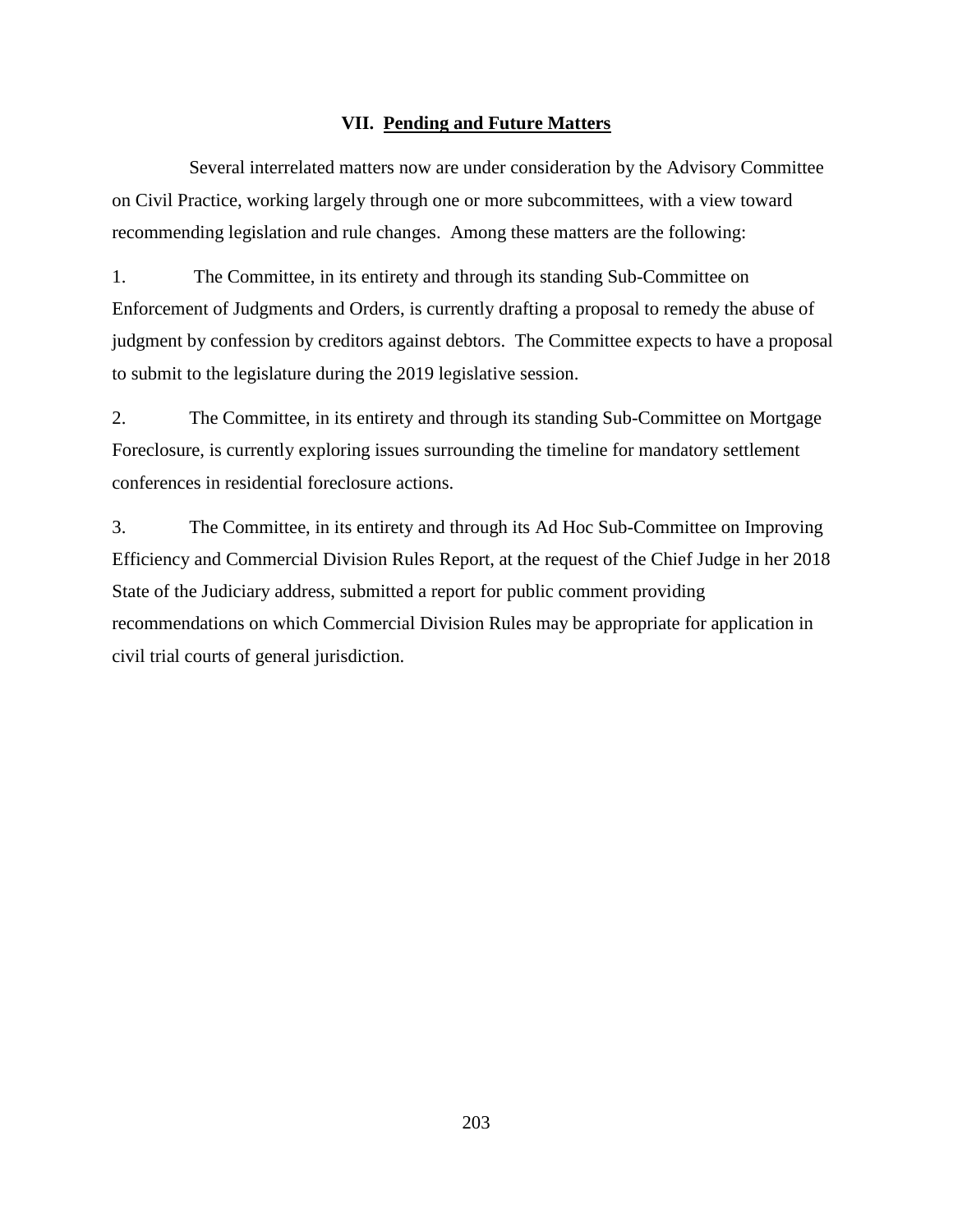## VII. Pending and Future Matters

Several interrelated matters now are under consideration by the Advisory Committee on Civil Practice, working largely through one or more subcommittees, with a view toward recommending legislation and rule changes. Among these matters are the following:

1. The Committee, in its entirety and through its standing Sub-Committee on Enforcement of Judgments and Orders, is currently drafting a proposal to remedy the abuse of judgment by confession by creditors against debtors. The Committee expects to have a proposal to submit to the legislature during the 2019 legislative session.

2. The Committee, in its entirety and through its standing Sub-Committee on Mortgage Foreclosure, is currently exploring issues surrounding the timeline for mandatory settlement conferences in residential foreclosure actions.

3. The Committee, in its entirety and through its Ad Hoc Sub-Committee on Improving Efficiency and Commercial Division Rules Report, at the request of the Chief Judge in her 2018 State of the Judiciary address, submitted a report for public comment providing recommendations on which Commercial Division Rules may be appropriate for application in civil trial courts of general jurisdiction.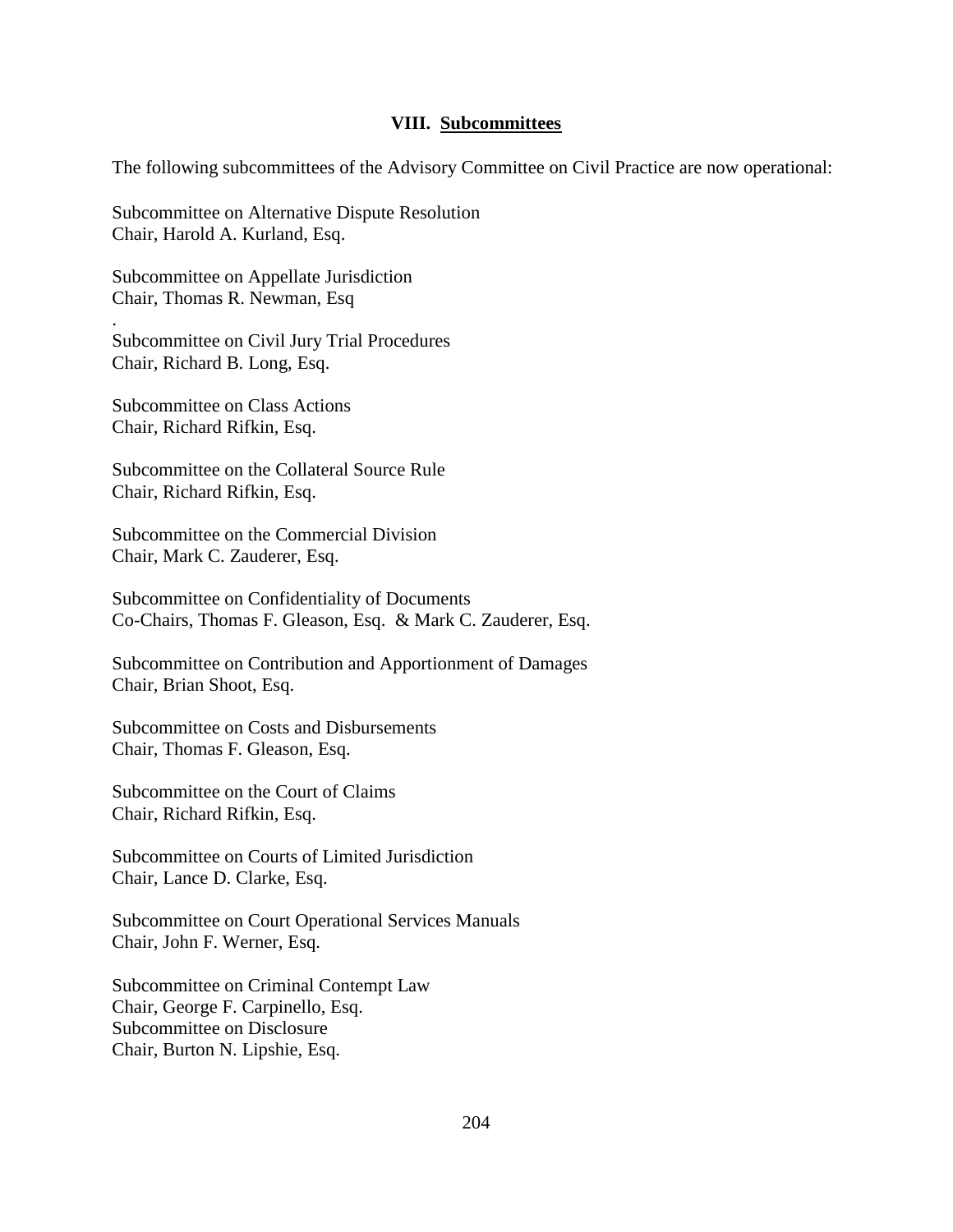## VIII. Subcommittees

The following subcommittees of the Advisory Committee on Civil Practice are now operational:

Subcommittee on Alternative Dispute Resolution
Chair, Harold A. Kurland, Esq.

Subcommittee on Appellate Jurisdiction
Chair, Thomas R. Newman, Esq
.

Subcommittee on Civil Jury Trial Procedures
Chair, Richard B. Long, Esq.

Subcommittee on Class Actions
Chair, Richard Rifkin, Esq.

Subcommittee on the Collateral Source Rule
Chair, Richard Rifkin, Esq.

Subcommittee on the Commercial Division
Chair, Mark C. Zauderer, Esq.

Subcommittee on Confidentiality of Documents
Co-Chairs, Thomas F. Gleason, Esq. & Mark C. Zauderer, Esq.

Subcommittee on Contribution and Apportionment of Damages
Chair, Brian Shoot, Esq.

Subcommittee on Costs and Disbursements
Chair, Thomas F. Gleason, Esq.

Subcommittee on the Court of Claims
Chair, Richard Rifkin, Esq.

Subcommittee on Courts of Limited Jurisdiction
Chair, Lance D. Clarke, Esq.

Subcommittee on Court Operational Services Manuals
Chair, John F. Werner, Esq.

Subcommittee on Criminal Contempt Law
Chair, George F. Carpinello, Esq.
Subcommittee on Disclosure
Chair, Burton N. Lipshie, Esq.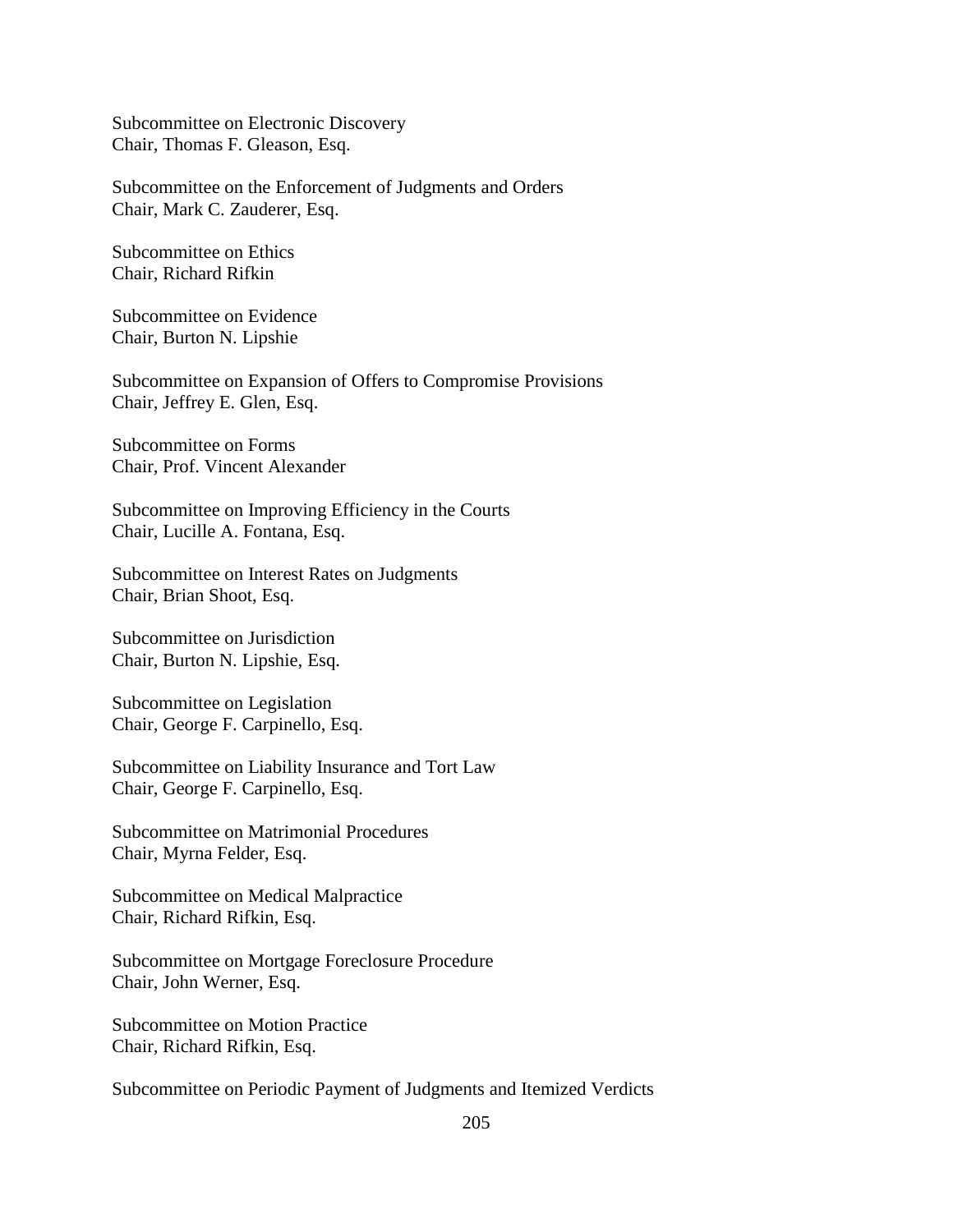Subcommittee on Electronic Discovery
Chair, Thomas F. Gleason, Esq.

Subcommittee on the Enforcement of Judgments and Orders
Chair, Mark C. Zauderer, Esq.

Subcommittee on Ethics
Chair, Richard Rifkin

Subcommittee on Evidence
Chair, Burton N. Lipshie

Subcommittee on Expansion of Offers to Compromise Provisions
Chair, Jeffrey E. Glen, Esq.

Subcommittee on Forms
Chair, Prof. Vincent Alexander

Subcommittee on Improving Efficiency in the Courts
Chair, Lucille A. Fontana, Esq.

Subcommittee on Interest Rates on Judgments
Chair, Brian Shoot, Esq.

Subcommittee on Jurisdiction
Chair, Burton N. Lipshie, Esq.

Subcommittee on Legislation
Chair, George F. Carpinello, Esq.

Subcommittee on Liability Insurance and Tort Law
Chair, George F. Carpinello, Esq.

Subcommittee on Matrimonial Procedures
Chair, Myrna Felder, Esq.

Subcommittee on Medical Malpractice
Chair, Richard Rifkin, Esq.

Subcommittee on Mortgage Foreclosure Procedure
Chair, John Werner, Esq.

Subcommittee on Motion Practice
Chair, Richard Rifkin, Esq.

Subcommittee on Periodic Payment of Judgments and Itemized Verdicts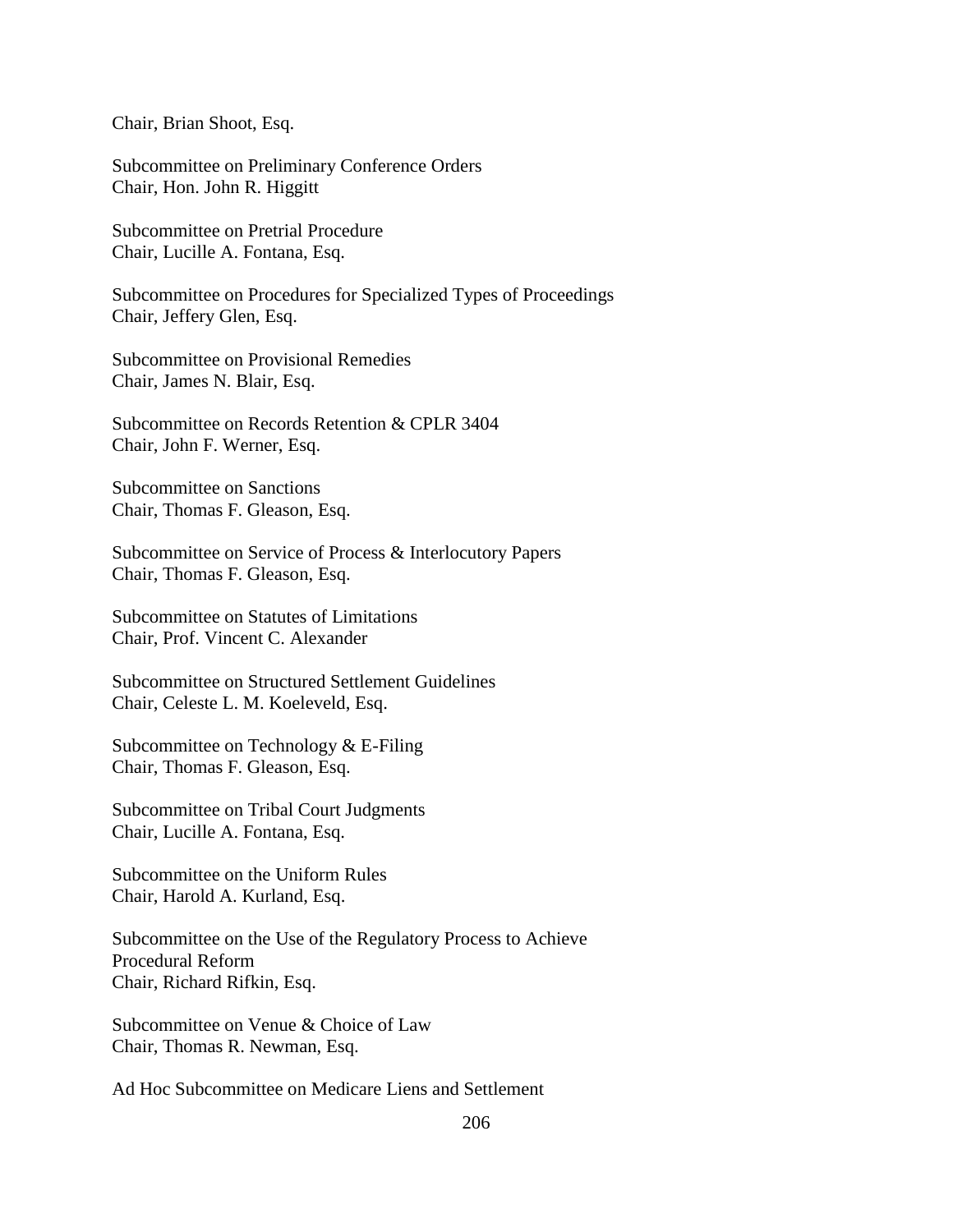Chair, Brian Shoot, Esq.

Subcommittee on Preliminary Conference Orders
Chair, Hon. John R. Higgitt

Subcommittee on Pretrial Procedure
Chair, Lucille A. Fontana, Esq.

Subcommittee on Procedures for Specialized Types of Proceedings
Chair, Jeffery Glen, Esq.

Subcommittee on Provisional Remedies
Chair, James N. Blair, Esq.

Subcommittee on Records Retention & CPLR 3404
Chair, John F. Werner, Esq.

Subcommittee on Sanctions
Chair, Thomas F. Gleason, Esq.

Subcommittee on Service of Process & Interlocutory Papers
Chair, Thomas F. Gleason, Esq.

Subcommittee on Statutes of Limitations
Chair, Prof. Vincent C. Alexander

Subcommittee on Structured Settlement Guidelines
Chair, Celeste L. M. Koeleveld, Esq.

Subcommittee on Technology & E-Filing
Chair, Thomas F. Gleason, Esq.

Subcommittee on Tribal Court Judgments
Chair, Lucille A. Fontana, Esq.

Subcommittee on the Uniform Rules
Chair, Harold A. Kurland, Esq.

Subcommittee on the Use of the Regulatory Process to Achieve Procedural Reform
Chair, Richard Rifkin, Esq.

Subcommittee on Venue & Choice of Law
Chair, Thomas R. Newman, Esq.

Ad Hoc Subcommittee on Medicare Liens and Settlement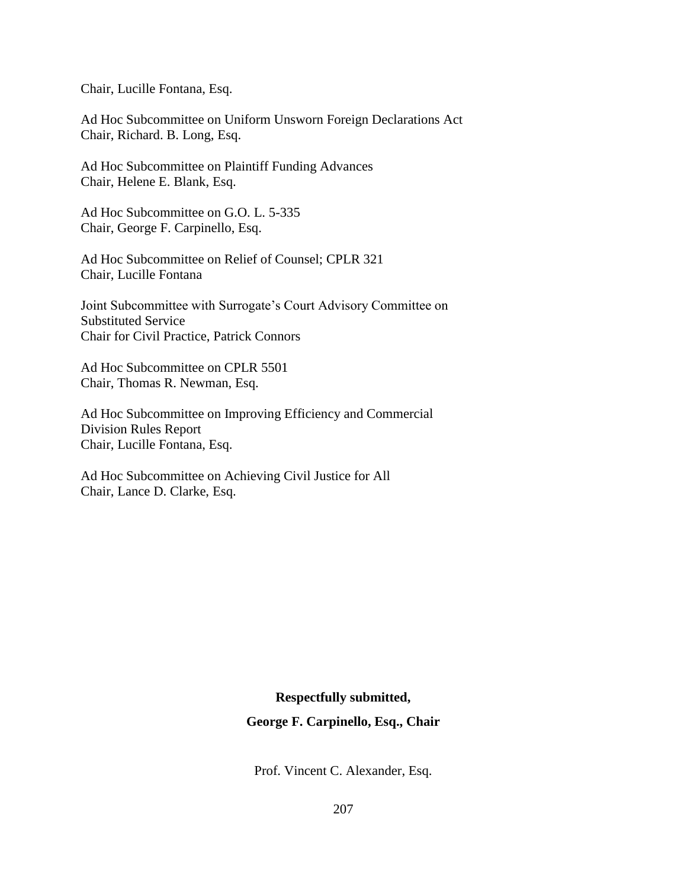Chair, Lucille Fontana, Esq.

Ad Hoc Subcommittee on Uniform Unsworn Foreign Declarations Act
Chair, Richard. B. Long, Esq.

Ad Hoc Subcommittee on Plaintiff Funding Advances
Chair, Helene E. Blank, Esq.

Ad Hoc Subcommittee on G.O. L. 5-335
Chair, George F. Carpinello, Esq.

Ad Hoc Subcommittee on Relief of Counsel; CPLR 321
Chair, Lucille Fontana

Joint Subcommittee with Surrogate's Court Advisory Committee on Substituted Service
Chair for Civil Practice, Patrick Connors

Ad Hoc Subcommittee on CPLR 5501
Chair, Thomas R. Newman, Esq.

Ad Hoc Subcommittee on Improving Efficiency and Commercial Division Rules Report
Chair, Lucille Fontana, Esq.

Ad Hoc Subcommittee on Achieving Civil Justice for All
Chair, Lance D. Clarke, Esq.

**Respectfully submitted,**

**George F. Carpinello, Esq., Chair**

Prof. Vincent C. Alexander, Esq.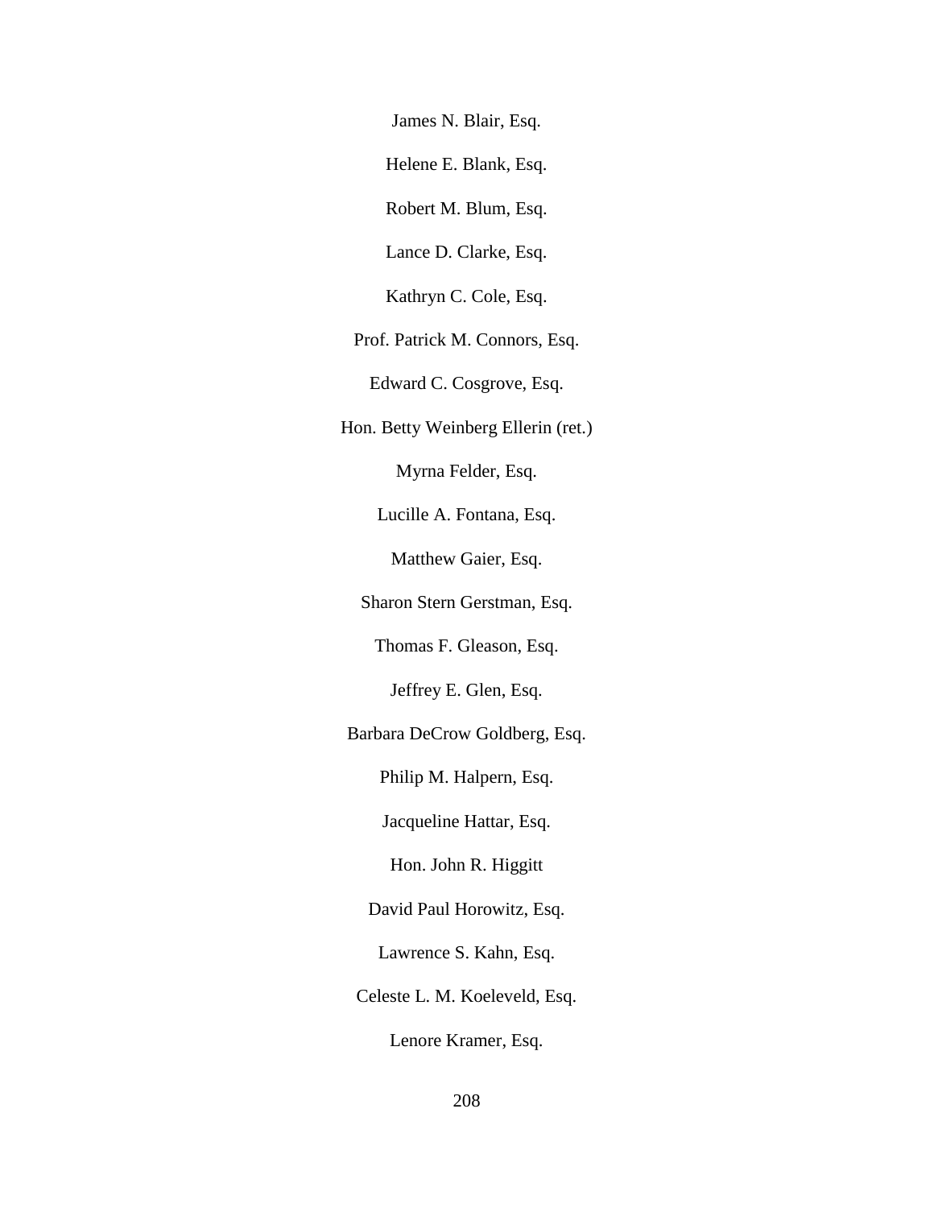James N. Blair, Esq.

Helene E. Blank, Esq.

Robert M. Blum, Esq.

Lance D. Clarke, Esq.

Kathryn C. Cole, Esq.

Prof. Patrick M. Connors, Esq.

Edward C. Cosgrove, Esq.

Hon. Betty Weinberg Ellerin (ret.)

Myrna Felder, Esq.

Lucille A. Fontana, Esq.

Matthew Gaier, Esq.

Sharon Stern Gerstman, Esq.

Thomas F. Gleason, Esq.

Jeffrey E. Glen, Esq.

Barbara DeCrow Goldberg, Esq.

Philip M. Halpern, Esq.

Jacqueline Hattar, Esq.

Hon. John R. Higgitt

David Paul Horowitz, Esq.

Lawrence S. Kahn, Esq.

Celeste L. M. Koeleveld, Esq.

Lenore Kramer, Esq.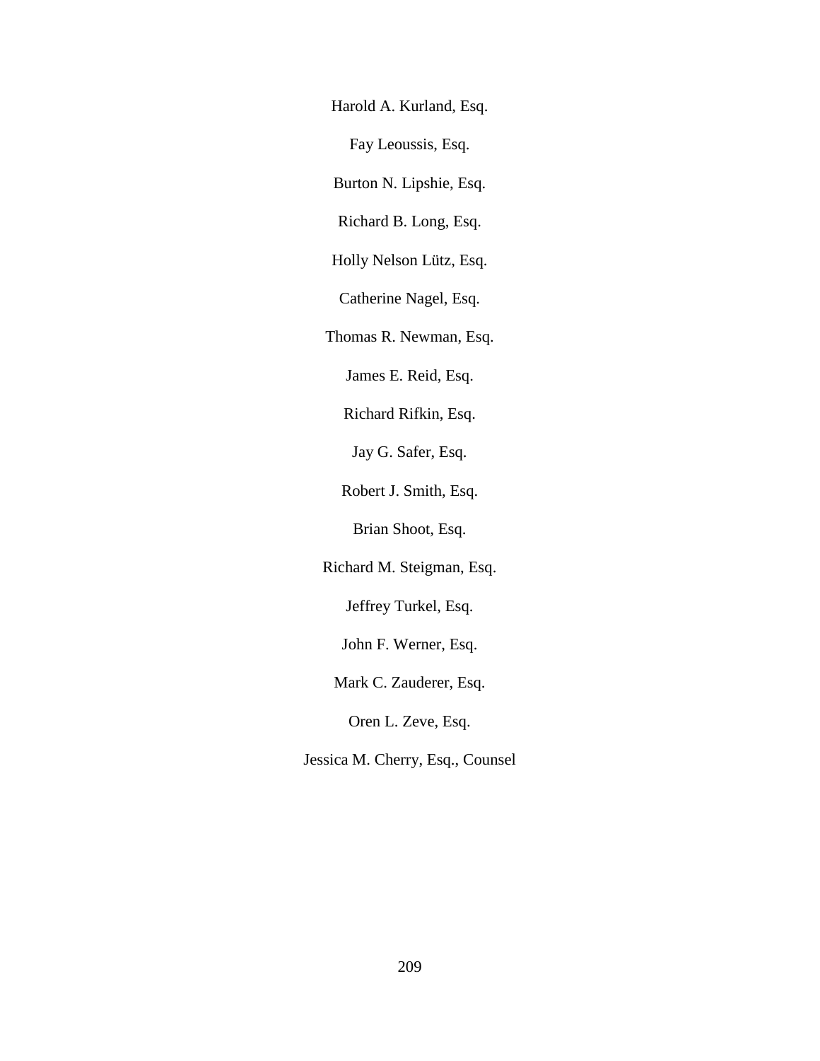Harold A. Kurland, Esq.

Fay Leoussis, Esq.

Burton N. Lipshie, Esq.

Richard B. Long, Esq.

Holly Nelson Lütz, Esq.

Catherine Nagel, Esq.

Thomas R. Newman, Esq.

James E. Reid, Esq.

Richard Rifkin, Esq.

Jay G. Safer, Esq.

Robert J. Smith, Esq.

Brian Shoot, Esq.

Richard M. Steigman, Esq.

Jeffrey Turkel, Esq.

John F. Werner, Esq.

Mark C. Zauderer, Esq.

Oren L. Zeve, Esq.

Jessica M. Cherry, Esq., Counsel